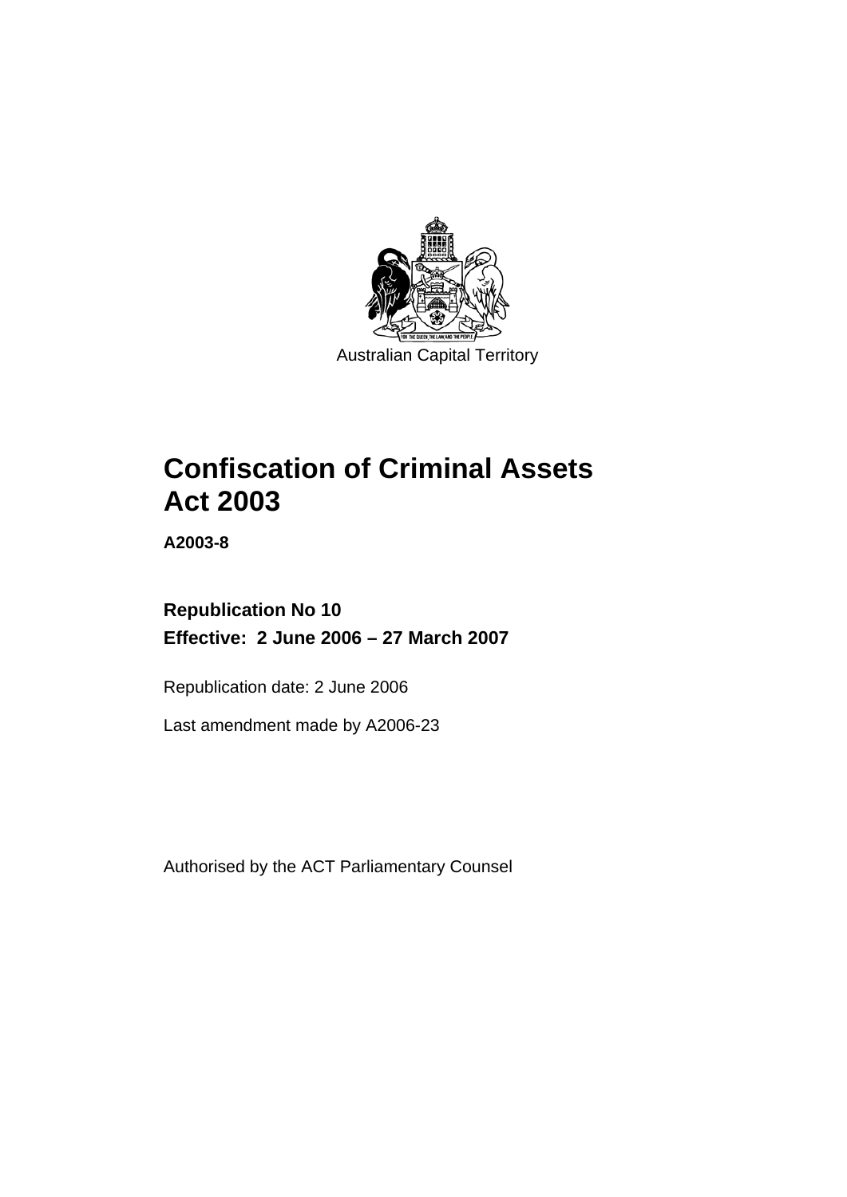Australian Capital Territory

# Confiscation of Criminal Assets Act 2003

**A2003-8**

**Republication No 10**

**Effective: 2 June 2006 – 27 March 2007**

Republication date: 2 June 2006

Last amendment made by A2006-23

Authorised by the ACT Parliamentary Counsel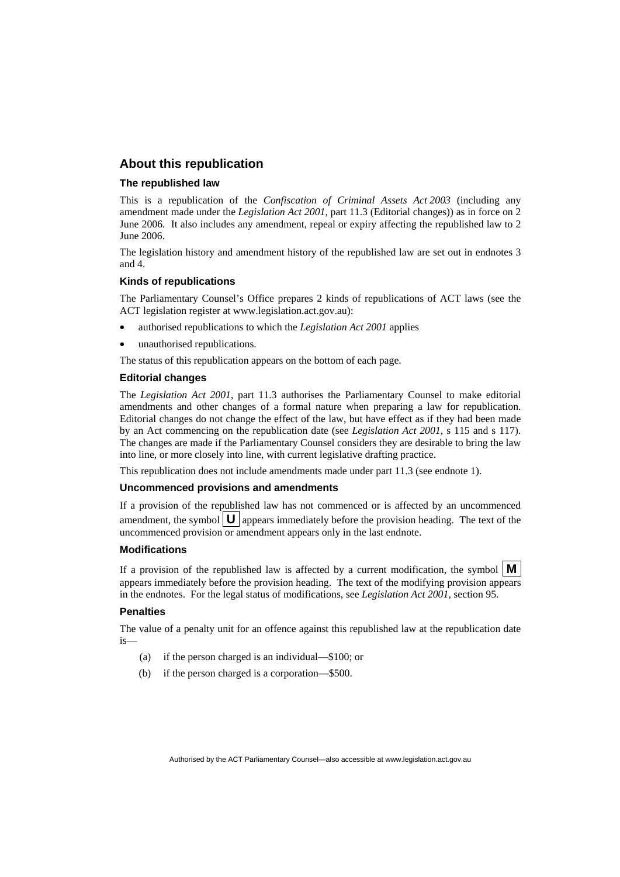## About this republication

### The republished law

This is a republication of the *Confiscation of Criminal Assets Act 2003* (including any amendment made under the *Legislation Act 2001*, part 11.3 (Editorial changes)) as in force on 2 June 2006. It also includes any amendment, repeal or expiry affecting the republished law to 2 June 2006.

The legislation history and amendment history of the republished law are set out in endnotes 3 and 4.

### Kinds of republications

The Parliamentary Counsel's Office prepares 2 kinds of republications of ACT laws (see the ACT legislation register at www.legislation.act.gov.au):

- authorised republications to which the *Legislation Act 2001* applies
- unauthorised republications.

The status of this republication appears on the bottom of each page.

### Editorial changes

The *Legislation Act 2001*, part 11.3 authorises the Parliamentary Counsel to make editorial amendments and other changes of a formal nature when preparing a law for republication. Editorial changes do not change the effect of the law, but have effect as if they had been made by an Act commencing on the republication date (see *Legislation Act 2001*, s 115 and s 117). The changes are made if the Parliamentary Counsel considers they are desirable to bring the law into line, or more closely into line, with current legislative drafting practice.

This republication does not include amendments made under part 11.3 (see endnote 1).

### Uncommenced provisions and amendments

If a provision of the republished law has not commenced or is affected by an uncommenced amendment, the symbol **U** appears immediately before the provision heading. The text of the uncommenced provision or amendment appears only in the last endnote.

### Modifications

If a provision of the republished law is affected by a current modification, the symbol **M** appears immediately before the provision heading. The text of the modifying provision appears in the endnotes. For the legal status of modifications, see *Legislation Act 2001*, section 95.

### Penalties

The value of a penalty unit for an offence against this republished law at the republication date is—

(a) if the person charged is an individual—$100; or

(b) if the person charged is a corporation—$500.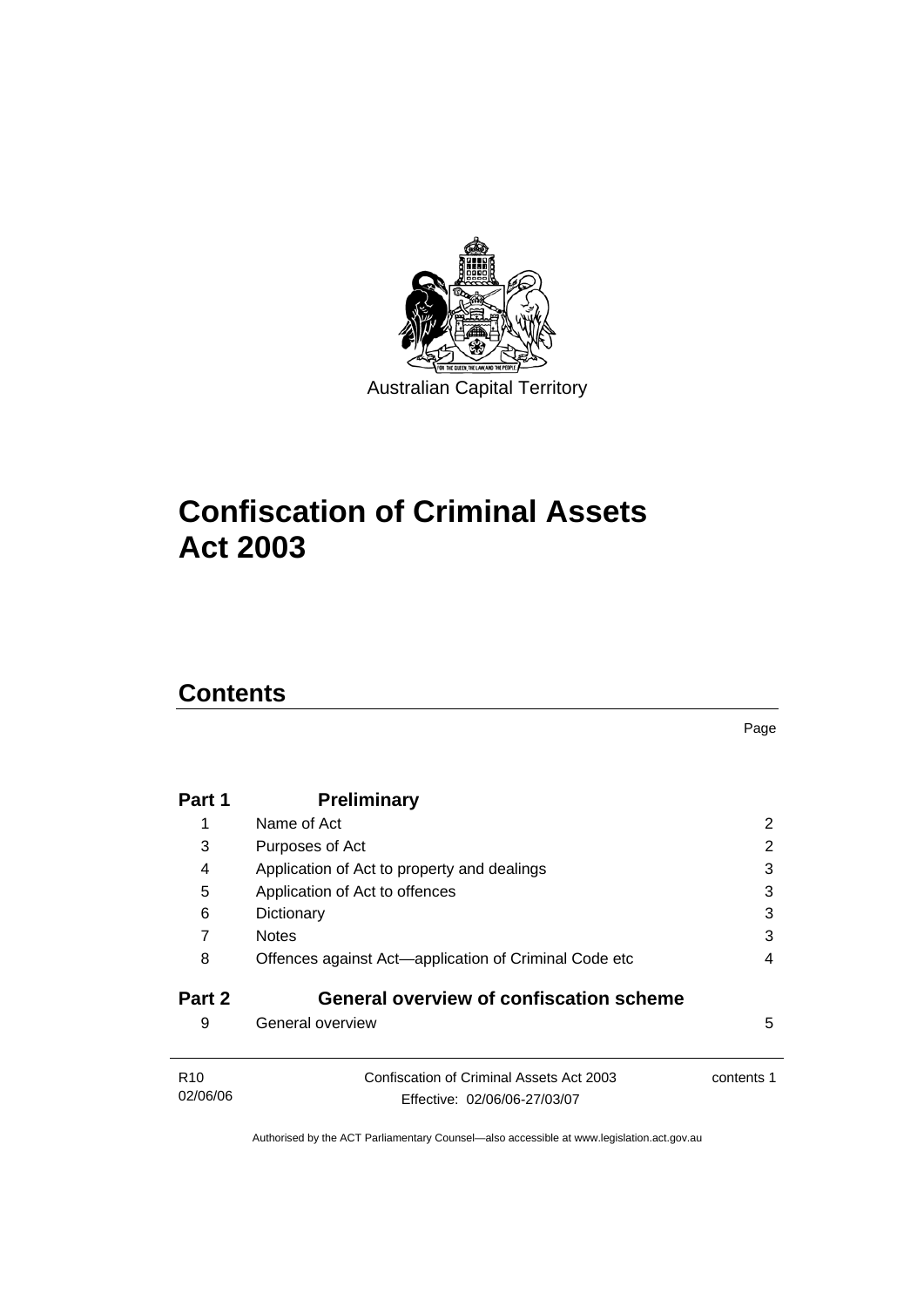Australian Capital Territory

# Confiscation of Criminal Assets Act 2003

## Contents

| | | Page |
|---|---|---|
| **Part 1** | **Preliminary** | |
| 1 | Name of Act | 2 |
| 3 | Purposes of Act | 2 |
| 4 | Application of Act to property and dealings | 3 |
| 5 | Application of Act to offences | 3 |
| 6 | Dictionary | 3 |
| 7 | Notes | 3 |
| 8 | Offences against Act—application of Criminal Code etc | 4 |
| **Part 2** | **General overview of confiscation scheme** | |
| 9 | General overview | 5 |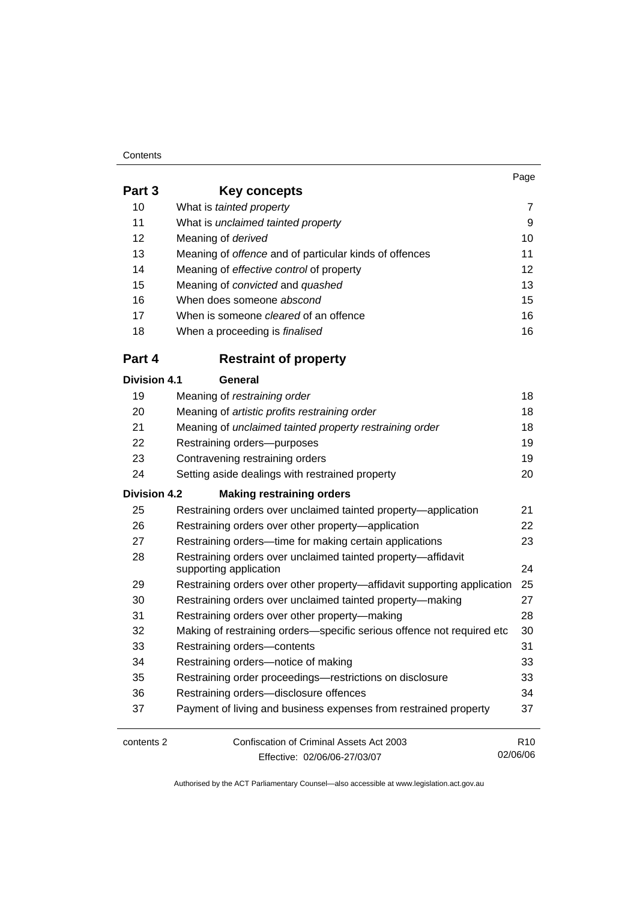| | | Page |
|---|---|---|
| **Part 3** | **Key concepts** | |
| 10 | What is *tainted property* | 7 |
| 11 | What is *unclaimed tainted property* | 9 |
| 12 | Meaning of *derived* | 10 |
| 13 | Meaning of *offence* and of particular kinds of offences | 11 |
| 14 | Meaning of *effective control* of property | 12 |
| 15 | Meaning of *convicted* and *quashed* | 13 |
| 16 | When does someone *abscond* | 15 |
| 17 | When is someone *cleared* of an offence | 16 |
| 18 | When a proceeding is *finalised* | 16 |
| **Part 4** | **Restraint of property** | |
| **Division 4.1** | **General** | |
| 19 | Meaning of *restraining order* | 18 |
| 20 | Meaning of *artistic profits restraining order* | 18 |
| 21 | Meaning of *unclaimed tainted property restraining order* | 18 |
| 22 | Restraining orders—purposes | 19 |
| 23 | Contravening restraining orders | 19 |
| 24 | Setting aside dealings with restrained property | 20 |
| **Division 4.2** | **Making restraining orders** | |
| 25 | Restraining orders over unclaimed tainted property—application | 21 |
| 26 | Restraining orders over other property—application | 22 |
| 27 | Restraining orders—time for making certain applications | 23 |
| 28 | Restraining orders over unclaimed tainted property—affidavit supporting application | 24 |
| 29 | Restraining orders over other property—affidavit supporting application | 25 |
| 30 | Restraining orders over unclaimed tainted property—making | 27 |
| 31 | Restraining orders over other property—making | 28 |
| 32 | Making of restraining orders—specific serious offence not required etc | 30 |
| 33 | Restraining orders—contents | 31 |
| 34 | Restraining orders—notice of making | 33 |
| 35 | Restraining order proceedings—restrictions on disclosure | 33 |
| 36 | Restraining orders—disclosure offences | 34 |
| 37 | Payment of living and business expenses from restrained property | 37 |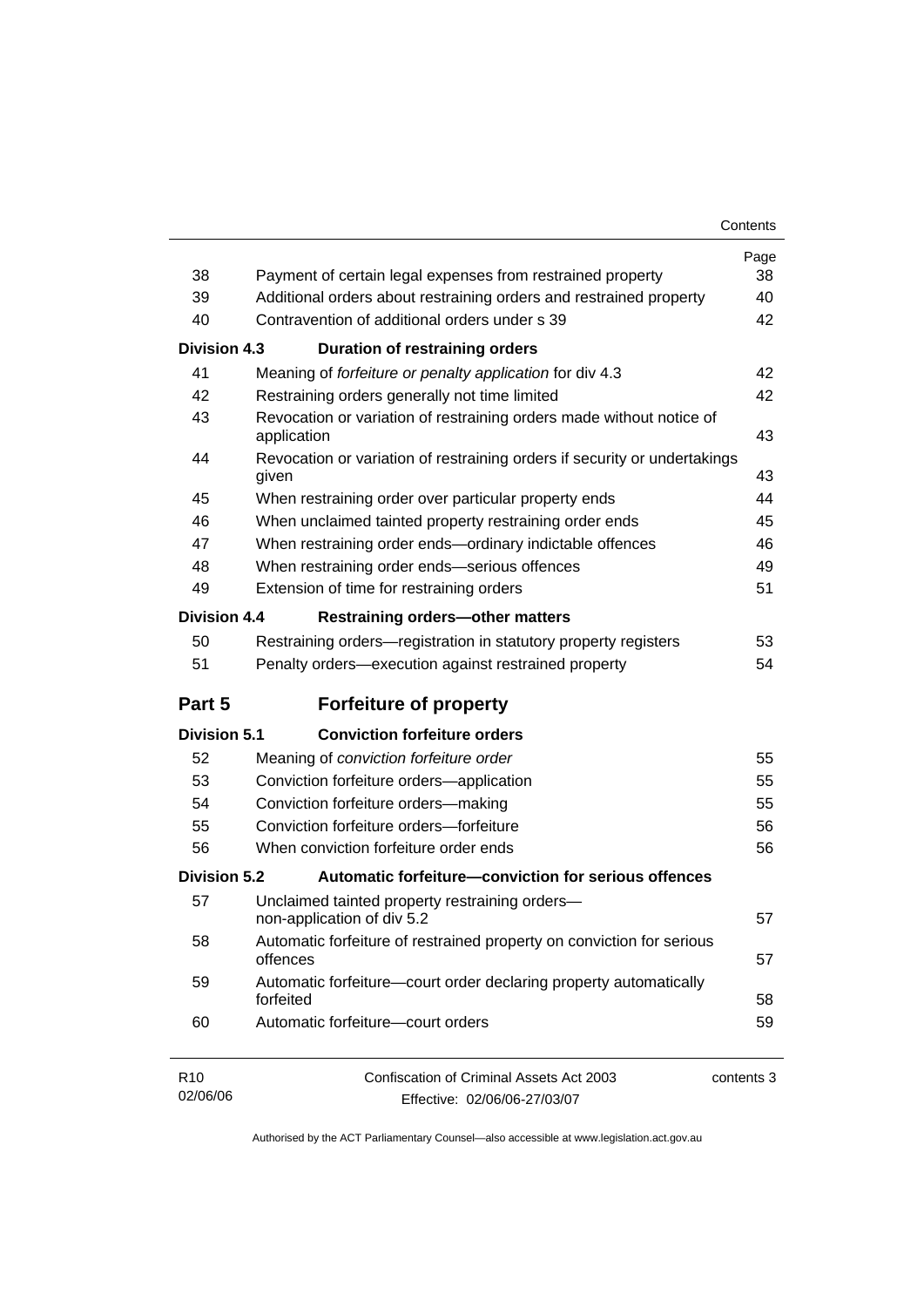| | | Page |
|---|---|---|
| 38 | Payment of certain legal expenses from restrained property | 38 |
| 39 | Additional orders about restraining orders and restrained property | 40 |
| 40 | Contravention of additional orders under s 39 | 42 |
| **Division 4.3** | **Duration of restraining orders** | |
| 41 | Meaning of *forfeiture or penalty application* for div 4.3 | 42 |
| 42 | Restraining orders generally not time limited | 42 |
| 43 | Revocation or variation of restraining orders made without notice of application | 43 |
| 44 | Revocation or variation of restraining orders if security or undertakings given | 43 |
| 45 | When restraining order over particular property ends | 44 |
| 46 | When unclaimed tainted property restraining order ends | 45 |
| 47 | When restraining order ends—ordinary indictable offences | 46 |
| 48 | When restraining order ends—serious offences | 49 |
| 49 | Extension of time for restraining orders | 51 |
| **Division 4.4** | **Restraining orders—other matters** | |
| 50 | Restraining orders—registration in statutory property registers | 53 |
| 51 | Penalty orders—execution against restrained property | 54 |
| **Part 5** | **Forfeiture of property** | |
| **Division 5.1** | **Conviction forfeiture orders** | |
| 52 | Meaning of *conviction forfeiture order* | 55 |
| 53 | Conviction forfeiture orders—application | 55 |
| 54 | Conviction forfeiture orders—making | 55 |
| 55 | Conviction forfeiture orders—forfeiture | 56 |
| 56 | When conviction forfeiture order ends | 56 |
| **Division 5.2** | **Automatic forfeiture—conviction for serious offences** | |
| 57 | Unclaimed tainted property restraining orders—non-application of div 5.2 | 57 |
| 58 | Automatic forfeiture of restrained property on conviction for serious offences | 57 |
| 59 | Automatic forfeiture—court order declaring property automatically forfeited | 58 |
| 60 | Automatic forfeiture—court orders | 59 |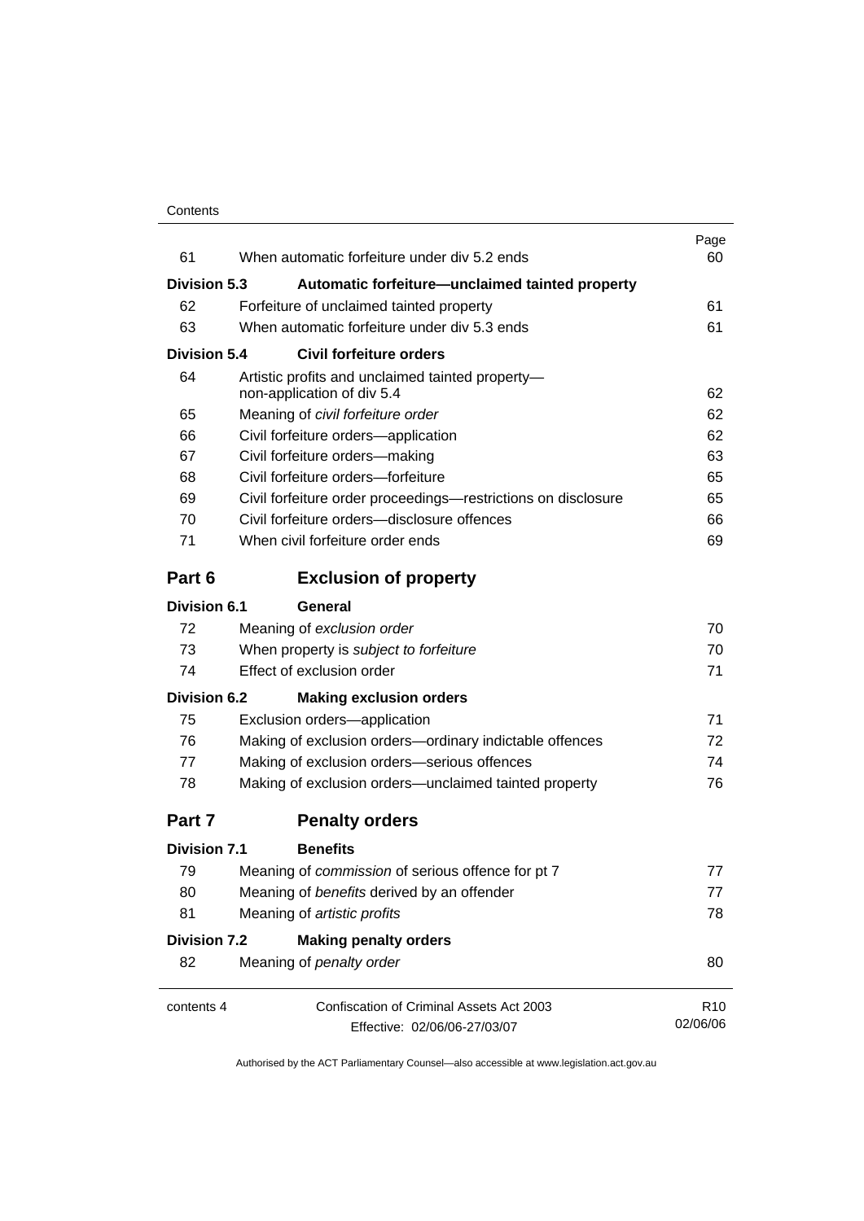| | | Page |
|---|---|---|
| 61 | When automatic forfeiture under div 5.2 ends | 60 |
| **Division 5.3** | **Automatic forfeiture—unclaimed tainted property** | |
| 62 | Forfeiture of unclaimed tainted property | 61 |
| 63 | When automatic forfeiture under div 5.3 ends | 61 |
| **Division 5.4** | **Civil forfeiture orders** | |
| 64 | Artistic profits and unclaimed tainted property—non-application of div 5.4 | 62 |
| 65 | Meaning of *civil forfeiture order* | 62 |
| 66 | Civil forfeiture orders—application | 62 |
| 67 | Civil forfeiture orders—making | 63 |
| 68 | Civil forfeiture orders—forfeiture | 65 |
| 69 | Civil forfeiture order proceedings—restrictions on disclosure | 65 |
| 70 | Civil forfeiture orders—disclosure offences | 66 |
| 71 | When civil forfeiture order ends | 69 |

## Part 6 Exclusion of property

| | | |
|---|---|---|
| **Division 6.1** | **General** | |
| 72 | Meaning of *exclusion order* | 70 |
| 73 | When property is *subject to forfeiture* | 70 |
| 74 | Effect of exclusion order | 71 |
| **Division 6.2** | **Making exclusion orders** | |
| 75 | Exclusion orders—application | 71 |
| 76 | Making of exclusion orders—ordinary indictable offences | 72 |
| 77 | Making of exclusion orders—serious offences | 74 |
| 78 | Making of exclusion orders—unclaimed tainted property | 76 |

## Part 7 Penalty orders

| | | |
|---|---|---|
| **Division 7.1** | **Benefits** | |
| 79 | Meaning of *commission* of serious offence for pt 7 | 77 |
| 80 | Meaning of *benefits* derived by an offender | 77 |
| 81 | Meaning of *artistic profits* | 78 |
| **Division 7.2** | **Making penalty orders** | |
| 82 | Meaning of *penalty order* | 80 |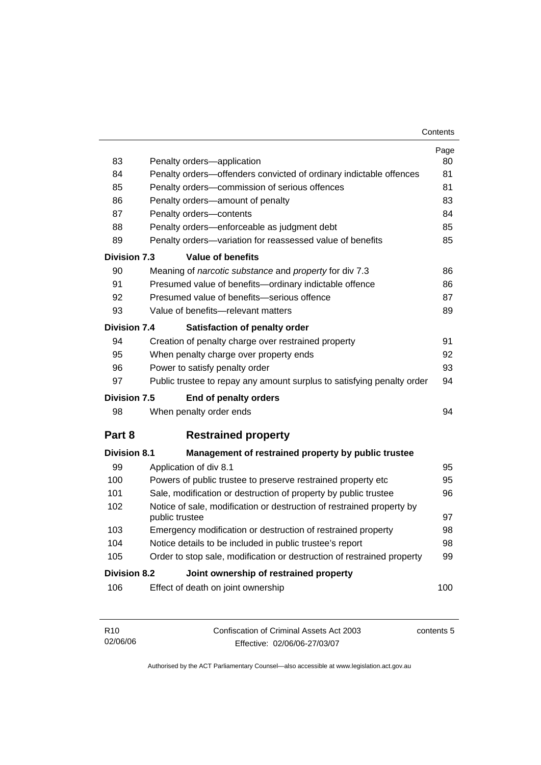| | | Page |
|---|---|---|
| 83 | Penalty orders—application | 80 |
| 84 | Penalty orders—offenders convicted of ordinary indictable offences | 81 |
| 85 | Penalty orders—commission of serious offences | 81 |
| 86 | Penalty orders—amount of penalty | 83 |
| 87 | Penalty orders—contents | 84 |
| 88 | Penalty orders—enforceable as judgment debt | 85 |
| 89 | Penalty orders—variation for reassessed value of benefits | 85 |
| **Division 7.3** | **Value of benefits** | |
| 90 | Meaning of *narcotic substance* and *property* for div 7.3 | 86 |
| 91 | Presumed value of benefits—ordinary indictable offence | 86 |
| 92 | Presumed value of benefits—serious offence | 87 |
| 93 | Value of benefits—relevant matters | 89 |
| **Division 7.4** | **Satisfaction of penalty order** | |
| 94 | Creation of penalty charge over restrained property | 91 |
| 95 | When penalty charge over property ends | 92 |
| 96 | Power to satisfy penalty order | 93 |
| 97 | Public trustee to repay any amount surplus to satisfying penalty order | 94 |
| **Division 7.5** | **End of penalty orders** | |
| 98 | When penalty order ends | 94 |
| **Part 8** | **Restrained property** | |
| **Division 8.1** | **Management of restrained property by public trustee** | |
| 99 | Application of div 8.1 | 95 |
| 100 | Powers of public trustee to preserve restrained property etc | 95 |
| 101 | Sale, modification or destruction of property by public trustee | 96 |
| 102 | Notice of sale, modification or destruction of restrained property by public trustee | 97 |
| 103 | Emergency modification or destruction of restrained property | 98 |
| 104 | Notice details to be included in public trustee's report | 98 |
| 105 | Order to stop sale, modification or destruction of restrained property | 99 |
| **Division 8.2** | **Joint ownership of restrained property** | |
| 106 | Effect of death on joint ownership | 100 |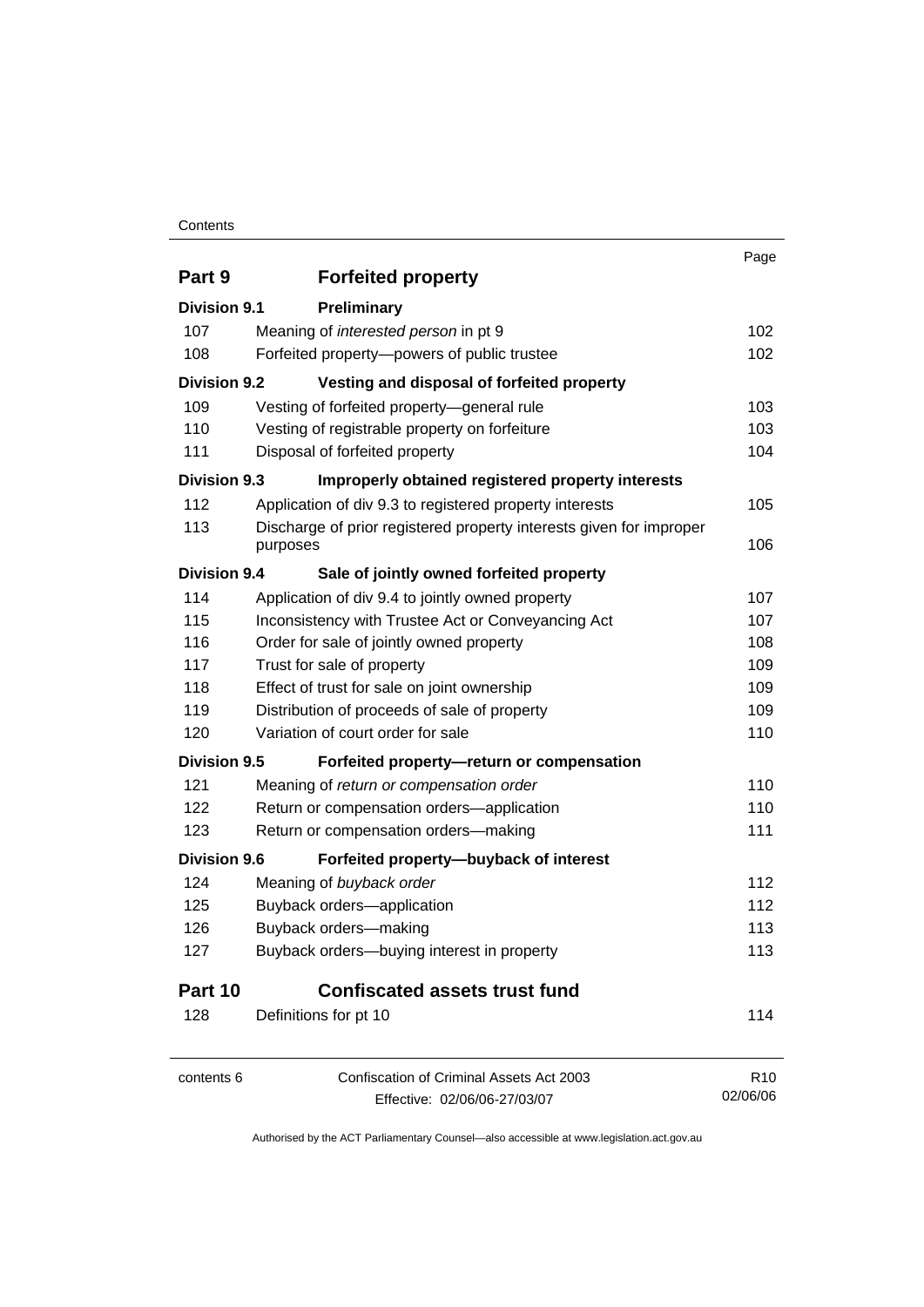| | | Page |
|---|---|---|
| **Part 9** | **Forfeited property** | |
| **Division 9.1** | **Preliminary** | |
| 107 | Meaning of *interested person* in pt 9 | 102 |
| 108 | Forfeited property—powers of public trustee | 102 |
| **Division 9.2** | **Vesting and disposal of forfeited property** | |
| 109 | Vesting of forfeited property—general rule | 103 |
| 110 | Vesting of registrable property on forfeiture | 103 |
| 111 | Disposal of forfeited property | 104 |
| **Division 9.3** | **Improperly obtained registered property interests** | |
| 112 | Application of div 9.3 to registered property interests | 105 |
| 113 | Discharge of prior registered property interests given for improper purposes | 106 |
| **Division 9.4** | **Sale of jointly owned forfeited property** | |
| 114 | Application of div 9.4 to jointly owned property | 107 |
| 115 | Inconsistency with Trustee Act or Conveyancing Act | 107 |
| 116 | Order for sale of jointly owned property | 108 |
| 117 | Trust for sale of property | 109 |
| 118 | Effect of trust for sale on joint ownership | 109 |
| 119 | Distribution of proceeds of sale of property | 109 |
| 120 | Variation of court order for sale | 110 |
| **Division 9.5** | **Forfeited property—return or compensation** | |
| 121 | Meaning of *return or compensation order* | 110 |
| 122 | Return or compensation orders—application | 110 |
| 123 | Return or compensation orders—making | 111 |
| **Division 9.6** | **Forfeited property—buyback of interest** | |
| 124 | Meaning of *buyback order* | 112 |
| 125 | Buyback orders—application | 112 |
| 126 | Buyback orders—making | 113 |
| 127 | Buyback orders—buying interest in property | 113 |
| **Part 10** | **Confiscated assets trust fund** | |
| 128 | Definitions for pt 10 | 114 |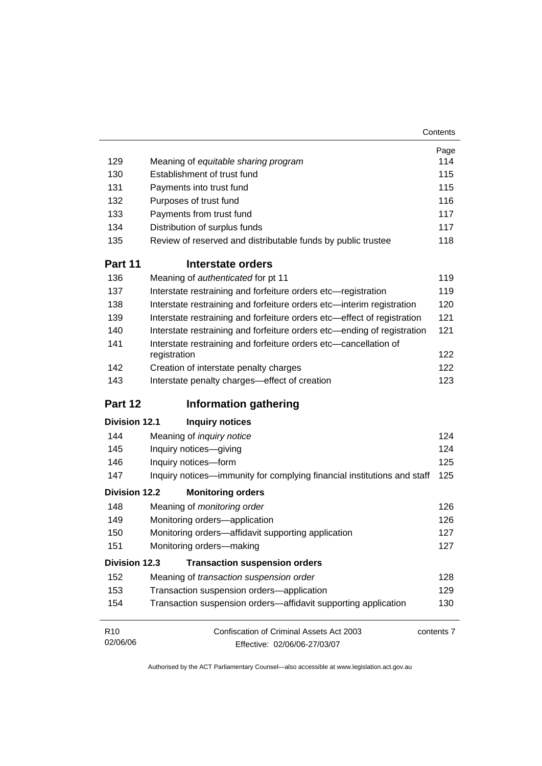| | | Page |
|---|---|---|
| 129 | Meaning of *equitable sharing program* | 114 |
| 130 | Establishment of trust fund | 115 |
| 131 | Payments into trust fund | 115 |
| 132 | Purposes of trust fund | 116 |
| 133 | Payments from trust fund | 117 |
| 134 | Distribution of surplus funds | 117 |
| 135 | Review of reserved and distributable funds by public trustee | 118 |

## Part 11 Interstate orders

| | | |
|---|---|---|
| 136 | Meaning of *authenticated* for pt 11 | 119 |
| 137 | Interstate restraining and forfeiture orders etc—registration | 119 |
| 138 | Interstate restraining and forfeiture orders etc—interim registration | 120 |
| 139 | Interstate restraining and forfeiture orders etc—effect of registration | 121 |
| 140 | Interstate restraining and forfeiture orders etc—ending of registration | 121 |
| 141 | Interstate restraining and forfeiture orders etc—cancellation of registration | 122 |
| 142 | Creation of interstate penalty charges | 122 |
| 143 | Interstate penalty charges—effect of creation | 123 |

## Part 12 Information gathering

### Division 12.1 Inquiry notices

| | | |
|---|---|---|
| 144 | Meaning of *inquiry notice* | 124 |
| 145 | Inquiry notices—giving | 124 |
| 146 | Inquiry notices—form | 125 |
| 147 | Inquiry notices—immunity for complying financial institutions and staff | 125 |

### Division 12.2 Monitoring orders

| | | |
|---|---|---|
| 148 | Meaning of *monitoring order* | 126 |
| 149 | Monitoring orders—application | 126 |
| 150 | Monitoring orders—affidavit supporting application | 127 |
| 151 | Monitoring orders—making | 127 |

### Division 12.3 Transaction suspension orders

| | | |
|---|---|---|
| 152 | Meaning of *transaction suspension order* | 128 |
| 153 | Transaction suspension orders—application | 129 |
| 154 | Transaction suspension orders—affidavit supporting application | 130 |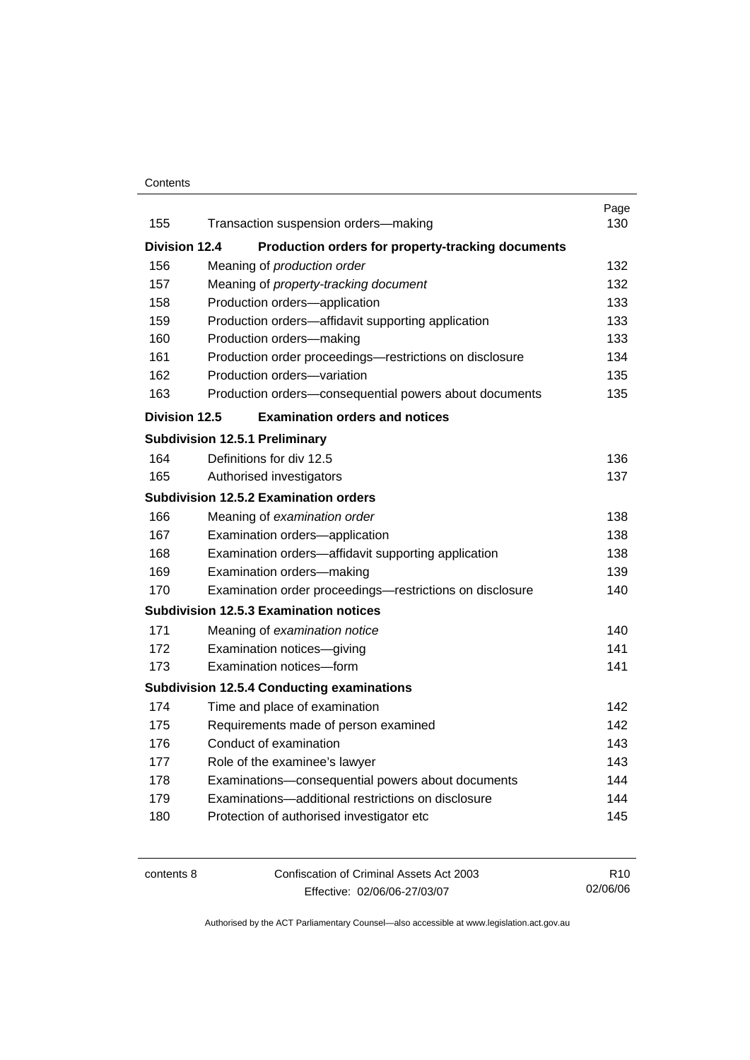| | | Page |
|---|---|---|
| 155 | Transaction suspension orders—making | 130 |
| **Division 12.4** | **Production orders for property-tracking documents** | |
| 156 | Meaning of *production order* | 132 |
| 157 | Meaning of *property-tracking document* | 132 |
| 158 | Production orders—application | 133 |
| 159 | Production orders—affidavit supporting application | 133 |
| 160 | Production orders—making | 133 |
| 161 | Production order proceedings—restrictions on disclosure | 134 |
| 162 | Production orders—variation | 135 |
| 163 | Production orders—consequential powers about documents | 135 |
| **Division 12.5** | **Examination orders and notices** | |
| **Subdivision 12.5.1 Preliminary** | | |
| 164 | Definitions for div 12.5 | 136 |
| 165 | Authorised investigators | 137 |
| **Subdivision 12.5.2 Examination orders** | | |
| 166 | Meaning of *examination order* | 138 |
| 167 | Examination orders—application | 138 |
| 168 | Examination orders—affidavit supporting application | 138 |
| 169 | Examination orders—making | 139 |
| 170 | Examination order proceedings—restrictions on disclosure | 140 |
| **Subdivision 12.5.3 Examination notices** | | |
| 171 | Meaning of *examination notice* | 140 |
| 172 | Examination notices—giving | 141 |
| 173 | Examination notices—form | 141 |
| **Subdivision 12.5.4 Conducting examinations** | | |
| 174 | Time and place of examination | 142 |
| 175 | Requirements made of person examined | 142 |
| 176 | Conduct of examination | 143 |
| 177 | Role of the examinee's lawyer | 143 |
| 178 | Examinations—consequential powers about documents | 144 |
| 179 | Examinations—additional restrictions on disclosure | 144 |
| 180 | Protection of authorised investigator etc | 145 |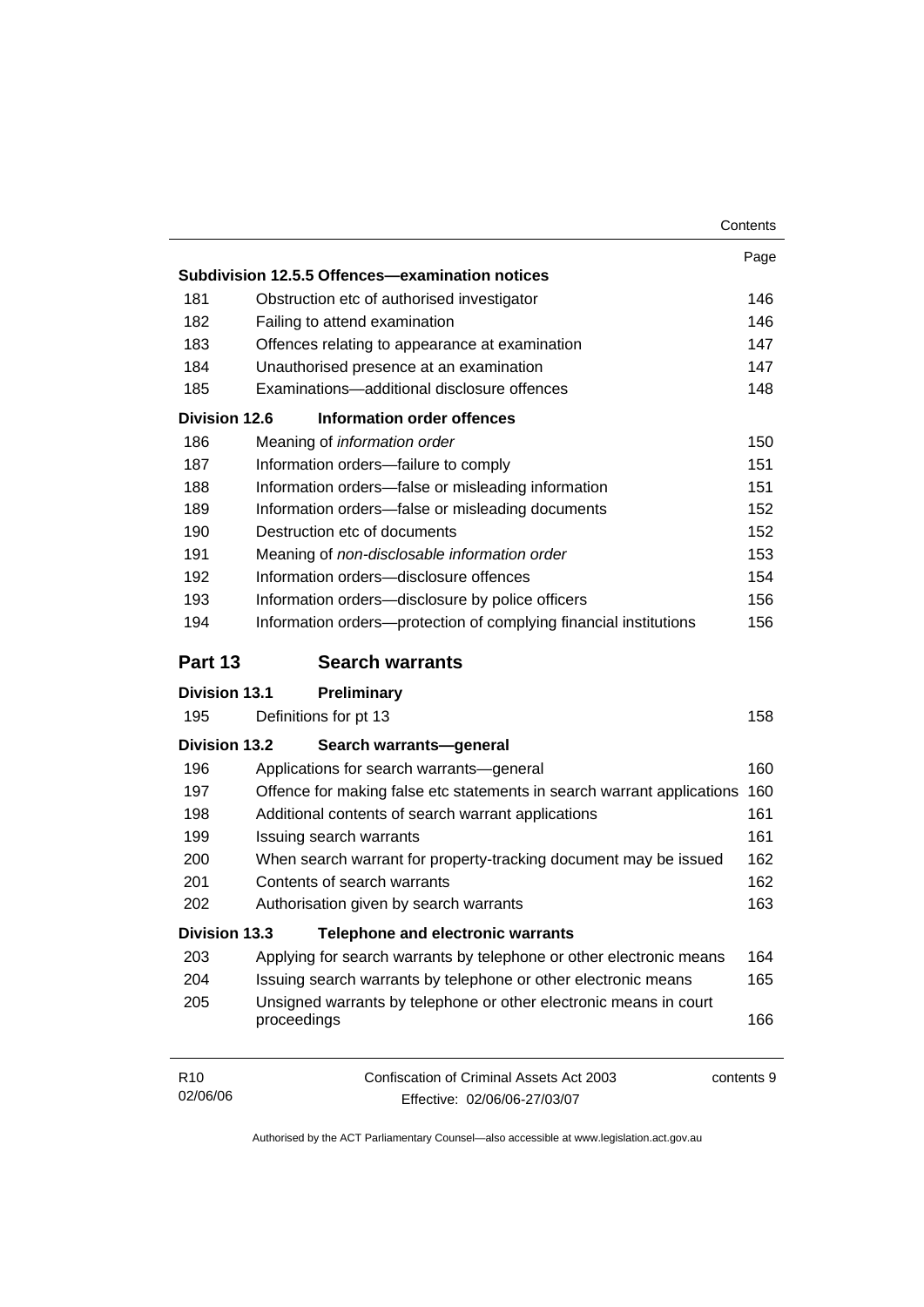| | | Page |
|---|---|---|
| **Subdivision 12.5.5 Offences—examination notices** | | |
| 181 | Obstruction etc of authorised investigator | 146 |
| 182 | Failing to attend examination | 146 |
| 183 | Offences relating to appearance at examination | 147 |
| 184 | Unauthorised presence at an examination | 147 |
| 185 | Examinations—additional disclosure offences | 148 |
| **Division 12.6** | **Information order offences** | |
| 186 | Meaning of *information order* | 150 |
| 187 | Information orders—failure to comply | 151 |
| 188 | Information orders—false or misleading information | 151 |
| 189 | Information orders—false or misleading documents | 152 |
| 190 | Destruction etc of documents | 152 |
| 191 | Meaning of *non-disclosable information order* | 153 |
| 192 | Information orders—disclosure offences | 154 |
| 193 | Information orders—disclosure by police officers | 156 |
| 194 | Information orders—protection of complying financial institutions | 156 |
| **Part 13** | **Search warrants** | |
| **Division 13.1** | **Preliminary** | |
| 195 | Definitions for pt 13 | 158 |
| **Division 13.2** | **Search warrants—general** | |
| 196 | Applications for search warrants—general | 160 |
| 197 | Offence for making false etc statements in search warrant applications | 160 |
| 198 | Additional contents of search warrant applications | 161 |
| 199 | Issuing search warrants | 161 |
| 200 | When search warrant for property-tracking document may be issued | 162 |
| 201 | Contents of search warrants | 162 |
| 202 | Authorisation given by search warrants | 163 |
| **Division 13.3** | **Telephone and electronic warrants** | |
| 203 | Applying for search warrants by telephone or other electronic means | 164 |
| 204 | Issuing search warrants by telephone or other electronic means | 165 |
| 205 | Unsigned warrants by telephone or other electronic means in court proceedings | 166 |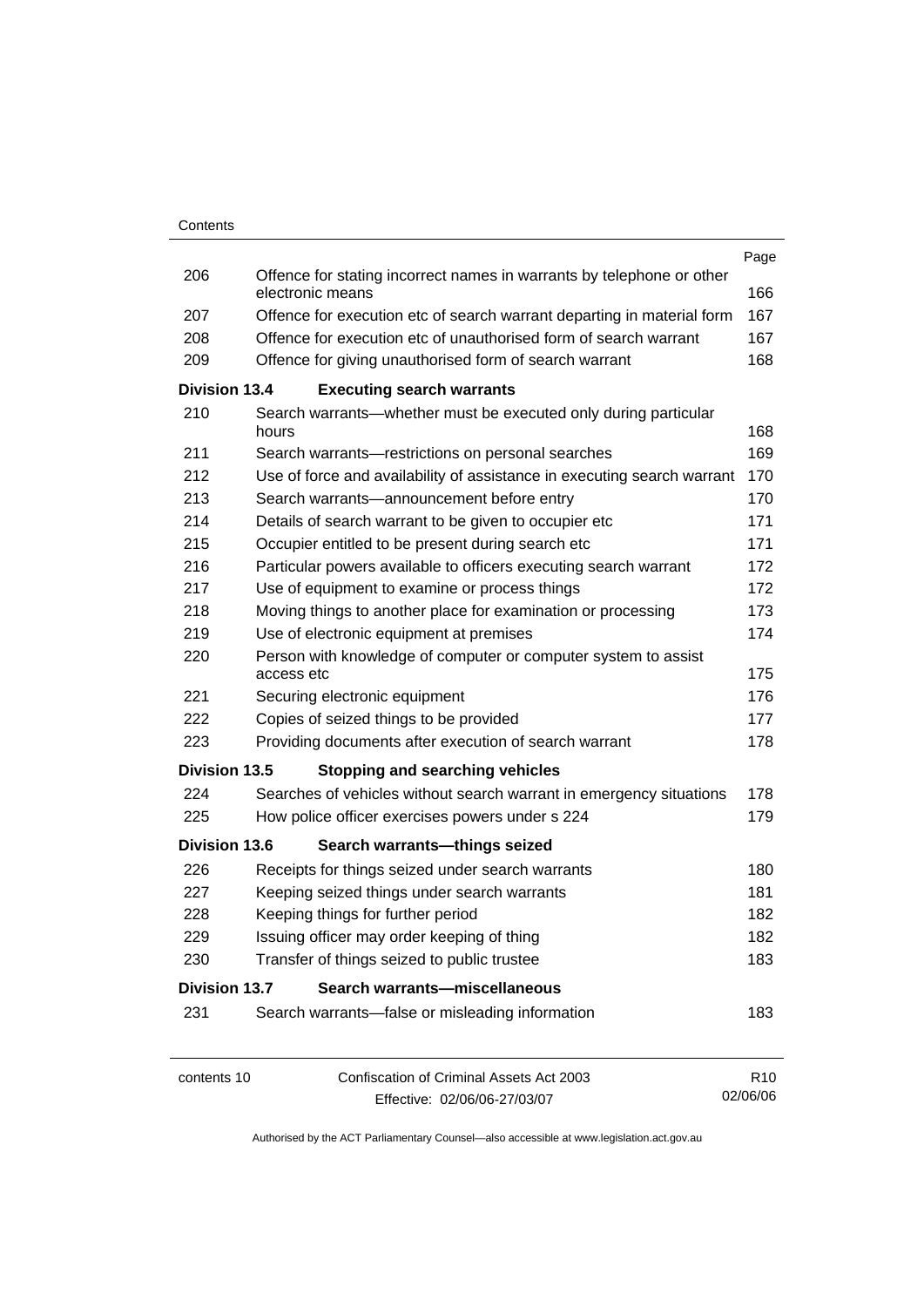| | | Page |
|---|---|---|
| 206 | Offence for stating incorrect names in warrants by telephone or other electronic means | 166 |
| 207 | Offence for execution etc of search warrant departing in material form | 167 |
| 208 | Offence for execution etc of unauthorised form of search warrant | 167 |
| 209 | Offence for giving unauthorised form of search warrant | 168 |
| **Division 13.4** | **Executing search warrants** | |
| 210 | Search warrants—whether must be executed only during particular hours | 168 |
| 211 | Search warrants—restrictions on personal searches | 169 |
| 212 | Use of force and availability of assistance in executing search warrant | 170 |
| 213 | Search warrants—announcement before entry | 170 |
| 214 | Details of search warrant to be given to occupier etc | 171 |
| 215 | Occupier entitled to be present during search etc | 171 |
| 216 | Particular powers available to officers executing search warrant | 172 |
| 217 | Use of equipment to examine or process things | 172 |
| 218 | Moving things to another place for examination or processing | 173 |
| 219 | Use of electronic equipment at premises | 174 |
| 220 | Person with knowledge of computer or computer system to assist access etc | 175 |
| 221 | Securing electronic equipment | 176 |
| 222 | Copies of seized things to be provided | 177 |
| 223 | Providing documents after execution of search warrant | 178 |
| **Division 13.5** | **Stopping and searching vehicles** | |
| 224 | Searches of vehicles without search warrant in emergency situations | 178 |
| 225 | How police officer exercises powers under s 224 | 179 |
| **Division 13.6** | **Search warrants—things seized** | |
| 226 | Receipts for things seized under search warrants | 180 |
| 227 | Keeping seized things under search warrants | 181 |
| 228 | Keeping things for further period | 182 |
| 229 | Issuing officer may order keeping of thing | 182 |
| 230 | Transfer of things seized to public trustee | 183 |
| **Division 13.7** | **Search warrants—miscellaneous** | |
| 231 | Search warrants—false or misleading information | 183 |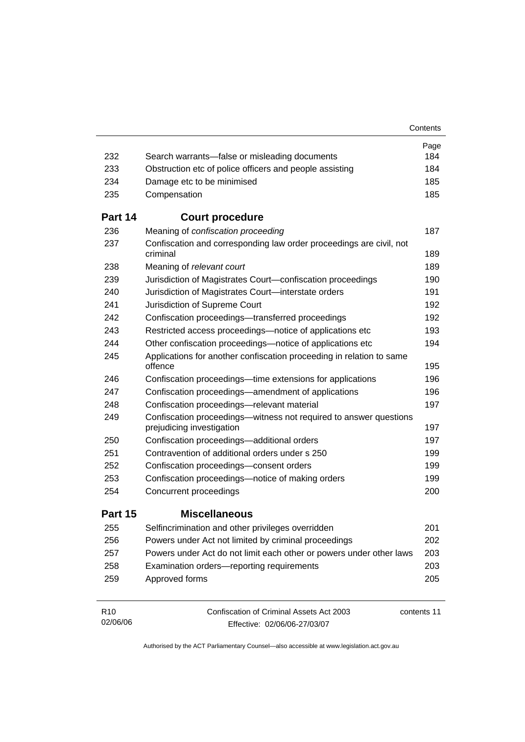| | | Page |
|---|---|---|
| 232 | Search warrants—false or misleading documents | 184 |
| 233 | Obstruction etc of police officers and people assisting | 184 |
| 234 | Damage etc to be minimised | 185 |
| 235 | Compensation | 185 |
| **Part 14** | **Court procedure** | |
| 236 | Meaning of *confiscation proceeding* | 187 |
| 237 | Confiscation and corresponding law order proceedings are civil, not criminal | 189 |
| 238 | Meaning of *relevant court* | 189 |
| 239 | Jurisdiction of Magistrates Court—confiscation proceedings | 190 |
| 240 | Jurisdiction of Magistrates Court—interstate orders | 191 |
| 241 | Jurisdiction of Supreme Court | 192 |
| 242 | Confiscation proceedings—transferred proceedings | 192 |
| 243 | Restricted access proceedings—notice of applications etc | 193 |
| 244 | Other confiscation proceedings—notice of applications etc | 194 |
| 245 | Applications for another confiscation proceeding in relation to same offence | 195 |
| 246 | Confiscation proceedings—time extensions for applications | 196 |
| 247 | Confiscation proceedings—amendment of applications | 196 |
| 248 | Confiscation proceedings—relevant material | 197 |
| 249 | Confiscation proceedings—witness not required to answer questions prejudicing investigation | 197 |
| 250 | Confiscation proceedings—additional orders | 197 |
| 251 | Contravention of additional orders under s 250 | 199 |
| 252 | Confiscation proceedings—consent orders | 199 |
| 253 | Confiscation proceedings—notice of making orders | 199 |
| 254 | Concurrent proceedings | 200 |
| **Part 15** | **Miscellaneous** | |
| 255 | Selfincrimination and other privileges overridden | 201 |
| 256 | Powers under Act not limited by criminal proceedings | 202 |
| 257 | Powers under Act do not limit each other or powers under other laws | 203 |
| 258 | Examination orders—reporting requirements | 203 |
| 259 | Approved forms | 205 |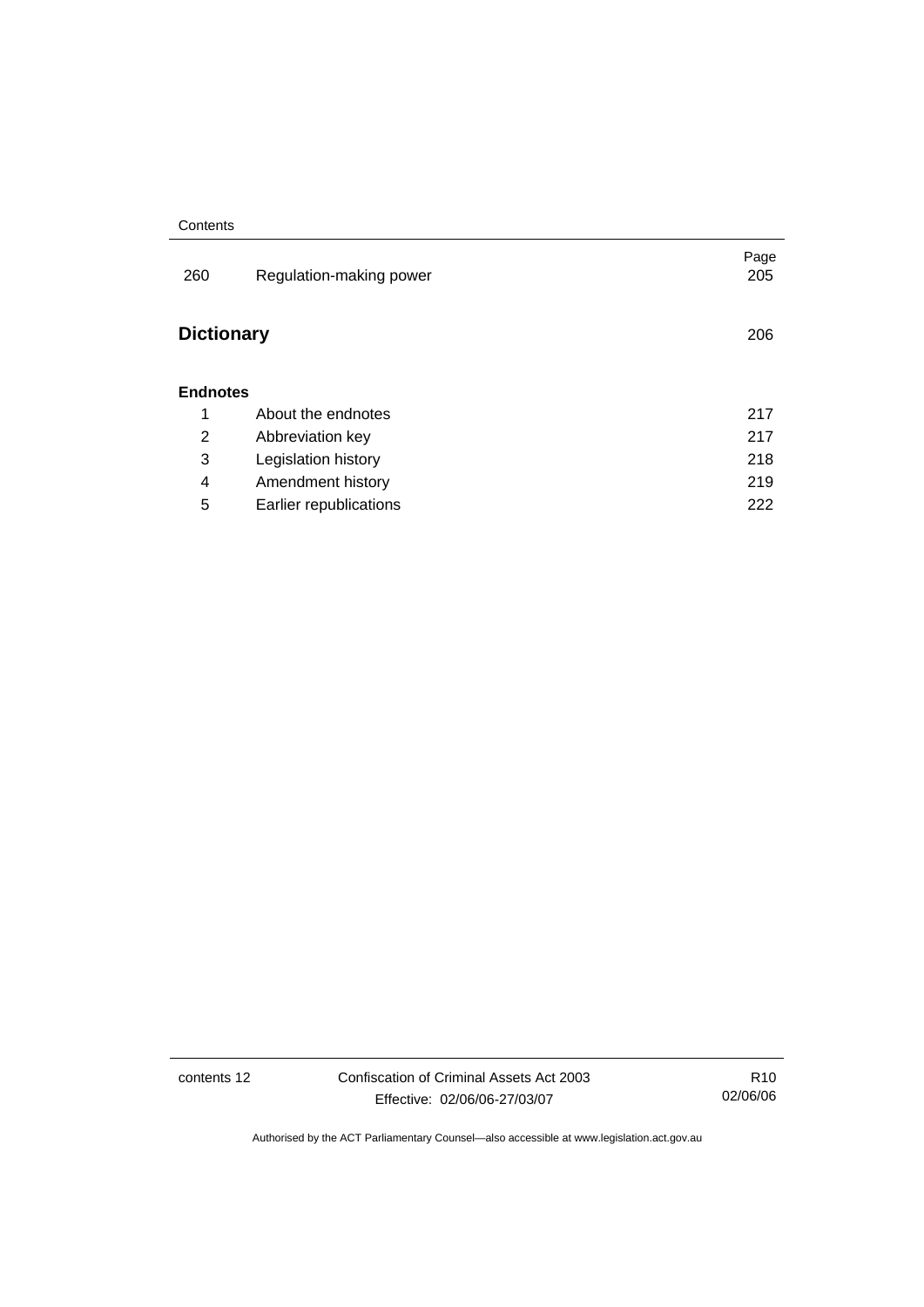| | | Page |
|---|---|---|
| 260 | Regulation-making power | 205 |

**Dictionary** 206

**Endnotes**

| | | |
|---|---|---|
| 1 | About the endnotes | 217 |
| 2 | Abbreviation key | 217 |
| 3 | Legislation history | 218 |
| 4 | Amendment history | 219 |
| 5 | Earlier republications | 222 |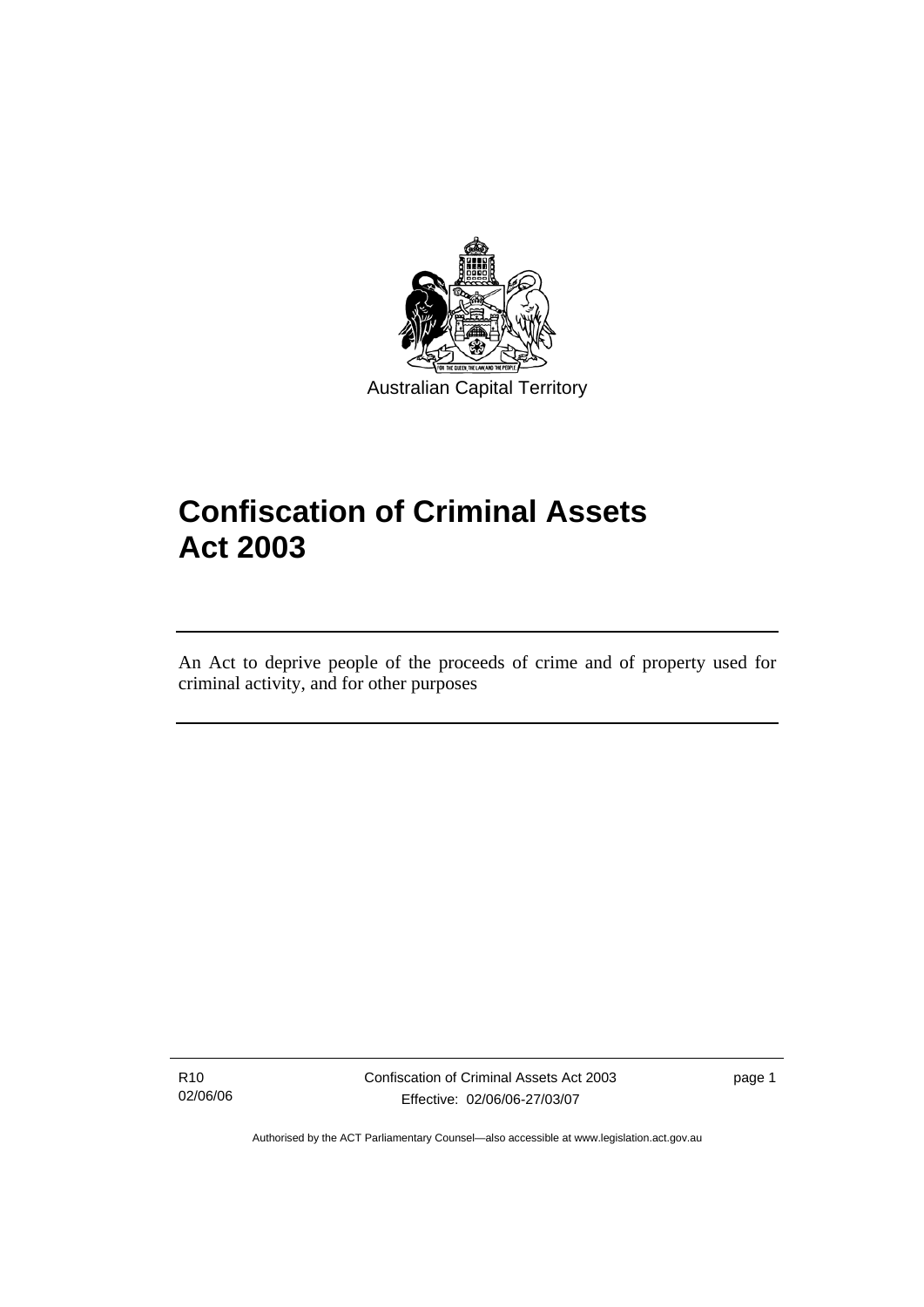Australian Capital Territory

# Confiscation of Criminal Assets Act 2003

An Act to deprive people of the proceeds of crime and of property used for criminal activity, and for other purposes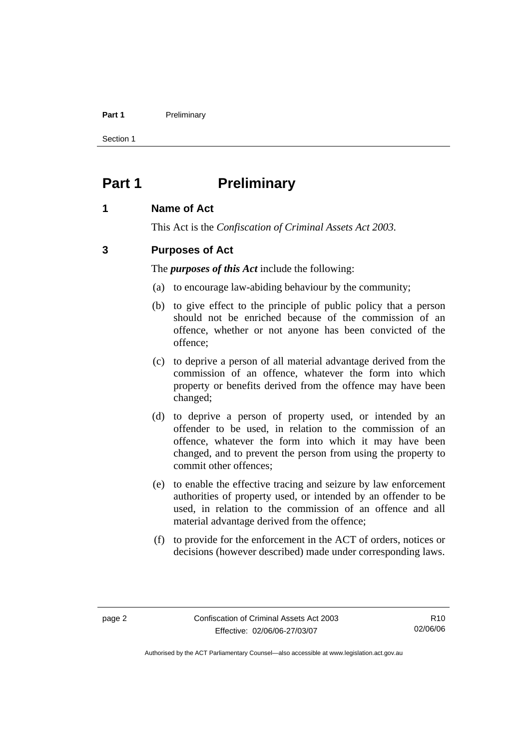# Part 1 Preliminary

## 1 Name of Act

This Act is the *Confiscation of Criminal Assets Act 2003*.

## 3 Purposes of Act

The ***purposes of this Act*** include the following:

(a) to encourage law-abiding behaviour by the community;

(b) to give effect to the principle of public policy that a person should not be enriched because of the commission of an offence, whether or not anyone has been convicted of the offence;

(c) to deprive a person of all material advantage derived from the commission of an offence, whatever the form into which property or benefits derived from the offence may have been changed;

(d) to deprive a person of property used, or intended by an offender to be used, in relation to the commission of an offence, whatever the form into which it may have been changed, and to prevent the person from using the property to commit other offences;

(e) to enable the effective tracing and seizure by law enforcement authorities of property used, or intended by an offender to be used, in relation to the commission of an offence and all material advantage derived from the offence;

(f) to provide for the enforcement in the ACT of orders, notices or decisions (however described) made under corresponding laws.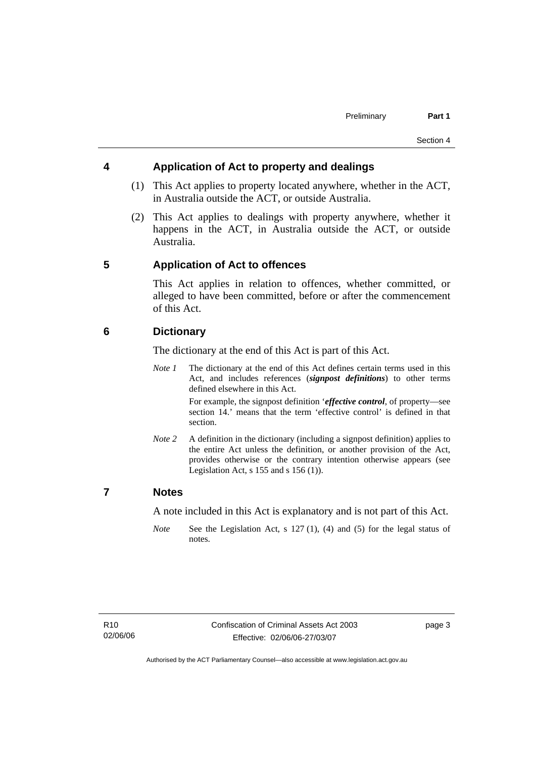## 4 Application of Act to property and dealings

(1) This Act applies to property located anywhere, whether in the ACT, in Australia outside the ACT, or outside Australia.

(2) This Act applies to dealings with property anywhere, whether it happens in the ACT, in Australia outside the ACT, or outside Australia.

## 5 Application of Act to offences

This Act applies in relation to offences, whether committed, or alleged to have been committed, before or after the commencement of this Act.

## 6 Dictionary

The dictionary at the end of this Act is part of this Act.

*Note 1* The dictionary at the end of this Act defines certain terms used in this Act, and includes references (***signpost definitions***) to other terms defined elsewhere in this Act.

For example, the signpost definition '***effective control***, of property—see section 14.' means that the term 'effective control' is defined in that section.

*Note 2* A definition in the dictionary (including a signpost definition) applies to the entire Act unless the definition, or another provision of the Act, provides otherwise or the contrary intention otherwise appears (see Legislation Act, s 155 and s 156 (1)).

## 7 Notes

A note included in this Act is explanatory and is not part of this Act.

*Note* See the Legislation Act, s 127 (1), (4) and (5) for the legal status of notes.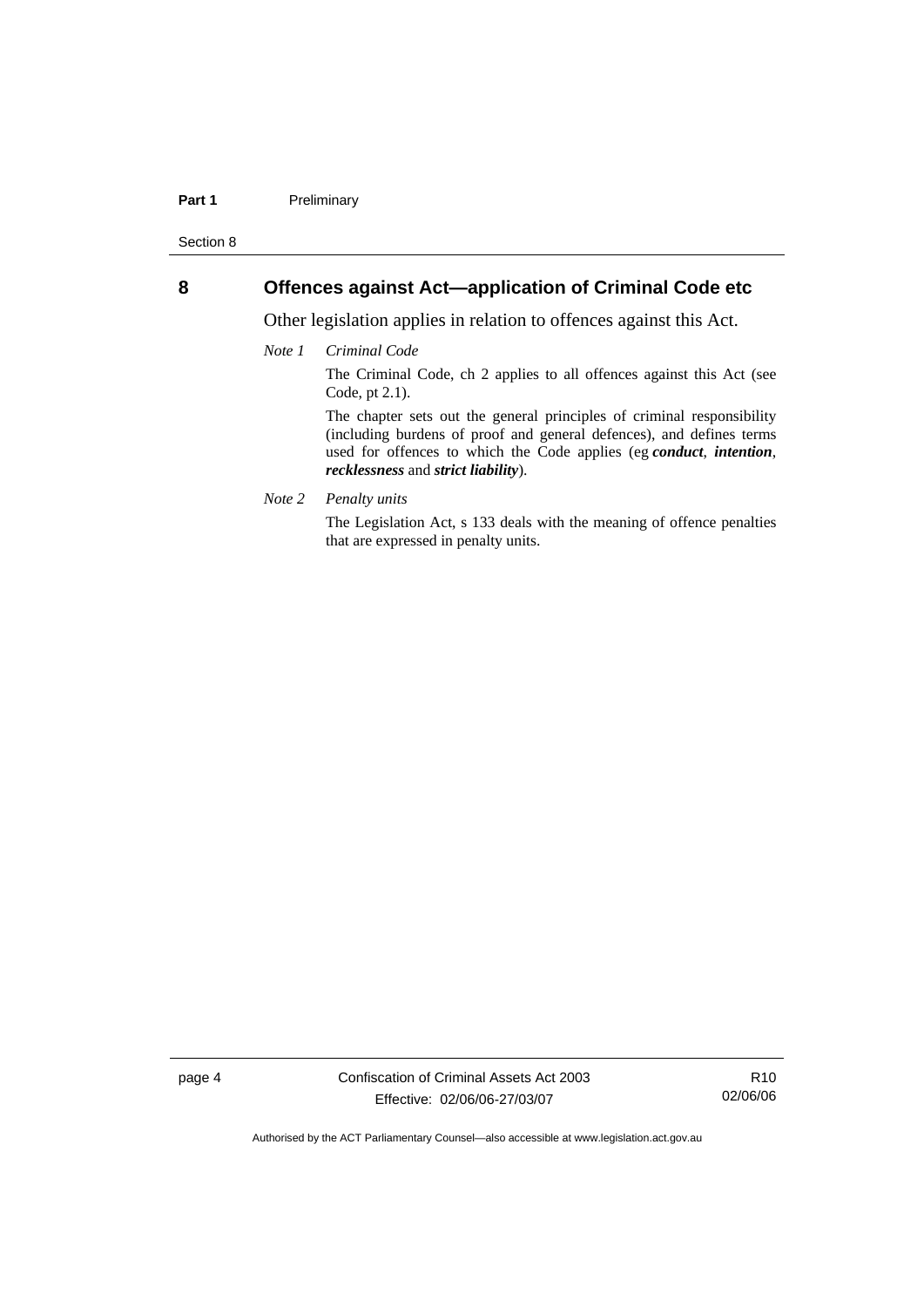## 8 Offences against Act—application of Criminal Code etc

Other legislation applies in relation to offences against this Act.

*Note 1* *Criminal Code*

The Criminal Code, ch 2 applies to all offences against this Act (see Code, pt 2.1).

The chapter sets out the general principles of criminal responsibility (including burdens of proof and general defences), and defines terms used for offences to which the Code applies (eg ***conduct***, ***intention***, ***recklessness*** and ***strict liability***).

*Note 2* *Penalty units*

The Legislation Act, s 133 deals with the meaning of offence penalties that are expressed in penalty units.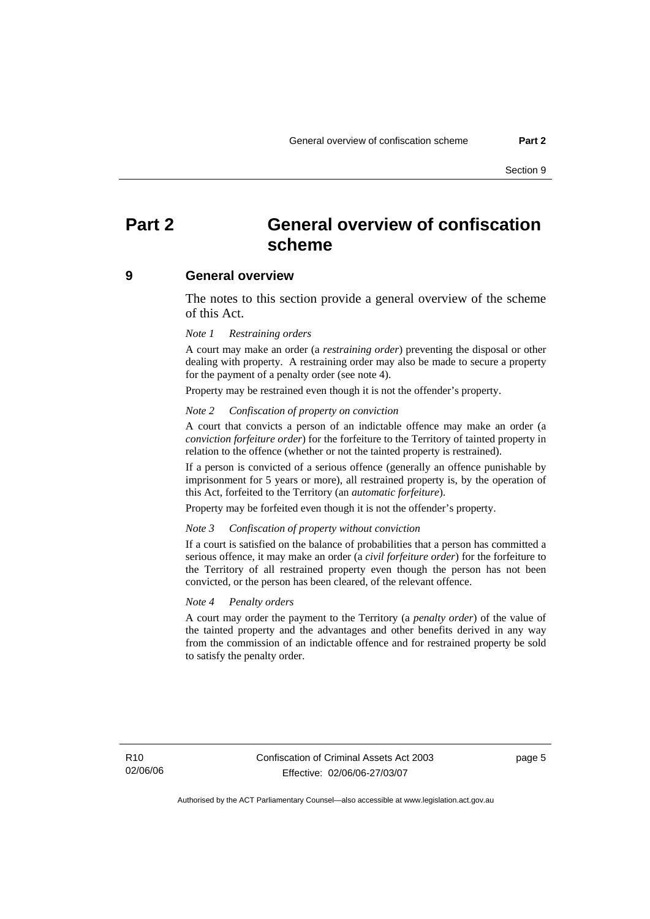# Part 2 General overview of confiscation scheme

## 9 General overview

The notes to this section provide a general overview of the scheme of this Act.

*Note 1 Restraining orders*

A court may make an order (a ***restraining order***) preventing the disposal or other dealing with property. A restraining order may also be made to secure a property for the payment of a penalty order (see note 4).

Property may be restrained even though it is not the offender's property.

*Note 2 Confiscation of property on conviction*

A court that convicts a person of an indictable offence may make an order (a ***conviction forfeiture order***) for the forfeiture to the Territory of tainted property in relation to the offence (whether or not the tainted property is restrained).

If a person is convicted of a serious offence (generally an offence punishable by imprisonment for 5 years or more), all restrained property is, by the operation of this Act, forfeited to the Territory (an ***automatic forfeiture***).

Property may be forfeited even though it is not the offender's property.

*Note 3 Confiscation of property without conviction*

If a court is satisfied on the balance of probabilities that a person has committed a serious offence, it may make an order (a ***civil forfeiture order***) for the forfeiture to the Territory of all restrained property even though the person has not been convicted, or the person has been cleared, of the relevant offence.

*Note 4 Penalty orders*

A court may order the payment to the Territory (a ***penalty order***) of the value of the tainted property and the advantages and other benefits derived in any way from the commission of an indictable offence and for restrained property be sold to satisfy the penalty order.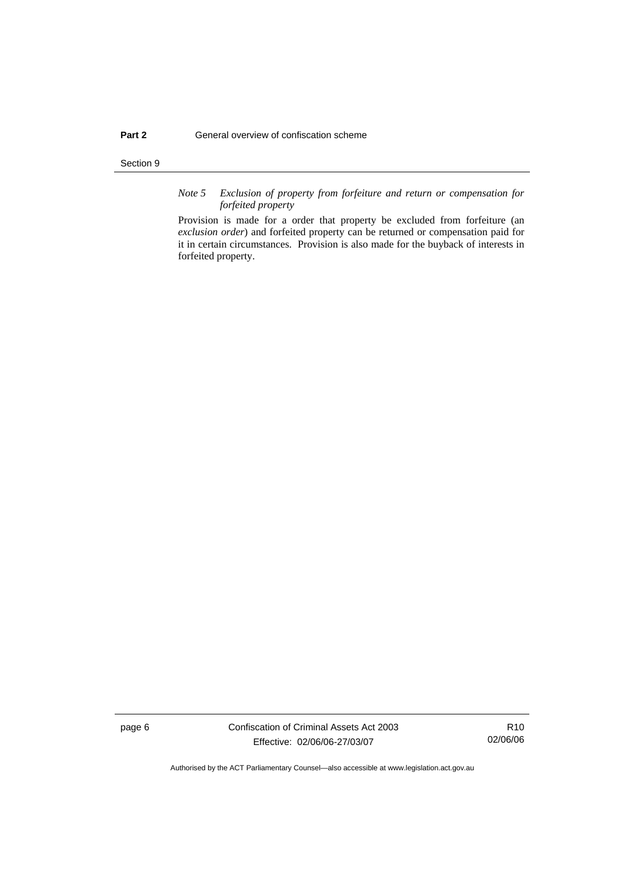*Note 5 Exclusion of property from forfeiture and return or compensation for forfeited property*

Provision is made for a order that property be excluded from forfeiture (an *exclusion order*) and forfeited property can be returned or compensation paid for it in certain circumstances. Provision is also made for the buyback of interests in forfeited property.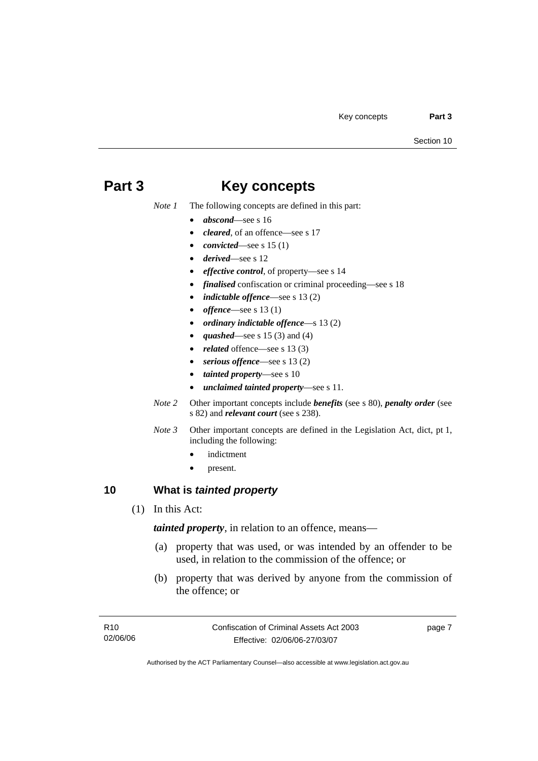# Part 3 Key concepts

*Note 1* The following concepts are defined in this part:

- ***abscond***—see s 16
- ***cleared***, of an offence—see s 17
- ***convicted***—see s 15 (1)
- ***derived***—see s 12
- ***effective control***, of property—see s 14
- ***finalised*** confiscation or criminal proceeding—see s 18
- ***indictable offence***—see s 13 (2)
- ***offence***—see s 13 (1)
- ***ordinary indictable offence***—s 13 (2)
- ***quashed***—see s 15 (3) and (4)
- ***related*** offence—see s 13 (3)
- ***serious offence***—see s 13 (2)
- ***tainted property***—see s 10
- ***unclaimed tainted property***—see s 11.

*Note 2* Other important concepts include ***benefits*** (see s 80), ***penalty order*** (see s 82) and ***relevant court*** (see s 238).

*Note 3* Other important concepts are defined in the Legislation Act, dict, pt 1, including the following:

- indictment
- present.

## 10 What is *tainted property*

(1) In this Act:

***tainted property***, in relation to an offence, means—

(a) property that was used, or was intended by an offender to be used, in relation to the commission of the offence; or

(b) property that was derived by anyone from the commission of the offence; or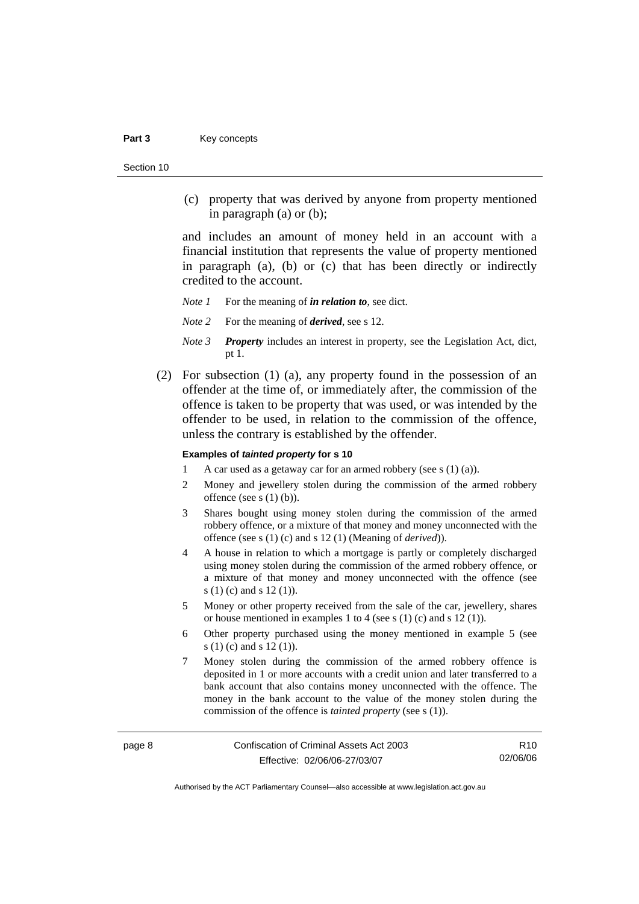(c) property that was derived by anyone from property mentioned in paragraph (a) or (b);

and includes an amount of money held in an account with a financial institution that represents the value of property mentioned in paragraph (a), (b) or (c) that has been directly or indirectly credited to the account.

*Note 1* For the meaning of ***in relation to***, see dict.

*Note 2* For the meaning of ***derived***, see s 12.

*Note 3* ***Property*** includes an interest in property, see the Legislation Act, dict, pt 1.

(2) For subsection (1) (a), any property found in the possession of an offender at the time of, or immediately after, the commission of the offence is taken to be property that was used, or was intended by the offender to be used, in relation to the commission of the offence, unless the contrary is established by the offender.

**Examples of *tainted property* for s 10**

1. A car used as a getaway car for an armed robbery (see s (1) (a)).
2. Money and jewellery stolen during the commission of the armed robbery offence (see s (1) (b)).
3. Shares bought using money stolen during the commission of the armed robbery offence, or a mixture of that money and money unconnected with the offence (see s (1) (c) and s 12 (1) (Meaning of *derived*)).
4. A house in relation to which a mortgage is partly or completely discharged using money stolen during the commission of the armed robbery offence, or a mixture of that money and money unconnected with the offence (see s (1) (c) and s 12 (1)).
5. Money or other property received from the sale of the car, jewellery, shares or house mentioned in examples 1 to 4 (see s (1) (c) and s 12 (1)).
6. Other property purchased using the money mentioned in example 5 (see s (1) (c) and s 12 (1)).
7. Money stolen during the commission of the armed robbery offence is deposited in 1 or more accounts with a credit union and later transferred to a bank account that also contains money unconnected with the offence. The money in the bank account to the value of the money stolen during the commission of the offence is *tainted property* (see s (1)).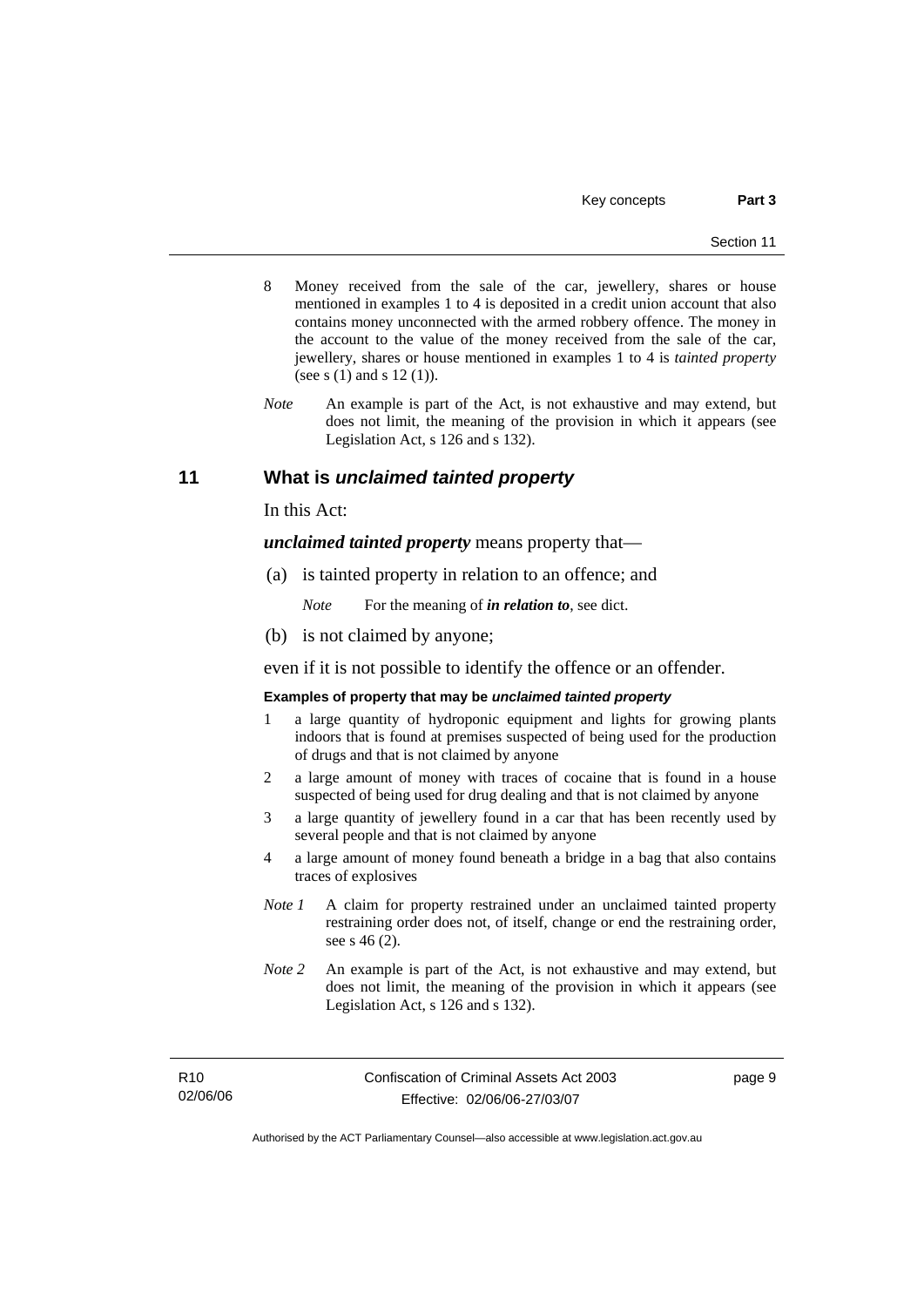8 Money received from the sale of the car, jewellery, shares or house mentioned in examples 1 to 4 is deposited in a credit union account that also contains money unconnected with the armed robbery offence. The money in the account to the value of the money received from the sale of the car, jewellery, shares or house mentioned in examples 1 to 4 is *tainted property* (see s (1) and s 12 (1)).

*Note* An example is part of the Act, is not exhaustive and may extend, but does not limit, the meaning of the provision in which it appears (see Legislation Act, s 126 and s 132).

## 11 What is *unclaimed tainted property*

In this Act:

***unclaimed tainted property*** means property that—

(a) is tainted property in relation to an offence; and

*Note* For the meaning of ***in relation to***, see dict.

(b) is not claimed by anyone;

even if it is not possible to identify the offence or an offender.

**Examples of property that may be *unclaimed tainted property***

1 a large quantity of hydroponic equipment and lights for growing plants indoors that is found at premises suspected of being used for the production of drugs and that is not claimed by anyone

2 a large amount of money with traces of cocaine that is found in a house suspected of being used for drug dealing and that is not claimed by anyone

3 a large quantity of jewellery found in a car that has been recently used by several people and that is not claimed by anyone

4 a large amount of money found beneath a bridge in a bag that also contains traces of explosives

*Note 1* A claim for property restrained under an unclaimed tainted property restraining order does not, of itself, change or end the restraining order, see s 46 (2).

*Note 2* An example is part of the Act, is not exhaustive and may extend, but does not limit, the meaning of the provision in which it appears (see Legislation Act, s 126 and s 132).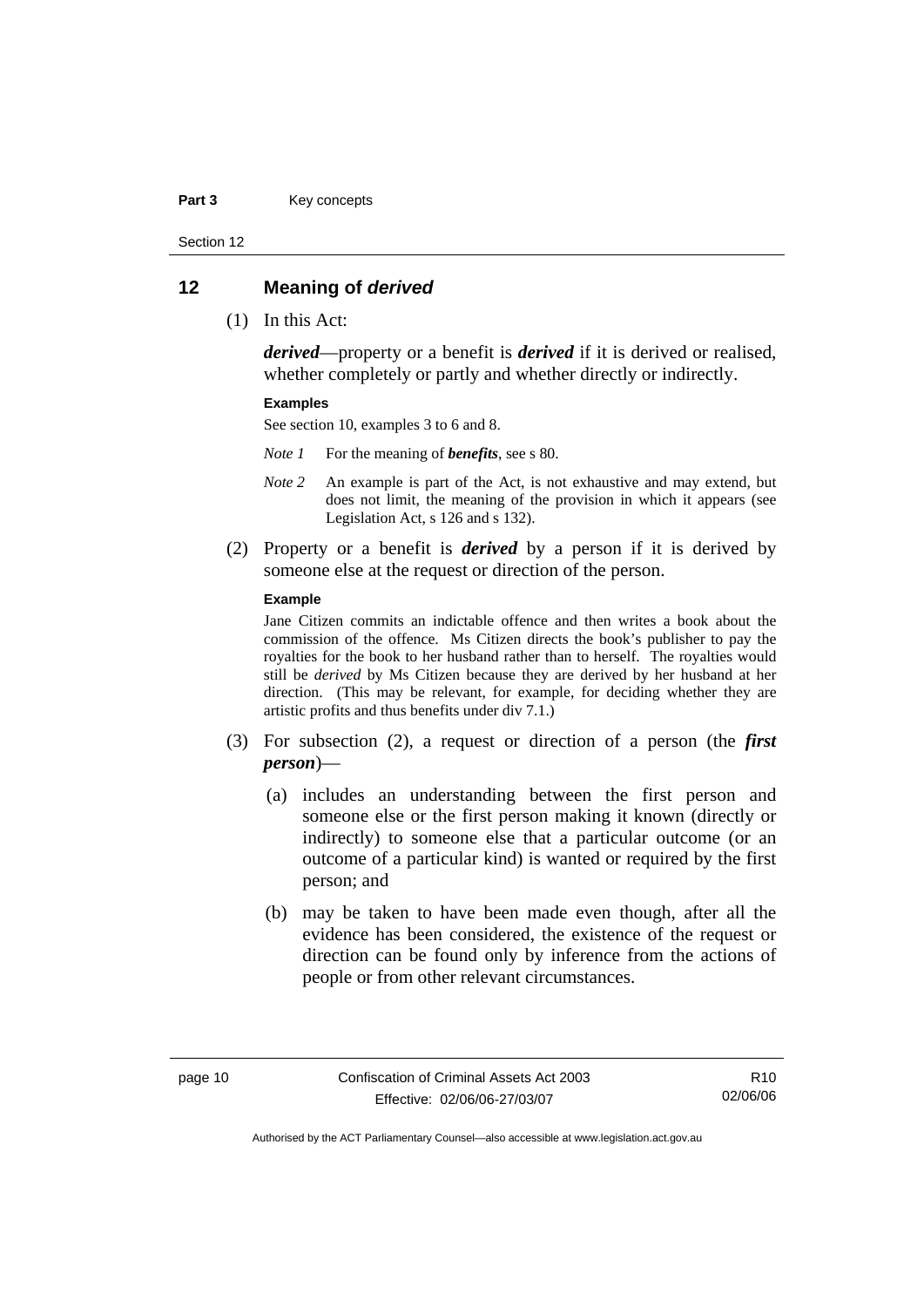## 12 Meaning of *derived*

(1) In this Act:

***derived***—property or a benefit is ***derived*** if it is derived or realised, whether completely or partly and whether directly or indirectly.

**Examples**

See section 10, examples 3 to 6 and 8.

*Note 1* For the meaning of ***benefits***, see s 80.

*Note 2* An example is part of the Act, is not exhaustive and may extend, but does not limit, the meaning of the provision in which it appears (see Legislation Act, s 126 and s 132).

(2) Property or a benefit is ***derived*** by a person if it is derived by someone else at the request or direction of the person.

**Example**

Jane Citizen commits an indictable offence and then writes a book about the commission of the offence. Ms Citizen directs the book's publisher to pay the royalties for the book to her husband rather than to herself. The royalties would still be *derived* by Ms Citizen because they are derived by her husband at her direction. (This may be relevant, for example, for deciding whether they are artistic profits and thus benefits under div 7.1.)

(3) For subsection (2), a request or direction of a person (the ***first person***)—

(a) includes an understanding between the first person and someone else or the first person making it known (directly or indirectly) to someone else that a particular outcome (or an outcome of a particular kind) is wanted or required by the first person; and

(b) may be taken to have been made even though, after all the evidence has been considered, the existence of the request or direction can be found only by inference from the actions of people or from other relevant circumstances.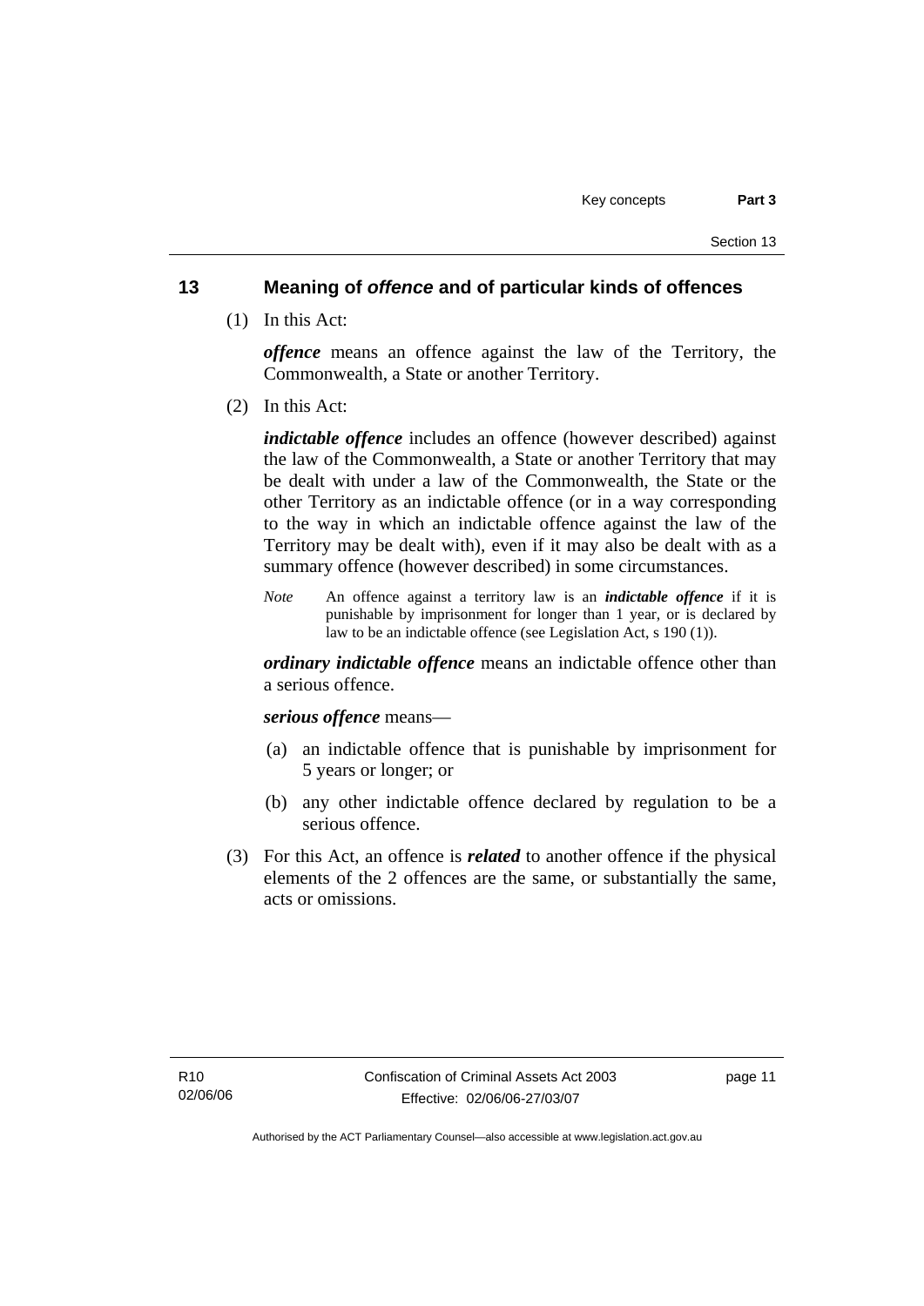## 13 Meaning of *offence* and of particular kinds of offences

(1) In this Act:

***offence*** means an offence against the law of the Territory, the Commonwealth, a State or another Territory.

(2) In this Act:

***indictable offence*** includes an offence (however described) against the law of the Commonwealth, a State or another Territory that may be dealt with under a law of the Commonwealth, the State or the other Territory as an indictable offence (or in a way corresponding to the way in which an indictable offence against the law of the Territory may be dealt with), even if it may also be dealt with as a summary offence (however described) in some circumstances.

*Note* An offence against a territory law is an ***indictable offence*** if it is punishable by imprisonment for longer than 1 year, or is declared by law to be an indictable offence (see Legislation Act, s 190 (1)).

***ordinary indictable offence*** means an indictable offence other than a serious offence.

***serious offence*** means—

(a) an indictable offence that is punishable by imprisonment for 5 years or longer; or

(b) any other indictable offence declared by regulation to be a serious offence.

(3) For this Act, an offence is ***related*** to another offence if the physical elements of the 2 offences are the same, or substantially the same, acts or omissions.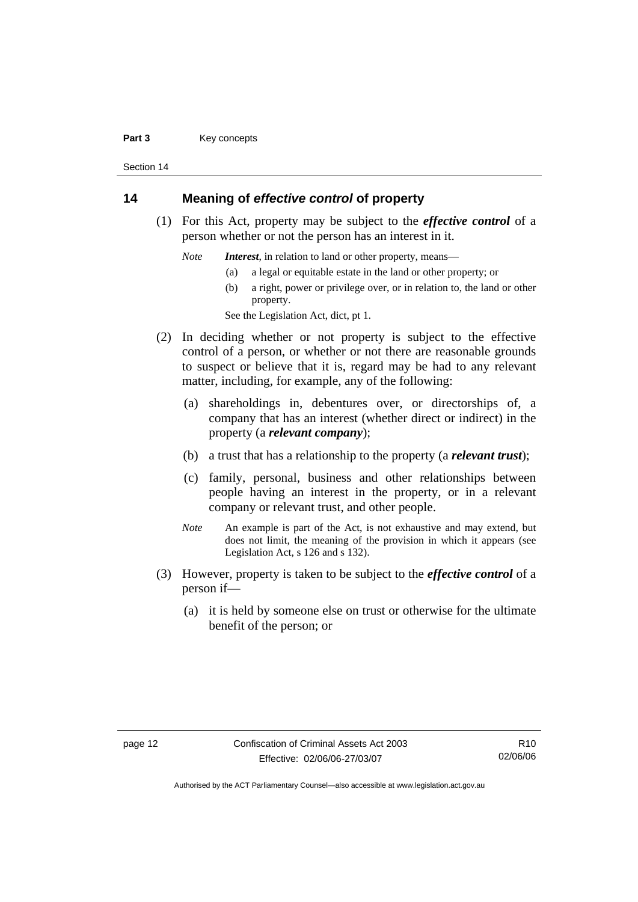## 14 Meaning of *effective control* of property

(1) For this Act, property may be subject to the ***effective control*** of a person whether or not the person has an interest in it.

*Note* ***Interest***, in relation to land or other property, means—

(a) a legal or equitable estate in the land or other property; or

(b) a right, power or privilege over, or in relation to, the land or other property.

See the Legislation Act, dict, pt 1.

(2) In deciding whether or not property is subject to the effective control of a person, or whether or not there are reasonable grounds to suspect or believe that it is, regard may be had to any relevant matter, including, for example, any of the following:

(a) shareholdings in, debentures over, or directorships of, a company that has an interest (whether direct or indirect) in the property (a ***relevant company***);

(b) a trust that has a relationship to the property (a ***relevant trust***);

(c) family, personal, business and other relationships between people having an interest in the property, or in a relevant company or relevant trust, and other people.

*Note* An example is part of the Act, is not exhaustive and may extend, but does not limit, the meaning of the provision in which it appears (see Legislation Act, s 126 and s 132).

(3) However, property is taken to be subject to the ***effective control*** of a person if—

(a) it is held by someone else on trust or otherwise for the ultimate benefit of the person; or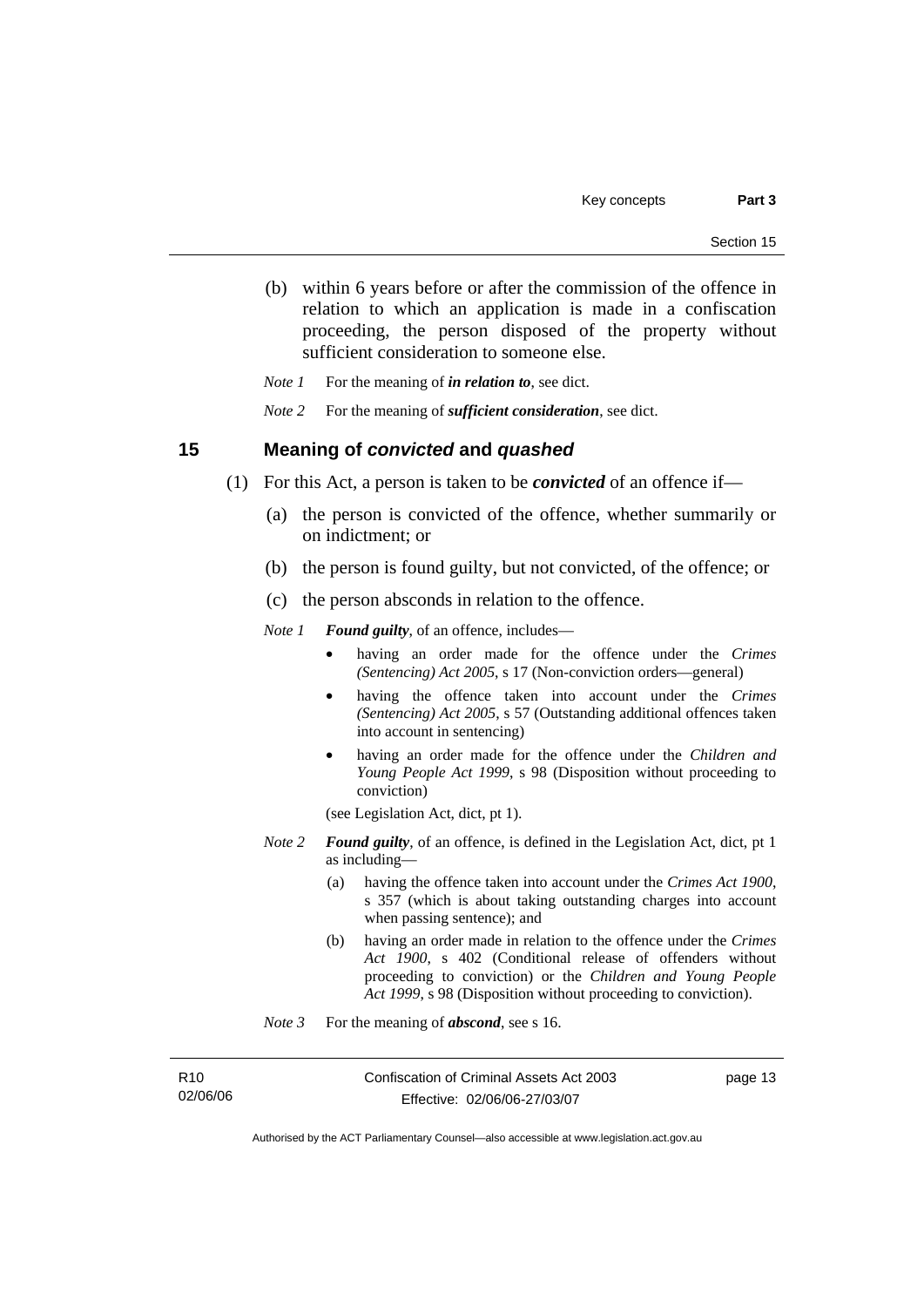(b) within 6 years before or after the commission of the offence in relation to which an application is made in a confiscation proceeding, the person disposed of the property without sufficient consideration to someone else.

*Note 1* For the meaning of ***in relation to***, see dict.

*Note 2* For the meaning of ***sufficient consideration***, see dict.

## 15 Meaning of *convicted* and *quashed*

(1) For this Act, a person is taken to be ***convicted*** of an offence if—

(a) the person is convicted of the offence, whether summarily or on indictment; or

(b) the person is found guilty, but not convicted, of the offence; or

(c) the person absconds in relation to the offence.

*Note 1* ***Found guilty***, of an offence, includes—

- having an order made for the offence under the *Crimes (Sentencing) Act 2005*, s 17 (Non-conviction orders—general)
- having the offence taken into account under the *Crimes (Sentencing) Act 2005*, s 57 (Outstanding additional offences taken into account in sentencing)
- having an order made for the offence under the *Children and Young People Act 1999*, s 98 (Disposition without proceeding to conviction)

(see Legislation Act, dict, pt 1).

*Note 2* ***Found guilty***, of an offence, is defined in the Legislation Act, dict, pt 1 as including—

(a) having the offence taken into account under the *Crimes Act 1900*, s 357 (which is about taking outstanding charges into account when passing sentence); and

(b) having an order made in relation to the offence under the *Crimes Act 1900*, s 402 (Conditional release of offenders without proceeding to conviction) or the *Children and Young People Act 1999*, s 98 (Disposition without proceeding to conviction).

*Note 3* For the meaning of ***abscond***, see s 16.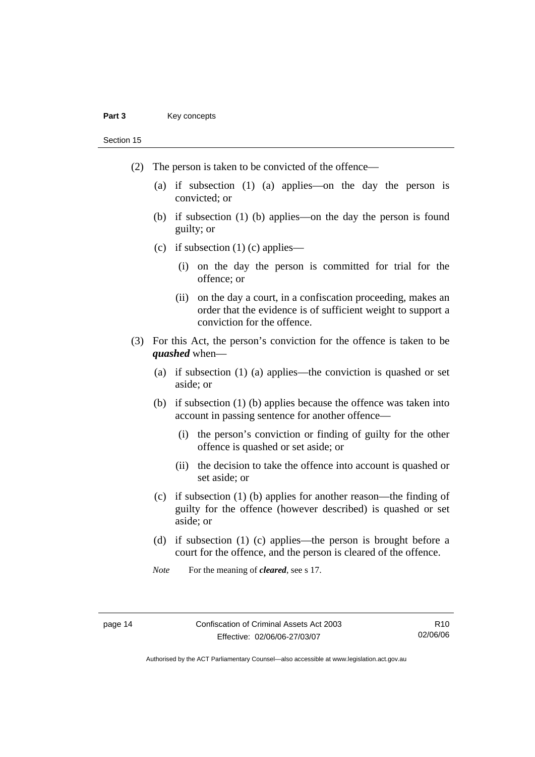(2) The person is taken to be convicted of the offence—

(a) if subsection (1) (a) applies—on the day the person is convicted; or

(b) if subsection (1) (b) applies—on the day the person is found guilty; or

(c) if subsection (1) (c) applies—

(i) on the day the person is committed for trial for the offence; or

(ii) on the day a court, in a confiscation proceeding, makes an order that the evidence is of sufficient weight to support a conviction for the offence.

(3) For this Act, the person's conviction for the offence is taken to be ***quashed*** when—

(a) if subsection (1) (a) applies—the conviction is quashed or set aside; or

(b) if subsection (1) (b) applies because the offence was taken into account in passing sentence for another offence—

(i) the person's conviction or finding of guilty for the other offence is quashed or set aside; or

(ii) the decision to take the offence into account is quashed or set aside; or

(c) if subsection (1) (b) applies for another reason—the finding of guilty for the offence (however described) is quashed or set aside; or

(d) if subsection (1) (c) applies—the person is brought before a court for the offence, and the person is cleared of the offence.

*Note* For the meaning of ***cleared***, see s 17.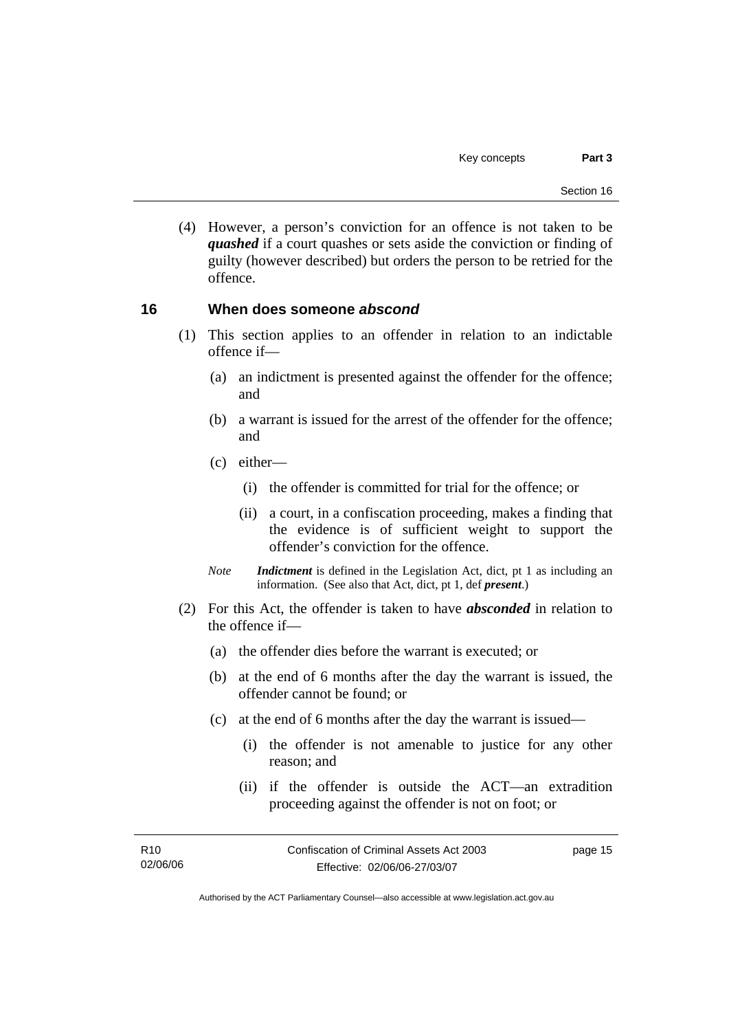(4) However, a person's conviction for an offence is not taken to be ***quashed*** if a court quashes or sets aside the conviction or finding of guilty (however described) but orders the person to be retried for the offence.

## 16 When does someone *abscond*

(1) This section applies to an offender in relation to an indictable offence if—

(a) an indictment is presented against the offender for the offence; and

(b) a warrant is issued for the arrest of the offender for the offence; and

(c) either—

(i) the offender is committed for trial for the offence; or

(ii) a court, in a confiscation proceeding, makes a finding that the evidence is of sufficient weight to support the offender's conviction for the offence.

*Note* ***Indictment*** is defined in the Legislation Act, dict, pt 1 as including an information. (See also that Act, dict, pt 1, def ***present***.)

(2) For this Act, the offender is taken to have ***absconded*** in relation to the offence if—

(a) the offender dies before the warrant is executed; or

(b) at the end of 6 months after the day the warrant is issued, the offender cannot be found; or

(c) at the end of 6 months after the day the warrant is issued—

(i) the offender is not amenable to justice for any other reason; and

(ii) if the offender is outside the ACT—an extradition proceeding against the offender is not on foot; or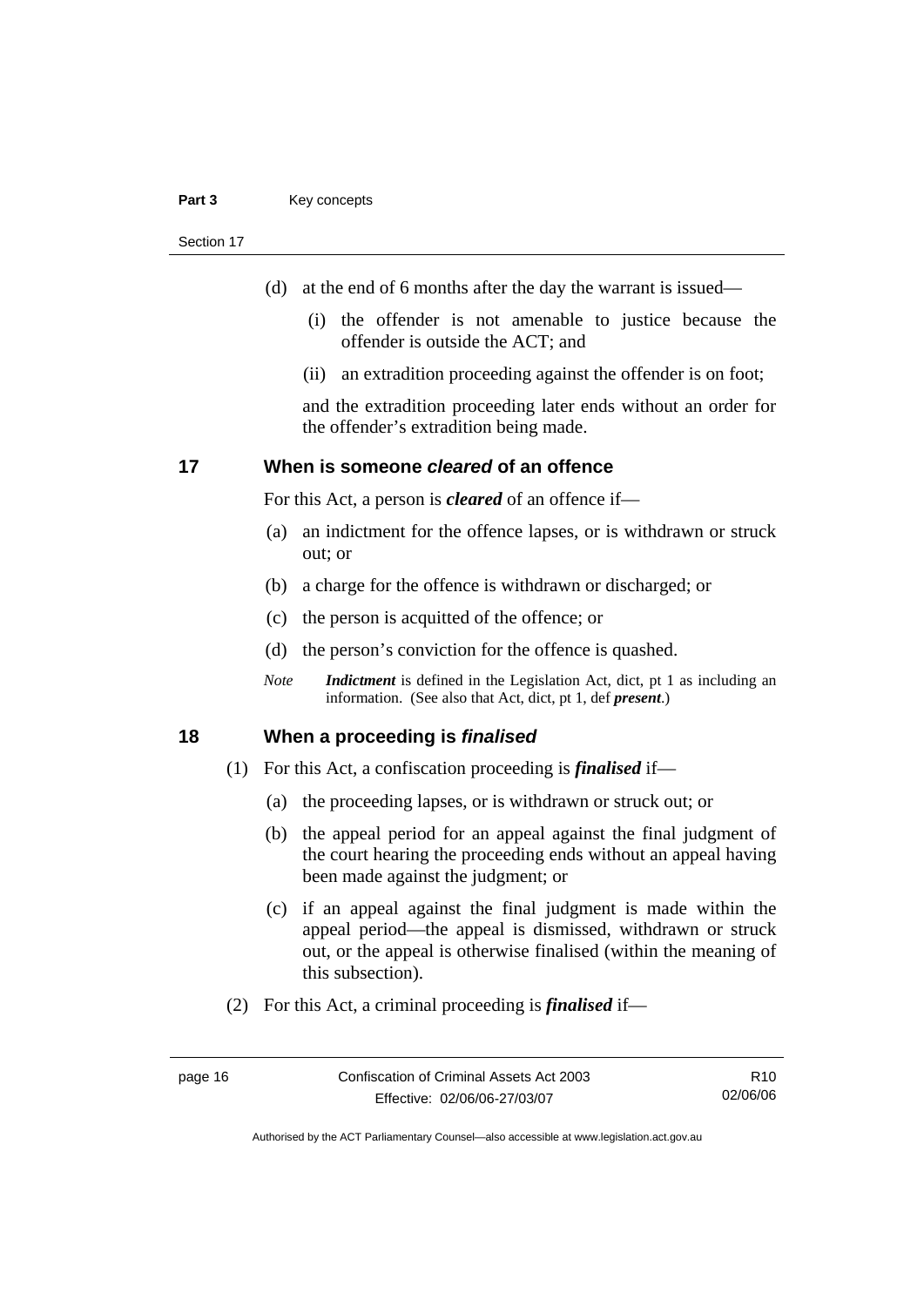(d) at the end of 6 months after the day the warrant is issued—

(i) the offender is not amenable to justice because the offender is outside the ACT; and

(ii) an extradition proceeding against the offender is on foot;

and the extradition proceeding later ends without an order for the offender's extradition being made.

## 17 When is someone *cleared* of an offence

For this Act, a person is ***cleared*** of an offence if—

(a) an indictment for the offence lapses, or is withdrawn or struck out; or

(b) a charge for the offence is withdrawn or discharged; or

(c) the person is acquitted of the offence; or

(d) the person's conviction for the offence is quashed.

*Note* ***Indictment*** is defined in the Legislation Act, dict, pt 1 as including an information. (See also that Act, dict, pt 1, def ***present***.)

## 18 When a proceeding is *finalised*

(1) For this Act, a confiscation proceeding is ***finalised*** if—

(a) the proceeding lapses, or is withdrawn or struck out; or

(b) the appeal period for an appeal against the final judgment of the court hearing the proceeding ends without an appeal having been made against the judgment; or

(c) if an appeal against the final judgment is made within the appeal period—the appeal is dismissed, withdrawn or struck out, or the appeal is otherwise finalised (within the meaning of this subsection).

(2) For this Act, a criminal proceeding is ***finalised*** if—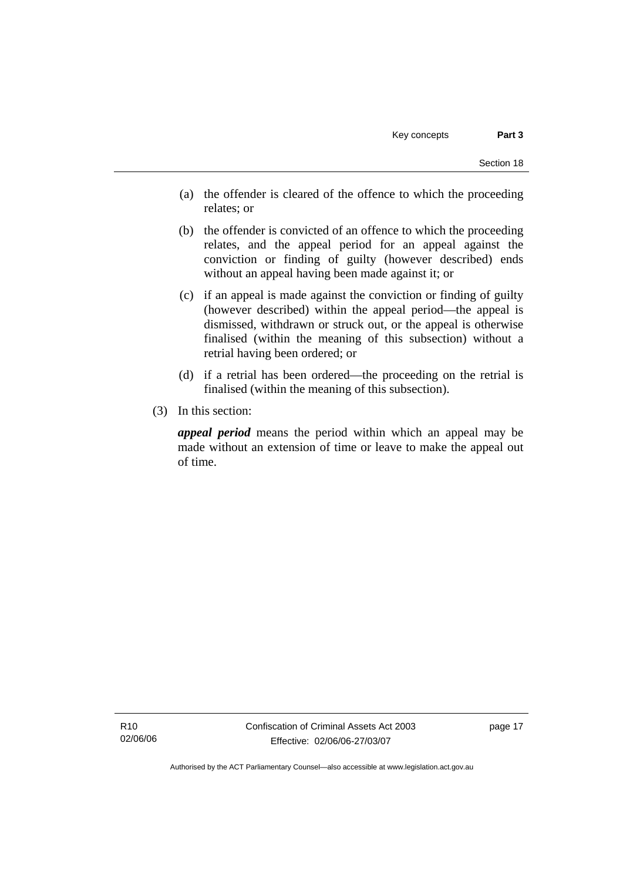(a) the offender is cleared of the offence to which the proceeding relates; or

(b) the offender is convicted of an offence to which the proceeding relates, and the appeal period for an appeal against the conviction or finding of guilty (however described) ends without an appeal having been made against it; or

(c) if an appeal is made against the conviction or finding of guilty (however described) within the appeal period—the appeal is dismissed, withdrawn or struck out, or the appeal is otherwise finalised (within the meaning of this subsection) without a retrial having been ordered; or

(d) if a retrial has been ordered—the proceeding on the retrial is finalised (within the meaning of this subsection).

(3) In this section:

***appeal period*** means the period within which an appeal may be made without an extension of time or leave to make the appeal out of time.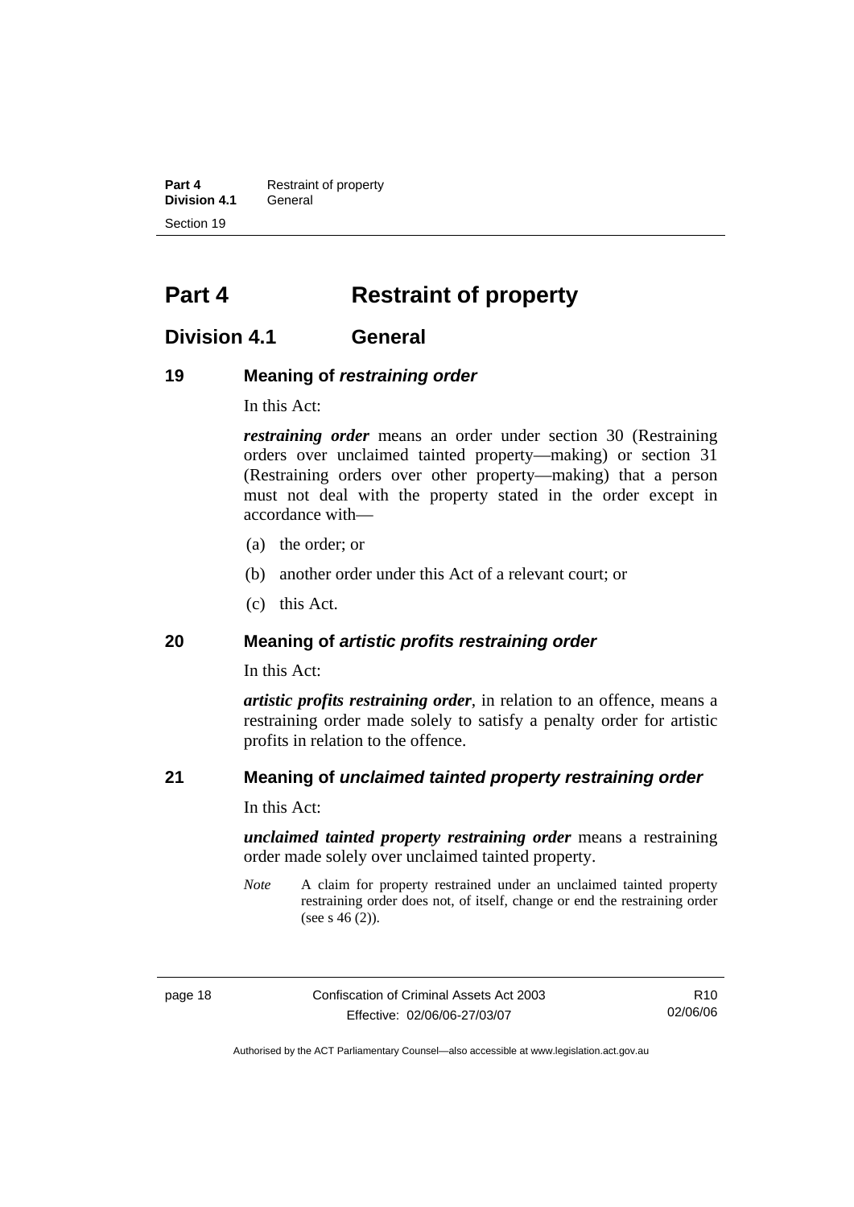# Part 4 Restraint of property

## Division 4.1 General

### 19 Meaning of *restraining order*

In this Act:

***restraining order*** means an order under section 30 (Restraining orders over unclaimed tainted property—making) or section 31 (Restraining orders over other property—making) that a person must not deal with the property stated in the order except in accordance with—

(a) the order; or

(b) another order under this Act of a relevant court; or

(c) this Act.

### 20 Meaning of *artistic profits restraining order*

In this Act:

***artistic profits restraining order***, in relation to an offence, means a restraining order made solely to satisfy a penalty order for artistic profits in relation to the offence.

### 21 Meaning of *unclaimed tainted property restraining order*

In this Act:

***unclaimed tainted property restraining order*** means a restraining order made solely over unclaimed tainted property.

*Note* A claim for property restrained under an unclaimed tainted property restraining order does not, of itself, change or end the restraining order (see s 46 (2)).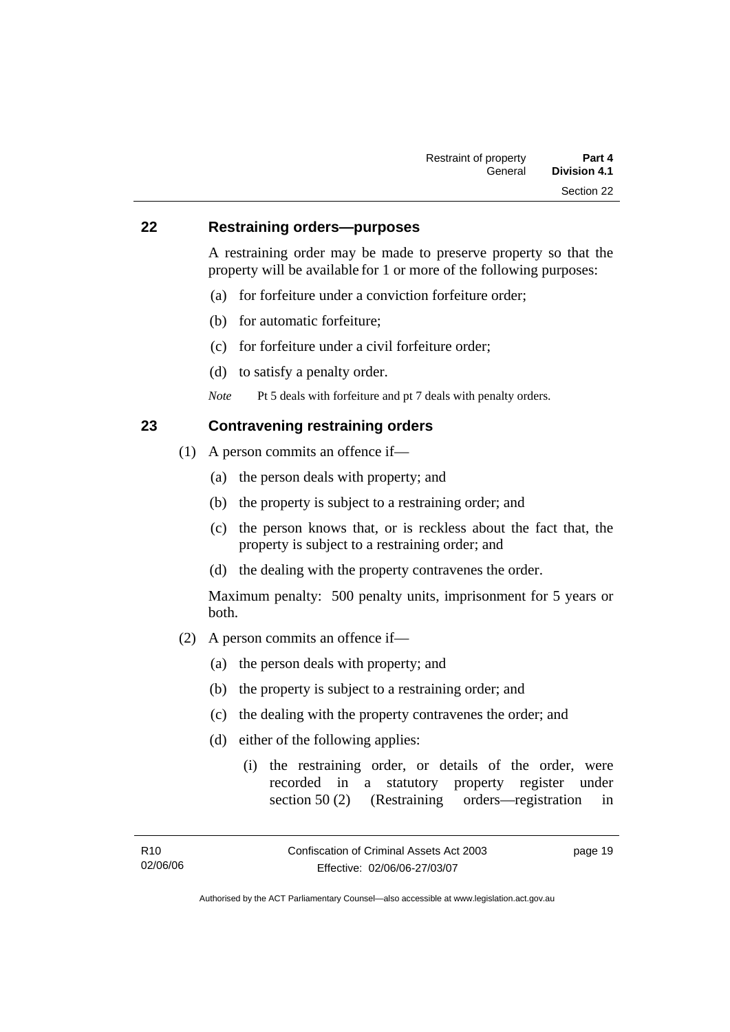## 22 Restraining orders—purposes

A restraining order may be made to preserve property so that the property will be available for 1 or more of the following purposes:

(a) for forfeiture under a conviction forfeiture order;

(b) for automatic forfeiture;

(c) for forfeiture under a civil forfeiture order;

(d) to satisfy a penalty order.

*Note* Pt 5 deals with forfeiture and pt 7 deals with penalty orders.

## 23 Contravening restraining orders

(1) A person commits an offence if—

(a) the person deals with property; and

(b) the property is subject to a restraining order; and

(c) the person knows that, or is reckless about the fact that, the property is subject to a restraining order; and

(d) the dealing with the property contravenes the order.

Maximum penalty: 500 penalty units, imprisonment for 5 years or both.

(2) A person commits an offence if—

(a) the person deals with property; and

(b) the property is subject to a restraining order; and

(c) the dealing with the property contravenes the order; and

(d) either of the following applies:

(i) the restraining order, or details of the order, were recorded in a statutory property register under section 50 (2) (Restraining orders—registration in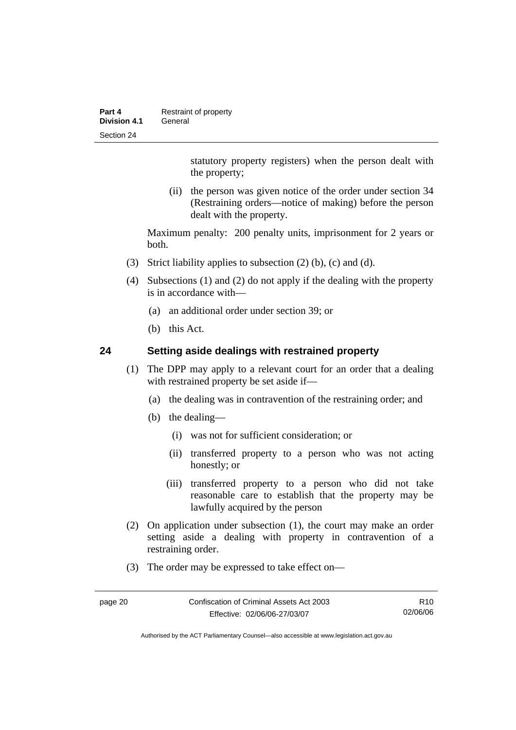statutory property registers) when the person dealt with the property;

(ii) the person was given notice of the order under section 34 (Restraining orders—notice of making) before the person dealt with the property.

Maximum penalty: 200 penalty units, imprisonment for 2 years or both.

(3) Strict liability applies to subsection (2) (b), (c) and (d).

(4) Subsections (1) and (2) do not apply if the dealing with the property is in accordance with—

(a) an additional order under section 39; or

(b) this Act.

## 24 Setting aside dealings with restrained property

(1) The DPP may apply to a relevant court for an order that a dealing with restrained property be set aside if—

(a) the dealing was in contravention of the restraining order; and

(b) the dealing—

(i) was not for sufficient consideration; or

(ii) transferred property to a person who was not acting honestly; or

(iii) transferred property to a person who did not take reasonable care to establish that the property may be lawfully acquired by the person

(2) On application under subsection (1), the court may make an order setting aside a dealing with property in contravention of a restraining order.

(3) The order may be expressed to take effect on—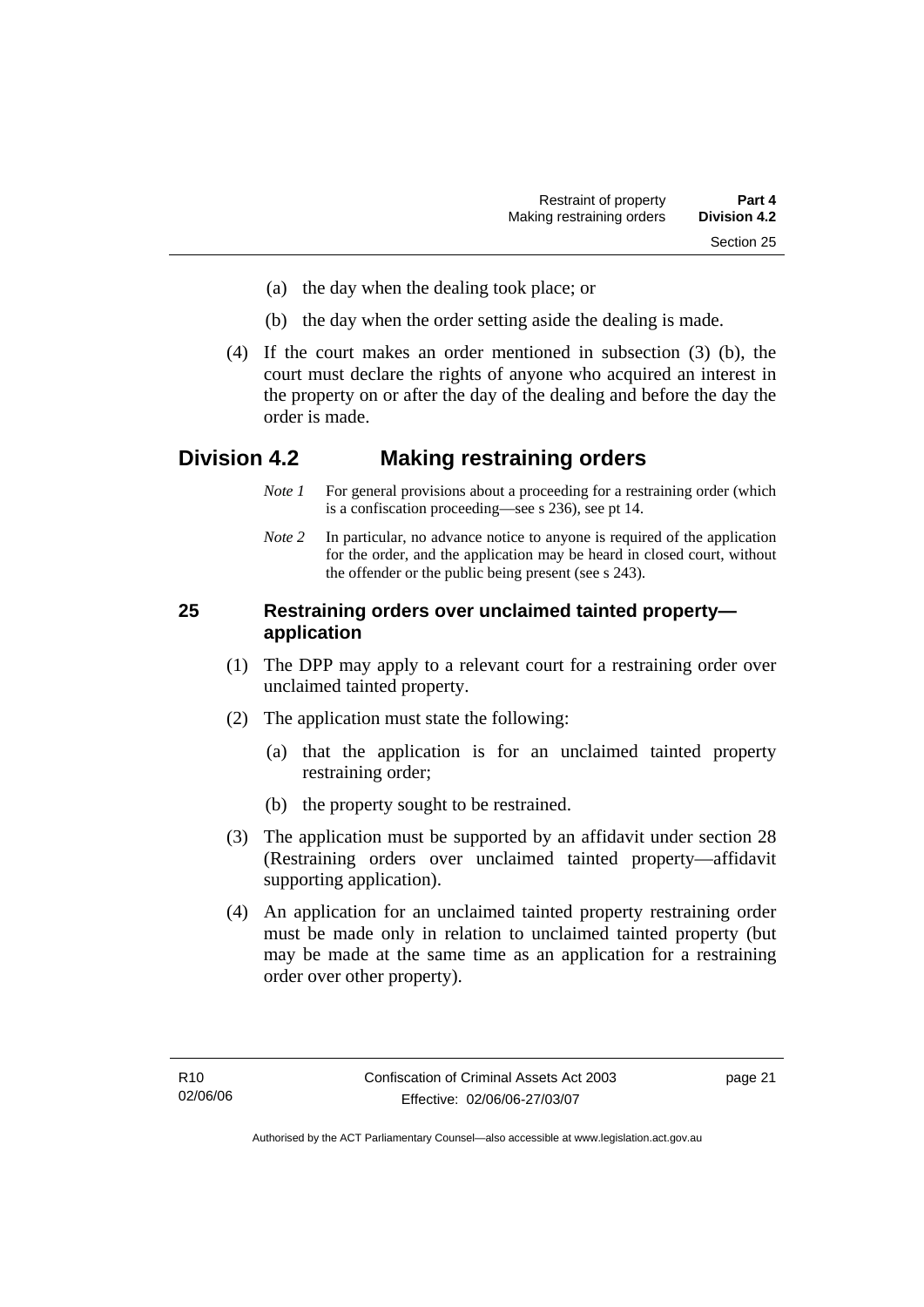(a) the day when the dealing took place; or

(b) the day when the order setting aside the dealing is made.

(4) If the court makes an order mentioned in subsection (3) (b), the court must declare the rights of anyone who acquired an interest in the property on or after the day of the dealing and before the day the order is made.

## Division 4.2 Making restraining orders

*Note 1* For general provisions about a proceeding for a restraining order (which is a confiscation proceeding—see s 236), see pt 14.

*Note 2* In particular, no advance notice to anyone is required of the application for the order, and the application may be heard in closed court, without the offender or the public being present (see s 243).

### 25 Restraining orders over unclaimed tainted property—application

(1) The DPP may apply to a relevant court for a restraining order over unclaimed tainted property.

(2) The application must state the following:

(a) that the application is for an unclaimed tainted property restraining order;

(b) the property sought to be restrained.

(3) The application must be supported by an affidavit under section 28 (Restraining orders over unclaimed tainted property—affidavit supporting application).

(4) An application for an unclaimed tainted property restraining order must be made only in relation to unclaimed tainted property (but may be made at the same time as an application for a restraining order over other property).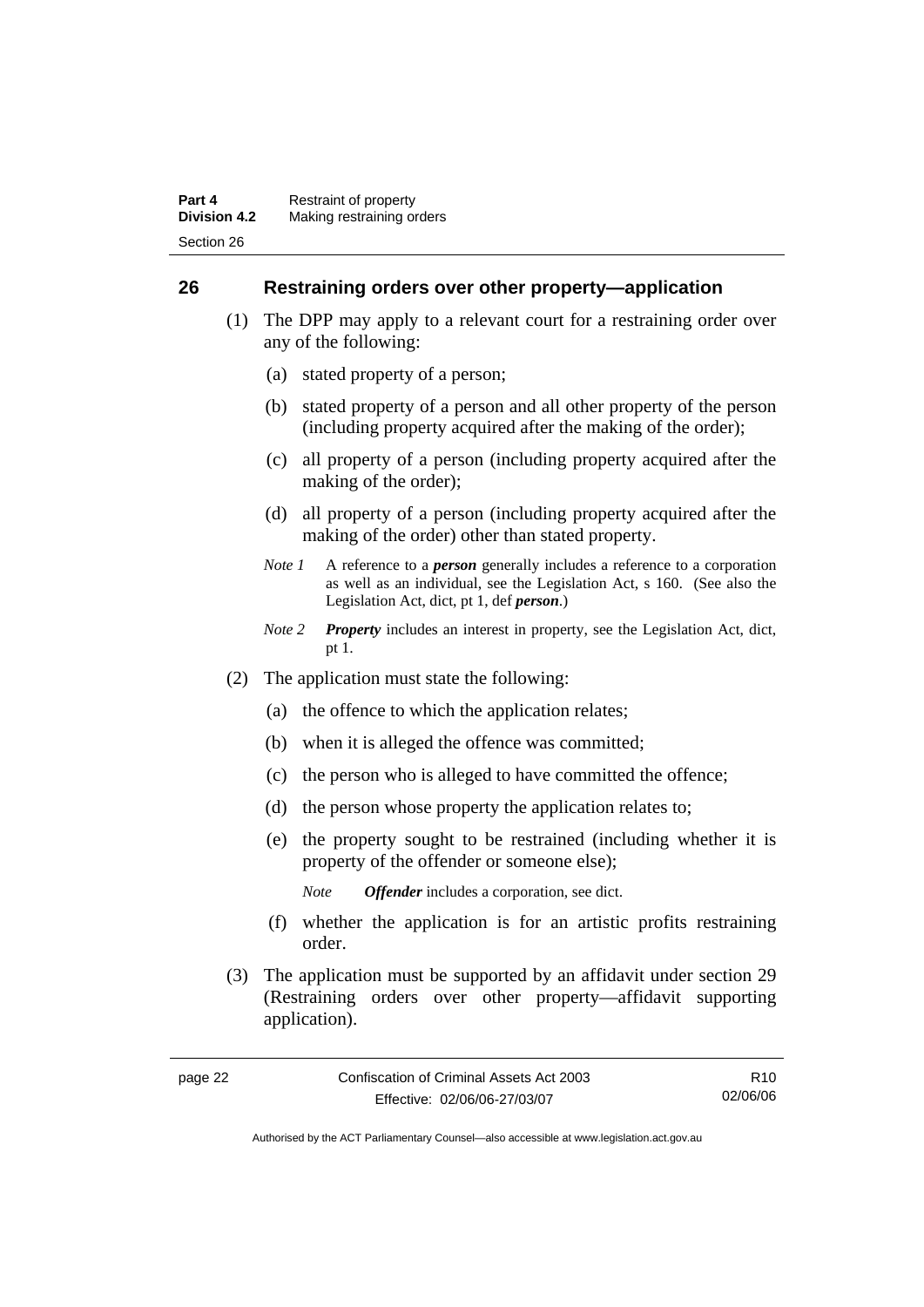## 26 Restraining orders over other property—application

(1) The DPP may apply to a relevant court for a restraining order over any of the following:

(a) stated property of a person;

(b) stated property of a person and all other property of the person (including property acquired after the making of the order);

(c) all property of a person (including property acquired after the making of the order);

(d) all property of a person (including property acquired after the making of the order) other than stated property.

*Note 1* A reference to a ***person*** generally includes a reference to a corporation as well as an individual, see the Legislation Act, s 160. (See also the Legislation Act, dict, pt 1, def ***person***.)

*Note 2* ***Property*** includes an interest in property, see the Legislation Act, dict, pt 1.

(2) The application must state the following:

(a) the offence to which the application relates;

(b) when it is alleged the offence was committed;

(c) the person who is alleged to have committed the offence;

(d) the person whose property the application relates to;

(e) the property sought to be restrained (including whether it is property of the offender or someone else);

*Note* ***Offender*** includes a corporation, see dict.

(f) whether the application is for an artistic profits restraining order.

(3) The application must be supported by an affidavit under section 29 (Restraining orders over other property—affidavit supporting application).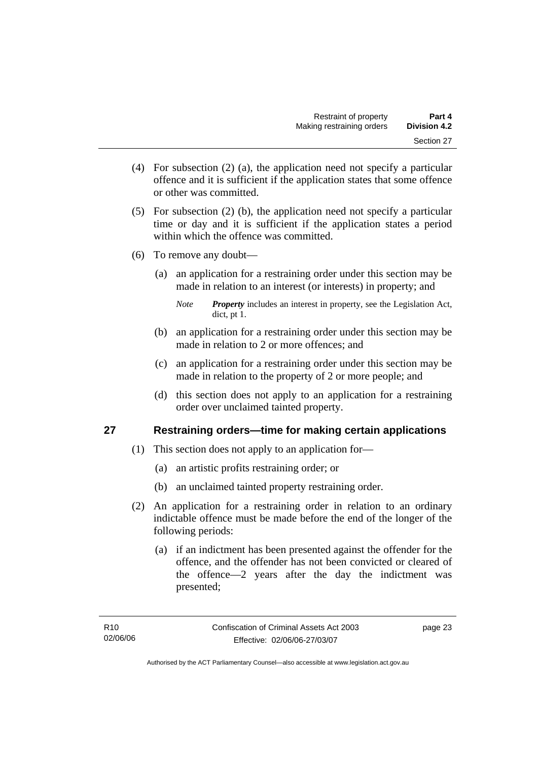(4) For subsection (2) (a), the application need not specify a particular offence and it is sufficient if the application states that some offence or other was committed.

(5) For subsection (2) (b), the application need not specify a particular time or day and it is sufficient if the application states a period within which the offence was committed.

(6) To remove any doubt—

(a) an application for a restraining order under this section may be made in relation to an interest (or interests) in property; and

*Note* ***Property*** includes an interest in property, see the Legislation Act, dict, pt 1.

(b) an application for a restraining order under this section may be made in relation to 2 or more offences; and

(c) an application for a restraining order under this section may be made in relation to the property of 2 or more people; and

(d) this section does not apply to an application for a restraining order over unclaimed tainted property.

## 27 Restraining orders—time for making certain applications

(1) This section does not apply to an application for—

(a) an artistic profits restraining order; or

(b) an unclaimed tainted property restraining order.

(2) An application for a restraining order in relation to an ordinary indictable offence must be made before the end of the longer of the following periods:

(a) if an indictment has been presented against the offender for the offence, and the offender has not been convicted or cleared of the offence—2 years after the day the indictment was presented;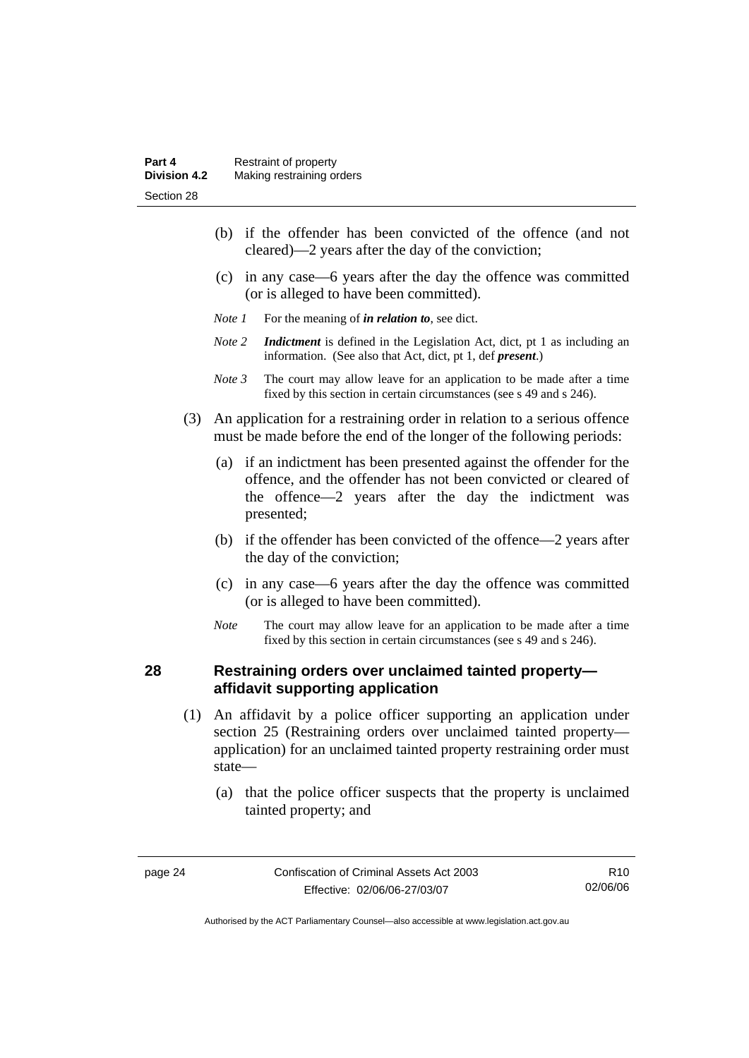(b) if the offender has been convicted of the offence (and not cleared)—2 years after the day of the conviction;

(c) in any case—6 years after the day the offence was committed (or is alleged to have been committed).

*Note 1* For the meaning of ***in relation to***, see dict.

*Note 2* ***Indictment*** is defined in the Legislation Act, dict, pt 1 as including an information. (See also that Act, dict, pt 1, def ***present***.)

*Note 3* The court may allow leave for an application to be made after a time fixed by this section in certain circumstances (see s 49 and s 246).

(3) An application for a restraining order in relation to a serious offence must be made before the end of the longer of the following periods:

(a) if an indictment has been presented against the offender for the offence, and the offender has not been convicted or cleared of the offence—2 years after the day the indictment was presented;

(b) if the offender has been convicted of the offence—2 years after the day of the conviction;

(c) in any case—6 years after the day the offence was committed (or is alleged to have been committed).

*Note* The court may allow leave for an application to be made after a time fixed by this section in certain circumstances (see s 49 and s 246).

## 28 Restraining orders over unclaimed tainted property—affidavit supporting application

(1) An affidavit by a police officer supporting an application under section 25 (Restraining orders over unclaimed tainted property—application) for an unclaimed tainted property restraining order must state—

(a) that the police officer suspects that the property is unclaimed tainted property; and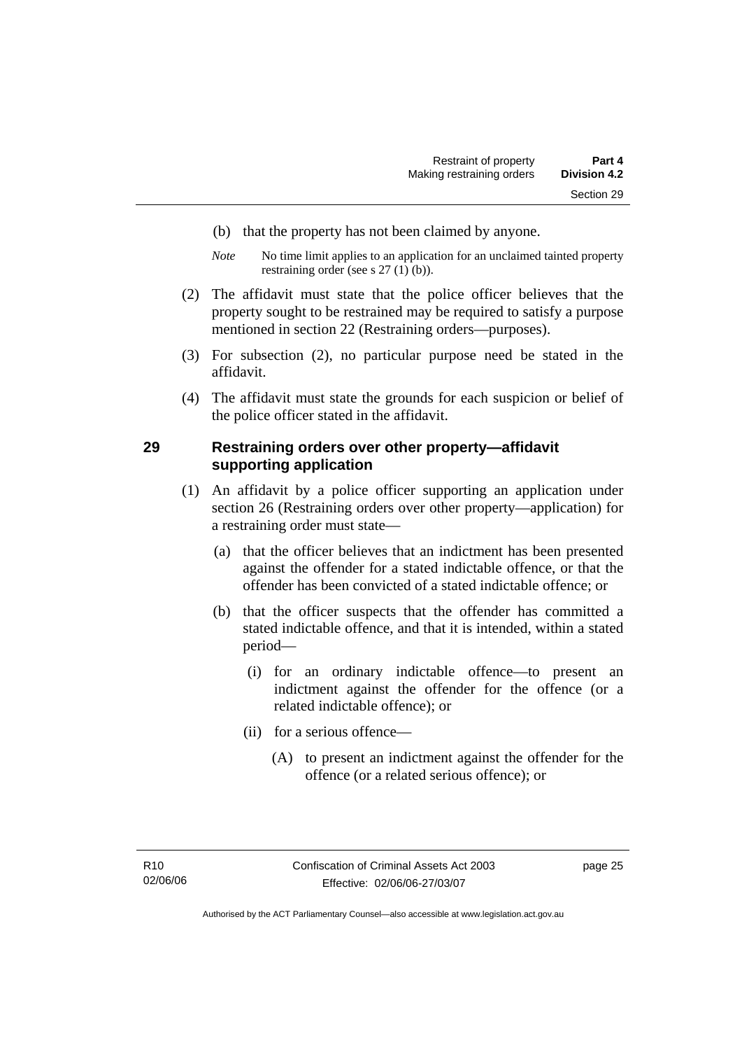(b) that the property has not been claimed by anyone.

*Note* No time limit applies to an application for an unclaimed tainted property restraining order (see s 27 (1) (b)).

(2) The affidavit must state that the police officer believes that the property sought to be restrained may be required to satisfy a purpose mentioned in section 22 (Restraining orders—purposes).

(3) For subsection (2), no particular purpose need be stated in the affidavit.

(4) The affidavit must state the grounds for each suspicion or belief of the police officer stated in the affidavit.

## 29 Restraining orders over other property—affidavit supporting application

(1) An affidavit by a police officer supporting an application under section 26 (Restraining orders over other property—application) for a restraining order must state—

(a) that the officer believes that an indictment has been presented against the offender for a stated indictable offence, or that the offender has been convicted of a stated indictable offence; or

(b) that the officer suspects that the offender has committed a stated indictable offence, and that it is intended, within a stated period—

(i) for an ordinary indictable offence—to present an indictment against the offender for the offence (or a related indictable offence); or

(ii) for a serious offence—

(A) to present an indictment against the offender for the offence (or a related serious offence); or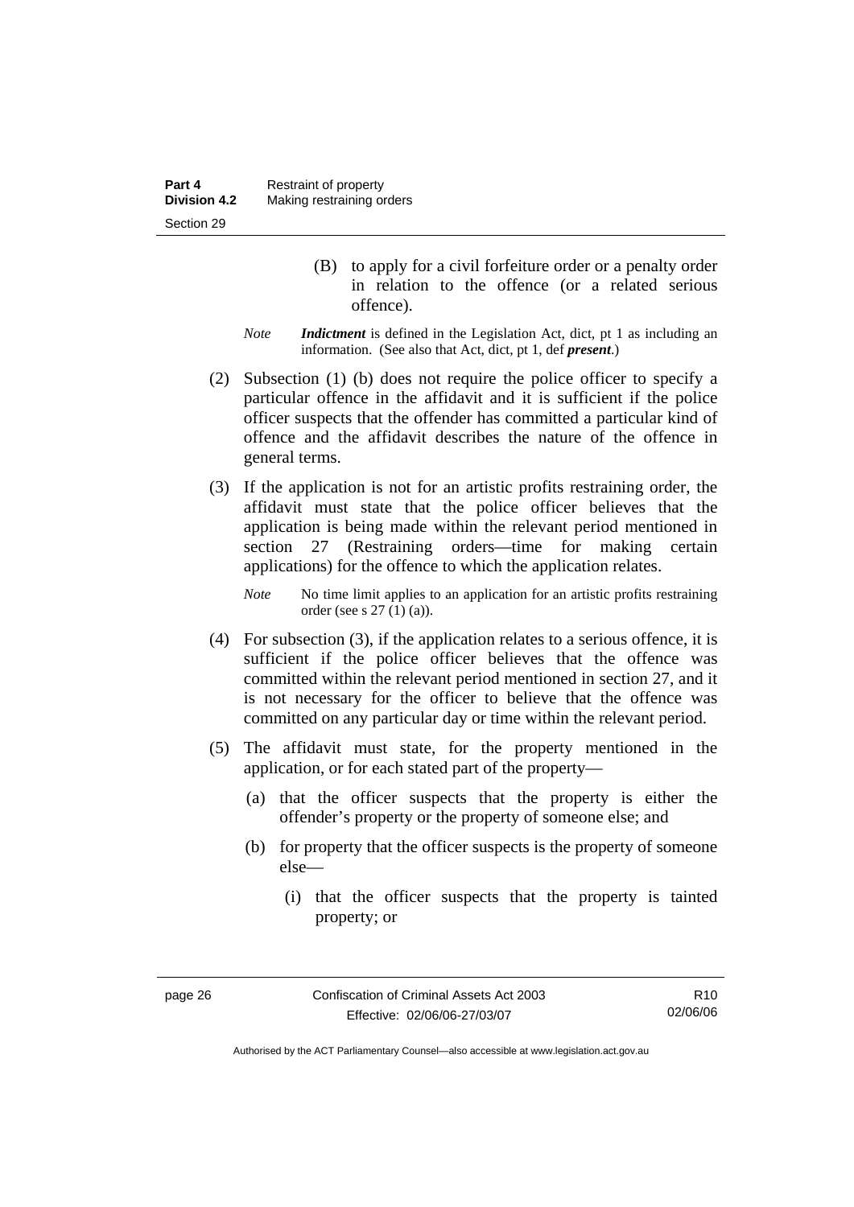(B) to apply for a civil forfeiture order or a penalty order in relation to the offence (or a related serious offence).

*Note* ***Indictment*** is defined in the Legislation Act, dict, pt 1 as including an information. (See also that Act, dict, pt 1, def ***present***.)

(2) Subsection (1) (b) does not require the police officer to specify a particular offence in the affidavit and it is sufficient if the police officer suspects that the offender has committed a particular kind of offence and the affidavit describes the nature of the offence in general terms.

(3) If the application is not for an artistic profits restraining order, the affidavit must state that the police officer believes that the application is being made within the relevant period mentioned in section 27 (Restraining orders—time for making certain applications) for the offence to which the application relates.

*Note* No time limit applies to an application for an artistic profits restraining order (see s 27 (1) (a)).

(4) For subsection (3), if the application relates to a serious offence, it is sufficient if the police officer believes that the offence was committed within the relevant period mentioned in section 27, and it is not necessary for the officer to believe that the offence was committed on any particular day or time within the relevant period.

(5) The affidavit must state, for the property mentioned in the application, or for each stated part of the property—

(a) that the officer suspects that the property is either the offender's property or the property of someone else; and

(b) for property that the officer suspects is the property of someone else—

(i) that the officer suspects that the property is tainted property; or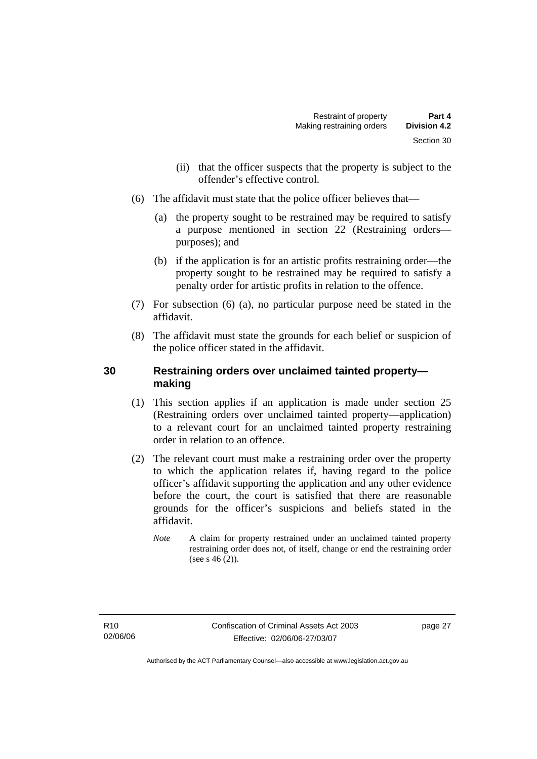(ii) that the officer suspects that the property is subject to the offender's effective control.

(6) The affidavit must state that the police officer believes that—

(a) the property sought to be restrained may be required to satisfy a purpose mentioned in section 22 (Restraining orders—purposes); and

(b) if the application is for an artistic profits restraining order—the property sought to be restrained may be required to satisfy a penalty order for artistic profits in relation to the offence.

(7) For subsection (6) (a), no particular purpose need be stated in the affidavit.

(8) The affidavit must state the grounds for each belief or suspicion of the police officer stated in the affidavit.

## 30 Restraining orders over unclaimed tainted property—making

(1) This section applies if an application is made under section 25 (Restraining orders over unclaimed tainted property—application) to a relevant court for an unclaimed tainted property restraining order in relation to an offence.

(2) The relevant court must make a restraining order over the property to which the application relates if, having regard to the police officer's affidavit supporting the application and any other evidence before the court, the court is satisfied that there are reasonable grounds for the officer's suspicions and beliefs stated in the affidavit.

*Note* A claim for property restrained under an unclaimed tainted property restraining order does not, of itself, change or end the restraining order (see s 46 (2)).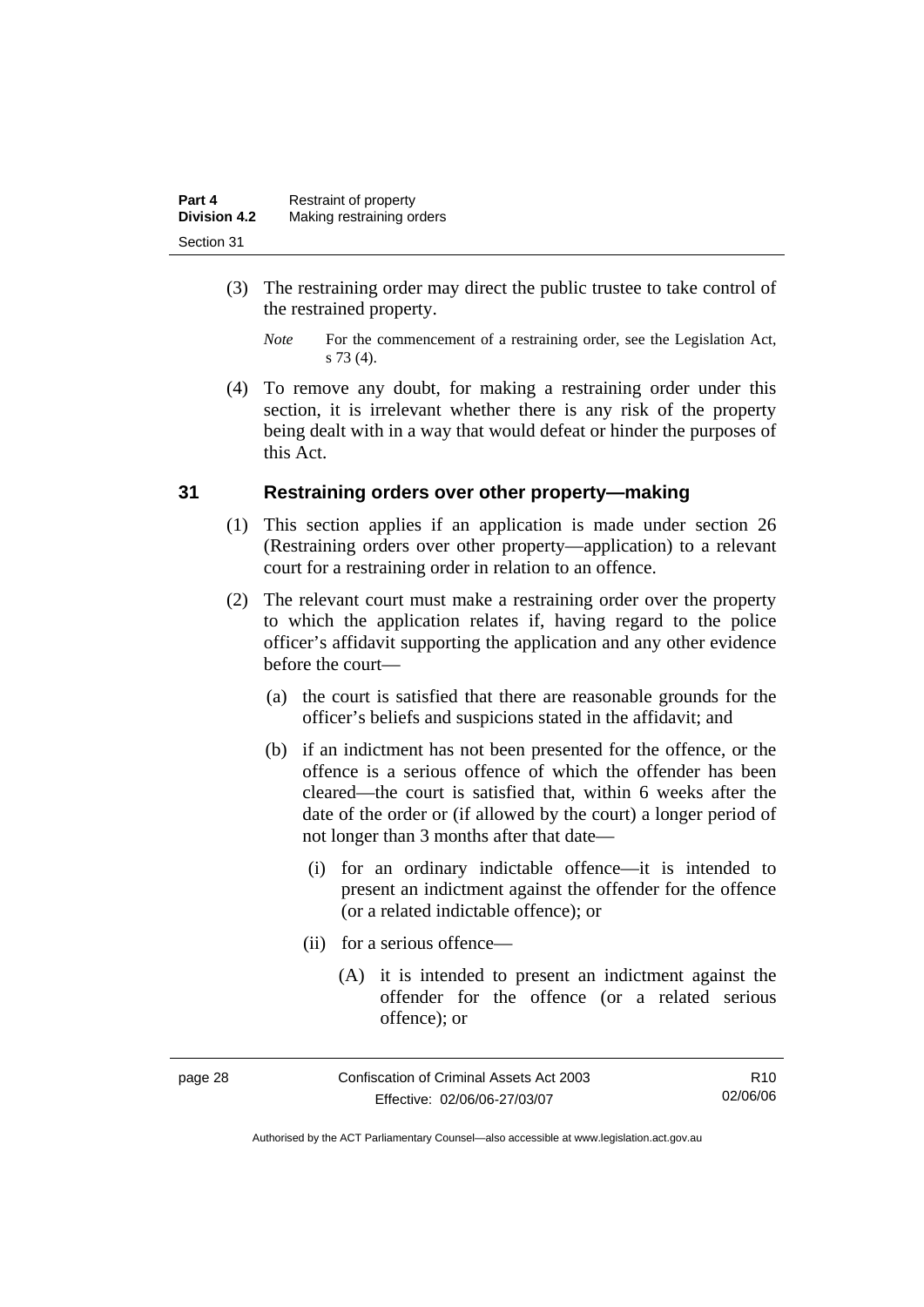(3) The restraining order may direct the public trustee to take control of the restrained property.

*Note* For the commencement of a restraining order, see the Legislation Act, s 73 (4).

(4) To remove any doubt, for making a restraining order under this section, it is irrelevant whether there is any risk of the property being dealt with in a way that would defeat or hinder the purposes of this Act.

## 31 Restraining orders over other property—making

(1) This section applies if an application is made under section 26 (Restraining orders over other property—application) to a relevant court for a restraining order in relation to an offence.

(2) The relevant court must make a restraining order over the property to which the application relates if, having regard to the police officer's affidavit supporting the application and any other evidence before the court—

(a) the court is satisfied that there are reasonable grounds for the officer's beliefs and suspicions stated in the affidavit; and

(b) if an indictment has not been presented for the offence, or the offence is a serious offence of which the offender has been cleared—the court is satisfied that, within 6 weeks after the date of the order or (if allowed by the court) a longer period of not longer than 3 months after that date—

(i) for an ordinary indictable offence—it is intended to present an indictment against the offender for the offence (or a related indictable offence); or

(ii) for a serious offence—

(A) it is intended to present an indictment against the offender for the offence (or a related serious offence); or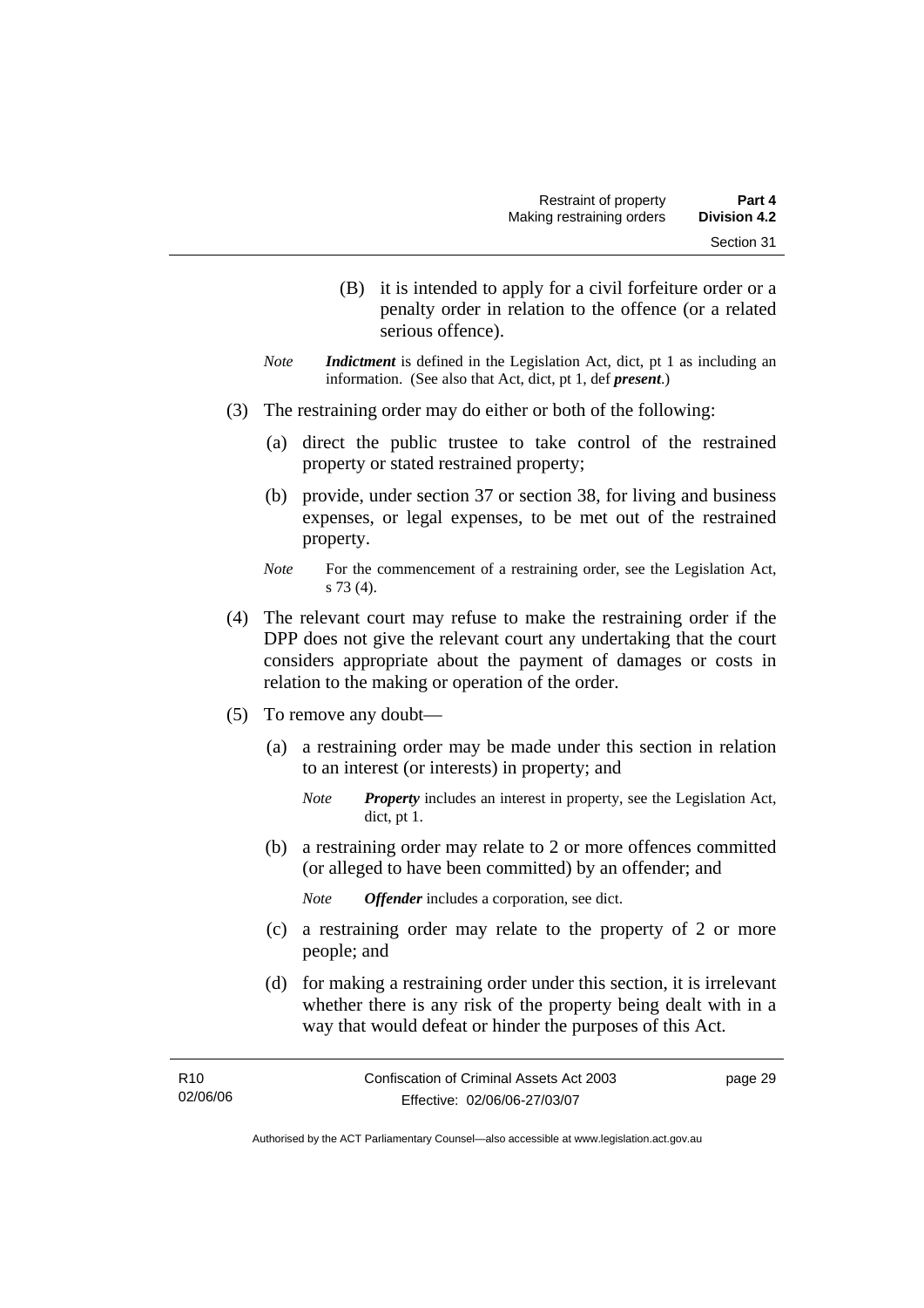(B) it is intended to apply for a civil forfeiture order or a penalty order in relation to the offence (or a related serious offence).

*Note* ***Indictment*** is defined in the Legislation Act, dict, pt 1 as including an information. (See also that Act, dict, pt 1, def ***present***.)

(3) The restraining order may do either or both of the following:

(a) direct the public trustee to take control of the restrained property or stated restrained property;

(b) provide, under section 37 or section 38, for living and business expenses, or legal expenses, to be met out of the restrained property.

*Note* For the commencement of a restraining order, see the Legislation Act, s 73 (4).

(4) The relevant court may refuse to make the restraining order if the DPP does not give the relevant court any undertaking that the court considers appropriate about the payment of damages or costs in relation to the making or operation of the order.

(5) To remove any doubt—

(a) a restraining order may be made under this section in relation to an interest (or interests) in property; and

*Note* ***Property*** includes an interest in property, see the Legislation Act, dict, pt 1.

(b) a restraining order may relate to 2 or more offences committed (or alleged to have been committed) by an offender; and

*Note* ***Offender*** includes a corporation, see dict.

(c) a restraining order may relate to the property of 2 or more people; and

(d) for making a restraining order under this section, it is irrelevant whether there is any risk of the property being dealt with in a way that would defeat or hinder the purposes of this Act.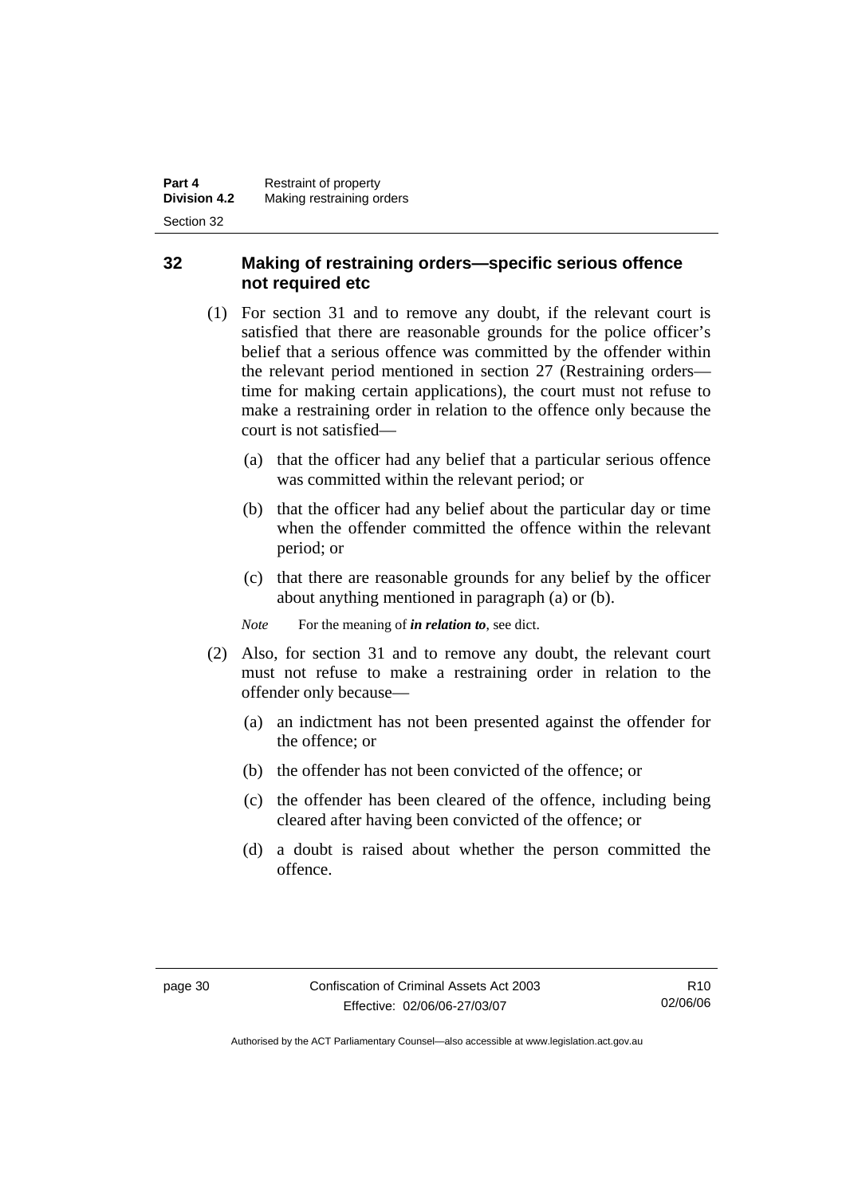## 32 Making of restraining orders—specific serious offence not required etc

(1) For section 31 and to remove any doubt, if the relevant court is satisfied that there are reasonable grounds for the police officer's belief that a serious offence was committed by the offender within the relevant period mentioned in section 27 (Restraining orders—time for making certain applications), the court must not refuse to make a restraining order in relation to the offence only because the court is not satisfied—

(a) that the officer had any belief that a particular serious offence was committed within the relevant period; or

(b) that the officer had any belief about the particular day or time when the offender committed the offence within the relevant period; or

(c) that there are reasonable grounds for any belief by the officer about anything mentioned in paragraph (a) or (b).

*Note* For the meaning of ***in relation to***, see dict.

(2) Also, for section 31 and to remove any doubt, the relevant court must not refuse to make a restraining order in relation to the offender only because—

(a) an indictment has not been presented against the offender for the offence; or

(b) the offender has not been convicted of the offence; or

(c) the offender has been cleared of the offence, including being cleared after having been convicted of the offence; or

(d) a doubt is raised about whether the person committed the offence.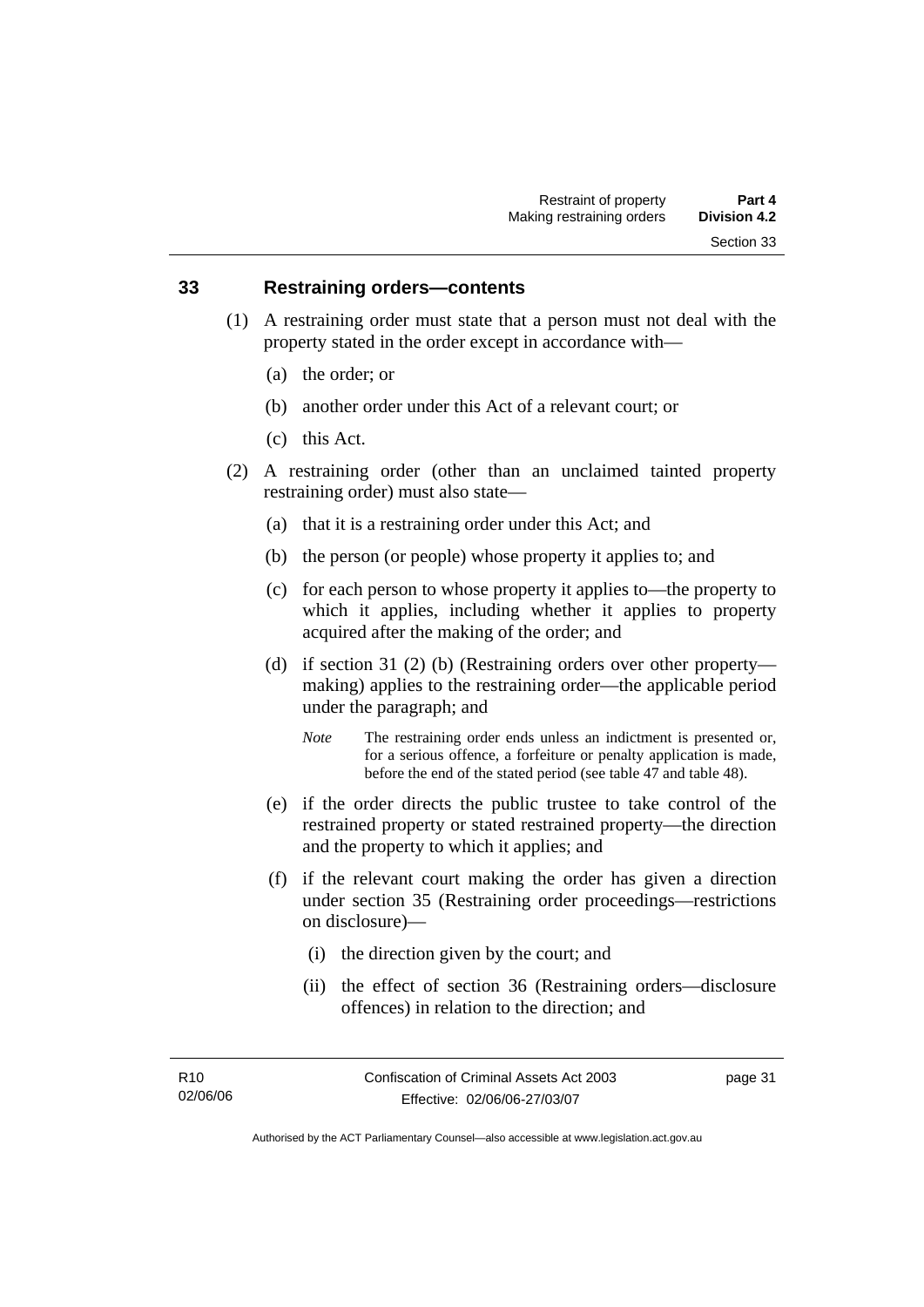## 33 Restraining orders—contents

(1) A restraining order must state that a person must not deal with the property stated in the order except in accordance with—

(a) the order; or

(b) another order under this Act of a relevant court; or

(c) this Act.

(2) A restraining order (other than an unclaimed tainted property restraining order) must also state—

(a) that it is a restraining order under this Act; and

(b) the person (or people) whose property it applies to; and

(c) for each person to whose property it applies to—the property to which it applies, including whether it applies to property acquired after the making of the order; and

(d) if section 31 (2) (b) (Restraining orders over other property—making) applies to the restraining order—the applicable period under the paragraph; and

*Note* The restraining order ends unless an indictment is presented or, for a serious offence, a forfeiture or penalty application is made, before the end of the stated period (see table 47 and table 48).

(e) if the order directs the public trustee to take control of the restrained property or stated restrained property—the direction and the property to which it applies; and

(f) if the relevant court making the order has given a direction under section 35 (Restraining order proceedings—restrictions on disclosure)—

(i) the direction given by the court; and

(ii) the effect of section 36 (Restraining orders—disclosure offences) in relation to the direction; and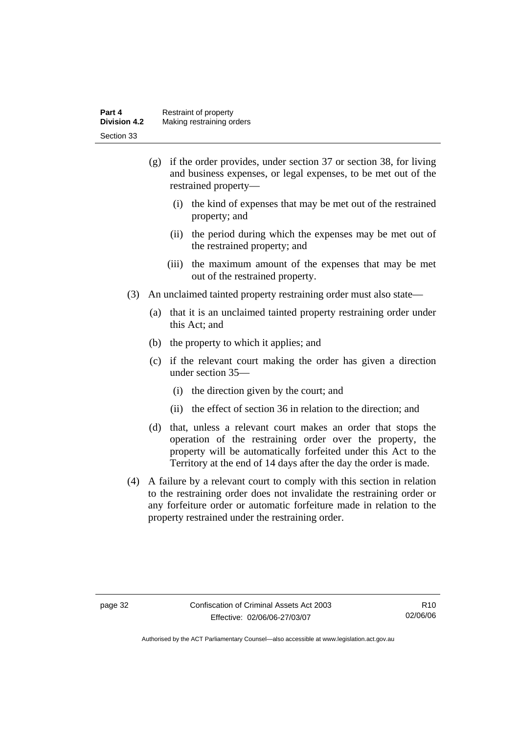(g) if the order provides, under section 37 or section 38, for living and business expenses, or legal expenses, to be met out of the restrained property—

  (i) the kind of expenses that may be met out of the restrained property; and

  (ii) the period during which the expenses may be met out of the restrained property; and

  (iii) the maximum amount of the expenses that may be met out of the restrained property.

(3) An unclaimed tainted property restraining order must also state—

  (a) that it is an unclaimed tainted property restraining order under this Act; and

  (b) the property to which it applies; and

  (c) if the relevant court making the order has given a direction under section 35—

    (i) the direction given by the court; and

    (ii) the effect of section 36 in relation to the direction; and

  (d) that, unless a relevant court makes an order that stops the operation of the restraining order over the property, the property will be automatically forfeited under this Act to the Territory at the end of 14 days after the day the order is made.

(4) A failure by a relevant court to comply with this section in relation to the restraining order does not invalidate the restraining order or any forfeiture order or automatic forfeiture made in relation to the property restrained under the restraining order.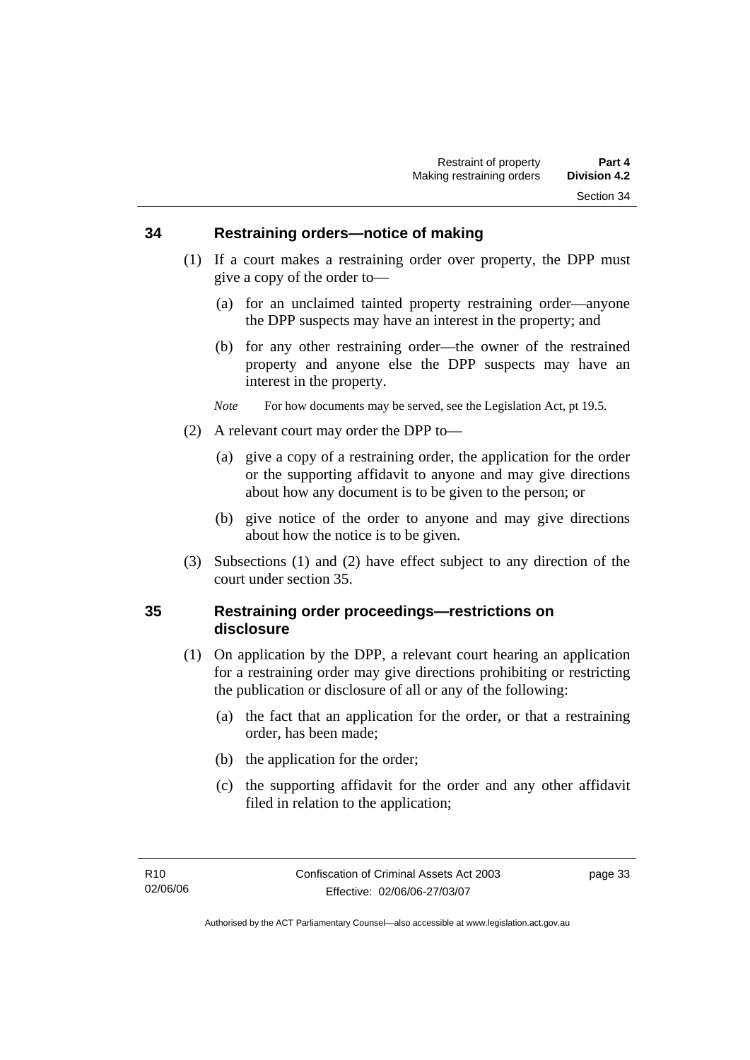## 34 Restraining orders—notice of making

(1) If a court makes a restraining order over property, the DPP must give a copy of the order to—

(a) for an unclaimed tainted property restraining order—anyone the DPP suspects may have an interest in the property; and

(b) for any other restraining order—the owner of the restrained property and anyone else the DPP suspects may have an interest in the property.

*Note* For how documents may be served, see the Legislation Act, pt 19.5.

(2) A relevant court may order the DPP to—

(a) give a copy of a restraining order, the application for the order or the supporting affidavit to anyone and may give directions about how any document is to be given to the person; or

(b) give notice of the order to anyone and may give directions about how the notice is to be given.

(3) Subsections (1) and (2) have effect subject to any direction of the court under section 35.

## 35 Restraining order proceedings—restrictions on disclosure

(1) On application by the DPP, a relevant court hearing an application for a restraining order may give directions prohibiting or restricting the publication or disclosure of all or any of the following:

(a) the fact that an application for the order, or that a restraining order, has been made;

(b) the application for the order;

(c) the supporting affidavit for the order and any other affidavit filed in relation to the application;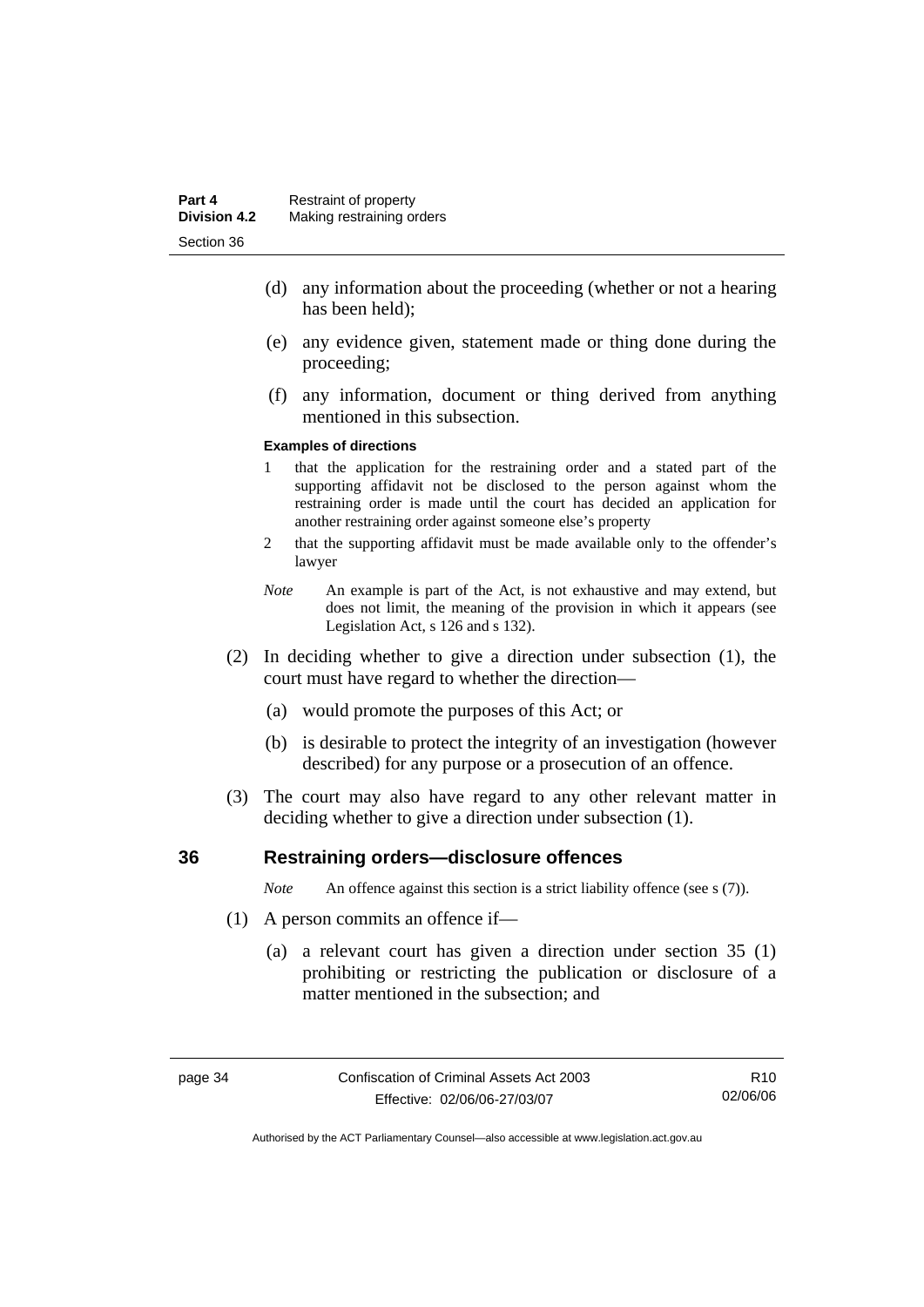(d) any information about the proceeding (whether or not a hearing has been held);

(e) any evidence given, statement made or thing done during the proceeding;

(f) any information, document or thing derived from anything mentioned in this subsection.

**Examples of directions**

1 that the application for the restraining order and a stated part of the supporting affidavit not be disclosed to the person against whom the restraining order is made until the court has decided an application for another restraining order against someone else's property

2 that the supporting affidavit must be made available only to the offender's lawyer

*Note* An example is part of the Act, is not exhaustive and may extend, but does not limit, the meaning of the provision in which it appears (see Legislation Act, s 126 and s 132).

(2) In deciding whether to give a direction under subsection (1), the court must have regard to whether the direction—

(a) would promote the purposes of this Act; or

(b) is desirable to protect the integrity of an investigation (however described) for any purpose or a prosecution of an offence.

(3) The court may also have regard to any other relevant matter in deciding whether to give a direction under subsection (1).

## 36 Restraining orders—disclosure offences

*Note* An offence against this section is a strict liability offence (see s (7)).

(1) A person commits an offence if—

(a) a relevant court has given a direction under section 35 (1) prohibiting or restricting the publication or disclosure of a matter mentioned in the subsection; and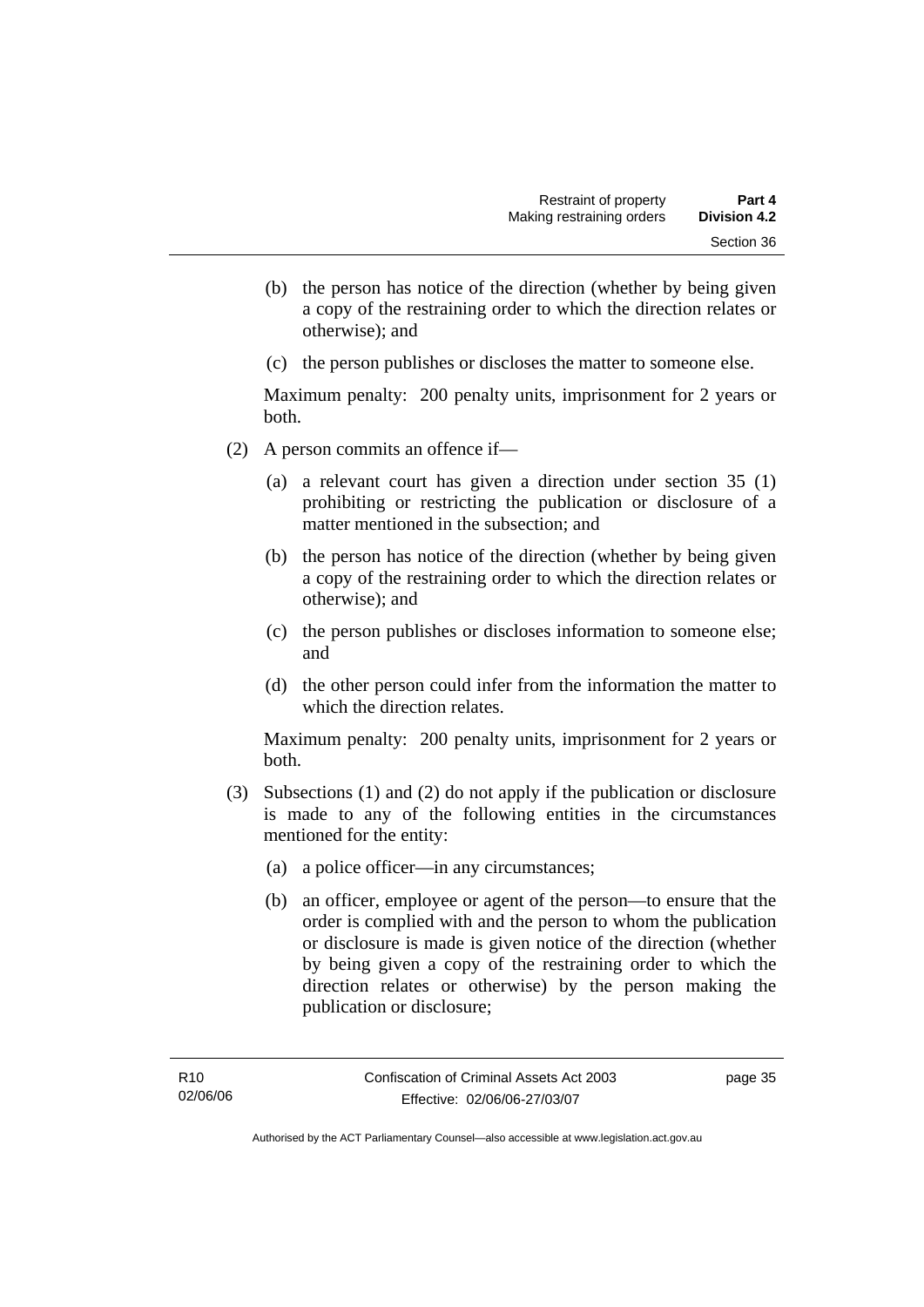(b) the person has notice of the direction (whether by being given a copy of the restraining order to which the direction relates or otherwise); and

(c) the person publishes or discloses the matter to someone else.

Maximum penalty: 200 penalty units, imprisonment for 2 years or both.

(2) A person commits an offence if—

(a) a relevant court has given a direction under section 35 (1) prohibiting or restricting the publication or disclosure of a matter mentioned in the subsection; and

(b) the person has notice of the direction (whether by being given a copy of the restraining order to which the direction relates or otherwise); and

(c) the person publishes or discloses information to someone else; and

(d) the other person could infer from the information the matter to which the direction relates.

Maximum penalty: 200 penalty units, imprisonment for 2 years or both.

(3) Subsections (1) and (2) do not apply if the publication or disclosure is made to any of the following entities in the circumstances mentioned for the entity:

(a) a police officer—in any circumstances;

(b) an officer, employee or agent of the person—to ensure that the order is complied with and the person to whom the publication or disclosure is made is given notice of the direction (whether by being given a copy of the restraining order to which the direction relates or otherwise) by the person making the publication or disclosure;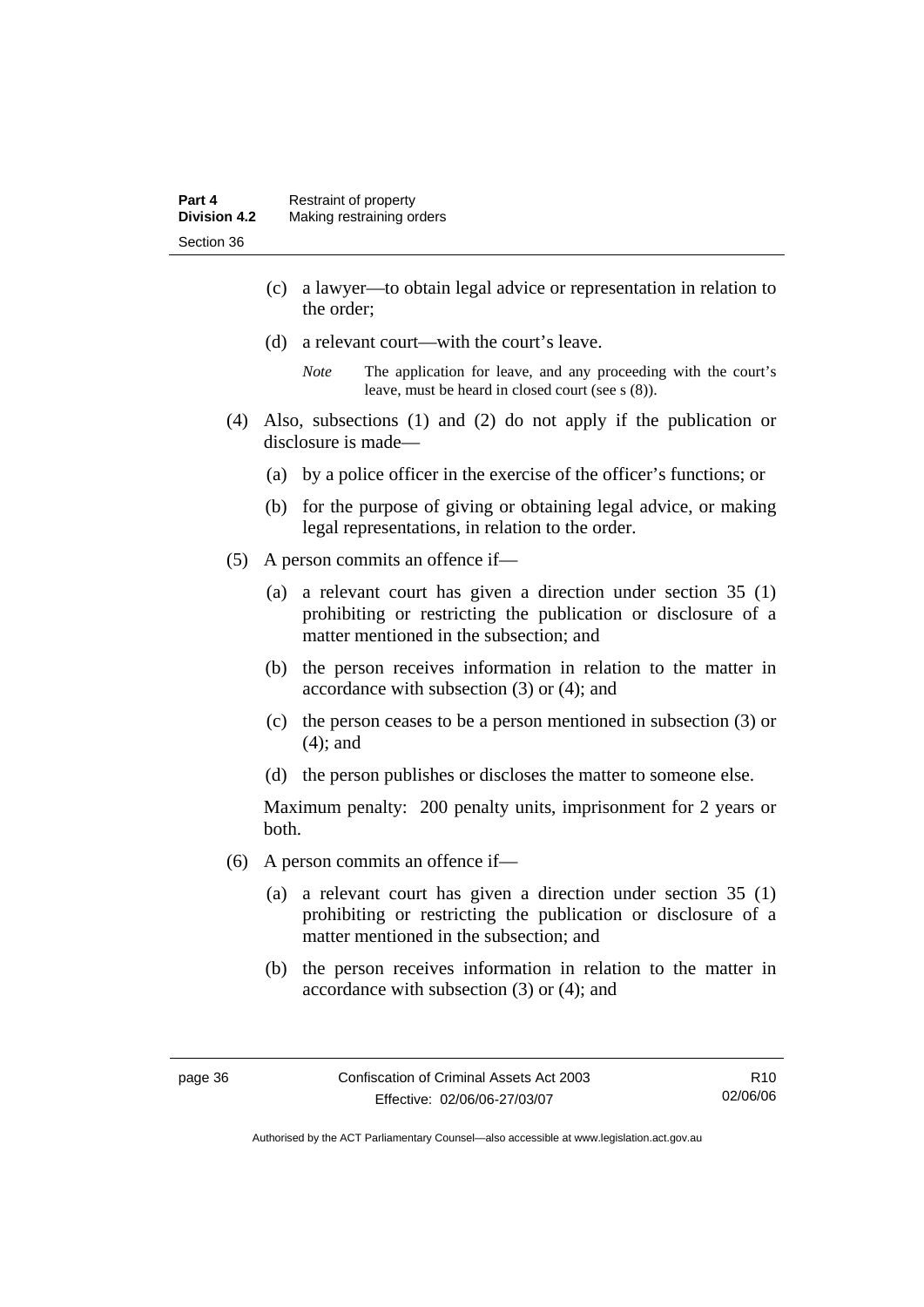(c) a lawyer—to obtain legal advice or representation in relation to the order;

(d) a relevant court—with the court's leave.

*Note* The application for leave, and any proceeding with the court's leave, must be heard in closed court (see s (8)).

(4) Also, subsections (1) and (2) do not apply if the publication or disclosure is made—

(a) by a police officer in the exercise of the officer's functions; or

(b) for the purpose of giving or obtaining legal advice, or making legal representations, in relation to the order.

(5) A person commits an offence if—

(a) a relevant court has given a direction under section 35 (1) prohibiting or restricting the publication or disclosure of a matter mentioned in the subsection; and

(b) the person receives information in relation to the matter in accordance with subsection (3) or (4); and

(c) the person ceases to be a person mentioned in subsection (3) or (4); and

(d) the person publishes or discloses the matter to someone else.

Maximum penalty: 200 penalty units, imprisonment for 2 years or both.

(6) A person commits an offence if—

(a) a relevant court has given a direction under section 35 (1) prohibiting or restricting the publication or disclosure of a matter mentioned in the subsection; and

(b) the person receives information in relation to the matter in accordance with subsection (3) or (4); and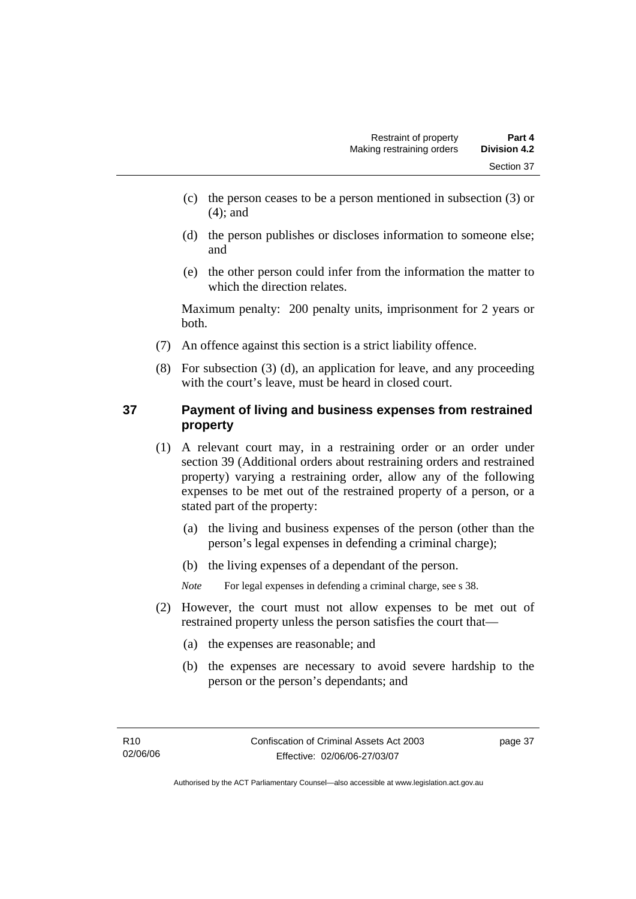(c) the person ceases to be a person mentioned in subsection (3) or (4); and

(d) the person publishes or discloses information to someone else; and

(e) the other person could infer from the information the matter to which the direction relates.

Maximum penalty: 200 penalty units, imprisonment for 2 years or both.

(7) An offence against this section is a strict liability offence.

(8) For subsection (3) (d), an application for leave, and any proceeding with the court's leave, must be heard in closed court.

## 37 Payment of living and business expenses from restrained property

(1) A relevant court may, in a restraining order or an order under section 39 (Additional orders about restraining orders and restrained property) varying a restraining order, allow any of the following expenses to be met out of the restrained property of a person, or a stated part of the property:

(a) the living and business expenses of the person (other than the person's legal expenses in defending a criminal charge);

(b) the living expenses of a dependant of the person.

*Note* For legal expenses in defending a criminal charge, see s 38.

(2) However, the court must not allow expenses to be met out of restrained property unless the person satisfies the court that—

(a) the expenses are reasonable; and

(b) the expenses are necessary to avoid severe hardship to the person or the person's dependants; and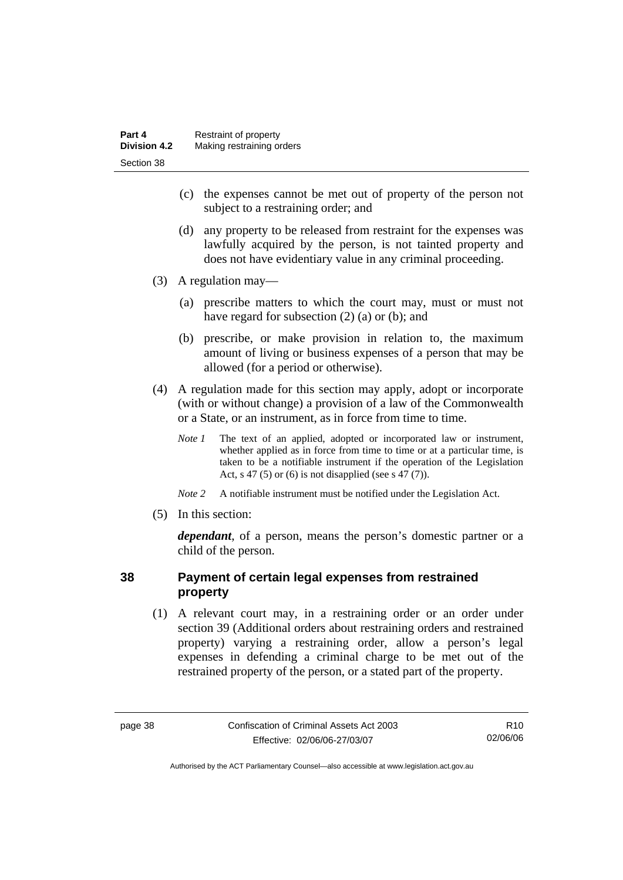(c) the expenses cannot be met out of property of the person not subject to a restraining order; and

(d) any property to be released from restraint for the expenses was lawfully acquired by the person, is not tainted property and does not have evidentiary value in any criminal proceeding.

(3) A regulation may—

(a) prescribe matters to which the court may, must or must not have regard for subsection (2) (a) or (b); and

(b) prescribe, or make provision in relation to, the maximum amount of living or business expenses of a person that may be allowed (for a period or otherwise).

(4) A regulation made for this section may apply, adopt or incorporate (with or without change) a provision of a law of the Commonwealth or a State, or an instrument, as in force from time to time.

*Note 1* The text of an applied, adopted or incorporated law or instrument, whether applied as in force from time to time or at a particular time, is taken to be a notifiable instrument if the operation of the Legislation Act, s 47 (5) or (6) is not disapplied (see s 47 (7)).

*Note 2* A notifiable instrument must be notified under the Legislation Act.

(5) In this section:

***dependant***, of a person, means the person's domestic partner or a child of the person.

## 38 Payment of certain legal expenses from restrained property

(1) A relevant court may, in a restraining order or an order under section 39 (Additional orders about restraining orders and restrained property) varying a restraining order, allow a person's legal expenses in defending a criminal charge to be met out of the restrained property of the person, or a stated part of the property.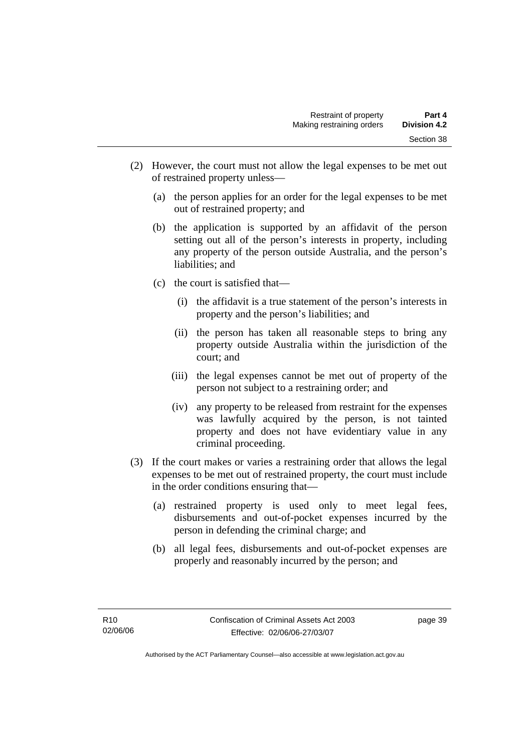(2) However, the court must not allow the legal expenses to be met out of restrained property unless—

(a) the person applies for an order for the legal expenses to be met out of restrained property; and

(b) the application is supported by an affidavit of the person setting out all of the person's interests in property, including any property of the person outside Australia, and the person's liabilities; and

(c) the court is satisfied that—

(i) the affidavit is a true statement of the person's interests in property and the person's liabilities; and

(ii) the person has taken all reasonable steps to bring any property outside Australia within the jurisdiction of the court; and

(iii) the legal expenses cannot be met out of property of the person not subject to a restraining order; and

(iv) any property to be released from restraint for the expenses was lawfully acquired by the person, is not tainted property and does not have evidentiary value in any criminal proceeding.

(3) If the court makes or varies a restraining order that allows the legal expenses to be met out of restrained property, the court must include in the order conditions ensuring that—

(a) restrained property is used only to meet legal fees, disbursements and out-of-pocket expenses incurred by the person in defending the criminal charge; and

(b) all legal fees, disbursements and out-of-pocket expenses are properly and reasonably incurred by the person; and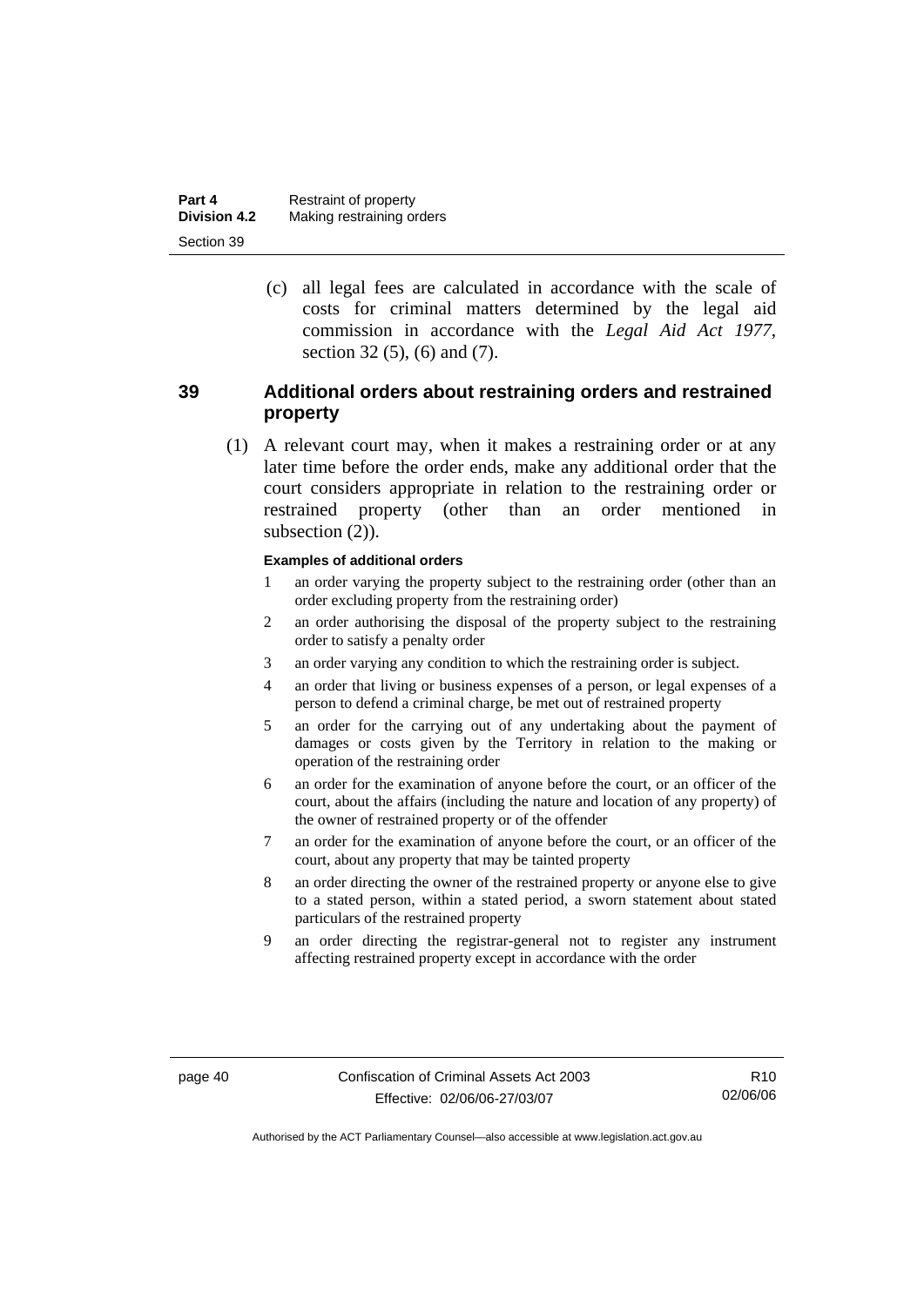(c) all legal fees are calculated in accordance with the scale of costs for criminal matters determined by the legal aid commission in accordance with the *Legal Aid Act 1977*, section 32 (5), (6) and (7).

## 39 Additional orders about restraining orders and restrained property

(1) A relevant court may, when it makes a restraining order or at any later time before the order ends, make any additional order that the court considers appropriate in relation to the restraining order or restrained property (other than an order mentioned in subsection (2)).

**Examples of additional orders**

1 an order varying the property subject to the restraining order (other than an order excluding property from the restraining order)

2 an order authorising the disposal of the property subject to the restraining order to satisfy a penalty order

3 an order varying any condition to which the restraining order is subject.

4 an order that living or business expenses of a person, or legal expenses of a person to defend a criminal charge, be met out of restrained property

5 an order for the carrying out of any undertaking about the payment of damages or costs given by the Territory in relation to the making or operation of the restraining order

6 an order for the examination of anyone before the court, or an officer of the court, about the affairs (including the nature and location of any property) of the owner of restrained property or of the offender

7 an order for the examination of anyone before the court, or an officer of the court, about any property that may be tainted property

8 an order directing the owner of the restrained property or anyone else to give to a stated person, within a stated period, a sworn statement about stated particulars of the restrained property

9 an order directing the registrar-general not to register any instrument affecting restrained property except in accordance with the order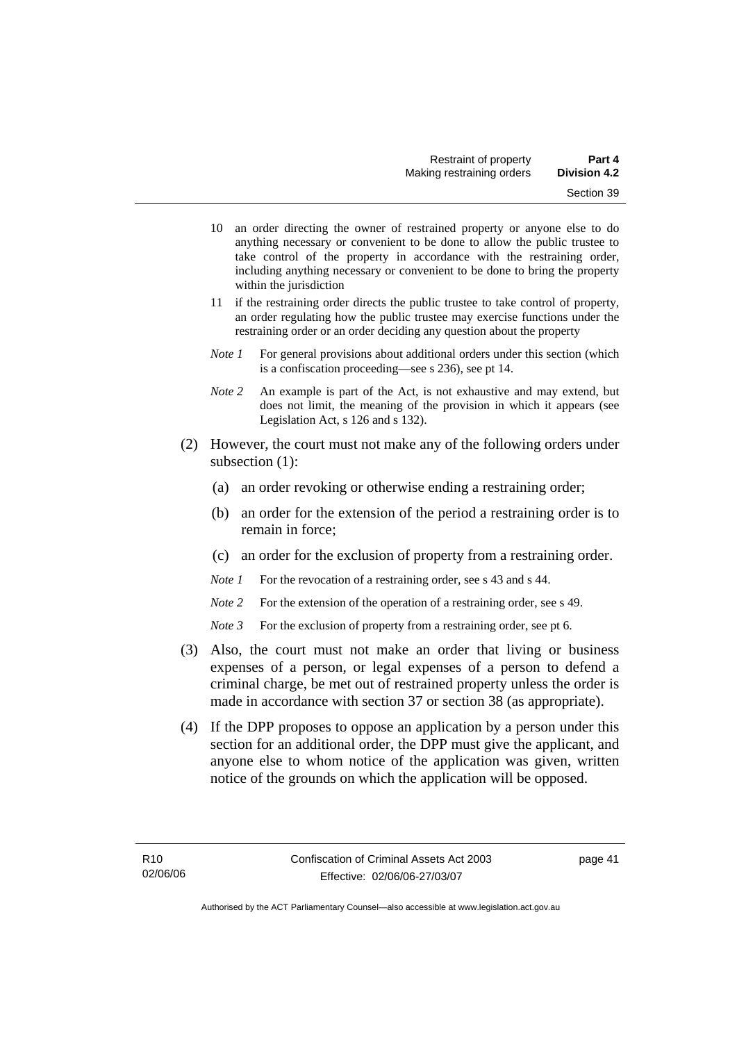10 an order directing the owner of restrained property or anyone else to do anything necessary or convenient to be done to allow the public trustee to take control of the property in accordance with the restraining order, including anything necessary or convenient to be done to bring the property within the jurisdiction

11 if the restraining order directs the public trustee to take control of property, an order regulating how the public trustee may exercise functions under the restraining order or an order deciding any question about the property

*Note 1* For general provisions about additional orders under this section (which is a confiscation proceeding—see s 236), see pt 14.

*Note 2* An example is part of the Act, is not exhaustive and may extend, but does not limit, the meaning of the provision in which it appears (see Legislation Act, s 126 and s 132).

(2) However, the court must not make any of the following orders under subsection (1):

(a) an order revoking or otherwise ending a restraining order;

(b) an order for the extension of the period a restraining order is to remain in force;

(c) an order for the exclusion of property from a restraining order.

*Note 1* For the revocation of a restraining order, see s 43 and s 44.

*Note 2* For the extension of the operation of a restraining order, see s 49.

*Note 3* For the exclusion of property from a restraining order, see pt 6.

(3) Also, the court must not make an order that living or business expenses of a person, or legal expenses of a person to defend a criminal charge, be met out of restrained property unless the order is made in accordance with section 37 or section 38 (as appropriate).

(4) If the DPP proposes to oppose an application by a person under this section for an additional order, the DPP must give the applicant, and anyone else to whom notice of the application was given, written notice of the grounds on which the application will be opposed.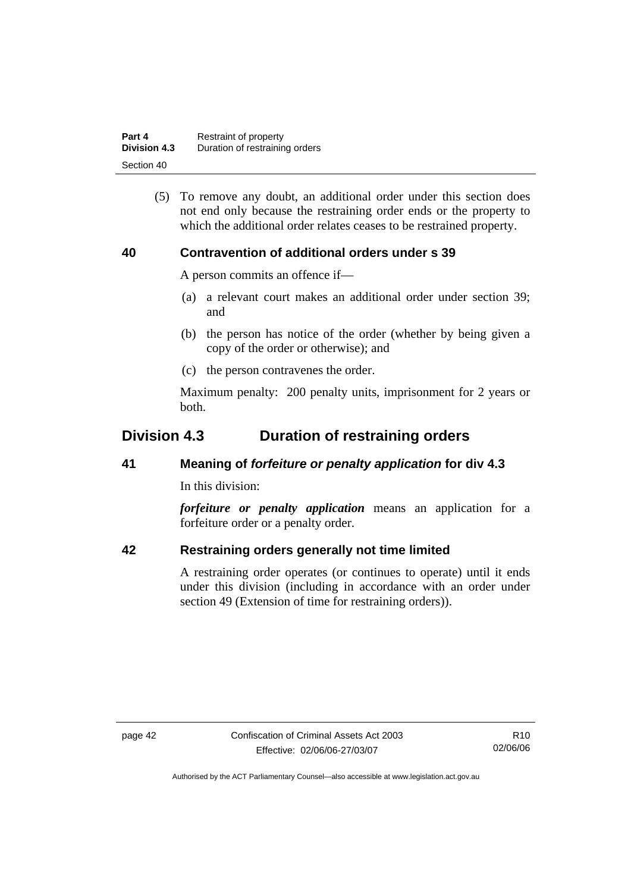(5) To remove any doubt, an additional order under this section does not end only because the restraining order ends or the property to which the additional order relates ceases to be restrained property.

### 40 Contravention of additional orders under s 39

A person commits an offence if—

(a) a relevant court makes an additional order under section 39; and

(b) the person has notice of the order (whether by being given a copy of the order or otherwise); and

(c) the person contravenes the order.

Maximum penalty: 200 penalty units, imprisonment for 2 years or both.

## Division 4.3 Duration of restraining orders

### 41 Meaning of *forfeiture or penalty application* for div 4.3

In this division:

***forfeiture or penalty application*** means an application for a forfeiture order or a penalty order.

### 42 Restraining orders generally not time limited

A restraining order operates (or continues to operate) until it ends under this division (including in accordance with an order under section 49 (Extension of time for restraining orders)).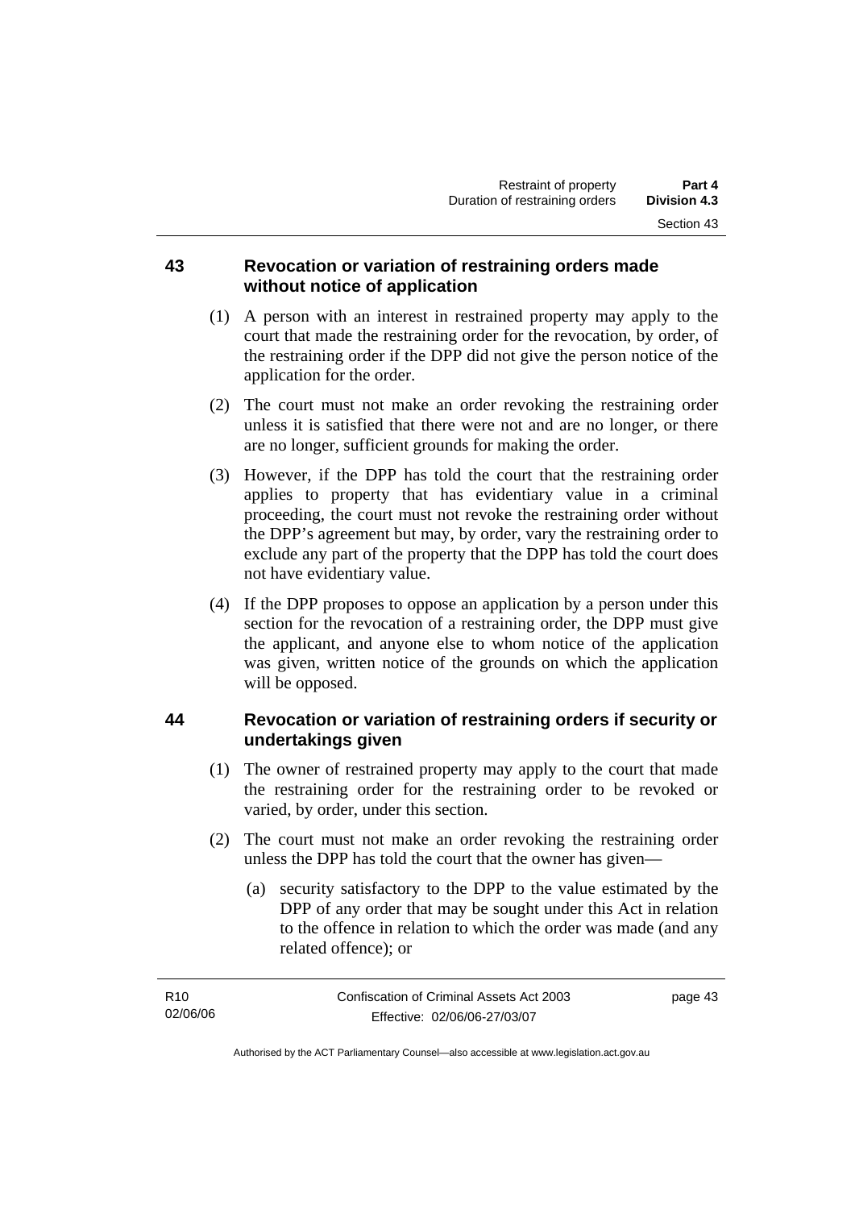## 43 Revocation or variation of restraining orders made without notice of application

(1) A person with an interest in restrained property may apply to the court that made the restraining order for the revocation, by order, of the restraining order if the DPP did not give the person notice of the application for the order.

(2) The court must not make an order revoking the restraining order unless it is satisfied that there were not and are no longer, or there are no longer, sufficient grounds for making the order.

(3) However, if the DPP has told the court that the restraining order applies to property that has evidentiary value in a criminal proceeding, the court must not revoke the restraining order without the DPP's agreement but may, by order, vary the restraining order to exclude any part of the property that the DPP has told the court does not have evidentiary value.

(4) If the DPP proposes to oppose an application by a person under this section for the revocation of a restraining order, the DPP must give the applicant, and anyone else to whom notice of the application was given, written notice of the grounds on which the application will be opposed.

## 44 Revocation or variation of restraining orders if security or undertakings given

(1) The owner of restrained property may apply to the court that made the restraining order for the restraining order to be revoked or varied, by order, under this section.

(2) The court must not make an order revoking the restraining order unless the DPP has told the court that the owner has given—

(a) security satisfactory to the DPP to the value estimated by the DPP of any order that may be sought under this Act in relation to the offence in relation to which the order was made (and any related offence); or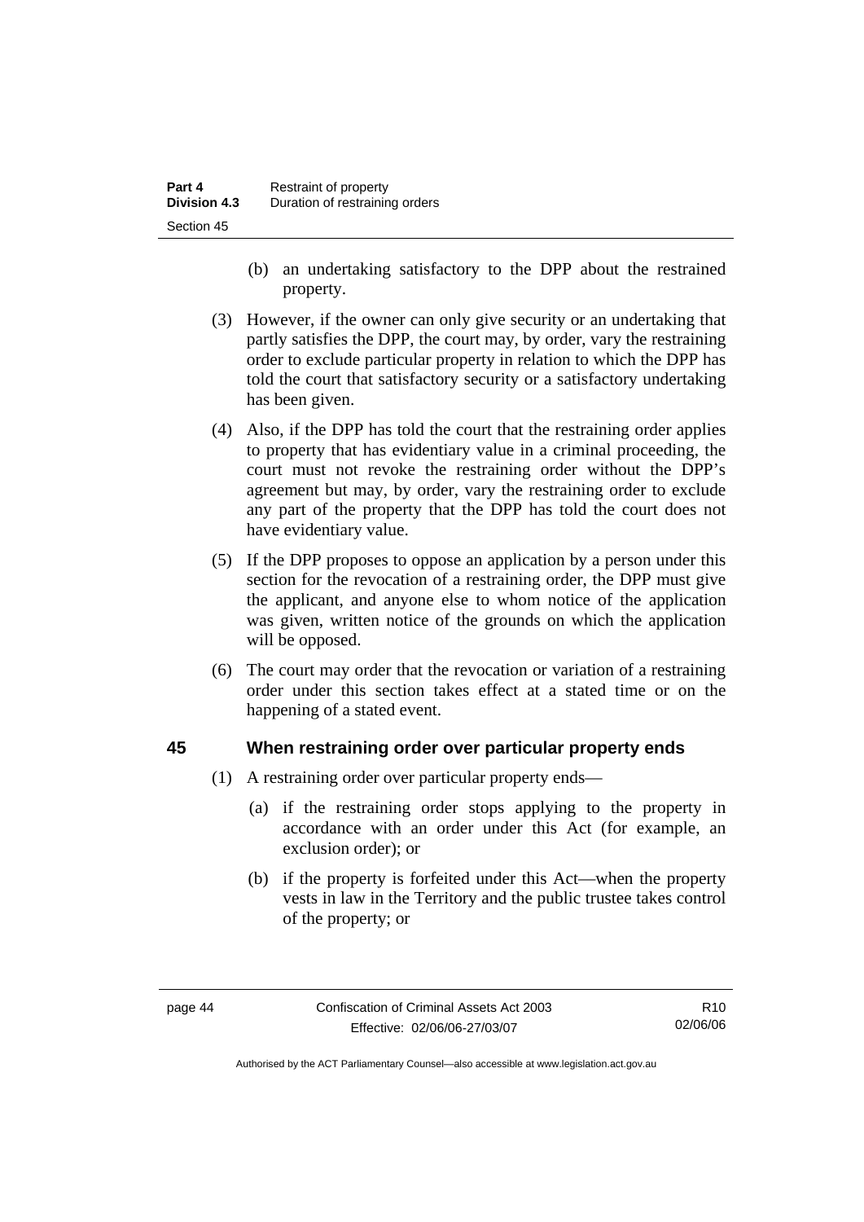(b) an undertaking satisfactory to the DPP about the restrained property.

(3) However, if the owner can only give security or an undertaking that partly satisfies the DPP, the court may, by order, vary the restraining order to exclude particular property in relation to which the DPP has told the court that satisfactory security or a satisfactory undertaking has been given.

(4) Also, if the DPP has told the court that the restraining order applies to property that has evidentiary value in a criminal proceeding, the court must not revoke the restraining order without the DPP's agreement but may, by order, vary the restraining order to exclude any part of the property that the DPP has told the court does not have evidentiary value.

(5) If the DPP proposes to oppose an application by a person under this section for the revocation of a restraining order, the DPP must give the applicant, and anyone else to whom notice of the application was given, written notice of the grounds on which the application will be opposed.

(6) The court may order that the revocation or variation of a restraining order under this section takes effect at a stated time or on the happening of a stated event.

## 45 When restraining order over particular property ends

(1) A restraining order over particular property ends—

(a) if the restraining order stops applying to the property in accordance with an order under this Act (for example, an exclusion order); or

(b) if the property is forfeited under this Act—when the property vests in law in the Territory and the public trustee takes control of the property; or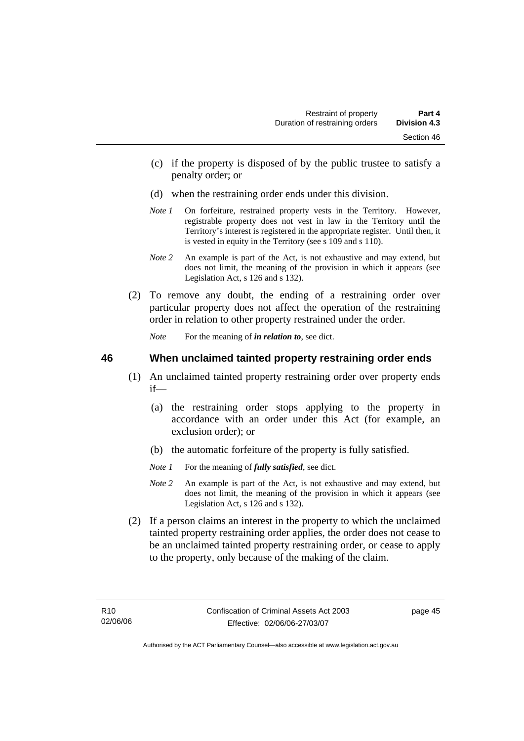(c) if the property is disposed of by the public trustee to satisfy a penalty order; or

(d) when the restraining order ends under this division.

*Note 1* On forfeiture, restrained property vests in the Territory. However, registrable property does not vest in law in the Territory until the Territory's interest is registered in the appropriate register. Until then, it is vested in equity in the Territory (see s 109 and s 110).

*Note 2* An example is part of the Act, is not exhaustive and may extend, but does not limit, the meaning of the provision in which it appears (see Legislation Act, s 126 and s 132).

(2) To remove any doubt, the ending of a restraining order over particular property does not affect the operation of the restraining order in relation to other property restrained under the order.

*Note* For the meaning of ***in relation to***, see dict.

## 46 When unclaimed tainted property restraining order ends

(1) An unclaimed tainted property restraining order over property ends if—

(a) the restraining order stops applying to the property in accordance with an order under this Act (for example, an exclusion order); or

(b) the automatic forfeiture of the property is fully satisfied.

*Note 1* For the meaning of ***fully satisfied***, see dict.

*Note 2* An example is part of the Act, is not exhaustive and may extend, but does not limit, the meaning of the provision in which it appears (see Legislation Act, s 126 and s 132).

(2) If a person claims an interest in the property to which the unclaimed tainted property restraining order applies, the order does not cease to be an unclaimed tainted property restraining order, or cease to apply to the property, only because of the making of the claim.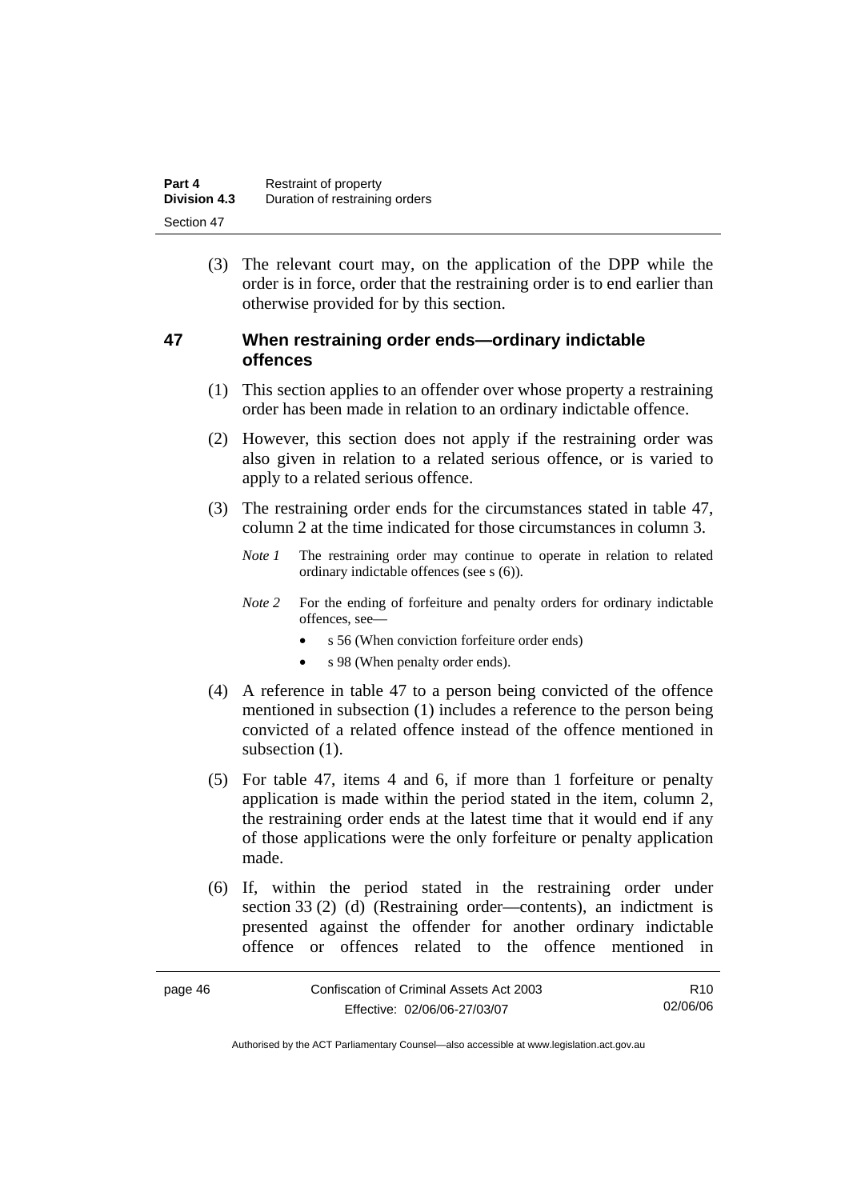(3) The relevant court may, on the application of the DPP while the order is in force, order that the restraining order is to end earlier than otherwise provided for by this section.

## 47 When restraining order ends—ordinary indictable offences

(1) This section applies to an offender over whose property a restraining order has been made in relation to an ordinary indictable offence.

(2) However, this section does not apply if the restraining order was also given in relation to a related serious offence, or is varied to apply to a related serious offence.

(3) The restraining order ends for the circumstances stated in table 47, column 2 at the time indicated for those circumstances in column 3.

*Note 1* The restraining order may continue to operate in relation to related ordinary indictable offences (see s (6)).

*Note 2* For the ending of forfeiture and penalty orders for ordinary indictable offences, see—

- s 56 (When conviction forfeiture order ends)
- s 98 (When penalty order ends).

(4) A reference in table 47 to a person being convicted of the offence mentioned in subsection (1) includes a reference to the person being convicted of a related offence instead of the offence mentioned in subsection (1).

(5) For table 47, items 4 and 6, if more than 1 forfeiture or penalty application is made within the period stated in the item, column 2, the restraining order ends at the latest time that it would end if any of those applications were the only forfeiture or penalty application made.

(6) If, within the period stated in the restraining order under section 33 (2) (d) (Restraining order—contents), an indictment is presented against the offender for another ordinary indictable offence or offences related to the offence mentioned in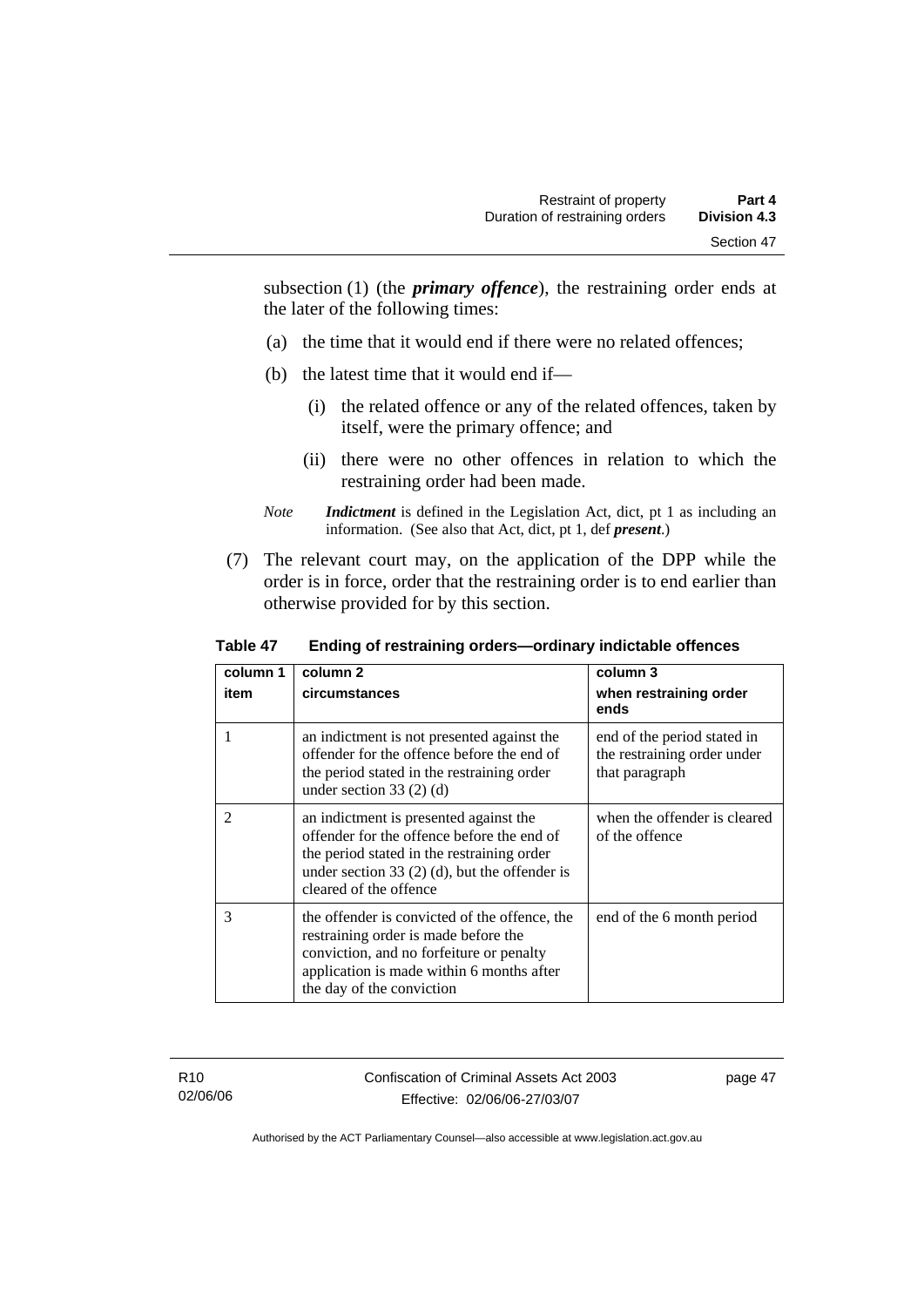subsection (1) (the ***primary offence***), the restraining order ends at the later of the following times:

(a) the time that it would end if there were no related offences;

(b) the latest time that it would end if—

(i) the related offence or any of the related offences, taken by itself, were the primary offence; and

(ii) there were no other offences in relation to which the restraining order had been made.

*Note* ***Indictment*** is defined in the Legislation Act, dict, pt 1 as including an information. (See also that Act, dict, pt 1, def ***present***.)

(7) The relevant court may, on the application of the DPP while the order is in force, order that the restraining order is to end earlier than otherwise provided for by this section.

**Table 47 Ending of restraining orders—ordinary indictable offences**

| column 1<br>item | column 2<br>circumstances | column 3<br>when restraining order ends |
|---|---|---|
| 1 | an indictment is not presented against the offender for the offence before the end of the period stated in the restraining order under section 33 (2) (d) | end of the period stated in the restraining order under that paragraph |
| 2 | an indictment is presented against the offender for the offence before the end of the period stated in the restraining order under section 33 (2) (d), but the offender is cleared of the offence | when the offender is cleared of the offence |
| 3 | the offender is convicted of the offence, the restraining order is made before the conviction, and no forfeiture or penalty application is made within 6 months after the day of the conviction | end of the 6 month period |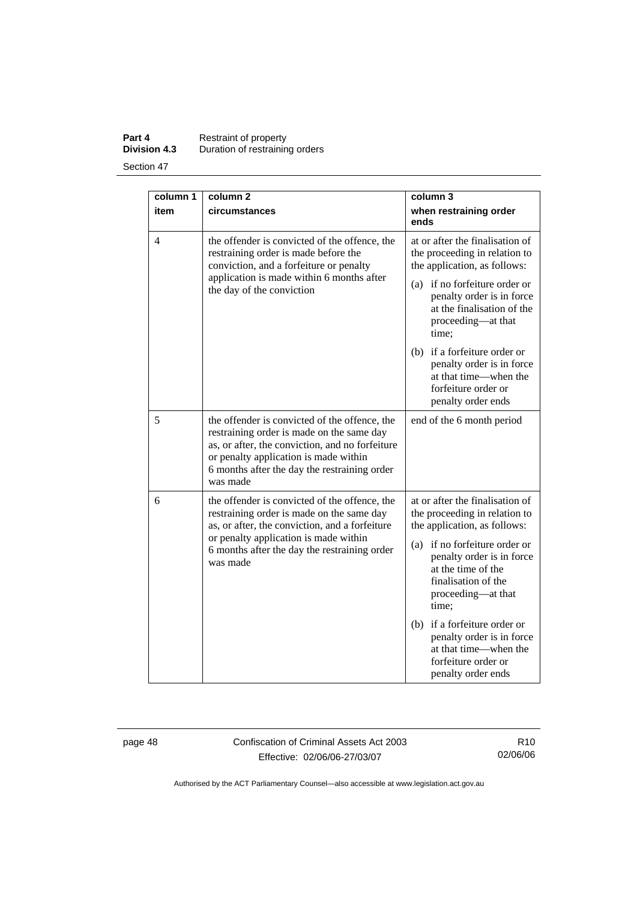| column 1 item | column 2 circumstances | column 3 when restraining order ends |
|---|---|---|
| 4 | the offender is convicted of the offence, the restraining order is made before the conviction, and a forfeiture or penalty application is made within 6 months after the day of the conviction | at or after the finalisation of the proceeding in relation to the application, as follows: (a) if no forfeiture order or penalty order is in force at the finalisation of the proceeding—at that time; (b) if a forfeiture order or penalty order is in force at that time—when the forfeiture order or penalty order ends |
| 5 | the offender is convicted of the offence, the restraining order is made on the same day as, or after, the conviction, and no forfeiture or penalty application is made within 6 months after the day the restraining order was made | end of the 6 month period |
| 6 | the offender is convicted of the offence, the restraining order is made on the same day as, or after, the conviction, and a forfeiture or penalty application is made within 6 months after the day the restraining order was made | at or after the finalisation of the proceeding in relation to the application, as follows: (a) if no forfeiture order or penalty order is in force at the time of the finalisation of the proceeding—at that time; (b) if a forfeiture order or penalty order is in force at that time—when the forfeiture order or penalty order ends |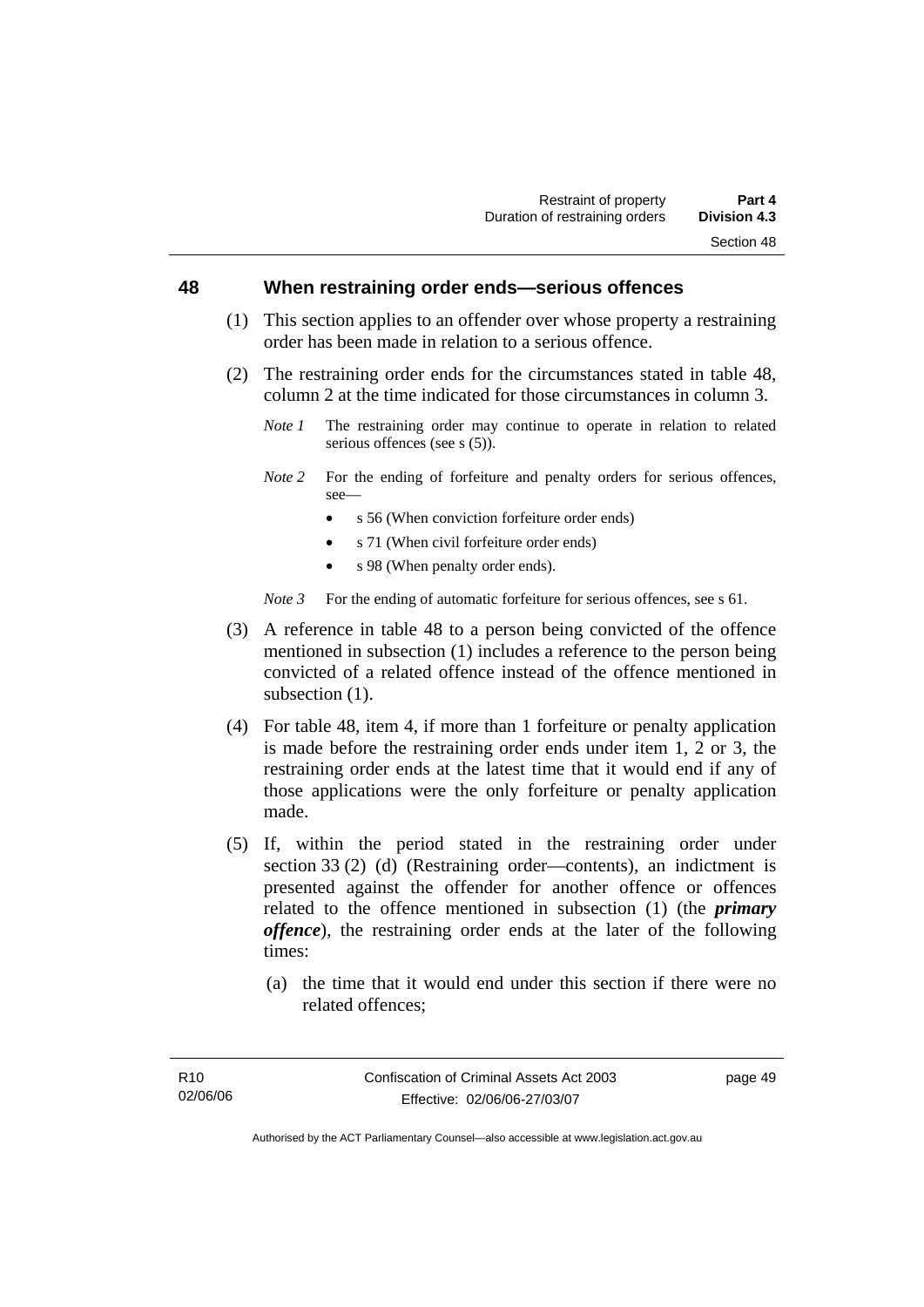## 48 When restraining order ends—serious offences

(1) This section applies to an offender over whose property a restraining order has been made in relation to a serious offence.

(2) The restraining order ends for the circumstances stated in table 48, column 2 at the time indicated for those circumstances in column 3.

*Note 1* The restraining order may continue to operate in relation to related serious offences (see s (5)).

*Note 2* For the ending of forfeiture and penalty orders for serious offences, see—

- s 56 (When conviction forfeiture order ends)
- s 71 (When civil forfeiture order ends)
- s 98 (When penalty order ends).

*Note 3* For the ending of automatic forfeiture for serious offences, see s 61.

(3) A reference in table 48 to a person being convicted of the offence mentioned in subsection (1) includes a reference to the person being convicted of a related offence instead of the offence mentioned in subsection (1).

(4) For table 48, item 4, if more than 1 forfeiture or penalty application is made before the restraining order ends under item 1, 2 or 3, the restraining order ends at the latest time that it would end if any of those applications were the only forfeiture or penalty application made.

(5) If, within the period stated in the restraining order under section 33 (2) (d) (Restraining order—contents), an indictment is presented against the offender for another offence or offences related to the offence mentioned in subsection (1) (the ***primary offence***), the restraining order ends at the later of the following times:

(a) the time that it would end under this section if there were no related offences;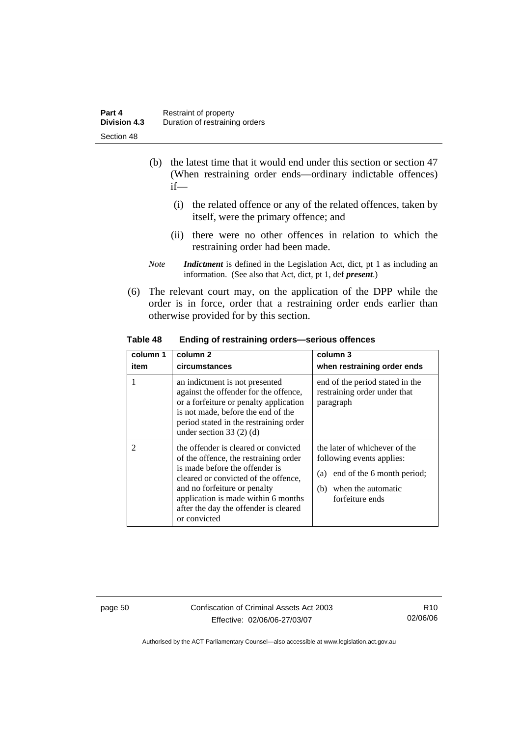(b) the latest time that it would end under this section or section 47 (When restraining order ends—ordinary indictable offences) if—

   (i) the related offence or any of the related offences, taken by itself, were the primary offence; and

   (ii) there were no other offences in relation to which the restraining order had been made.

*Note* ***Indictment*** is defined in the Legislation Act, dict, pt 1 as including an information. (See also that Act, dict, pt 1, def ***present***.)

(6) The relevant court may, on the application of the DPP while the order is in force, order that a restraining order ends earlier than otherwise provided for by this section.

**Table 48 Ending of restraining orders—serious offences**

| column 1<br>item | column 2<br>circumstances | column 3<br>when restraining order ends |
|---|---|---|
| 1 | an indictment is not presented against the offender for the offence, or a forfeiture or penalty application is not made, before the end of the period stated in the restraining order under section 33 (2) (d) | end of the period stated in the restraining order under that paragraph |
| 2 | the offender is cleared or convicted of the offence, the restraining order is made before the offender is cleared or convicted of the offence, and no forfeiture or penalty application is made within 6 months after the day the offender is cleared or convicted | the later of whichever of the following events applies:<br>(a) end of the 6 month period;<br>(b) when the automatic forfeiture ends |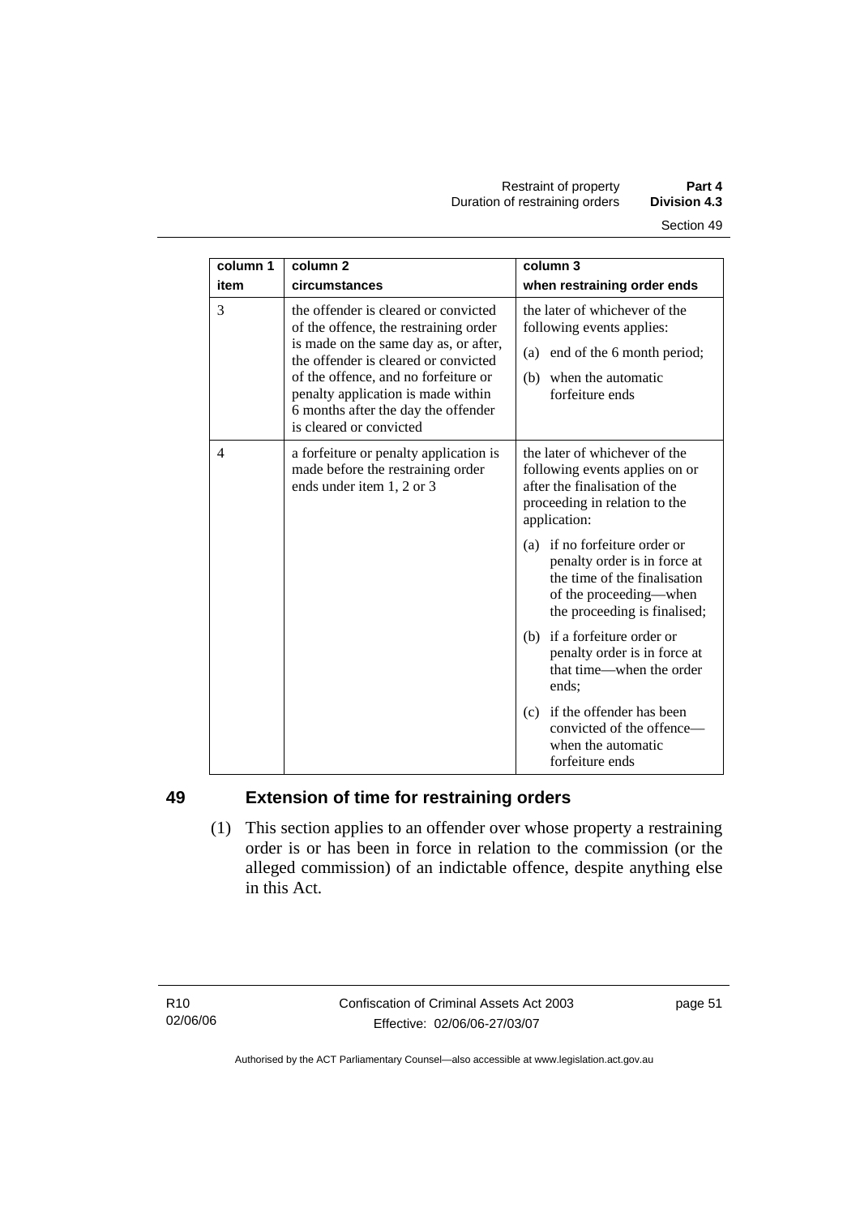| column 1 item | column 2 circumstances | column 3 when restraining order ends |
|---|---|---|
| 3 | the offender is cleared or convicted of the offence, the restraining order is made on the same day as, or after, the offender is cleared or convicted of the offence, and no forfeiture or penalty application is made within 6 months after the day the offender is cleared or convicted | the later of whichever of the following events applies: (a) end of the 6 month period; (b) when the automatic forfeiture ends |
| 4 | a forfeiture or penalty application is made before the restraining order ends under item 1, 2 or 3 | the later of whichever of the following events applies on or after the finalisation of the proceeding in relation to the application: (a) if no forfeiture order or penalty order is in force at the time of the finalisation of the proceeding—when the proceeding is finalised; (b) if a forfeiture order or penalty order is in force at that time—when the order ends; (c) if the offender has been convicted of the offence—when the automatic forfeiture ends |

## 49 Extension of time for restraining orders

(1) This section applies to an offender over whose property a restraining order is or has been in force in relation to the commission (or the alleged commission) of an indictable offence, despite anything else in this Act.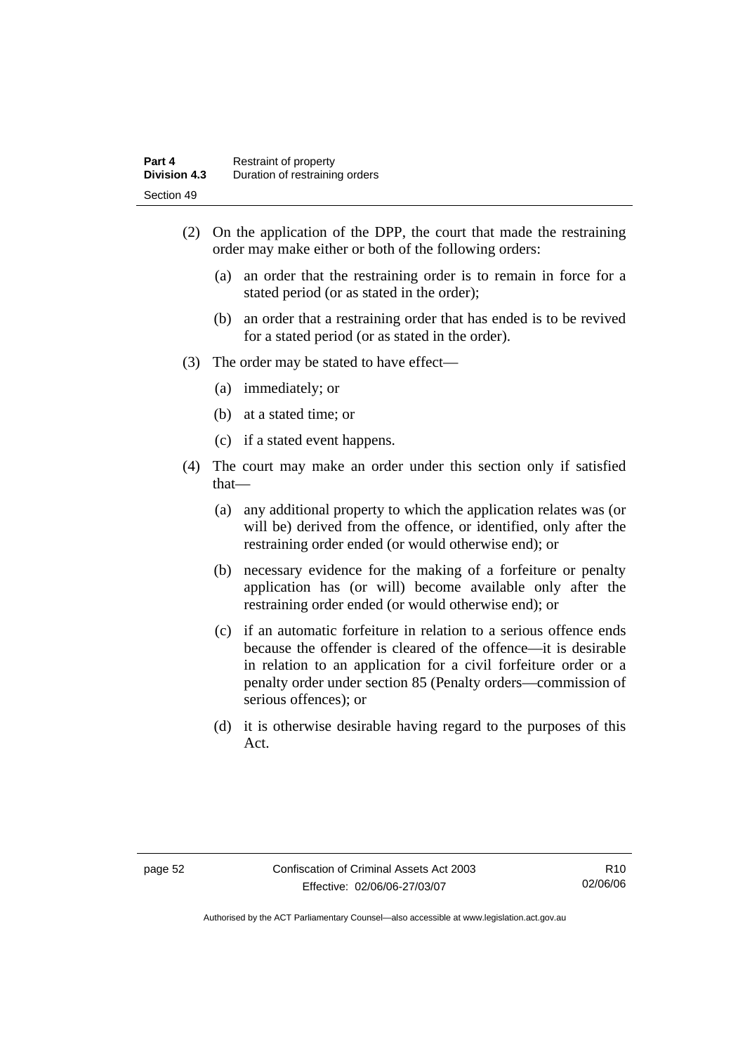(2) On the application of the DPP, the court that made the restraining order may make either or both of the following orders:

(a) an order that the restraining order is to remain in force for a stated period (or as stated in the order);

(b) an order that a restraining order that has ended is to be revived for a stated period (or as stated in the order).

(3) The order may be stated to have effect—

(a) immediately; or

(b) at a stated time; or

(c) if a stated event happens.

(4) The court may make an order under this section only if satisfied that—

(a) any additional property to which the application relates was (or will be) derived from the offence, or identified, only after the restraining order ended (or would otherwise end); or

(b) necessary evidence for the making of a forfeiture or penalty application has (or will) become available only after the restraining order ended (or would otherwise end); or

(c) if an automatic forfeiture in relation to a serious offence ends because the offender is cleared of the offence—it is desirable in relation to an application for a civil forfeiture order or a penalty order under section 85 (Penalty orders—commission of serious offences); or

(d) it is otherwise desirable having regard to the purposes of this Act.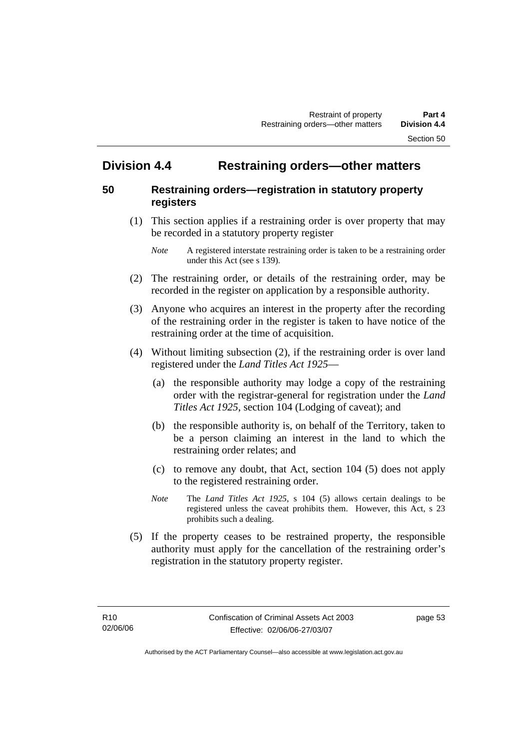## Division 4.4 Restraining orders—other matters

### 50 Restraining orders—registration in statutory property registers

(1) This section applies if a restraining order is over property that may be recorded in a statutory property register

*Note* A registered interstate restraining order is taken to be a restraining order under this Act (see s 139).

(2) The restraining order, or details of the restraining order, may be recorded in the register on application by a responsible authority.

(3) Anyone who acquires an interest in the property after the recording of the restraining order in the register is taken to have notice of the restraining order at the time of acquisition.

(4) Without limiting subsection (2), if the restraining order is over land registered under the *Land Titles Act 1925*—

(a) the responsible authority may lodge a copy of the restraining order with the registrar-general for registration under the *Land Titles Act 1925*, section 104 (Lodging of caveat); and

(b) the responsible authority is, on behalf of the Territory, taken to be a person claiming an interest in the land to which the restraining order relates; and

(c) to remove any doubt, that Act, section 104 (5) does not apply to the registered restraining order.

*Note* The *Land Titles Act 1925*, s 104 (5) allows certain dealings to be registered unless the caveat prohibits them. However, this Act, s 23 prohibits such a dealing.

(5) If the property ceases to be restrained property, the responsible authority must apply for the cancellation of the restraining order's registration in the statutory property register.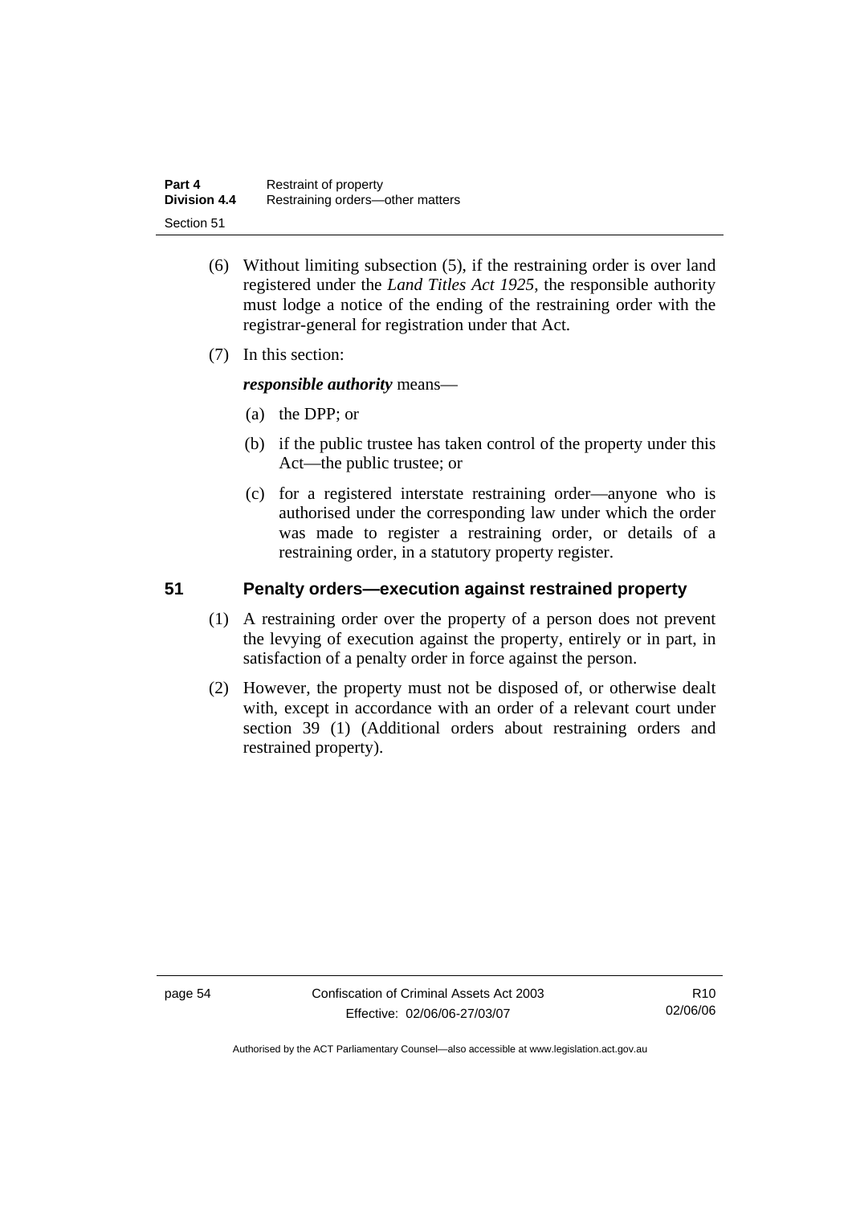(6) Without limiting subsection (5), if the restraining order is over land registered under the *Land Titles Act 1925*, the responsible authority must lodge a notice of the ending of the restraining order with the registrar-general for registration under that Act.

(7) In this section:

***responsible authority*** means—

(a) the DPP; or

(b) if the public trustee has taken control of the property under this Act—the public trustee; or

(c) for a registered interstate restraining order—anyone who is authorised under the corresponding law under which the order was made to register a restraining order, or details of a restraining order, in a statutory property register.

## 51 Penalty orders—execution against restrained property

(1) A restraining order over the property of a person does not prevent the levying of execution against the property, entirely or in part, in satisfaction of a penalty order in force against the person.

(2) However, the property must not be disposed of, or otherwise dealt with, except in accordance with an order of a relevant court under section 39 (1) (Additional orders about restraining orders and restrained property).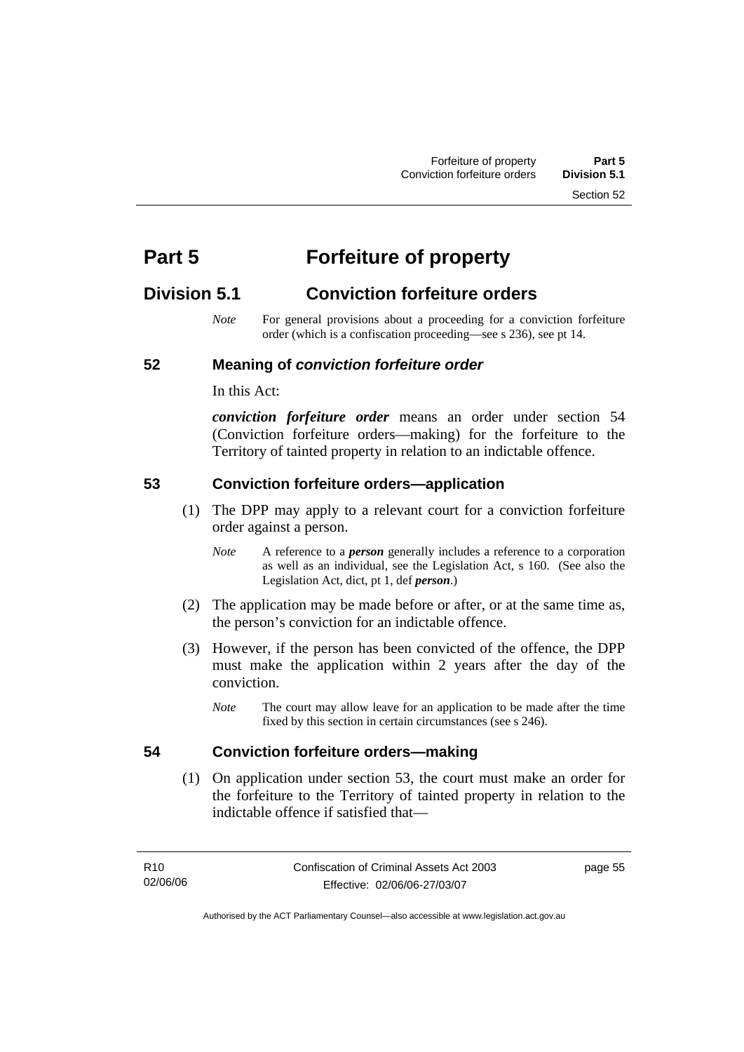# Part 5 Forfeiture of property

## Division 5.1 Conviction forfeiture orders

*Note* For general provisions about a proceeding for a conviction forfeiture order (which is a confiscation proceeding—see s 236), see pt 14.

### 52 Meaning of *conviction forfeiture order*

In this Act:

***conviction forfeiture order*** means an order under section 54 (Conviction forfeiture orders—making) for the forfeiture to the Territory of tainted property in relation to an indictable offence.

### 53 Conviction forfeiture orders—application

(1) The DPP may apply to a relevant court for a conviction forfeiture order against a person.

*Note* A reference to a ***person*** generally includes a reference to a corporation as well as an individual, see the Legislation Act, s 160. (See also the Legislation Act, dict, pt 1, def ***person***.)

(2) The application may be made before or after, or at the same time as, the person's conviction for an indictable offence.

(3) However, if the person has been convicted of the offence, the DPP must make the application within 2 years after the day of the conviction.

*Note* The court may allow leave for an application to be made after the time fixed by this section in certain circumstances (see s 246).

### 54 Conviction forfeiture orders—making

(1) On application under section 53, the court must make an order for the forfeiture to the Territory of tainted property in relation to the indictable offence if satisfied that—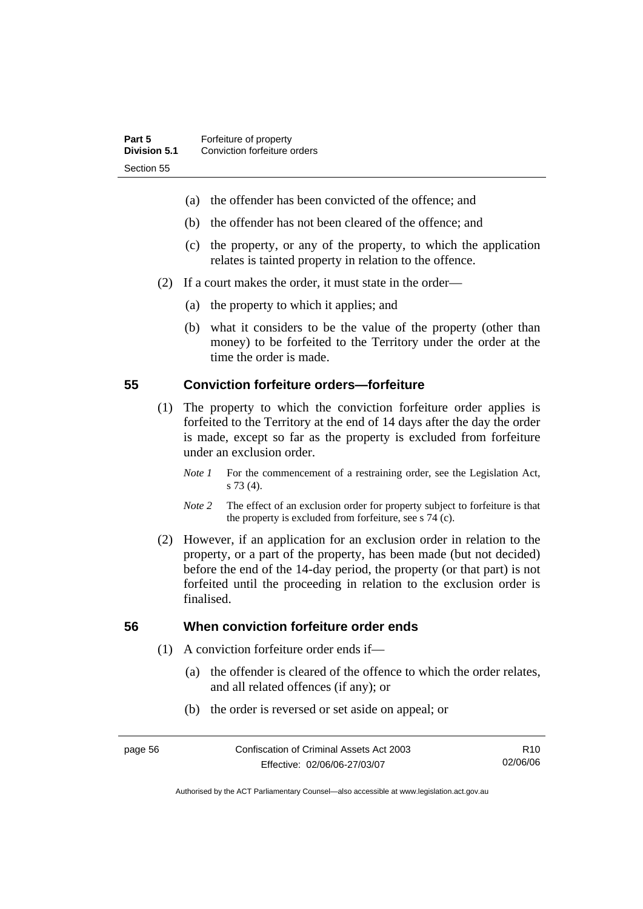(a) the offender has been convicted of the offence; and

(b) the offender has not been cleared of the offence; and

(c) the property, or any of the property, to which the application relates is tainted property in relation to the offence.

(2) If a court makes the order, it must state in the order—

(a) the property to which it applies; and

(b) what it considers to be the value of the property (other than money) to be forfeited to the Territory under the order at the time the order is made.

## 55 Conviction forfeiture orders—forfeiture

(1) The property to which the conviction forfeiture order applies is forfeited to the Territory at the end of 14 days after the day the order is made, except so far as the property is excluded from forfeiture under an exclusion order.

*Note 1* For the commencement of a restraining order, see the Legislation Act, s 73 (4).

*Note 2* The effect of an exclusion order for property subject to forfeiture is that the property is excluded from forfeiture, see s 74 (c).

(2) However, if an application for an exclusion order in relation to the property, or a part of the property, has been made (but not decided) before the end of the 14-day period, the property (or that part) is not forfeited until the proceeding in relation to the exclusion order is finalised.

## 56 When conviction forfeiture order ends

(1) A conviction forfeiture order ends if—

(a) the offender is cleared of the offence to which the order relates, and all related offences (if any); or

(b) the order is reversed or set aside on appeal; or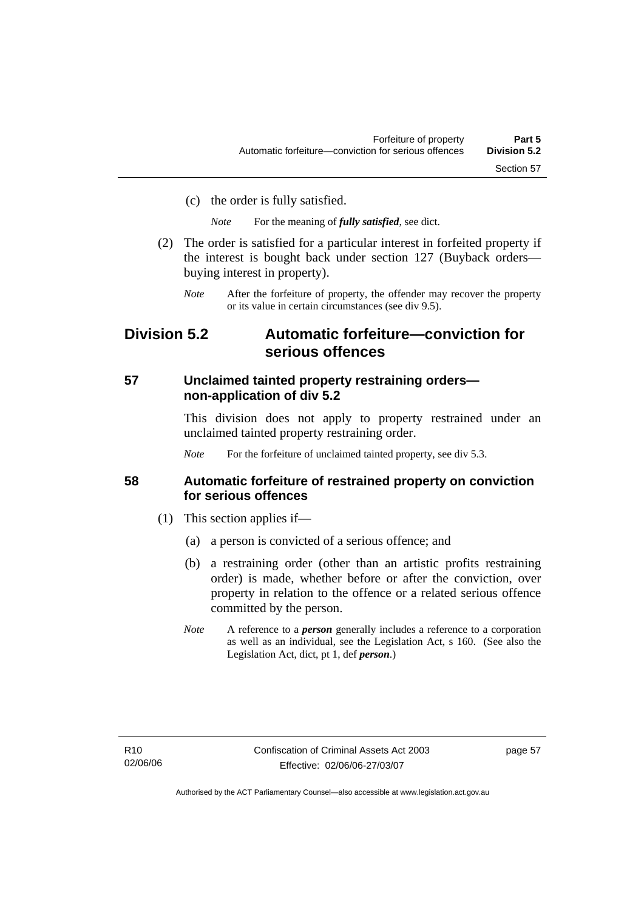(c) the order is fully satisfied.

*Note* For the meaning of ***fully satisfied***, see dict.

(2) The order is satisfied for a particular interest in forfeited property if the interest is bought back under section 127 (Buyback orders—buying interest in property).

*Note* After the forfeiture of property, the offender may recover the property or its value in certain circumstances (see div 9.5).

## Division 5.2 Automatic forfeiture—conviction for serious offences

### 57 Unclaimed tainted property restraining orders—non-application of div 5.2

This division does not apply to property restrained under an unclaimed tainted property restraining order.

*Note* For the forfeiture of unclaimed tainted property, see div 5.3.

### 58 Automatic forfeiture of restrained property on conviction for serious offences

(1) This section applies if—

(a) a person is convicted of a serious offence; and

(b) a restraining order (other than an artistic profits restraining order) is made, whether before or after the conviction, over property in relation to the offence or a related serious offence committed by the person.

*Note* A reference to a ***person*** generally includes a reference to a corporation as well as an individual, see the Legislation Act, s 160. (See also the Legislation Act, dict, pt 1, def ***person***.)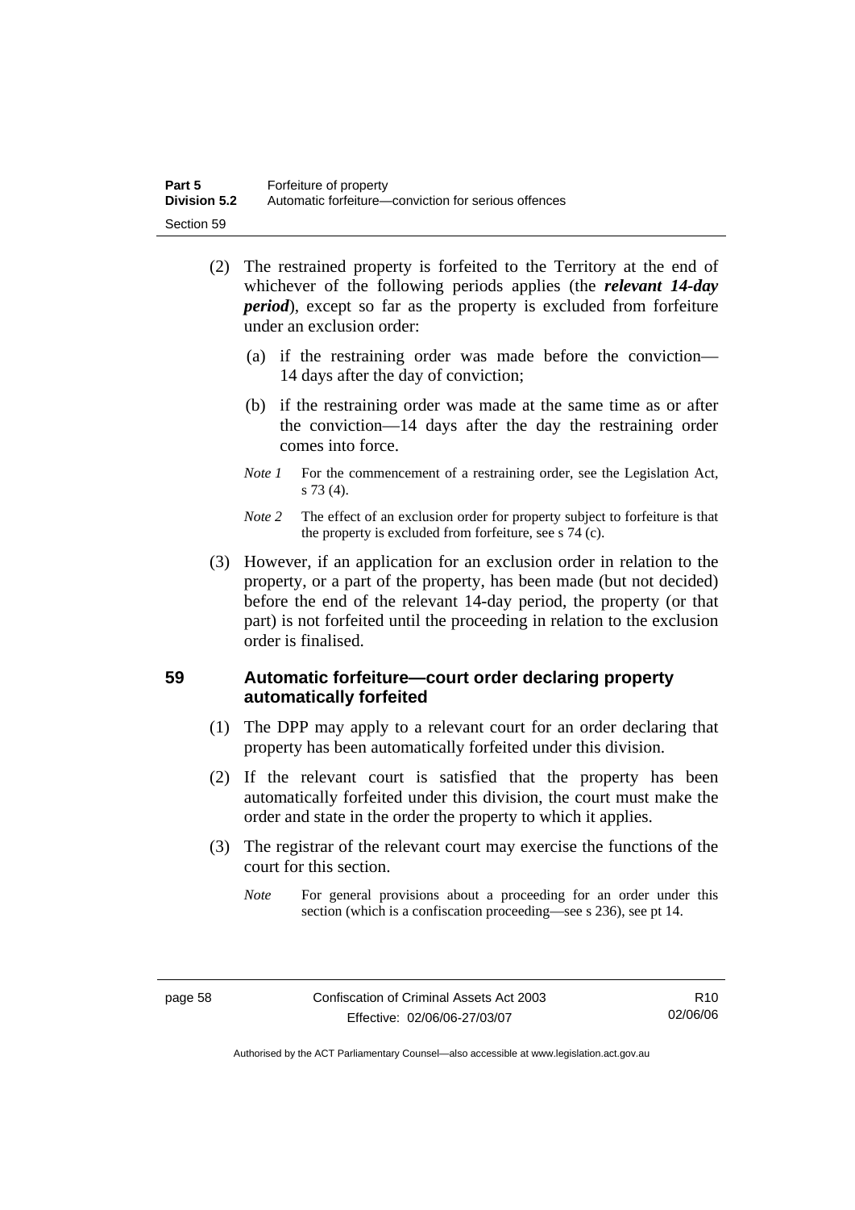(2) The restrained property is forfeited to the Territory at the end of whichever of the following periods applies (the ***relevant 14-day period***), except so far as the property is excluded from forfeiture under an exclusion order:

   (a) if the restraining order was made before the conviction—14 days after the day of conviction;

   (b) if the restraining order was made at the same time as or after the conviction—14 days after the day the restraining order comes into force.

   *Note 1* For the commencement of a restraining order, see the Legislation Act, s 73 (4).

   *Note 2* The effect of an exclusion order for property subject to forfeiture is that the property is excluded from forfeiture, see s 74 (c).

(3) However, if an application for an exclusion order in relation to the property, or a part of the property, has been made (but not decided) before the end of the relevant 14-day period, the property (or that part) is not forfeited until the proceeding in relation to the exclusion order is finalised.

## 59 Automatic forfeiture—court order declaring property automatically forfeited

(1) The DPP may apply to a relevant court for an order declaring that property has been automatically forfeited under this division.

(2) If the relevant court is satisfied that the property has been automatically forfeited under this division, the court must make the order and state in the order the property to which it applies.

(3) The registrar of the relevant court may exercise the functions of the court for this section.

   *Note* For general provisions about a proceeding for an order under this section (which is a confiscation proceeding—see s 236), see pt 14.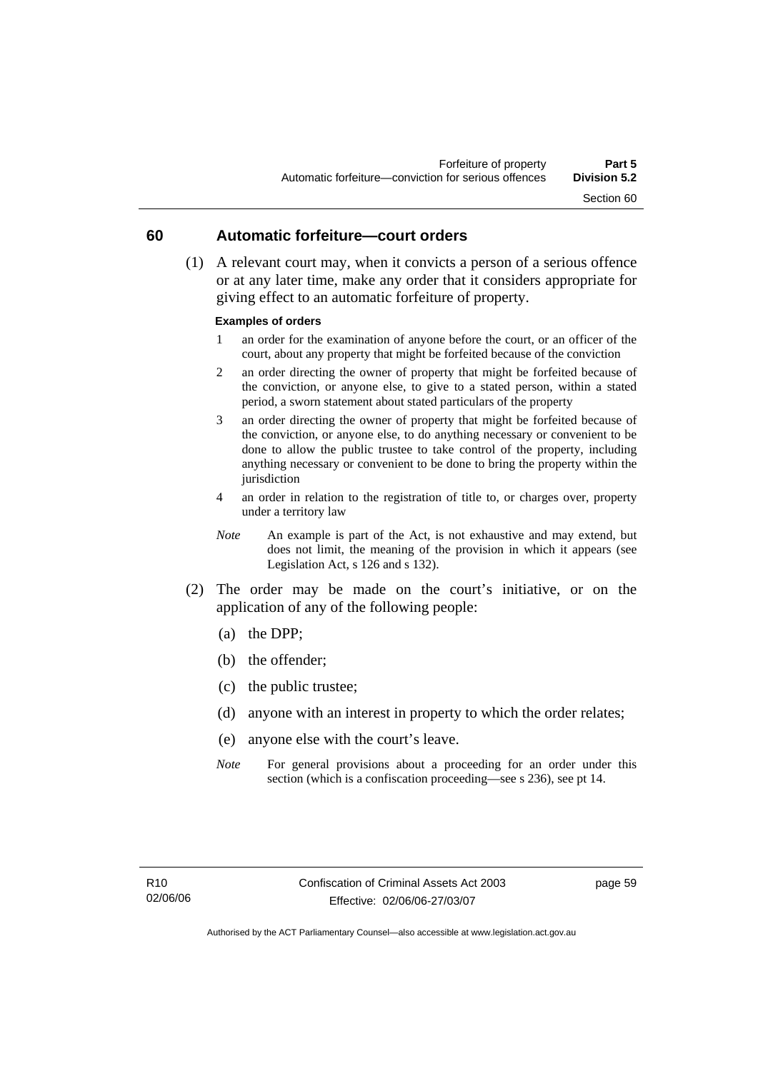## 60 Automatic forfeiture—court orders

(1) A relevant court may, when it convicts a person of a serious offence or at any later time, make any order that it considers appropriate for giving effect to an automatic forfeiture of property.

**Examples of orders**

1 an order for the examination of anyone before the court, or an officer of the court, about any property that might be forfeited because of the conviction

2 an order directing the owner of property that might be forfeited because of the conviction, or anyone else, to give to a stated person, within a stated period, a sworn statement about stated particulars of the property

3 an order directing the owner of property that might be forfeited because of the conviction, or anyone else, to do anything necessary or convenient to be done to allow the public trustee to take control of the property, including anything necessary or convenient to be done to bring the property within the jurisdiction

4 an order in relation to the registration of title to, or charges over, property under a territory law

*Note* An example is part of the Act, is not exhaustive and may extend, but does not limit, the meaning of the provision in which it appears (see Legislation Act, s 126 and s 132).

(2) The order may be made on the court's initiative, or on the application of any of the following people:

(a) the DPP;

(b) the offender;

(c) the public trustee;

(d) anyone with an interest in property to which the order relates;

(e) anyone else with the court's leave.

*Note* For general provisions about a proceeding for an order under this section (which is a confiscation proceeding—see s 236), see pt 14.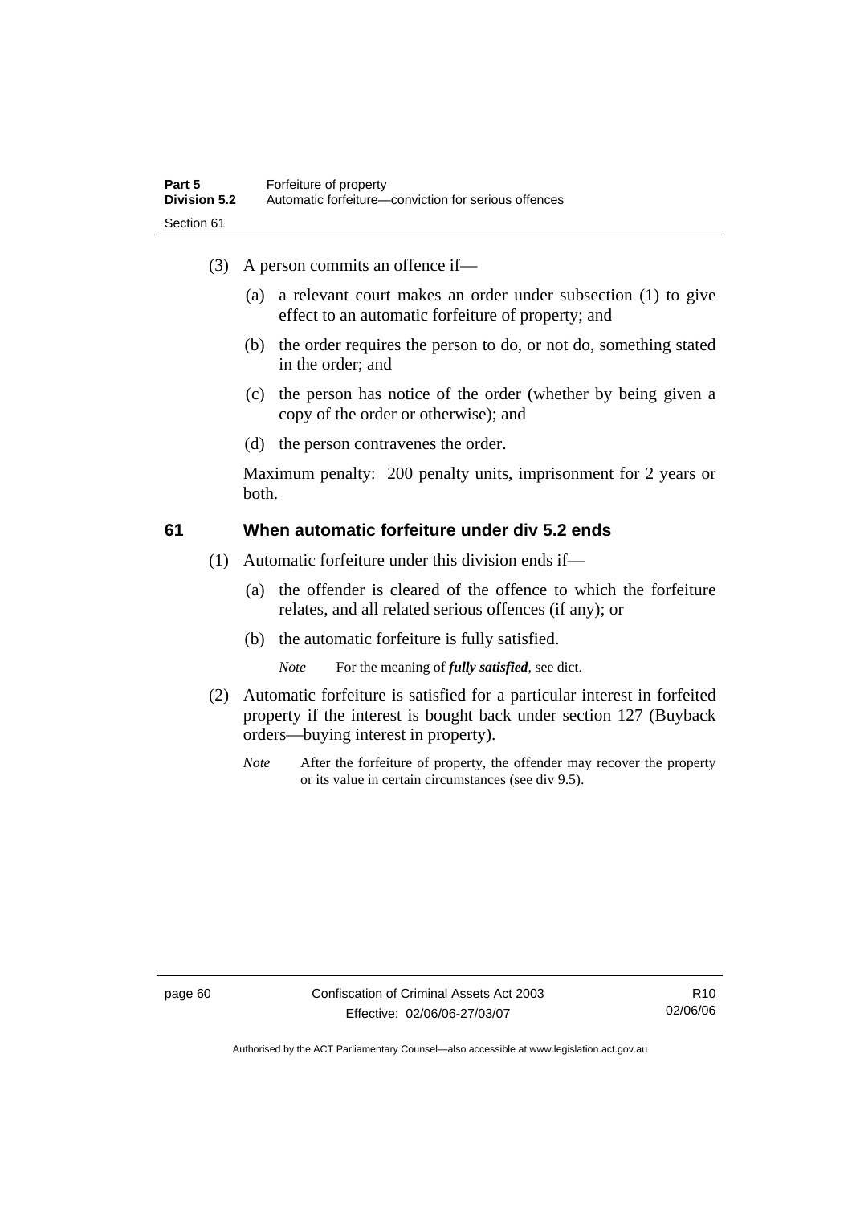(3) A person commits an offence if—

(a) a relevant court makes an order under subsection (1) to give effect to an automatic forfeiture of property; and

(b) the order requires the person to do, or not do, something stated in the order; and

(c) the person has notice of the order (whether by being given a copy of the order or otherwise); and

(d) the person contravenes the order.

Maximum penalty: 200 penalty units, imprisonment for 2 years or both.

## 61 When automatic forfeiture under div 5.2 ends

(1) Automatic forfeiture under this division ends if—

(a) the offender is cleared of the offence to which the forfeiture relates, and all related serious offences (if any); or

(b) the automatic forfeiture is fully satisfied.

*Note* For the meaning of ***fully satisfied***, see dict.

(2) Automatic forfeiture is satisfied for a particular interest in forfeited property if the interest is bought back under section 127 (Buyback orders—buying interest in property).

*Note* After the forfeiture of property, the offender may recover the property or its value in certain circumstances (see div 9.5).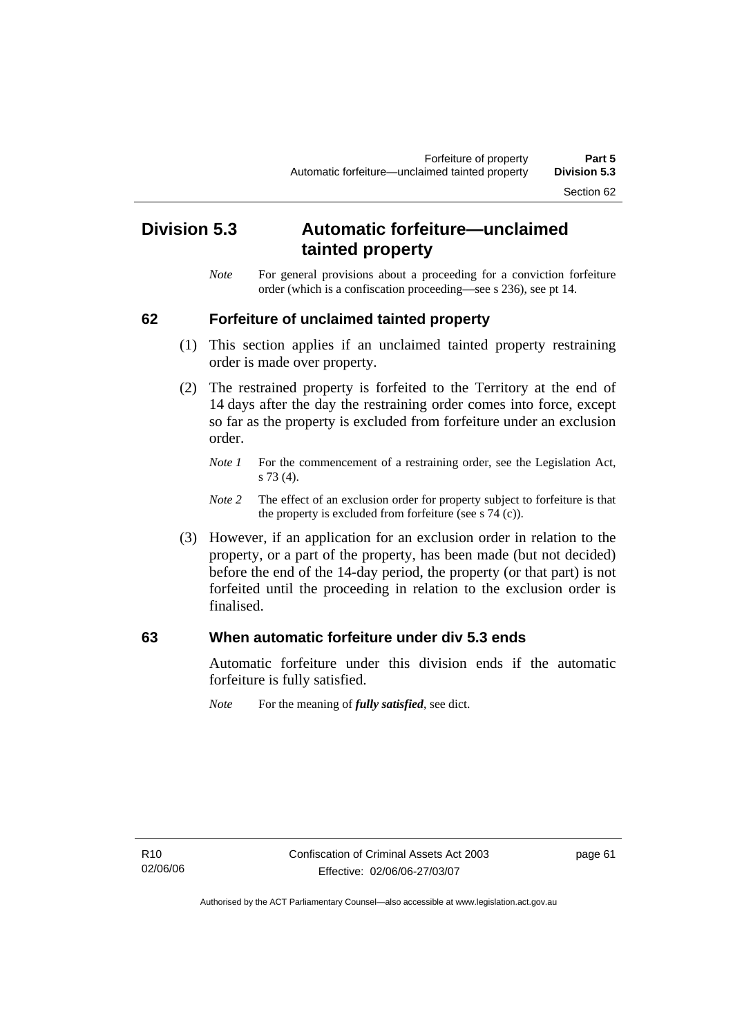## Division 5.3 Automatic forfeiture—unclaimed tainted property

*Note* For general provisions about a proceeding for a conviction forfeiture order (which is a confiscation proceeding—see s 236), see pt 14.

### 62 Forfeiture of unclaimed tainted property

(1) This section applies if an unclaimed tainted property restraining order is made over property.

(2) The restrained property is forfeited to the Territory at the end of 14 days after the day the restraining order comes into force, except so far as the property is excluded from forfeiture under an exclusion order.

*Note 1* For the commencement of a restraining order, see the Legislation Act, s 73 (4).

*Note 2* The effect of an exclusion order for property subject to forfeiture is that the property is excluded from forfeiture (see s 74 (c)).

(3) However, if an application for an exclusion order in relation to the property, or a part of the property, has been made (but not decided) before the end of the 14-day period, the property (or that part) is not forfeited until the proceeding in relation to the exclusion order is finalised.

### 63 When automatic forfeiture under div 5.3 ends

Automatic forfeiture under this division ends if the automatic forfeiture is fully satisfied.

*Note* For the meaning of ***fully satisfied***, see dict.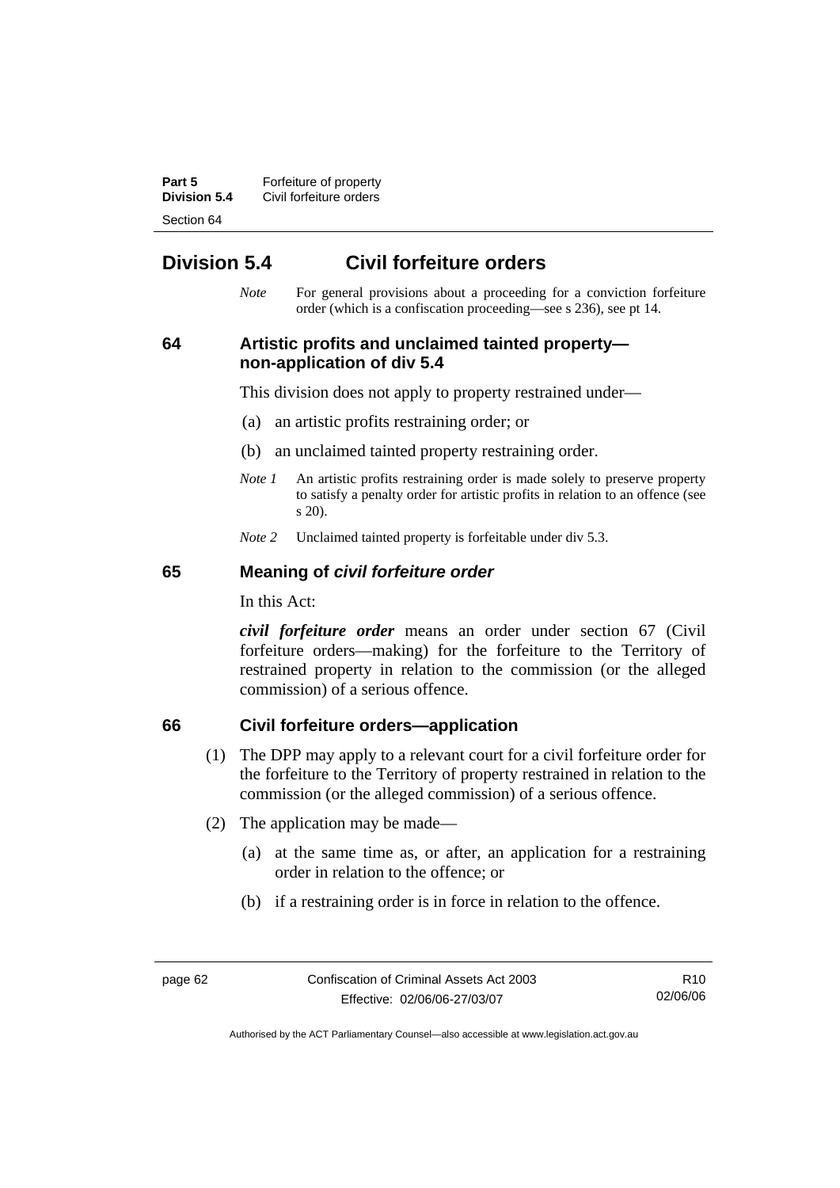## Division 5.4 Civil forfeiture orders

*Note* For general provisions about a proceeding for a conviction forfeiture order (which is a confiscation proceeding—see s 236), see pt 14.

### 64 Artistic profits and unclaimed tainted property—non-application of div 5.4

This division does not apply to property restrained under—

(a) an artistic profits restraining order; or

(b) an unclaimed tainted property restraining order.

*Note 1* An artistic profits restraining order is made solely to preserve property to satisfy a penalty order for artistic profits in relation to an offence (see s 20).

*Note 2* Unclaimed tainted property is forfeitable under div 5.3.

### 65 Meaning of *civil forfeiture order*

In this Act:

***civil forfeiture order*** means an order under section 67 (Civil forfeiture orders—making) for the forfeiture to the Territory of restrained property in relation to the commission (or the alleged commission) of a serious offence.

### 66 Civil forfeiture orders—application

(1) The DPP may apply to a relevant court for a civil forfeiture order for the forfeiture to the Territory of property restrained in relation to the commission (or the alleged commission) of a serious offence.

(2) The application may be made—

(a) at the same time as, or after, an application for a restraining order in relation to the offence; or

(b) if a restraining order is in force in relation to the offence.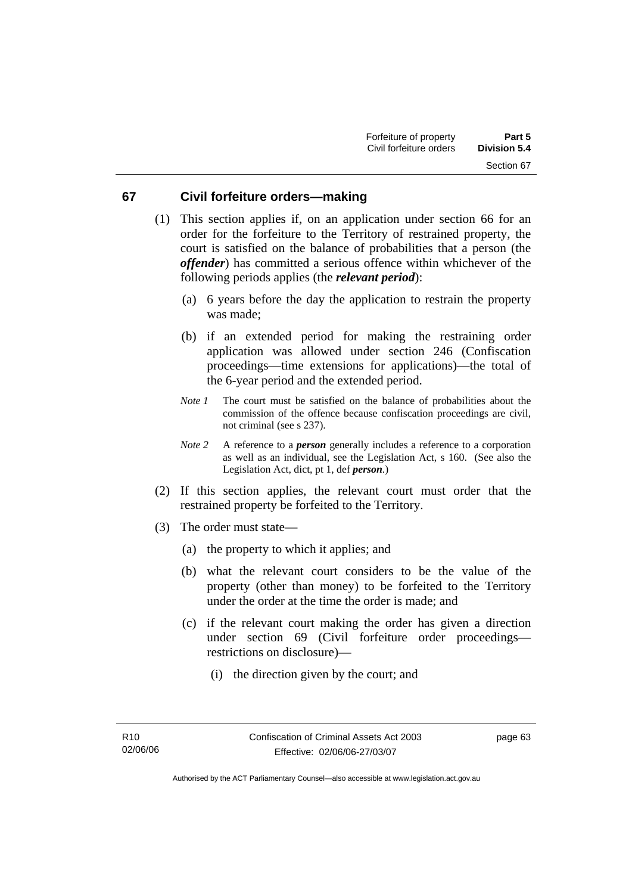## 67 Civil forfeiture orders—making

(1) This section applies if, on an application under section 66 for an order for the forfeiture to the Territory of restrained property, the court is satisfied on the balance of probabilities that a person (the ***offender***) has committed a serious offence within whichever of the following periods applies (the ***relevant period***):

(a) 6 years before the day the application to restrain the property was made;

(b) if an extended period for making the restraining order application was allowed under section 246 (Confiscation proceedings—time extensions for applications)—the total of the 6-year period and the extended period.

*Note 1* The court must be satisfied on the balance of probabilities about the commission of the offence because confiscation proceedings are civil, not criminal (see s 237).

*Note 2* A reference to a ***person*** generally includes a reference to a corporation as well as an individual, see the Legislation Act, s 160. (See also the Legislation Act, dict, pt 1, def ***person***.)

(2) If this section applies, the relevant court must order that the restrained property be forfeited to the Territory.

(3) The order must state—

(a) the property to which it applies; and

(b) what the relevant court considers to be the value of the property (other than money) to be forfeited to the Territory under the order at the time the order is made; and

(c) if the relevant court making the order has given a direction under section 69 (Civil forfeiture order proceedings—restrictions on disclosure)—

(i) the direction given by the court; and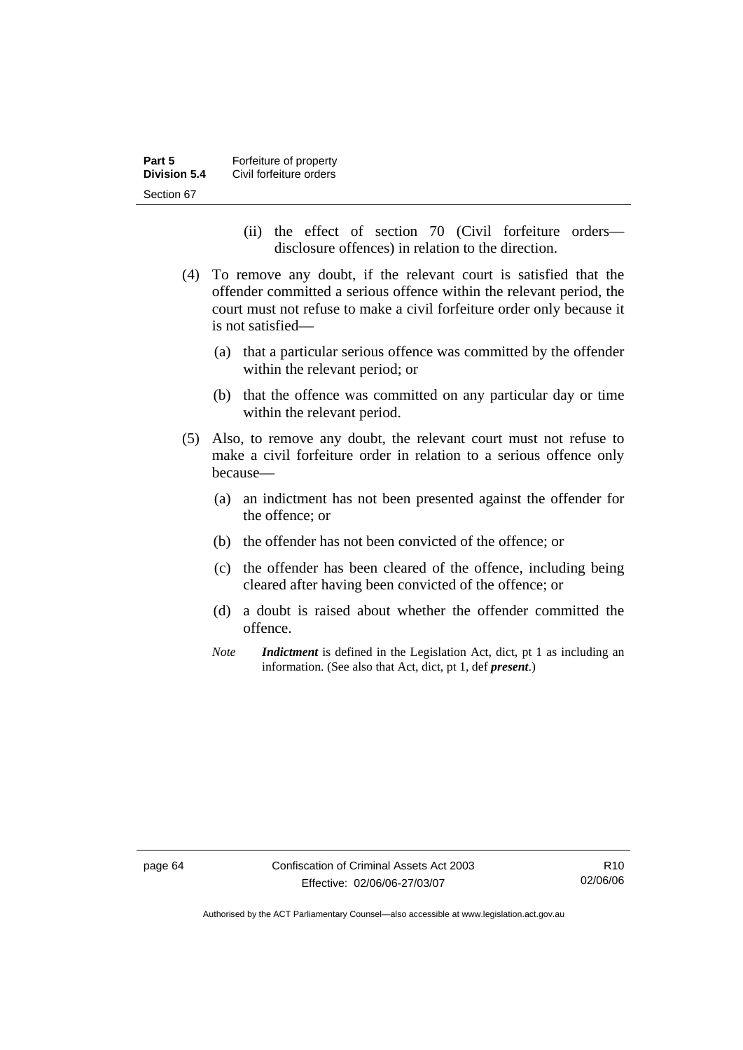(ii) the effect of section 70 (Civil forfeiture orders—disclosure offences) in relation to the direction.

(4) To remove any doubt, if the relevant court is satisfied that the offender committed a serious offence within the relevant period, the court must not refuse to make a civil forfeiture order only because it is not satisfied—

(a) that a particular serious offence was committed by the offender within the relevant period; or

(b) that the offence was committed on any particular day or time within the relevant period.

(5) Also, to remove any doubt, the relevant court must not refuse to make a civil forfeiture order in relation to a serious offence only because—

(a) an indictment has not been presented against the offender for the offence; or

(b) the offender has not been convicted of the offence; or

(c) the offender has been cleared of the offence, including being cleared after having been convicted of the offence; or

(d) a doubt is raised about whether the offender committed the offence.

*Note* ***Indictment*** is defined in the Legislation Act, dict, pt 1 as including an information. (See also that Act, dict, pt 1, def ***present***.)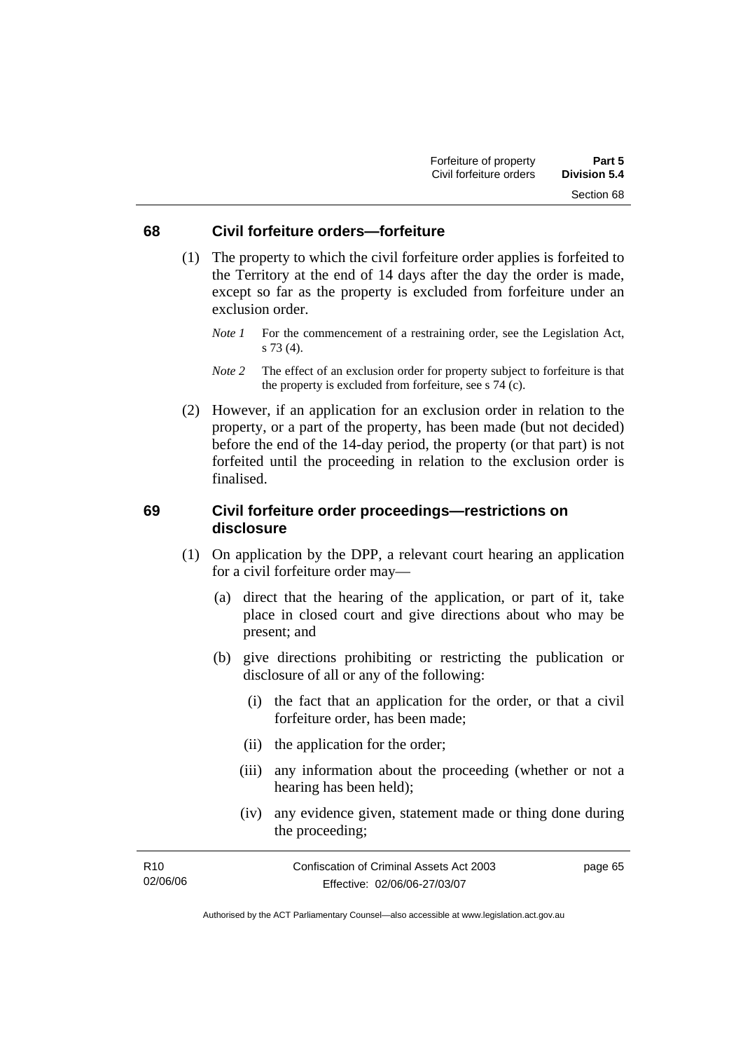## 68 Civil forfeiture orders—forfeiture

(1) The property to which the civil forfeiture order applies is forfeited to the Territory at the end of 14 days after the day the order is made, except so far as the property is excluded from forfeiture under an exclusion order.

*Note 1* For the commencement of a restraining order, see the Legislation Act, s 73 (4).

*Note 2* The effect of an exclusion order for property subject to forfeiture is that the property is excluded from forfeiture, see s 74 (c).

(2) However, if an application for an exclusion order in relation to the property, or a part of the property, has been made (but not decided) before the end of the 14-day period, the property (or that part) is not forfeited until the proceeding in relation to the exclusion order is finalised.

## 69 Civil forfeiture order proceedings—restrictions on disclosure

(1) On application by the DPP, a relevant court hearing an application for a civil forfeiture order may—

(a) direct that the hearing of the application, or part of it, take place in closed court and give directions about who may be present; and

(b) give directions prohibiting or restricting the publication or disclosure of all or any of the following:

(i) the fact that an application for the order, or that a civil forfeiture order, has been made;

(ii) the application for the order;

(iii) any information about the proceeding (whether or not a hearing has been held);

(iv) any evidence given, statement made or thing done during the proceeding;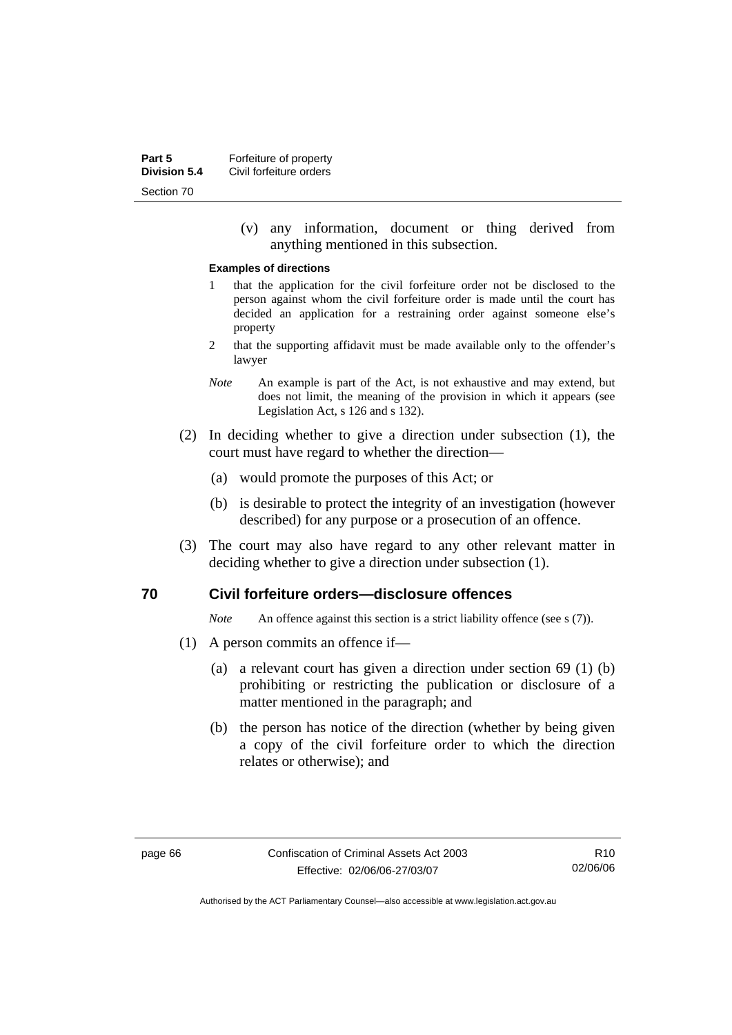(v) any information, document or thing derived from anything mentioned in this subsection.

**Examples of directions**

1 that the application for the civil forfeiture order not be disclosed to the person against whom the civil forfeiture order is made until the court has decided an application for a restraining order against someone else's property

2 that the supporting affidavit must be made available only to the offender's lawyer

*Note* An example is part of the Act, is not exhaustive and may extend, but does not limit, the meaning of the provision in which it appears (see Legislation Act, s 126 and s 132).

(2) In deciding whether to give a direction under subsection (1), the court must have regard to whether the direction—

(a) would promote the purposes of this Act; or

(b) is desirable to protect the integrity of an investigation (however described) for any purpose or a prosecution of an offence.

(3) The court may also have regard to any other relevant matter in deciding whether to give a direction under subsection (1).

## 70 Civil forfeiture orders—disclosure offences

*Note* An offence against this section is a strict liability offence (see s (7)).

(1) A person commits an offence if—

(a) a relevant court has given a direction under section 69 (1) (b) prohibiting or restricting the publication or disclosure of a matter mentioned in the paragraph; and

(b) the person has notice of the direction (whether by being given a copy of the civil forfeiture order to which the direction relates or otherwise); and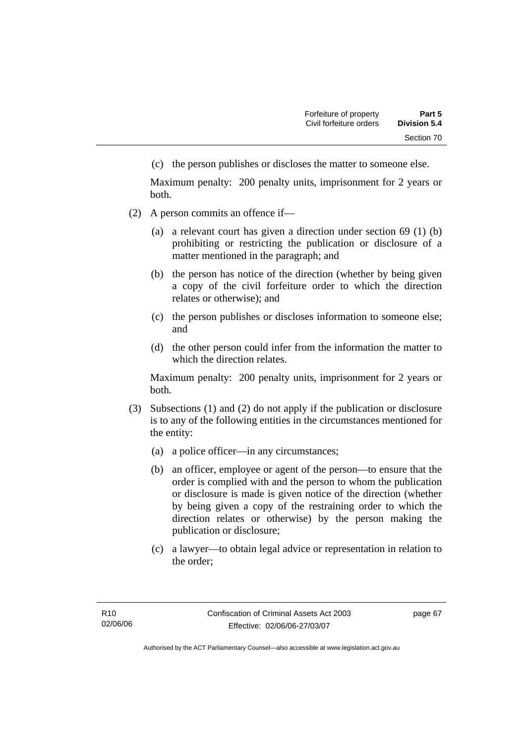(c) the person publishes or discloses the matter to someone else.

Maximum penalty: 200 penalty units, imprisonment for 2 years or both.

(2) A person commits an offence if—

(a) a relevant court has given a direction under section 69 (1) (b) prohibiting or restricting the publication or disclosure of a matter mentioned in the paragraph; and

(b) the person has notice of the direction (whether by being given a copy of the civil forfeiture order to which the direction relates or otherwise); and

(c) the person publishes or discloses information to someone else; and

(d) the other person could infer from the information the matter to which the direction relates.

Maximum penalty: 200 penalty units, imprisonment for 2 years or both.

(3) Subsections (1) and (2) do not apply if the publication or disclosure is to any of the following entities in the circumstances mentioned for the entity:

(a) a police officer—in any circumstances;

(b) an officer, employee or agent of the person—to ensure that the order is complied with and the person to whom the publication or disclosure is made is given notice of the direction (whether by being given a copy of the restraining order to which the direction relates or otherwise) by the person making the publication or disclosure;

(c) a lawyer—to obtain legal advice or representation in relation to the order;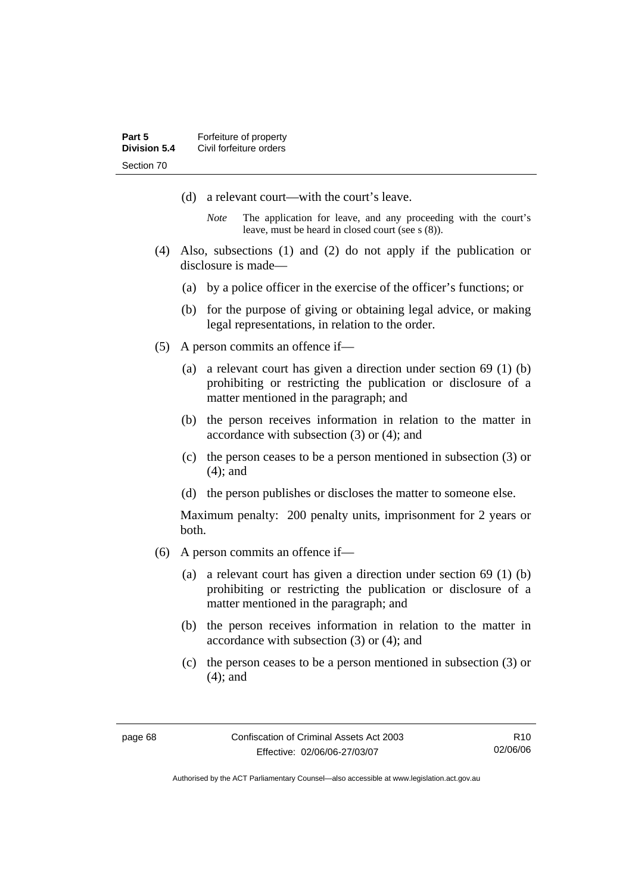(d) a relevant court—with the court's leave.

*Note* The application for leave, and any proceeding with the court's leave, must be heard in closed court (see s (8)).

(4) Also, subsections (1) and (2) do not apply if the publication or disclosure is made—

(a) by a police officer in the exercise of the officer's functions; or

(b) for the purpose of giving or obtaining legal advice, or making legal representations, in relation to the order.

(5) A person commits an offence if—

(a) a relevant court has given a direction under section 69 (1) (b) prohibiting or restricting the publication or disclosure of a matter mentioned in the paragraph; and

(b) the person receives information in relation to the matter in accordance with subsection (3) or (4); and

(c) the person ceases to be a person mentioned in subsection (3) or (4); and

(d) the person publishes or discloses the matter to someone else.

Maximum penalty: 200 penalty units, imprisonment for 2 years or both.

(6) A person commits an offence if—

(a) a relevant court has given a direction under section 69 (1) (b) prohibiting or restricting the publication or disclosure of a matter mentioned in the paragraph; and

(b) the person receives information in relation to the matter in accordance with subsection (3) or (4); and

(c) the person ceases to be a person mentioned in subsection (3) or (4); and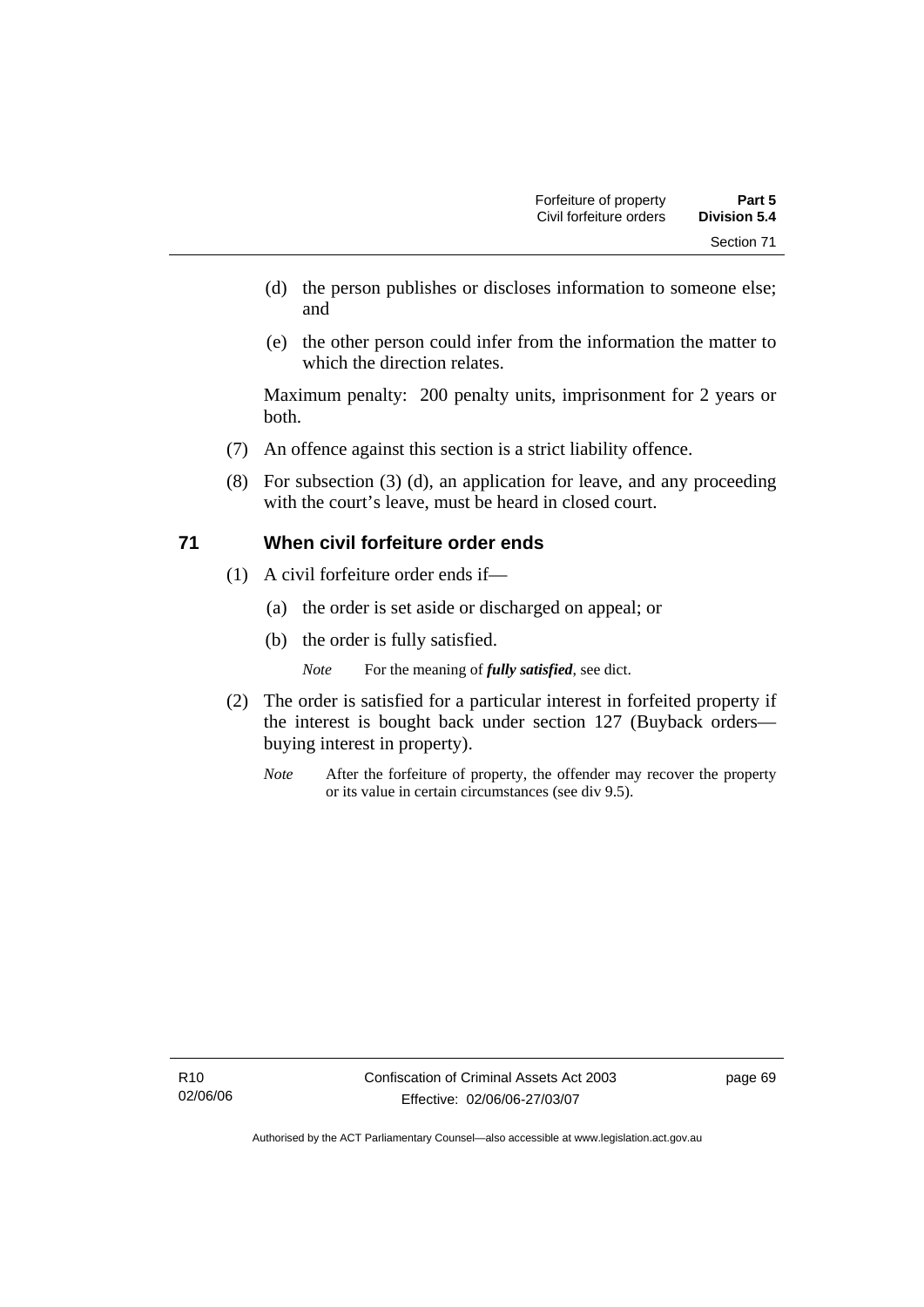(d) the person publishes or discloses information to someone else; and

(e) the other person could infer from the information the matter to which the direction relates.

Maximum penalty: 200 penalty units, imprisonment for 2 years or both.

(7) An offence against this section is a strict liability offence.

(8) For subsection (3) (d), an application for leave, and any proceeding with the court's leave, must be heard in closed court.

### 71 When civil forfeiture order ends

(1) A civil forfeiture order ends if—

(a) the order is set aside or discharged on appeal; or

(b) the order is fully satisfied.

*Note* For the meaning of ***fully satisfied***, see dict.

(2) The order is satisfied for a particular interest in forfeited property if the interest is bought back under section 127 (Buyback orders—buying interest in property).

*Note* After the forfeiture of property, the offender may recover the property or its value in certain circumstances (see div 9.5).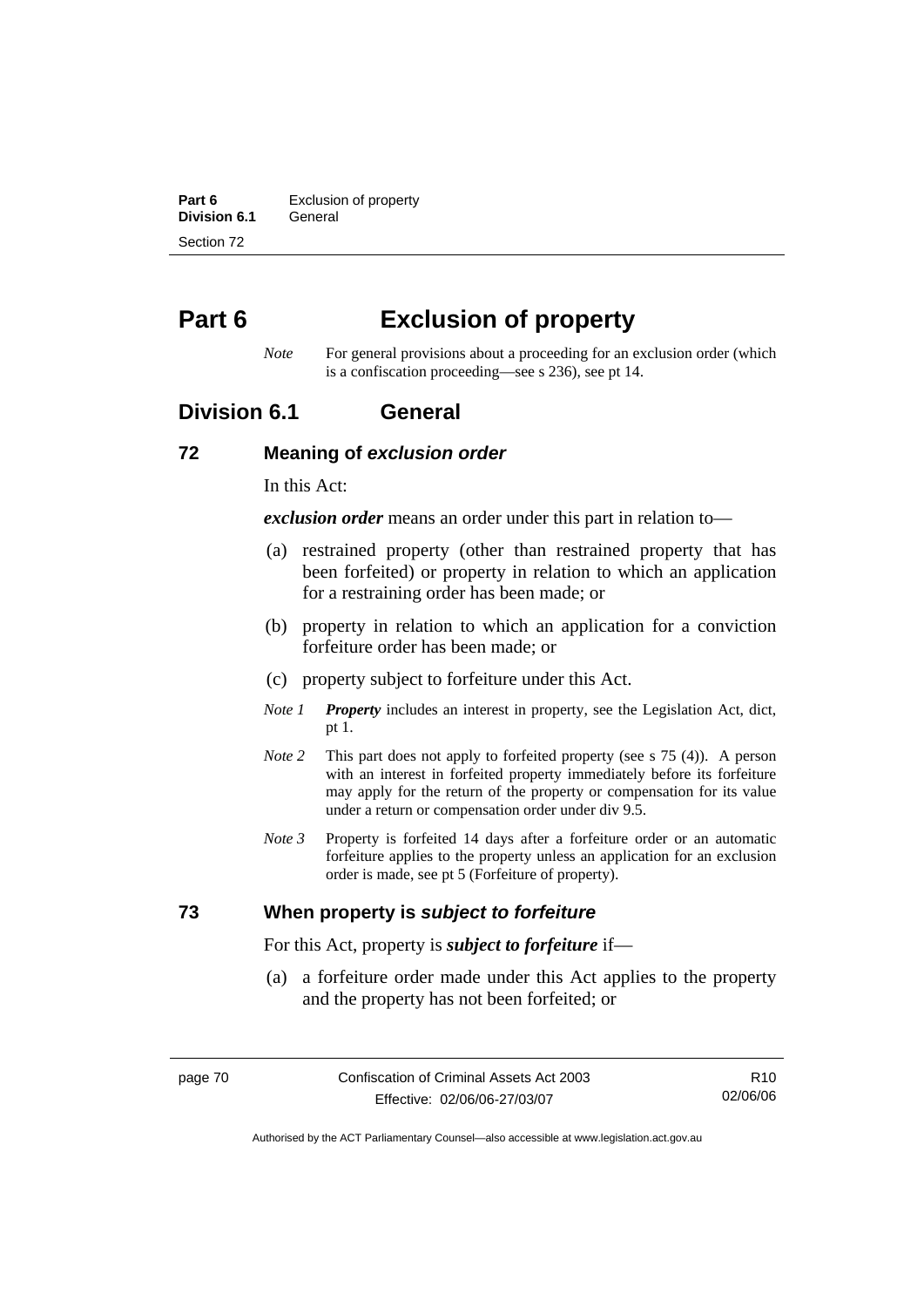# Part 6 Exclusion of property

*Note* For general provisions about a proceeding for an exclusion order (which is a confiscation proceeding—see s 236), see pt 14.

## Division 6.1 General

### 72 Meaning of *exclusion order*

In this Act:

***exclusion order*** means an order under this part in relation to—

(a) restrained property (other than restrained property that has been forfeited) or property in relation to which an application for a restraining order has been made; or

(b) property in relation to which an application for a conviction forfeiture order has been made; or

(c) property subject to forfeiture under this Act.

*Note 1* ***Property*** includes an interest in property, see the Legislation Act, dict, pt 1.

*Note 2* This part does not apply to forfeited property (see s 75 (4)). A person with an interest in forfeited property immediately before its forfeiture may apply for the return of the property or compensation for its value under a return or compensation order under div 9.5.

*Note 3* Property is forfeited 14 days after a forfeiture order or an automatic forfeiture applies to the property unless an application for an exclusion order is made, see pt 5 (Forfeiture of property).

### 73 When property is *subject to forfeiture*

For this Act, property is ***subject to forfeiture*** if—

(a) a forfeiture order made under this Act applies to the property and the property has not been forfeited; or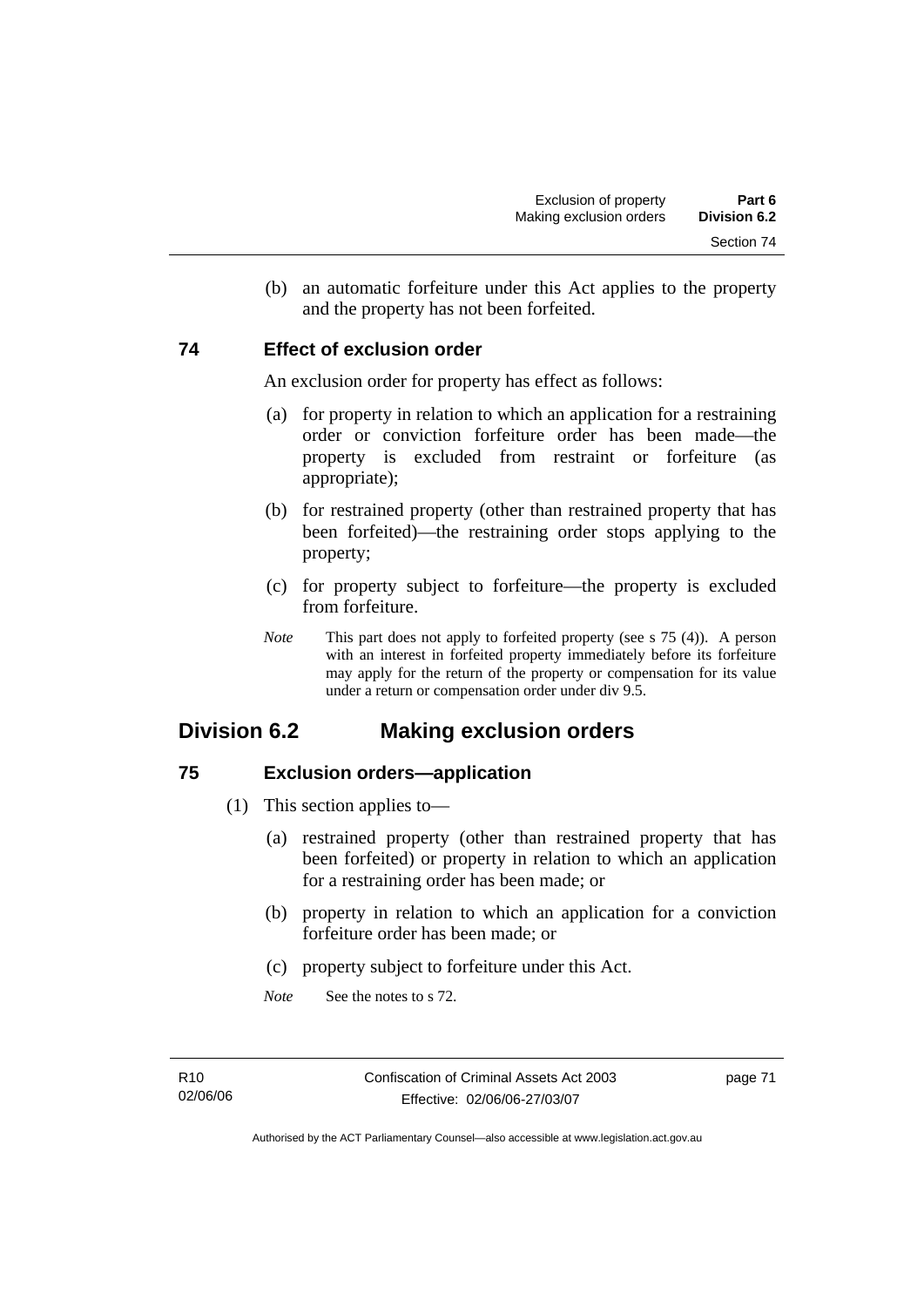(b) an automatic forfeiture under this Act applies to the property and the property has not been forfeited.

### 74 Effect of exclusion order

An exclusion order for property has effect as follows:

(a) for property in relation to which an application for a restraining order or conviction forfeiture order has been made—the property is excluded from restraint or forfeiture (as appropriate);

(b) for restrained property (other than restrained property that has been forfeited)—the restraining order stops applying to the property;

(c) for property subject to forfeiture—the property is excluded from forfeiture.

*Note* This part does not apply to forfeited property (see s 75 (4)). A person with an interest in forfeited property immediately before its forfeiture may apply for the return of the property or compensation for its value under a return or compensation order under div 9.5.

## Division 6.2 Making exclusion orders

### 75 Exclusion orders—application

(1) This section applies to—

(a) restrained property (other than restrained property that has been forfeited) or property in relation to which an application for a restraining order has been made; or

(b) property in relation to which an application for a conviction forfeiture order has been made; or

(c) property subject to forfeiture under this Act.

*Note* See the notes to s 72.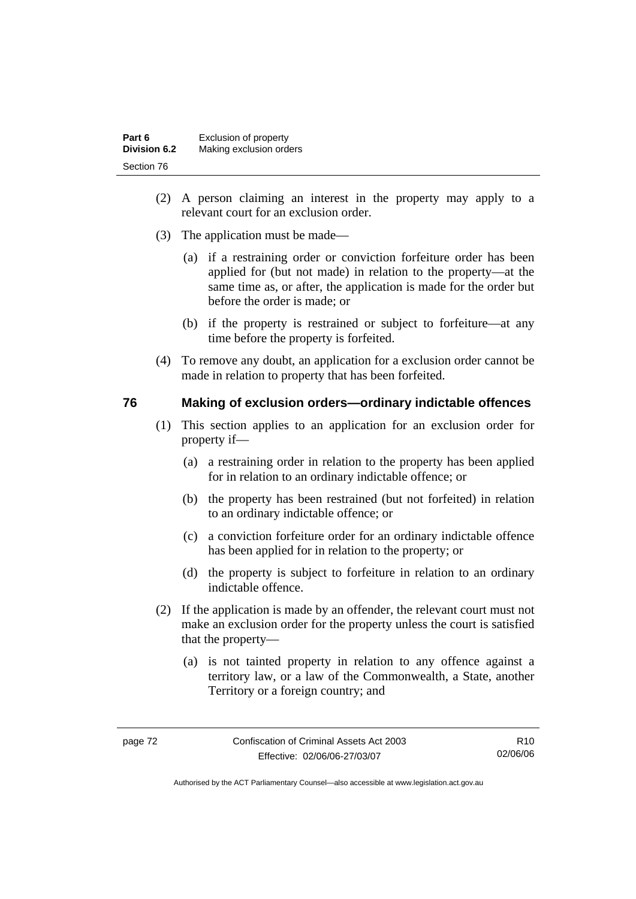(2) A person claiming an interest in the property may apply to a relevant court for an exclusion order.

(3) The application must be made—

(a) if a restraining order or conviction forfeiture order has been applied for (but not made) in relation to the property—at the same time as, or after, the application is made for the order but before the order is made; or

(b) if the property is restrained or subject to forfeiture—at any time before the property is forfeited.

(4) To remove any doubt, an application for a exclusion order cannot be made in relation to property that has been forfeited.

## 76 Making of exclusion orders—ordinary indictable offences

(1) This section applies to an application for an exclusion order for property if—

(a) a restraining order in relation to the property has been applied for in relation to an ordinary indictable offence; or

(b) the property has been restrained (but not forfeited) in relation to an ordinary indictable offence; or

(c) a conviction forfeiture order for an ordinary indictable offence has been applied for in relation to the property; or

(d) the property is subject to forfeiture in relation to an ordinary indictable offence.

(2) If the application is made by an offender, the relevant court must not make an exclusion order for the property unless the court is satisfied that the property—

(a) is not tainted property in relation to any offence against a territory law, or a law of the Commonwealth, a State, another Territory or a foreign country; and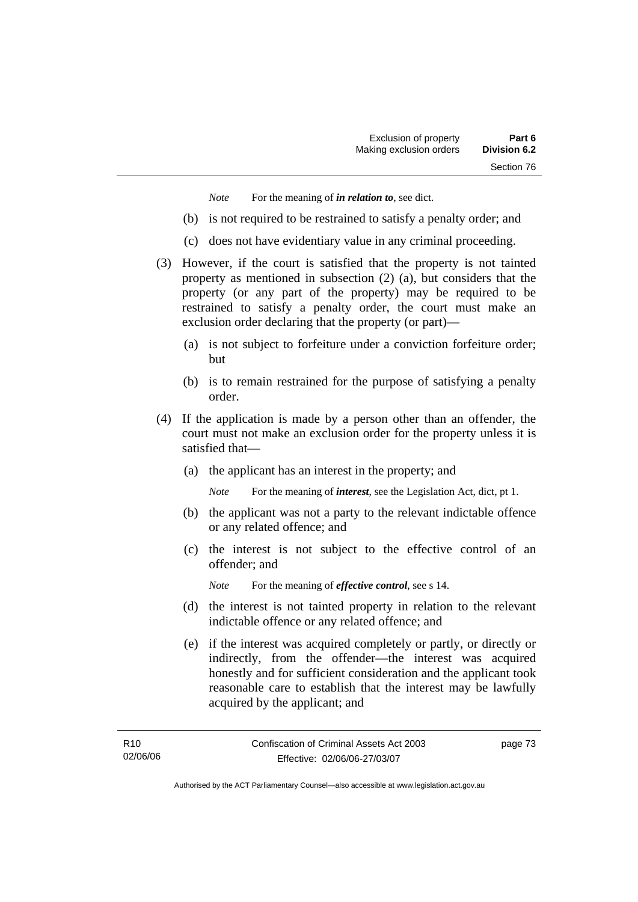*Note* For the meaning of ***in relation to***, see dict.

(b) is not required to be restrained to satisfy a penalty order; and

(c) does not have evidentiary value in any criminal proceeding.

(3) However, if the court is satisfied that the property is not tainted property as mentioned in subsection (2) (a), but considers that the property (or any part of the property) may be required to be restrained to satisfy a penalty order, the court must make an exclusion order declaring that the property (or part)—

(a) is not subject to forfeiture under a conviction forfeiture order; but

(b) is to remain restrained for the purpose of satisfying a penalty order.

(4) If the application is made by a person other than an offender, the court must not make an exclusion order for the property unless it is satisfied that—

(a) the applicant has an interest in the property; and

*Note* For the meaning of ***interest***, see the Legislation Act, dict, pt 1.

(b) the applicant was not a party to the relevant indictable offence or any related offence; and

(c) the interest is not subject to the effective control of an offender; and

*Note* For the meaning of ***effective control***, see s 14.

(d) the interest is not tainted property in relation to the relevant indictable offence or any related offence; and

(e) if the interest was acquired completely or partly, or directly or indirectly, from the offender—the interest was acquired honestly and for sufficient consideration and the applicant took reasonable care to establish that the interest may be lawfully acquired by the applicant; and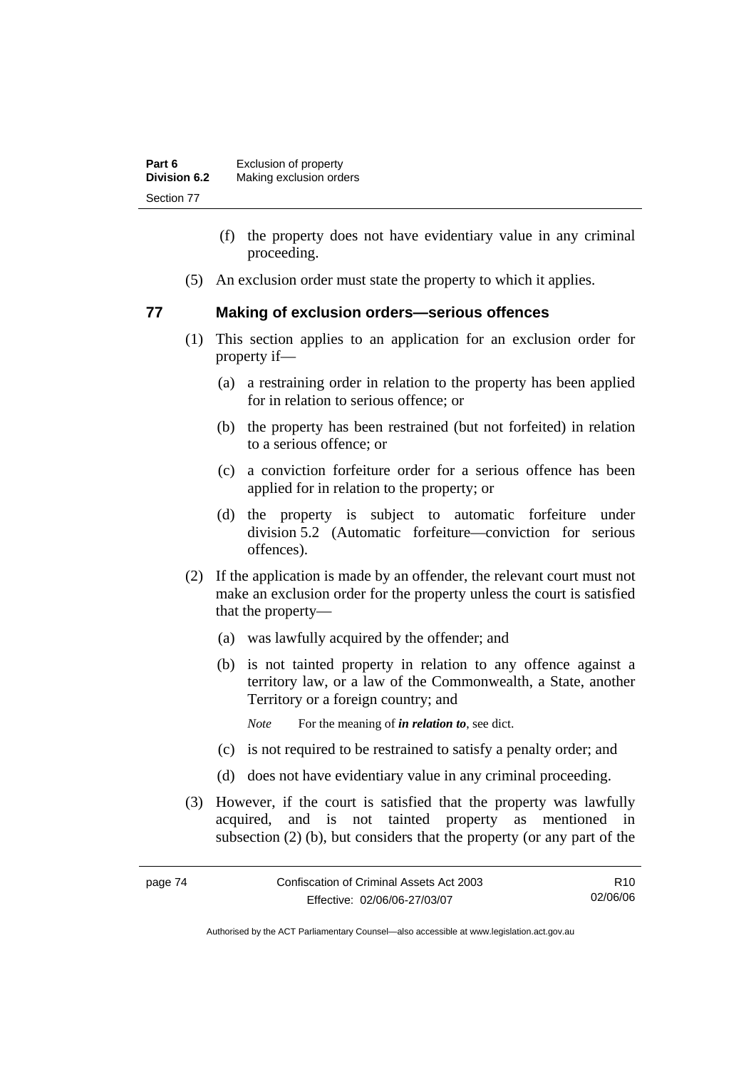(f) the property does not have evidentiary value in any criminal proceeding.

(5) An exclusion order must state the property to which it applies.

## 77 Making of exclusion orders—serious offences

(1) This section applies to an application for an exclusion order for property if—

(a) a restraining order in relation to the property has been applied for in relation to serious offence; or

(b) the property has been restrained (but not forfeited) in relation to a serious offence; or

(c) a conviction forfeiture order for a serious offence has been applied for in relation to the property; or

(d) the property is subject to automatic forfeiture under division 5.2 (Automatic forfeiture—conviction for serious offences).

(2) If the application is made by an offender, the relevant court must not make an exclusion order for the property unless the court is satisfied that the property—

(a) was lawfully acquired by the offender; and

(b) is not tainted property in relation to any offence against a territory law, or a law of the Commonwealth, a State, another Territory or a foreign country; and

*Note* For the meaning of ***in relation to***, see dict.

(c) is not required to be restrained to satisfy a penalty order; and

(d) does not have evidentiary value in any criminal proceeding.

(3) However, if the court is satisfied that the property was lawfully acquired, and is not tainted property as mentioned in subsection (2) (b), but considers that the property (or any part of the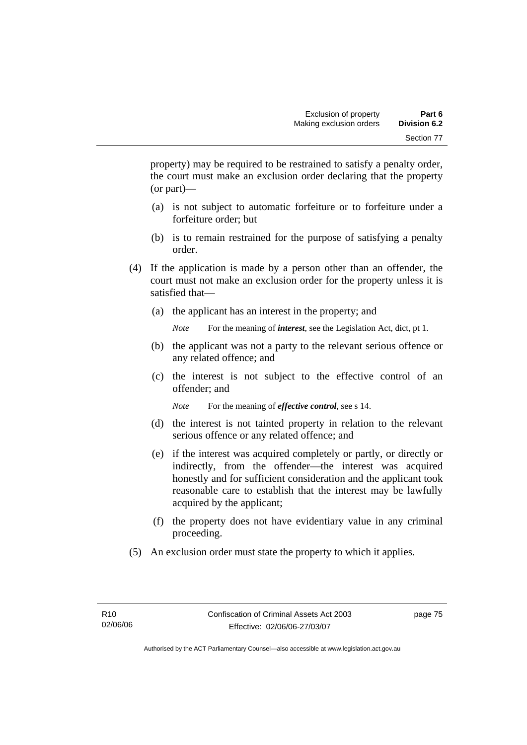property) may be required to be restrained to satisfy a penalty order, the court must make an exclusion order declaring that the property (or part)—

(a) is not subject to automatic forfeiture or to forfeiture under a forfeiture order; but

(b) is to remain restrained for the purpose of satisfying a penalty order.

(4) If the application is made by a person other than an offender, the court must not make an exclusion order for the property unless it is satisfied that—

(a) the applicant has an interest in the property; and

*Note* For the meaning of ***interest***, see the Legislation Act, dict, pt 1.

(b) the applicant was not a party to the relevant serious offence or any related offence; and

(c) the interest is not subject to the effective control of an offender; and

*Note* For the meaning of ***effective control***, see s 14.

(d) the interest is not tainted property in relation to the relevant serious offence or any related offence; and

(e) if the interest was acquired completely or partly, or directly or indirectly, from the offender—the interest was acquired honestly and for sufficient consideration and the applicant took reasonable care to establish that the interest may be lawfully acquired by the applicant;

(f) the property does not have evidentiary value in any criminal proceeding.

(5) An exclusion order must state the property to which it applies.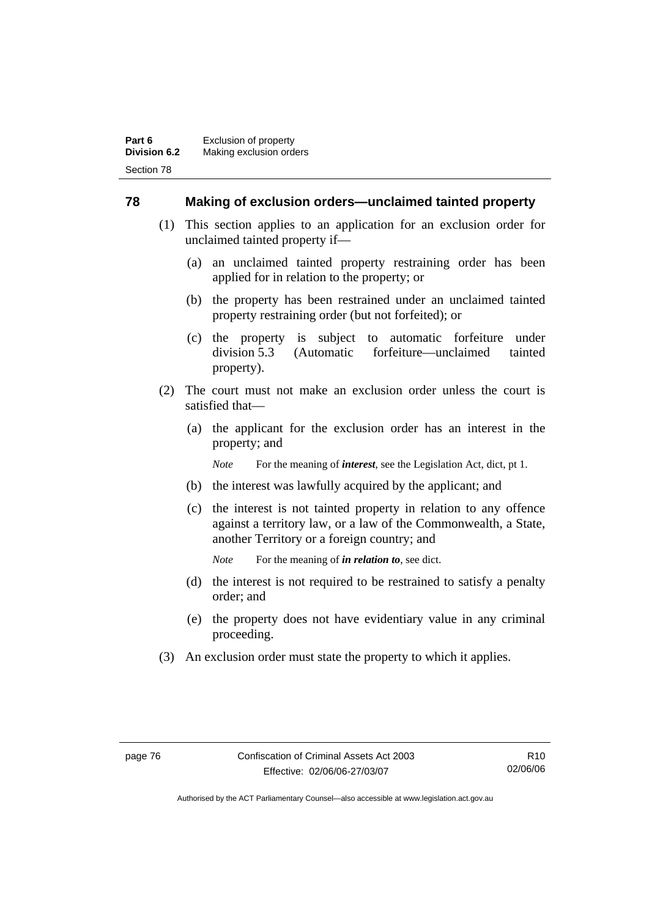## 78 Making of exclusion orders—unclaimed tainted property

(1) This section applies to an application for an exclusion order for unclaimed tainted property if—

(a) an unclaimed tainted property restraining order has been applied for in relation to the property; or

(b) the property has been restrained under an unclaimed tainted property restraining order (but not forfeited); or

(c) the property is subject to automatic forfeiture under division 5.3 (Automatic forfeiture—unclaimed tainted property).

(2) The court must not make an exclusion order unless the court is satisfied that—

(a) the applicant for the exclusion order has an interest in the property; and

*Note* For the meaning of ***interest***, see the Legislation Act, dict, pt 1.

(b) the interest was lawfully acquired by the applicant; and

(c) the interest is not tainted property in relation to any offence against a territory law, or a law of the Commonwealth, a State, another Territory or a foreign country; and

*Note* For the meaning of ***in relation to***, see dict.

(d) the interest is not required to be restrained to satisfy a penalty order; and

(e) the property does not have evidentiary value in any criminal proceeding.

(3) An exclusion order must state the property to which it applies.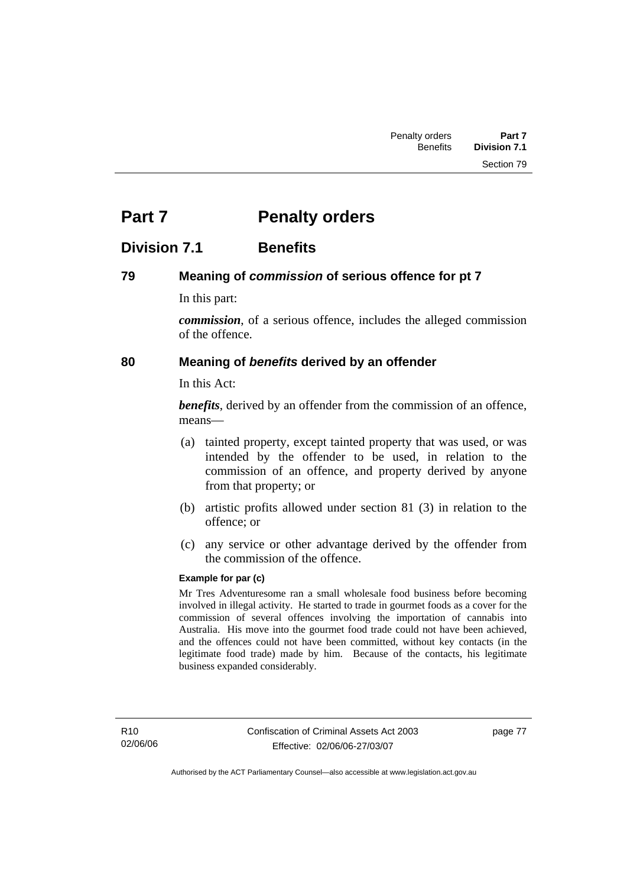# Part 7 Penalty orders

## Division 7.1 Benefits

### 79 Meaning of *commission* of serious offence for pt 7

In this part:

***commission***, of a serious offence, includes the alleged commission of the offence.

### 80 Meaning of *benefits* derived by an offender

In this Act:

***benefits***, derived by an offender from the commission of an offence, means—

(a) tainted property, except tainted property that was used, or was intended by the offender to be used, in relation to the commission of an offence, and property derived by anyone from that property; or

(b) artistic profits allowed under section 81 (3) in relation to the offence; or

(c) any service or other advantage derived by the offender from the commission of the offence.

**Example for par (c)**

Mr Tres Adventuresome ran a small wholesale food business before becoming involved in illegal activity. He started to trade in gourmet foods as a cover for the commission of several offences involving the importation of cannabis into Australia. His move into the gourmet food trade could not have been achieved, and the offences could not have been committed, without key contacts (in the legitimate food trade) made by him. Because of the contacts, his legitimate business expanded considerably.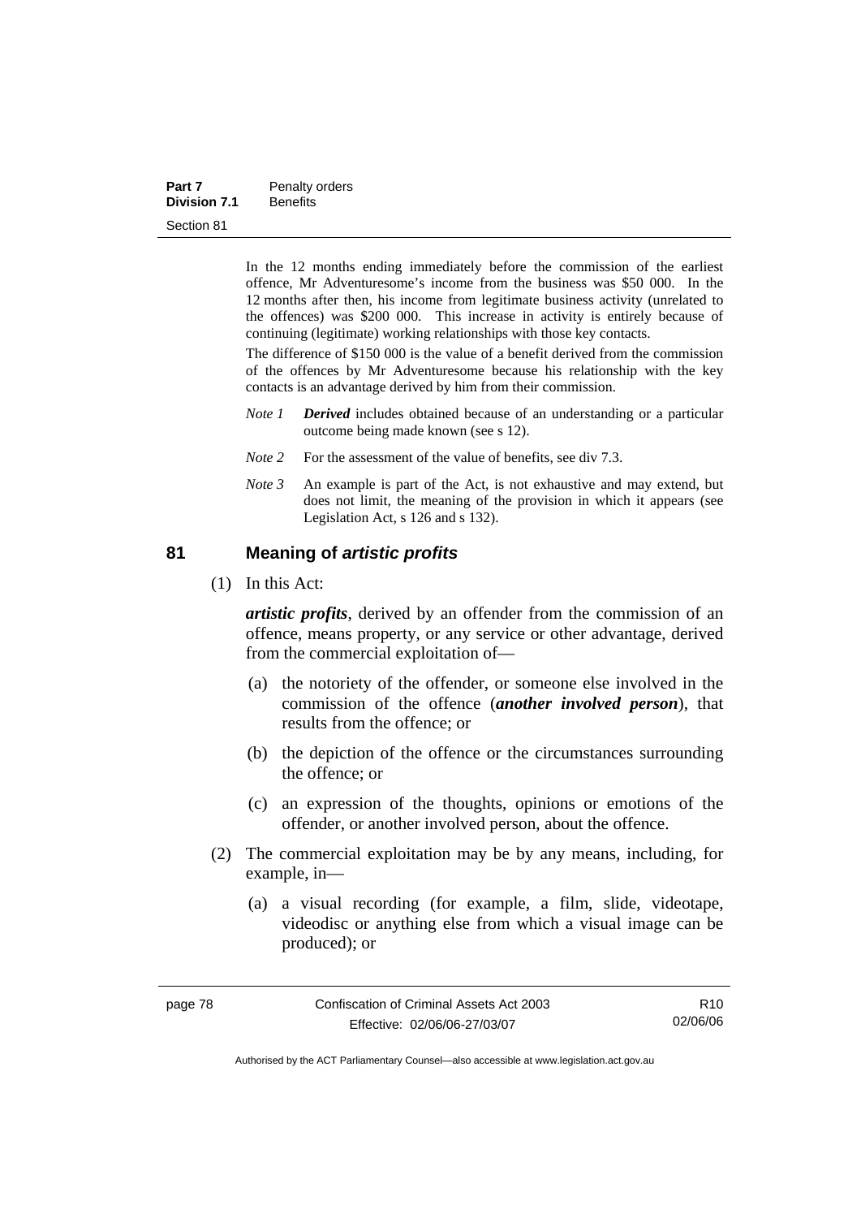In the 12 months ending immediately before the commission of the earliest offence, Mr Adventuresome's income from the business was $50 000. In the 12 months after then, his income from legitimate business activity (unrelated to the offences) was $200 000. This increase in activity is entirely because of continuing (legitimate) working relationships with those key contacts.

The difference of $150 000 is the value of a benefit derived from the commission of the offences by Mr Adventuresome because his relationship with the key contacts is an advantage derived by him from their commission.

*Note 1* ***Derived*** includes obtained because of an understanding or a particular outcome being made known (see s 12).

*Note 2* For the assessment of the value of benefits, see div 7.3.

*Note 3* An example is part of the Act, is not exhaustive and may extend, but does not limit, the meaning of the provision in which it appears (see Legislation Act, s 126 and s 132).

## 81 Meaning of *artistic profits*

(1) In this Act:

***artistic profits***, derived by an offender from the commission of an offence, means property, or any service or other advantage, derived from the commercial exploitation of—

(a) the notoriety of the offender, or someone else involved in the commission of the offence (***another involved person***), that results from the offence; or

(b) the depiction of the offence or the circumstances surrounding the offence; or

(c) an expression of the thoughts, opinions or emotions of the offender, or another involved person, about the offence.

(2) The commercial exploitation may be by any means, including, for example, in—

(a) a visual recording (for example, a film, slide, videotape, videodisc or anything else from which a visual image can be produced); or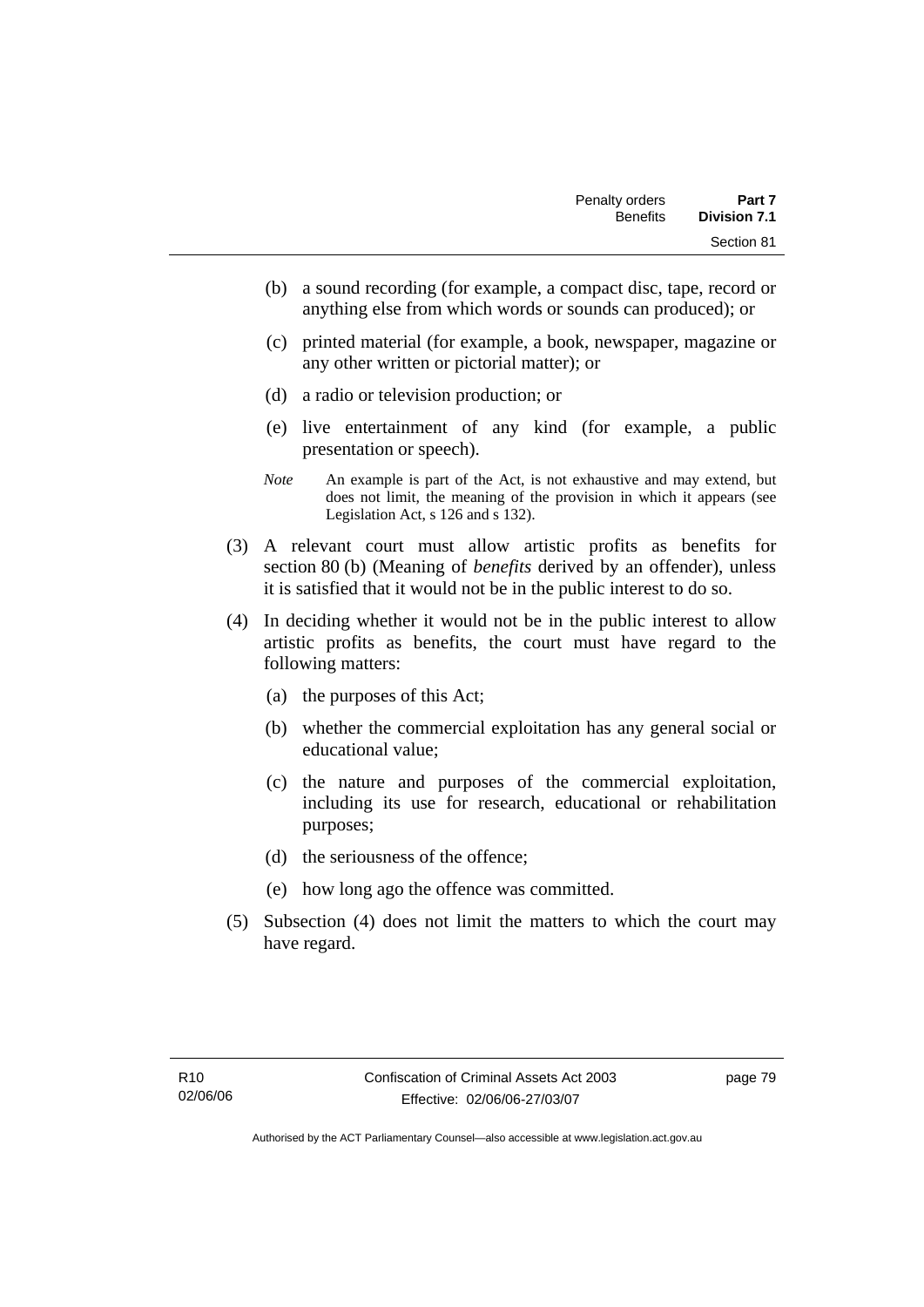(b) a sound recording (for example, a compact disc, tape, record or anything else from which words or sounds can produced); or

(c) printed material (for example, a book, newspaper, magazine or any other written or pictorial matter); or

(d) a radio or television production; or

(e) live entertainment of any kind (for example, a public presentation or speech).

*Note* An example is part of the Act, is not exhaustive and may extend, but does not limit, the meaning of the provision in which it appears (see Legislation Act, s 126 and s 132).

(3) A relevant court must allow artistic profits as benefits for section 80 (b) (Meaning of *benefits* derived by an offender), unless it is satisfied that it would not be in the public interest to do so.

(4) In deciding whether it would not be in the public interest to allow artistic profits as benefits, the court must have regard to the following matters:

(a) the purposes of this Act;

(b) whether the commercial exploitation has any general social or educational value;

(c) the nature and purposes of the commercial exploitation, including its use for research, educational or rehabilitation purposes;

(d) the seriousness of the offence;

(e) how long ago the offence was committed.

(5) Subsection (4) does not limit the matters to which the court may have regard.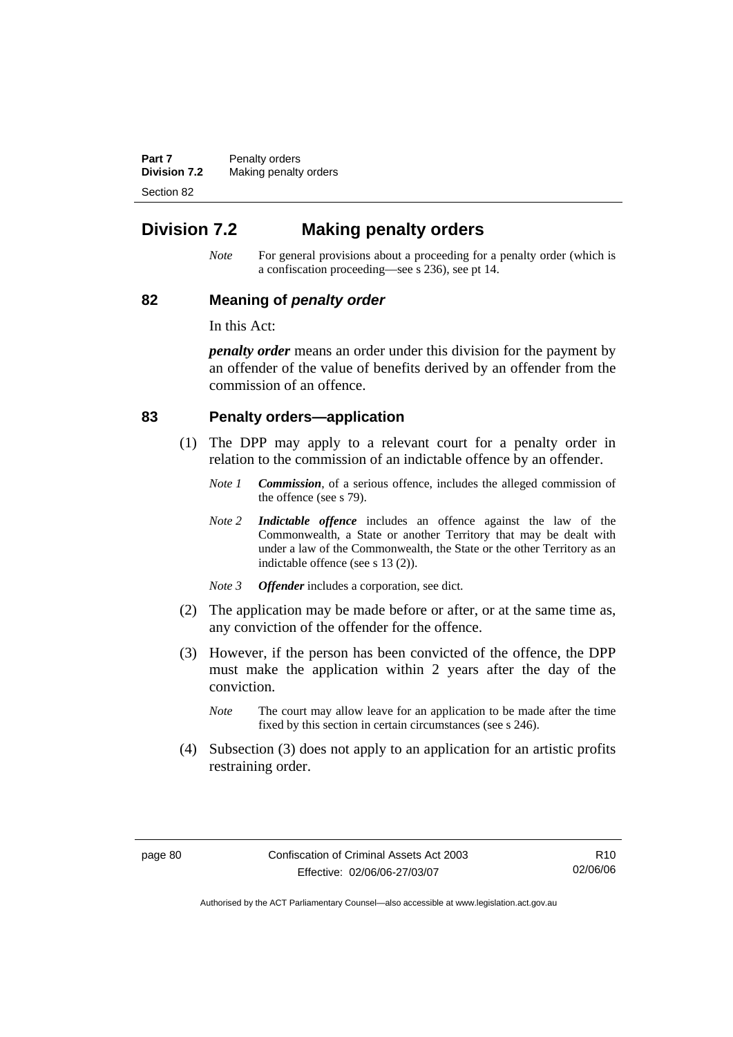## Division 7.2 Making penalty orders

*Note* For general provisions about a proceeding for a penalty order (which is a confiscation proceeding—see s 236), see pt 14.

### 82 Meaning of *penalty order*

In this Act:

***penalty order*** means an order under this division for the payment by an offender of the value of benefits derived by an offender from the commission of an offence.

### 83 Penalty orders—application

(1) The DPP may apply to a relevant court for a penalty order in relation to the commission of an indictable offence by an offender.

*Note 1* ***Commission***, of a serious offence, includes the alleged commission of the offence (see s 79).

*Note 2* ***Indictable offence*** includes an offence against the law of the Commonwealth, a State or another Territory that may be dealt with under a law of the Commonwealth, the State or the other Territory as an indictable offence (see s 13 (2)).

*Note 3* ***Offender*** includes a corporation, see dict.

(2) The application may be made before or after, or at the same time as, any conviction of the offender for the offence.

(3) However, if the person has been convicted of the offence, the DPP must make the application within 2 years after the day of the conviction.

*Note* The court may allow leave for an application to be made after the time fixed by this section in certain circumstances (see s 246).

(4) Subsection (3) does not apply to an application for an artistic profits restraining order.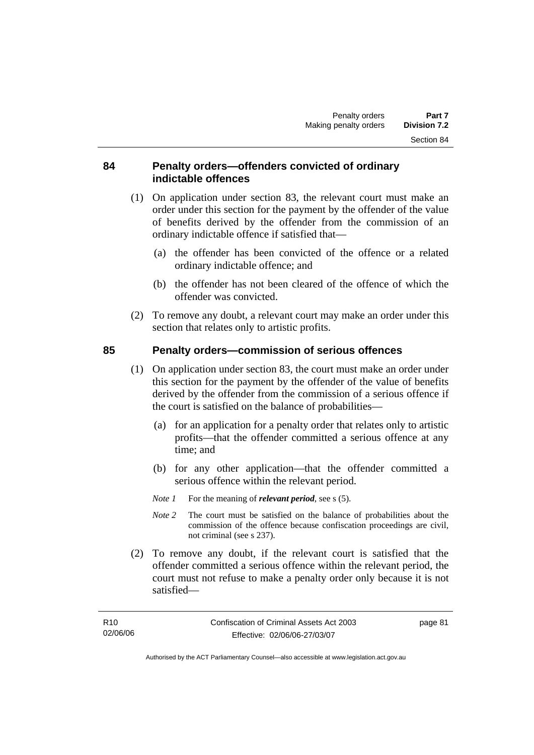### 84 Penalty orders—offenders convicted of ordinary indictable offences

(1) On application under section 83, the relevant court must make an order under this section for the payment by the offender of the value of benefits derived by the offender from the commission of an ordinary indictable offence if satisfied that—

(a) the offender has been convicted of the offence or a related ordinary indictable offence; and

(b) the offender has not been cleared of the offence of which the offender was convicted.

(2) To remove any doubt, a relevant court may make an order under this section that relates only to artistic profits.

### 85 Penalty orders—commission of serious offences

(1) On application under section 83, the court must make an order under this section for the payment by the offender of the value of benefits derived by the offender from the commission of a serious offence if the court is satisfied on the balance of probabilities—

(a) for an application for a penalty order that relates only to artistic profits—that the offender committed a serious offence at any time; and

(b) for any other application—that the offender committed a serious offence within the relevant period.

*Note 1* For the meaning of ***relevant period***, see s (5).

*Note 2* The court must be satisfied on the balance of probabilities about the commission of the offence because confiscation proceedings are civil, not criminal (see s 237).

(2) To remove any doubt, if the relevant court is satisfied that the offender committed a serious offence within the relevant period, the court must not refuse to make a penalty order only because it is not satisfied—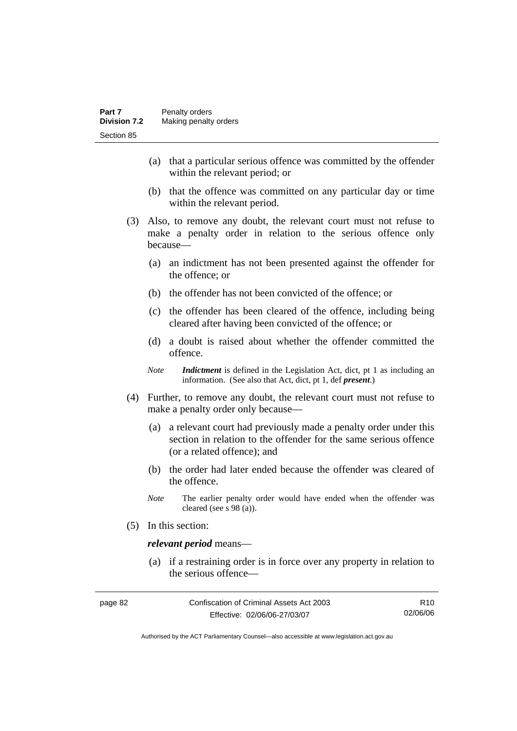(a) that a particular serious offence was committed by the offender within the relevant period; or

(b) that the offence was committed on any particular day or time within the relevant period.

(3) Also, to remove any doubt, the relevant court must not refuse to make a penalty order in relation to the serious offence only because—

(a) an indictment has not been presented against the offender for the offence; or

(b) the offender has not been convicted of the offence; or

(c) the offender has been cleared of the offence, including being cleared after having been convicted of the offence; or

(d) a doubt is raised about whether the offender committed the offence.

*Note* ***Indictment*** is defined in the Legislation Act, dict, pt 1 as including an information. (See also that Act, dict, pt 1, def ***present***.)

(4) Further, to remove any doubt, the relevant court must not refuse to make a penalty order only because—

(a) a relevant court had previously made a penalty order under this section in relation to the offender for the same serious offence (or a related offence); and

(b) the order had later ended because the offender was cleared of the offence.

*Note* The earlier penalty order would have ended when the offender was cleared (see s 98 (a)).

(5) In this section:

***relevant period*** means—

(a) if a restraining order is in force over any property in relation to the serious offence—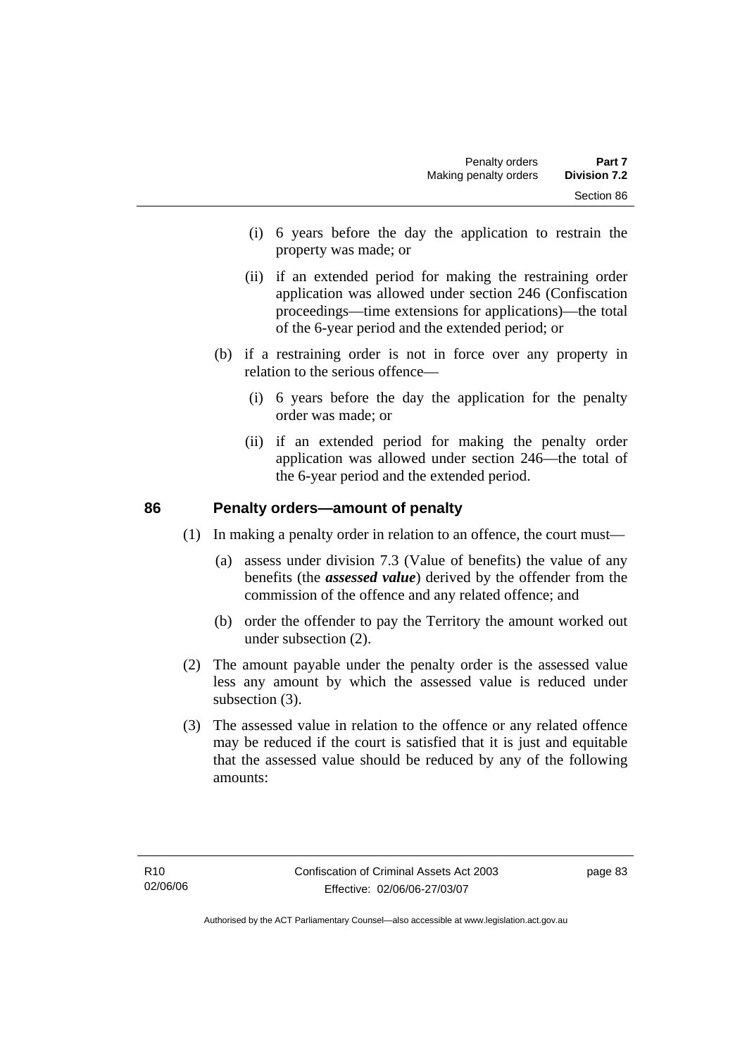(i) 6 years before the day the application to restrain the property was made; or

(ii) if an extended period for making the restraining order application was allowed under section 246 (Confiscation proceedings—time extensions for applications)—the total of the 6-year period and the extended period; or

(b) if a restraining order is not in force over any property in relation to the serious offence—

(i) 6 years before the day the application for the penalty order was made; or

(ii) if an extended period for making the penalty order application was allowed under section 246—the total of the 6-year period and the extended period.

## 86 Penalty orders—amount of penalty

(1) In making a penalty order in relation to an offence, the court must—

(a) assess under division 7.3 (Value of benefits) the value of any benefits (the ***assessed value***) derived by the offender from the commission of the offence and any related offence; and

(b) order the offender to pay the Territory the amount worked out under subsection (2).

(2) The amount payable under the penalty order is the assessed value less any amount by which the assessed value is reduced under subsection (3).

(3) The assessed value in relation to the offence or any related offence may be reduced if the court is satisfied that it is just and equitable that the assessed value should be reduced by any of the following amounts: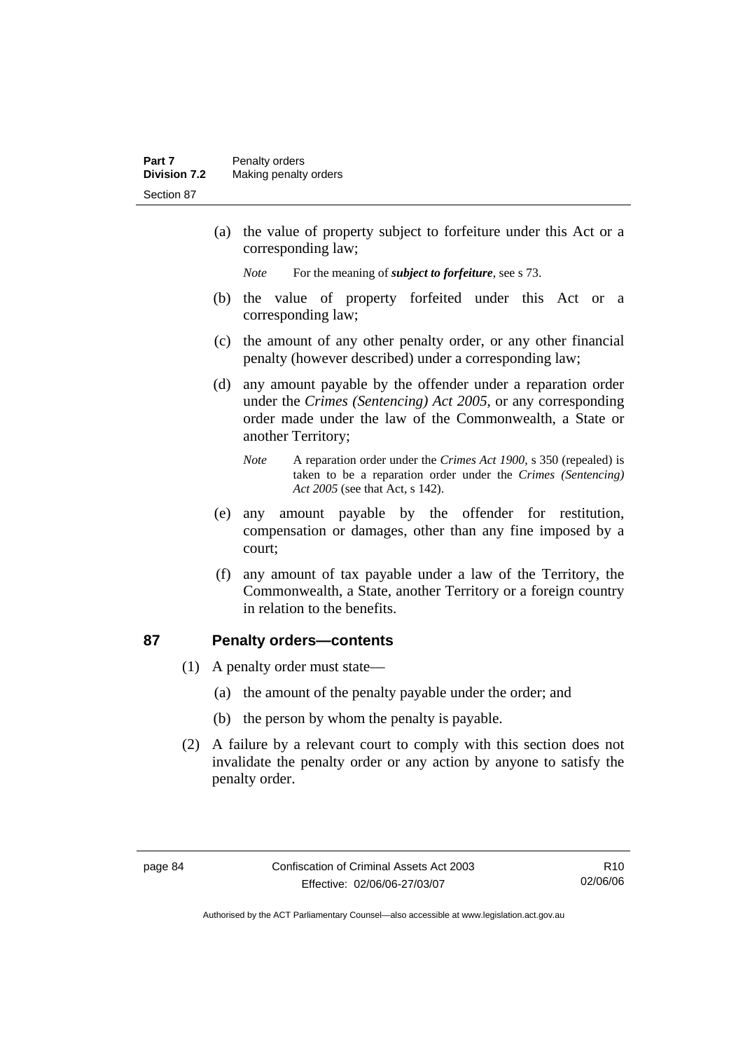(a) the value of property subject to forfeiture under this Act or a corresponding law;

*Note* For the meaning of ***subject to forfeiture***, see s 73.

(b) the value of property forfeited under this Act or a corresponding law;

(c) the amount of any other penalty order, or any other financial penalty (however described) under a corresponding law;

(d) any amount payable by the offender under a reparation order under the *Crimes (Sentencing) Act 2005*, or any corresponding order made under the law of the Commonwealth, a State or another Territory;

*Note* A reparation order under the *Crimes Act 1900*, s 350 (repealed) is taken to be a reparation order under the *Crimes (Sentencing) Act 2005* (see that Act, s 142).

(e) any amount payable by the offender for restitution, compensation or damages, other than any fine imposed by a court;

(f) any amount of tax payable under a law of the Territory, the Commonwealth, a State, another Territory or a foreign country in relation to the benefits.

## 87 Penalty orders—contents

(1) A penalty order must state—

(a) the amount of the penalty payable under the order; and

(b) the person by whom the penalty is payable.

(2) A failure by a relevant court to comply with this section does not invalidate the penalty order or any action by anyone to satisfy the penalty order.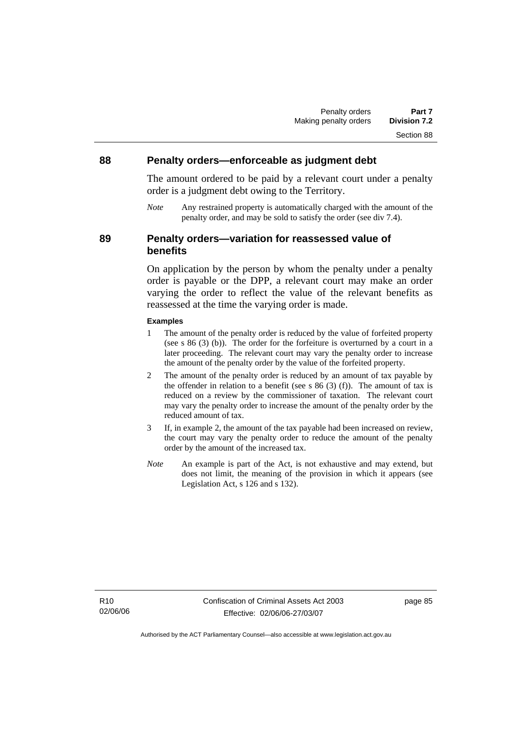## 88 Penalty orders—enforceable as judgment debt

The amount ordered to be paid by a relevant court under a penalty order is a judgment debt owing to the Territory.

*Note* Any restrained property is automatically charged with the amount of the penalty order, and may be sold to satisfy the order (see div 7.4).

## 89 Penalty orders—variation for reassessed value of benefits

On application by the person by whom the penalty under a penalty order is payable or the DPP, a relevant court may make an order varying the order to reflect the value of the relevant benefits as reassessed at the time the varying order is made.

**Examples**

1 The amount of the penalty order is reduced by the value of forfeited property (see s 86 (3) (b)). The order for the forfeiture is overturned by a court in a later proceeding. The relevant court may vary the penalty order to increase the amount of the penalty order by the value of the forfeited property.

2 The amount of the penalty order is reduced by an amount of tax payable by the offender in relation to a benefit (see s 86 (3) (f)). The amount of tax is reduced on a review by the commissioner of taxation. The relevant court may vary the penalty order to increase the amount of the penalty order by the reduced amount of tax.

3 If, in example 2, the amount of the tax payable had been increased on review, the court may vary the penalty order to reduce the amount of the penalty order by the amount of the increased tax.

*Note* An example is part of the Act, is not exhaustive and may extend, but does not limit, the meaning of the provision in which it appears (see Legislation Act, s 126 and s 132).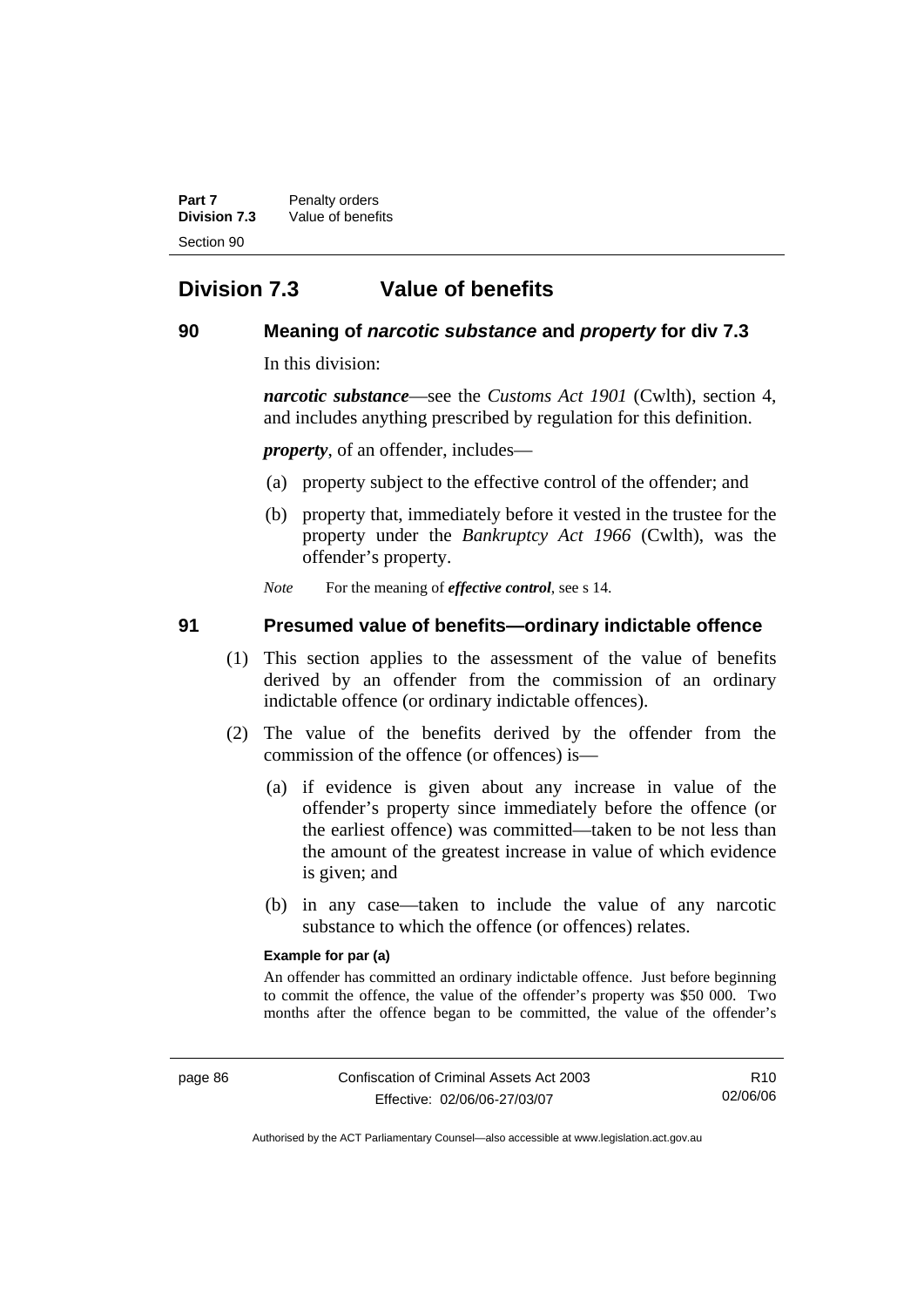## Division 7.3 Value of benefits

### 90 Meaning of *narcotic substance* and *property* for div 7.3

In this division:

***narcotic substance***—see the *Customs Act 1901* (Cwlth), section 4, and includes anything prescribed by regulation for this definition.

***property***, of an offender, includes—

(a) property subject to the effective control of the offender; and

(b) property that, immediately before it vested in the trustee for the property under the *Bankruptcy Act 1966* (Cwlth), was the offender's property.

*Note* For the meaning of ***effective control***, see s 14.

### 91 Presumed value of benefits—ordinary indictable offence

(1) This section applies to the assessment of the value of benefits derived by an offender from the commission of an ordinary indictable offence (or ordinary indictable offences).

(2) The value of the benefits derived by the offender from the commission of the offence (or offences) is—

(a) if evidence is given about any increase in value of the offender's property since immediately before the offence (or the earliest offence) was committed—taken to be not less than the amount of the greatest increase in value of which evidence is given; and

(b) in any case—taken to include the value of any narcotic substance to which the offence (or offences) relates.

**Example for par (a)**

An offender has committed an ordinary indictable offence. Just before beginning to commit the offence, the value of the offender's property was $50 000. Two months after the offence began to be committed, the value of the offender's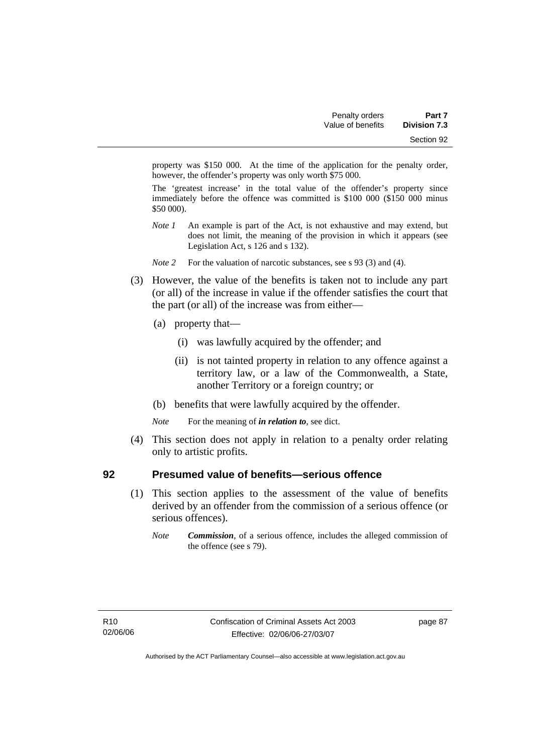property was $150 000. At the time of the application for the penalty order, however, the offender's property was only worth $75 000.

The 'greatest increase' in the total value of the offender's property since immediately before the offence was committed is $100 000 ($150 000 minus $50 000).

*Note 1* An example is part of the Act, is not exhaustive and may extend, but does not limit, the meaning of the provision in which it appears (see Legislation Act, s 126 and s 132).

*Note 2* For the valuation of narcotic substances, see s 93 (3) and (4).

(3) However, the value of the benefits is taken not to include any part (or all) of the increase in value if the offender satisfies the court that the part (or all) of the increase was from either—

(a) property that—

(i) was lawfully acquired by the offender; and

(ii) is not tainted property in relation to any offence against a territory law, or a law of the Commonwealth, a State, another Territory or a foreign country; or

(b) benefits that were lawfully acquired by the offender.

*Note* For the meaning of ***in relation to***, see dict.

(4) This section does not apply in relation to a penalty order relating only to artistic profits.

## 92 Presumed value of benefits—serious offence

(1) This section applies to the assessment of the value of benefits derived by an offender from the commission of a serious offence (or serious offences).

*Note* ***Commission***, of a serious offence, includes the alleged commission of the offence (see s 79).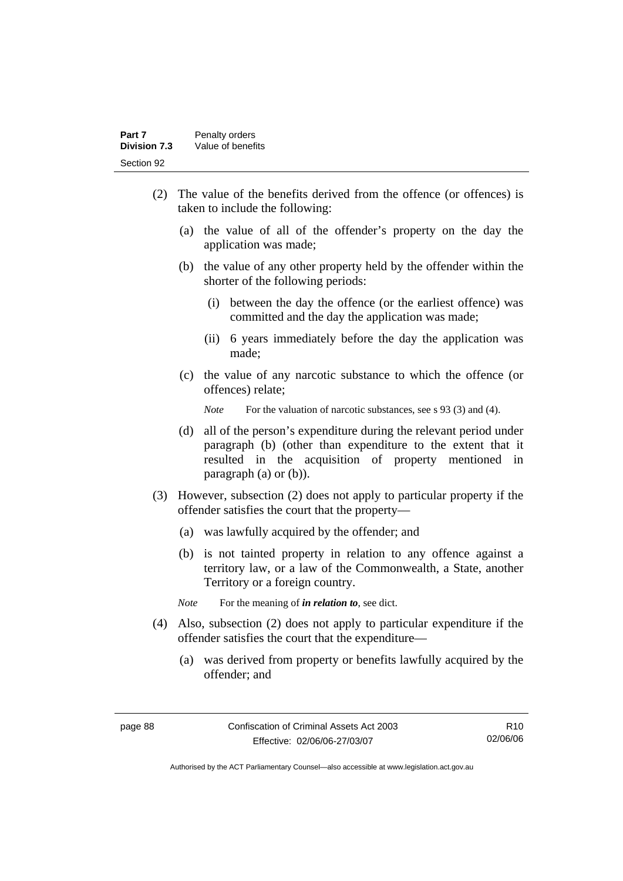(2) The value of the benefits derived from the offence (or offences) is taken to include the following:

(a) the value of all of the offender's property on the day the application was made;

(b) the value of any other property held by the offender within the shorter of the following periods:

(i) between the day the offence (or the earliest offence) was committed and the day the application was made;

(ii) 6 years immediately before the day the application was made;

(c) the value of any narcotic substance to which the offence (or offences) relate;

*Note* For the valuation of narcotic substances, see s 93 (3) and (4).

(d) all of the person's expenditure during the relevant period under paragraph (b) (other than expenditure to the extent that it resulted in the acquisition of property mentioned in paragraph (a) or (b)).

(3) However, subsection (2) does not apply to particular property if the offender satisfies the court that the property—

(a) was lawfully acquired by the offender; and

(b) is not tainted property in relation to any offence against a territory law, or a law of the Commonwealth, a State, another Territory or a foreign country.

*Note* For the meaning of ***in relation to***, see dict.

(4) Also, subsection (2) does not apply to particular expenditure if the offender satisfies the court that the expenditure—

(a) was derived from property or benefits lawfully acquired by the offender; and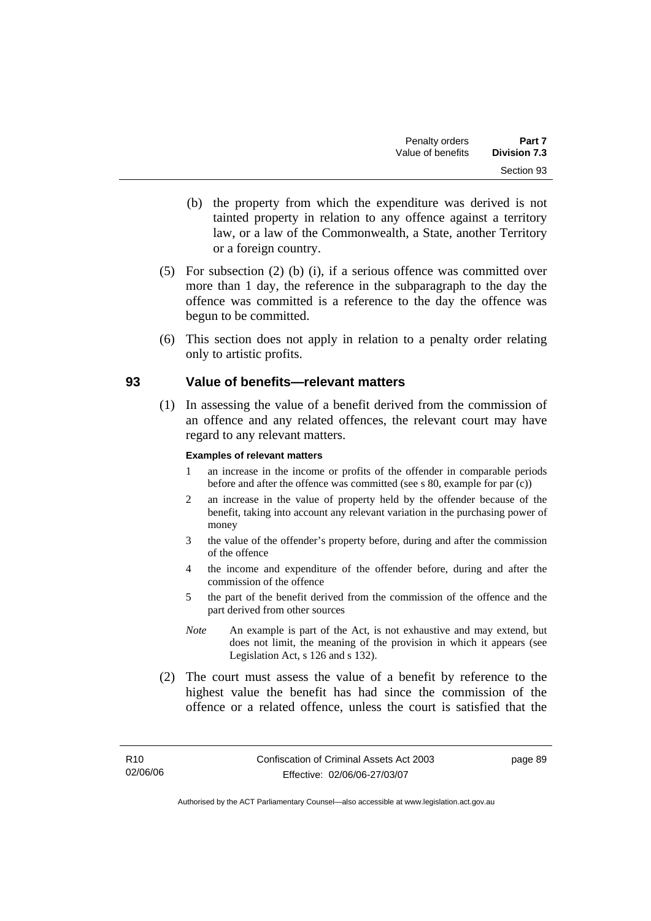(b) the property from which the expenditure was derived is not tainted property in relation to any offence against a territory law, or a law of the Commonwealth, a State, another Territory or a foreign country.

(5) For subsection (2) (b) (i), if a serious offence was committed over more than 1 day, the reference in the subparagraph to the day the offence was committed is a reference to the day the offence was begun to be committed.

(6) This section does not apply in relation to a penalty order relating only to artistic profits.

## 93 Value of benefits—relevant matters

(1) In assessing the value of a benefit derived from the commission of an offence and any related offences, the relevant court may have regard to any relevant matters.

**Examples of relevant matters**

1. an increase in the income or profits of the offender in comparable periods before and after the offence was committed (see s 80, example for par (c))
2. an increase in the value of property held by the offender because of the benefit, taking into account any relevant variation in the purchasing power of money
3. the value of the offender's property before, during and after the commission of the offence
4. the income and expenditure of the offender before, during and after the commission of the offence
5. the part of the benefit derived from the commission of the offence and the part derived from other sources

*Note* An example is part of the Act, is not exhaustive and may extend, but does not limit, the meaning of the provision in which it appears (see Legislation Act, s 126 and s 132).

(2) The court must assess the value of a benefit by reference to the highest value the benefit has had since the commission of the offence or a related offence, unless the court is satisfied that the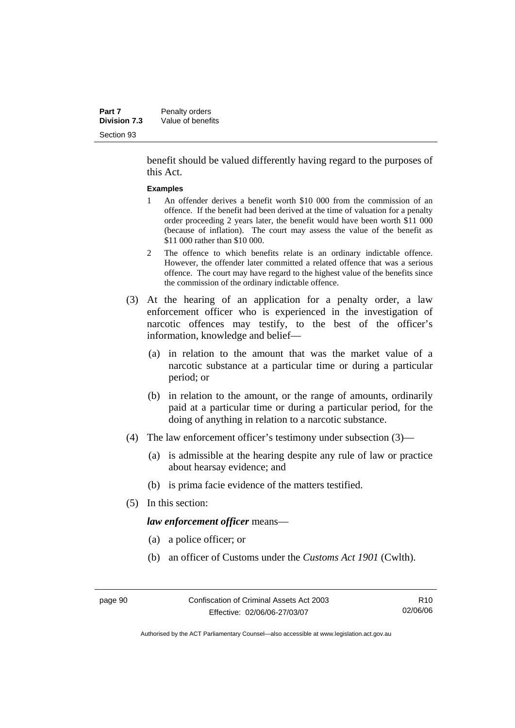benefit should be valued differently having regard to the purposes of this Act.

**Examples**

1 An offender derives a benefit worth $10 000 from the commission of an offence. If the benefit had been derived at the time of valuation for a penalty order proceeding 2 years later, the benefit would have been worth $11 000 (because of inflation). The court may assess the value of the benefit as $11 000 rather than $10 000.

2 The offence to which benefits relate is an ordinary indictable offence. However, the offender later committed a related offence that was a serious offence. The court may have regard to the highest value of the benefits since the commission of the ordinary indictable offence.

(3) At the hearing of an application for a penalty order, a law enforcement officer who is experienced in the investigation of narcotic offences may testify, to the best of the officer's information, knowledge and belief—

(a) in relation to the amount that was the market value of a narcotic substance at a particular time or during a particular period; or

(b) in relation to the amount, or the range of amounts, ordinarily paid at a particular time or during a particular period, for the doing of anything in relation to a narcotic substance.

(4) The law enforcement officer's testimony under subsection (3)—

(a) is admissible at the hearing despite any rule of law or practice about hearsay evidence; and

(b) is prima facie evidence of the matters testified.

(5) In this section:

***law enforcement officer*** means—

(a) a police officer; or

(b) an officer of Customs under the *Customs Act 1901* (Cwlth).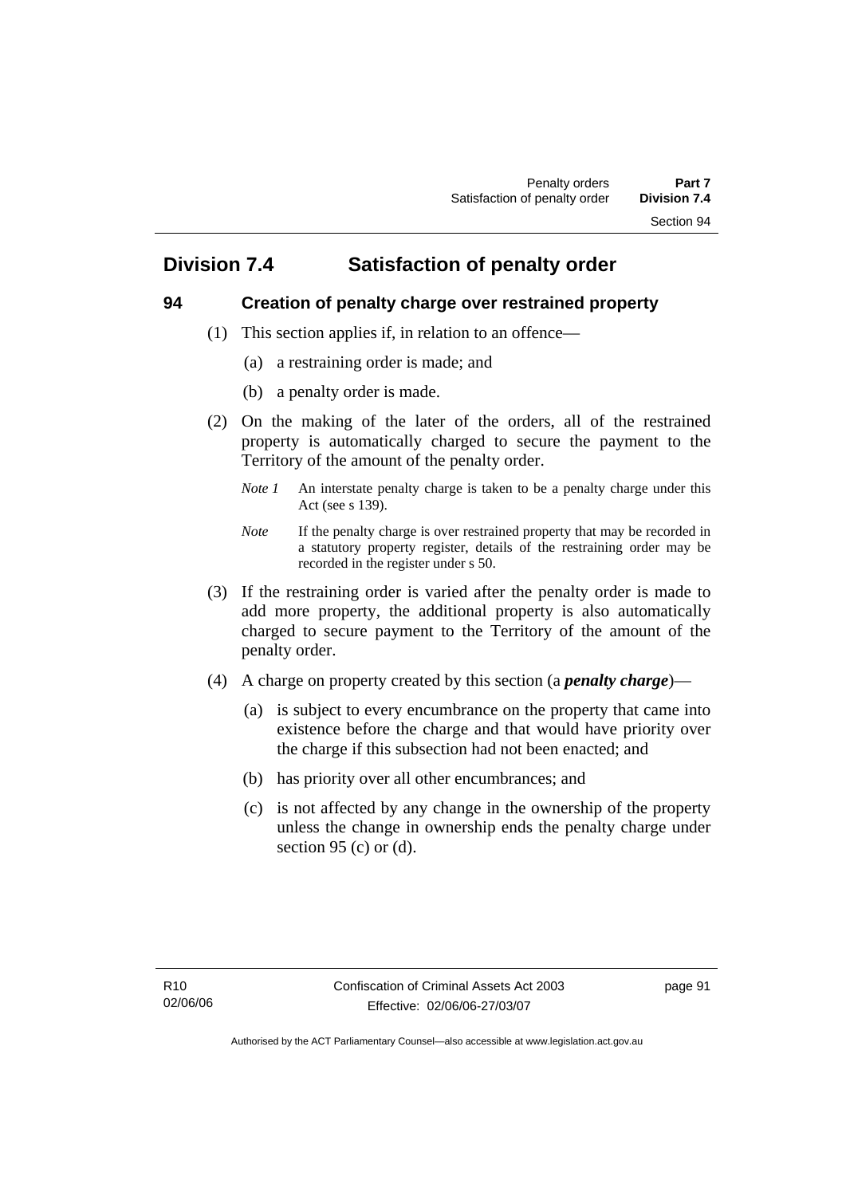## Division 7.4 Satisfaction of penalty order

### 94 Creation of penalty charge over restrained property

(1) This section applies if, in relation to an offence—

(a) a restraining order is made; and

(b) a penalty order is made.

(2) On the making of the later of the orders, all of the restrained property is automatically charged to secure the payment to the Territory of the amount of the penalty order.

*Note 1* An interstate penalty charge is taken to be a penalty charge under this Act (see s 139).

*Note* If the penalty charge is over restrained property that may be recorded in a statutory property register, details of the restraining order may be recorded in the register under s 50.

(3) If the restraining order is varied after the penalty order is made to add more property, the additional property is also automatically charged to secure payment to the Territory of the amount of the penalty order.

(4) A charge on property created by this section (a ***penalty charge***)—

(a) is subject to every encumbrance on the property that came into existence before the charge and that would have priority over the charge if this subsection had not been enacted; and

(b) has priority over all other encumbrances; and

(c) is not affected by any change in the ownership of the property unless the change in ownership ends the penalty charge under section 95 (c) or (d).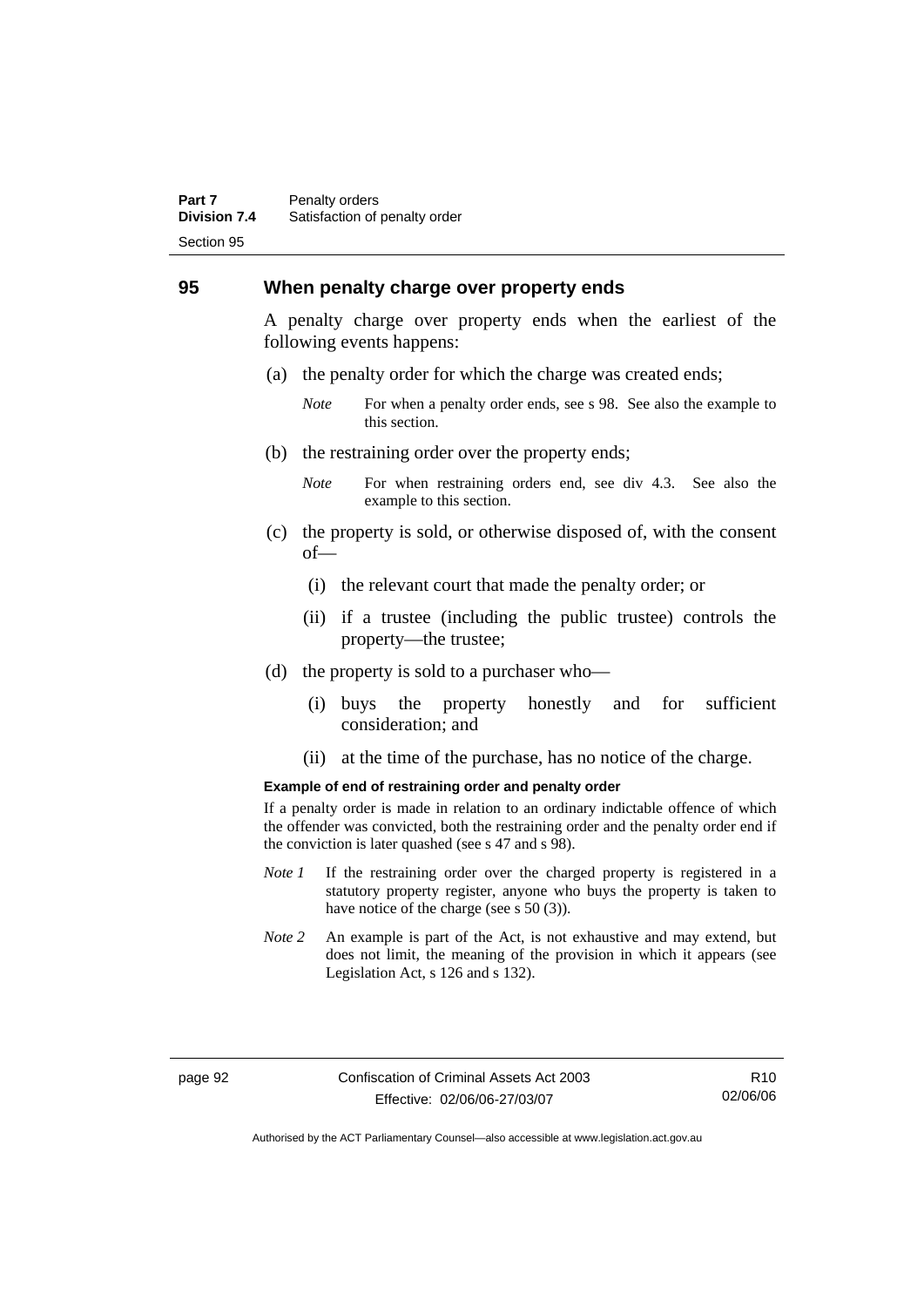## 95 When penalty charge over property ends

A penalty charge over property ends when the earliest of the following events happens:

(a) the penalty order for which the charge was created ends;

*Note* For when a penalty order ends, see s 98. See also the example to this section.

(b) the restraining order over the property ends;

*Note* For when restraining orders end, see div 4.3. See also the example to this section.

(c) the property is sold, or otherwise disposed of, with the consent of—

(i) the relevant court that made the penalty order; or

(ii) if a trustee (including the public trustee) controls the property—the trustee;

(d) the property is sold to a purchaser who—

(i) buys the property honestly and for sufficient consideration; and

(ii) at the time of the purchase, has no notice of the charge.

**Example of end of restraining order and penalty order**

If a penalty order is made in relation to an ordinary indictable offence of which the offender was convicted, both the restraining order and the penalty order end if the conviction is later quashed (see s 47 and s 98).

*Note 1* If the restraining order over the charged property is registered in a statutory property register, anyone who buys the property is taken to have notice of the charge (see s 50 (3)).

*Note 2* An example is part of the Act, is not exhaustive and may extend, but does not limit, the meaning of the provision in which it appears (see Legislation Act, s 126 and s 132).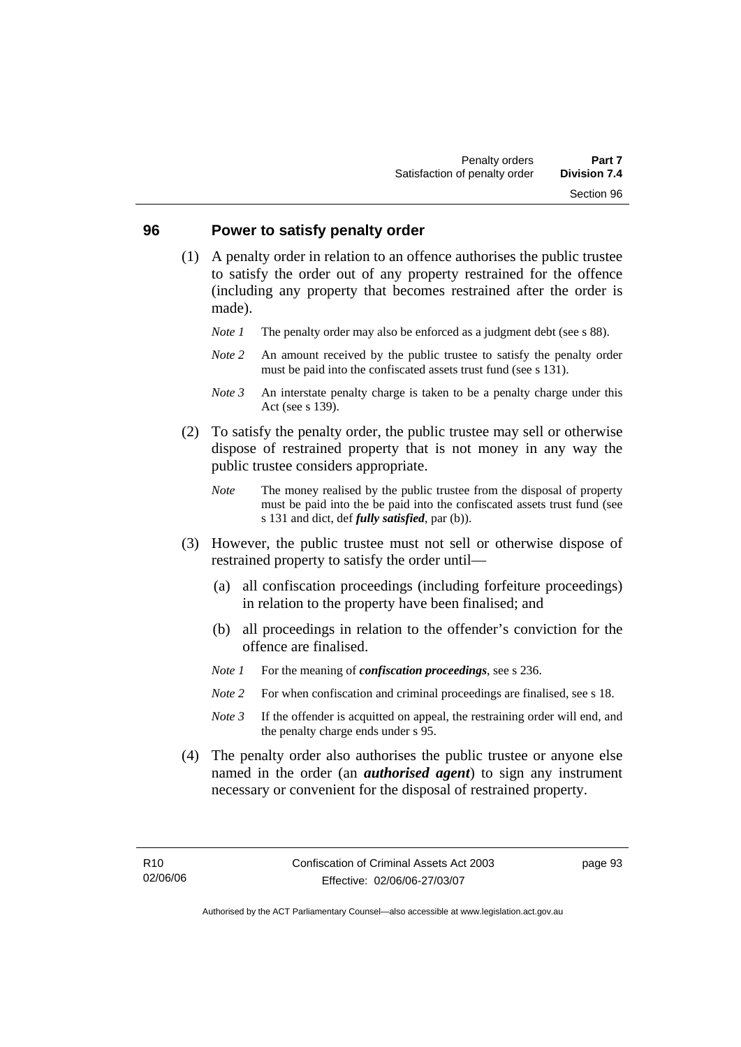## 96 Power to satisfy penalty order

(1) A penalty order in relation to an offence authorises the public trustee to satisfy the order out of any property restrained for the offence (including any property that becomes restrained after the order is made).

*Note 1* The penalty order may also be enforced as a judgment debt (see s 88).

*Note 2* An amount received by the public trustee to satisfy the penalty order must be paid into the confiscated assets trust fund (see s 131).

*Note 3* An interstate penalty charge is taken to be a penalty charge under this Act (see s 139).

(2) To satisfy the penalty order, the public trustee may sell or otherwise dispose of restrained property that is not money in any way the public trustee considers appropriate.

*Note* The money realised by the public trustee from the disposal of property must be paid into the be paid into the confiscated assets trust fund (see s 131 and dict, def ***fully satisfied***, par (b)).

(3) However, the public trustee must not sell or otherwise dispose of restrained property to satisfy the order until—

(a) all confiscation proceedings (including forfeiture proceedings) in relation to the property have been finalised; and

(b) all proceedings in relation to the offender's conviction for the offence are finalised.

*Note 1* For the meaning of ***confiscation proceedings***, see s 236.

*Note 2* For when confiscation and criminal proceedings are finalised, see s 18.

*Note 3* If the offender is acquitted on appeal, the restraining order will end, and the penalty charge ends under s 95.

(4) The penalty order also authorises the public trustee or anyone else named in the order (an ***authorised agent***) to sign any instrument necessary or convenient for the disposal of restrained property.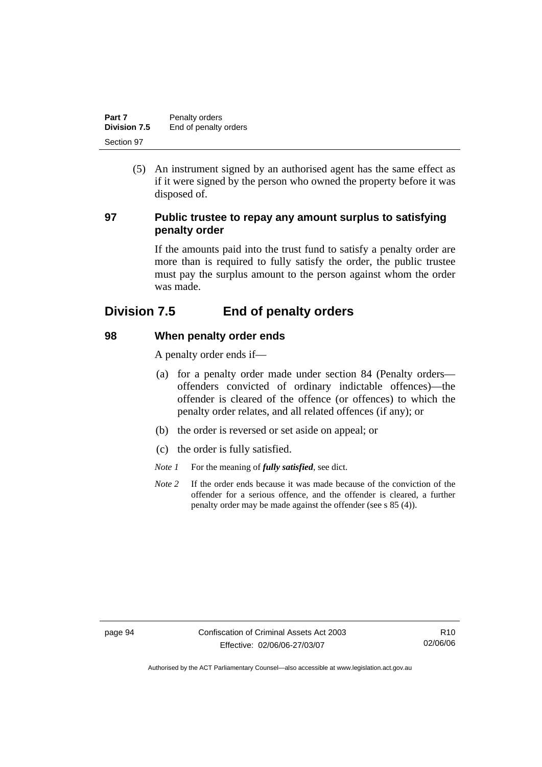(5) An instrument signed by an authorised agent has the same effect as if it were signed by the person who owned the property before it was disposed of.

### 97 Public trustee to repay any amount surplus to satisfying penalty order

If the amounts paid into the trust fund to satisfy a penalty order are more than is required to fully satisfy the order, the public trustee must pay the surplus amount to the person against whom the order was made.

## Division 7.5 End of penalty orders

### 98 When penalty order ends

A penalty order ends if—

(a) for a penalty order made under section 84 (Penalty orders—offenders convicted of ordinary indictable offences)—the offender is cleared of the offence (or offences) to which the penalty order relates, and all related offences (if any); or

(b) the order is reversed or set aside on appeal; or

(c) the order is fully satisfied.

*Note 1* For the meaning of ***fully satisfied***, see dict.

*Note 2* If the order ends because it was made because of the conviction of the offender for a serious offence, and the offender is cleared, a further penalty order may be made against the offender (see s 85 (4)).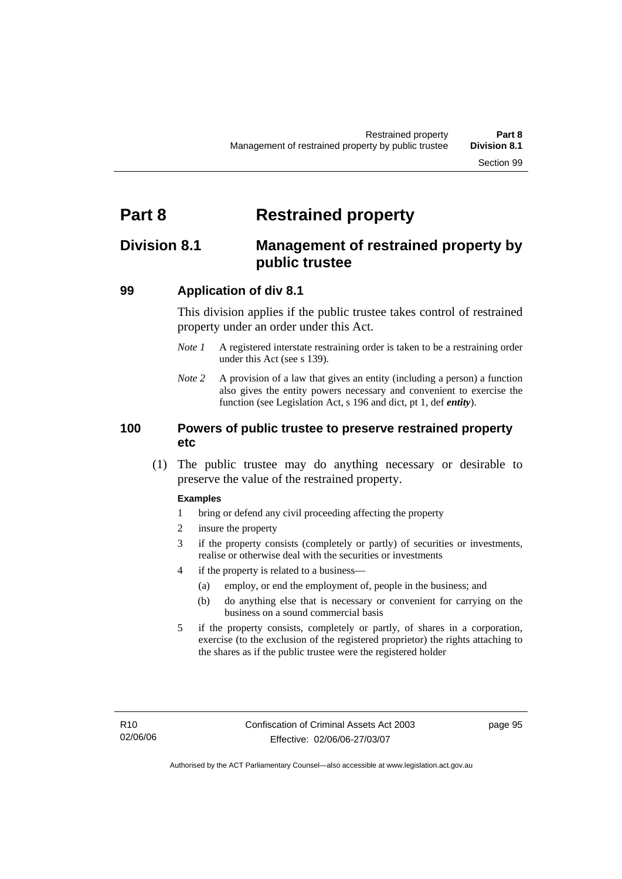# Part 8 Restrained property

## Division 8.1 Management of restrained property by public trustee

### 99 Application of div 8.1

This division applies if the public trustee takes control of restrained property under an order under this Act.

*Note 1* A registered interstate restraining order is taken to be a restraining order under this Act (see s 139).

*Note 2* A provision of a law that gives an entity (including a person) a function also gives the entity powers necessary and convenient to exercise the function (see Legislation Act, s 196 and dict, pt 1, def ***entity***).

### 100 Powers of public trustee to preserve restrained property etc

(1) The public trustee may do anything necessary or desirable to preserve the value of the restrained property.

**Examples**

1 bring or defend any civil proceeding affecting the property

2 insure the property

3 if the property consists (completely or partly) of securities or investments, realise or otherwise deal with the securities or investments

4 if the property is related to a business—

(a) employ, or end the employment of, people in the business; and

(b) do anything else that is necessary or convenient for carrying on the business on a sound commercial basis

5 if the property consists, completely or partly, of shares in a corporation, exercise (to the exclusion of the registered proprietor) the rights attaching to the shares as if the public trustee were the registered holder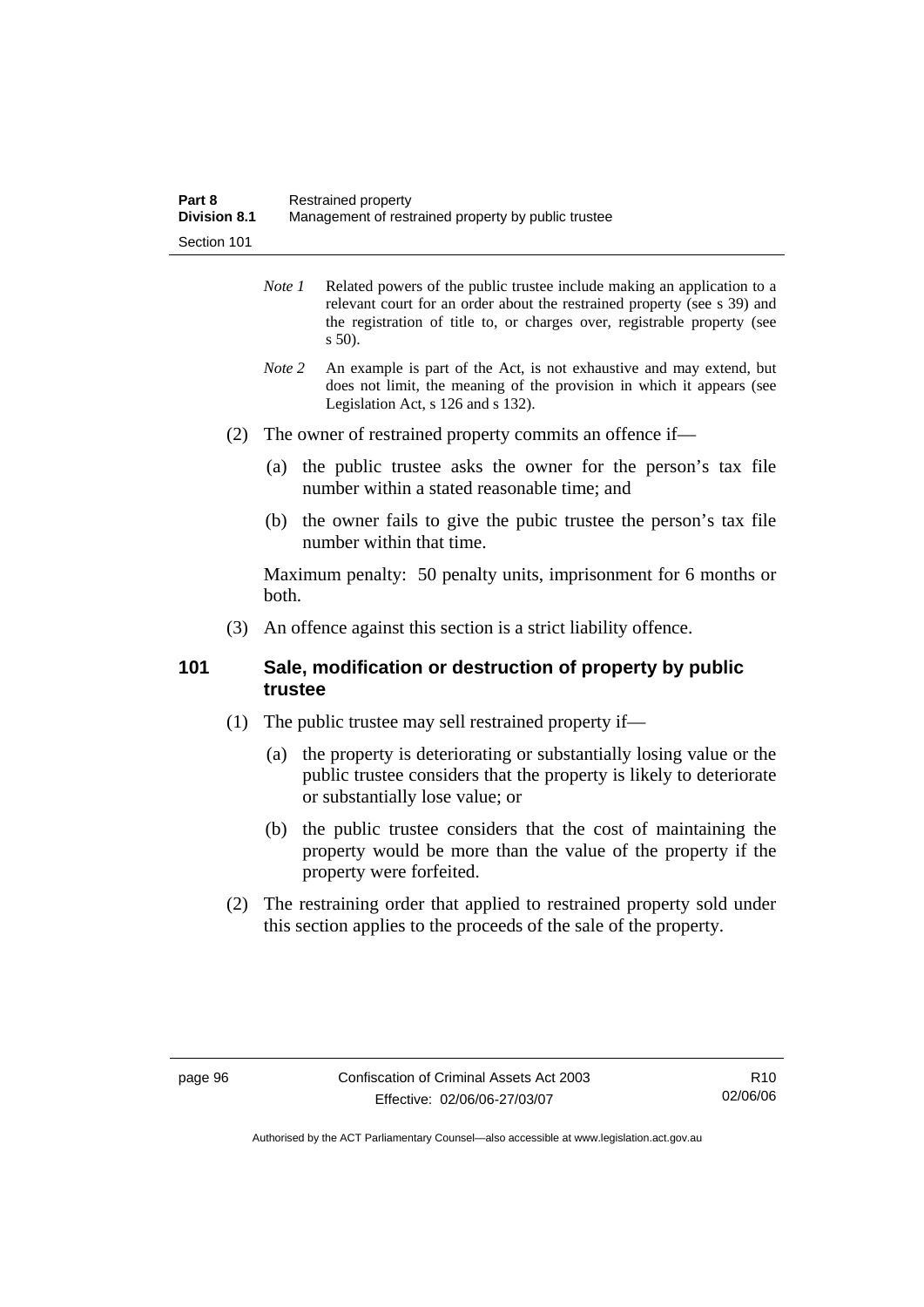*Note 1* Related powers of the public trustee include making an application to a relevant court for an order about the restrained property (see s 39) and the registration of title to, or charges over, registrable property (see s 50).

*Note 2* An example is part of the Act, is not exhaustive and may extend, but does not limit, the meaning of the provision in which it appears (see Legislation Act, s 126 and s 132).

(2) The owner of restrained property commits an offence if—

(a) the public trustee asks the owner for the person's tax file number within a stated reasonable time; and

(b) the owner fails to give the pubic trustee the person's tax file number within that time.

Maximum penalty: 50 penalty units, imprisonment for 6 months or both.

(3) An offence against this section is a strict liability offence.

## 101 Sale, modification or destruction of property by public trustee

(1) The public trustee may sell restrained property if—

(a) the property is deteriorating or substantially losing value or the public trustee considers that the property is likely to deteriorate or substantially lose value; or

(b) the public trustee considers that the cost of maintaining the property would be more than the value of the property if the property were forfeited.

(2) The restraining order that applied to restrained property sold under this section applies to the proceeds of the sale of the property.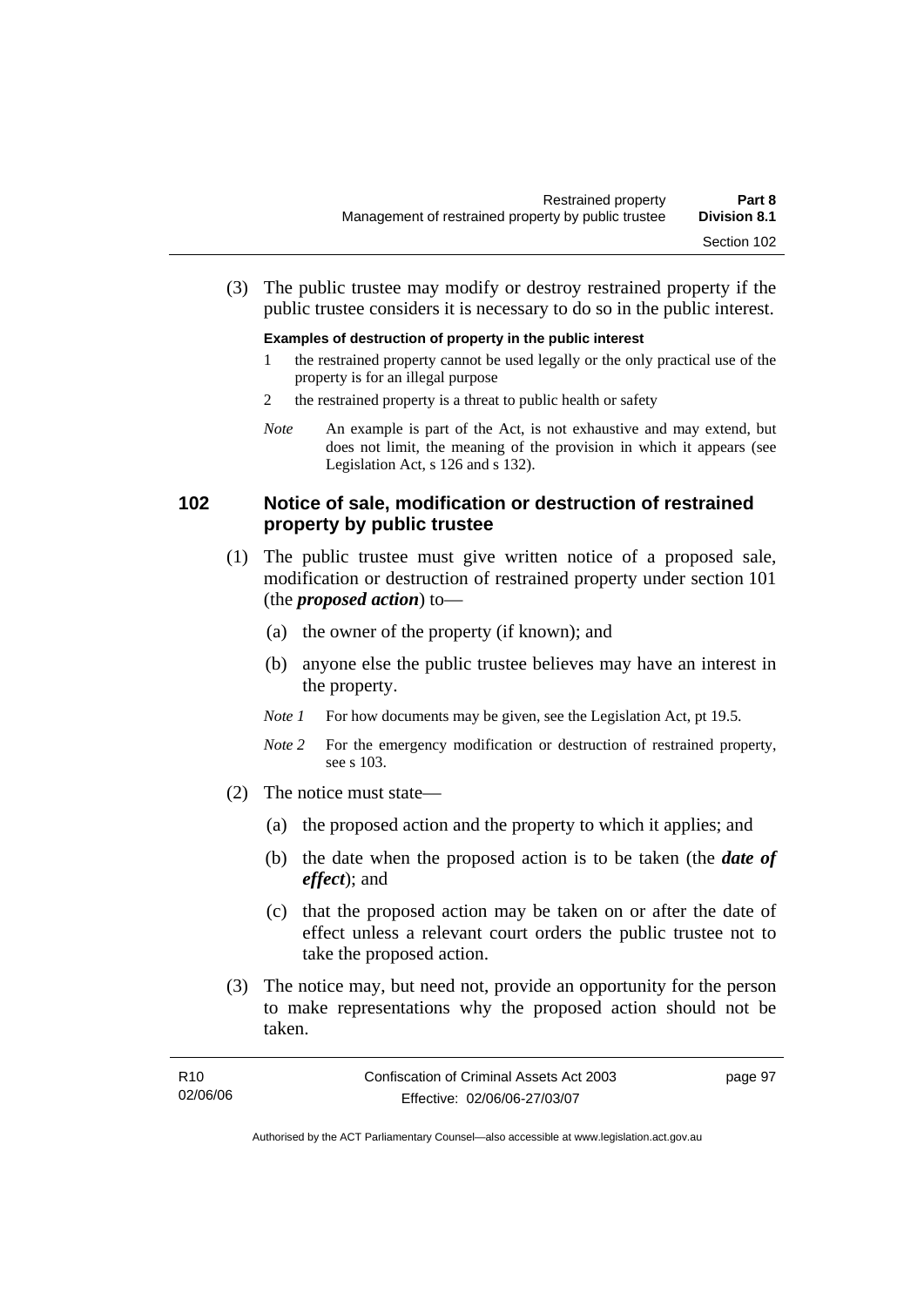(3) The public trustee may modify or destroy restrained property if the public trustee considers it is necessary to do so in the public interest.

**Examples of destruction of property in the public interest**

1 the restrained property cannot be used legally or the only practical use of the property is for an illegal purpose

2 the restrained property is a threat to public health or safety

*Note* An example is part of the Act, is not exhaustive and may extend, but does not limit, the meaning of the provision in which it appears (see Legislation Act, s 126 and s 132).

## 102 Notice of sale, modification or destruction of restrained property by public trustee

(1) The public trustee must give written notice of a proposed sale, modification or destruction of restrained property under section 101 (the ***proposed action***) to—

(a) the owner of the property (if known); and

(b) anyone else the public trustee believes may have an interest in the property.

*Note 1* For how documents may be given, see the Legislation Act, pt 19.5.

*Note 2* For the emergency modification or destruction of restrained property, see s 103.

(2) The notice must state—

(a) the proposed action and the property to which it applies; and

(b) the date when the proposed action is to be taken (the ***date of effect***); and

(c) that the proposed action may be taken on or after the date of effect unless a relevant court orders the public trustee not to take the proposed action.

(3) The notice may, but need not, provide an opportunity for the person to make representations why the proposed action should not be taken.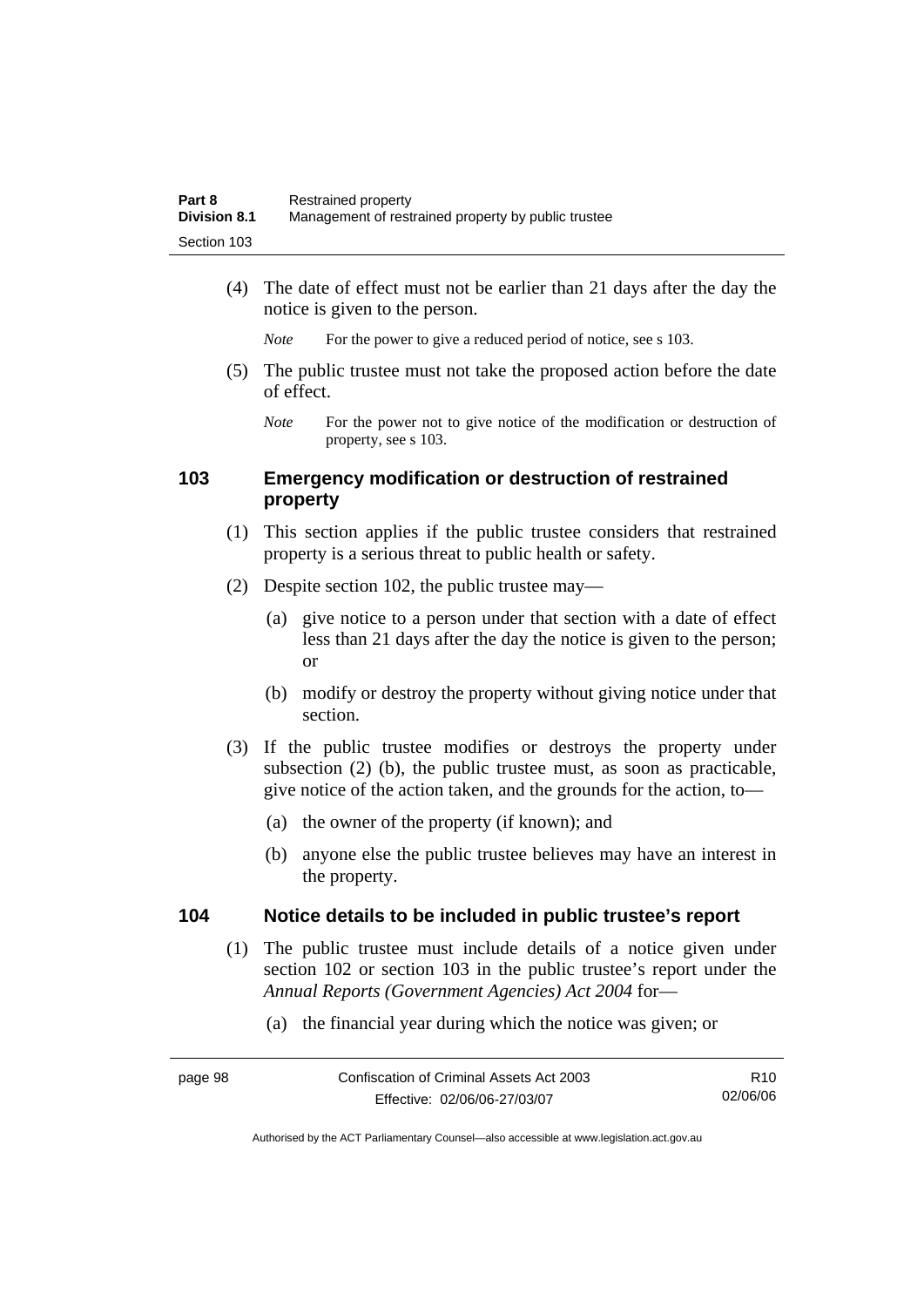(4) The date of effect must not be earlier than 21 days after the day the notice is given to the person.

*Note* For the power to give a reduced period of notice, see s 103.

(5) The public trustee must not take the proposed action before the date of effect.

*Note* For the power not to give notice of the modification or destruction of property, see s 103.

## 103 Emergency modification or destruction of restrained property

(1) This section applies if the public trustee considers that restrained property is a serious threat to public health or safety.

(2) Despite section 102, the public trustee may—

(a) give notice to a person under that section with a date of effect less than 21 days after the day the notice is given to the person; or

(b) modify or destroy the property without giving notice under that section.

(3) If the public trustee modifies or destroys the property under subsection (2) (b), the public trustee must, as soon as practicable, give notice of the action taken, and the grounds for the action, to—

(a) the owner of the property (if known); and

(b) anyone else the public trustee believes may have an interest in the property.

## 104 Notice details to be included in public trustee's report

(1) The public trustee must include details of a notice given under section 102 or section 103 in the public trustee's report under the *Annual Reports (Government Agencies) Act 2004* for—

(a) the financial year during which the notice was given; or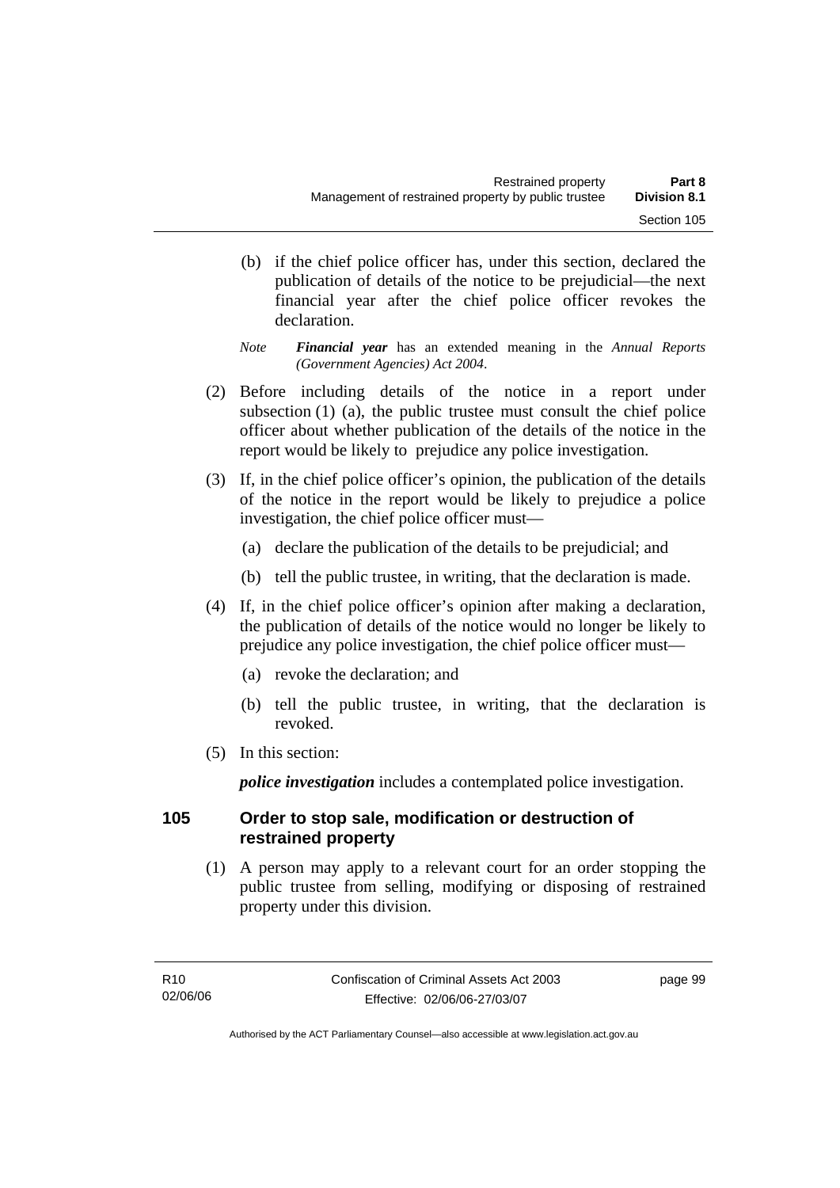(b) if the chief police officer has, under this section, declared the publication of details of the notice to be prejudicial—the next financial year after the chief police officer revokes the declaration.

*Note* ***Financial year*** has an extended meaning in the *Annual Reports (Government Agencies) Act 2004*.

(2) Before including details of the notice in a report under subsection (1) (a), the public trustee must consult the chief police officer about whether publication of the details of the notice in the report would be likely to prejudice any police investigation.

(3) If, in the chief police officer's opinion, the publication of the details of the notice in the report would be likely to prejudice a police investigation, the chief police officer must—

(a) declare the publication of the details to be prejudicial; and

(b) tell the public trustee, in writing, that the declaration is made.

(4) If, in the chief police officer's opinion after making a declaration, the publication of details of the notice would no longer be likely to prejudice any police investigation, the chief police officer must—

(a) revoke the declaration; and

(b) tell the public trustee, in writing, that the declaration is revoked.

(5) In this section:

***police investigation*** includes a contemplated police investigation.

## 105 Order to stop sale, modification or destruction of restrained property

(1) A person may apply to a relevant court for an order stopping the public trustee from selling, modifying or disposing of restrained property under this division.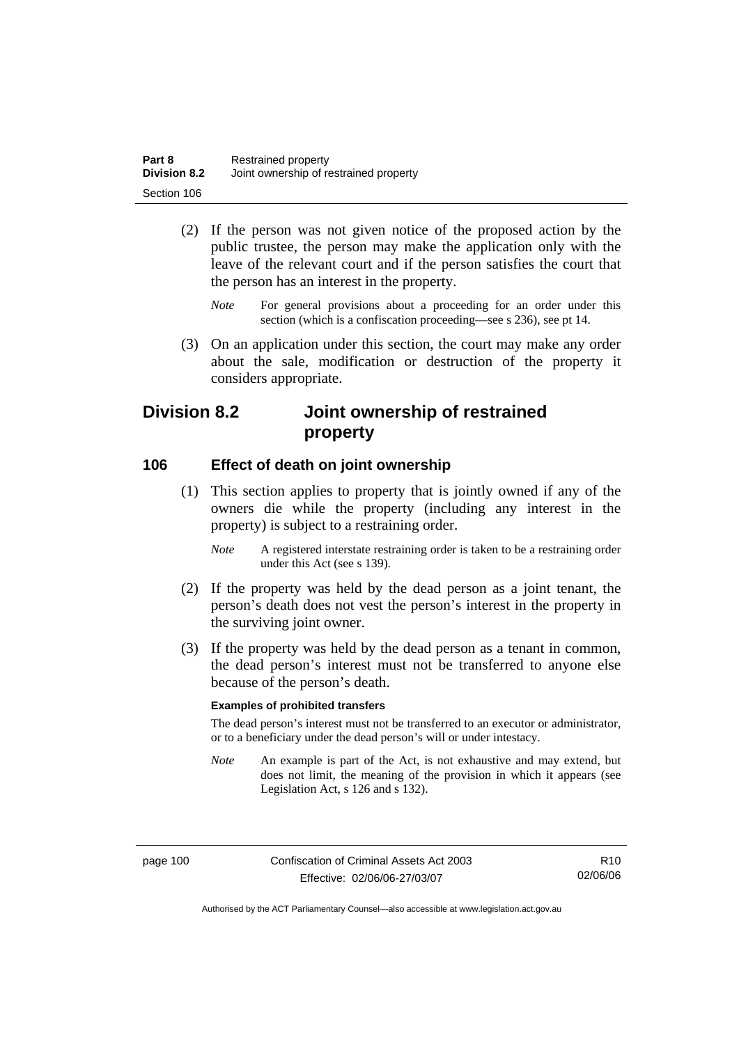(2) If the person was not given notice of the proposed action by the public trustee, the person may make the application only with the leave of the relevant court and if the person satisfies the court that the person has an interest in the property.

*Note* For general provisions about a proceeding for an order under this section (which is a confiscation proceeding—see s 236), see pt 14.

(3) On an application under this section, the court may make any order about the sale, modification or destruction of the property it considers appropriate.

## Division 8.2 Joint ownership of restrained property

### 106 Effect of death on joint ownership

(1) This section applies to property that is jointly owned if any of the owners die while the property (including any interest in the property) is subject to a restraining order.

*Note* A registered interstate restraining order is taken to be a restraining order under this Act (see s 139).

(2) If the property was held by the dead person as a joint tenant, the person's death does not vest the person's interest in the property in the surviving joint owner.

(3) If the property was held by the dead person as a tenant in common, the dead person's interest must not be transferred to anyone else because of the person's death.

**Examples of prohibited transfers**

The dead person's interest must not be transferred to an executor or administrator, or to a beneficiary under the dead person's will or under intestacy.

*Note* An example is part of the Act, is not exhaustive and may extend, but does not limit, the meaning of the provision in which it appears (see Legislation Act, s 126 and s 132).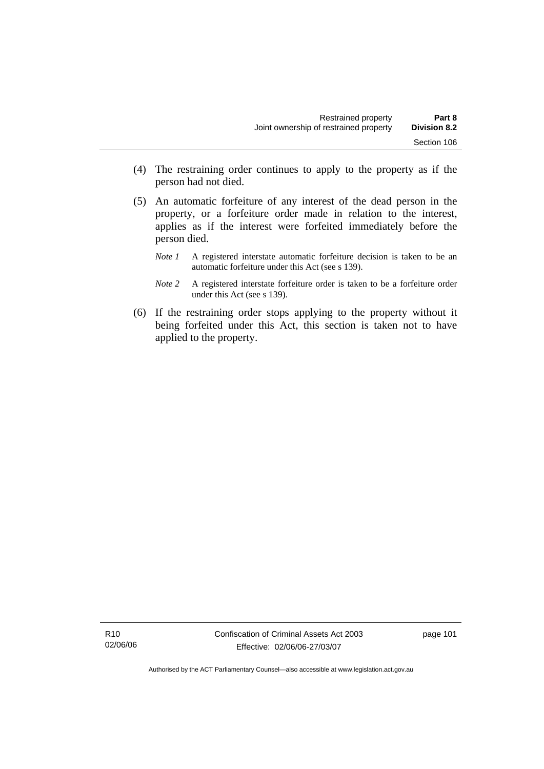(4) The restraining order continues to apply to the property as if the person had not died.

(5) An automatic forfeiture of any interest of the dead person in the property, or a forfeiture order made in relation to the interest, applies as if the interest were forfeited immediately before the person died.

*Note 1* A registered interstate automatic forfeiture decision is taken to be an automatic forfeiture under this Act (see s 139).

*Note 2* A registered interstate forfeiture order is taken to be a forfeiture order under this Act (see s 139).

(6) If the restraining order stops applying to the property without it being forfeited under this Act, this section is taken not to have applied to the property.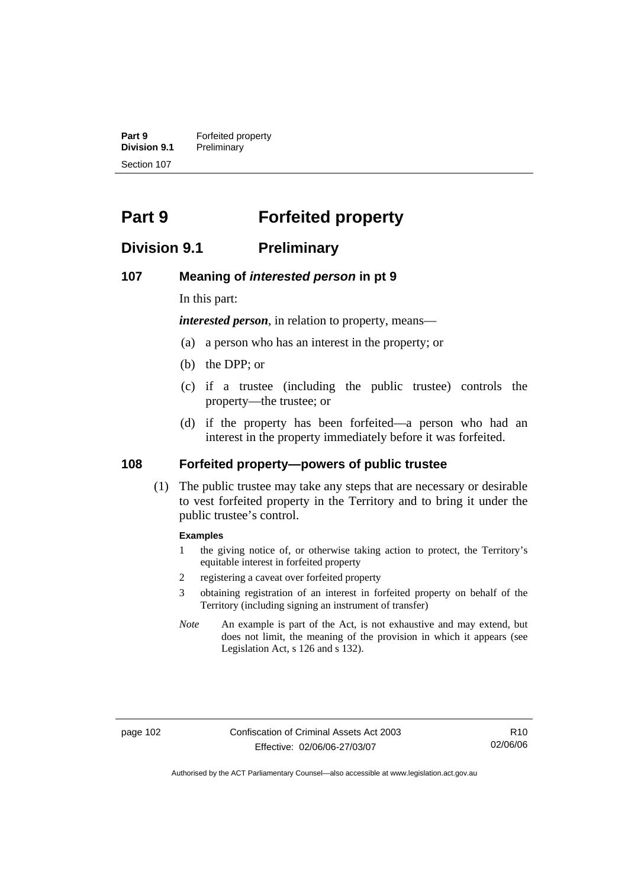# Part 9 Forfeited property

## Division 9.1 Preliminary

### 107 Meaning of *interested person* in pt 9

In this part:

***interested person***, in relation to property, means—

(a) a person who has an interest in the property; or

(b) the DPP; or

(c) if a trustee (including the public trustee) controls the property—the trustee; or

(d) if the property has been forfeited—a person who had an interest in the property immediately before it was forfeited.

### 108 Forfeited property—powers of public trustee

(1) The public trustee may take any steps that are necessary or desirable to vest forfeited property in the Territory and to bring it under the public trustee's control.

**Examples**

1 the giving notice of, or otherwise taking action to protect, the Territory's equitable interest in forfeited property

2 registering a caveat over forfeited property

3 obtaining registration of an interest in forfeited property on behalf of the Territory (including signing an instrument of transfer)

*Note* An example is part of the Act, is not exhaustive and may extend, but does not limit, the meaning of the provision in which it appears (see Legislation Act, s 126 and s 132).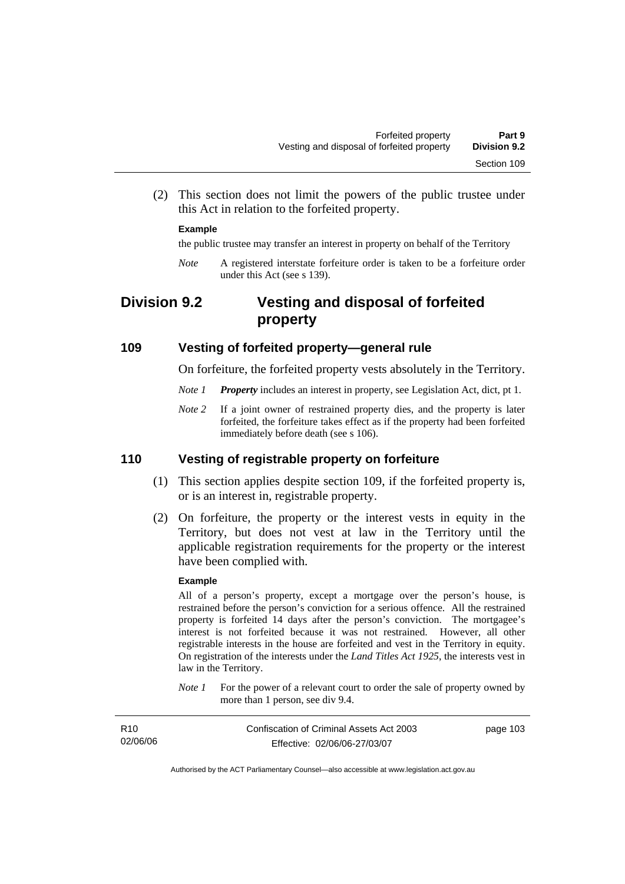(2) This section does not limit the powers of the public trustee under this Act in relation to the forfeited property.

**Example**

the public trustee may transfer an interest in property on behalf of the Territory

*Note* A registered interstate forfeiture order is taken to be a forfeiture order under this Act (see s 139).

## Division 9.2 Vesting and disposal of forfeited property

### 109 Vesting of forfeited property—general rule

On forfeiture, the forfeited property vests absolutely in the Territory.

*Note 1* ***Property*** includes an interest in property, see Legislation Act, dict, pt 1.

*Note 2* If a joint owner of restrained property dies, and the property is later forfeited, the forfeiture takes effect as if the property had been forfeited immediately before death (see s 106).

### 110 Vesting of registrable property on forfeiture

(1) This section applies despite section 109, if the forfeited property is, or is an interest in, registrable property.

(2) On forfeiture, the property or the interest vests in equity in the Territory, but does not vest at law in the Territory until the applicable registration requirements for the property or the interest have been complied with.

**Example**

All of a person's property, except a mortgage over the person's house, is restrained before the person's conviction for a serious offence. All the restrained property is forfeited 14 days after the person's conviction. The mortgagee's interest is not forfeited because it was not restrained. However, all other registrable interests in the house are forfeited and vest in the Territory in equity. On registration of the interests under the *Land Titles Act 1925*, the interests vest in law in the Territory.

*Note 1* For the power of a relevant court to order the sale of property owned by more than 1 person, see div 9.4.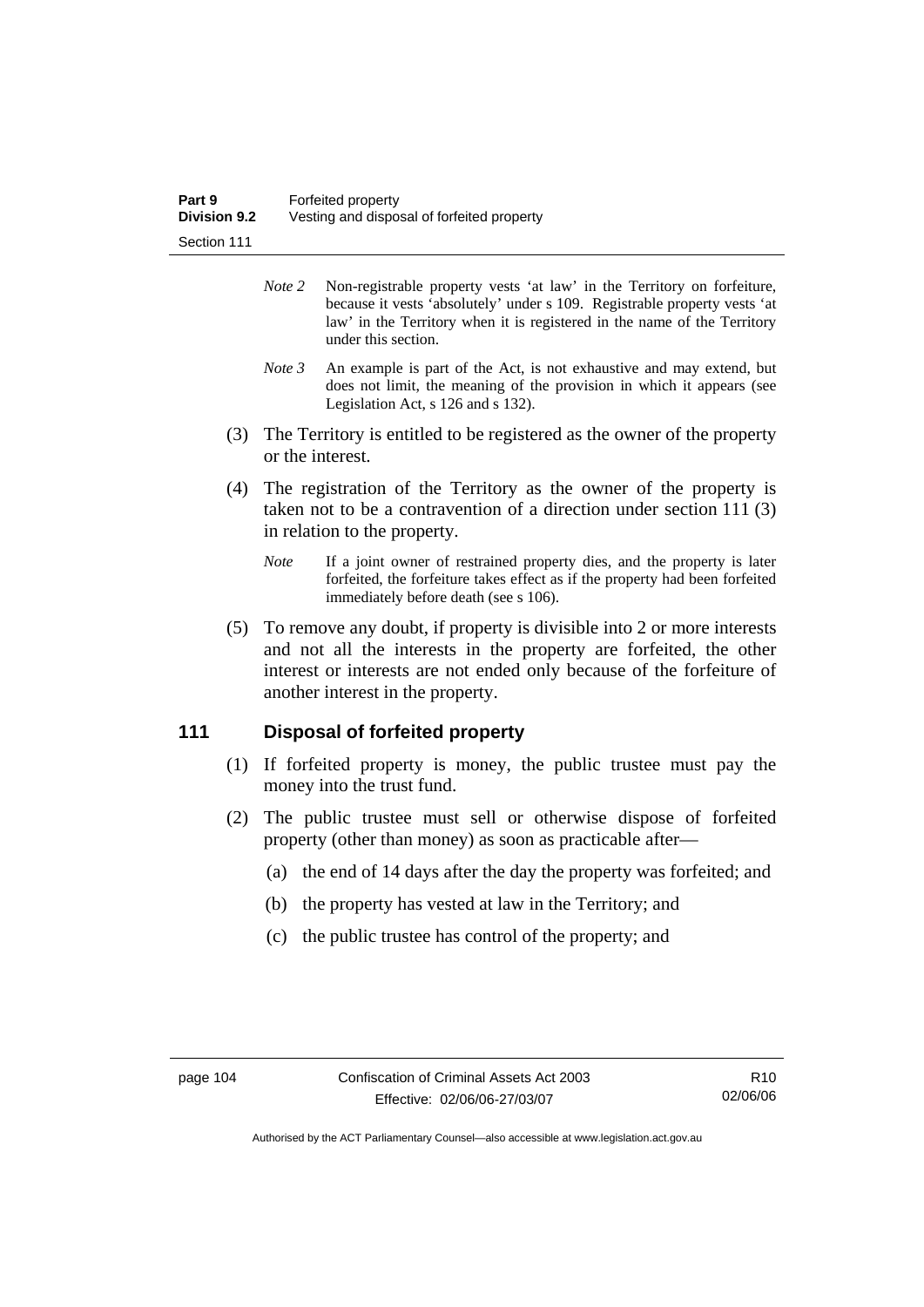*Note 2* Non-registrable property vests 'at law' in the Territory on forfeiture, because it vests 'absolutely' under s 109. Registrable property vests 'at law' in the Territory when it is registered in the name of the Territory under this section.

*Note 3* An example is part of the Act, is not exhaustive and may extend, but does not limit, the meaning of the provision in which it appears (see Legislation Act, s 126 and s 132).

(3) The Territory is entitled to be registered as the owner of the property or the interest.

(4) The registration of the Territory as the owner of the property is taken not to be a contravention of a direction under section 111 (3) in relation to the property.

*Note* If a joint owner of restrained property dies, and the property is later forfeited, the forfeiture takes effect as if the property had been forfeited immediately before death (see s 106).

(5) To remove any doubt, if property is divisible into 2 or more interests and not all the interests in the property are forfeited, the other interest or interests are not ended only because of the forfeiture of another interest in the property.

## 111 Disposal of forfeited property

(1) If forfeited property is money, the public trustee must pay the money into the trust fund.

(2) The public trustee must sell or otherwise dispose of forfeited property (other than money) as soon as practicable after—

(a) the end of 14 days after the day the property was forfeited; and

(b) the property has vested at law in the Territory; and

(c) the public trustee has control of the property; and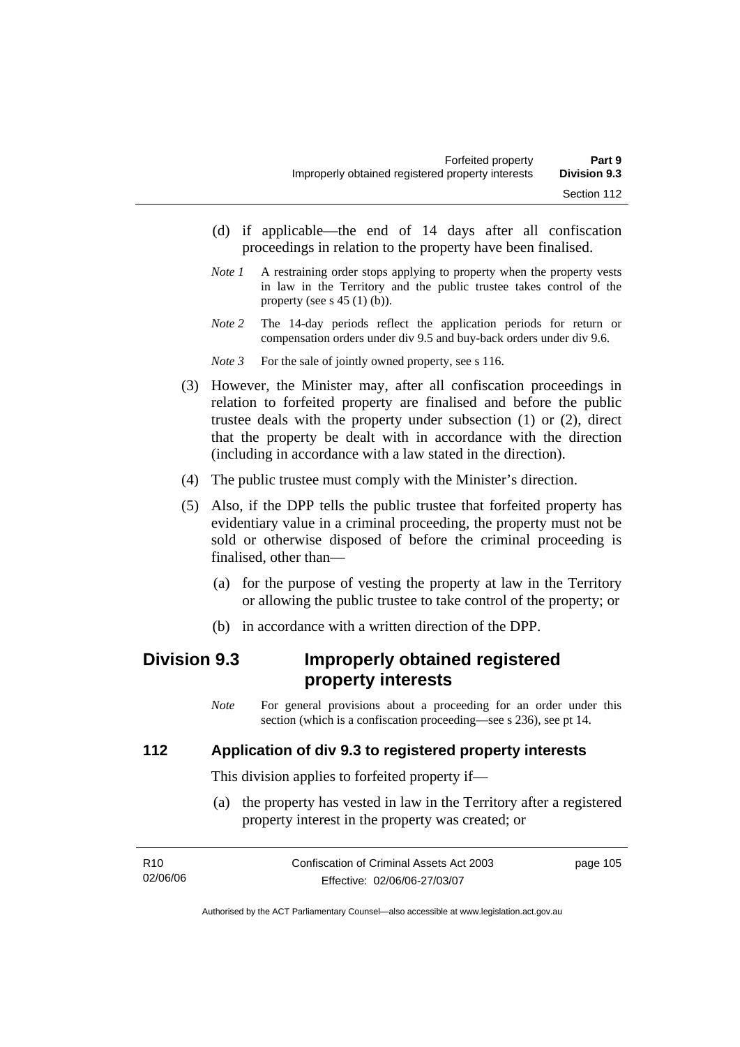(d) if applicable—the end of 14 days after all confiscation proceedings in relation to the property have been finalised.

*Note 1* A restraining order stops applying to property when the property vests in law in the Territory and the public trustee takes control of the property (see s 45 (1) (b)).

*Note 2* The 14-day periods reflect the application periods for return or compensation orders under div 9.5 and buy-back orders under div 9.6.

*Note 3* For the sale of jointly owned property, see s 116.

(3) However, the Minister may, after all confiscation proceedings in relation to forfeited property are finalised and before the public trustee deals with the property under subsection (1) or (2), direct that the property be dealt with in accordance with the direction (including in accordance with a law stated in the direction).

(4) The public trustee must comply with the Minister's direction.

(5) Also, if the DPP tells the public trustee that forfeited property has evidentiary value in a criminal proceeding, the property must not be sold or otherwise disposed of before the criminal proceeding is finalised, other than—

(a) for the purpose of vesting the property at law in the Territory or allowing the public trustee to take control of the property; or

(b) in accordance with a written direction of the DPP.

## Division 9.3 Improperly obtained registered property interests

*Note* For general provisions about a proceeding for an order under this section (which is a confiscation proceeding—see s 236), see pt 14.

### 112 Application of div 9.3 to registered property interests

This division applies to forfeited property if—

(a) the property has vested in law in the Territory after a registered property interest in the property was created; or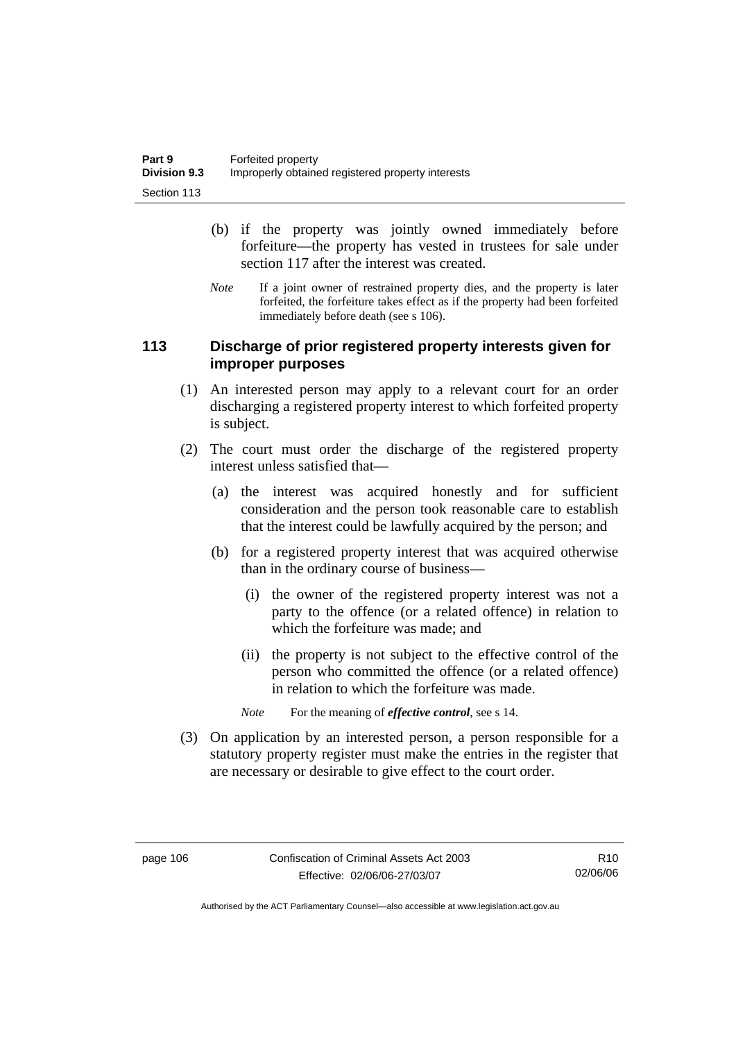(b) if the property was jointly owned immediately before forfeiture—the property has vested in trustees for sale under section 117 after the interest was created.

*Note* If a joint owner of restrained property dies, and the property is later forfeited, the forfeiture takes effect as if the property had been forfeited immediately before death (see s 106).

## 113 Discharge of prior registered property interests given for improper purposes

(1) An interested person may apply to a relevant court for an order discharging a registered property interest to which forfeited property is subject.

(2) The court must order the discharge of the registered property interest unless satisfied that—

(a) the interest was acquired honestly and for sufficient consideration and the person took reasonable care to establish that the interest could be lawfully acquired by the person; and

(b) for a registered property interest that was acquired otherwise than in the ordinary course of business—

(i) the owner of the registered property interest was not a party to the offence (or a related offence) in relation to which the forfeiture was made; and

(ii) the property is not subject to the effective control of the person who committed the offence (or a related offence) in relation to which the forfeiture was made.

*Note* For the meaning of ***effective control***, see s 14.

(3) On application by an interested person, a person responsible for a statutory property register must make the entries in the register that are necessary or desirable to give effect to the court order.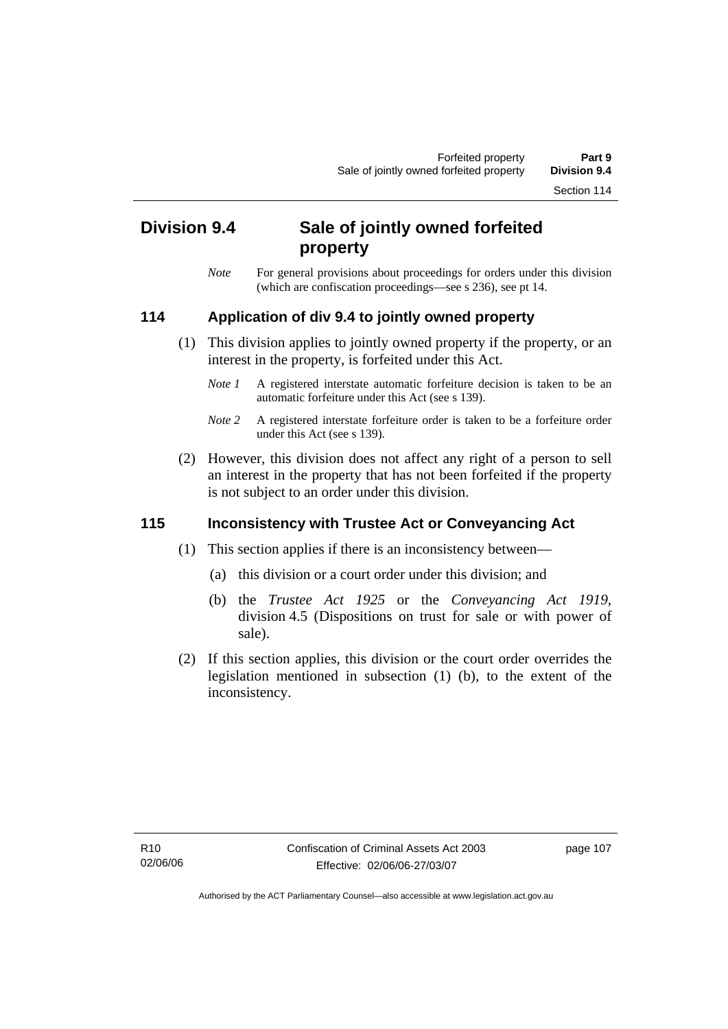## Division 9.4 Sale of jointly owned forfeited property

*Note* For general provisions about proceedings for orders under this division (which are confiscation proceedings—see s 236), see pt 14.

### 114 Application of div 9.4 to jointly owned property

(1) This division applies to jointly owned property if the property, or an interest in the property, is forfeited under this Act.

*Note 1* A registered interstate automatic forfeiture decision is taken to be an automatic forfeiture under this Act (see s 139).

*Note 2* A registered interstate forfeiture order is taken to be a forfeiture order under this Act (see s 139).

(2) However, this division does not affect any right of a person to sell an interest in the property that has not been forfeited if the property is not subject to an order under this division.

### 115 Inconsistency with Trustee Act or Conveyancing Act

(1) This section applies if there is an inconsistency between—

(a) this division or a court order under this division; and

(b) the *Trustee Act 1925* or the *Conveyancing Act 1919*, division 4.5 (Dispositions on trust for sale or with power of sale).

(2) If this section applies, this division or the court order overrides the legislation mentioned in subsection (1) (b), to the extent of the inconsistency.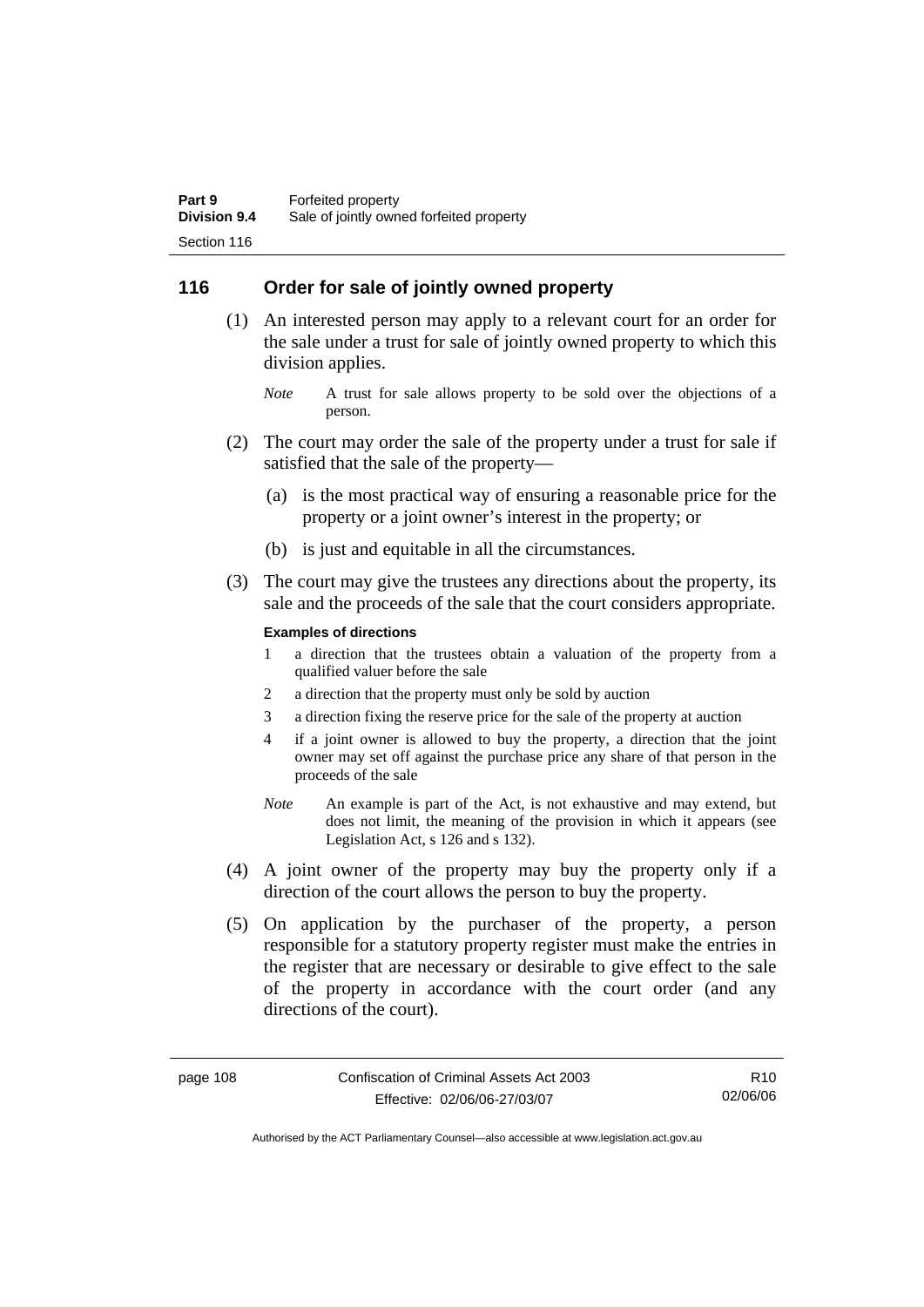## 116 Order for sale of jointly owned property

(1) An interested person may apply to a relevant court for an order for the sale under a trust for sale of jointly owned property to which this division applies.

*Note* A trust for sale allows property to be sold over the objections of a person.

(2) The court may order the sale of the property under a trust for sale if satisfied that the sale of the property—

(a) is the most practical way of ensuring a reasonable price for the property or a joint owner's interest in the property; or

(b) is just and equitable in all the circumstances.

(3) The court may give the trustees any directions about the property, its sale and the proceeds of the sale that the court considers appropriate.

**Examples of directions**

1 a direction that the trustees obtain a valuation of the property from a qualified valuer before the sale

2 a direction that the property must only be sold by auction

3 a direction fixing the reserve price for the sale of the property at auction

4 if a joint owner is allowed to buy the property, a direction that the joint owner may set off against the purchase price any share of that person in the proceeds of the sale

*Note* An example is part of the Act, is not exhaustive and may extend, but does not limit, the meaning of the provision in which it appears (see Legislation Act, s 126 and s 132).

(4) A joint owner of the property may buy the property only if a direction of the court allows the person to buy the property.

(5) On application by the purchaser of the property, a person responsible for a statutory property register must make the entries in the register that are necessary or desirable to give effect to the sale of the property in accordance with the court order (and any directions of the court).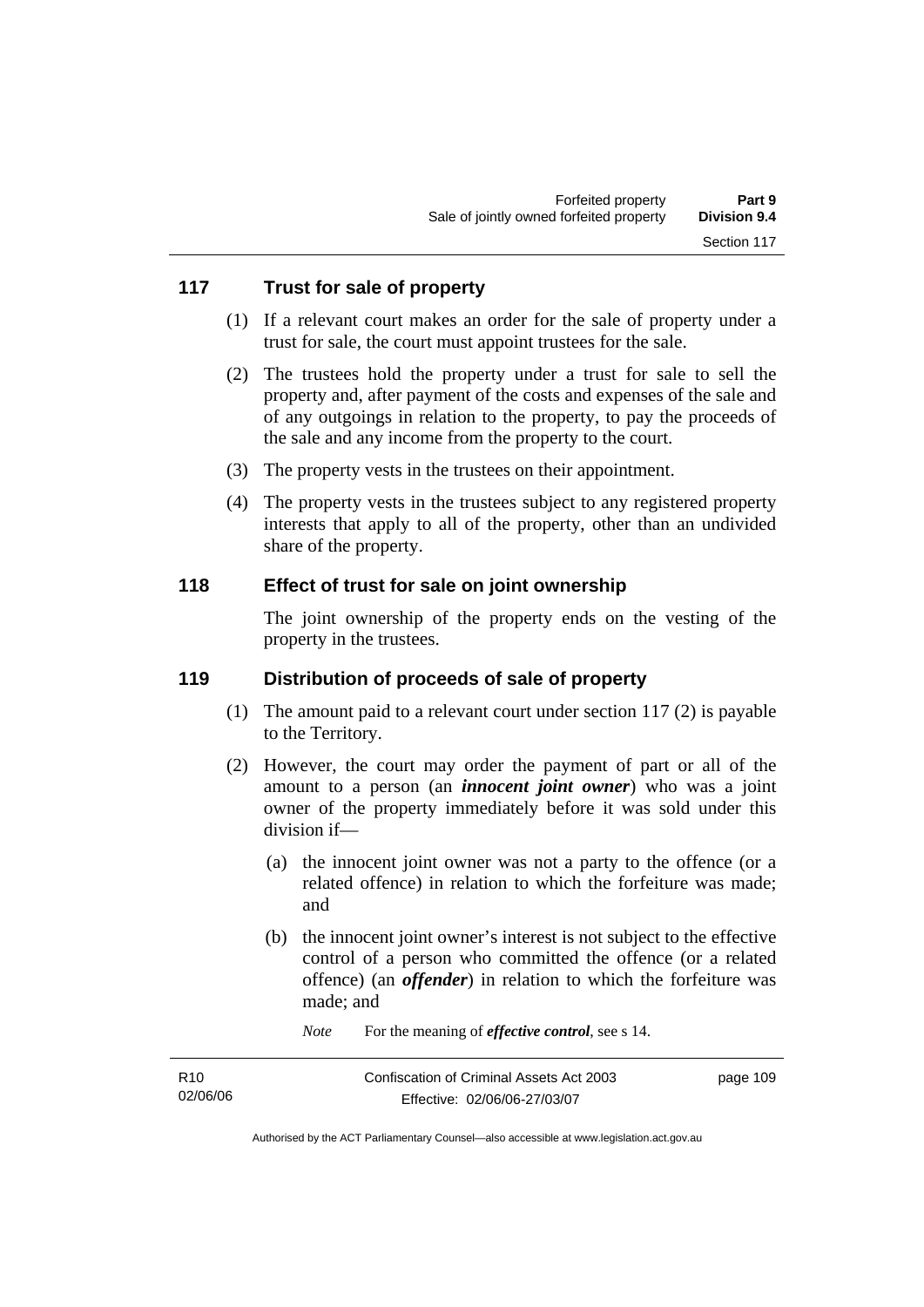## 117 Trust for sale of property

(1) If a relevant court makes an order for the sale of property under a trust for sale, the court must appoint trustees for the sale.

(2) The trustees hold the property under a trust for sale to sell the property and, after payment of the costs and expenses of the sale and of any outgoings in relation to the property, to pay the proceeds of the sale and any income from the property to the court.

(3) The property vests in the trustees on their appointment.

(4) The property vests in the trustees subject to any registered property interests that apply to all of the property, other than an undivided share of the property.

## 118 Effect of trust for sale on joint ownership

The joint ownership of the property ends on the vesting of the property in the trustees.

## 119 Distribution of proceeds of sale of property

(1) The amount paid to a relevant court under section 117 (2) is payable to the Territory.

(2) However, the court may order the payment of part or all of the amount to a person (an ***innocent joint owner***) who was a joint owner of the property immediately before it was sold under this division if—

(a) the innocent joint owner was not a party to the offence (or a related offence) in relation to which the forfeiture was made; and

(b) the innocent joint owner's interest is not subject to the effective control of a person who committed the offence (or a related offence) (an ***offender***) in relation to which the forfeiture was made; and

*Note* For the meaning of ***effective control***, see s 14.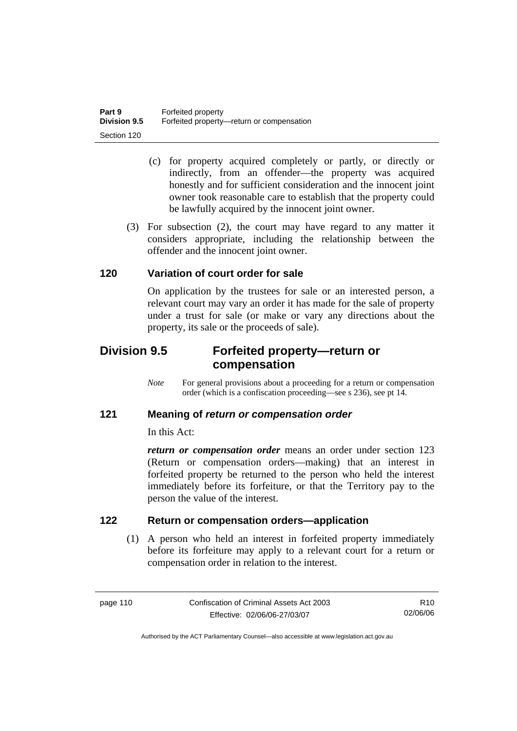(c) for property acquired completely or partly, or directly or indirectly, from an offender—the property was acquired honestly and for sufficient consideration and the innocent joint owner took reasonable care to establish that the property could be lawfully acquired by the innocent joint owner.

(3) For subsection (2), the court may have regard to any matter it considers appropriate, including the relationship between the offender and the innocent joint owner.

### 120 Variation of court order for sale

On application by the trustees for sale or an interested person, a relevant court may vary an order it has made for the sale of property under a trust for sale (or make or vary any directions about the property, its sale or the proceeds of sale).

## Division 9.5 Forfeited property—return or compensation

*Note* For general provisions about a proceeding for a return or compensation order (which is a confiscation proceeding—see s 236), see pt 14.

### 121 Meaning of *return or compensation order*

In this Act:

***return or compensation order*** means an order under section 123 (Return or compensation orders—making) that an interest in forfeited property be returned to the person who held the interest immediately before its forfeiture, or that the Territory pay to the person the value of the interest.

### 122 Return or compensation orders—application

(1) A person who held an interest in forfeited property immediately before its forfeiture may apply to a relevant court for a return or compensation order in relation to the interest.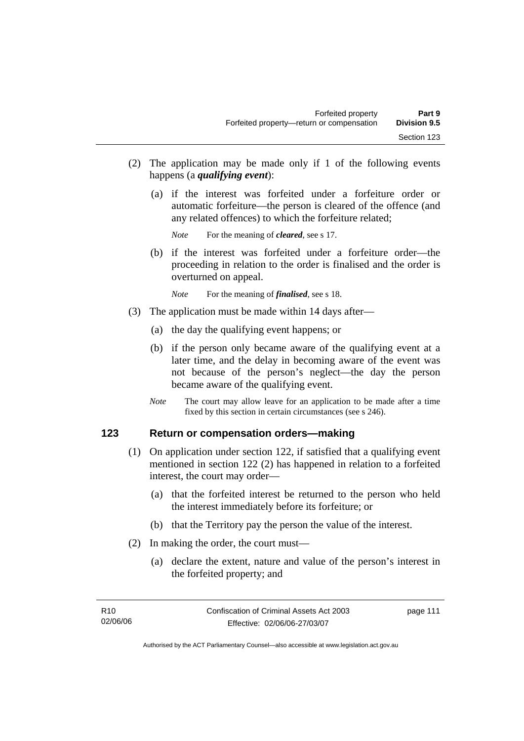(2) The application may be made only if 1 of the following events happens (a ***qualifying event***):

(a) if the interest was forfeited under a forfeiture order or automatic forfeiture—the person is cleared of the offence (and any related offences) to which the forfeiture related;

*Note* For the meaning of ***cleared***, see s 17.

(b) if the interest was forfeited under a forfeiture order—the proceeding in relation to the order is finalised and the order is overturned on appeal.

*Note* For the meaning of ***finalised***, see s 18.

(3) The application must be made within 14 days after—

(a) the day the qualifying event happens; or

(b) if the person only became aware of the qualifying event at a later time, and the delay in becoming aware of the event was not because of the person's neglect—the day the person became aware of the qualifying event.

*Note* The court may allow leave for an application to be made after a time fixed by this section in certain circumstances (see s 246).

## 123 Return or compensation orders—making

(1) On application under section 122, if satisfied that a qualifying event mentioned in section 122 (2) has happened in relation to a forfeited interest, the court may order—

(a) that the forfeited interest be returned to the person who held the interest immediately before its forfeiture; or

(b) that the Territory pay the person the value of the interest.

(2) In making the order, the court must—

(a) declare the extent, nature and value of the person's interest in the forfeited property; and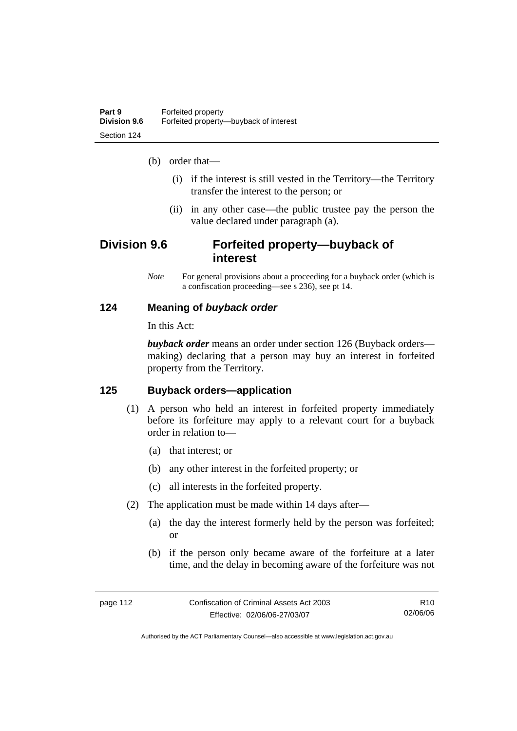(b) order that—

  (i) if the interest is still vested in the Territory—the Territory transfer the interest to the person; or

  (ii) in any other case—the public trustee pay the person the value declared under paragraph (a).

## Division 9.6 Forfeited property—buyback of interest

*Note* For general provisions about a proceeding for a buyback order (which is a confiscation proceeding—see s 236), see pt 14.

### 124 Meaning of *buyback order*

In this Act:

***buyback order*** means an order under section 126 (Buyback orders—making) declaring that a person may buy an interest in forfeited property from the Territory.

### 125 Buyback orders—application

(1) A person who held an interest in forfeited property immediately before its forfeiture may apply to a relevant court for a buyback order in relation to—

  (a) that interest; or

  (b) any other interest in the forfeited property; or

  (c) all interests in the forfeited property.

(2) The application must be made within 14 days after—

  (a) the day the interest formerly held by the person was forfeited; or

  (b) if the person only became aware of the forfeiture at a later time, and the delay in becoming aware of the forfeiture was not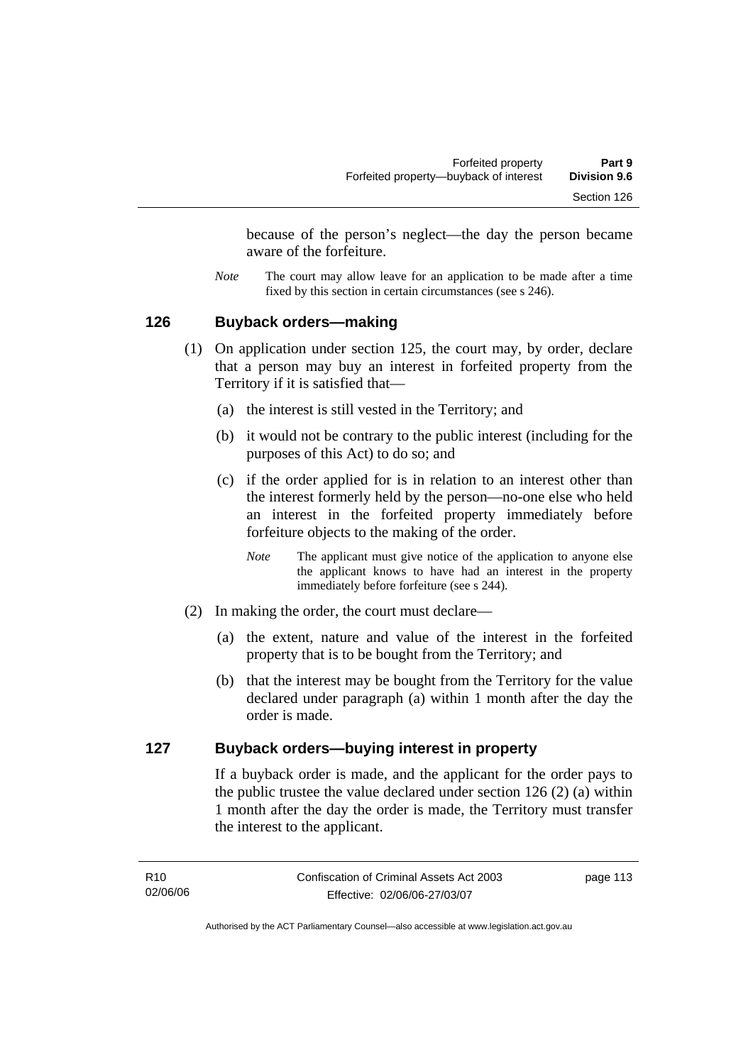because of the person's neglect—the day the person became aware of the forfeiture.

*Note* The court may allow leave for an application to be made after a time fixed by this section in certain circumstances (see s 246).

### 126 Buyback orders—making

(1) On application under section 125, the court may, by order, declare that a person may buy an interest in forfeited property from the Territory if it is satisfied that—

(a) the interest is still vested in the Territory; and

(b) it would not be contrary to the public interest (including for the purposes of this Act) to do so; and

(c) if the order applied for is in relation to an interest other than the interest formerly held by the person—no-one else who held an interest in the forfeited property immediately before forfeiture objects to the making of the order.

*Note* The applicant must give notice of the application to anyone else the applicant knows to have had an interest in the property immediately before forfeiture (see s 244).

(2) In making the order, the court must declare—

(a) the extent, nature and value of the interest in the forfeited property that is to be bought from the Territory; and

(b) that the interest may be bought from the Territory for the value declared under paragraph (a) within 1 month after the day the order is made.

### 127 Buyback orders—buying interest in property

If a buyback order is made, and the applicant for the order pays to the public trustee the value declared under section 126 (2) (a) within 1 month after the day the order is made, the Territory must transfer the interest to the applicant.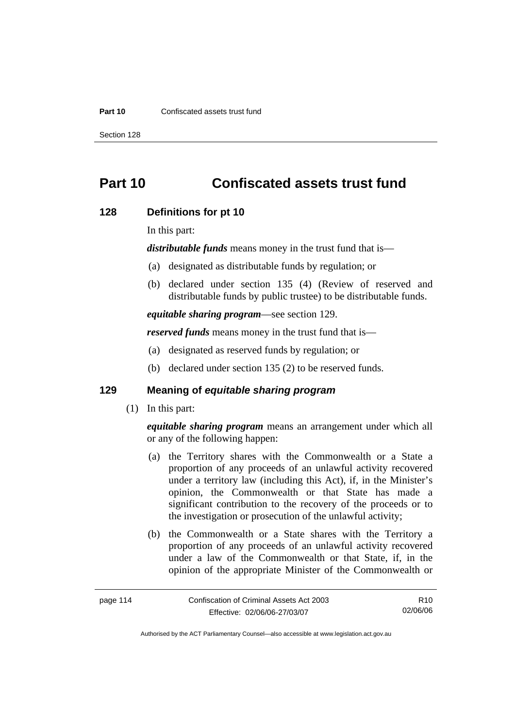# Part 10 Confiscated assets trust fund

## 128 Definitions for pt 10

In this part:

***distributable funds*** means money in the trust fund that is—

(a) designated as distributable funds by regulation; or

(b) declared under section 135 (4) (Review of reserved and distributable funds by public trustee) to be distributable funds.

***equitable sharing program***—see section 129.

***reserved funds*** means money in the trust fund that is—

(a) designated as reserved funds by regulation; or

(b) declared under section 135 (2) to be reserved funds.

## 129 Meaning of *equitable sharing program*

(1) In this part:

***equitable sharing program*** means an arrangement under which all or any of the following happen:

(a) the Territory shares with the Commonwealth or a State a proportion of any proceeds of an unlawful activity recovered under a territory law (including this Act), if, in the Minister's opinion, the Commonwealth or that State has made a significant contribution to the recovery of the proceeds or to the investigation or prosecution of the unlawful activity;

(b) the Commonwealth or a State shares with the Territory a proportion of any proceeds of an unlawful activity recovered under a law of the Commonwealth or that State, if, in the opinion of the appropriate Minister of the Commonwealth or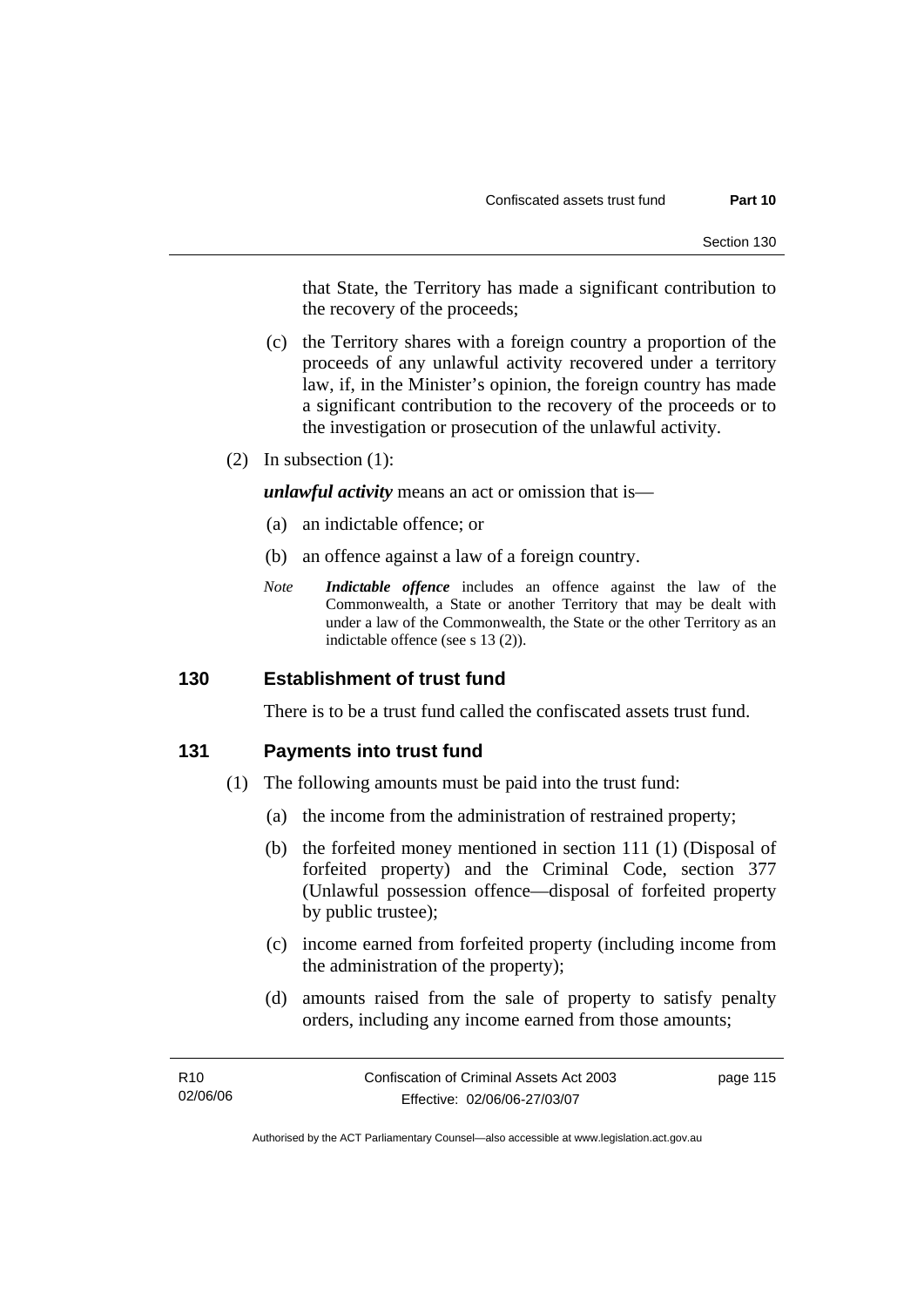that State, the Territory has made a significant contribution to the recovery of the proceeds;

(c) the Territory shares with a foreign country a proportion of the proceeds of any unlawful activity recovered under a territory law, if, in the Minister's opinion, the foreign country has made a significant contribution to the recovery of the proceeds or to the investigation or prosecution of the unlawful activity.

(2) In subsection (1):

***unlawful activity*** means an act or omission that is—

(a) an indictable offence; or

(b) an offence against a law of a foreign country.

*Note* ***Indictable offence*** includes an offence against the law of the Commonwealth, a State or another Territory that may be dealt with under a law of the Commonwealth, the State or the other Territory as an indictable offence (see s 13 (2)).

## 130 Establishment of trust fund

There is to be a trust fund called the confiscated assets trust fund.

## 131 Payments into trust fund

(1) The following amounts must be paid into the trust fund:

(a) the income from the administration of restrained property;

(b) the forfeited money mentioned in section 111 (1) (Disposal of forfeited property) and the Criminal Code, section 377 (Unlawful possession offence—disposal of forfeited property by public trustee);

(c) income earned from forfeited property (including income from the administration of the property);

(d) amounts raised from the sale of property to satisfy penalty orders, including any income earned from those amounts;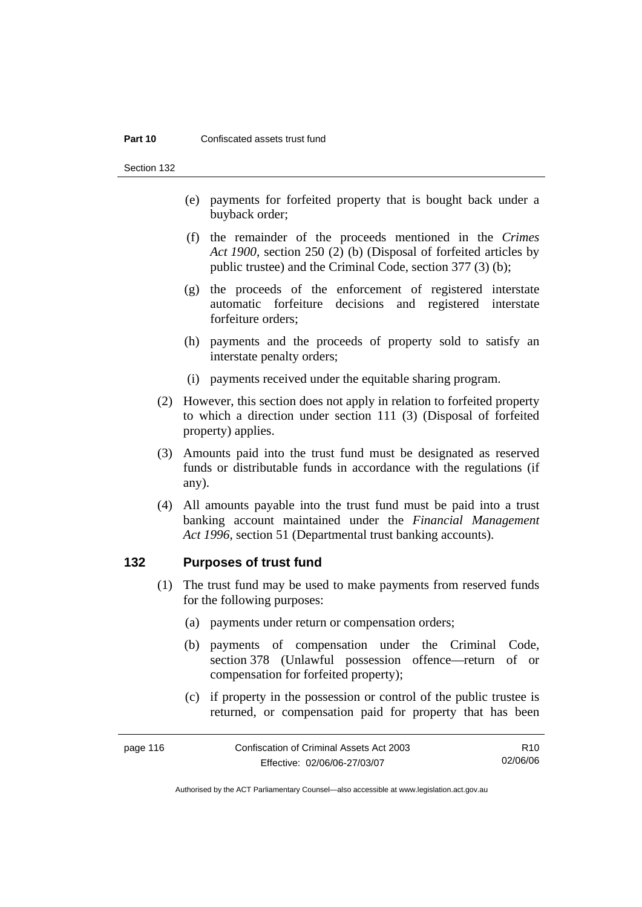(e) payments for forfeited property that is bought back under a buyback order;

(f) the remainder of the proceeds mentioned in the *Crimes Act 1900*, section 250 (2) (b) (Disposal of forfeited articles by public trustee) and the Criminal Code, section 377 (3) (b);

(g) the proceeds of the enforcement of registered interstate automatic forfeiture decisions and registered interstate forfeiture orders;

(h) payments and the proceeds of property sold to satisfy an interstate penalty orders;

(i) payments received under the equitable sharing program.

(2) However, this section does not apply in relation to forfeited property to which a direction under section 111 (3) (Disposal of forfeited property) applies.

(3) Amounts paid into the trust fund must be designated as reserved funds or distributable funds in accordance with the regulations (if any).

(4) All amounts payable into the trust fund must be paid into a trust banking account maintained under the *Financial Management Act 1996*, section 51 (Departmental trust banking accounts).

## 132 Purposes of trust fund

(1) The trust fund may be used to make payments from reserved funds for the following purposes:

(a) payments under return or compensation orders;

(b) payments of compensation under the Criminal Code, section 378 (Unlawful possession offence—return of or compensation for forfeited property);

(c) if property in the possession or control of the public trustee is returned, or compensation paid for property that has been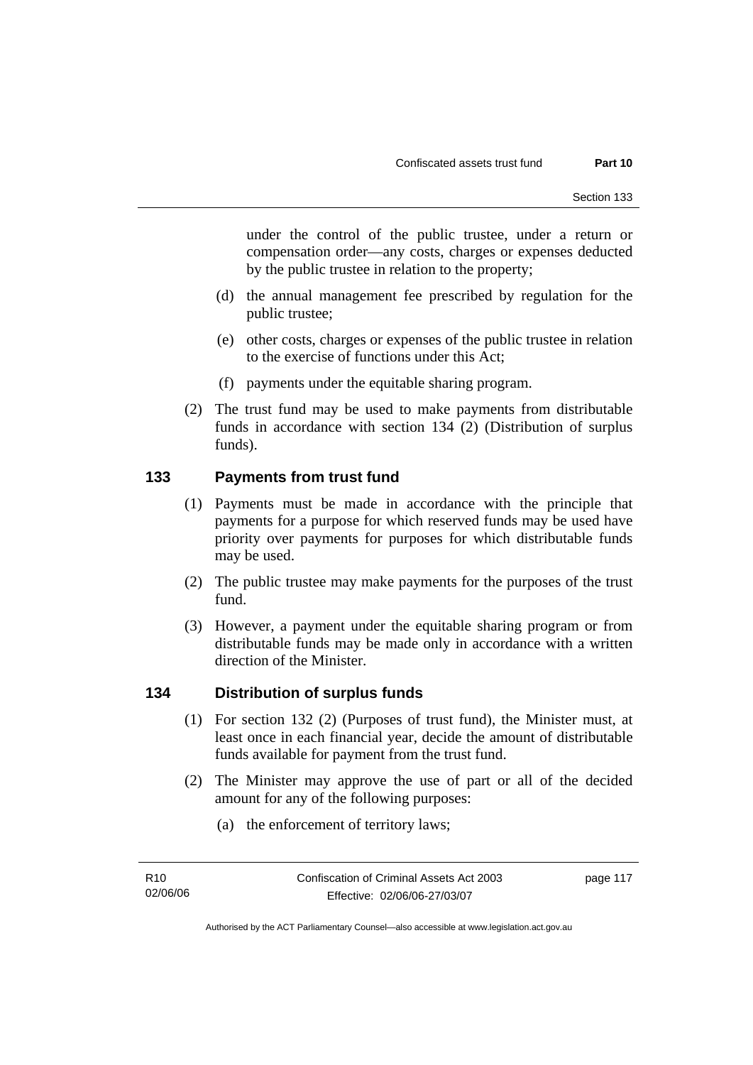under the control of the public trustee, under a return or compensation order—any costs, charges or expenses deducted by the public trustee in relation to the property;

(d) the annual management fee prescribed by regulation for the public trustee;

(e) other costs, charges or expenses of the public trustee in relation to the exercise of functions under this Act;

(f) payments under the equitable sharing program.

(2) The trust fund may be used to make payments from distributable funds in accordance with section 134 (2) (Distribution of surplus funds).

## 133 Payments from trust fund

(1) Payments must be made in accordance with the principle that payments for a purpose for which reserved funds may be used have priority over payments for purposes for which distributable funds may be used.

(2) The public trustee may make payments for the purposes of the trust fund.

(3) However, a payment under the equitable sharing program or from distributable funds may be made only in accordance with a written direction of the Minister.

## 134 Distribution of surplus funds

(1) For section 132 (2) (Purposes of trust fund), the Minister must, at least once in each financial year, decide the amount of distributable funds available for payment from the trust fund.

(2) The Minister may approve the use of part or all of the decided amount for any of the following purposes:

(a) the enforcement of territory laws;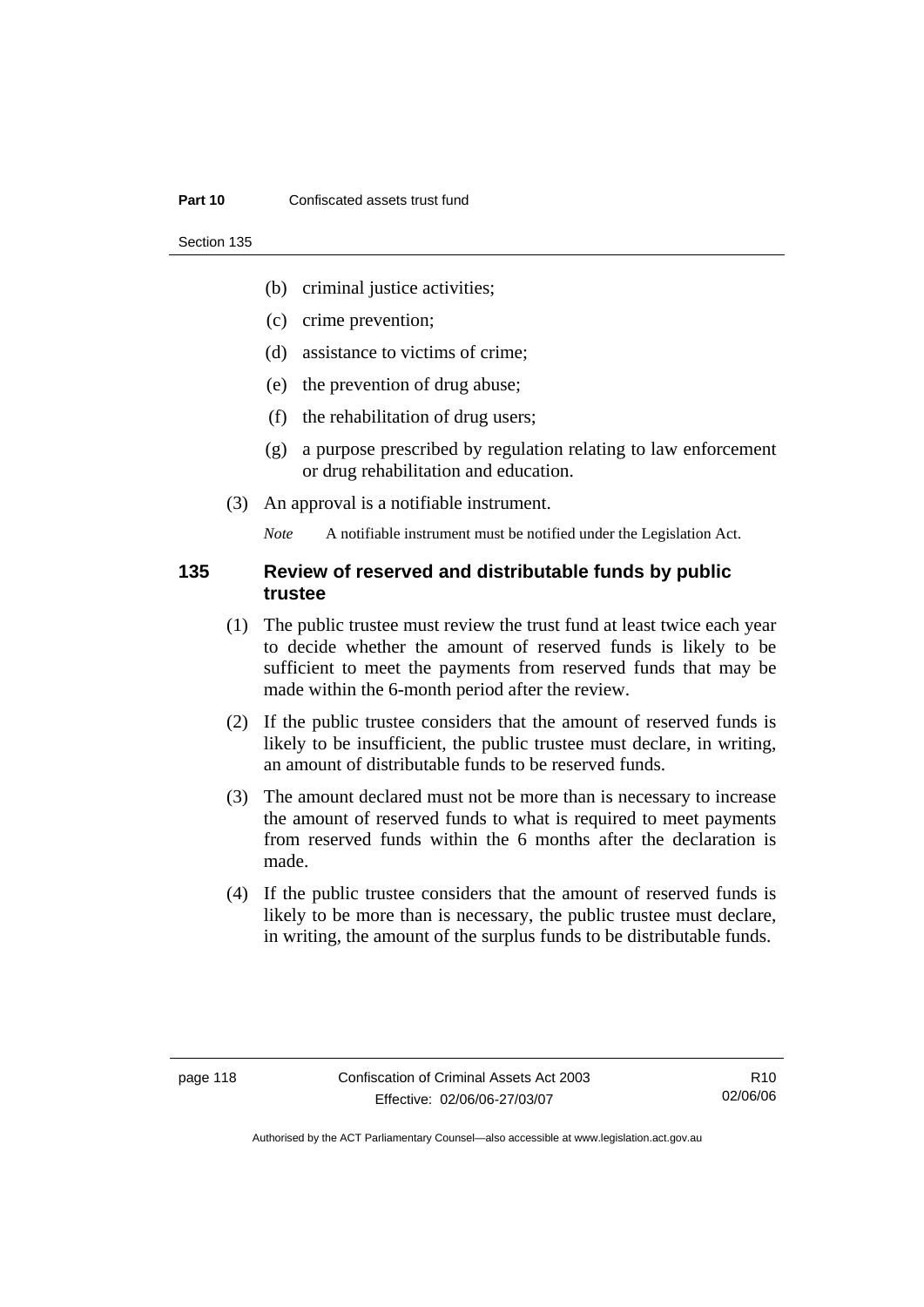(b) criminal justice activities;

(c) crime prevention;

(d) assistance to victims of crime;

(e) the prevention of drug abuse;

(f) the rehabilitation of drug users;

(g) a purpose prescribed by regulation relating to law enforcement or drug rehabilitation and education.

(3) An approval is a notifiable instrument.

*Note* A notifiable instrument must be notified under the Legislation Act.

### 135 Review of reserved and distributable funds by public trustee

(1) The public trustee must review the trust fund at least twice each year to decide whether the amount of reserved funds is likely to be sufficient to meet the payments from reserved funds that may be made within the 6-month period after the review.

(2) If the public trustee considers that the amount of reserved funds is likely to be insufficient, the public trustee must declare, in writing, an amount of distributable funds to be reserved funds.

(3) The amount declared must not be more than is necessary to increase the amount of reserved funds to what is required to meet payments from reserved funds within the 6 months after the declaration is made.

(4) If the public trustee considers that the amount of reserved funds is likely to be more than is necessary, the public trustee must declare, in writing, the amount of the surplus funds to be distributable funds.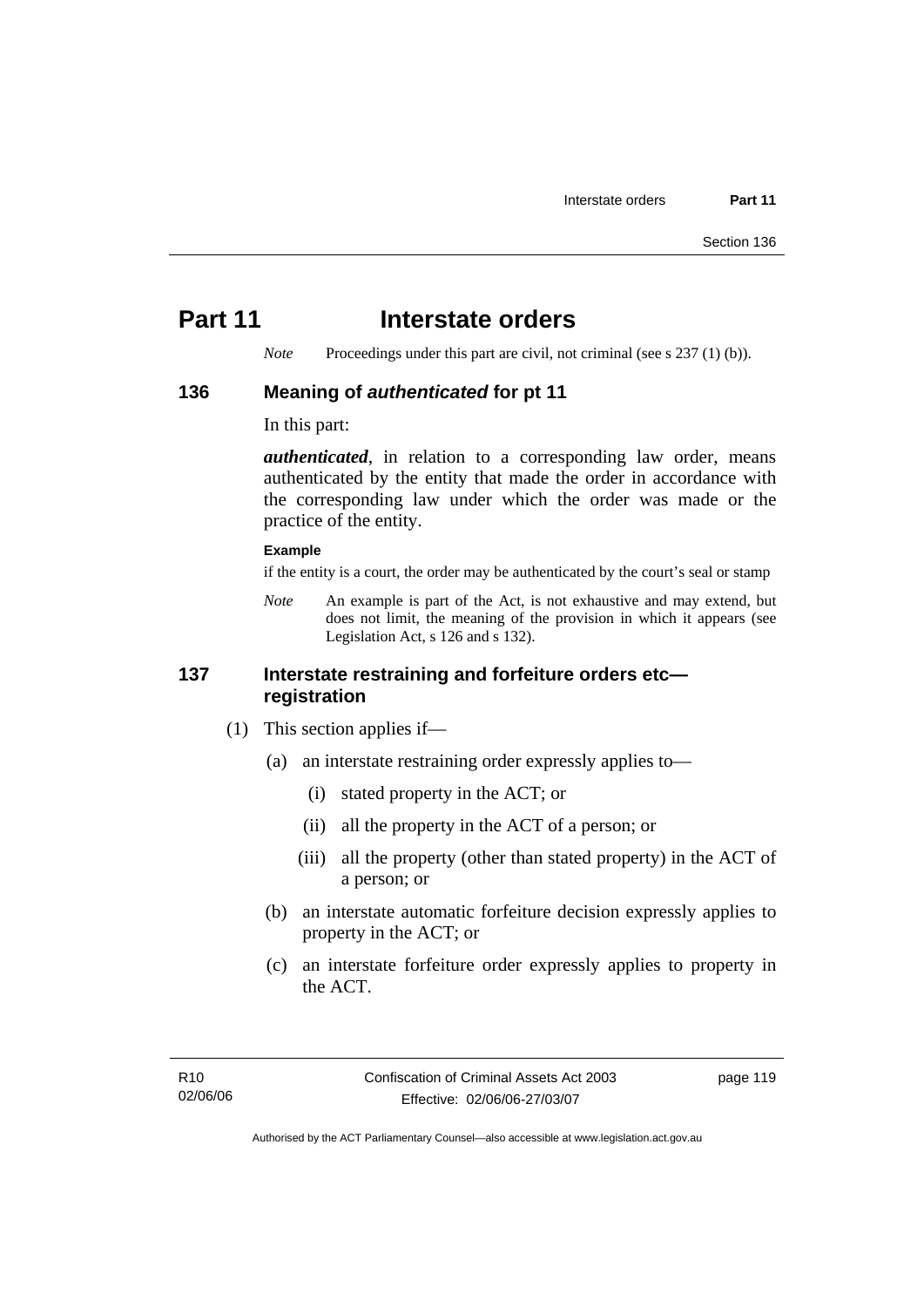# Part 11 Interstate orders

*Note* Proceedings under this part are civil, not criminal (see s 237 (1) (b)).

## 136 Meaning of *authenticated* for pt 11

In this part:

***authenticated***, in relation to a corresponding law order, means authenticated by the entity that made the order in accordance with the corresponding law under which the order was made or the practice of the entity.

**Example**

if the entity is a court, the order may be authenticated by the court's seal or stamp

*Note* An example is part of the Act, is not exhaustive and may extend, but does not limit, the meaning of the provision in which it appears (see Legislation Act, s 126 and s 132).

## 137 Interstate restraining and forfeiture orders etc—registration

(1) This section applies if—

(a) an interstate restraining order expressly applies to—

(i) stated property in the ACT; or

(ii) all the property in the ACT of a person; or

(iii) all the property (other than stated property) in the ACT of a person; or

(b) an interstate automatic forfeiture decision expressly applies to property in the ACT; or

(c) an interstate forfeiture order expressly applies to property in the ACT.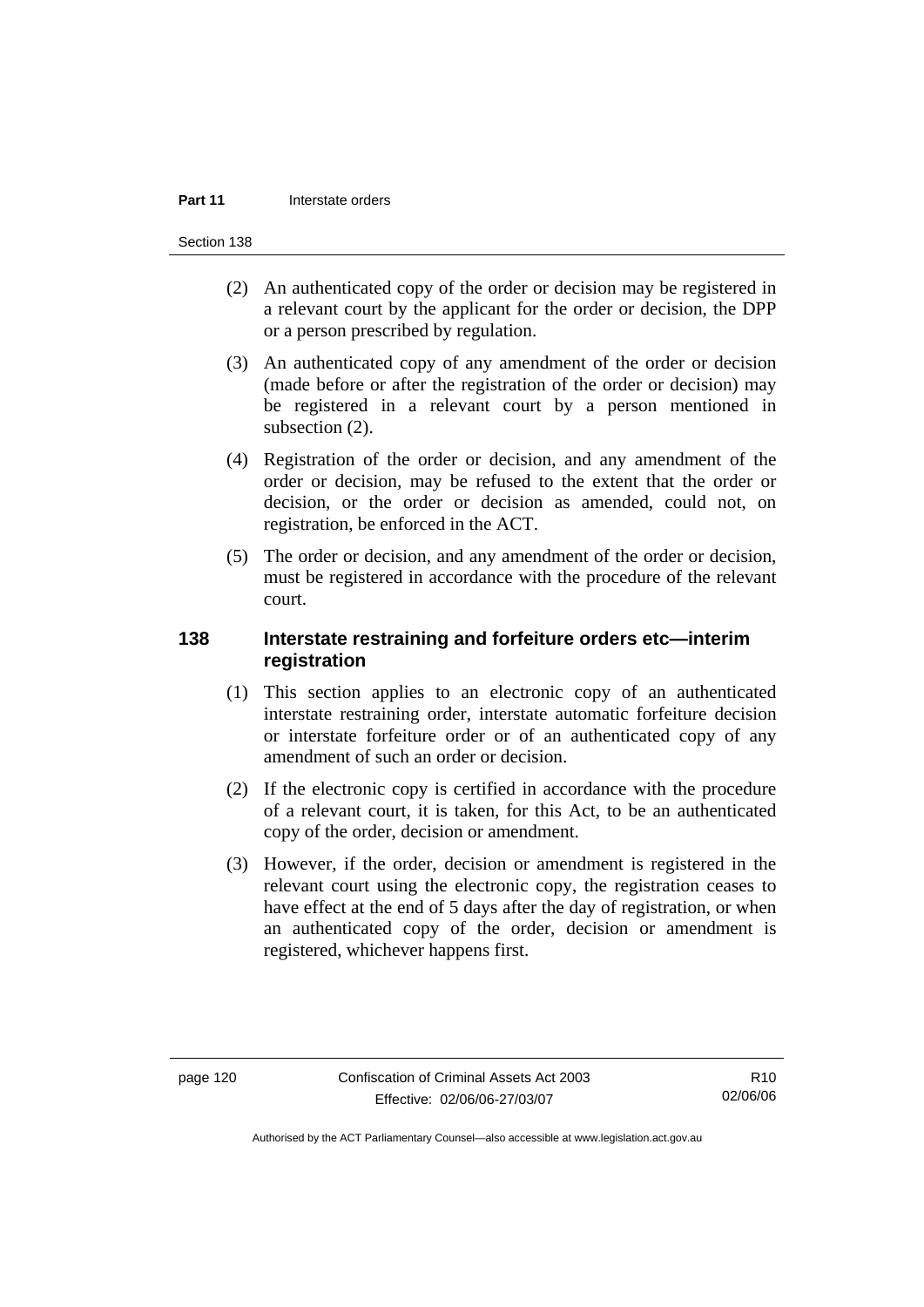(2) An authenticated copy of the order or decision may be registered in a relevant court by the applicant for the order or decision, the DPP or a person prescribed by regulation.

(3) An authenticated copy of any amendment of the order or decision (made before or after the registration of the order or decision) may be registered in a relevant court by a person mentioned in subsection (2).

(4) Registration of the order or decision, and any amendment of the order or decision, may be refused to the extent that the order or decision, or the order or decision as amended, could not, on registration, be enforced in the ACT.

(5) The order or decision, and any amendment of the order or decision, must be registered in accordance with the procedure of the relevant court.

### 138 Interstate restraining and forfeiture orders etc—interim registration

(1) This section applies to an electronic copy of an authenticated interstate restraining order, interstate automatic forfeiture decision or interstate forfeiture order or of an authenticated copy of any amendment of such an order or decision.

(2) If the electronic copy is certified in accordance with the procedure of a relevant court, it is taken, for this Act, to be an authenticated copy of the order, decision or amendment.

(3) However, if the order, decision or amendment is registered in the relevant court using the electronic copy, the registration ceases to have effect at the end of 5 days after the day of registration, or when an authenticated copy of the order, decision or amendment is registered, whichever happens first.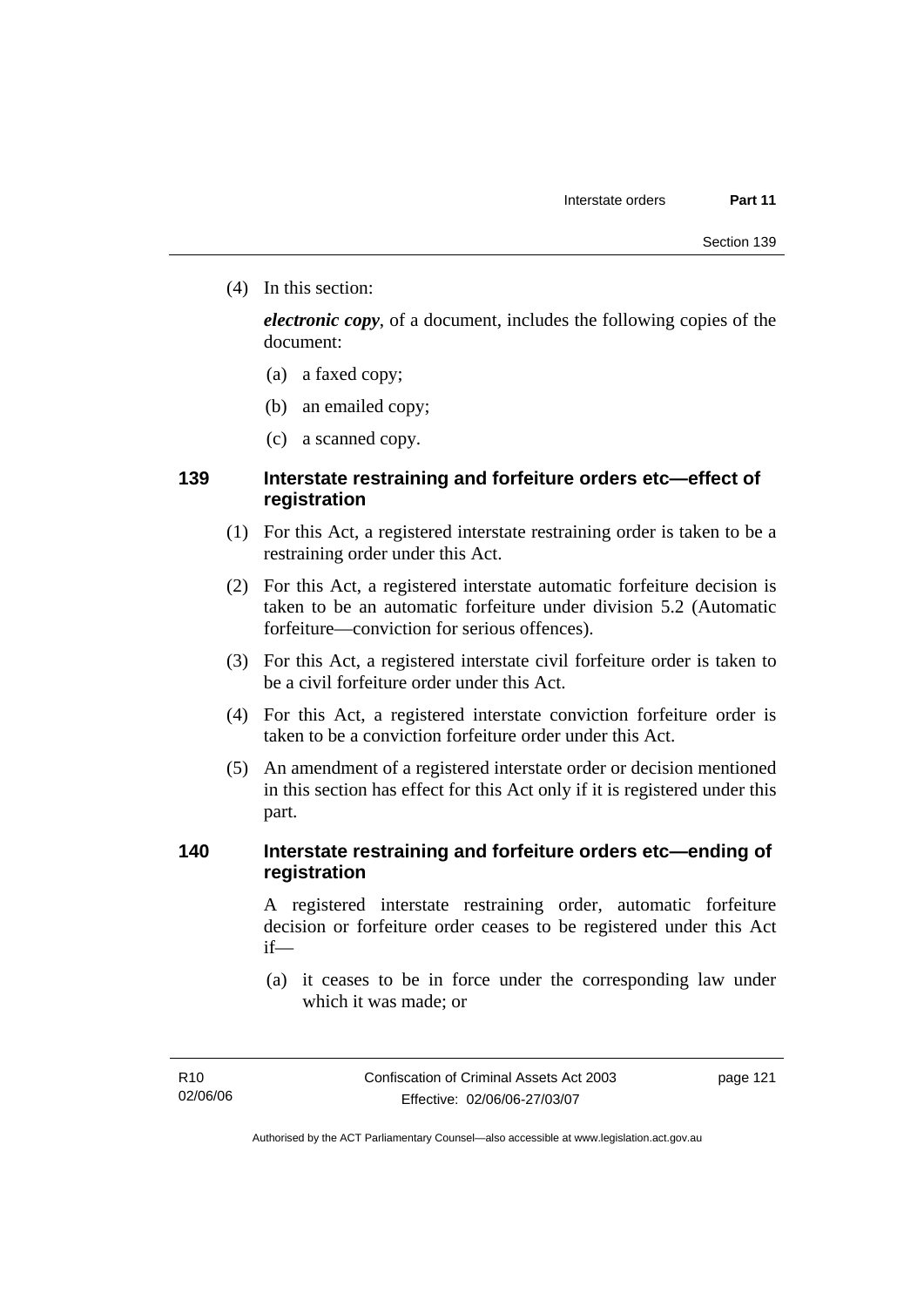(4) In this section:

***electronic copy***, of a document, includes the following copies of the document:

(a) a faxed copy;

(b) an emailed copy;

(c) a scanned copy.

### 139 Interstate restraining and forfeiture orders etc—effect of registration

(1) For this Act, a registered interstate restraining order is taken to be a restraining order under this Act.

(2) For this Act, a registered interstate automatic forfeiture decision is taken to be an automatic forfeiture under division 5.2 (Automatic forfeiture—conviction for serious offences).

(3) For this Act, a registered interstate civil forfeiture order is taken to be a civil forfeiture order under this Act.

(4) For this Act, a registered interstate conviction forfeiture order is taken to be a conviction forfeiture order under this Act.

(5) An amendment of a registered interstate order or decision mentioned in this section has effect for this Act only if it is registered under this part.

### 140 Interstate restraining and forfeiture orders etc—ending of registration

A registered interstate restraining order, automatic forfeiture decision or forfeiture order ceases to be registered under this Act if—

(a) it ceases to be in force under the corresponding law under which it was made; or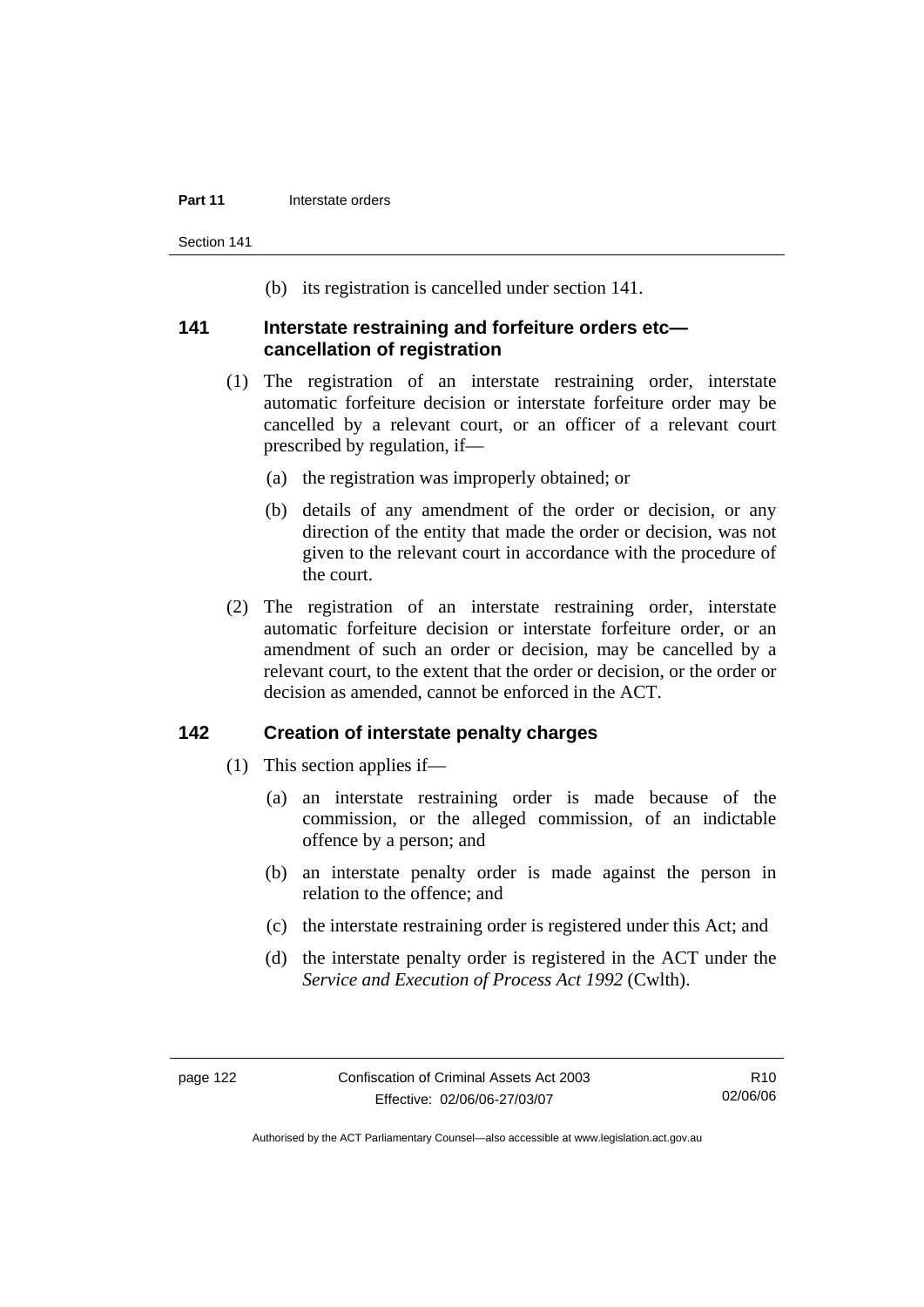(b) its registration is cancelled under section 141.

### 141 Interstate restraining and forfeiture orders etc—cancellation of registration

(1) The registration of an interstate restraining order, interstate automatic forfeiture decision or interstate forfeiture order may be cancelled by a relevant court, or an officer of a relevant court prescribed by regulation, if—

(a) the registration was improperly obtained; or

(b) details of any amendment of the order or decision, or any direction of the entity that made the order or decision, was not given to the relevant court in accordance with the procedure of the court.

(2) The registration of an interstate restraining order, interstate automatic forfeiture decision or interstate forfeiture order, or an amendment of such an order or decision, may be cancelled by a relevant court, to the extent that the order or decision, or the order or decision as amended, cannot be enforced in the ACT.

### 142 Creation of interstate penalty charges

(1) This section applies if—

(a) an interstate restraining order is made because of the commission, or the alleged commission, of an indictable offence by a person; and

(b) an interstate penalty order is made against the person in relation to the offence; and

(c) the interstate restraining order is registered under this Act; and

(d) the interstate penalty order is registered in the ACT under the *Service and Execution of Process Act 1992* (Cwlth).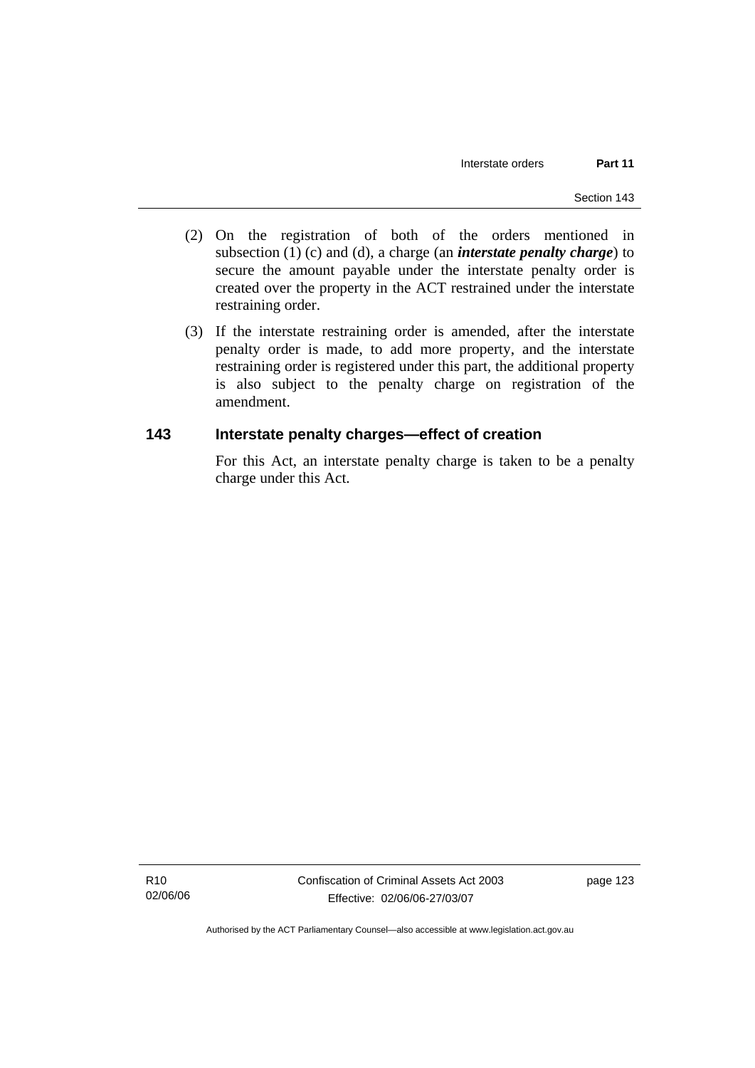(2) On the registration of both of the orders mentioned in subsection (1) (c) and (d), a charge (an ***interstate penalty charge***) to secure the amount payable under the interstate penalty order is created over the property in the ACT restrained under the interstate restraining order.

(3) If the interstate restraining order is amended, after the interstate penalty order is made, to add more property, and the interstate restraining order is registered under this part, the additional property is also subject to the penalty charge on registration of the amendment.

### 143 Interstate penalty charges—effect of creation

For this Act, an interstate penalty charge is taken to be a penalty charge under this Act.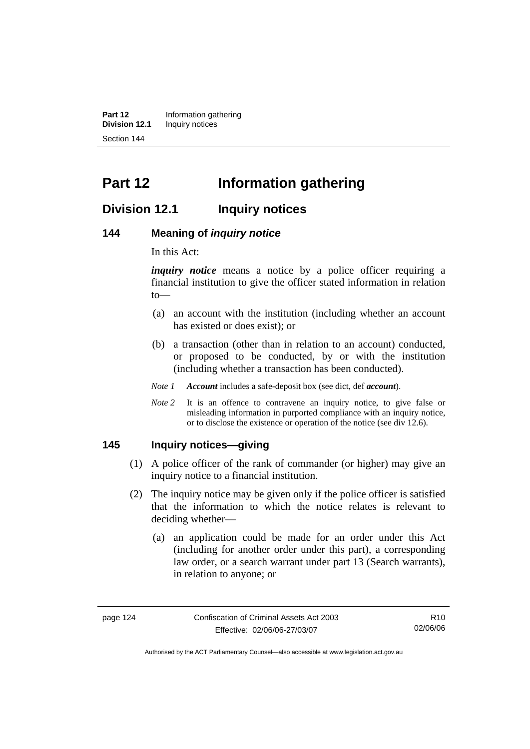# Part 12 Information gathering

## Division 12.1 Inquiry notices

### 144 Meaning of *inquiry notice*

In this Act:

***inquiry notice*** means a notice by a police officer requiring a financial institution to give the officer stated information in relation to—

(a) an account with the institution (including whether an account has existed or does exist); or

(b) a transaction (other than in relation to an account) conducted, or proposed to be conducted, by or with the institution (including whether a transaction has been conducted).

*Note 1* ***Account*** includes a safe-deposit box (see dict, def ***account***).

*Note 2* It is an offence to contravene an inquiry notice, to give false or misleading information in purported compliance with an inquiry notice, or to disclose the existence or operation of the notice (see div 12.6).

### 145 Inquiry notices—giving

(1) A police officer of the rank of commander (or higher) may give an inquiry notice to a financial institution.

(2) The inquiry notice may be given only if the police officer is satisfied that the information to which the notice relates is relevant to deciding whether—

(a) an application could be made for an order under this Act (including for another order under this part), a corresponding law order, or a search warrant under part 13 (Search warrants), in relation to anyone; or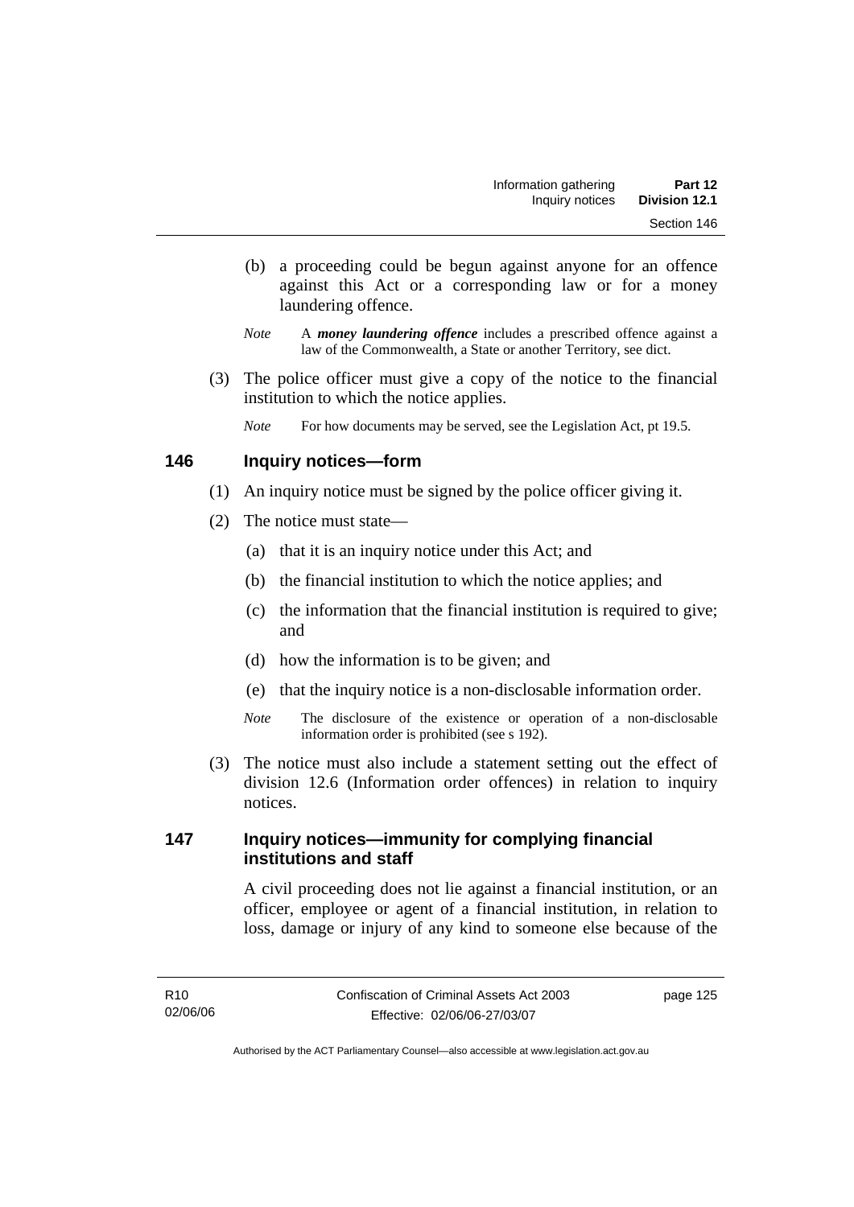(b) a proceeding could be begun against anyone for an offence against this Act or a corresponding law or for a money laundering offence.

*Note* A ***money laundering offence*** includes a prescribed offence against a law of the Commonwealth, a State or another Territory, see dict.

(3) The police officer must give a copy of the notice to the financial institution to which the notice applies.

*Note* For how documents may be served, see the Legislation Act, pt 19.5.

## 146 Inquiry notices—form

(1) An inquiry notice must be signed by the police officer giving it.

(2) The notice must state—

(a) that it is an inquiry notice under this Act; and

(b) the financial institution to which the notice applies; and

(c) the information that the financial institution is required to give; and

(d) how the information is to be given; and

(e) that the inquiry notice is a non-disclosable information order.

*Note* The disclosure of the existence or operation of a non-disclosable information order is prohibited (see s 192).

(3) The notice must also include a statement setting out the effect of division 12.6 (Information order offences) in relation to inquiry notices.

## 147 Inquiry notices—immunity for complying financial institutions and staff

A civil proceeding does not lie against a financial institution, or an officer, employee or agent of a financial institution, in relation to loss, damage or injury of any kind to someone else because of the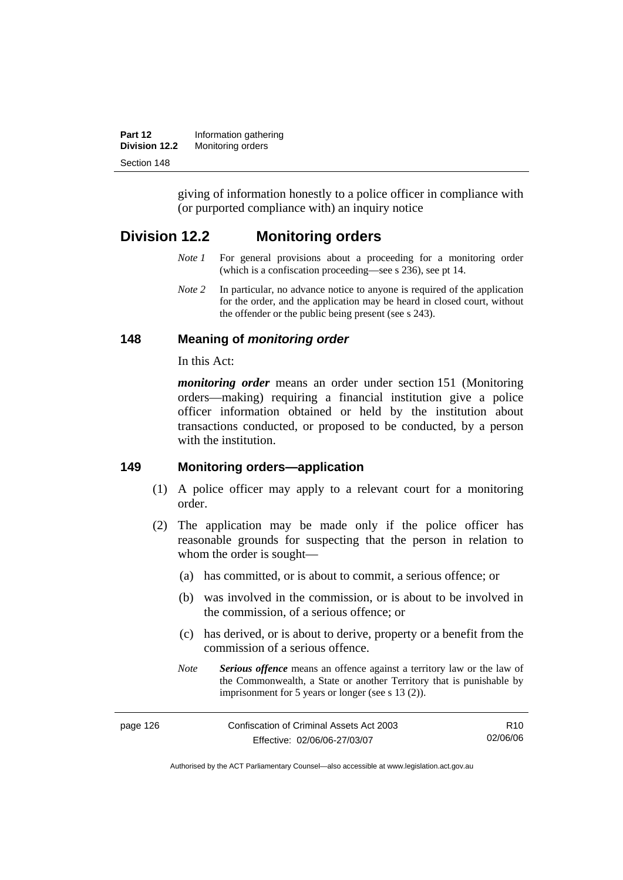giving of information honestly to a police officer in compliance with (or purported compliance with) an inquiry notice

## Division 12.2 Monitoring orders

*Note 1* For general provisions about a proceeding for a monitoring order (which is a confiscation proceeding—see s 236), see pt 14.

*Note 2* In particular, no advance notice to anyone is required of the application for the order, and the application may be heard in closed court, without the offender or the public being present (see s 243).

### 148 Meaning of *monitoring order*

In this Act:

***monitoring order*** means an order under section 151 (Monitoring orders—making) requiring a financial institution give a police officer information obtained or held by the institution about transactions conducted, or proposed to be conducted, by a person with the institution.

### 149 Monitoring orders—application

(1) A police officer may apply to a relevant court for a monitoring order.

(2) The application may be made only if the police officer has reasonable grounds for suspecting that the person in relation to whom the order is sought—

(a) has committed, or is about to commit, a serious offence; or

(b) was involved in the commission, or is about to be involved in the commission, of a serious offence; or

(c) has derived, or is about to derive, property or a benefit from the commission of a serious offence.

*Note* ***Serious offence*** means an offence against a territory law or the law of the Commonwealth, a State or another Territory that is punishable by imprisonment for 5 years or longer (see s 13 (2)).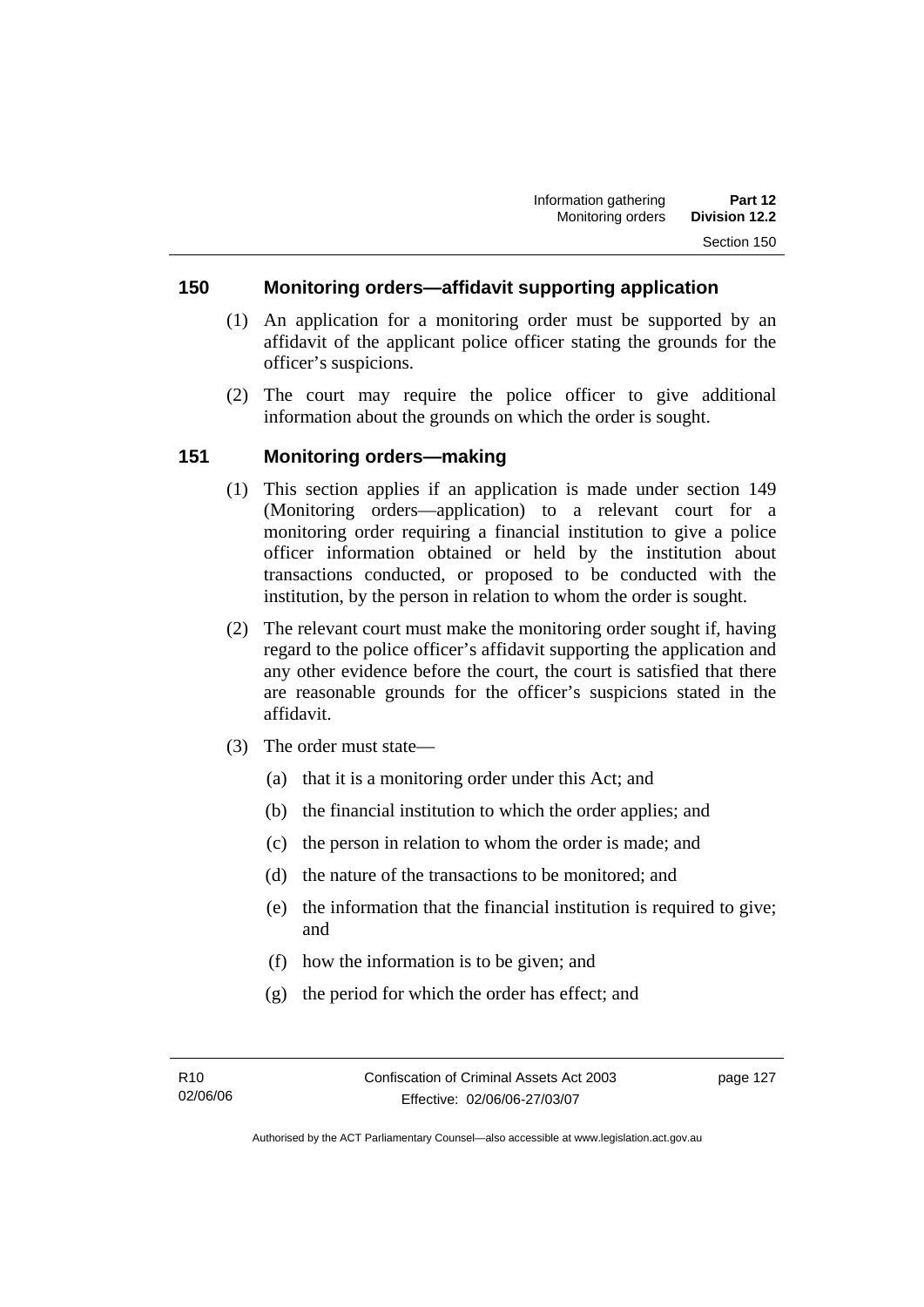## 150 Monitoring orders—affidavit supporting application

(1) An application for a monitoring order must be supported by an affidavit of the applicant police officer stating the grounds for the officer's suspicions.

(2) The court may require the police officer to give additional information about the grounds on which the order is sought.

## 151 Monitoring orders—making

(1) This section applies if an application is made under section 149 (Monitoring orders—application) to a relevant court for a monitoring order requiring a financial institution to give a police officer information obtained or held by the institution about transactions conducted, or proposed to be conducted with the institution, by the person in relation to whom the order is sought.

(2) The relevant court must make the monitoring order sought if, having regard to the police officer's affidavit supporting the application and any other evidence before the court, the court is satisfied that there are reasonable grounds for the officer's suspicions stated in the affidavit.

(3) The order must state—

(a) that it is a monitoring order under this Act; and

(b) the financial institution to which the order applies; and

(c) the person in relation to whom the order is made; and

(d) the nature of the transactions to be monitored; and

(e) the information that the financial institution is required to give; and

(f) how the information is to be given; and

(g) the period for which the order has effect; and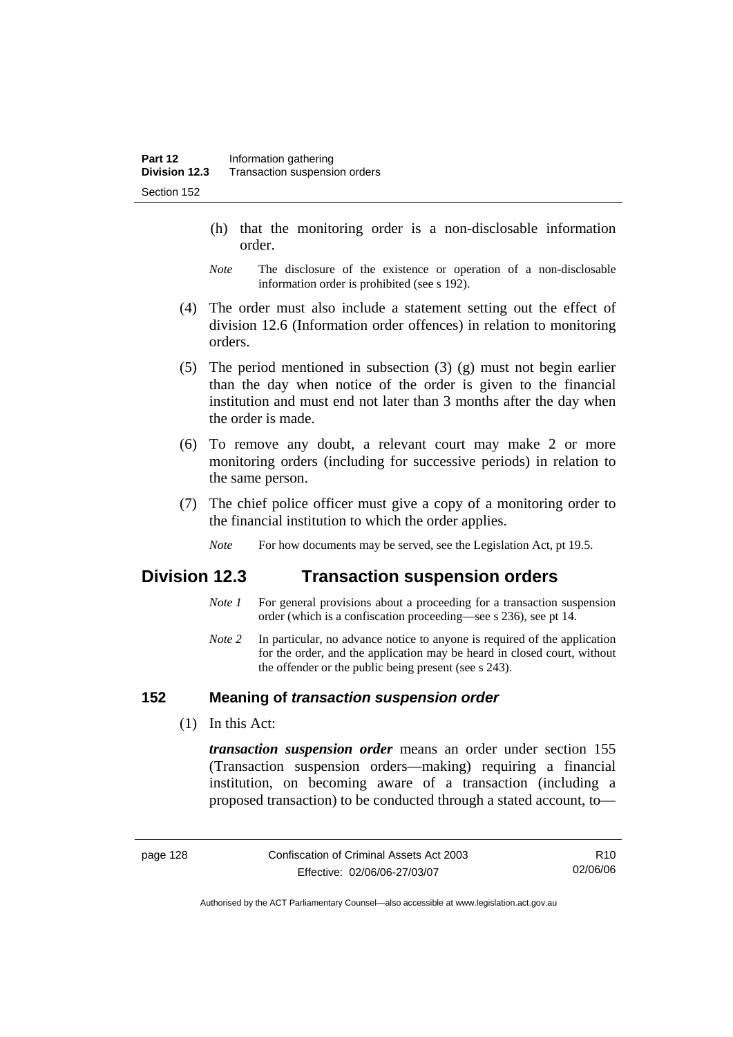(h) that the monitoring order is a non-disclosable information order.

*Note* The disclosure of the existence or operation of a non-disclosable information order is prohibited (see s 192).

(4) The order must also include a statement setting out the effect of division 12.6 (Information order offences) in relation to monitoring orders.

(5) The period mentioned in subsection (3) (g) must not begin earlier than the day when notice of the order is given to the financial institution and must end not later than 3 months after the day when the order is made.

(6) To remove any doubt, a relevant court may make 2 or more monitoring orders (including for successive periods) in relation to the same person.

(7) The chief police officer must give a copy of a monitoring order to the financial institution to which the order applies.

*Note* For how documents may be served, see the Legislation Act, pt 19.5.

## Division 12.3 Transaction suspension orders

*Note 1* For general provisions about a proceeding for a transaction suspension order (which is a confiscation proceeding—see s 236), see pt 14.

*Note 2* In particular, no advance notice to anyone is required of the application for the order, and the application may be heard in closed court, without the offender or the public being present (see s 243).

### 152 Meaning of *transaction suspension order*

(1) In this Act:

***transaction suspension order*** means an order under section 155 (Transaction suspension orders—making) requiring a financial institution, on becoming aware of a transaction (including a proposed transaction) to be conducted through a stated account, to—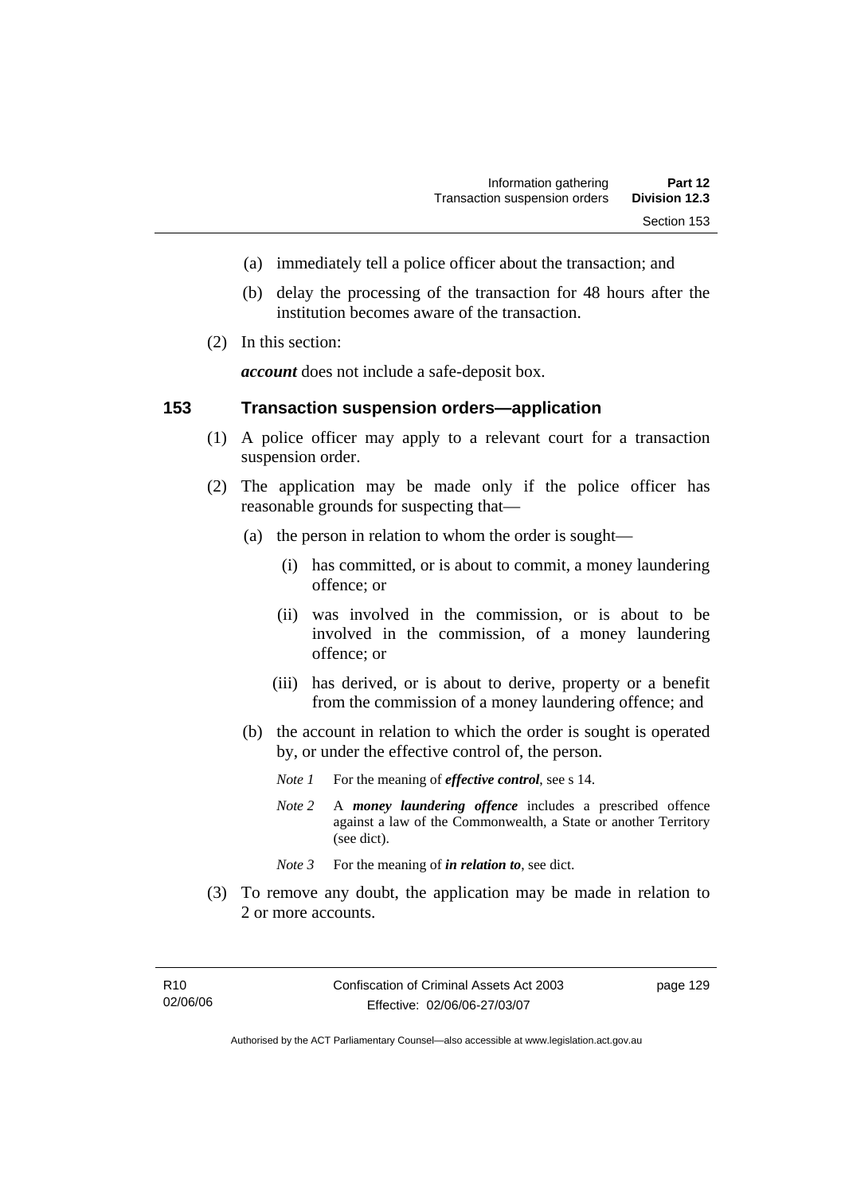(a) immediately tell a police officer about the transaction; and

(b) delay the processing of the transaction for 48 hours after the institution becomes aware of the transaction.

(2) In this section:

***account*** does not include a safe-deposit box.

## 153 Transaction suspension orders—application

(1) A police officer may apply to a relevant court for a transaction suspension order.

(2) The application may be made only if the police officer has reasonable grounds for suspecting that—

(a) the person in relation to whom the order is sought—

(i) has committed, or is about to commit, a money laundering offence; or

(ii) was involved in the commission, or is about to be involved in the commission, of a money laundering offence; or

(iii) has derived, or is about to derive, property or a benefit from the commission of a money laundering offence; and

(b) the account in relation to which the order is sought is operated by, or under the effective control of, the person.

*Note 1* For the meaning of ***effective control***, see s 14.

*Note 2* A ***money laundering offence*** includes a prescribed offence against a law of the Commonwealth, a State or another Territory (see dict).

*Note 3* For the meaning of ***in relation to***, see dict.

(3) To remove any doubt, the application may be made in relation to 2 or more accounts.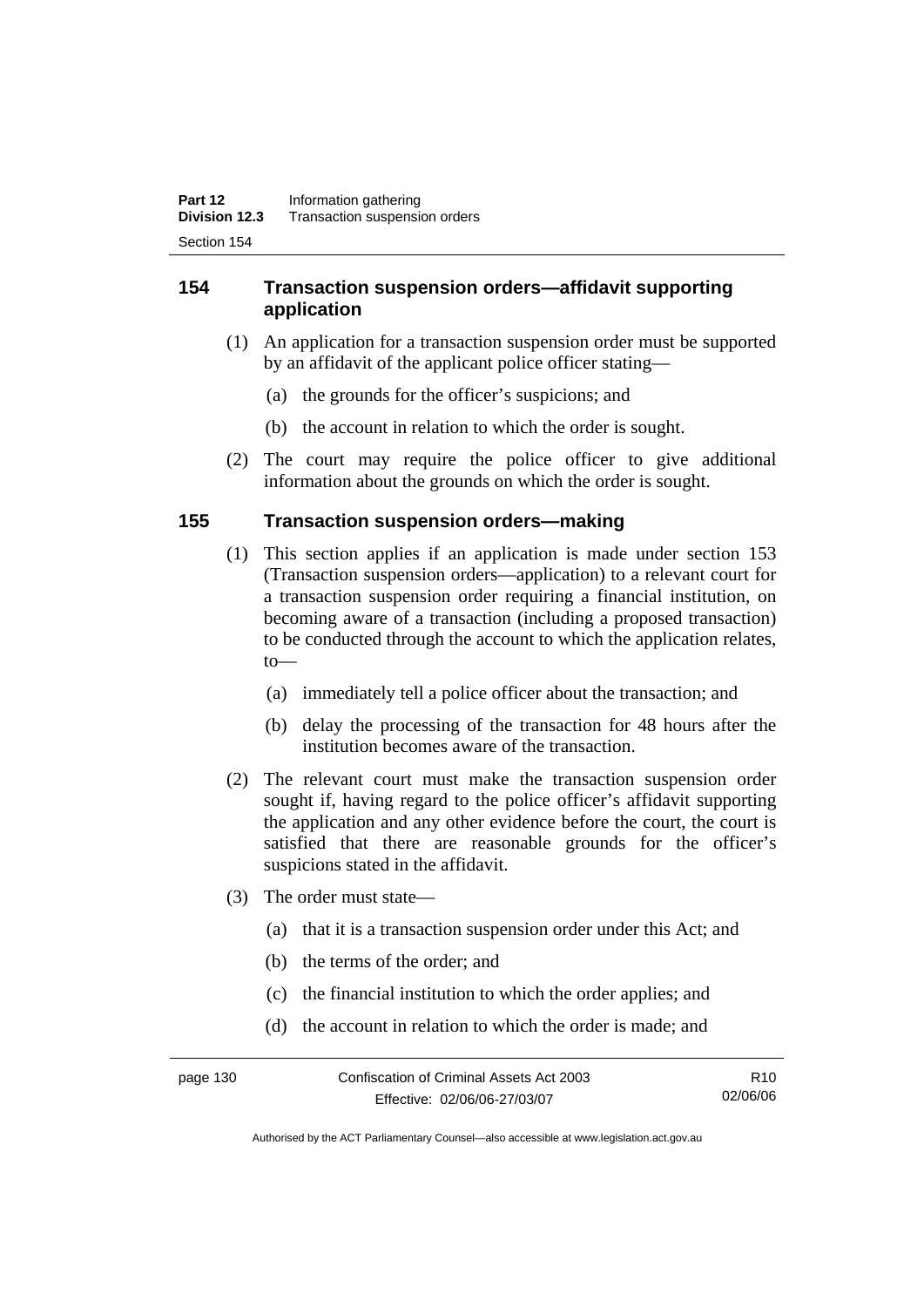## 154 Transaction suspension orders—affidavit supporting application

(1) An application for a transaction suspension order must be supported by an affidavit of the applicant police officer stating—

(a) the grounds for the officer's suspicions; and

(b) the account in relation to which the order is sought.

(2) The court may require the police officer to give additional information about the grounds on which the order is sought.

## 155 Transaction suspension orders—making

(1) This section applies if an application is made under section 153 (Transaction suspension orders—application) to a relevant court for a transaction suspension order requiring a financial institution, on becoming aware of a transaction (including a proposed transaction) to be conducted through the account to which the application relates, to—

(a) immediately tell a police officer about the transaction; and

(b) delay the processing of the transaction for 48 hours after the institution becomes aware of the transaction.

(2) The relevant court must make the transaction suspension order sought if, having regard to the police officer's affidavit supporting the application and any other evidence before the court, the court is satisfied that there are reasonable grounds for the officer's suspicions stated in the affidavit.

(3) The order must state—

(a) that it is a transaction suspension order under this Act; and

(b) the terms of the order; and

(c) the financial institution to which the order applies; and

(d) the account in relation to which the order is made; and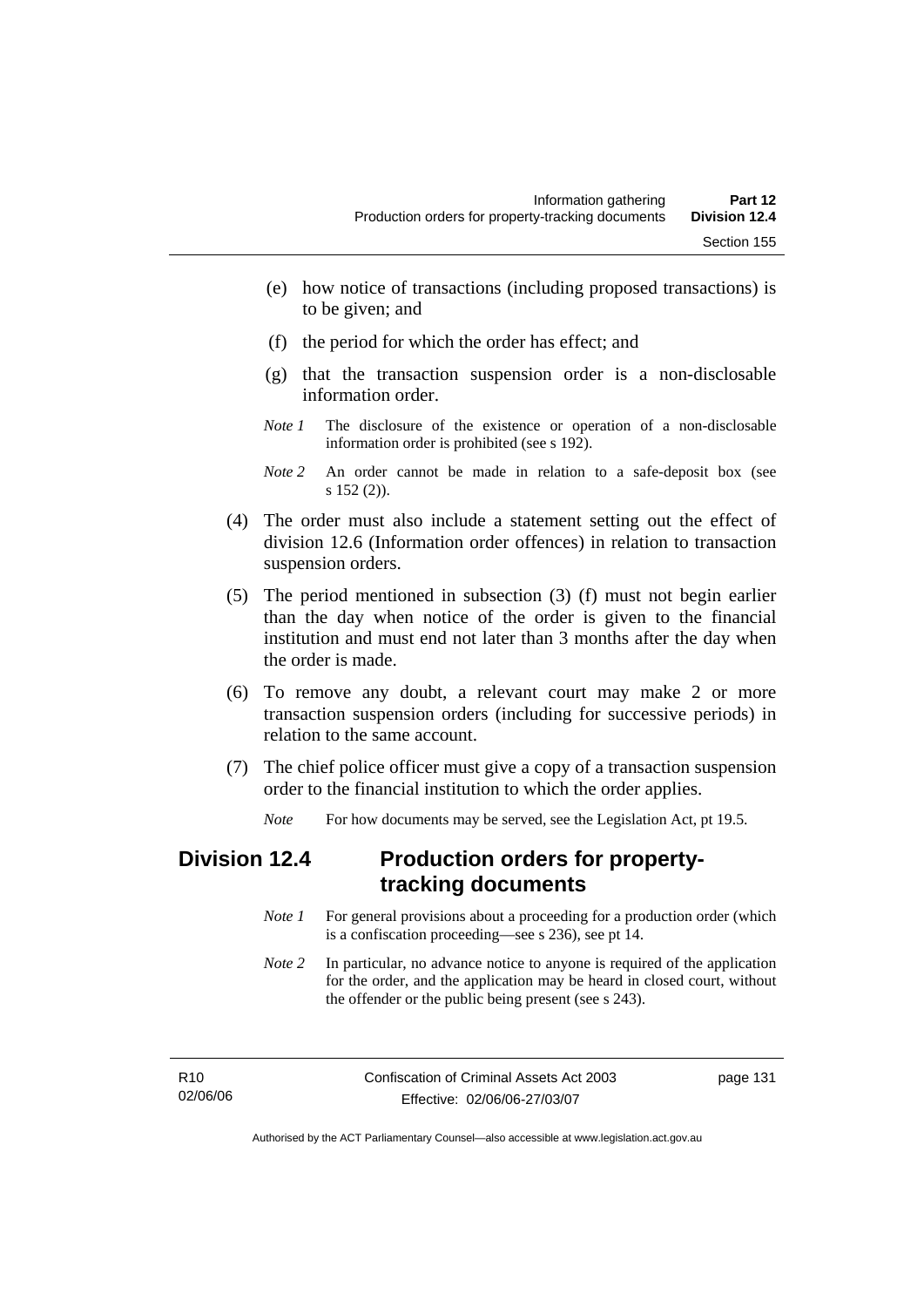(e) how notice of transactions (including proposed transactions) is to be given; and

(f) the period for which the order has effect; and

(g) that the transaction suspension order is a non-disclosable information order.

*Note 1* The disclosure of the existence or operation of a non-disclosable information order is prohibited (see s 192).

*Note 2* An order cannot be made in relation to a safe-deposit box (see s 152 (2)).

(4) The order must also include a statement setting out the effect of division 12.6 (Information order offences) in relation to transaction suspension orders.

(5) The period mentioned in subsection (3) (f) must not begin earlier than the day when notice of the order is given to the financial institution and must end not later than 3 months after the day when the order is made.

(6) To remove any doubt, a relevant court may make 2 or more transaction suspension orders (including for successive periods) in relation to the same account.

(7) The chief police officer must give a copy of a transaction suspension order to the financial institution to which the order applies.

*Note* For how documents may be served, see the Legislation Act, pt 19.5.

## Division 12.4 Production orders for property-tracking documents

*Note 1* For general provisions about a proceeding for a production order (which is a confiscation proceeding—see s 236), see pt 14.

*Note 2* In particular, no advance notice to anyone is required of the application for the order, and the application may be heard in closed court, without the offender or the public being present (see s 243).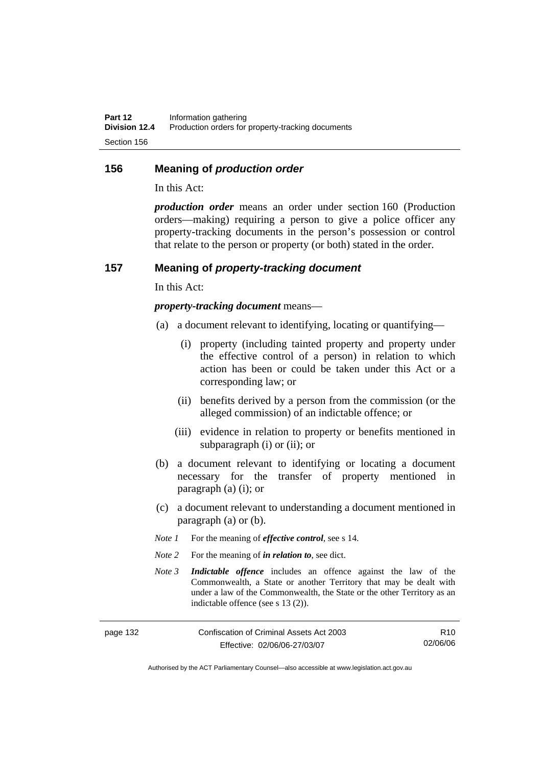## 156 Meaning of *production order*

In this Act:

***production order*** means an order under section 160 (Production orders—making) requiring a person to give a police officer any property-tracking documents in the person's possession or control that relate to the person or property (or both) stated in the order.

## 157 Meaning of *property-tracking document*

In this Act:

***property-tracking document*** means—

(a) a document relevant to identifying, locating or quantifying—

  (i) property (including tainted property and property under the effective control of a person) in relation to which action has been or could be taken under this Act or a corresponding law; or

  (ii) benefits derived by a person from the commission (or the alleged commission) of an indictable offence; or

  (iii) evidence in relation to property or benefits mentioned in subparagraph (i) or (ii); or

(b) a document relevant to identifying or locating a document necessary for the transfer of property mentioned in paragraph (a) (i); or

(c) a document relevant to understanding a document mentioned in paragraph (a) or (b).

*Note 1* For the meaning of ***effective control***, see s 14.

*Note 2* For the meaning of ***in relation to***, see dict.

*Note 3* ***Indictable offence*** includes an offence against the law of the Commonwealth, a State or another Territory that may be dealt with under a law of the Commonwealth, the State or the other Territory as an indictable offence (see s 13 (2)).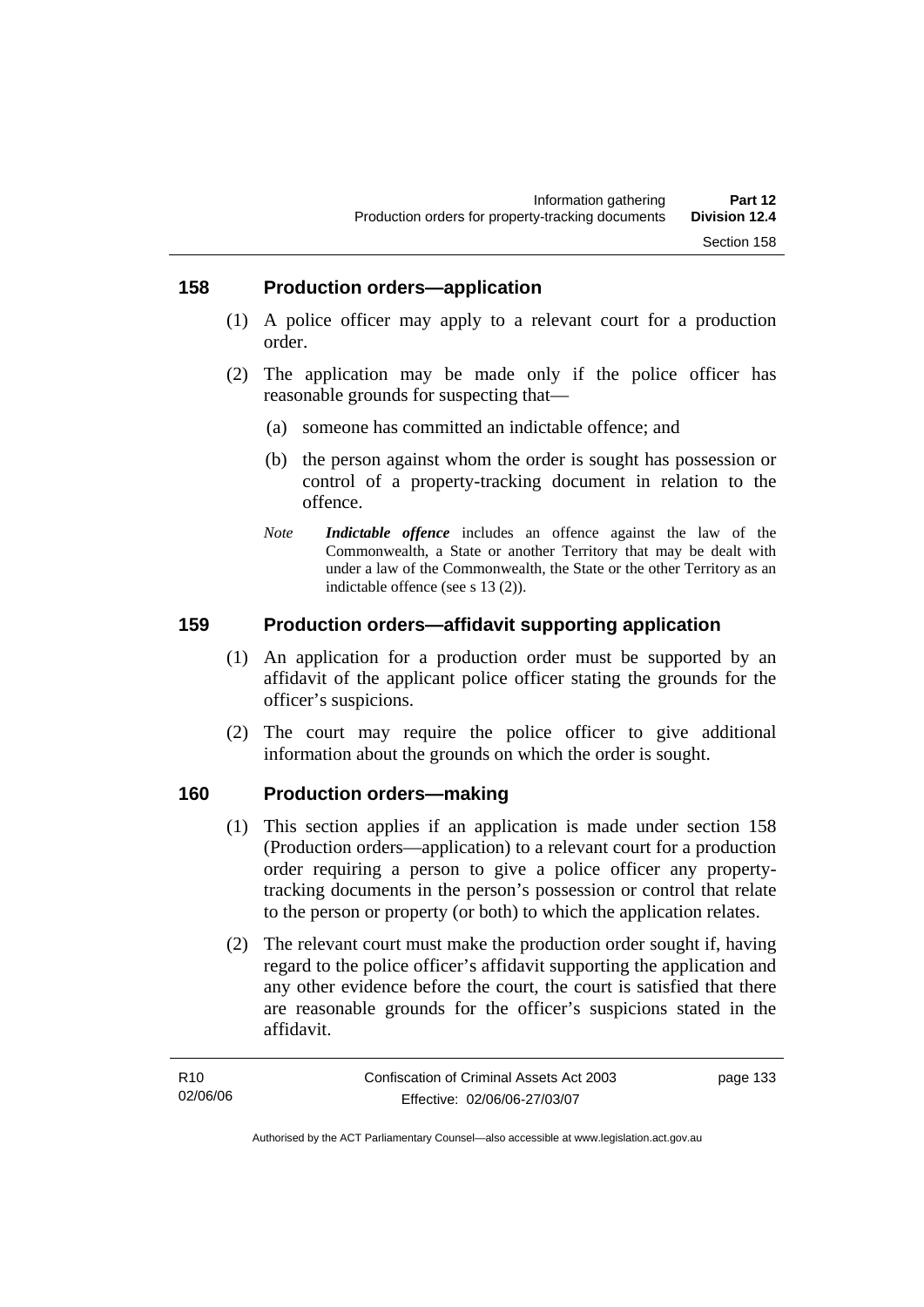## 158 Production orders—application

(1) A police officer may apply to a relevant court for a production order.

(2) The application may be made only if the police officer has reasonable grounds for suspecting that—

(a) someone has committed an indictable offence; and

(b) the person against whom the order is sought has possession or control of a property-tracking document in relation to the offence.

*Note* ***Indictable offence*** includes an offence against the law of the Commonwealth, a State or another Territory that may be dealt with under a law of the Commonwealth, the State or the other Territory as an indictable offence (see s 13 (2)).

## 159 Production orders—affidavit supporting application

(1) An application for a production order must be supported by an affidavit of the applicant police officer stating the grounds for the officer's suspicions.

(2) The court may require the police officer to give additional information about the grounds on which the order is sought.

## 160 Production orders—making

(1) This section applies if an application is made under section 158 (Production orders—application) to a relevant court for a production order requiring a person to give a police officer any property-tracking documents in the person's possession or control that relate to the person or property (or both) to which the application relates.

(2) The relevant court must make the production order sought if, having regard to the police officer's affidavit supporting the application and any other evidence before the court, the court is satisfied that there are reasonable grounds for the officer's suspicions stated in the affidavit.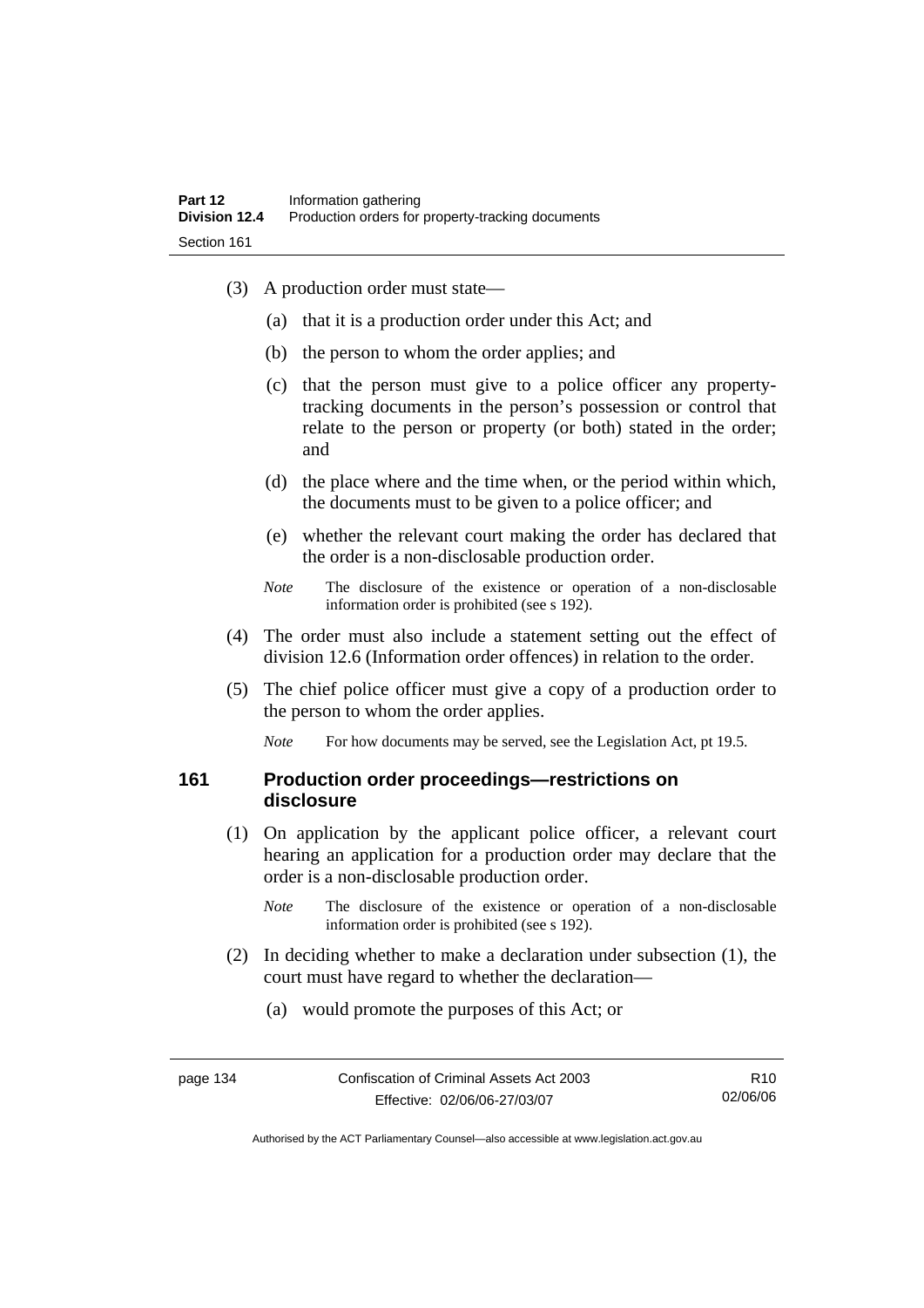(3) A production order must state—

(a) that it is a production order under this Act; and

(b) the person to whom the order applies; and

(c) that the person must give to a police officer any property-tracking documents in the person's possession or control that relate to the person or property (or both) stated in the order; and

(d) the place where and the time when, or the period within which, the documents must to be given to a police officer; and

(e) whether the relevant court making the order has declared that the order is a non-disclosable production order.

*Note* The disclosure of the existence or operation of a non-disclosable information order is prohibited (see s 192).

(4) The order must also include a statement setting out the effect of division 12.6 (Information order offences) in relation to the order.

(5) The chief police officer must give a copy of a production order to the person to whom the order applies.

*Note* For how documents may be served, see the Legislation Act, pt 19.5.

### 161 Production order proceedings—restrictions on disclosure

(1) On application by the applicant police officer, a relevant court hearing an application for a production order may declare that the order is a non-disclosable production order.

*Note* The disclosure of the existence or operation of a non-disclosable information order is prohibited (see s 192).

(2) In deciding whether to make a declaration under subsection (1), the court must have regard to whether the declaration—

(a) would promote the purposes of this Act; or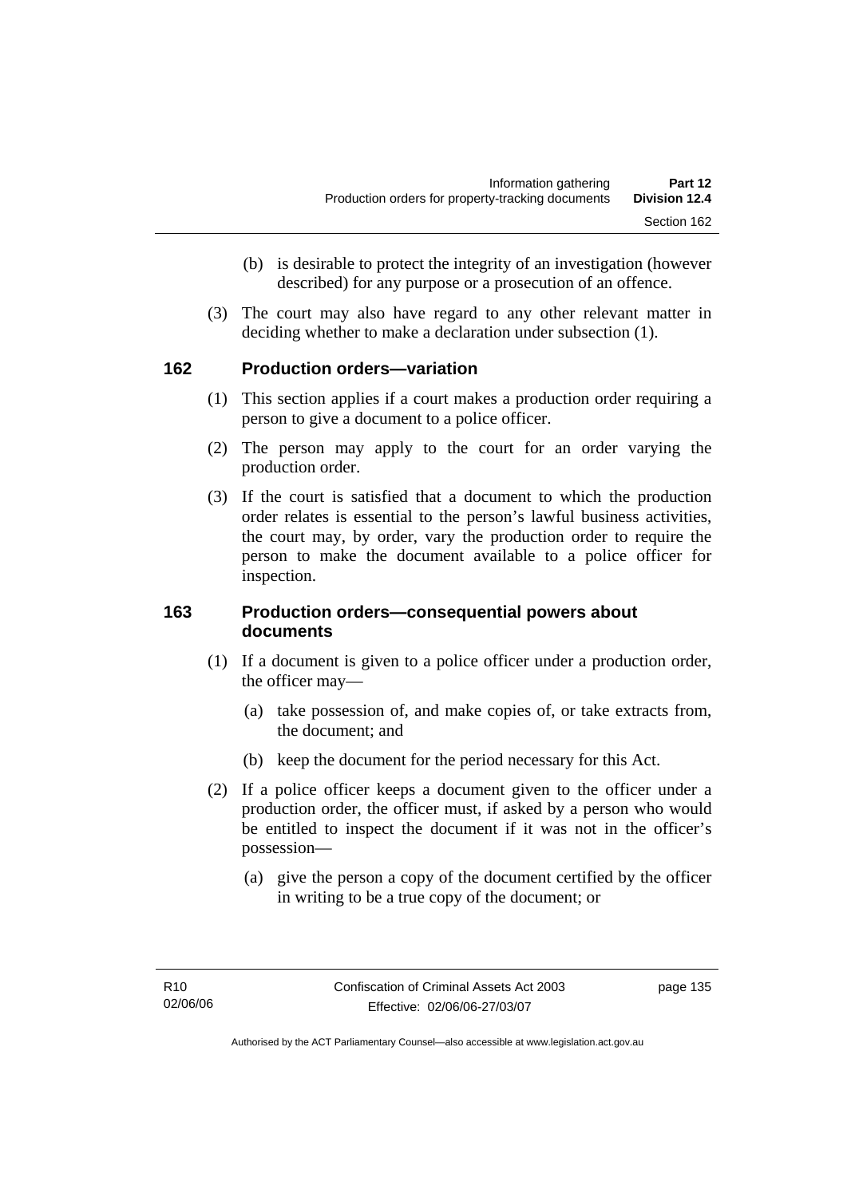(b) is desirable to protect the integrity of an investigation (however described) for any purpose or a prosecution of an offence.

(3) The court may also have regard to any other relevant matter in deciding whether to make a declaration under subsection (1).

## 162 Production orders—variation

(1) This section applies if a court makes a production order requiring a person to give a document to a police officer.

(2) The person may apply to the court for an order varying the production order.

(3) If the court is satisfied that a document to which the production order relates is essential to the person's lawful business activities, the court may, by order, vary the production order to require the person to make the document available to a police officer for inspection.

## 163 Production orders—consequential powers about documents

(1) If a document is given to a police officer under a production order, the officer may—

(a) take possession of, and make copies of, or take extracts from, the document; and

(b) keep the document for the period necessary for this Act.

(2) If a police officer keeps a document given to the officer under a production order, the officer must, if asked by a person who would be entitled to inspect the document if it was not in the officer's possession—

(a) give the person a copy of the document certified by the officer in writing to be a true copy of the document; or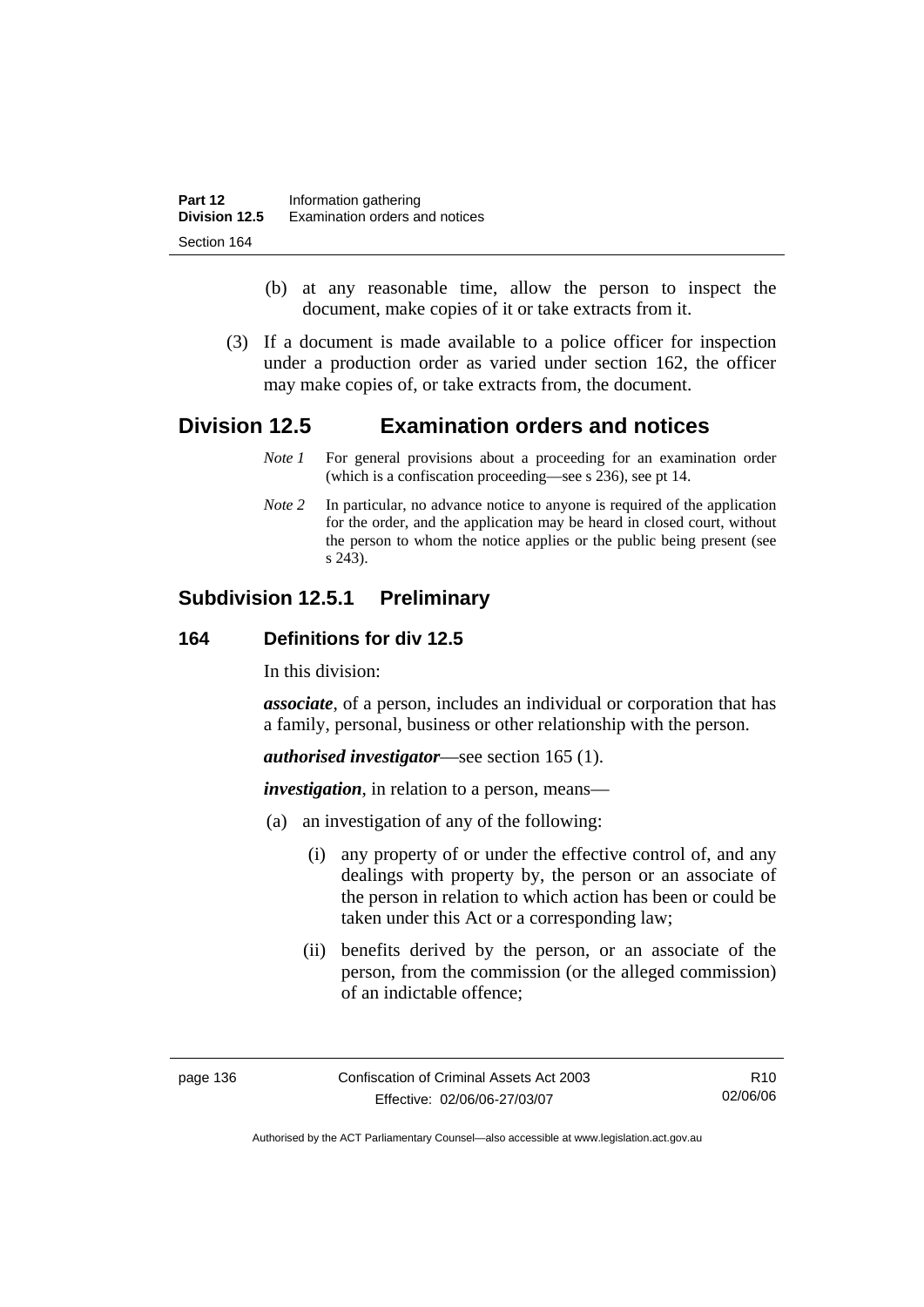(b) at any reasonable time, allow the person to inspect the document, make copies of it or take extracts from it.

(3) If a document is made available to a police officer for inspection under a production order as varied under section 162, the officer may make copies of, or take extracts from, the document.

## Division 12.5 Examination orders and notices

*Note 1* For general provisions about a proceeding for an examination order (which is a confiscation proceeding—see s 236), see pt 14.

*Note 2* In particular, no advance notice to anyone is required of the application for the order, and the application may be heard in closed court, without the person to whom the notice applies or the public being present (see s 243).

### Subdivision 12.5.1 Preliminary

#### 164 Definitions for div 12.5

In this division:

***associate***, of a person, includes an individual or corporation that has a family, personal, business or other relationship with the person.

***authorised investigator***—see section 165 (1).

***investigation***, in relation to a person, means—

(a) an investigation of any of the following:

(i) any property of or under the effective control of, and any dealings with property by, the person or an associate of the person in relation to which action has been or could be taken under this Act or a corresponding law;

(ii) benefits derived by the person, or an associate of the person, from the commission (or the alleged commission) of an indictable offence;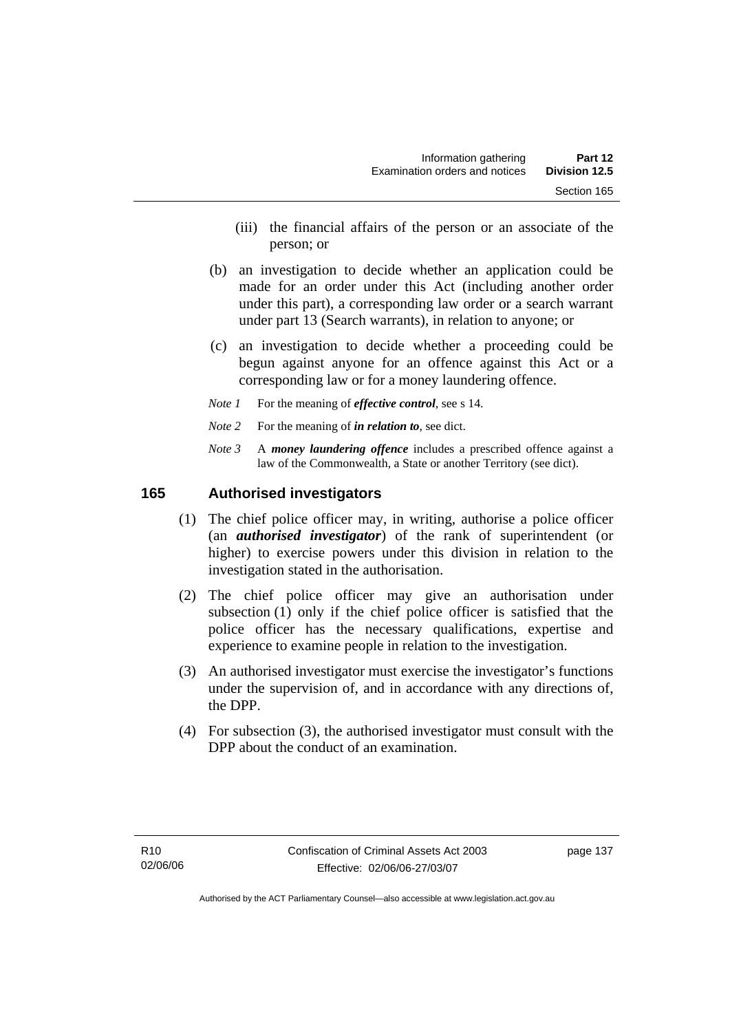(iii) the financial affairs of the person or an associate of the person; or

(b) an investigation to decide whether an application could be made for an order under this Act (including another order under this part), a corresponding law order or a search warrant under part 13 (Search warrants), in relation to anyone; or

(c) an investigation to decide whether a proceeding could be begun against anyone for an offence against this Act or a corresponding law or for a money laundering offence.

*Note 1* For the meaning of ***effective control***, see s 14.

*Note 2* For the meaning of ***in relation to***, see dict.

*Note 3* A ***money laundering offence*** includes a prescribed offence against a law of the Commonwealth, a State or another Territory (see dict).

## 165 Authorised investigators

(1) The chief police officer may, in writing, authorise a police officer (an ***authorised investigator***) of the rank of superintendent (or higher) to exercise powers under this division in relation to the investigation stated in the authorisation.

(2) The chief police officer may give an authorisation under subsection (1) only if the chief police officer is satisfied that the police officer has the necessary qualifications, expertise and experience to examine people in relation to the investigation.

(3) An authorised investigator must exercise the investigator's functions under the supervision of, and in accordance with any directions of, the DPP.

(4) For subsection (3), the authorised investigator must consult with the DPP about the conduct of an examination.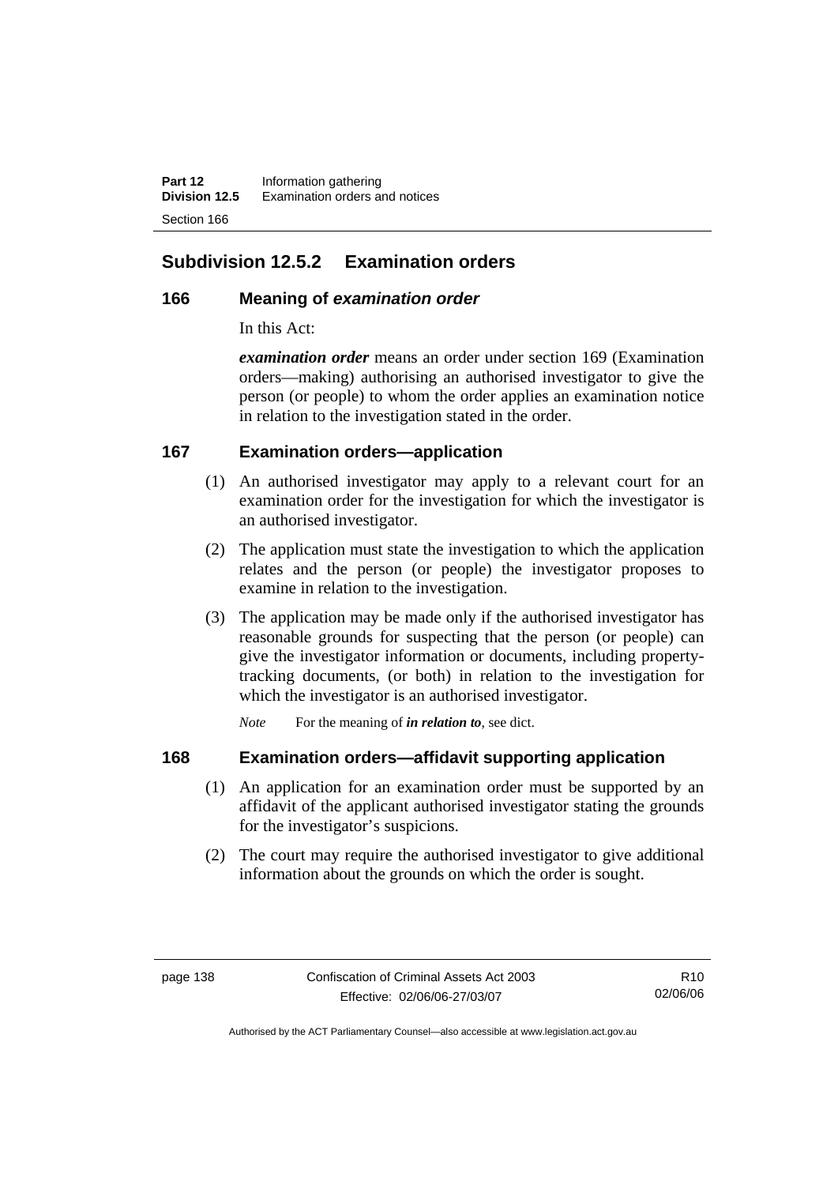## Subdivision 12.5.2 Examination orders

### 166 Meaning of *examination order*

In this Act:

***examination order*** means an order under section 169 (Examination orders—making) authorising an authorised investigator to give the person (or people) to whom the order applies an examination notice in relation to the investigation stated in the order.

### 167 Examination orders—application

(1) An authorised investigator may apply to a relevant court for an examination order for the investigation for which the investigator is an authorised investigator.

(2) The application must state the investigation to which the application relates and the person (or people) the investigator proposes to examine in relation to the investigation.

(3) The application may be made only if the authorised investigator has reasonable grounds for suspecting that the person (or people) can give the investigator information or documents, including property-tracking documents, (or both) in relation to the investigation for which the investigator is an authorised investigator.

*Note* For the meaning of ***in relation to***, see dict.

### 168 Examination orders—affidavit supporting application

(1) An application for an examination order must be supported by an affidavit of the applicant authorised investigator stating the grounds for the investigator's suspicions.

(2) The court may require the authorised investigator to give additional information about the grounds on which the order is sought.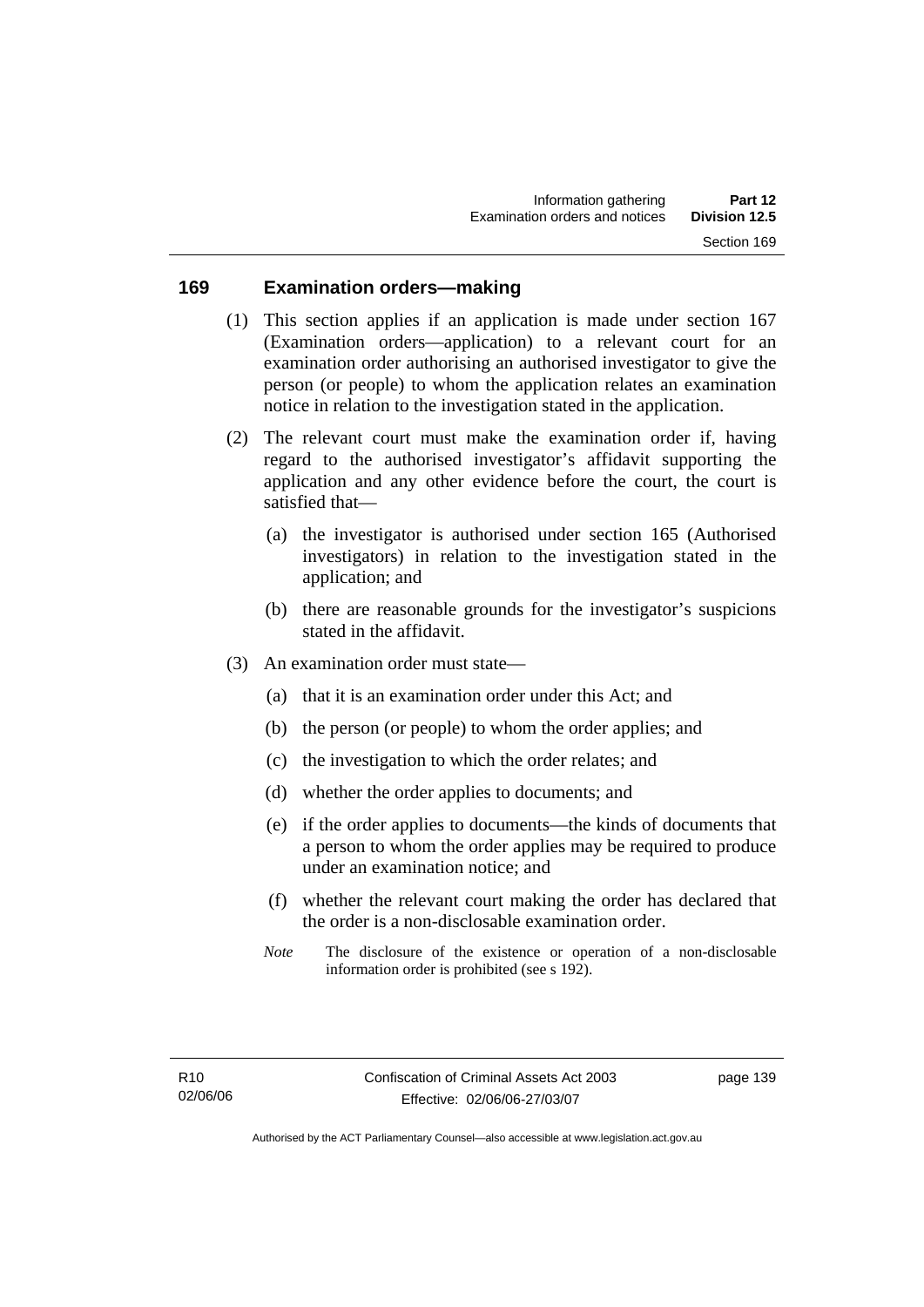## 169 Examination orders—making

(1) This section applies if an application is made under section 167 (Examination orders—application) to a relevant court for an examination order authorising an authorised investigator to give the person (or people) to whom the application relates an examination notice in relation to the investigation stated in the application.

(2) The relevant court must make the examination order if, having regard to the authorised investigator's affidavit supporting the application and any other evidence before the court, the court is satisfied that—

(a) the investigator is authorised under section 165 (Authorised investigators) in relation to the investigation stated in the application; and

(b) there are reasonable grounds for the investigator's suspicions stated in the affidavit.

(3) An examination order must state—

(a) that it is an examination order under this Act; and

(b) the person (or people) to whom the order applies; and

(c) the investigation to which the order relates; and

(d) whether the order applies to documents; and

(e) if the order applies to documents—the kinds of documents that a person to whom the order applies may be required to produce under an examination notice; and

(f) whether the relevant court making the order has declared that the order is a non-disclosable examination order.

*Note* The disclosure of the existence or operation of a non-disclosable information order is prohibited (see s 192).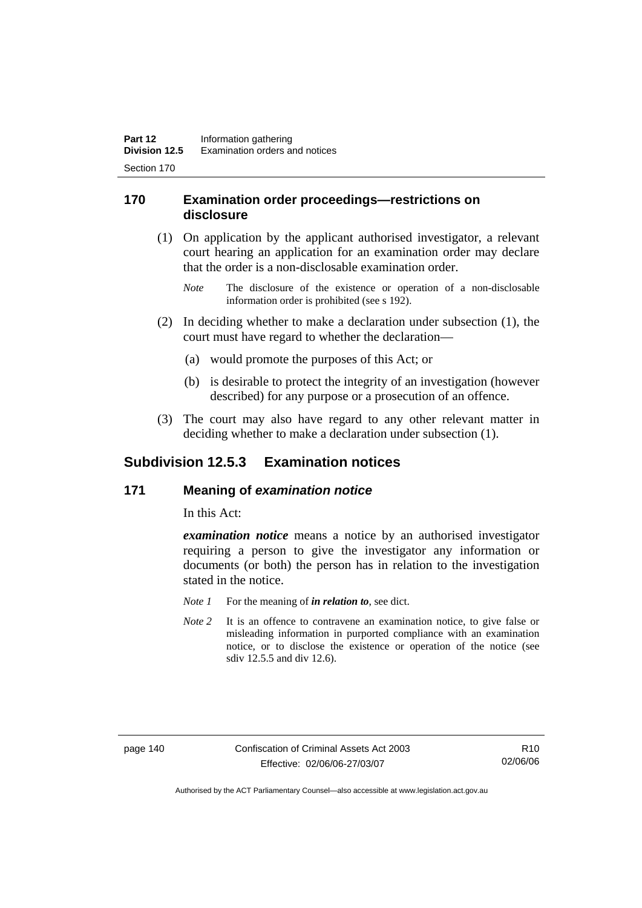## 170 Examination order proceedings—restrictions on disclosure

(1) On application by the applicant authorised investigator, a relevant court hearing an application for an examination order may declare that the order is a non-disclosable examination order.

*Note* The disclosure of the existence or operation of a non-disclosable information order is prohibited (see s 192).

(2) In deciding whether to make a declaration under subsection (1), the court must have regard to whether the declaration—

(a) would promote the purposes of this Act; or

(b) is desirable to protect the integrity of an investigation (however described) for any purpose or a prosecution of an offence.

(3) The court may also have regard to any other relevant matter in deciding whether to make a declaration under subsection (1).

# Subdivision 12.5.3 Examination notices

## 171 Meaning of *examination notice*

In this Act:

***examination notice*** means a notice by an authorised investigator requiring a person to give the investigator any information or documents (or both) the person has in relation to the investigation stated in the notice.

*Note 1* For the meaning of ***in relation to***, see dict.

*Note 2* It is an offence to contravene an examination notice, to give false or misleading information in purported compliance with an examination notice, or to disclose the existence or operation of the notice (see sdiv 12.5.5 and div 12.6).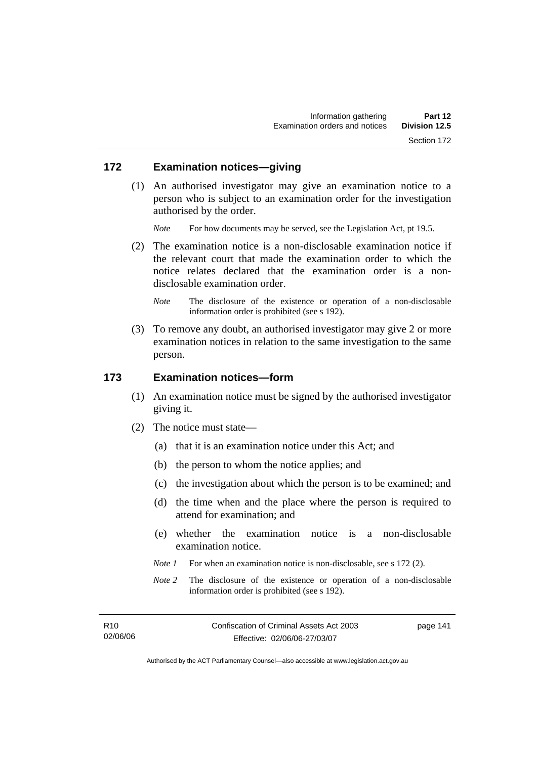## 172 Examination notices—giving

(1) An authorised investigator may give an examination notice to a person who is subject to an examination order for the investigation authorised by the order.

*Note* For how documents may be served, see the Legislation Act, pt 19.5.

(2) The examination notice is a non-disclosable examination notice if the relevant court that made the examination order to which the notice relates declared that the examination order is a non-disclosable examination order.

*Note* The disclosure of the existence or operation of a non-disclosable information order is prohibited (see s 192).

(3) To remove any doubt, an authorised investigator may give 2 or more examination notices in relation to the same investigation to the same person.

## 173 Examination notices—form

(1) An examination notice must be signed by the authorised investigator giving it.

(2) The notice must state—

(a) that it is an examination notice under this Act; and

(b) the person to whom the notice applies; and

(c) the investigation about which the person is to be examined; and

(d) the time when and the place where the person is required to attend for examination; and

(e) whether the examination notice is a non-disclosable examination notice.

*Note 1* For when an examination notice is non-disclosable, see s 172 (2).

*Note 2* The disclosure of the existence or operation of a non-disclosable information order is prohibited (see s 192).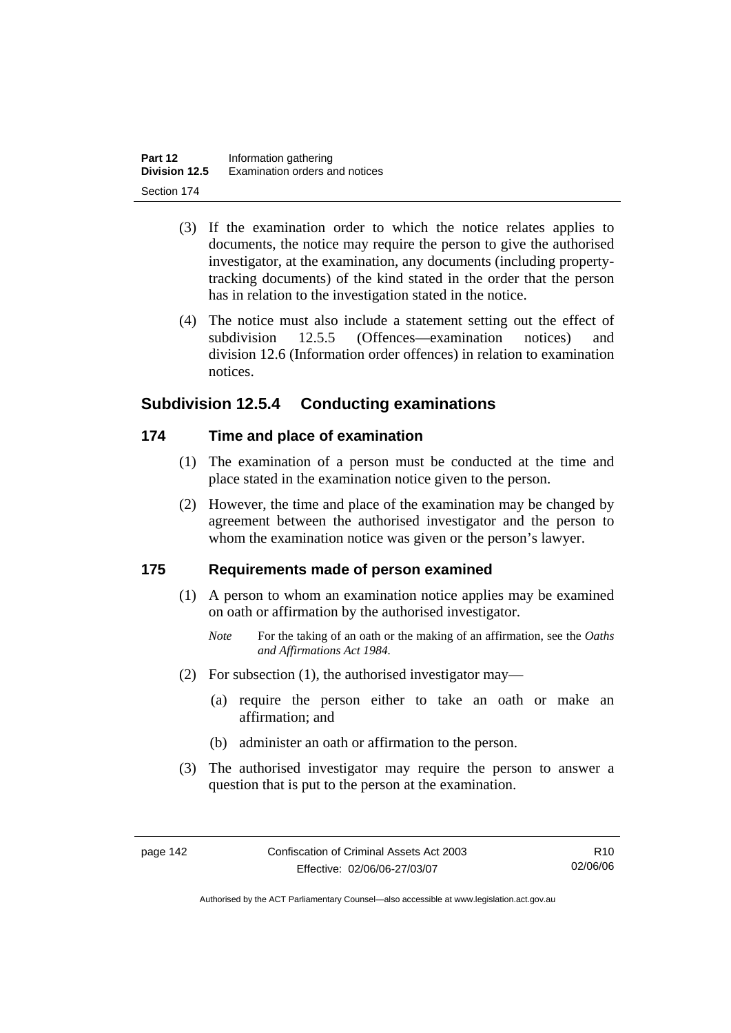(3) If the examination order to which the notice relates applies to documents, the notice may require the person to give the authorised investigator, at the examination, any documents (including property-tracking documents) of the kind stated in the order that the person has in relation to the investigation stated in the notice.

(4) The notice must also include a statement setting out the effect of subdivision 12.5.5 (Offences—examination notices) and division 12.6 (Information order offences) in relation to examination notices.

## Subdivision 12.5.4 Conducting examinations

### 174 Time and place of examination

(1) The examination of a person must be conducted at the time and place stated in the examination notice given to the person.

(2) However, the time and place of the examination may be changed by agreement between the authorised investigator and the person to whom the examination notice was given or the person's lawyer.

### 175 Requirements made of person examined

(1) A person to whom an examination notice applies may be examined on oath or affirmation by the authorised investigator.

*Note* For the taking of an oath or the making of an affirmation, see the *Oaths and Affirmations Act 1984.*

(2) For subsection (1), the authorised investigator may—

(a) require the person either to take an oath or make an affirmation; and

(b) administer an oath or affirmation to the person.

(3) The authorised investigator may require the person to answer a question that is put to the person at the examination.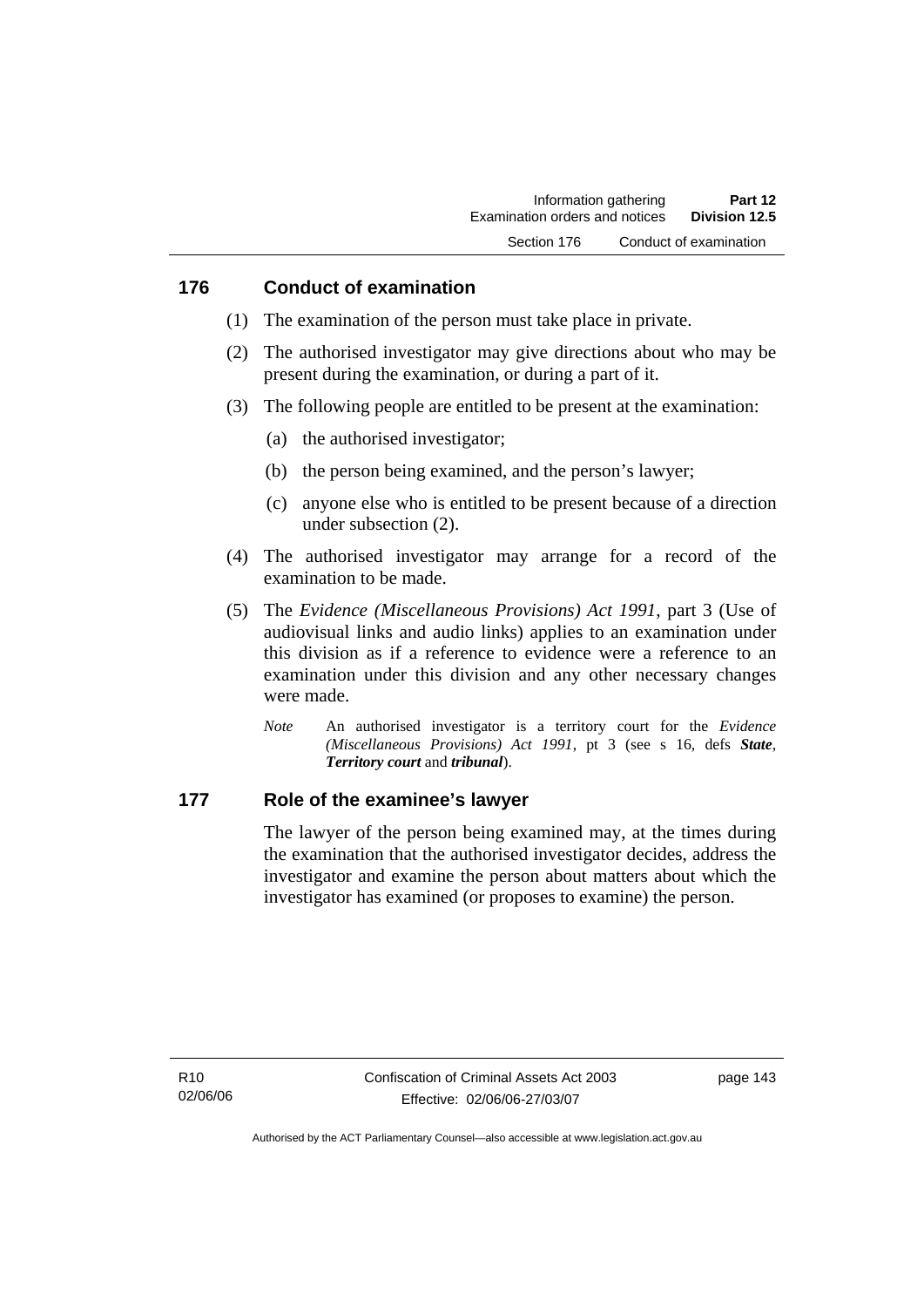## 176 Conduct of examination

(1) The examination of the person must take place in private.

(2) The authorised investigator may give directions about who may be present during the examination, or during a part of it.

(3) The following people are entitled to be present at the examination:

(a) the authorised investigator;

(b) the person being examined, and the person's lawyer;

(c) anyone else who is entitled to be present because of a direction under subsection (2).

(4) The authorised investigator may arrange for a record of the examination to be made.

(5) The *Evidence (Miscellaneous Provisions) Act 1991*, part 3 (Use of audiovisual links and audio links) applies to an examination under this division as if a reference to evidence were a reference to an examination under this division and any other necessary changes were made.

*Note* An authorised investigator is a territory court for the *Evidence (Miscellaneous Provisions) Act 1991*, pt 3 (see s 16, defs ***State***, ***Territory court*** and ***tribunal***).

## 177 Role of the examinee's lawyer

The lawyer of the person being examined may, at the times during the examination that the authorised investigator decides, address the investigator and examine the person about matters about which the investigator has examined (or proposes to examine) the person.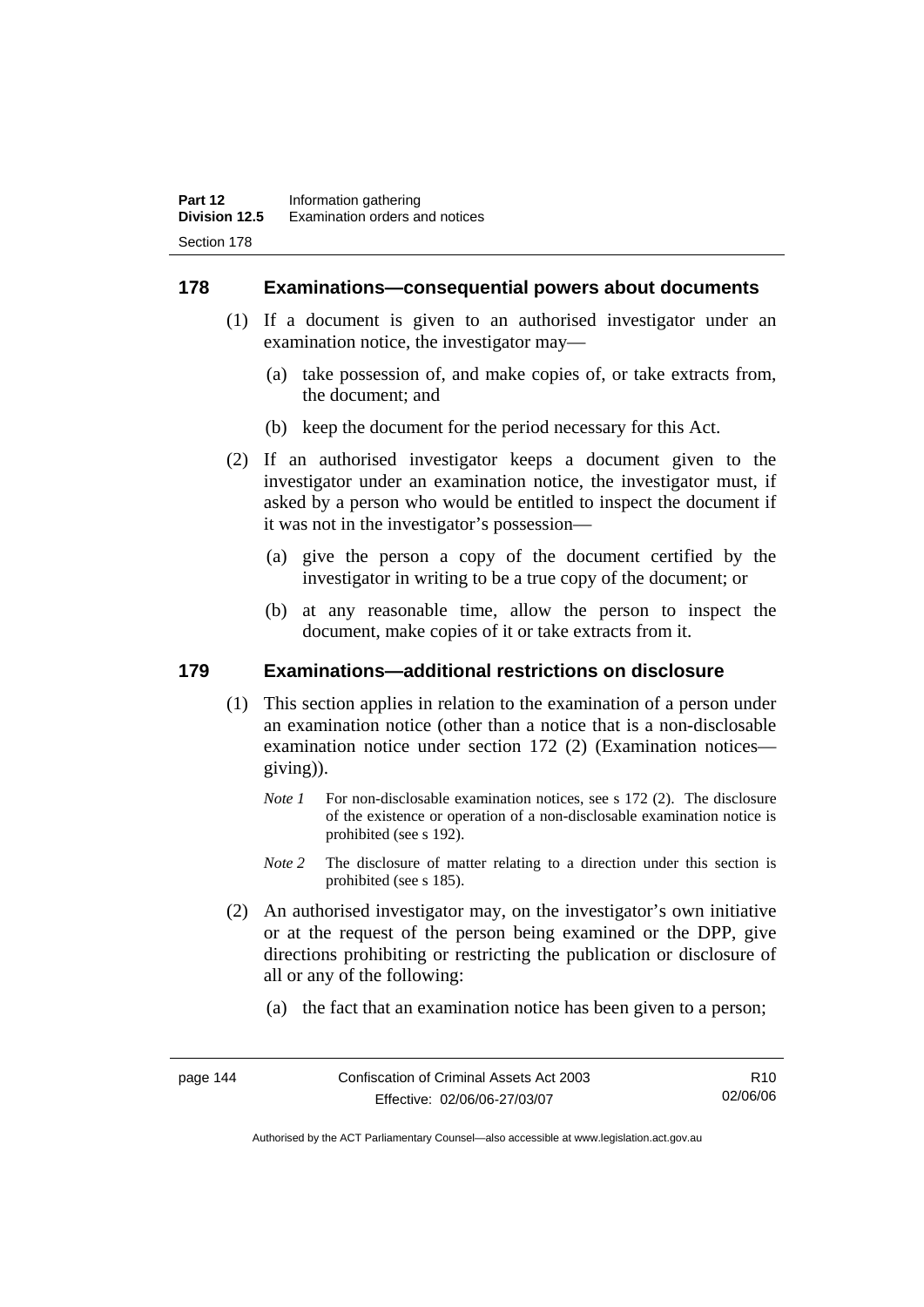## 178 Examinations—consequential powers about documents

(1) If a document is given to an authorised investigator under an examination notice, the investigator may—

(a) take possession of, and make copies of, or take extracts from, the document; and

(b) keep the document for the period necessary for this Act.

(2) If an authorised investigator keeps a document given to the investigator under an examination notice, the investigator must, if asked by a person who would be entitled to inspect the document if it was not in the investigator's possession—

(a) give the person a copy of the document certified by the investigator in writing to be a true copy of the document; or

(b) at any reasonable time, allow the person to inspect the document, make copies of it or take extracts from it.

## 179 Examinations—additional restrictions on disclosure

(1) This section applies in relation to the examination of a person under an examination notice (other than a notice that is a non-disclosable examination notice under section 172 (2) (Examination notices—giving)).

*Note 1* For non-disclosable examination notices, see s 172 (2). The disclosure of the existence or operation of a non-disclosable examination notice is prohibited (see s 192).

*Note 2* The disclosure of matter relating to a direction under this section is prohibited (see s 185).

(2) An authorised investigator may, on the investigator's own initiative or at the request of the person being examined or the DPP, give directions prohibiting or restricting the publication or disclosure of all or any of the following:

(a) the fact that an examination notice has been given to a person;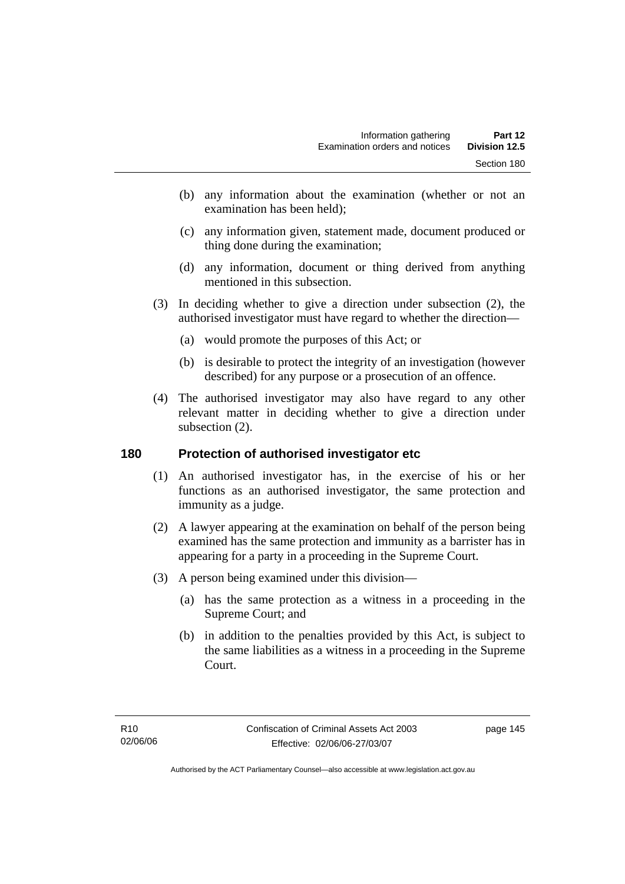(b) any information about the examination (whether or not an examination has been held);

(c) any information given, statement made, document produced or thing done during the examination;

(d) any information, document or thing derived from anything mentioned in this subsection.

(3) In deciding whether to give a direction under subsection (2), the authorised investigator must have regard to whether the direction—

(a) would promote the purposes of this Act; or

(b) is desirable to protect the integrity of an investigation (however described) for any purpose or a prosecution of an offence.

(4) The authorised investigator may also have regard to any other relevant matter in deciding whether to give a direction under subsection (2).

## 180 Protection of authorised investigator etc

(1) An authorised investigator has, in the exercise of his or her functions as an authorised investigator, the same protection and immunity as a judge.

(2) A lawyer appearing at the examination on behalf of the person being examined has the same protection and immunity as a barrister has in appearing for a party in a proceeding in the Supreme Court.

(3) A person being examined under this division—

(a) has the same protection as a witness in a proceeding in the Supreme Court; and

(b) in addition to the penalties provided by this Act, is subject to the same liabilities as a witness in a proceeding in the Supreme Court.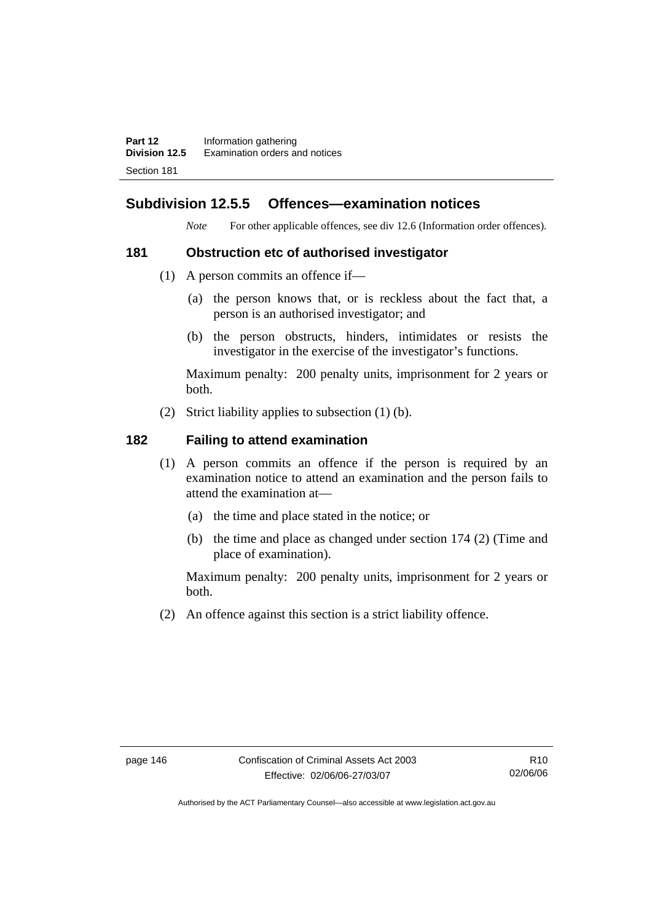## Subdivision 12.5.5 Offences—examination notices

*Note* For other applicable offences, see div 12.6 (Information order offences).

### 181 Obstruction etc of authorised investigator

(1) A person commits an offence if—

(a) the person knows that, or is reckless about the fact that, a person is an authorised investigator; and

(b) the person obstructs, hinders, intimidates or resists the investigator in the exercise of the investigator's functions.

Maximum penalty: 200 penalty units, imprisonment for 2 years or both.

(2) Strict liability applies to subsection (1) (b).

### 182 Failing to attend examination

(1) A person commits an offence if the person is required by an examination notice to attend an examination and the person fails to attend the examination at—

(a) the time and place stated in the notice; or

(b) the time and place as changed under section 174 (2) (Time and place of examination).

Maximum penalty: 200 penalty units, imprisonment for 2 years or both.

(2) An offence against this section is a strict liability offence.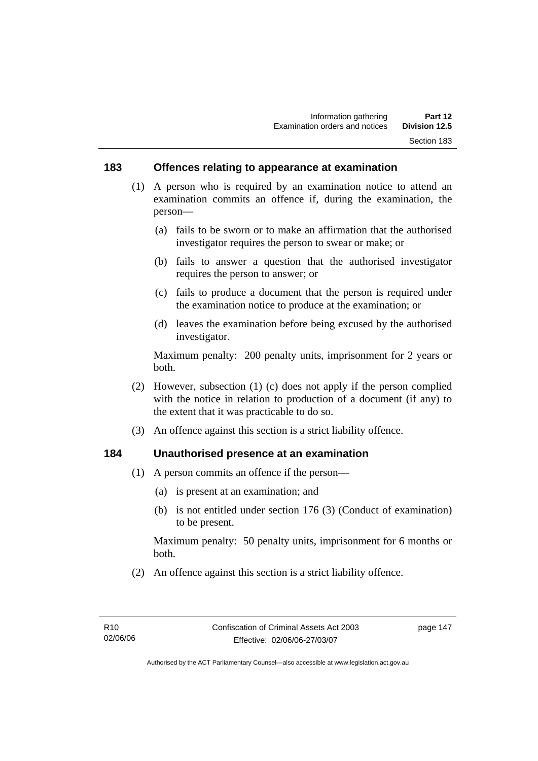## 183 Offences relating to appearance at examination

(1) A person who is required by an examination notice to attend an examination commits an offence if, during the examination, the person—

(a) fails to be sworn or to make an affirmation that the authorised investigator requires the person to swear or make; or

(b) fails to answer a question that the authorised investigator requires the person to answer; or

(c) fails to produce a document that the person is required under the examination notice to produce at the examination; or

(d) leaves the examination before being excused by the authorised investigator.

Maximum penalty: 200 penalty units, imprisonment for 2 years or both.

(2) However, subsection (1) (c) does not apply if the person complied with the notice in relation to production of a document (if any) to the extent that it was practicable to do so.

(3) An offence against this section is a strict liability offence.

## 184 Unauthorised presence at an examination

(1) A person commits an offence if the person—

(a) is present at an examination; and

(b) is not entitled under section 176 (3) (Conduct of examination) to be present.

Maximum penalty: 50 penalty units, imprisonment for 6 months or both.

(2) An offence against this section is a strict liability offence.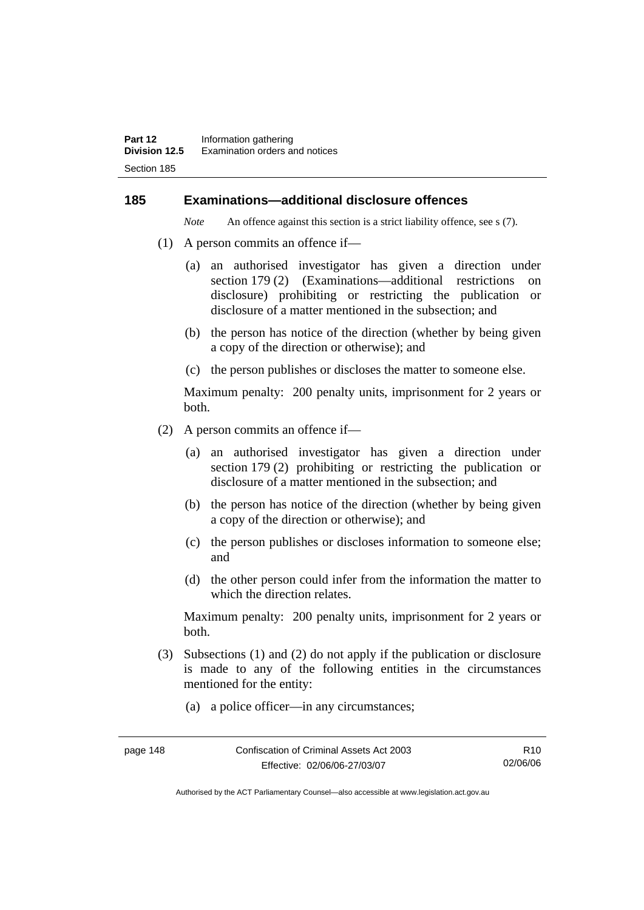## 185 Examinations—additional disclosure offences

*Note* An offence against this section is a strict liability offence, see s (7).

(1) A person commits an offence if—

(a) an authorised investigator has given a direction under section 179 (2) (Examinations—additional restrictions on disclosure) prohibiting or restricting the publication or disclosure of a matter mentioned in the subsection; and

(b) the person has notice of the direction (whether by being given a copy of the direction or otherwise); and

(c) the person publishes or discloses the matter to someone else.

Maximum penalty: 200 penalty units, imprisonment for 2 years or both.

(2) A person commits an offence if—

(a) an authorised investigator has given a direction under section 179 (2) prohibiting or restricting the publication or disclosure of a matter mentioned in the subsection; and

(b) the person has notice of the direction (whether by being given a copy of the direction or otherwise); and

(c) the person publishes or discloses information to someone else; and

(d) the other person could infer from the information the matter to which the direction relates.

Maximum penalty: 200 penalty units, imprisonment for 2 years or both.

(3) Subsections (1) and (2) do not apply if the publication or disclosure is made to any of the following entities in the circumstances mentioned for the entity:

(a) a police officer—in any circumstances;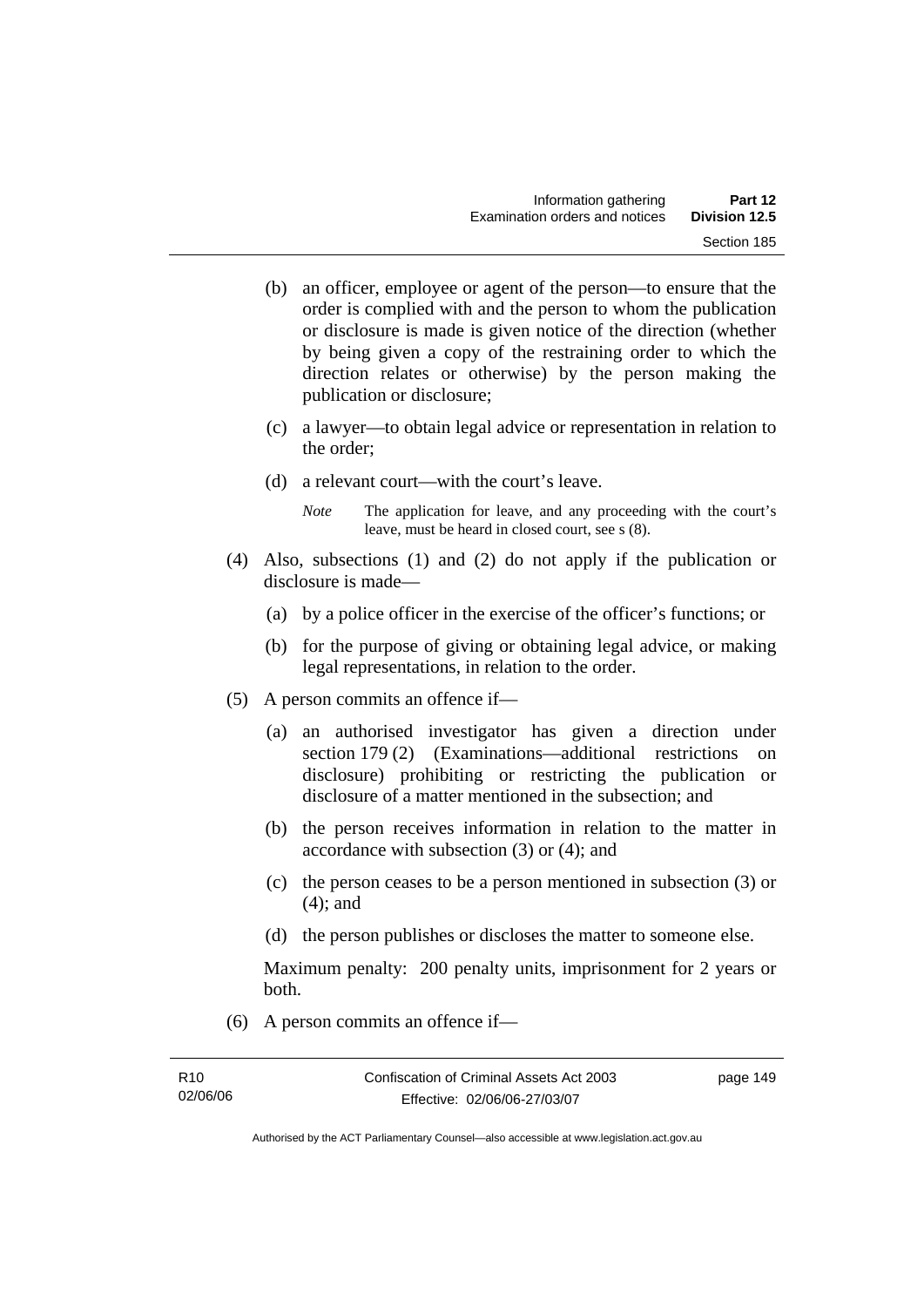(b) an officer, employee or agent of the person—to ensure that the order is complied with and the person to whom the publication or disclosure is made is given notice of the direction (whether by being given a copy of the restraining order to which the direction relates or otherwise) by the person making the publication or disclosure;

(c) a lawyer—to obtain legal advice or representation in relation to the order;

(d) a relevant court—with the court's leave.

*Note* The application for leave, and any proceeding with the court's leave, must be heard in closed court, see s (8).

(4) Also, subsections (1) and (2) do not apply if the publication or disclosure is made—

(a) by a police officer in the exercise of the officer's functions; or

(b) for the purpose of giving or obtaining legal advice, or making legal representations, in relation to the order.

(5) A person commits an offence if—

(a) an authorised investigator has given a direction under section 179 (2) (Examinations—additional restrictions on disclosure) prohibiting or restricting the publication or disclosure of a matter mentioned in the subsection; and

(b) the person receives information in relation to the matter in accordance with subsection (3) or (4); and

(c) the person ceases to be a person mentioned in subsection (3) or (4); and

(d) the person publishes or discloses the matter to someone else.

Maximum penalty: 200 penalty units, imprisonment for 2 years or both.

(6) A person commits an offence if—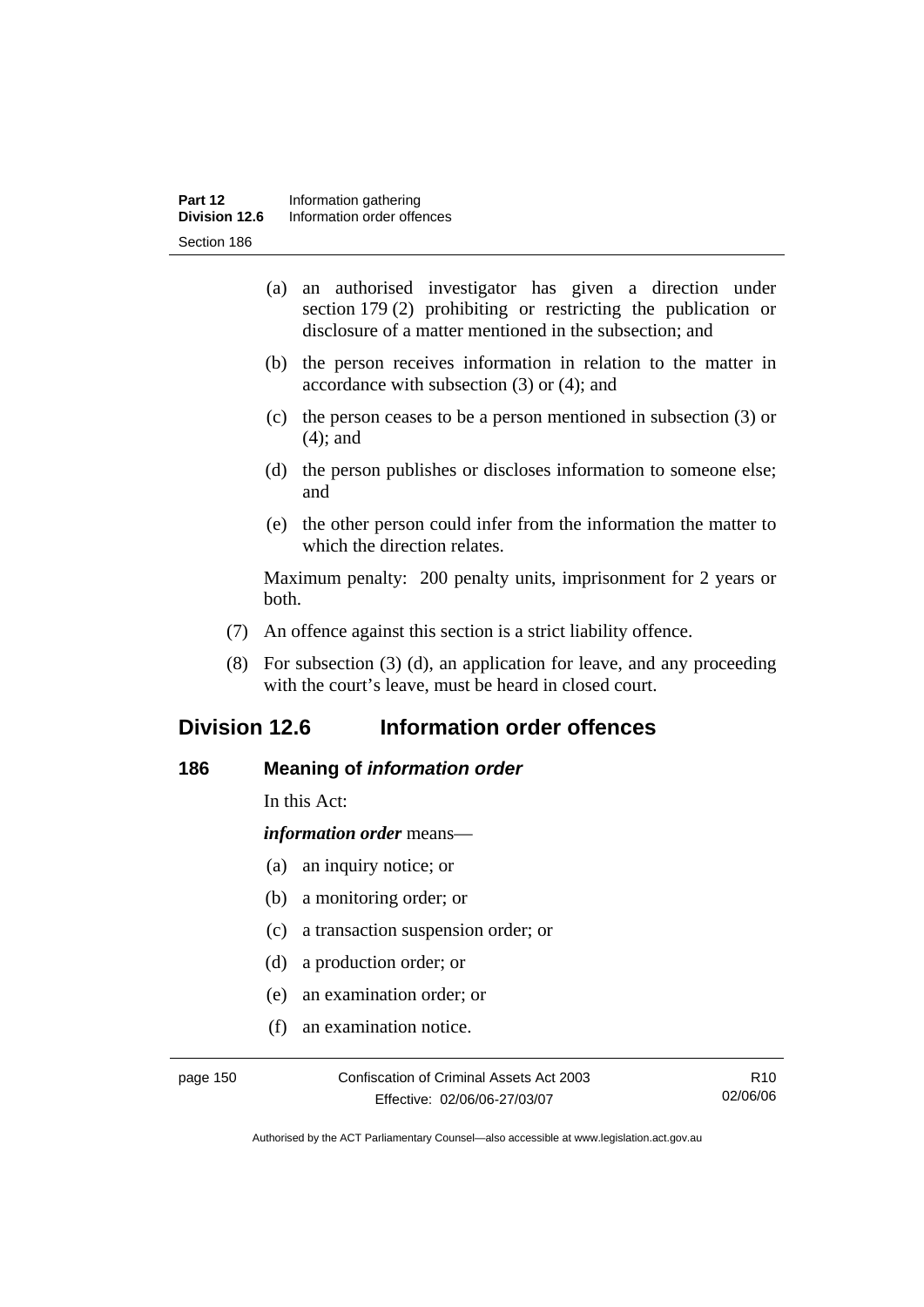(a) an authorised investigator has given a direction under section 179 (2) prohibiting or restricting the publication or disclosure of a matter mentioned in the subsection; and

(b) the person receives information in relation to the matter in accordance with subsection (3) or (4); and

(c) the person ceases to be a person mentioned in subsection (3) or (4); and

(d) the person publishes or discloses information to someone else; and

(e) the other person could infer from the information the matter to which the direction relates.

Maximum penalty: 200 penalty units, imprisonment for 2 years or both.

(7) An offence against this section is a strict liability offence.

(8) For subsection (3) (d), an application for leave, and any proceeding with the court's leave, must be heard in closed court.

## Division 12.6 Information order offences

### 186 Meaning of *information order*

In this Act:

***information order*** means—

(a) an inquiry notice; or

(b) a monitoring order; or

(c) a transaction suspension order; or

(d) a production order; or

(e) an examination order; or

(f) an examination notice.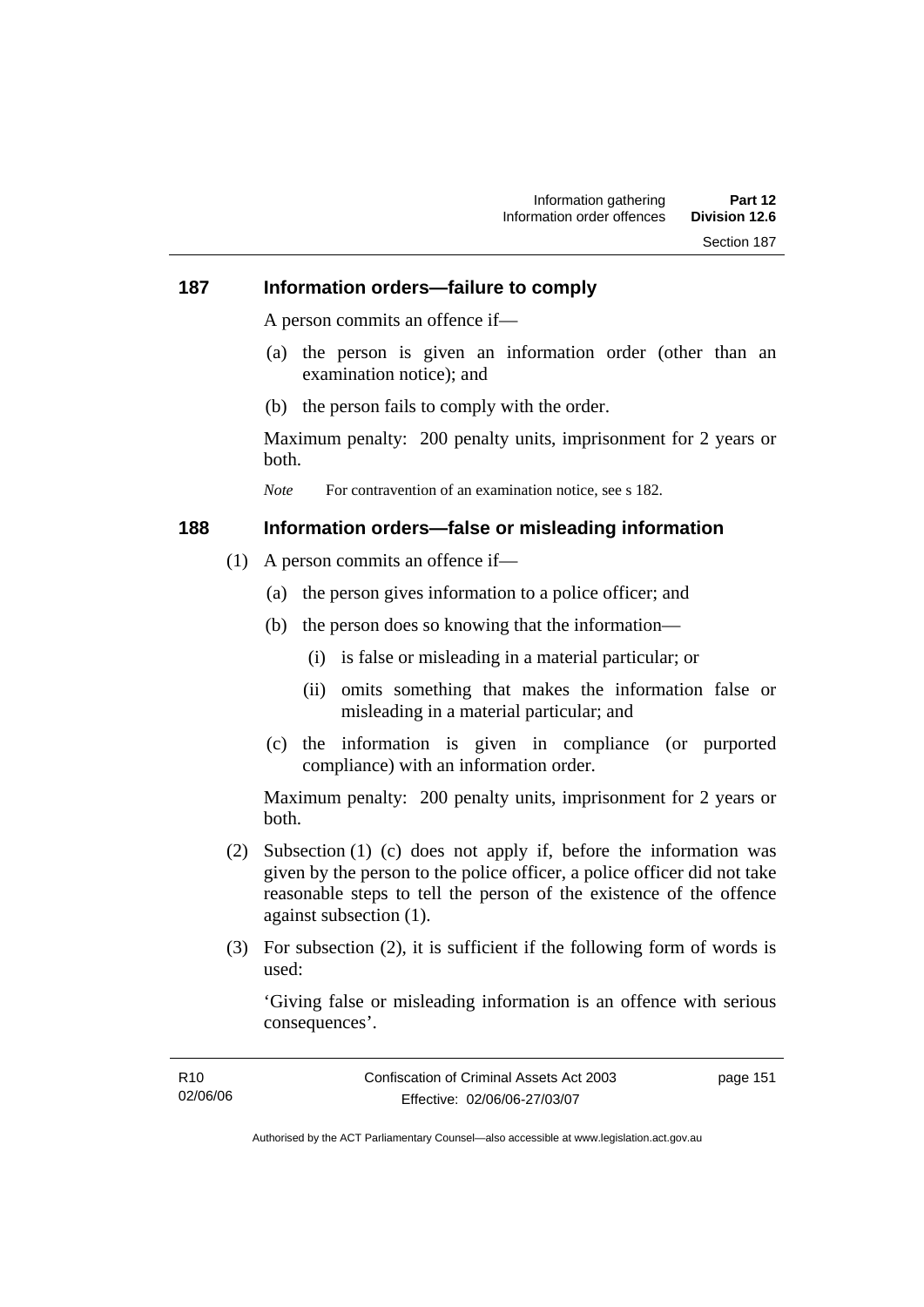### 187 Information orders—failure to comply

A person commits an offence if—

(a) the person is given an information order (other than an examination notice); and

(b) the person fails to comply with the order.

Maximum penalty: 200 penalty units, imprisonment for 2 years or both.

*Note* For contravention of an examination notice, see s 182.

### 188 Information orders—false or misleading information

(1) A person commits an offence if—

(a) the person gives information to a police officer; and

(b) the person does so knowing that the information—

(i) is false or misleading in a material particular; or

(ii) omits something that makes the information false or misleading in a material particular; and

(c) the information is given in compliance (or purported compliance) with an information order.

Maximum penalty: 200 penalty units, imprisonment for 2 years or both.

(2) Subsection (1) (c) does not apply if, before the information was given by the person to the police officer, a police officer did not take reasonable steps to tell the person of the existence of the offence against subsection (1).

(3) For subsection (2), it is sufficient if the following form of words is used:

'Giving false or misleading information is an offence with serious consequences'.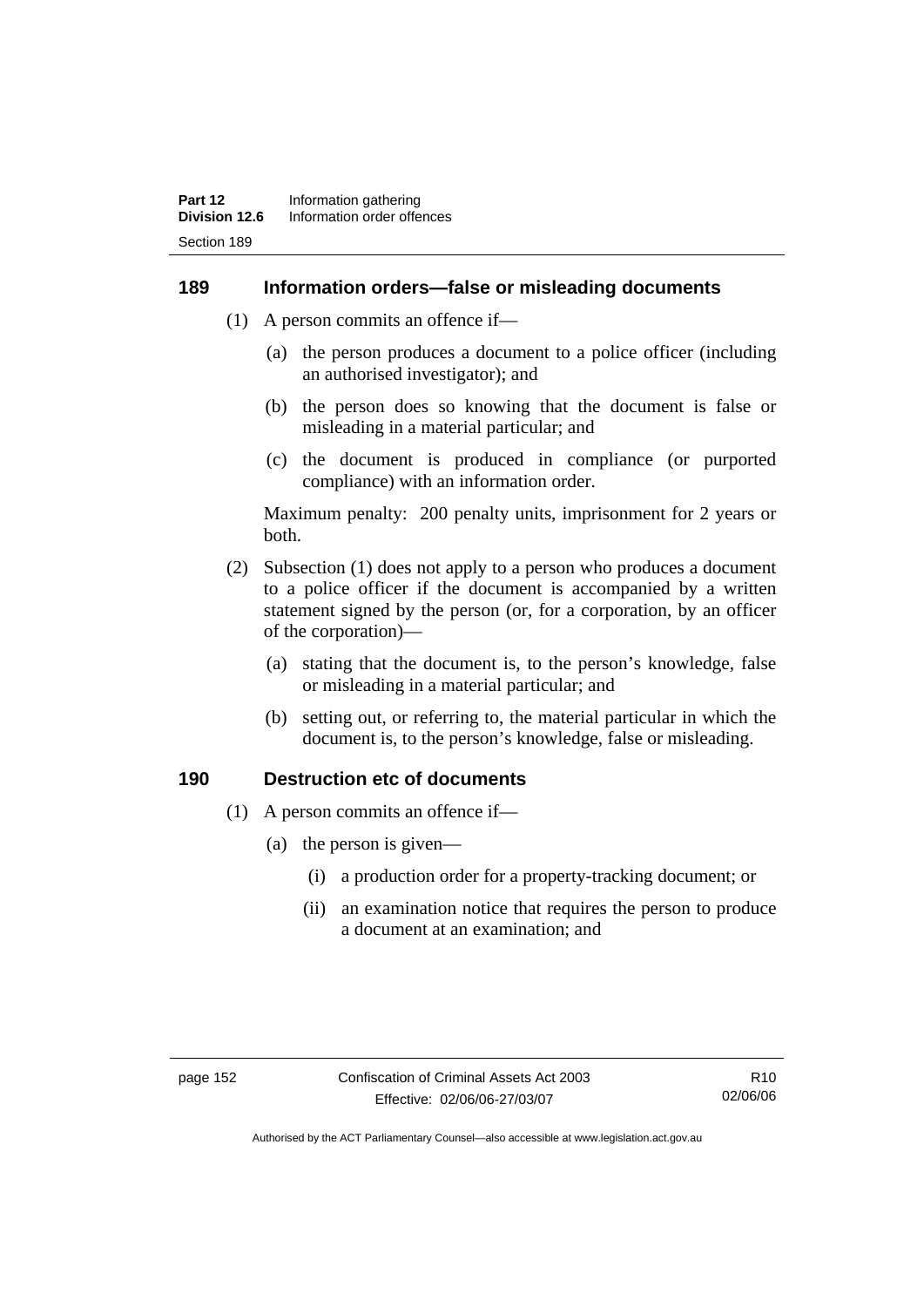## 189 Information orders—false or misleading documents

(1) A person commits an offence if—

(a) the person produces a document to a police officer (including an authorised investigator); and

(b) the person does so knowing that the document is false or misleading in a material particular; and

(c) the document is produced in compliance (or purported compliance) with an information order.

Maximum penalty: 200 penalty units, imprisonment for 2 years or both.

(2) Subsection (1) does not apply to a person who produces a document to a police officer if the document is accompanied by a written statement signed by the person (or, for a corporation, by an officer of the corporation)—

(a) stating that the document is, to the person's knowledge, false or misleading in a material particular; and

(b) setting out, or referring to, the material particular in which the document is, to the person's knowledge, false or misleading.

## 190 Destruction etc of documents

(1) A person commits an offence if—

(a) the person is given—

(i) a production order for a property-tracking document; or

(ii) an examination notice that requires the person to produce a document at an examination; and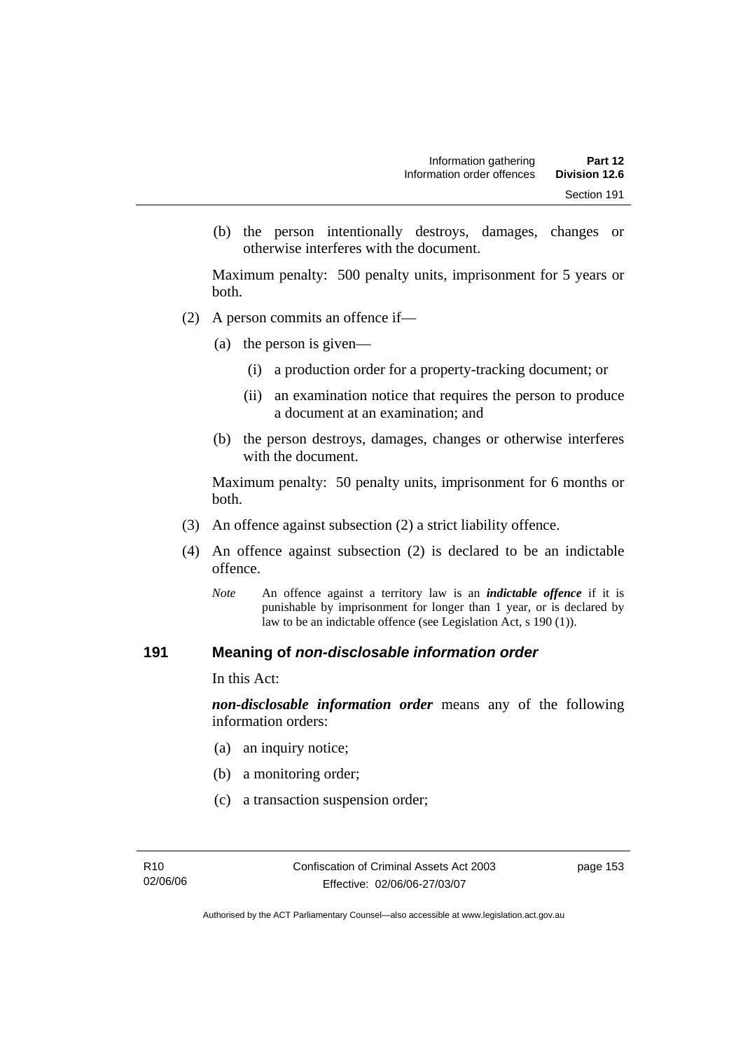(b) the person intentionally destroys, damages, changes or otherwise interferes with the document.

Maximum penalty: 500 penalty units, imprisonment for 5 years or both.

(2) A person commits an offence if—

(a) the person is given—

(i) a production order for a property-tracking document; or

(ii) an examination notice that requires the person to produce a document at an examination; and

(b) the person destroys, damages, changes or otherwise interferes with the document.

Maximum penalty: 50 penalty units, imprisonment for 6 months or both.

(3) An offence against subsection (2) a strict liability offence.

(4) An offence against subsection (2) is declared to be an indictable offence.

*Note* An offence against a territory law is an ***indictable offence*** if it is punishable by imprisonment for longer than 1 year, or is declared by law to be an indictable offence (see Legislation Act, s 190 (1)).

## 191 Meaning of *non-disclosable information order*

In this Act:

***non-disclosable information order*** means any of the following information orders:

(a) an inquiry notice;

(b) a monitoring order;

(c) a transaction suspension order;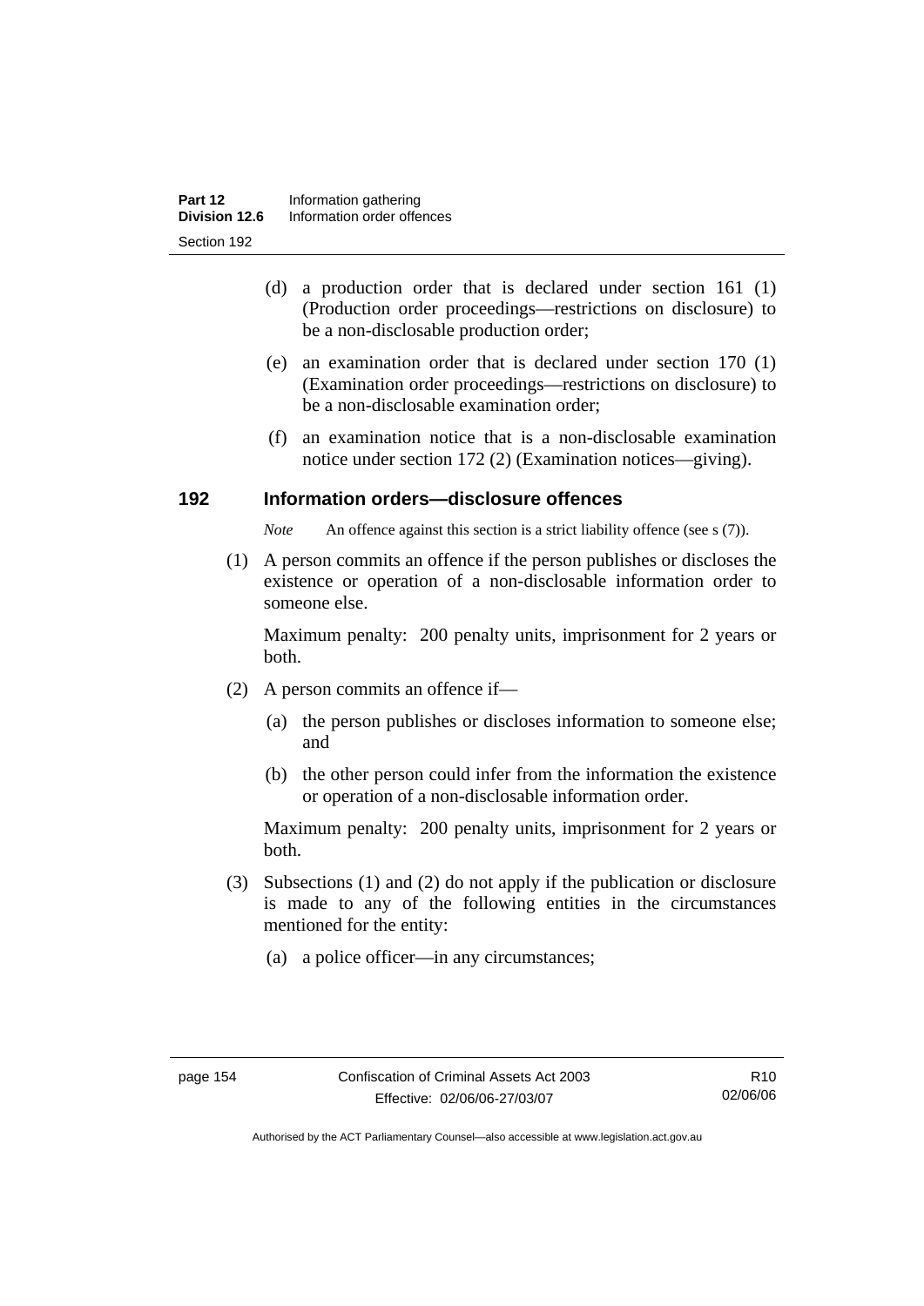(d) a production order that is declared under section 161 (1) (Production order proceedings—restrictions on disclosure) to be a non-disclosable production order;

(e) an examination order that is declared under section 170 (1) (Examination order proceedings—restrictions on disclosure) to be a non-disclosable examination order;

(f) an examination notice that is a non-disclosable examination notice under section 172 (2) (Examination notices—giving).

## 192 Information orders—disclosure offences

*Note* An offence against this section is a strict liability offence (see s (7)).

(1) A person commits an offence if the person publishes or discloses the existence or operation of a non-disclosable information order to someone else.

Maximum penalty: 200 penalty units, imprisonment for 2 years or both.

(2) A person commits an offence if—

(a) the person publishes or discloses information to someone else; and

(b) the other person could infer from the information the existence or operation of a non-disclosable information order.

Maximum penalty: 200 penalty units, imprisonment for 2 years or both.

(3) Subsections (1) and (2) do not apply if the publication or disclosure is made to any of the following entities in the circumstances mentioned for the entity:

(a) a police officer—in any circumstances;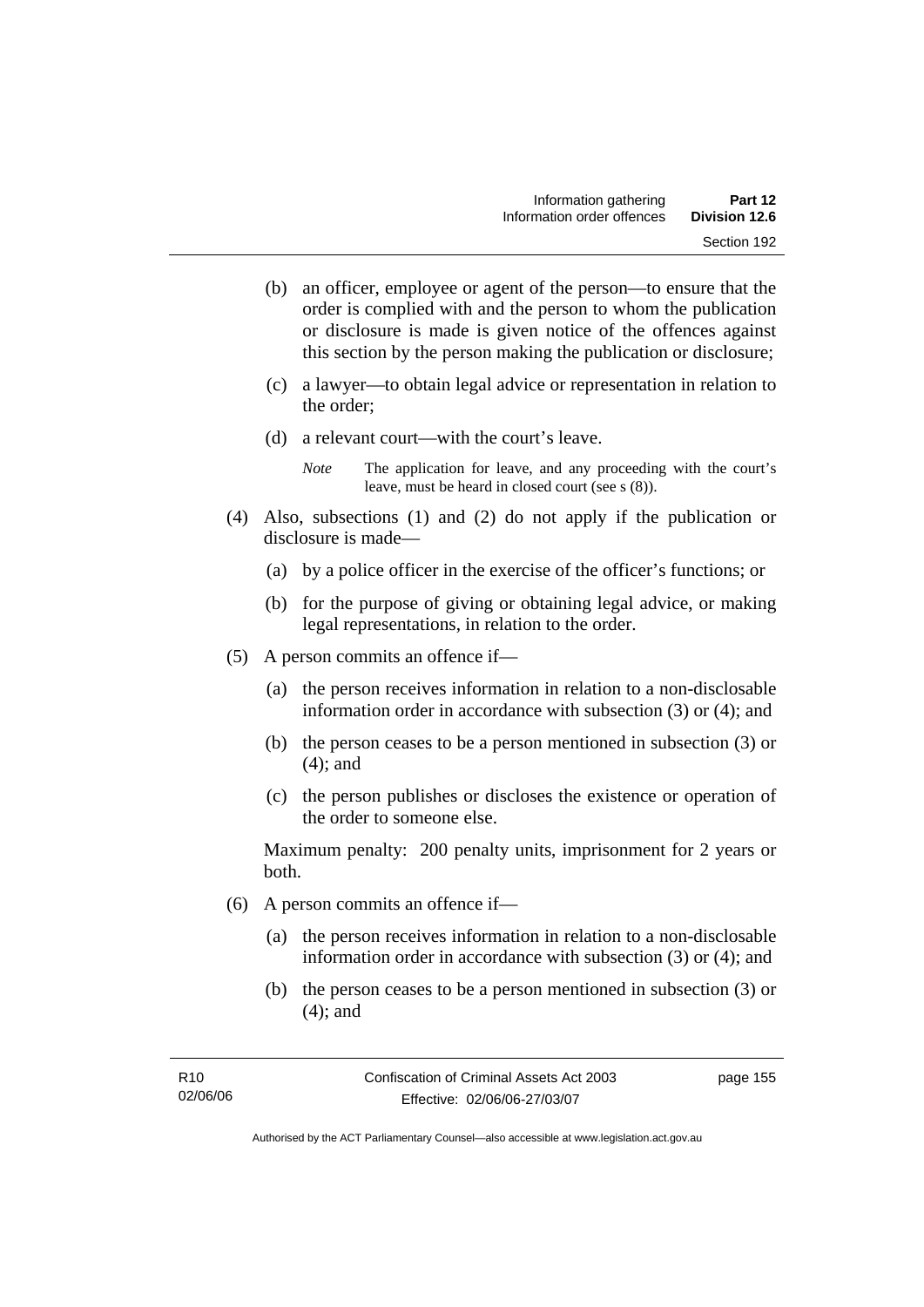(b) an officer, employee or agent of the person—to ensure that the order is complied with and the person to whom the publication or disclosure is made is given notice of the offences against this section by the person making the publication or disclosure;

(c) a lawyer—to obtain legal advice or representation in relation to the order;

(d) a relevant court—with the court's leave.

*Note* The application for leave, and any proceeding with the court's leave, must be heard in closed court (see s (8)).

(4) Also, subsections (1) and (2) do not apply if the publication or disclosure is made—

(a) by a police officer in the exercise of the officer's functions; or

(b) for the purpose of giving or obtaining legal advice, or making legal representations, in relation to the order.

(5) A person commits an offence if—

(a) the person receives information in relation to a non-disclosable information order in accordance with subsection (3) or (4); and

(b) the person ceases to be a person mentioned in subsection (3) or (4); and

(c) the person publishes or discloses the existence or operation of the order to someone else.

Maximum penalty: 200 penalty units, imprisonment for 2 years or both.

(6) A person commits an offence if—

(a) the person receives information in relation to a non-disclosable information order in accordance with subsection (3) or (4); and

(b) the person ceases to be a person mentioned in subsection (3) or (4); and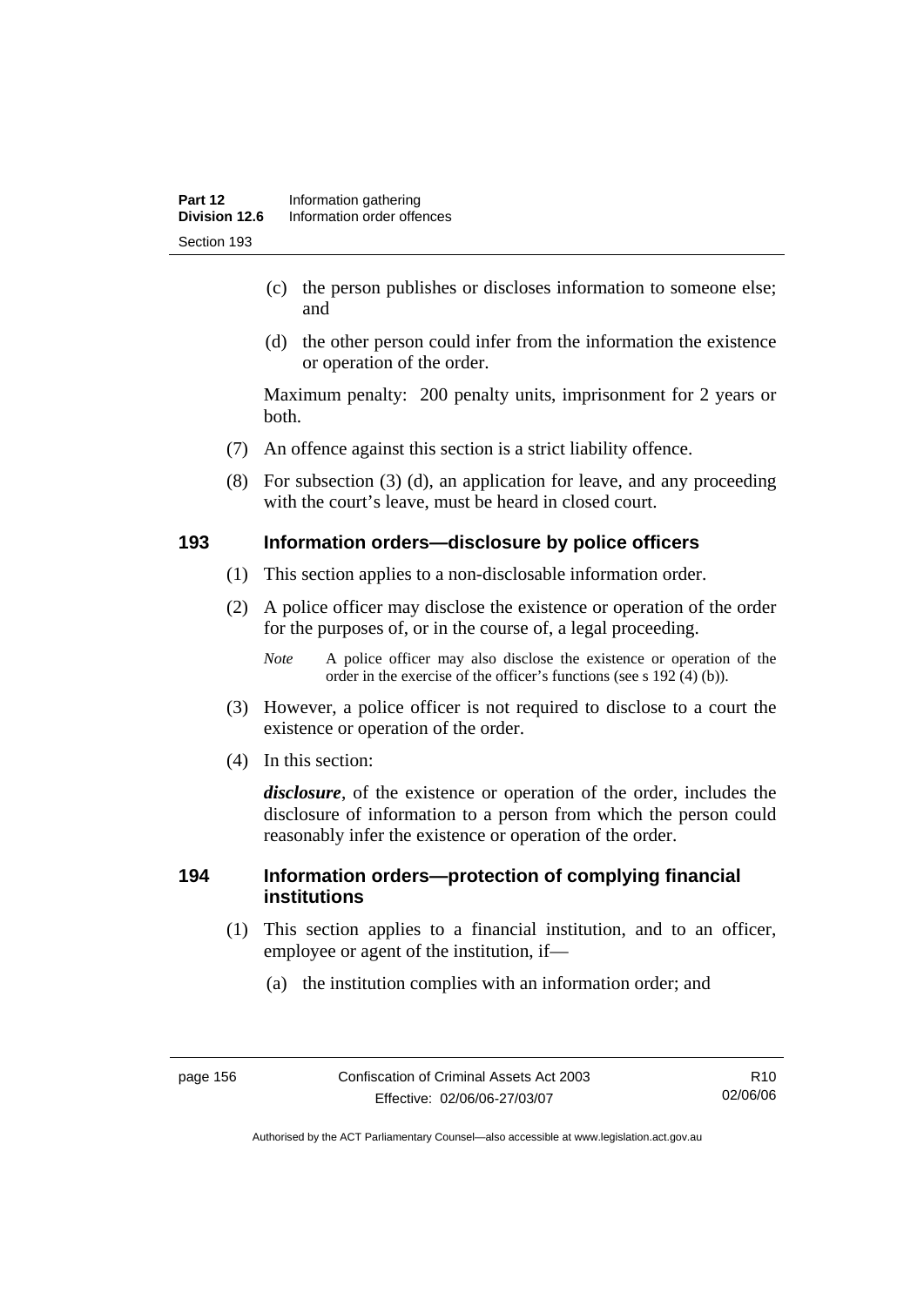- (c) the person publishes or discloses information to someone else; and
- (d) the other person could infer from the information the existence or operation of the order.

Maximum penalty: 200 penalty units, imprisonment for 2 years or both.

(7) An offence against this section is a strict liability offence.

(8) For subsection (3) (d), an application for leave, and any proceeding with the court's leave, must be heard in closed court.

## 193 Information orders—disclosure by police officers

(1) This section applies to a non-disclosable information order.

(2) A police officer may disclose the existence or operation of the order for the purposes of, or in the course of, a legal proceeding.

*Note* A police officer may also disclose the existence or operation of the order in the exercise of the officer's functions (see s 192 (4) (b)).

(3) However, a police officer is not required to disclose to a court the existence or operation of the order.

(4) In this section:

***disclosure***, of the existence or operation of the order, includes the disclosure of information to a person from which the person could reasonably infer the existence or operation of the order.

## 194 Information orders—protection of complying financial institutions

(1) This section applies to a financial institution, and to an officer, employee or agent of the institution, if—

- (a) the institution complies with an information order; and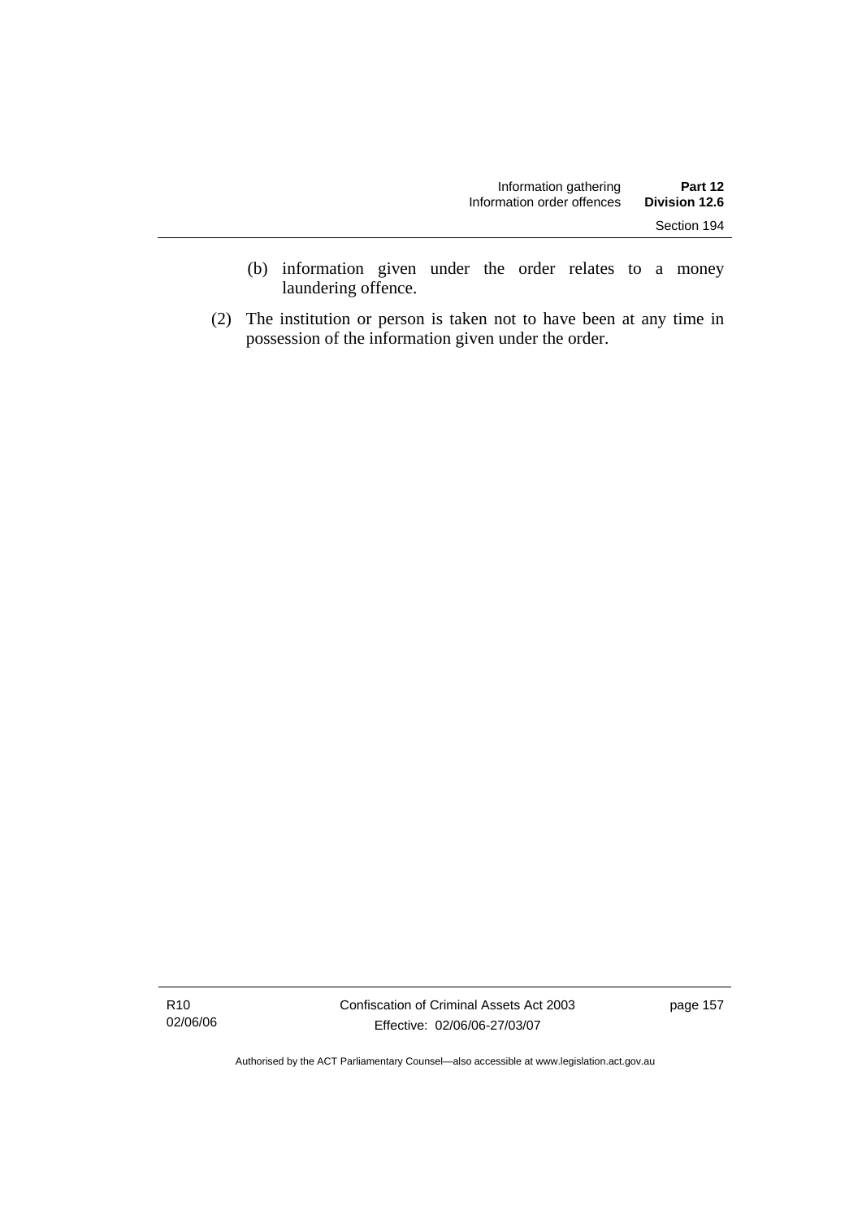(b) information given under the order relates to a money laundering offence.

(2) The institution or person is taken not to have been at any time in possession of the information given under the order.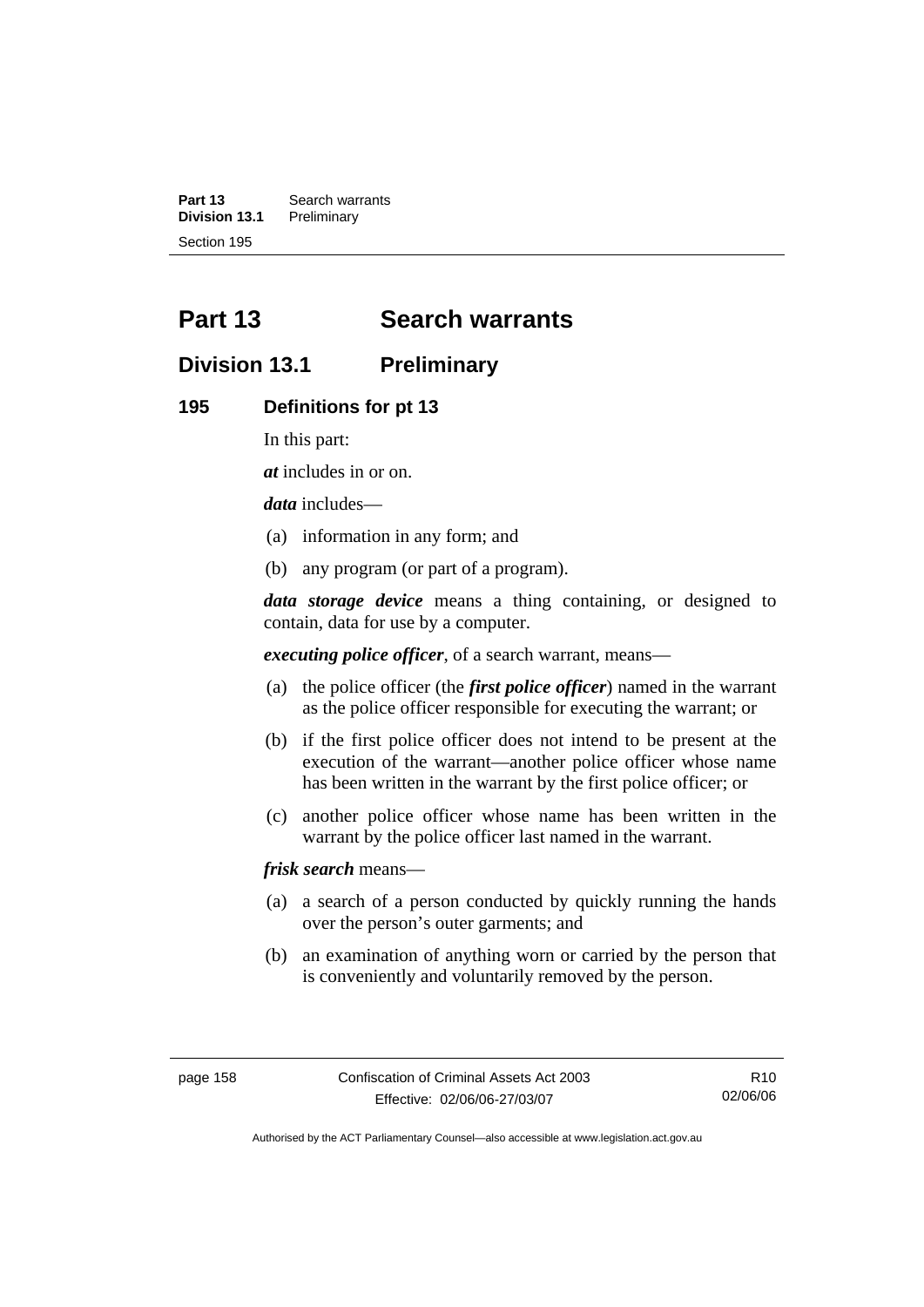# Part 13 Search warrants

## Division 13.1 Preliminary

### 195 Definitions for pt 13

In this part:

***at*** includes in or on.

***data*** includes—

(a) information in any form; and

(b) any program (or part of a program).

***data storage device*** means a thing containing, or designed to contain, data for use by a computer.

***executing police officer***, of a search warrant, means—

(a) the police officer (the ***first police officer***) named in the warrant as the police officer responsible for executing the warrant; or

(b) if the first police officer does not intend to be present at the execution of the warrant—another police officer whose name has been written in the warrant by the first police officer; or

(c) another police officer whose name has been written in the warrant by the police officer last named in the warrant.

***frisk search*** means—

(a) a search of a person conducted by quickly running the hands over the person's outer garments; and

(b) an examination of anything worn or carried by the person that is conveniently and voluntarily removed by the person.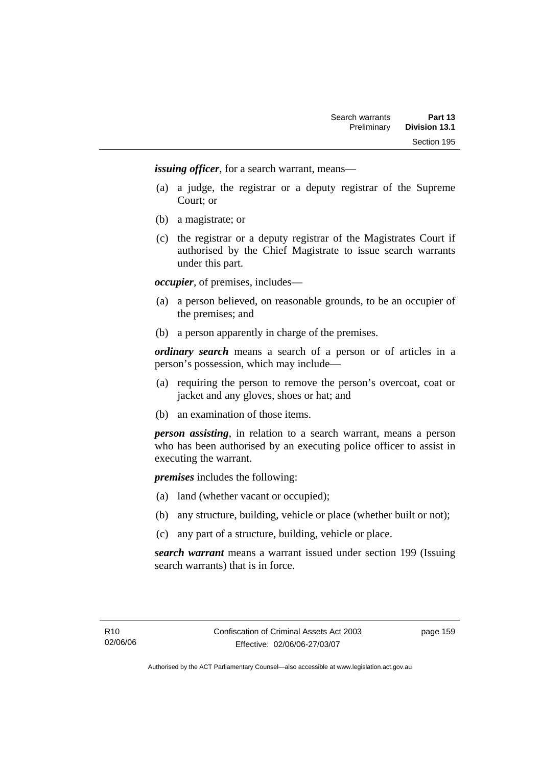***issuing officer***, for a search warrant, means—

(a) a judge, the registrar or a deputy registrar of the Supreme Court; or

(b) a magistrate; or

(c) the registrar or a deputy registrar of the Magistrates Court if authorised by the Chief Magistrate to issue search warrants under this part.

***occupier***, of premises, includes—

(a) a person believed, on reasonable grounds, to be an occupier of the premises; and

(b) a person apparently in charge of the premises.

***ordinary search*** means a search of a person or of articles in a person's possession, which may include—

(a) requiring the person to remove the person's overcoat, coat or jacket and any gloves, shoes or hat; and

(b) an examination of those items.

***person assisting***, in relation to a search warrant, means a person who has been authorised by an executing police officer to assist in executing the warrant.

***premises*** includes the following:

(a) land (whether vacant or occupied);

(b) any structure, building, vehicle or place (whether built or not);

(c) any part of a structure, building, vehicle or place.

***search warrant*** means a warrant issued under section 199 (Issuing search warrants) that is in force.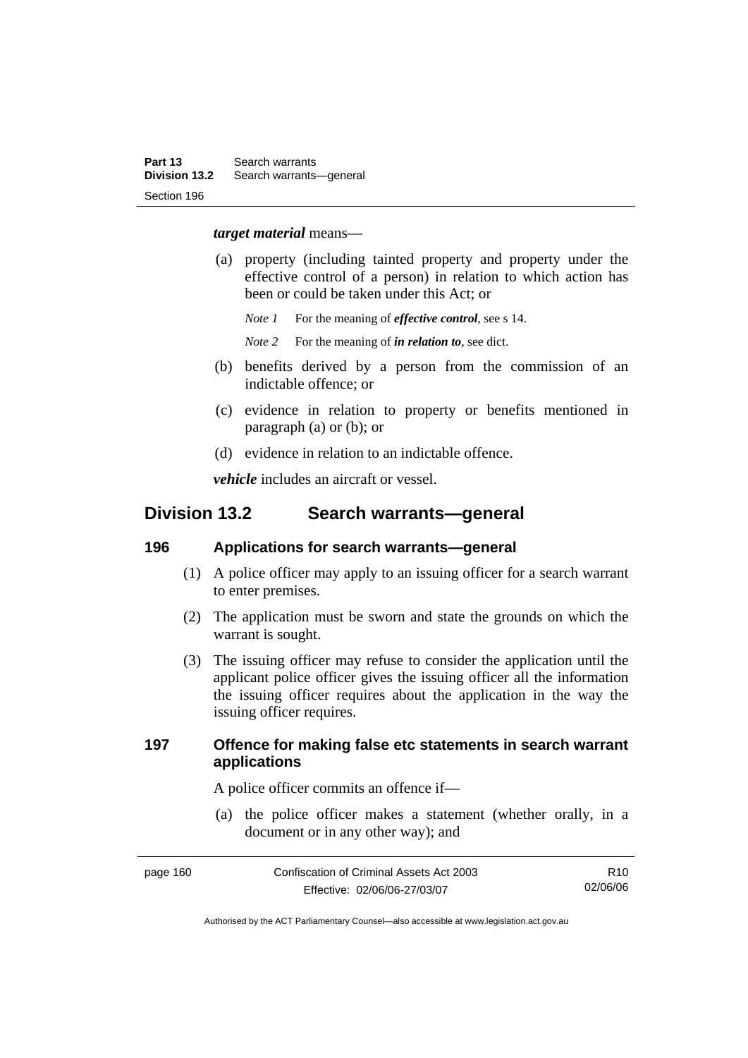***target material*** means—

(a) property (including tainted property and property under the effective control of a person) in relation to which action has been or could be taken under this Act; or

*Note 1* For the meaning of ***effective control***, see s 14.

*Note 2* For the meaning of ***in relation to***, see dict.

(b) benefits derived by a person from the commission of an indictable offence; or

(c) evidence in relation to property or benefits mentioned in paragraph (a) or (b); or

(d) evidence in relation to an indictable offence.

***vehicle*** includes an aircraft or vessel.

## Division 13.2 Search warrants—general

### 196 Applications for search warrants—general

(1) A police officer may apply to an issuing officer for a search warrant to enter premises.

(2) The application must be sworn and state the grounds on which the warrant is sought.

(3) The issuing officer may refuse to consider the application until the applicant police officer gives the issuing officer all the information the issuing officer requires about the application in the way the issuing officer requires.

### 197 Offence for making false etc statements in search warrant applications

A police officer commits an offence if—

(a) the police officer makes a statement (whether orally, in a document or in any other way); and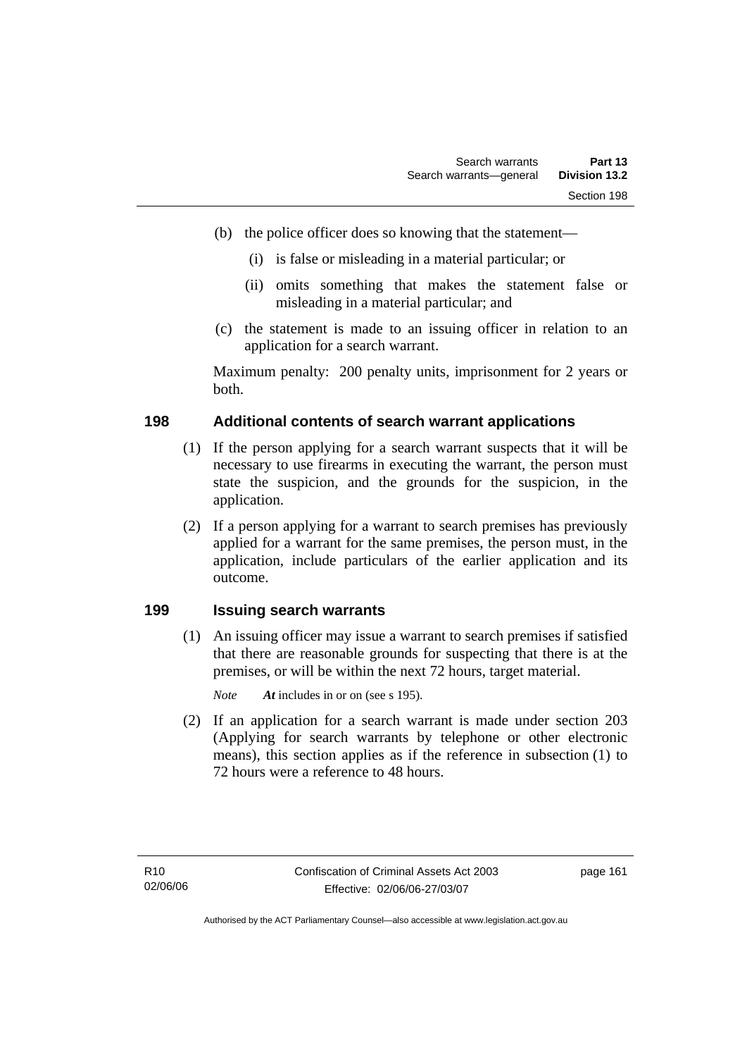(b) the police officer does so knowing that the statement—

(i) is false or misleading in a material particular; or

(ii) omits something that makes the statement false or misleading in a material particular; and

(c) the statement is made to an issuing officer in relation to an application for a search warrant.

Maximum penalty: 200 penalty units, imprisonment for 2 years or both.

### 198 Additional contents of search warrant applications

(1) If the person applying for a search warrant suspects that it will be necessary to use firearms in executing the warrant, the person must state the suspicion, and the grounds for the suspicion, in the application.

(2) If a person applying for a warrant to search premises has previously applied for a warrant for the same premises, the person must, in the application, include particulars of the earlier application and its outcome.

### 199 Issuing search warrants

(1) An issuing officer may issue a warrant to search premises if satisfied that there are reasonable grounds for suspecting that there is at the premises, or will be within the next 72 hours, target material.

*Note* ***At*** includes in or on (see s 195).

(2) If an application for a search warrant is made under section 203 (Applying for search warrants by telephone or other electronic means), this section applies as if the reference in subsection (1) to 72 hours were a reference to 48 hours.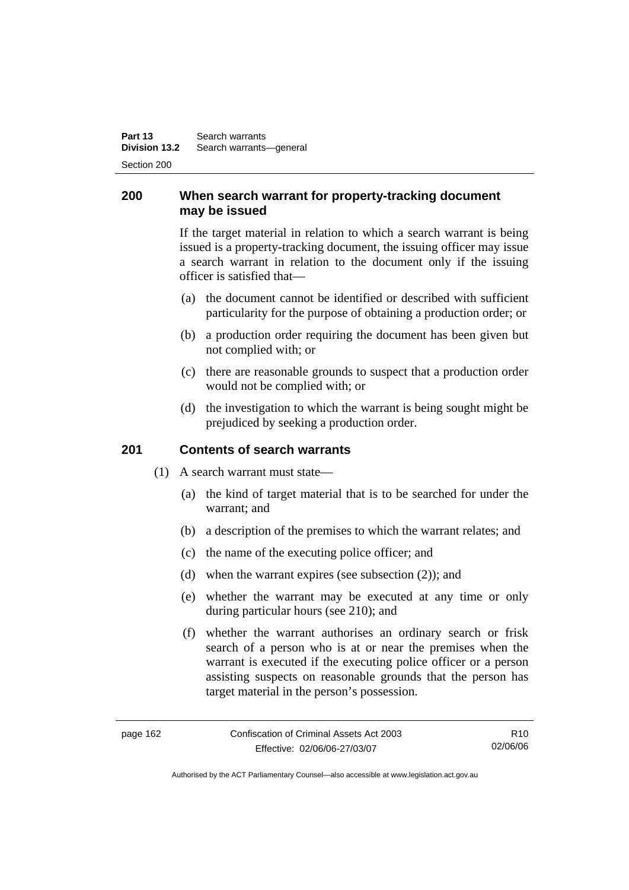## 200 When search warrant for property-tracking document may be issued

If the target material in relation to which a search warrant is being issued is a property-tracking document, the issuing officer may issue a search warrant in relation to the document only if the issuing officer is satisfied that—

(a) the document cannot be identified or described with sufficient particularity for the purpose of obtaining a production order; or

(b) a production order requiring the document has been given but not complied with; or

(c) there are reasonable grounds to suspect that a production order would not be complied with; or

(d) the investigation to which the warrant is being sought might be prejudiced by seeking a production order.

## 201 Contents of search warrants

(1) A search warrant must state—

(a) the kind of target material that is to be searched for under the warrant; and

(b) a description of the premises to which the warrant relates; and

(c) the name of the executing police officer; and

(d) when the warrant expires (see subsection (2)); and

(e) whether the warrant may be executed at any time or only during particular hours (see 210); and

(f) whether the warrant authorises an ordinary search or frisk search of a person who is at or near the premises when the warrant is executed if the executing police officer or a person assisting suspects on reasonable grounds that the person has target material in the person's possession.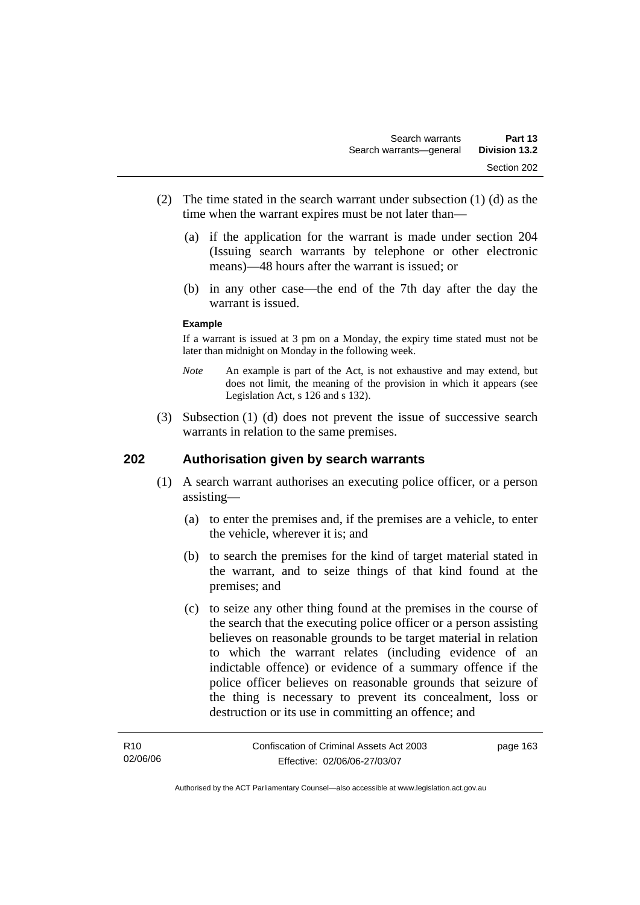(2) The time stated in the search warrant under subsection (1) (d) as the time when the warrant expires must be not later than—

(a) if the application for the warrant is made under section 204 (Issuing search warrants by telephone or other electronic means)—48 hours after the warrant is issued; or

(b) in any other case—the end of the 7th day after the day the warrant is issued.

**Example**

If a warrant is issued at 3 pm on a Monday, the expiry time stated must not be later than midnight on Monday in the following week.

*Note* An example is part of the Act, is not exhaustive and may extend, but does not limit, the meaning of the provision in which it appears (see Legislation Act, s 126 and s 132).

(3) Subsection (1) (d) does not prevent the issue of successive search warrants in relation to the same premises.

## 202 Authorisation given by search warrants

(1) A search warrant authorises an executing police officer, or a person assisting—

(a) to enter the premises and, if the premises are a vehicle, to enter the vehicle, wherever it is; and

(b) to search the premises for the kind of target material stated in the warrant, and to seize things of that kind found at the premises; and

(c) to seize any other thing found at the premises in the course of the search that the executing police officer or a person assisting believes on reasonable grounds to be target material in relation to which the warrant relates (including evidence of an indictable offence) or evidence of a summary offence if the police officer believes on reasonable grounds that seizure of the thing is necessary to prevent its concealment, loss or destruction or its use in committing an offence; and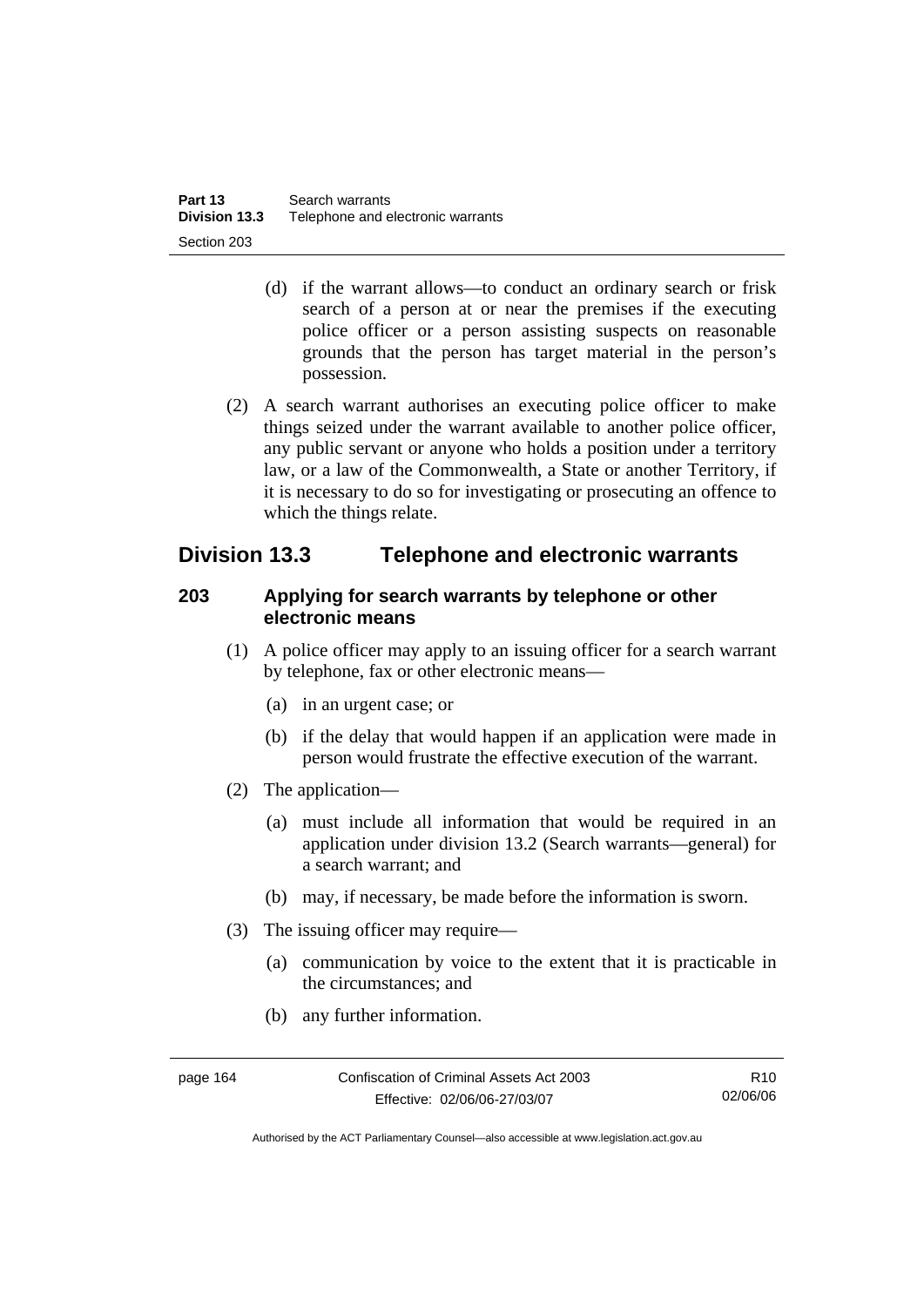(d) if the warrant allows—to conduct an ordinary search or frisk search of a person at or near the premises if the executing police officer or a person assisting suspects on reasonable grounds that the person has target material in the person's possession.

(2) A search warrant authorises an executing police officer to make things seized under the warrant available to another police officer, any public servant or anyone who holds a position under a territory law, or a law of the Commonwealth, a State or another Territory, if it is necessary to do so for investigating or prosecuting an offence to which the things relate.

## Division 13.3 Telephone and electronic warrants

### 203 Applying for search warrants by telephone or other electronic means

(1) A police officer may apply to an issuing officer for a search warrant by telephone, fax or other electronic means—

(a) in an urgent case; or

(b) if the delay that would happen if an application were made in person would frustrate the effective execution of the warrant.

(2) The application—

(a) must include all information that would be required in an application under division 13.2 (Search warrants—general) for a search warrant; and

(b) may, if necessary, be made before the information is sworn.

(3) The issuing officer may require—

(a) communication by voice to the extent that it is practicable in the circumstances; and

(b) any further information.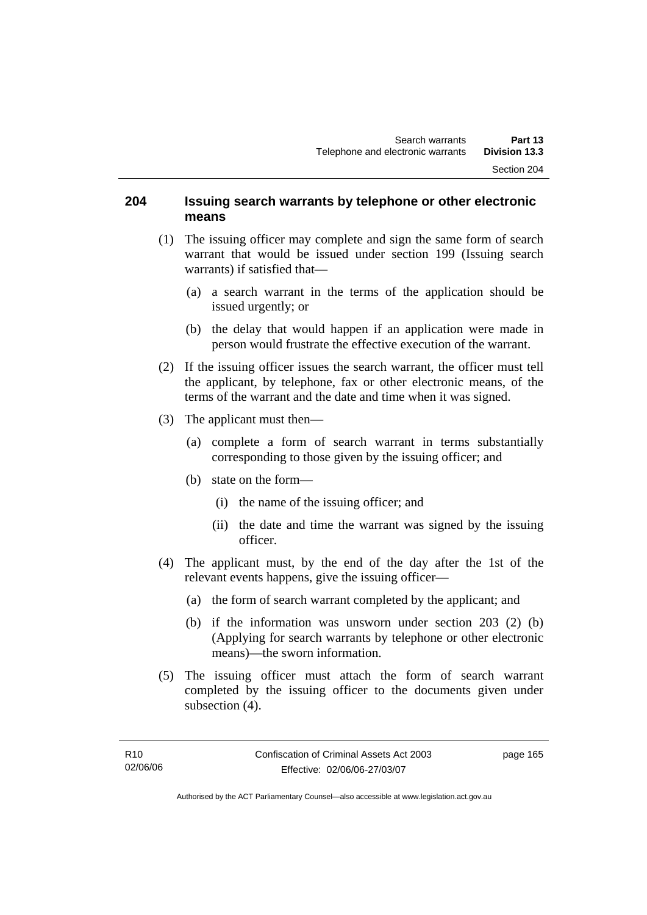## 204 Issuing search warrants by telephone or other electronic means

(1) The issuing officer may complete and sign the same form of search warrant that would be issued under section 199 (Issuing search warrants) if satisfied that—

- (a) a search warrant in the terms of the application should be issued urgently; or
- (b) the delay that would happen if an application were made in person would frustrate the effective execution of the warrant.

(2) If the issuing officer issues the search warrant, the officer must tell the applicant, by telephone, fax or other electronic means, of the terms of the warrant and the date and time when it was signed.

(3) The applicant must then—

- (a) complete a form of search warrant in terms substantially corresponding to those given by the issuing officer; and
- (b) state on the form—
  - (i) the name of the issuing officer; and
  - (ii) the date and time the warrant was signed by the issuing officer.

(4) The applicant must, by the end of the day after the 1st of the relevant events happens, give the issuing officer—

- (a) the form of search warrant completed by the applicant; and
- (b) if the information was unsworn under section 203 (2) (b) (Applying for search warrants by telephone or other electronic means)—the sworn information.

(5) The issuing officer must attach the form of search warrant completed by the issuing officer to the documents given under subsection (4).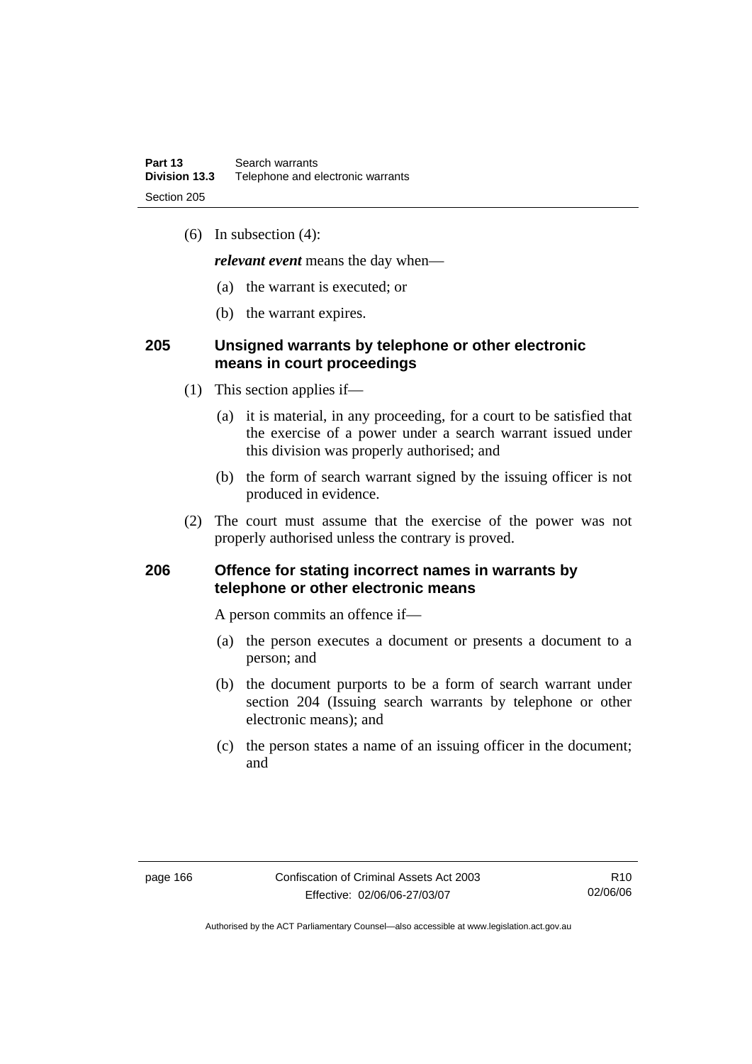(6) In subsection (4):

***relevant event*** means the day when—

(a) the warrant is executed; or

(b) the warrant expires.

## 205 Unsigned warrants by telephone or other electronic means in court proceedings

(1) This section applies if—

(a) it is material, in any proceeding, for a court to be satisfied that the exercise of a power under a search warrant issued under this division was properly authorised; and

(b) the form of search warrant signed by the issuing officer is not produced in evidence.

(2) The court must assume that the exercise of the power was not properly authorised unless the contrary is proved.

## 206 Offence for stating incorrect names in warrants by telephone or other electronic means

A person commits an offence if—

(a) the person executes a document or presents a document to a person; and

(b) the document purports to be a form of search warrant under section 204 (Issuing search warrants by telephone or other electronic means); and

(c) the person states a name of an issuing officer in the document; and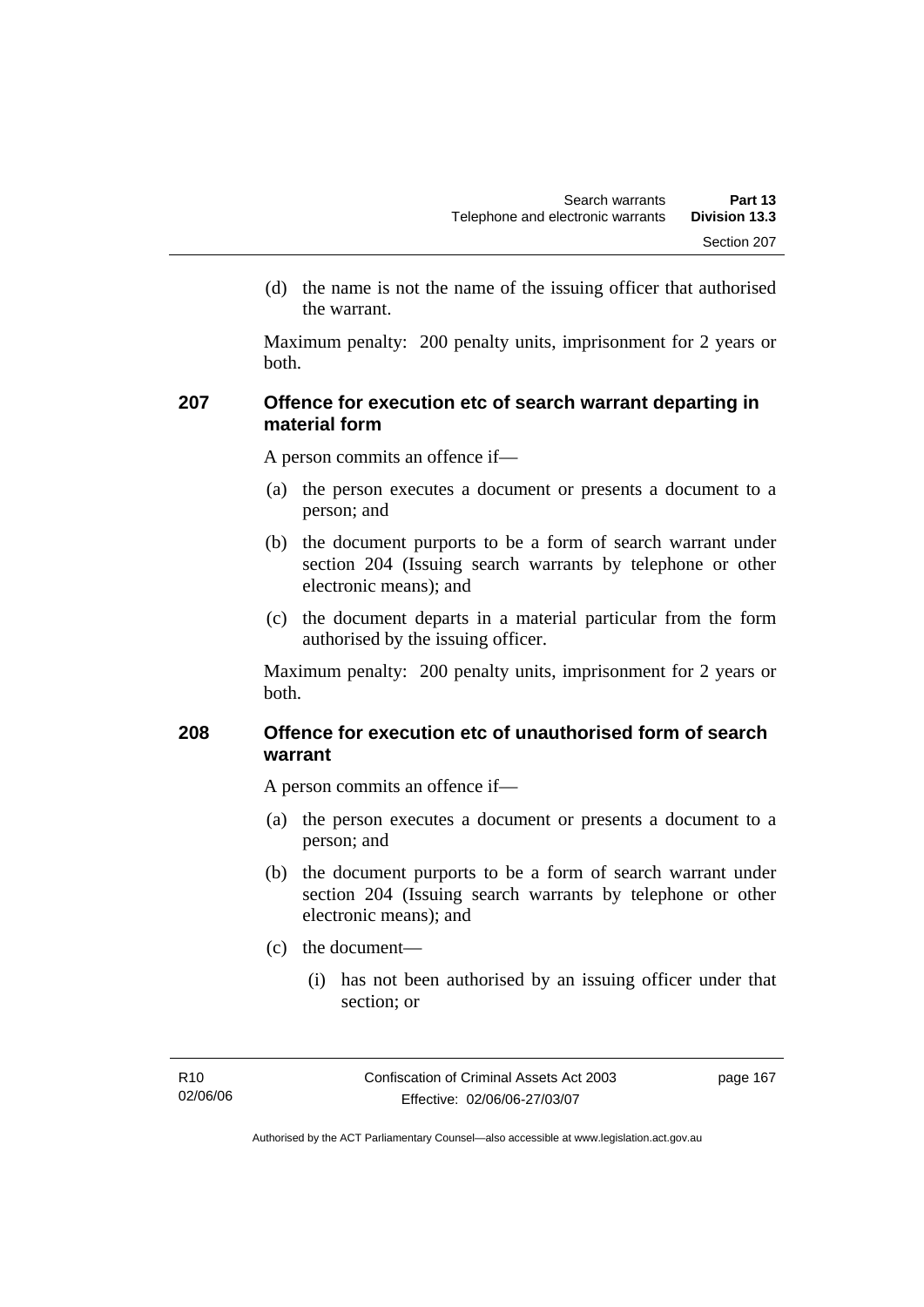(d) the name is not the name of the issuing officer that authorised the warrant.

Maximum penalty: 200 penalty units, imprisonment for 2 years or both.

## 207 Offence for execution etc of search warrant departing in material form

A person commits an offence if—

(a) the person executes a document or presents a document to a person; and

(b) the document purports to be a form of search warrant under section 204 (Issuing search warrants by telephone or other electronic means); and

(c) the document departs in a material particular from the form authorised by the issuing officer.

Maximum penalty: 200 penalty units, imprisonment for 2 years or both.

## 208 Offence for execution etc of unauthorised form of search warrant

A person commits an offence if—

(a) the person executes a document or presents a document to a person; and

(b) the document purports to be a form of search warrant under section 204 (Issuing search warrants by telephone or other electronic means); and

(c) the document—

(i) has not been authorised by an issuing officer under that section; or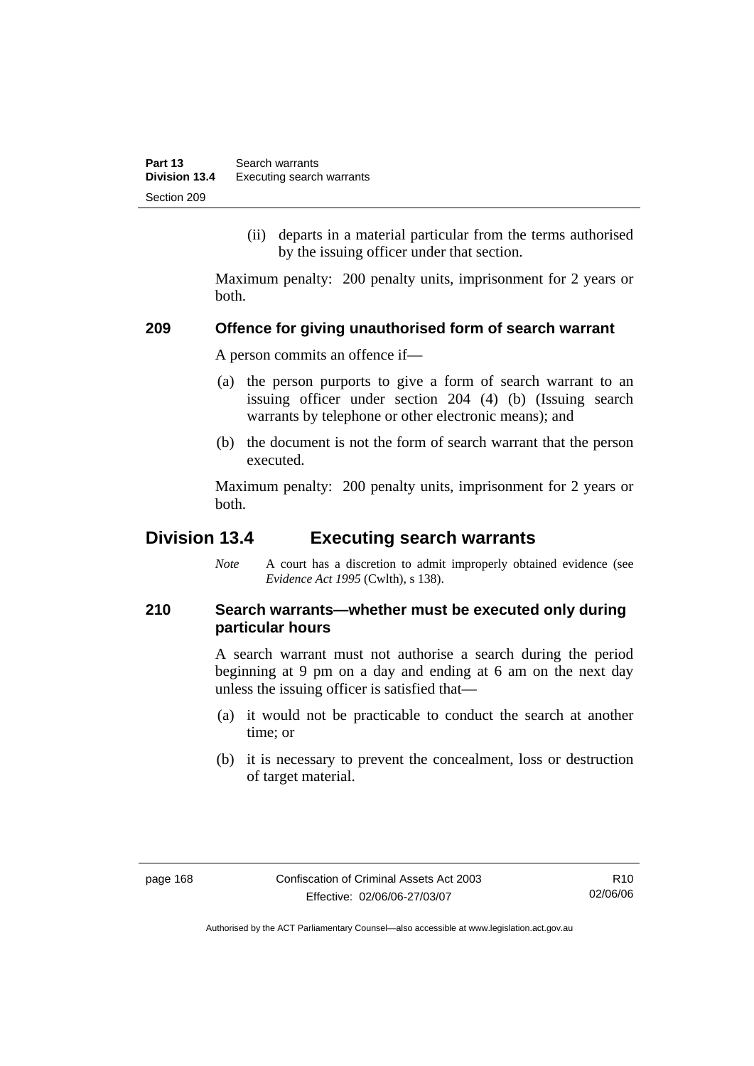(ii) departs in a material particular from the terms authorised by the issuing officer under that section.

Maximum penalty: 200 penalty units, imprisonment for 2 years or both.

### 209 Offence for giving unauthorised form of search warrant

A person commits an offence if—

(a) the person purports to give a form of search warrant to an issuing officer under section 204 (4) (b) (Issuing search warrants by telephone or other electronic means); and

(b) the document is not the form of search warrant that the person executed.

Maximum penalty: 200 penalty units, imprisonment for 2 years or both.

## Division 13.4 Executing search warrants

*Note* A court has a discretion to admit improperly obtained evidence (see *Evidence Act 1995* (Cwlth), s 138).

### 210 Search warrants—whether must be executed only during particular hours

A search warrant must not authorise a search during the period beginning at 9 pm on a day and ending at 6 am on the next day unless the issuing officer is satisfied that—

(a) it would not be practicable to conduct the search at another time; or

(b) it is necessary to prevent the concealment, loss or destruction of target material.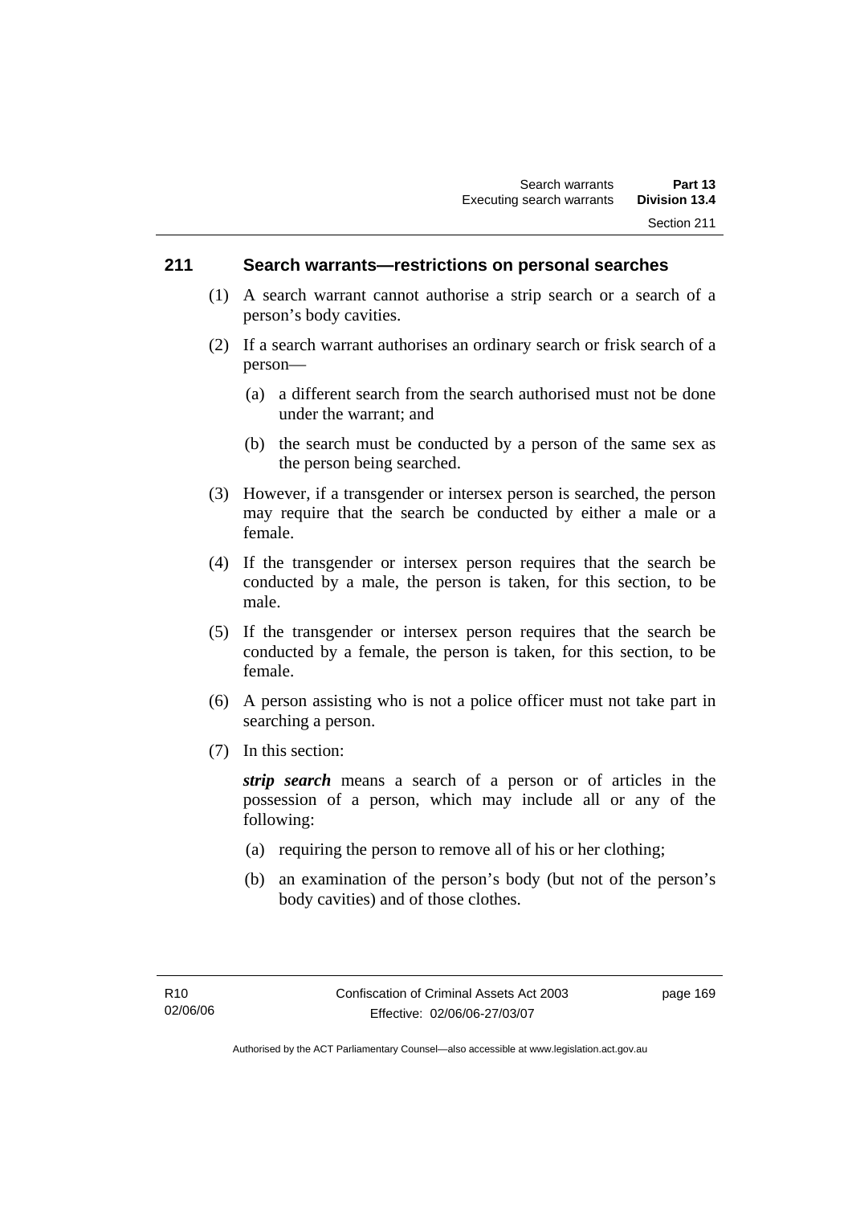## 211 Search warrants—restrictions on personal searches

(1) A search warrant cannot authorise a strip search or a search of a person's body cavities.

(2) If a search warrant authorises an ordinary search or frisk search of a person—

(a) a different search from the search authorised must not be done under the warrant; and

(b) the search must be conducted by a person of the same sex as the person being searched.

(3) However, if a transgender or intersex person is searched, the person may require that the search be conducted by either a male or a female.

(4) If the transgender or intersex person requires that the search be conducted by a male, the person is taken, for this section, to be male.

(5) If the transgender or intersex person requires that the search be conducted by a female, the person is taken, for this section, to be female.

(6) A person assisting who is not a police officer must not take part in searching a person.

(7) In this section:

***strip search*** means a search of a person or of articles in the possession of a person, which may include all or any of the following:

(a) requiring the person to remove all of his or her clothing;

(b) an examination of the person's body (but not of the person's body cavities) and of those clothes.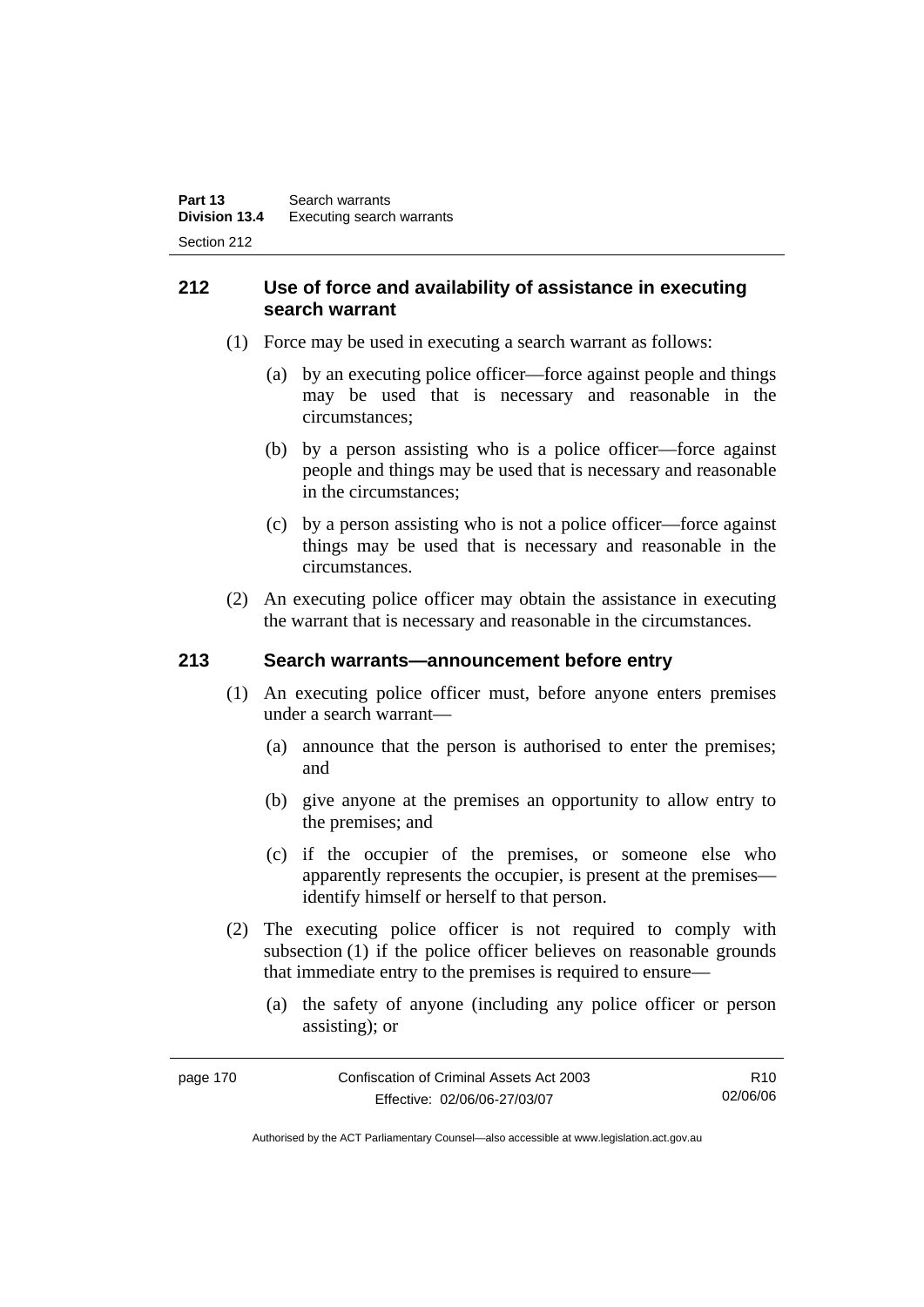## 212 Use of force and availability of assistance in executing search warrant

(1) Force may be used in executing a search warrant as follows:

(a) by an executing police officer—force against people and things may be used that is necessary and reasonable in the circumstances;

(b) by a person assisting who is a police officer—force against people and things may be used that is necessary and reasonable in the circumstances;

(c) by a person assisting who is not a police officer—force against things may be used that is necessary and reasonable in the circumstances.

(2) An executing police officer may obtain the assistance in executing the warrant that is necessary and reasonable in the circumstances.

## 213 Search warrants—announcement before entry

(1) An executing police officer must, before anyone enters premises under a search warrant—

(a) announce that the person is authorised to enter the premises; and

(b) give anyone at the premises an opportunity to allow entry to the premises; and

(c) if the occupier of the premises, or someone else who apparently represents the occupier, is present at the premises—identify himself or herself to that person.

(2) The executing police officer is not required to comply with subsection (1) if the police officer believes on reasonable grounds that immediate entry to the premises is required to ensure—

(a) the safety of anyone (including any police officer or person assisting); or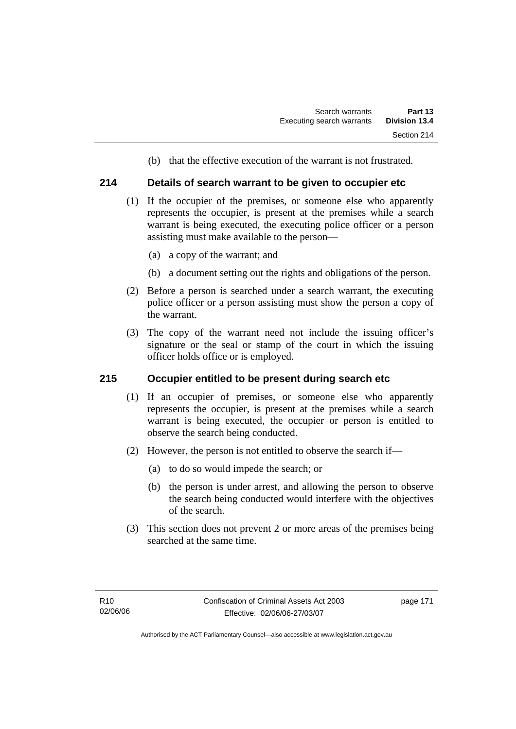(b) that the effective execution of the warrant is not frustrated.

## 214 Details of search warrant to be given to occupier etc

(1) If the occupier of the premises, or someone else who apparently represents the occupier, is present at the premises while a search warrant is being executed, the executing police officer or a person assisting must make available to the person—

(a) a copy of the warrant; and

(b) a document setting out the rights and obligations of the person.

(2) Before a person is searched under a search warrant, the executing police officer or a person assisting must show the person a copy of the warrant.

(3) The copy of the warrant need not include the issuing officer's signature or the seal or stamp of the court in which the issuing officer holds office or is employed.

## 215 Occupier entitled to be present during search etc

(1) If an occupier of premises, or someone else who apparently represents the occupier, is present at the premises while a search warrant is being executed, the occupier or person is entitled to observe the search being conducted.

(2) However, the person is not entitled to observe the search if—

(a) to do so would impede the search; or

(b) the person is under arrest, and allowing the person to observe the search being conducted would interfere with the objectives of the search.

(3) This section does not prevent 2 or more areas of the premises being searched at the same time.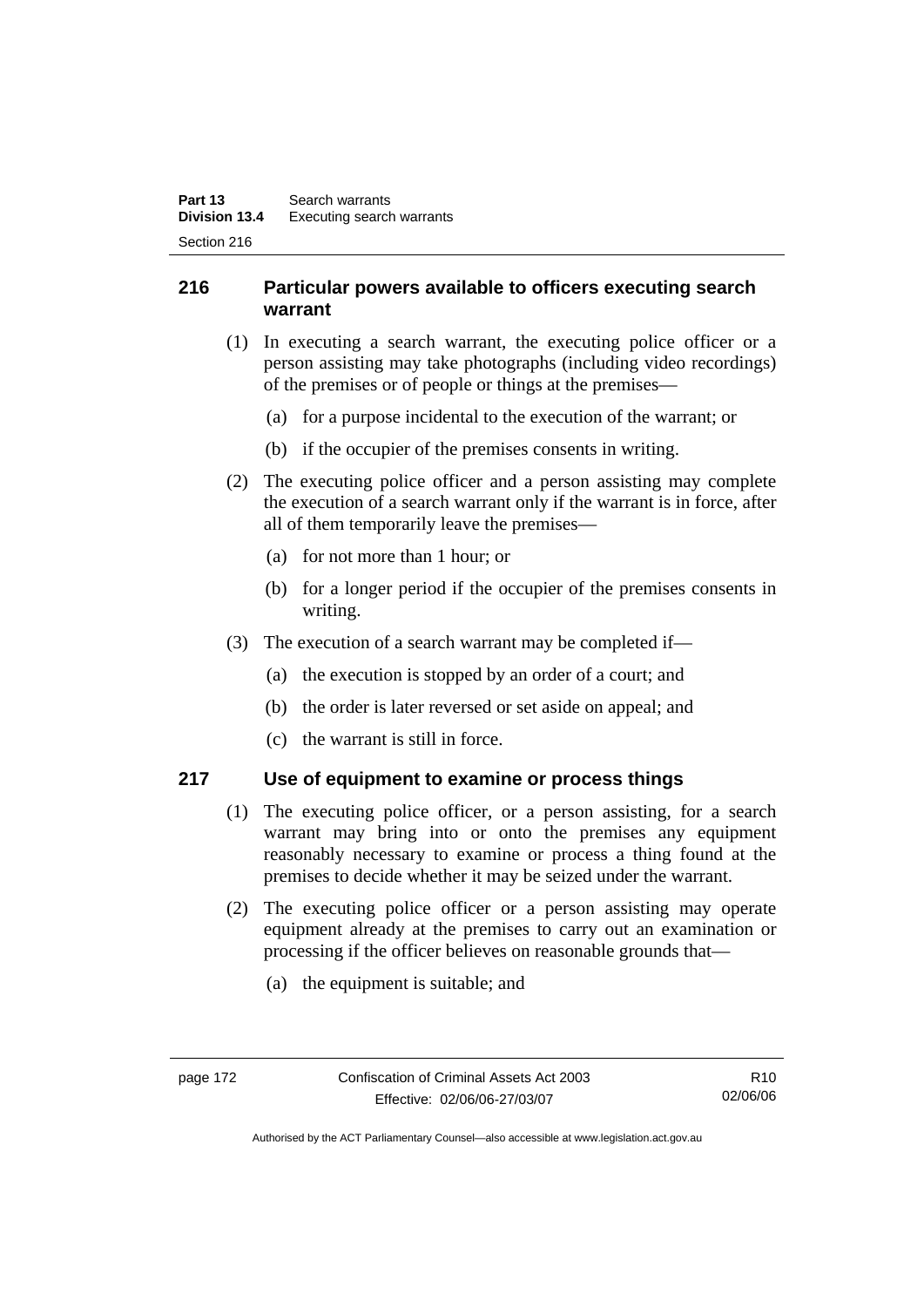## 216 Particular powers available to officers executing search warrant

(1) In executing a search warrant, the executing police officer or a person assisting may take photographs (including video recordings) of the premises or of people or things at the premises—

(a) for a purpose incidental to the execution of the warrant; or

(b) if the occupier of the premises consents in writing.

(2) The executing police officer and a person assisting may complete the execution of a search warrant only if the warrant is in force, after all of them temporarily leave the premises—

(a) for not more than 1 hour; or

(b) for a longer period if the occupier of the premises consents in writing.

(3) The execution of a search warrant may be completed if—

(a) the execution is stopped by an order of a court; and

(b) the order is later reversed or set aside on appeal; and

(c) the warrant is still in force.

## 217 Use of equipment to examine or process things

(1) The executing police officer, or a person assisting, for a search warrant may bring into or onto the premises any equipment reasonably necessary to examine or process a thing found at the premises to decide whether it may be seized under the warrant.

(2) The executing police officer or a person assisting may operate equipment already at the premises to carry out an examination or processing if the officer believes on reasonable grounds that—

(a) the equipment is suitable; and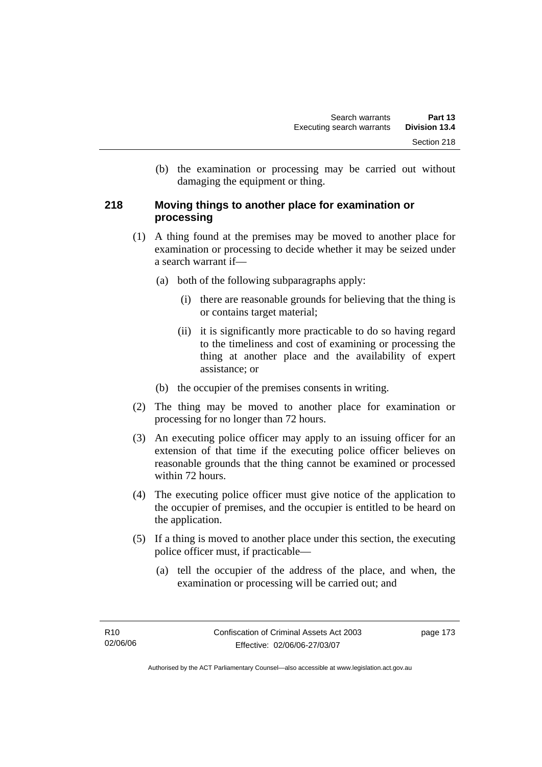(b) the examination or processing may be carried out without damaging the equipment or thing.

### 218 Moving things to another place for examination or processing

(1) A thing found at the premises may be moved to another place for examination or processing to decide whether it may be seized under a search warrant if—

(a) both of the following subparagraphs apply:

(i) there are reasonable grounds for believing that the thing is or contains target material;

(ii) it is significantly more practicable to do so having regard to the timeliness and cost of examining or processing the thing at another place and the availability of expert assistance; or

(b) the occupier of the premises consents in writing.

(2) The thing may be moved to another place for examination or processing for no longer than 72 hours.

(3) An executing police officer may apply to an issuing officer for an extension of that time if the executing police officer believes on reasonable grounds that the thing cannot be examined or processed within 72 hours.

(4) The executing police officer must give notice of the application to the occupier of premises, and the occupier is entitled to be heard on the application.

(5) If a thing is moved to another place under this section, the executing police officer must, if practicable—

(a) tell the occupier of the address of the place, and when, the examination or processing will be carried out; and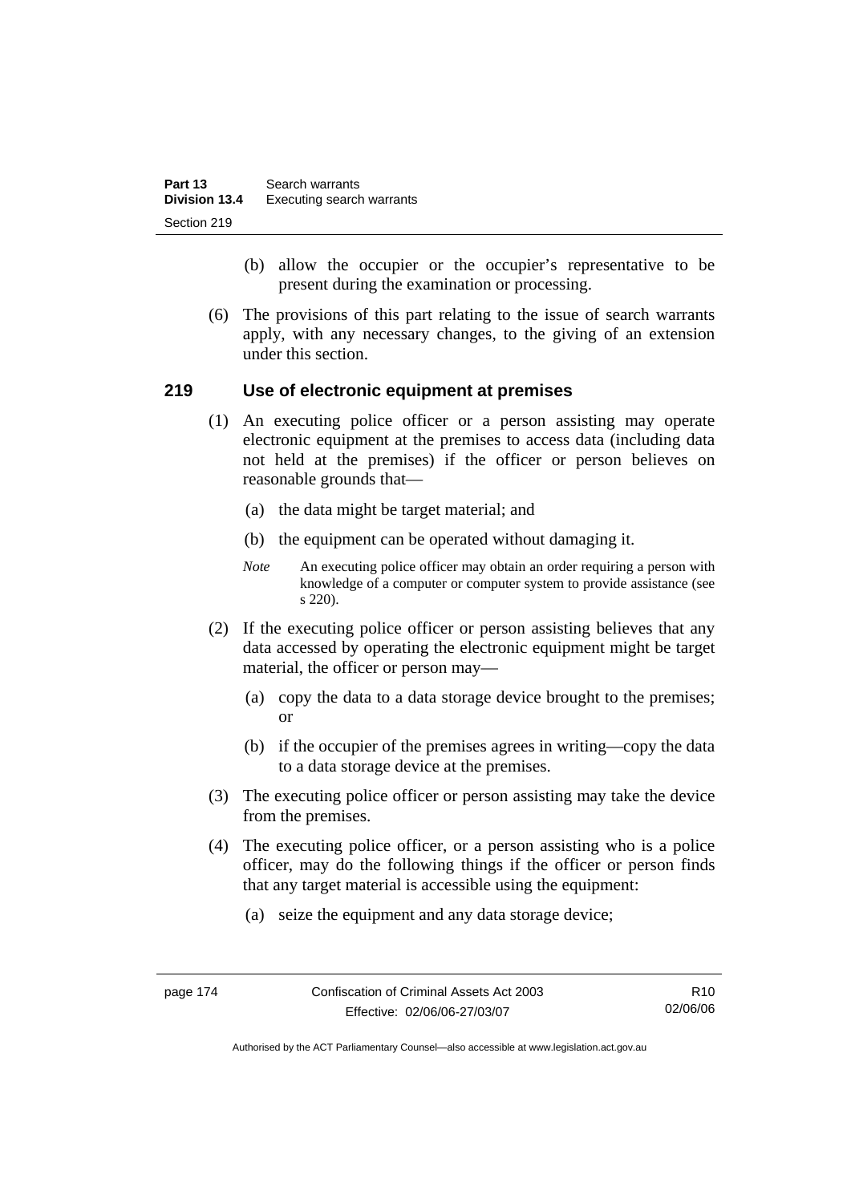(b) allow the occupier or the occupier's representative to be present during the examination or processing.

(6) The provisions of this part relating to the issue of search warrants apply, with any necessary changes, to the giving of an extension under this section.

## 219 Use of electronic equipment at premises

(1) An executing police officer or a person assisting may operate electronic equipment at the premises to access data (including data not held at the premises) if the officer or person believes on reasonable grounds that—

(a) the data might be target material; and

(b) the equipment can be operated without damaging it.

*Note* An executing police officer may obtain an order requiring a person with knowledge of a computer or computer system to provide assistance (see s 220).

(2) If the executing police officer or person assisting believes that any data accessed by operating the electronic equipment might be target material, the officer or person may—

(a) copy the data to a data storage device brought to the premises; or

(b) if the occupier of the premises agrees in writing—copy the data to a data storage device at the premises.

(3) The executing police officer or person assisting may take the device from the premises.

(4) The executing police officer, or a person assisting who is a police officer, may do the following things if the officer or person finds that any target material is accessible using the equipment:

(a) seize the equipment and any data storage device;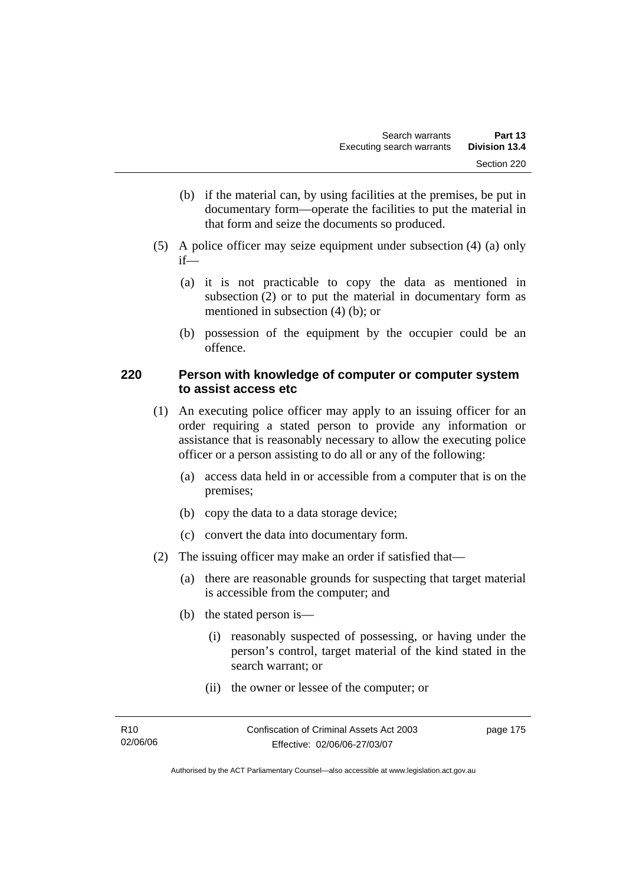(b) if the material can, by using facilities at the premises, be put in documentary form—operate the facilities to put the material in that form and seize the documents so produced.

(5) A police officer may seize equipment under subsection (4) (a) only if—

(a) it is not practicable to copy the data as mentioned in subsection (2) or to put the material in documentary form as mentioned in subsection (4) (b); or

(b) possession of the equipment by the occupier could be an offence.

### 220 Person with knowledge of computer or computer system to assist access etc

(1) An executing police officer may apply to an issuing officer for an order requiring a stated person to provide any information or assistance that is reasonably necessary to allow the executing police officer or a person assisting to do all or any of the following:

(a) access data held in or accessible from a computer that is on the premises;

(b) copy the data to a data storage device;

(c) convert the data into documentary form.

(2) The issuing officer may make an order if satisfied that—

(a) there are reasonable grounds for suspecting that target material is accessible from the computer; and

(b) the stated person is—

(i) reasonably suspected of possessing, or having under the person's control, target material of the kind stated in the search warrant; or

(ii) the owner or lessee of the computer; or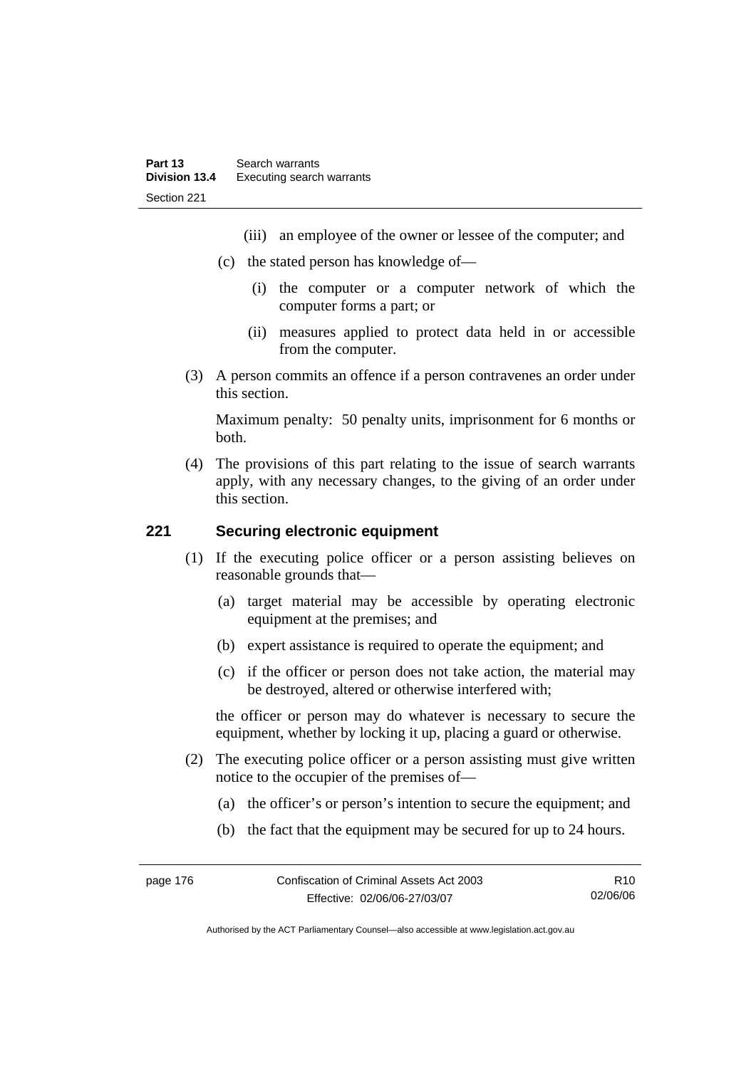(iii) an employee of the owner or lessee of the computer; and

(c) the stated person has knowledge of—

(i) the computer or a computer network of which the computer forms a part; or

(ii) measures applied to protect data held in or accessible from the computer.

(3) A person commits an offence if a person contravenes an order under this section.

Maximum penalty: 50 penalty units, imprisonment for 6 months or both.

(4) The provisions of this part relating to the issue of search warrants apply, with any necessary changes, to the giving of an order under this section.

## 221 Securing electronic equipment

(1) If the executing police officer or a person assisting believes on reasonable grounds that—

(a) target material may be accessible by operating electronic equipment at the premises; and

(b) expert assistance is required to operate the equipment; and

(c) if the officer or person does not take action, the material may be destroyed, altered or otherwise interfered with;

the officer or person may do whatever is necessary to secure the equipment, whether by locking it up, placing a guard or otherwise.

(2) The executing police officer or a person assisting must give written notice to the occupier of the premises of—

(a) the officer's or person's intention to secure the equipment; and

(b) the fact that the equipment may be secured for up to 24 hours.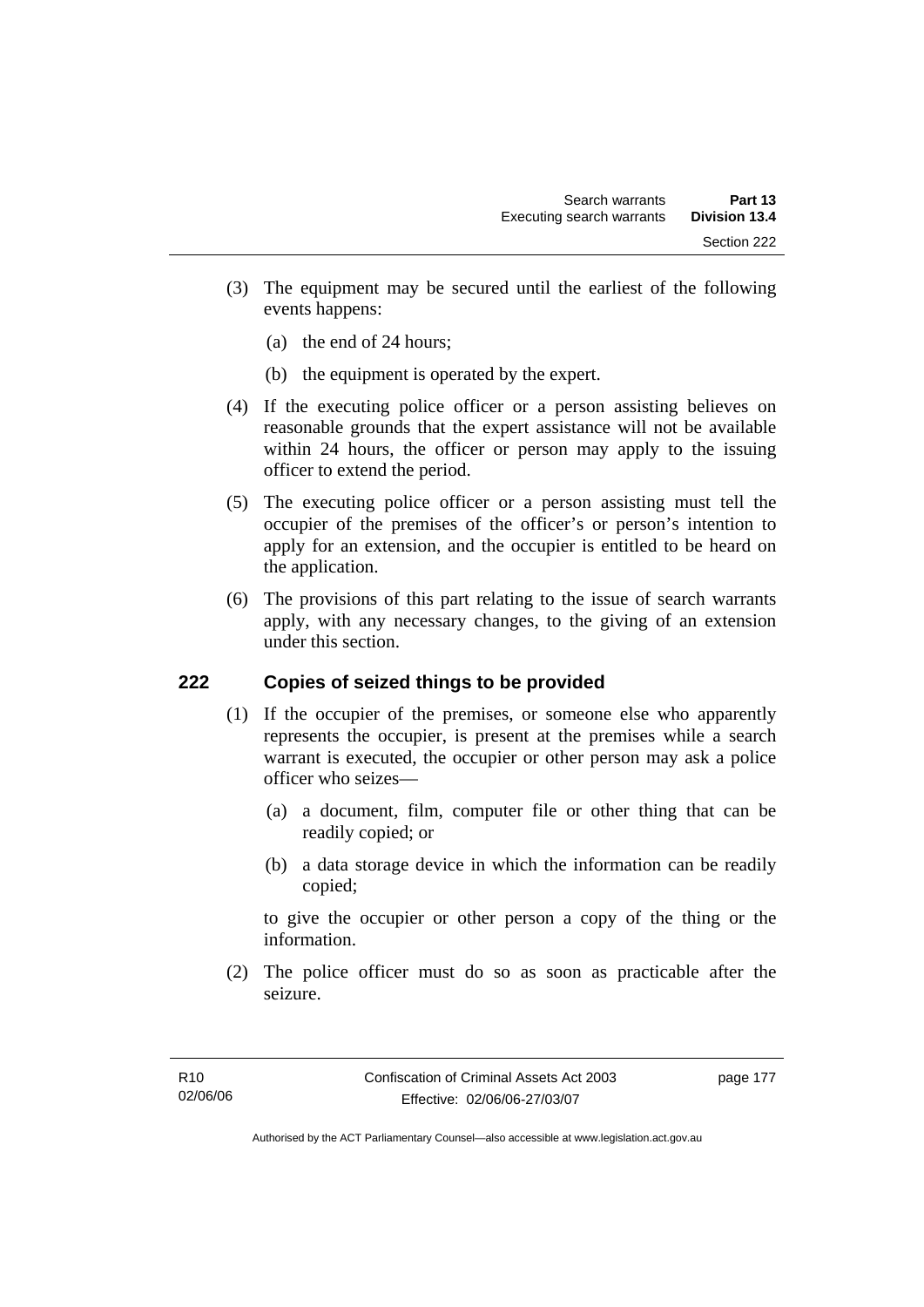(3) The equipment may be secured until the earliest of the following events happens:

(a) the end of 24 hours;

(b) the equipment is operated by the expert.

(4) If the executing police officer or a person assisting believes on reasonable grounds that the expert assistance will not be available within 24 hours, the officer or person may apply to the issuing officer to extend the period.

(5) The executing police officer or a person assisting must tell the occupier of the premises of the officer's or person's intention to apply for an extension, and the occupier is entitled to be heard on the application.

(6) The provisions of this part relating to the issue of search warrants apply, with any necessary changes, to the giving of an extension under this section.

## 222 Copies of seized things to be provided

(1) If the occupier of the premises, or someone else who apparently represents the occupier, is present at the premises while a search warrant is executed, the occupier or other person may ask a police officer who seizes—

(a) a document, film, computer file or other thing that can be readily copied; or

(b) a data storage device in which the information can be readily copied;

to give the occupier or other person a copy of the thing or the information.

(2) The police officer must do so as soon as practicable after the seizure.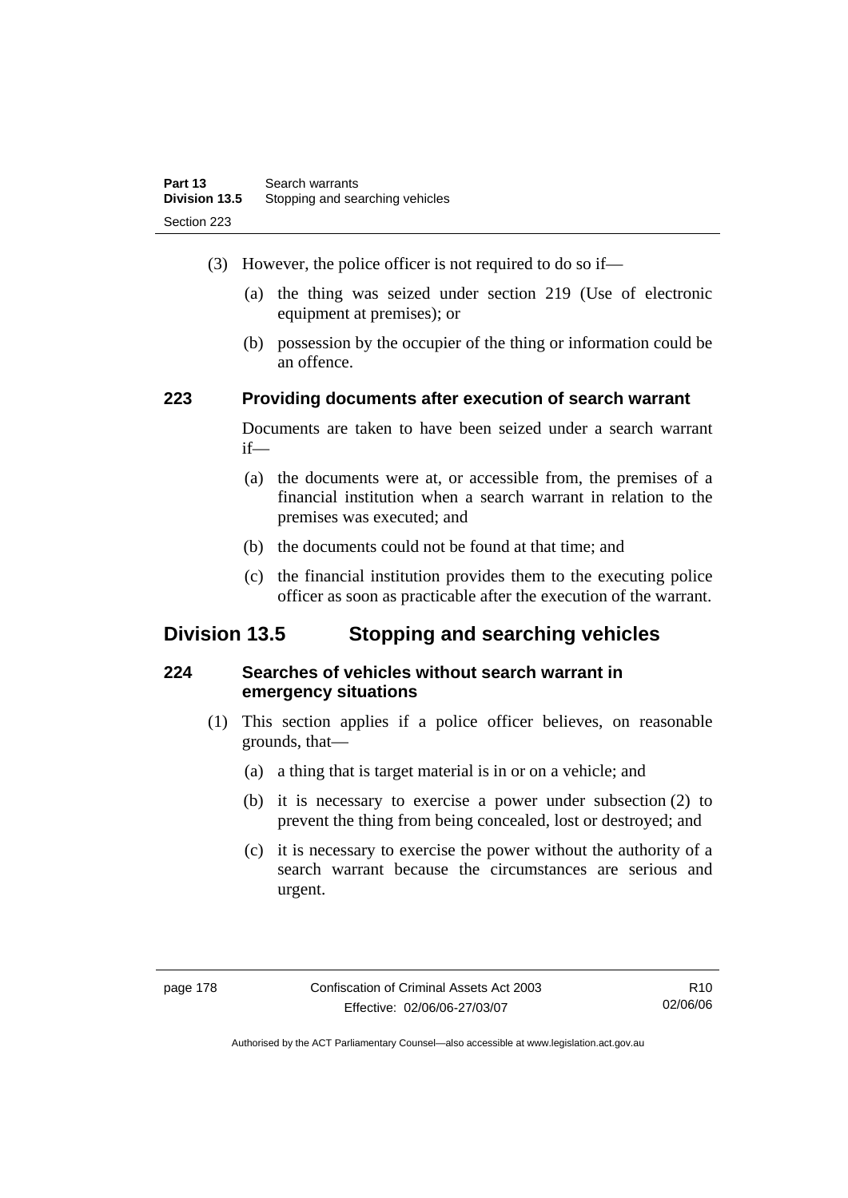(3) However, the police officer is not required to do so if—

(a) the thing was seized under section 219 (Use of electronic equipment at premises); or

(b) possession by the occupier of the thing or information could be an offence.

### 223 Providing documents after execution of search warrant

Documents are taken to have been seized under a search warrant if—

(a) the documents were at, or accessible from, the premises of a financial institution when a search warrant in relation to the premises was executed; and

(b) the documents could not be found at that time; and

(c) the financial institution provides them to the executing police officer as soon as practicable after the execution of the warrant.

## Division 13.5 Stopping and searching vehicles

### 224 Searches of vehicles without search warrant in emergency situations

(1) This section applies if a police officer believes, on reasonable grounds, that—

(a) a thing that is target material is in or on a vehicle; and

(b) it is necessary to exercise a power under subsection (2) to prevent the thing from being concealed, lost or destroyed; and

(c) it is necessary to exercise the power without the authority of a search warrant because the circumstances are serious and urgent.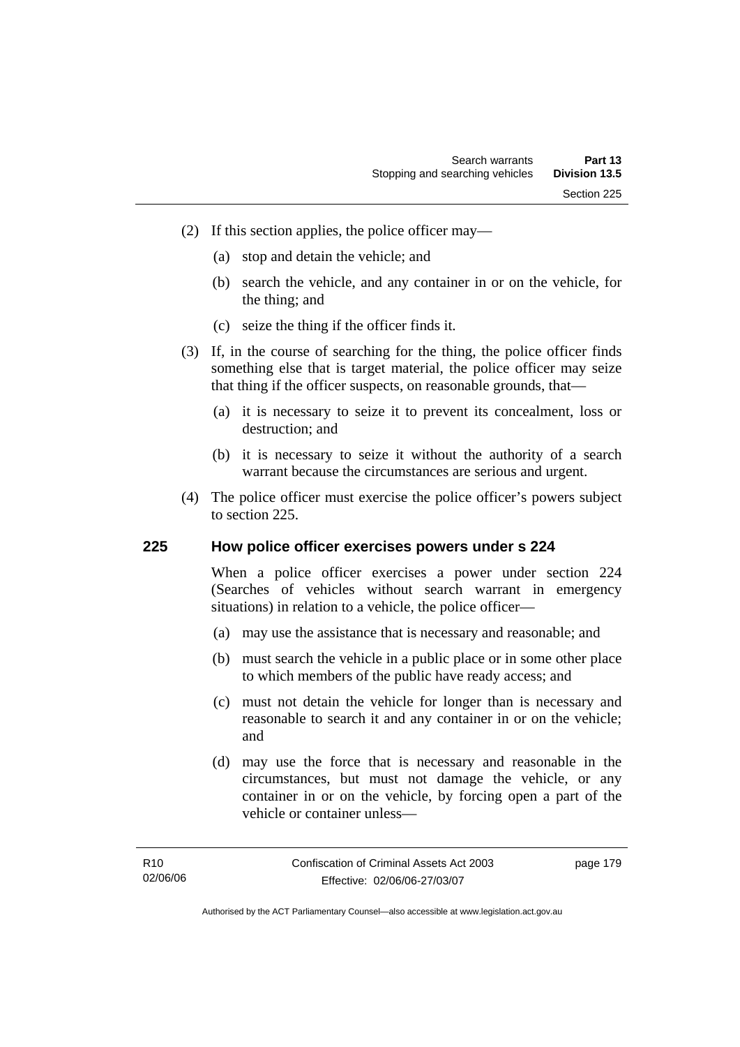(2) If this section applies, the police officer may—

(a) stop and detain the vehicle; and

(b) search the vehicle, and any container in or on the vehicle, for the thing; and

(c) seize the thing if the officer finds it.

(3) If, in the course of searching for the thing, the police officer finds something else that is target material, the police officer may seize that thing if the officer suspects, on reasonable grounds, that—

(a) it is necessary to seize it to prevent its concealment, loss or destruction; and

(b) it is necessary to seize it without the authority of a search warrant because the circumstances are serious and urgent.

(4) The police officer must exercise the police officer's powers subject to section 225.

## 225 How police officer exercises powers under s 224

When a police officer exercises a power under section 224 (Searches of vehicles without search warrant in emergency situations) in relation to a vehicle, the police officer—

(a) may use the assistance that is necessary and reasonable; and

(b) must search the vehicle in a public place or in some other place to which members of the public have ready access; and

(c) must not detain the vehicle for longer than is necessary and reasonable to search it and any container in or on the vehicle; and

(d) may use the force that is necessary and reasonable in the circumstances, but must not damage the vehicle, or any container in or on the vehicle, by forcing open a part of the vehicle or container unless—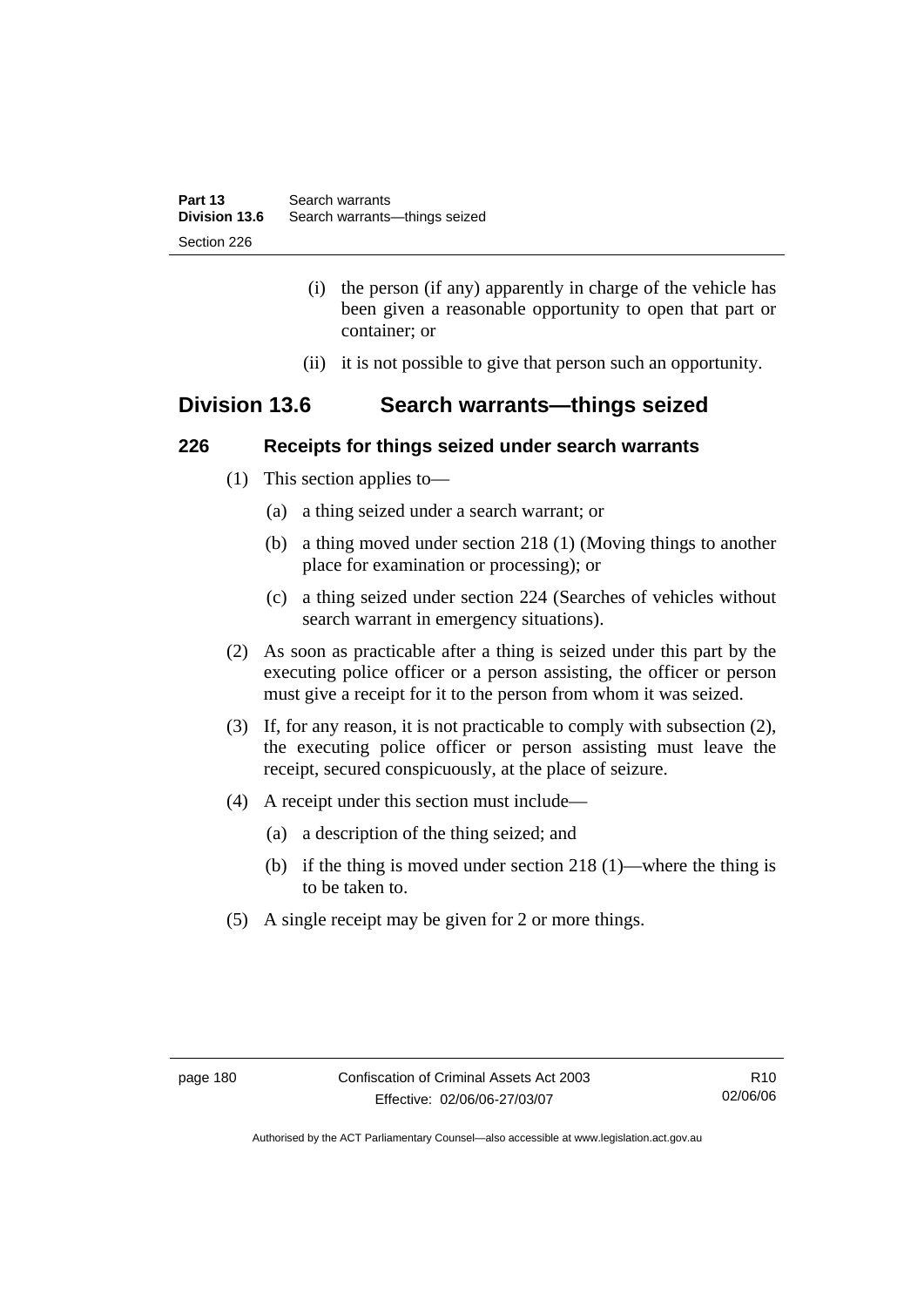(i) the person (if any) apparently in charge of the vehicle has been given a reasonable opportunity to open that part or container; or

(ii) it is not possible to give that person such an opportunity.

## Division 13.6 Search warrants—things seized

### 226 Receipts for things seized under search warrants

(1) This section applies to—

(a) a thing seized under a search warrant; or

(b) a thing moved under section 218 (1) (Moving things to another place for examination or processing); or

(c) a thing seized under section 224 (Searches of vehicles without search warrant in emergency situations).

(2) As soon as practicable after a thing is seized under this part by the executing police officer or a person assisting, the officer or person must give a receipt for it to the person from whom it was seized.

(3) If, for any reason, it is not practicable to comply with subsection (2), the executing police officer or person assisting must leave the receipt, secured conspicuously, at the place of seizure.

(4) A receipt under this section must include—

(a) a description of the thing seized; and

(b) if the thing is moved under section 218 (1)—where the thing is to be taken to.

(5) A single receipt may be given for 2 or more things.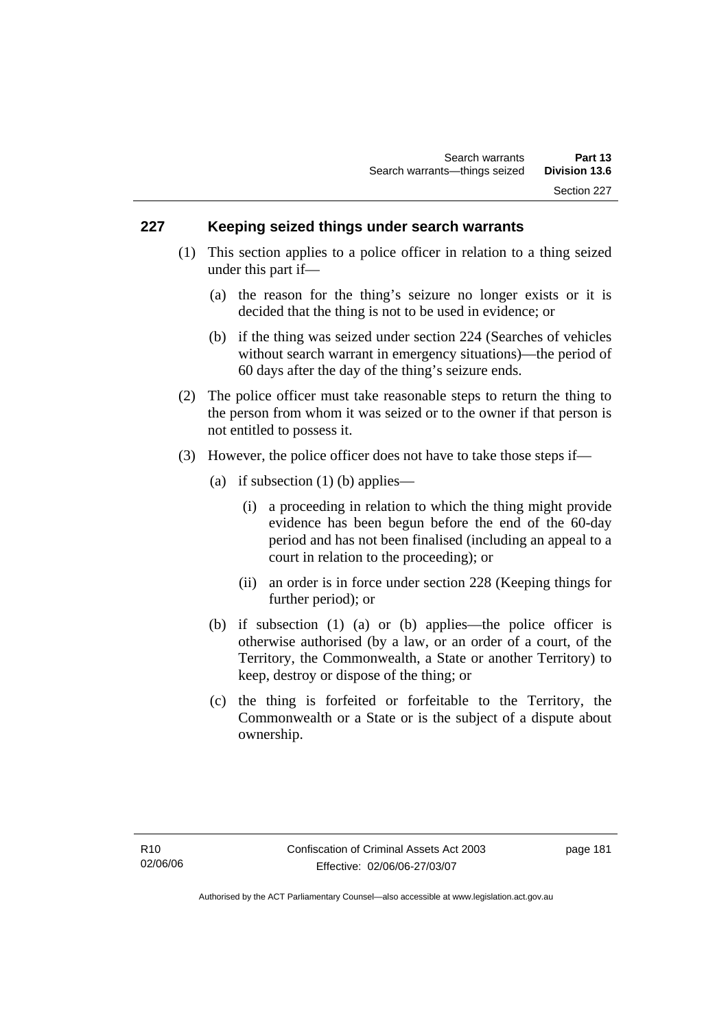### 227 Keeping seized things under search warrants

(1) This section applies to a police officer in relation to a thing seized under this part if—

(a) the reason for the thing's seizure no longer exists or it is decided that the thing is not to be used in evidence; or

(b) if the thing was seized under section 224 (Searches of vehicles without search warrant in emergency situations)—the period of 60 days after the day of the thing's seizure ends.

(2) The police officer must take reasonable steps to return the thing to the person from whom it was seized or to the owner if that person is not entitled to possess it.

(3) However, the police officer does not have to take those steps if—

(a) if subsection (1) (b) applies—

(i) a proceeding in relation to which the thing might provide evidence has been begun before the end of the 60-day period and has not been finalised (including an appeal to a court in relation to the proceeding); or

(ii) an order is in force under section 228 (Keeping things for further period); or

(b) if subsection (1) (a) or (b) applies—the police officer is otherwise authorised (by a law, or an order of a court, of the Territory, the Commonwealth, a State or another Territory) to keep, destroy or dispose of the thing; or

(c) the thing is forfeited or forfeitable to the Territory, the Commonwealth or a State or is the subject of a dispute about ownership.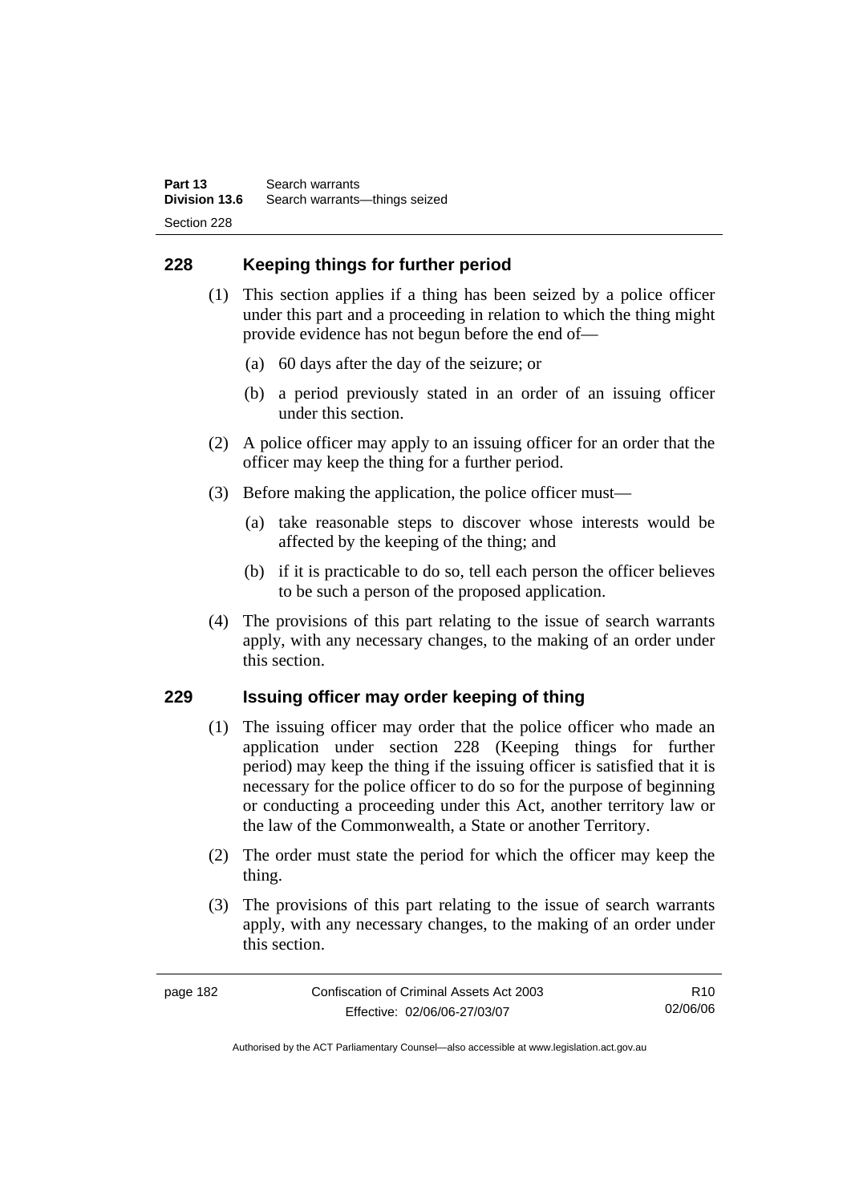## 228 Keeping things for further period

(1) This section applies if a thing has been seized by a police officer under this part and a proceeding in relation to which the thing might provide evidence has not begun before the end of—

(a) 60 days after the day of the seizure; or

(b) a period previously stated in an order of an issuing officer under this section.

(2) A police officer may apply to an issuing officer for an order that the officer may keep the thing for a further period.

(3) Before making the application, the police officer must—

(a) take reasonable steps to discover whose interests would be affected by the keeping of the thing; and

(b) if it is practicable to do so, tell each person the officer believes to be such a person of the proposed application.

(4) The provisions of this part relating to the issue of search warrants apply, with any necessary changes, to the making of an order under this section.

## 229 Issuing officer may order keeping of thing

(1) The issuing officer may order that the police officer who made an application under section 228 (Keeping things for further period) may keep the thing if the issuing officer is satisfied that it is necessary for the police officer to do so for the purpose of beginning or conducting a proceeding under this Act, another territory law or the law of the Commonwealth, a State or another Territory.

(2) The order must state the period for which the officer may keep the thing.

(3) The provisions of this part relating to the issue of search warrants apply, with any necessary changes, to the making of an order under this section.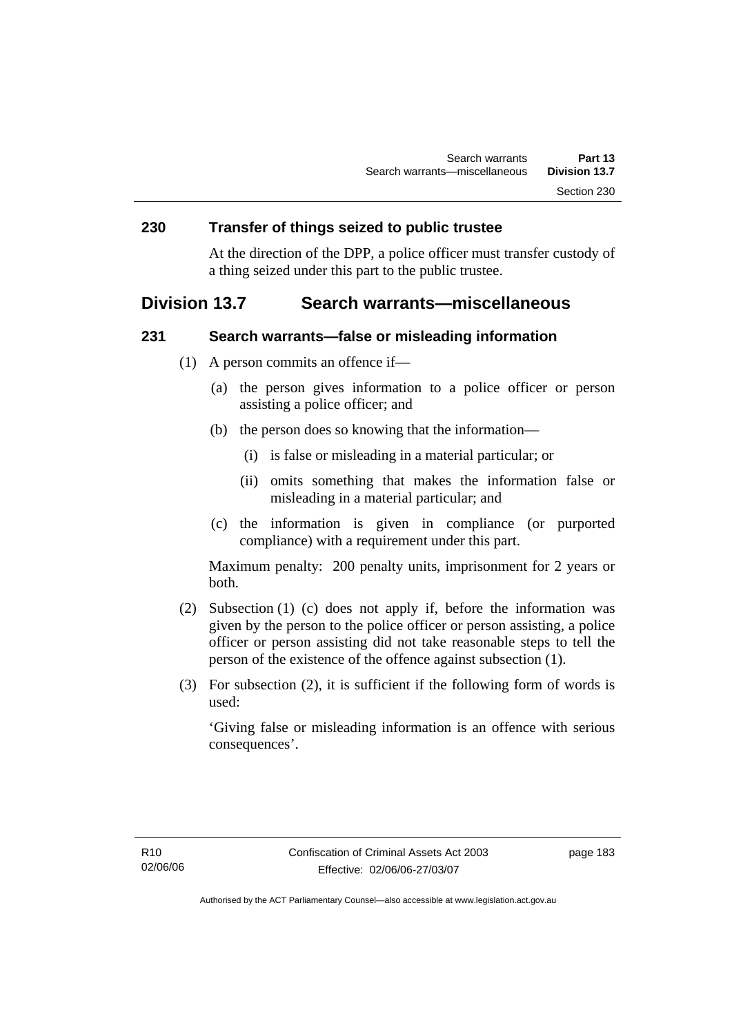### 230 Transfer of things seized to public trustee

At the direction of the DPP, a police officer must transfer custody of a thing seized under this part to the public trustee.

## Division 13.7 Search warrants—miscellaneous

### 231 Search warrants—false or misleading information

(1) A person commits an offence if—

  (a) the person gives information to a police officer or person assisting a police officer; and

  (b) the person does so knowing that the information—

    (i) is false or misleading in a material particular; or

    (ii) omits something that makes the information false or misleading in a material particular; and

  (c) the information is given in compliance (or purported compliance) with a requirement under this part.

Maximum penalty: 200 penalty units, imprisonment for 2 years or both.

(2) Subsection (1) (c) does not apply if, before the information was given by the person to the police officer or person assisting, a police officer or person assisting did not take reasonable steps to tell the person of the existence of the offence against subsection (1).

(3) For subsection (2), it is sufficient if the following form of words is used:

'Giving false or misleading information is an offence with serious consequences'.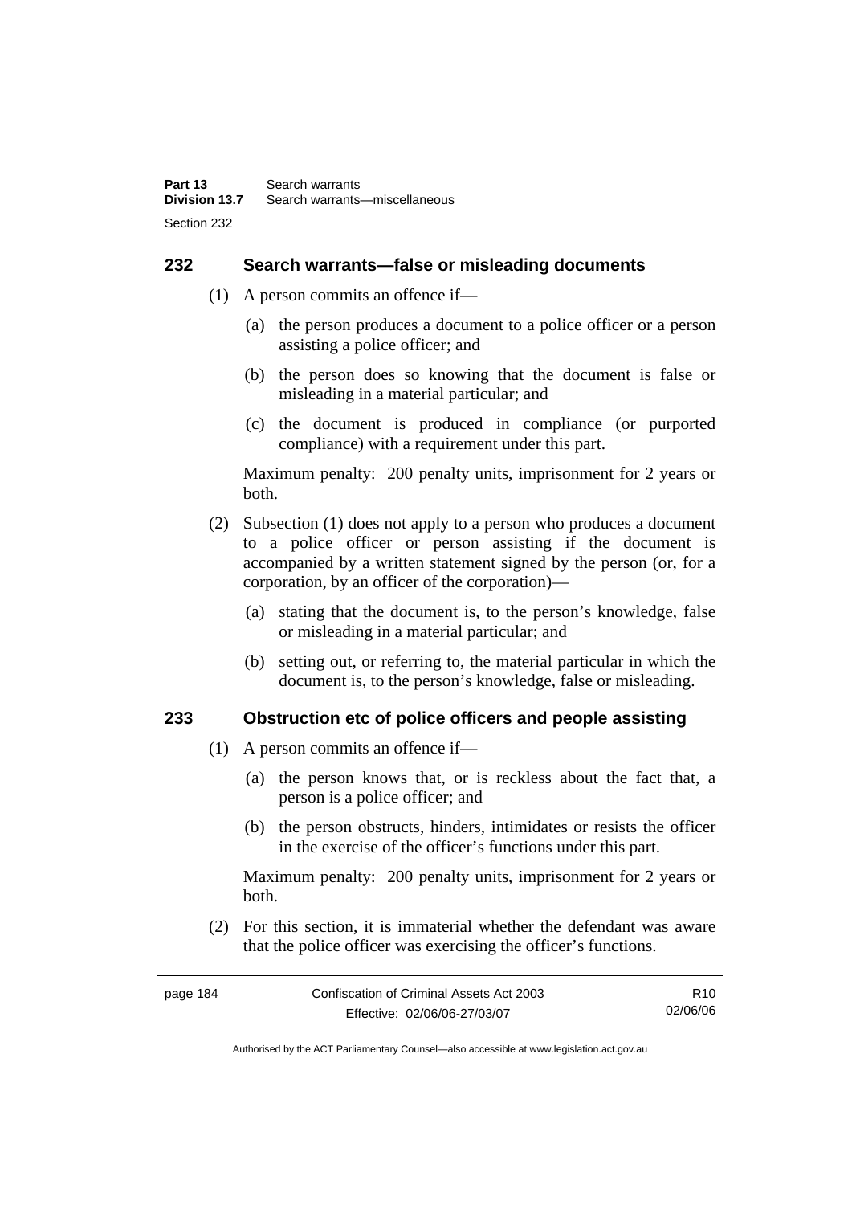## 232 Search warrants—false or misleading documents

(1) A person commits an offence if—

(a) the person produces a document to a police officer or a person assisting a police officer; and

(b) the person does so knowing that the document is false or misleading in a material particular; and

(c) the document is produced in compliance (or purported compliance) with a requirement under this part.

Maximum penalty: 200 penalty units, imprisonment for 2 years or both.

(2) Subsection (1) does not apply to a person who produces a document to a police officer or person assisting if the document is accompanied by a written statement signed by the person (or, for a corporation, by an officer of the corporation)—

(a) stating that the document is, to the person's knowledge, false or misleading in a material particular; and

(b) setting out, or referring to, the material particular in which the document is, to the person's knowledge, false or misleading.

## 233 Obstruction etc of police officers and people assisting

(1) A person commits an offence if—

(a) the person knows that, or is reckless about the fact that, a person is a police officer; and

(b) the person obstructs, hinders, intimidates or resists the officer in the exercise of the officer's functions under this part.

Maximum penalty: 200 penalty units, imprisonment for 2 years or both.

(2) For this section, it is immaterial whether the defendant was aware that the police officer was exercising the officer's functions.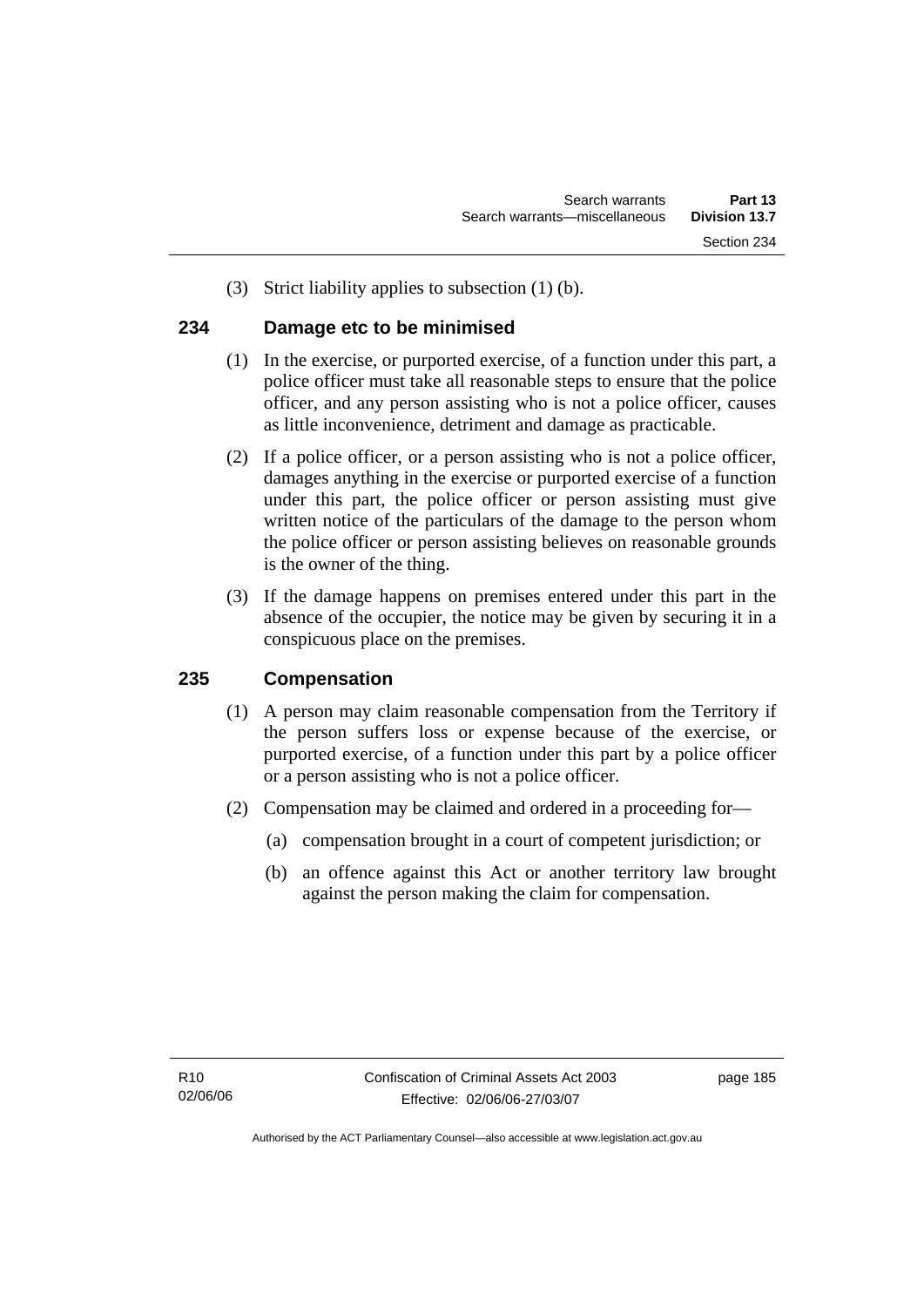(3) Strict liability applies to subsection (1) (b).

### 234 Damage etc to be minimised

(1) In the exercise, or purported exercise, of a function under this part, a police officer must take all reasonable steps to ensure that the police officer, and any person assisting who is not a police officer, causes as little inconvenience, detriment and damage as practicable.

(2) If a police officer, or a person assisting who is not a police officer, damages anything in the exercise or purported exercise of a function under this part, the police officer or person assisting must give written notice of the particulars of the damage to the person whom the police officer or person assisting believes on reasonable grounds is the owner of the thing.

(3) If the damage happens on premises entered under this part in the absence of the occupier, the notice may be given by securing it in a conspicuous place on the premises.

### 235 Compensation

(1) A person may claim reasonable compensation from the Territory if the person suffers loss or expense because of the exercise, or purported exercise, of a function under this part by a police officer or a person assisting who is not a police officer.

(2) Compensation may be claimed and ordered in a proceeding for—

(a) compensation brought in a court of competent jurisdiction; or

(b) an offence against this Act or another territory law brought against the person making the claim for compensation.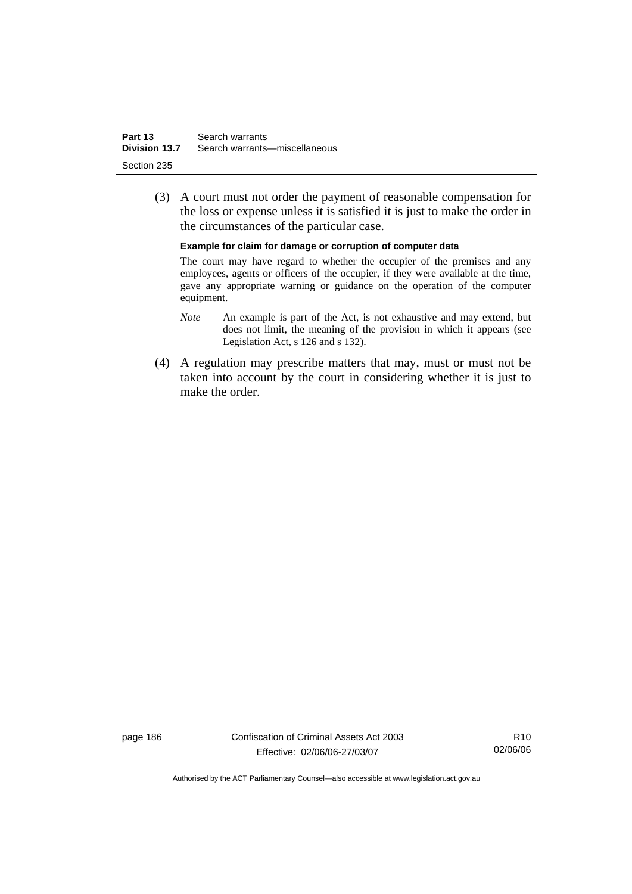(3) A court must not order the payment of reasonable compensation for the loss or expense unless it is satisfied it is just to make the order in the circumstances of the particular case.

**Example for claim for damage or corruption of computer data**

The court may have regard to whether the occupier of the premises and any employees, agents or officers of the occupier, if they were available at the time, gave any appropriate warning or guidance on the operation of the computer equipment.

*Note* An example is part of the Act, is not exhaustive and may extend, but does not limit, the meaning of the provision in which it appears (see Legislation Act, s 126 and s 132).

(4) A regulation may prescribe matters that may, must or must not be taken into account by the court in considering whether it is just to make the order.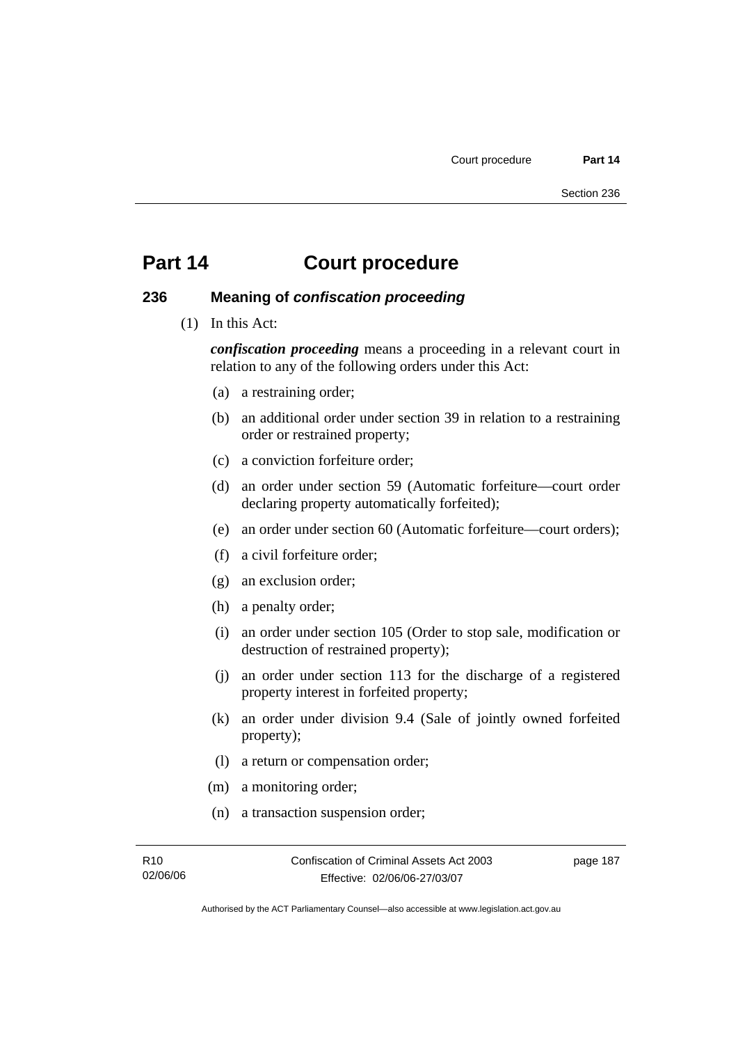# Part 14 Court procedure

## 236 Meaning of *confiscation proceeding*

(1) In this Act:

***confiscation proceeding*** means a proceeding in a relevant court in relation to any of the following orders under this Act:

(a) a restraining order;

(b) an additional order under section 39 in relation to a restraining order or restrained property;

(c) a conviction forfeiture order;

(d) an order under section 59 (Automatic forfeiture—court order declaring property automatically forfeited);

(e) an order under section 60 (Automatic forfeiture—court orders);

(f) a civil forfeiture order;

(g) an exclusion order;

(h) a penalty order;

(i) an order under section 105 (Order to stop sale, modification or destruction of restrained property);

(j) an order under section 113 for the discharge of a registered property interest in forfeited property;

(k) an order under division 9.4 (Sale of jointly owned forfeited property);

(l) a return or compensation order;

(m) a monitoring order;

(n) a transaction suspension order;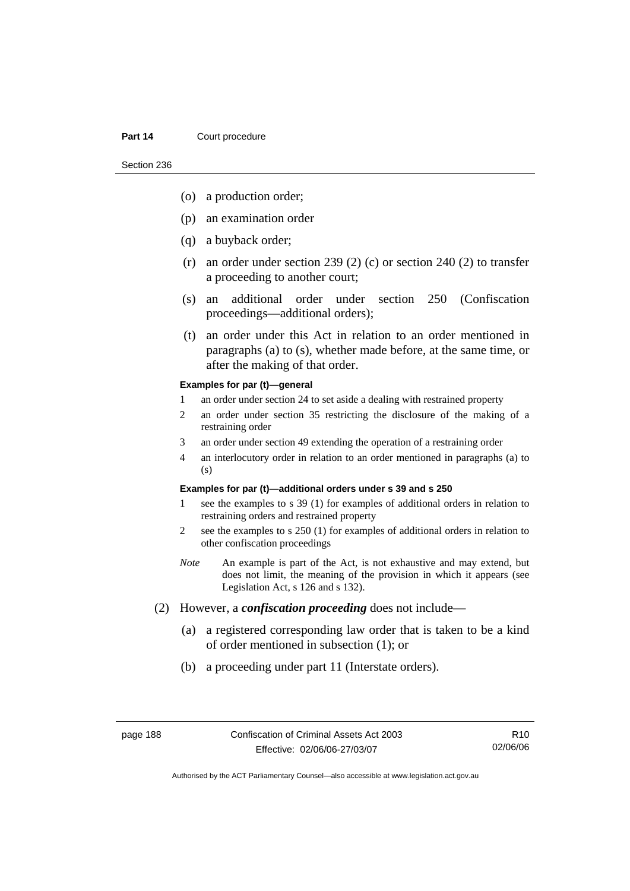(o) a production order;

(p) an examination order

(q) a buyback order;

(r) an order under section 239 (2) (c) or section 240 (2) to transfer a proceeding to another court;

(s) an additional order under section 250 (Confiscation proceedings—additional orders);

(t) an order under this Act in relation to an order mentioned in paragraphs (a) to (s), whether made before, at the same time, or after the making of that order.

**Examples for par (t)—general**

1. an order under section 24 to set aside a dealing with restrained property
2. an order under section 35 restricting the disclosure of the making of a restraining order
3. an order under section 49 extending the operation of a restraining order
4. an interlocutory order in relation to an order mentioned in paragraphs (a) to (s)

**Examples for par (t)—additional orders under s 39 and s 250**

1. see the examples to s 39 (1) for examples of additional orders in relation to restraining orders and restrained property
2. see the examples to s 250 (1) for examples of additional orders in relation to other confiscation proceedings

*Note* An example is part of the Act, is not exhaustive and may extend, but does not limit, the meaning of the provision in which it appears (see Legislation Act, s 126 and s 132).

(2) However, a ***confiscation proceeding*** does not include—

(a) a registered corresponding law order that is taken to be a kind of order mentioned in subsection (1); or

(b) a proceeding under part 11 (Interstate orders).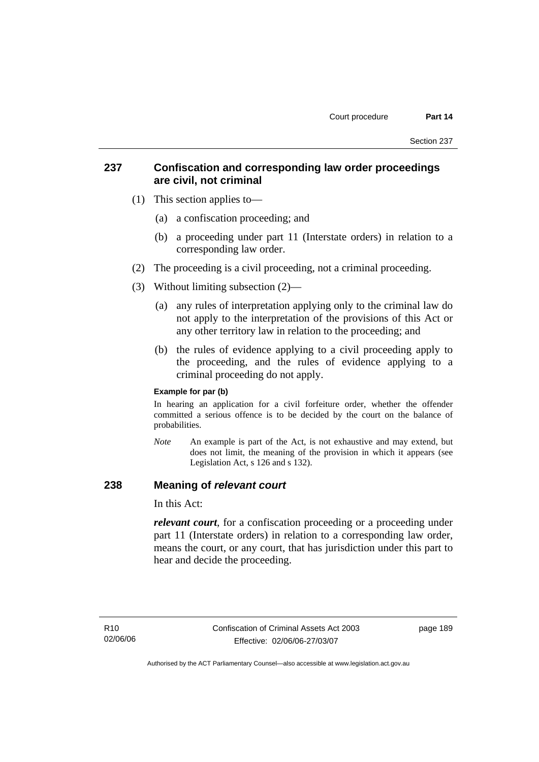## 237 Confiscation and corresponding law order proceedings are civil, not criminal

(1) This section applies to—

(a) a confiscation proceeding; and

(b) a proceeding under part 11 (Interstate orders) in relation to a corresponding law order.

(2) The proceeding is a civil proceeding, not a criminal proceeding.

(3) Without limiting subsection (2)—

(a) any rules of interpretation applying only to the criminal law do not apply to the interpretation of the provisions of this Act or any other territory law in relation to the proceeding; and

(b) the rules of evidence applying to a civil proceeding apply to the proceeding, and the rules of evidence applying to a criminal proceeding do not apply.

**Example for par (b)**

In hearing an application for a civil forfeiture order, whether the offender committed a serious offence is to be decided by the court on the balance of probabilities.

*Note* An example is part of the Act, is not exhaustive and may extend, but does not limit, the meaning of the provision in which it appears (see Legislation Act, s 126 and s 132).

## 238 Meaning of *relevant court*

In this Act:

***relevant court***, for a confiscation proceeding or a proceeding under part 11 (Interstate orders) in relation to a corresponding law order, means the court, or any court, that has jurisdiction under this part to hear and decide the proceeding.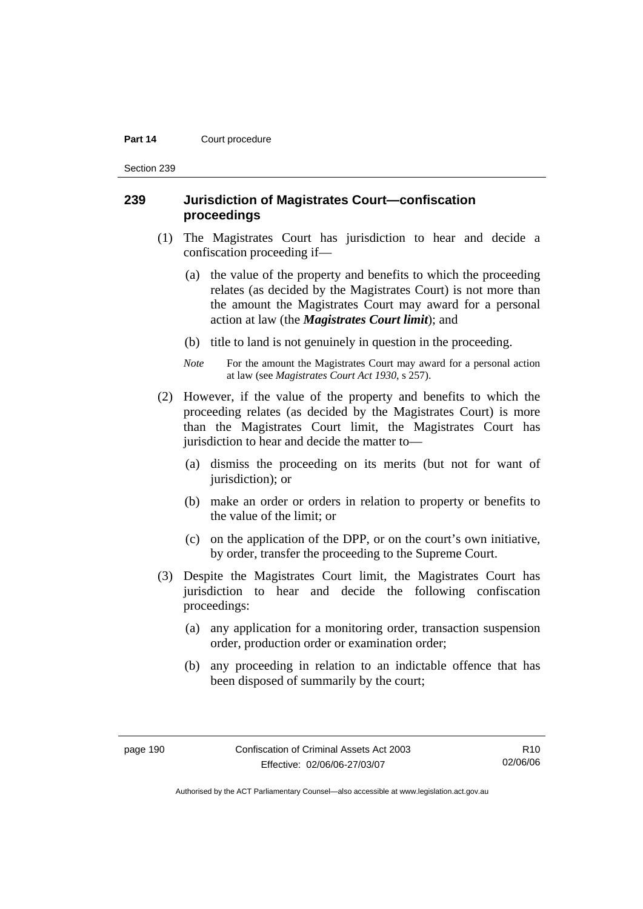## 239 Jurisdiction of Magistrates Court—confiscation proceedings

(1) The Magistrates Court has jurisdiction to hear and decide a confiscation proceeding if—

(a) the value of the property and benefits to which the proceeding relates (as decided by the Magistrates Court) is not more than the amount the Magistrates Court may award for a personal action at law (the ***Magistrates Court limit***); and

(b) title to land is not genuinely in question in the proceeding.

*Note* For the amount the Magistrates Court may award for a personal action at law (see *Magistrates Court Act 1930*, s 257).

(2) However, if the value of the property and benefits to which the proceeding relates (as decided by the Magistrates Court) is more than the Magistrates Court limit, the Magistrates Court has jurisdiction to hear and decide the matter to—

(a) dismiss the proceeding on its merits (but not for want of jurisdiction); or

(b) make an order or orders in relation to property or benefits to the value of the limit; or

(c) on the application of the DPP, or on the court's own initiative, by order, transfer the proceeding to the Supreme Court.

(3) Despite the Magistrates Court limit, the Magistrates Court has jurisdiction to hear and decide the following confiscation proceedings:

(a) any application for a monitoring order, transaction suspension order, production order or examination order;

(b) any proceeding in relation to an indictable offence that has been disposed of summarily by the court;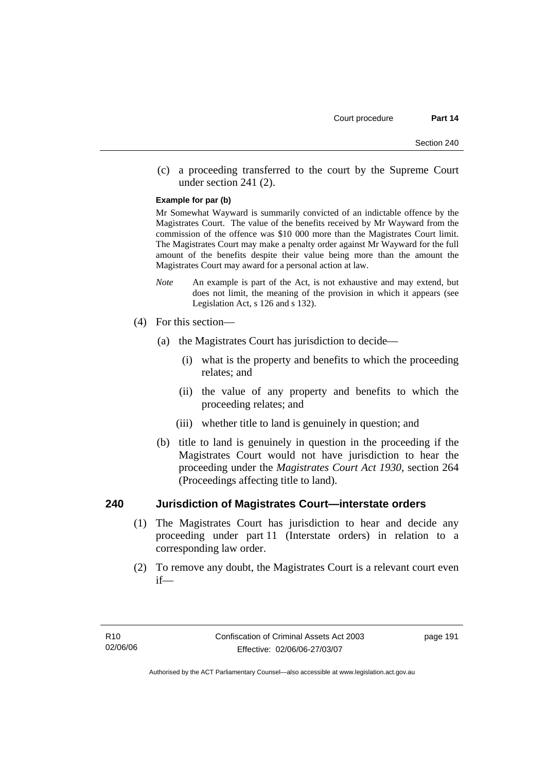(c) a proceeding transferred to the court by the Supreme Court under section 241 (2).

**Example for par (b)**

Mr Somewhat Wayward is summarily convicted of an indictable offence by the Magistrates Court. The value of the benefits received by Mr Wayward from the commission of the offence was $10 000 more than the Magistrates Court limit. The Magistrates Court may make a penalty order against Mr Wayward for the full amount of the benefits despite their value being more than the amount the Magistrates Court may award for a personal action at law.

*Note* An example is part of the Act, is not exhaustive and may extend, but does not limit, the meaning of the provision in which it appears (see Legislation Act, s 126 and s 132).

(4) For this section—

(a) the Magistrates Court has jurisdiction to decide—

(i) what is the property and benefits to which the proceeding relates; and

(ii) the value of any property and benefits to which the proceeding relates; and

(iii) whether title to land is genuinely in question; and

(b) title to land is genuinely in question in the proceeding if the Magistrates Court would not have jurisdiction to hear the proceeding under the *Magistrates Court Act 1930*, section 264 (Proceedings affecting title to land).

## 240 Jurisdiction of Magistrates Court—interstate orders

(1) The Magistrates Court has jurisdiction to hear and decide any proceeding under part 11 (Interstate orders) in relation to a corresponding law order.

(2) To remove any doubt, the Magistrates Court is a relevant court even if—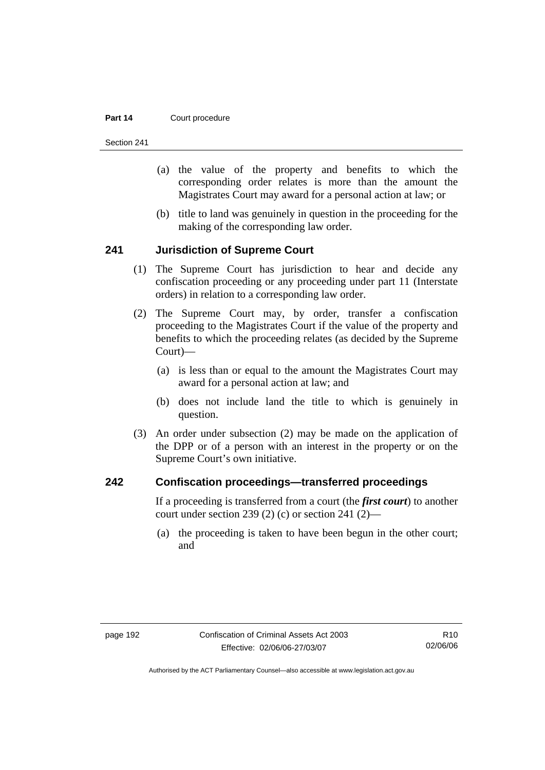(a) the value of the property and benefits to which the corresponding order relates is more than the amount the Magistrates Court may award for a personal action at law; or

(b) title to land was genuinely in question in the proceeding for the making of the corresponding law order.

## 241 Jurisdiction of Supreme Court

(1) The Supreme Court has jurisdiction to hear and decide any confiscation proceeding or any proceeding under part 11 (Interstate orders) in relation to a corresponding law order.

(2) The Supreme Court may, by order, transfer a confiscation proceeding to the Magistrates Court if the value of the property and benefits to which the proceeding relates (as decided by the Supreme Court)—

(a) is less than or equal to the amount the Magistrates Court may award for a personal action at law; and

(b) does not include land the title to which is genuinely in question.

(3) An order under subsection (2) may be made on the application of the DPP or of a person with an interest in the property or on the Supreme Court's own initiative.

## 242 Confiscation proceedings—transferred proceedings

If a proceeding is transferred from a court (the ***first court***) to another court under section 239 (2) (c) or section 241 (2)—

(a) the proceeding is taken to have been begun in the other court; and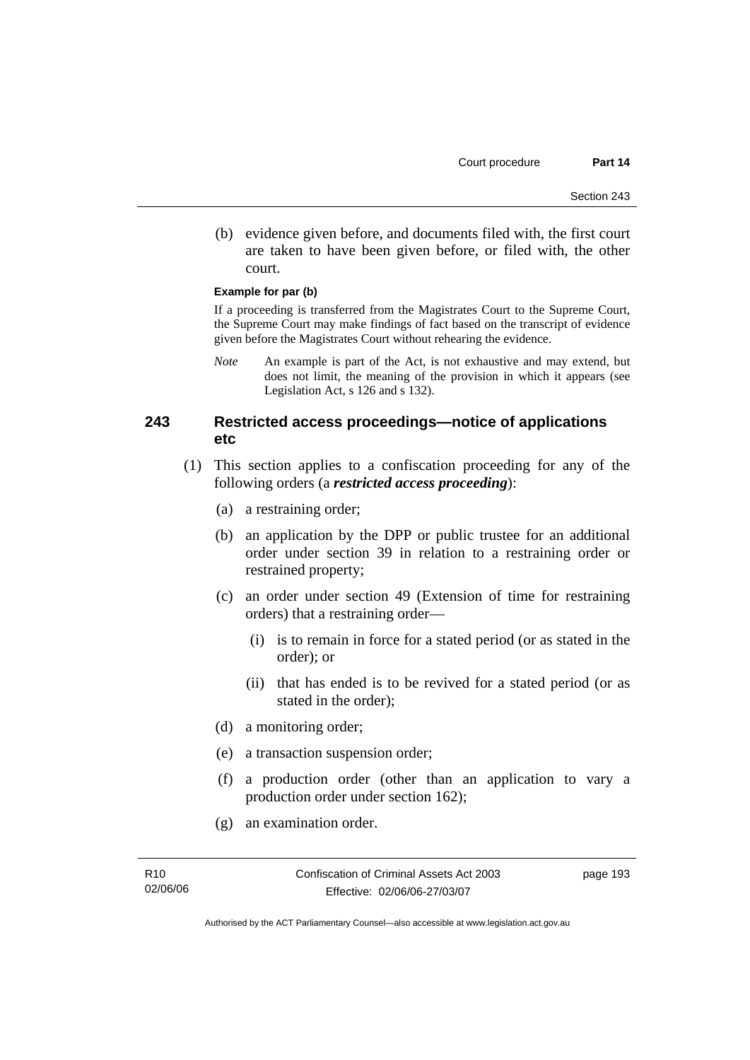(b) evidence given before, and documents filed with, the first court are taken to have been given before, or filed with, the other court.

**Example for par (b)**

If a proceeding is transferred from the Magistrates Court to the Supreme Court, the Supreme Court may make findings of fact based on the transcript of evidence given before the Magistrates Court without rehearing the evidence.

*Note* An example is part of the Act, is not exhaustive and may extend, but does not limit, the meaning of the provision in which it appears (see Legislation Act, s 126 and s 132).

## 243 Restricted access proceedings—notice of applications etc

(1) This section applies to a confiscation proceeding for any of the following orders (a ***restricted access proceeding***):

(a) a restraining order;

(b) an application by the DPP or public trustee for an additional order under section 39 in relation to a restraining order or restrained property;

(c) an order under section 49 (Extension of time for restraining orders) that a restraining order—

(i) is to remain in force for a stated period (or as stated in the order); or

(ii) that has ended is to be revived for a stated period (or as stated in the order);

(d) a monitoring order;

(e) a transaction suspension order;

(f) a production order (other than an application to vary a production order under section 162);

(g) an examination order.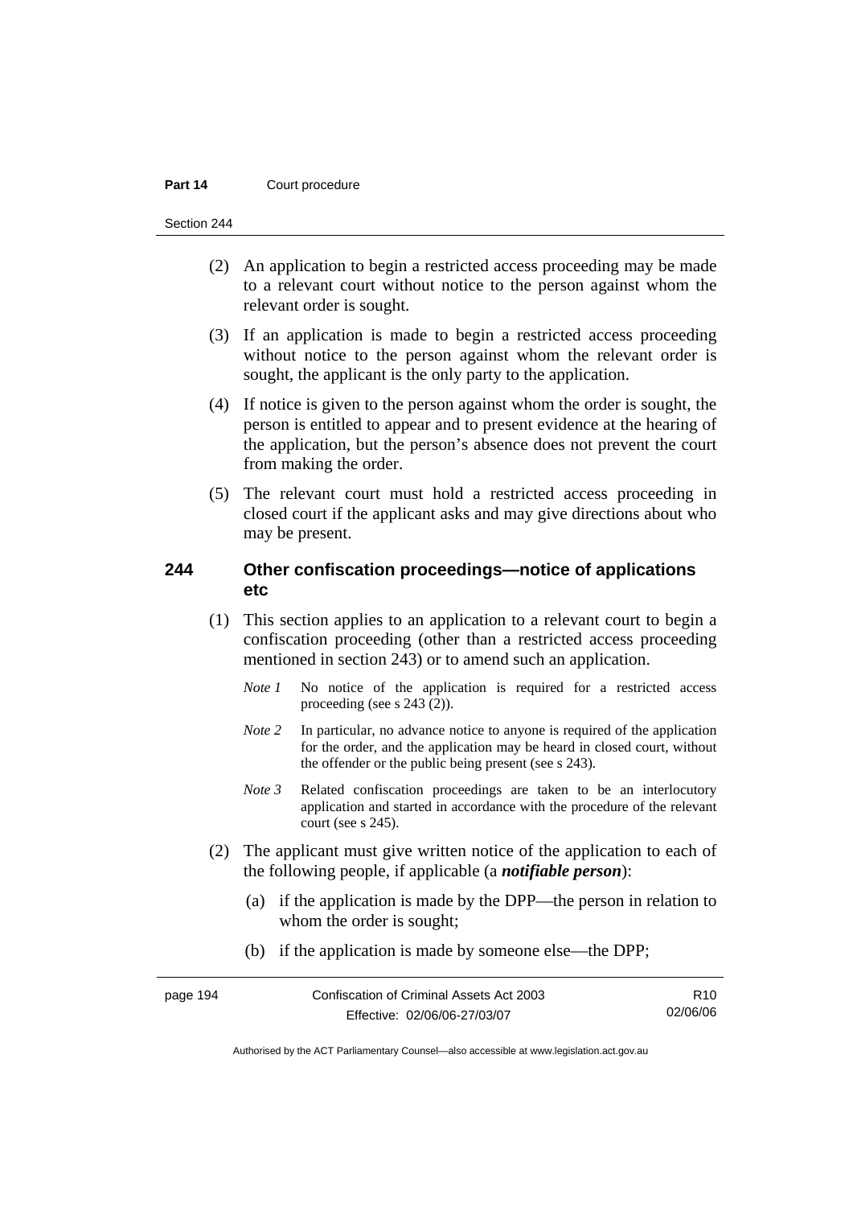(2) An application to begin a restricted access proceeding may be made to a relevant court without notice to the person against whom the relevant order is sought.

(3) If an application is made to begin a restricted access proceeding without notice to the person against whom the relevant order is sought, the applicant is the only party to the application.

(4) If notice is given to the person against whom the order is sought, the person is entitled to appear and to present evidence at the hearing of the application, but the person's absence does not prevent the court from making the order.

(5) The relevant court must hold a restricted access proceeding in closed court if the applicant asks and may give directions about who may be present.

### 244 Other confiscation proceedings—notice of applications etc

(1) This section applies to an application to a relevant court to begin a confiscation proceeding (other than a restricted access proceeding mentioned in section 243) or to amend such an application.

*Note 1* No notice of the application is required for a restricted access proceeding (see s 243 (2)).

*Note 2* In particular, no advance notice to anyone is required of the application for the order, and the application may be heard in closed court, without the offender or the public being present (see s 243).

*Note 3* Related confiscation proceedings are taken to be an interlocutory application and started in accordance with the procedure of the relevant court (see s 245).

(2) The applicant must give written notice of the application to each of the following people, if applicable (a ***notifiable person***):

(a) if the application is made by the DPP—the person in relation to whom the order is sought;

(b) if the application is made by someone else—the DPP;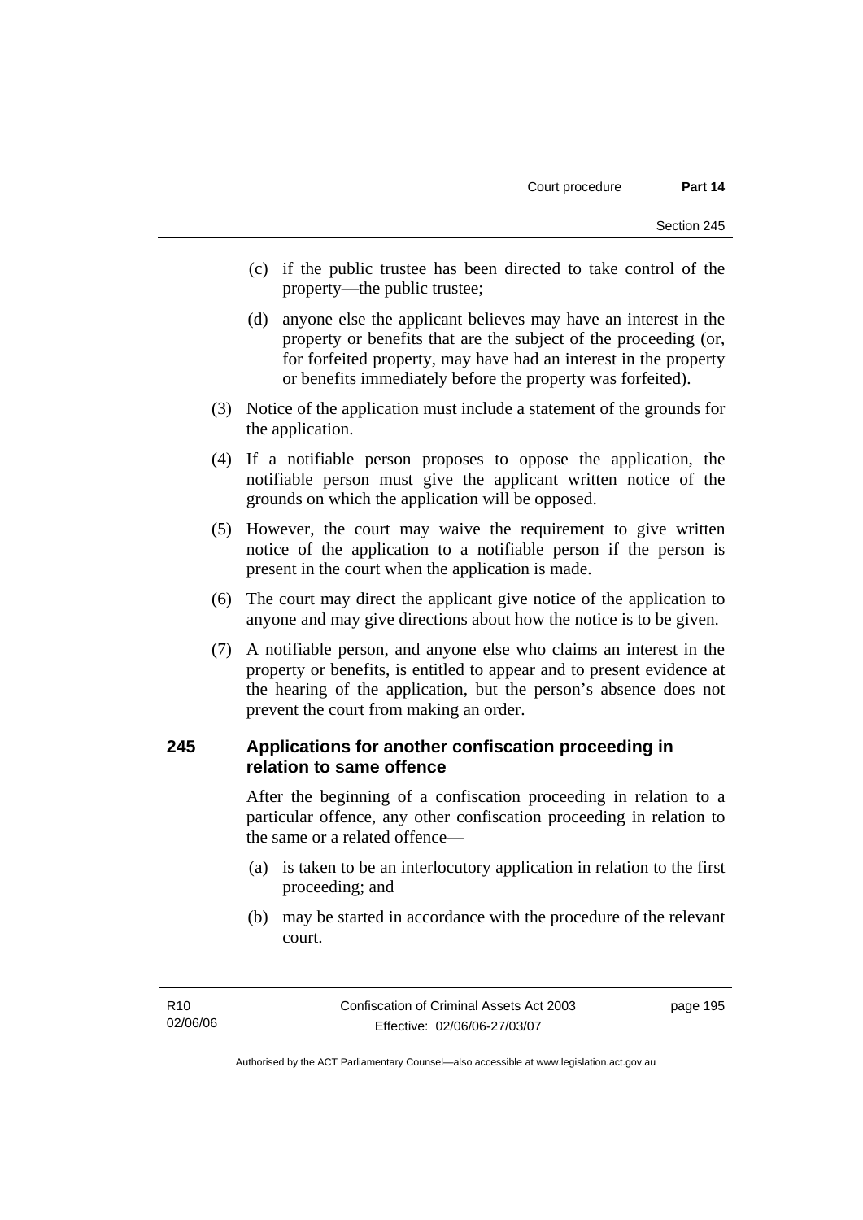(c) if the public trustee has been directed to take control of the property—the public trustee;

(d) anyone else the applicant believes may have an interest in the property or benefits that are the subject of the proceeding (or, for forfeited property, may have had an interest in the property or benefits immediately before the property was forfeited).

(3) Notice of the application must include a statement of the grounds for the application.

(4) If a notifiable person proposes to oppose the application, the notifiable person must give the applicant written notice of the grounds on which the application will be opposed.

(5) However, the court may waive the requirement to give written notice of the application to a notifiable person if the person is present in the court when the application is made.

(6) The court may direct the applicant give notice of the application to anyone and may give directions about how the notice is to be given.

(7) A notifiable person, and anyone else who claims an interest in the property or benefits, is entitled to appear and to present evidence at the hearing of the application, but the person's absence does not prevent the court from making an order.

### 245 Applications for another confiscation proceeding in relation to same offence

After the beginning of a confiscation proceeding in relation to a particular offence, any other confiscation proceeding in relation to the same or a related offence—

(a) is taken to be an interlocutory application in relation to the first proceeding; and

(b) may be started in accordance with the procedure of the relevant court.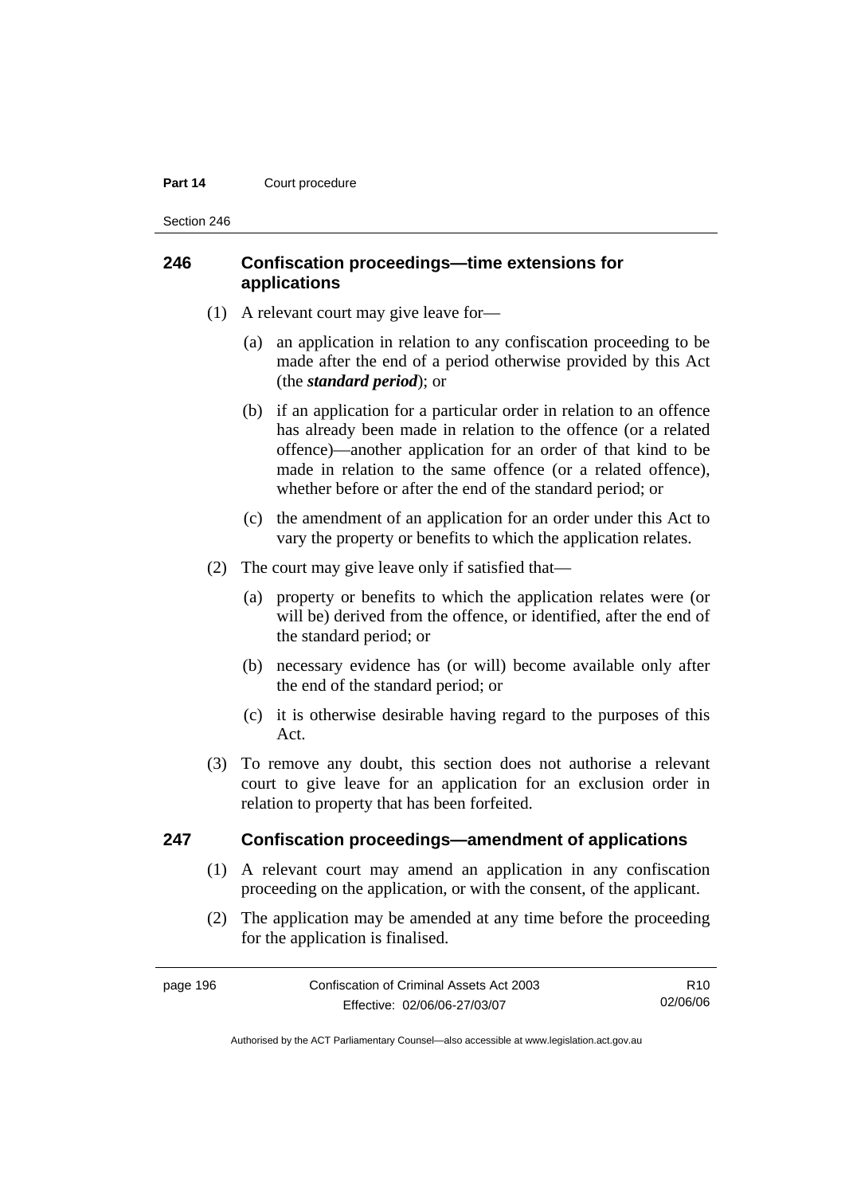## 246 Confiscation proceedings—time extensions for applications

(1) A relevant court may give leave for—

(a) an application in relation to any confiscation proceeding to be made after the end of a period otherwise provided by this Act (the ***standard period***); or

(b) if an application for a particular order in relation to an offence has already been made in relation to the offence (or a related offence)—another application for an order of that kind to be made in relation to the same offence (or a related offence), whether before or after the end of the standard period; or

(c) the amendment of an application for an order under this Act to vary the property or benefits to which the application relates.

(2) The court may give leave only if satisfied that—

(a) property or benefits to which the application relates were (or will be) derived from the offence, or identified, after the end of the standard period; or

(b) necessary evidence has (or will) become available only after the end of the standard period; or

(c) it is otherwise desirable having regard to the purposes of this Act.

(3) To remove any doubt, this section does not authorise a relevant court to give leave for an application for an exclusion order in relation to property that has been forfeited.

## 247 Confiscation proceedings—amendment of applications

(1) A relevant court may amend an application in any confiscation proceeding on the application, or with the consent, of the applicant.

(2) The application may be amended at any time before the proceeding for the application is finalised.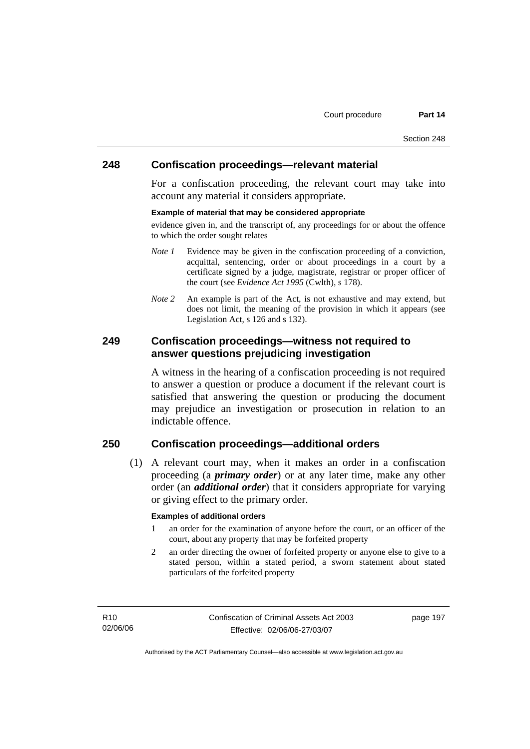## 248 Confiscation proceedings—relevant material

For a confiscation proceeding, the relevant court may take into account any material it considers appropriate.

**Example of material that may be considered appropriate**

evidence given in, and the transcript of, any proceedings for or about the offence to which the order sought relates

*Note 1* Evidence may be given in the confiscation proceeding of a conviction, acquittal, sentencing, order or about proceedings in a court by a certificate signed by a judge, magistrate, registrar or proper officer of the court (see *Evidence Act 1995* (Cwlth), s 178).

*Note 2* An example is part of the Act, is not exhaustive and may extend, but does not limit, the meaning of the provision in which it appears (see Legislation Act, s 126 and s 132).

## 249 Confiscation proceedings—witness not required to answer questions prejudicing investigation

A witness in the hearing of a confiscation proceeding is not required to answer a question or produce a document if the relevant court is satisfied that answering the question or producing the document may prejudice an investigation or prosecution in relation to an indictable offence.

## 250 Confiscation proceedings—additional orders

(1) A relevant court may, when it makes an order in a confiscation proceeding (a ***primary order***) or at any later time, make any other order (an ***additional order***) that it considers appropriate for varying or giving effect to the primary order.

**Examples of additional orders**

1 an order for the examination of anyone before the court, or an officer of the court, about any property that may be forfeited property

2 an order directing the owner of forfeited property or anyone else to give to a stated person, within a stated period, a sworn statement about stated particulars of the forfeited property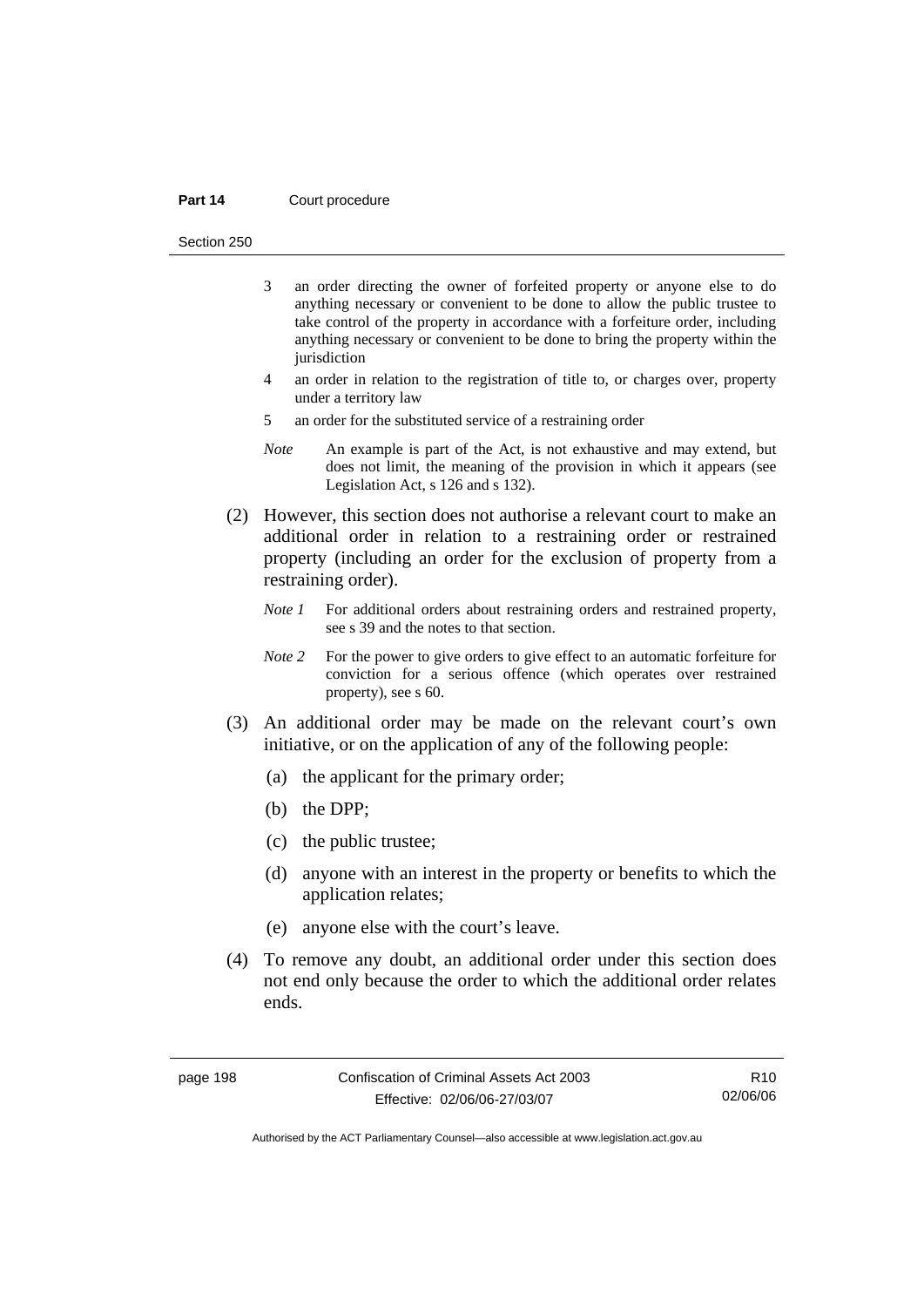3 an order directing the owner of forfeited property or anyone else to do anything necessary or convenient to be done to allow the public trustee to take control of the property in accordance with a forfeiture order, including anything necessary or convenient to be done to bring the property within the jurisdiction

4 an order in relation to the registration of title to, or charges over, property under a territory law

5 an order for the substituted service of a restraining order

*Note* An example is part of the Act, is not exhaustive and may extend, but does not limit, the meaning of the provision in which it appears (see Legislation Act, s 126 and s 132).

(2) However, this section does not authorise a relevant court to make an additional order in relation to a restraining order or restrained property (including an order for the exclusion of property from a restraining order).

*Note 1* For additional orders about restraining orders and restrained property, see s 39 and the notes to that section.

*Note 2* For the power to give orders to give effect to an automatic forfeiture for conviction for a serious offence (which operates over restrained property), see s 60.

(3) An additional order may be made on the relevant court's own initiative, or on the application of any of the following people:

(a) the applicant for the primary order;

(b) the DPP;

(c) the public trustee;

(d) anyone with an interest in the property or benefits to which the application relates;

(e) anyone else with the court's leave.

(4) To remove any doubt, an additional order under this section does not end only because the order to which the additional order relates ends.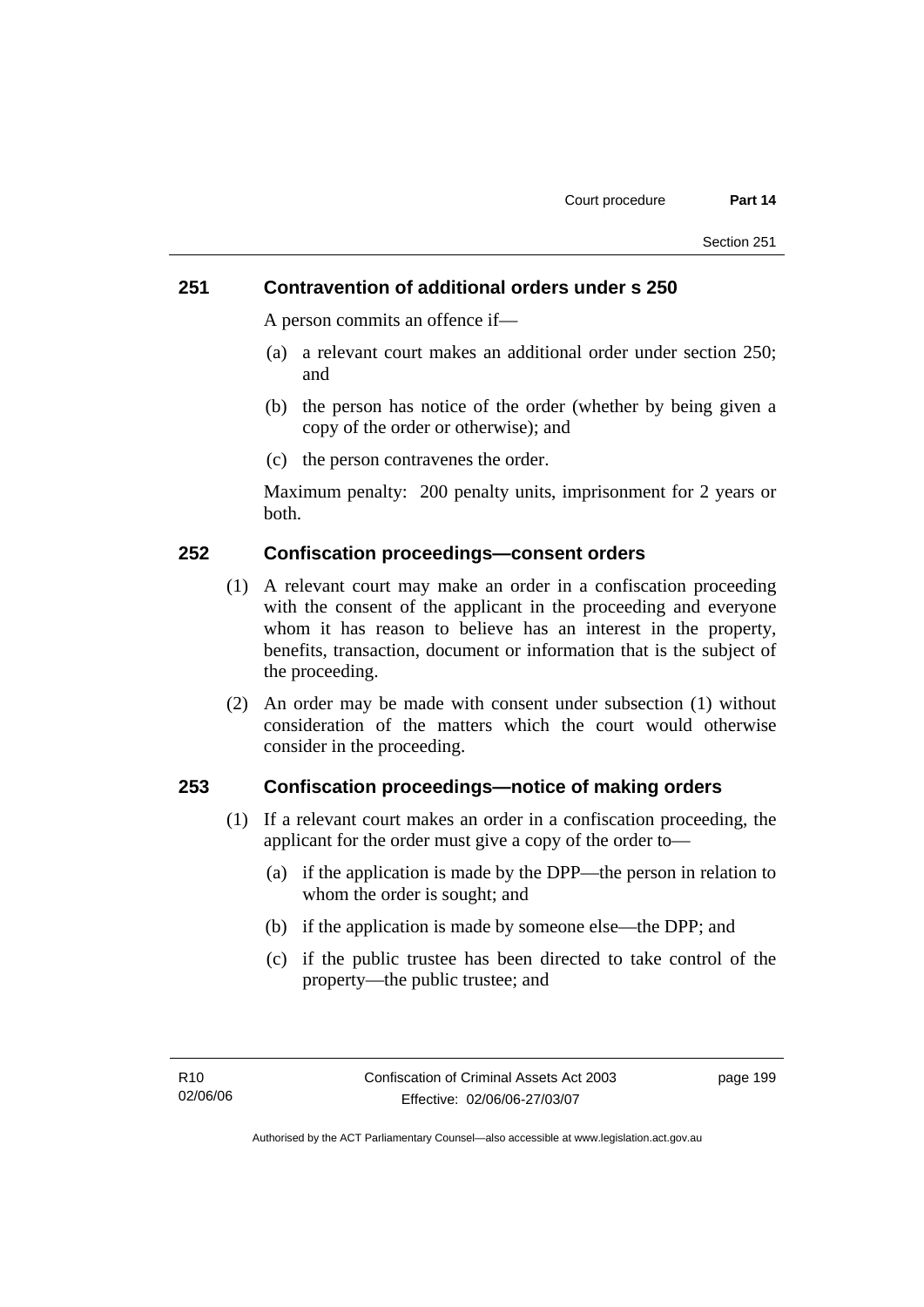## 251 Contravention of additional orders under s 250

A person commits an offence if—

(a) a relevant court makes an additional order under section 250; and

(b) the person has notice of the order (whether by being given a copy of the order or otherwise); and

(c) the person contravenes the order.

Maximum penalty: 200 penalty units, imprisonment for 2 years or both.

## 252 Confiscation proceedings—consent orders

(1) A relevant court may make an order in a confiscation proceeding with the consent of the applicant in the proceeding and everyone whom it has reason to believe has an interest in the property, benefits, transaction, document or information that is the subject of the proceeding.

(2) An order may be made with consent under subsection (1) without consideration of the matters which the court would otherwise consider in the proceeding.

## 253 Confiscation proceedings—notice of making orders

(1) If a relevant court makes an order in a confiscation proceeding, the applicant for the order must give a copy of the order to—

(a) if the application is made by the DPP—the person in relation to whom the order is sought; and

(b) if the application is made by someone else—the DPP; and

(c) if the public trustee has been directed to take control of the property—the public trustee; and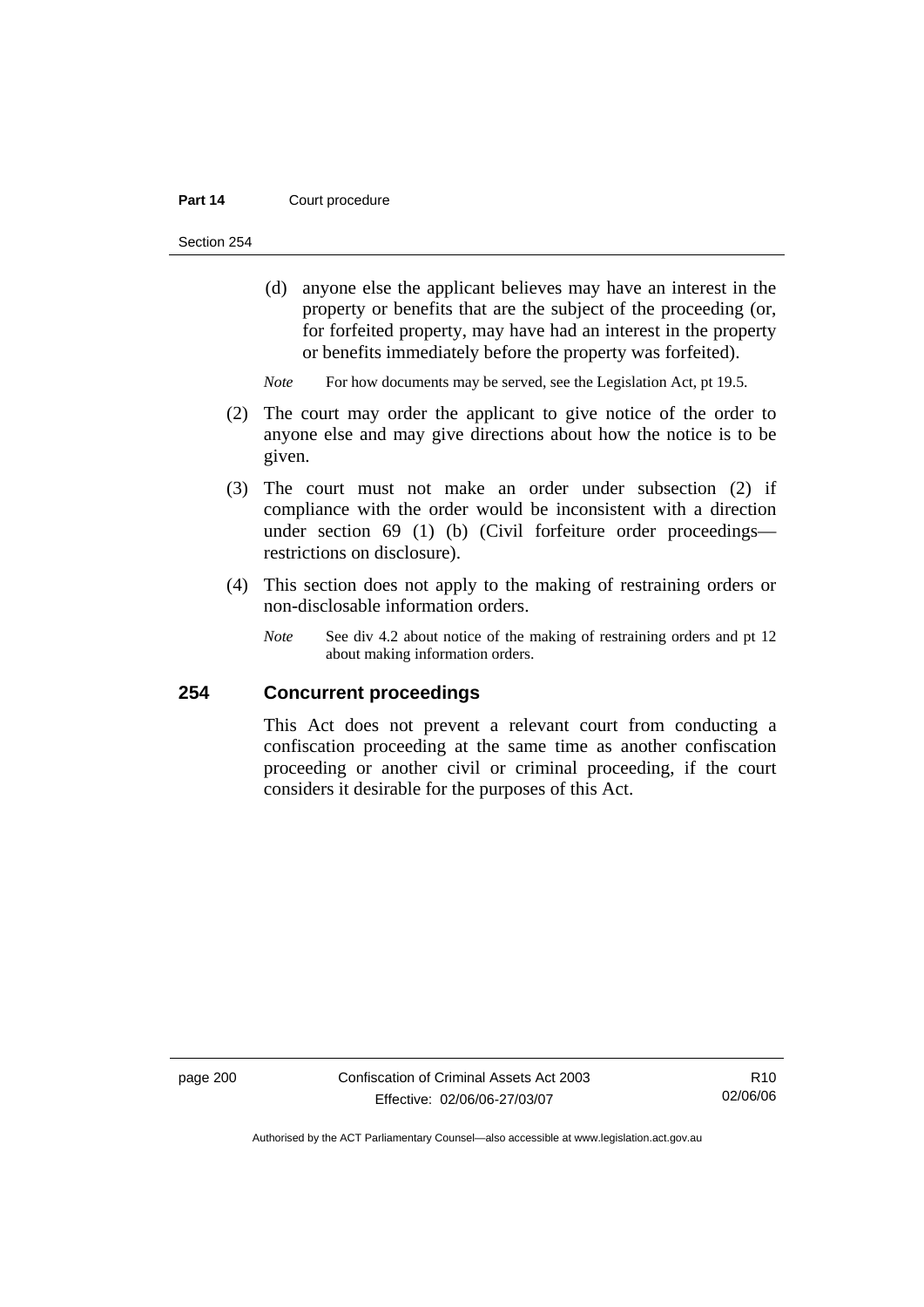(d) anyone else the applicant believes may have an interest in the property or benefits that are the subject of the proceeding (or, for forfeited property, may have had an interest in the property or benefits immediately before the property was forfeited).

*Note* For how documents may be served, see the Legislation Act, pt 19.5.

(2) The court may order the applicant to give notice of the order to anyone else and may give directions about how the notice is to be given.

(3) The court must not make an order under subsection (2) if compliance with the order would be inconsistent with a direction under section 69 (1) (b) (Civil forfeiture order proceedings—restrictions on disclosure).

(4) This section does not apply to the making of restraining orders or non-disclosable information orders.

*Note* See div 4.2 about notice of the making of restraining orders and pt 12 about making information orders.

## 254 Concurrent proceedings

This Act does not prevent a relevant court from conducting a confiscation proceeding at the same time as another confiscation proceeding or another civil or criminal proceeding, if the court considers it desirable for the purposes of this Act.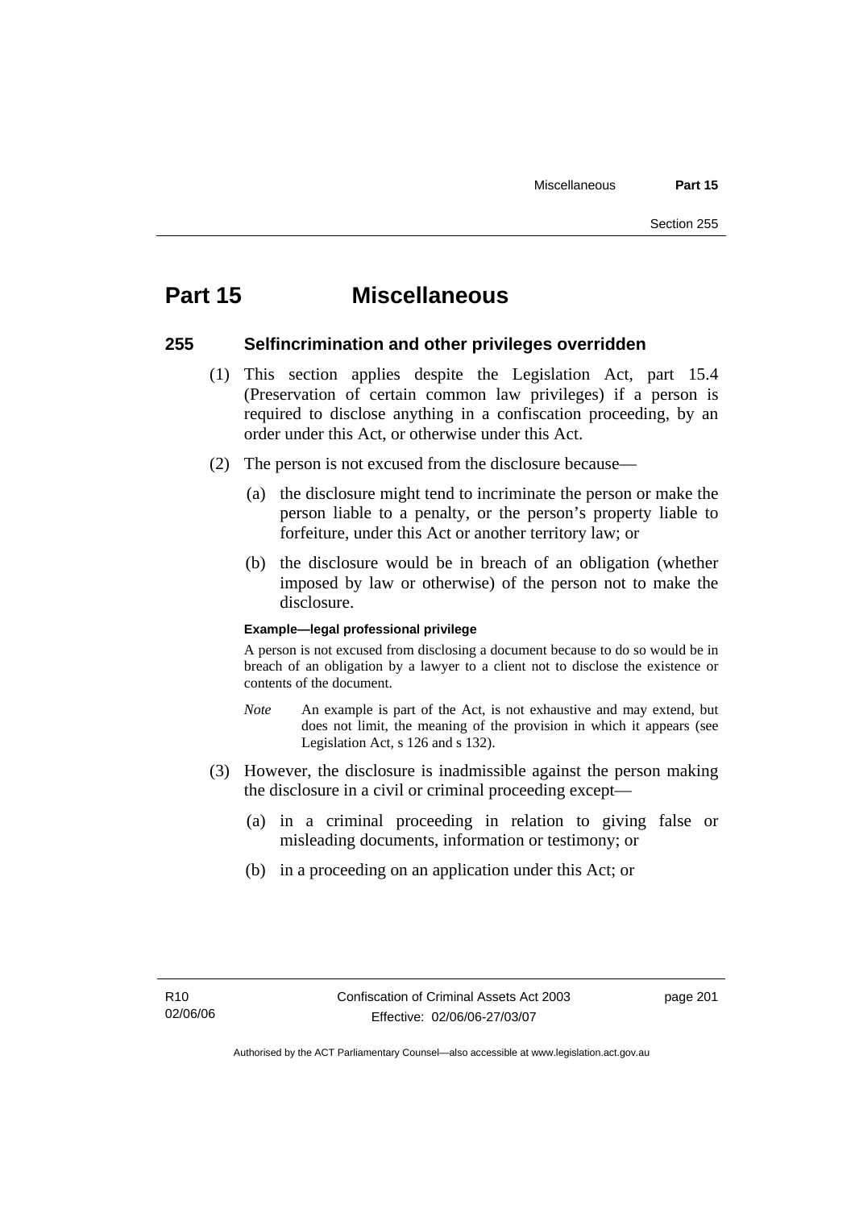# Part 15 Miscellaneous

## 255 Selfincrimination and other privileges overridden

(1) This section applies despite the Legislation Act, part 15.4 (Preservation of certain common law privileges) if a person is required to disclose anything in a confiscation proceeding, by an order under this Act, or otherwise under this Act.

(2) The person is not excused from the disclosure because—

(a) the disclosure might tend to incriminate the person or make the person liable to a penalty, or the person's property liable to forfeiture, under this Act or another territory law; or

(b) the disclosure would be in breach of an obligation (whether imposed by law or otherwise) of the person not to make the disclosure.

**Example—legal professional privilege**

A person is not excused from disclosing a document because to do so would be in breach of an obligation by a lawyer to a client not to disclose the existence or contents of the document.

*Note* An example is part of the Act, is not exhaustive and may extend, but does not limit, the meaning of the provision in which it appears (see Legislation Act, s 126 and s 132).

(3) However, the disclosure is inadmissible against the person making the disclosure in a civil or criminal proceeding except—

(a) in a criminal proceeding in relation to giving false or misleading documents, information or testimony; or

(b) in a proceeding on an application under this Act; or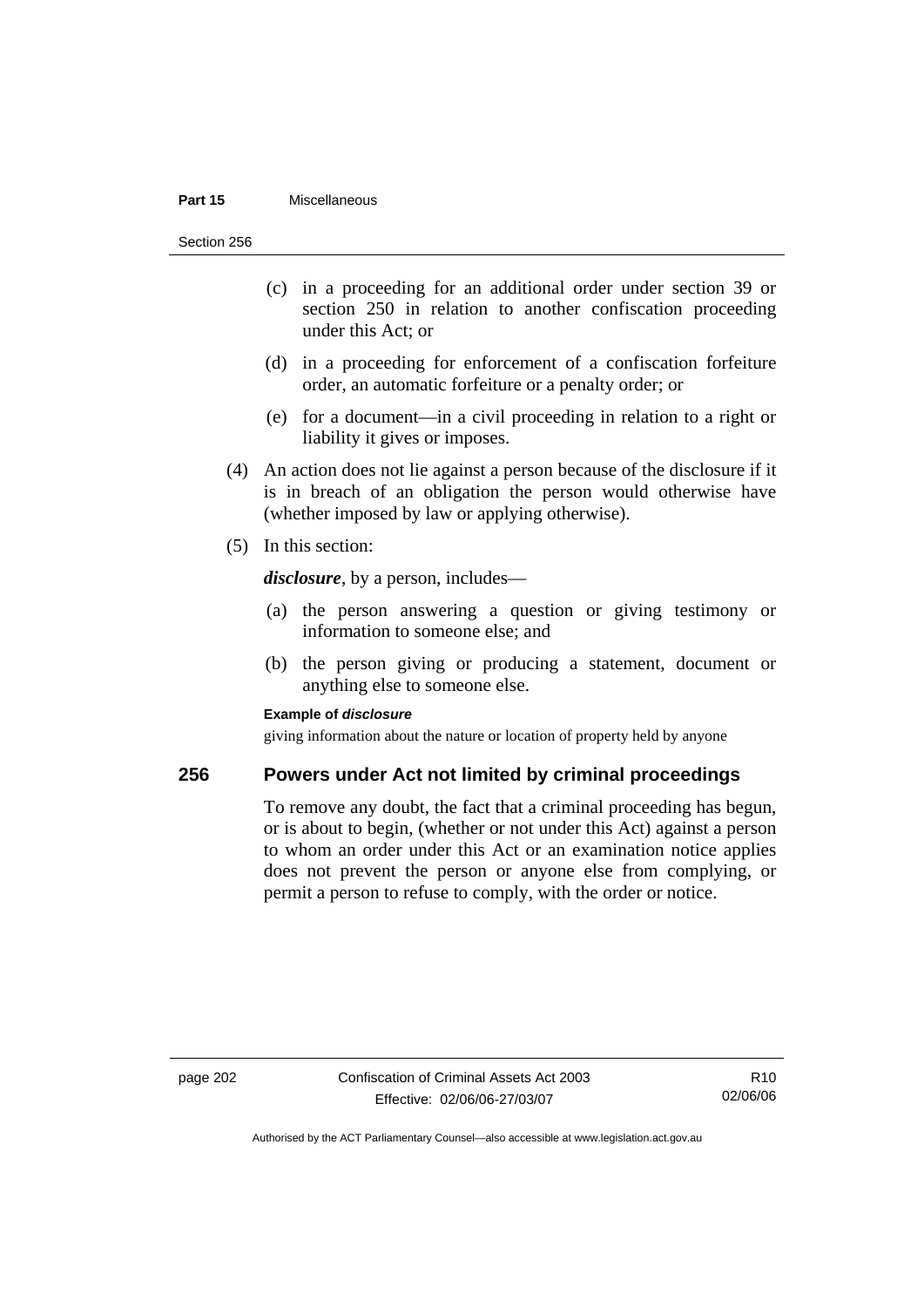(c) in a proceeding for an additional order under section 39 or section 250 in relation to another confiscation proceeding under this Act; or

(d) in a proceeding for enforcement of a confiscation forfeiture order, an automatic forfeiture or a penalty order; or

(e) for a document—in a civil proceeding in relation to a right or liability it gives or imposes.

(4) An action does not lie against a person because of the disclosure if it is in breach of an obligation the person would otherwise have (whether imposed by law or applying otherwise).

(5) In this section:

***disclosure***, by a person, includes—

(a) the person answering a question or giving testimony or information to someone else; and

(b) the person giving or producing a statement, document or anything else to someone else.

**Example of *disclosure***

giving information about the nature or location of property held by anyone

## 256 Powers under Act not limited by criminal proceedings

To remove any doubt, the fact that a criminal proceeding has begun, or is about to begin, (whether or not under this Act) against a person to whom an order under this Act or an examination notice applies does not prevent the person or anyone else from complying, or permit a person to refuse to comply, with the order or notice.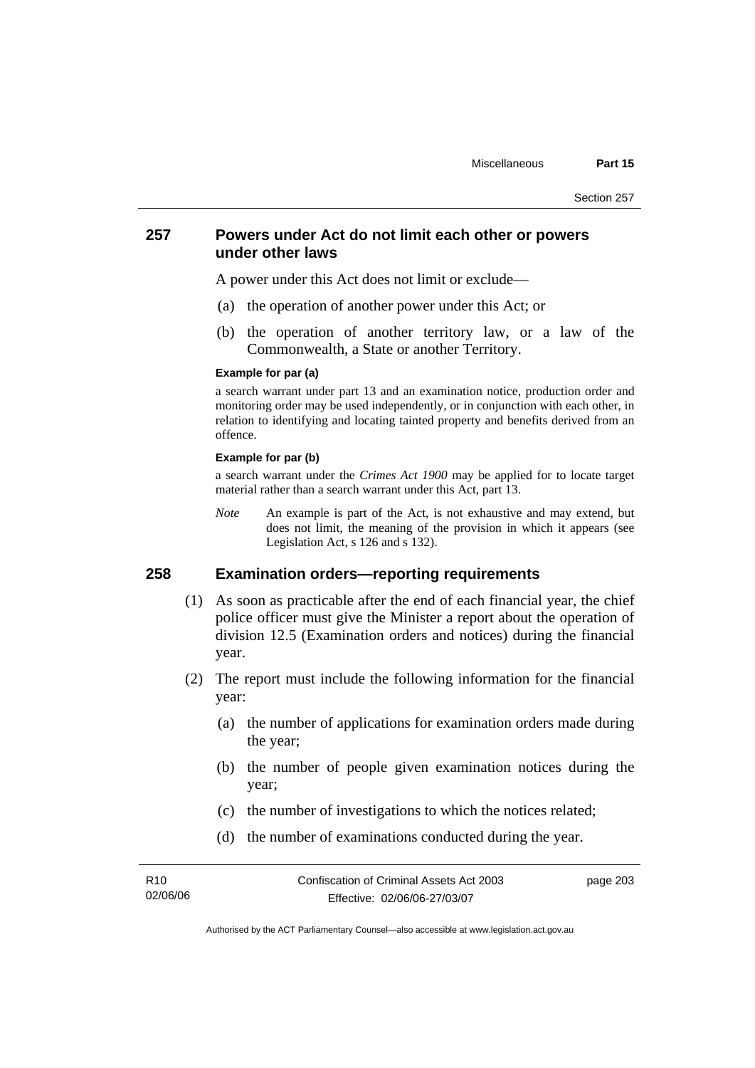## 257 Powers under Act do not limit each other or powers under other laws

A power under this Act does not limit or exclude—

(a) the operation of another power under this Act; or

(b) the operation of another territory law, or a law of the Commonwealth, a State or another Territory.

**Example for par (a)**

a search warrant under part 13 and an examination notice, production order and monitoring order may be used independently, or in conjunction with each other, in relation to identifying and locating tainted property and benefits derived from an offence.

**Example for par (b)**

a search warrant under the *Crimes Act 1900* may be applied for to locate target material rather than a search warrant under this Act, part 13.

*Note* An example is part of the Act, is not exhaustive and may extend, but does not limit, the meaning of the provision in which it appears (see Legislation Act, s 126 and s 132).

## 258 Examination orders—reporting requirements

(1) As soon as practicable after the end of each financial year, the chief police officer must give the Minister a report about the operation of division 12.5 (Examination orders and notices) during the financial year.

(2) The report must include the following information for the financial year:

(a) the number of applications for examination orders made during the year;

(b) the number of people given examination notices during the year;

(c) the number of investigations to which the notices related;

(d) the number of examinations conducted during the year.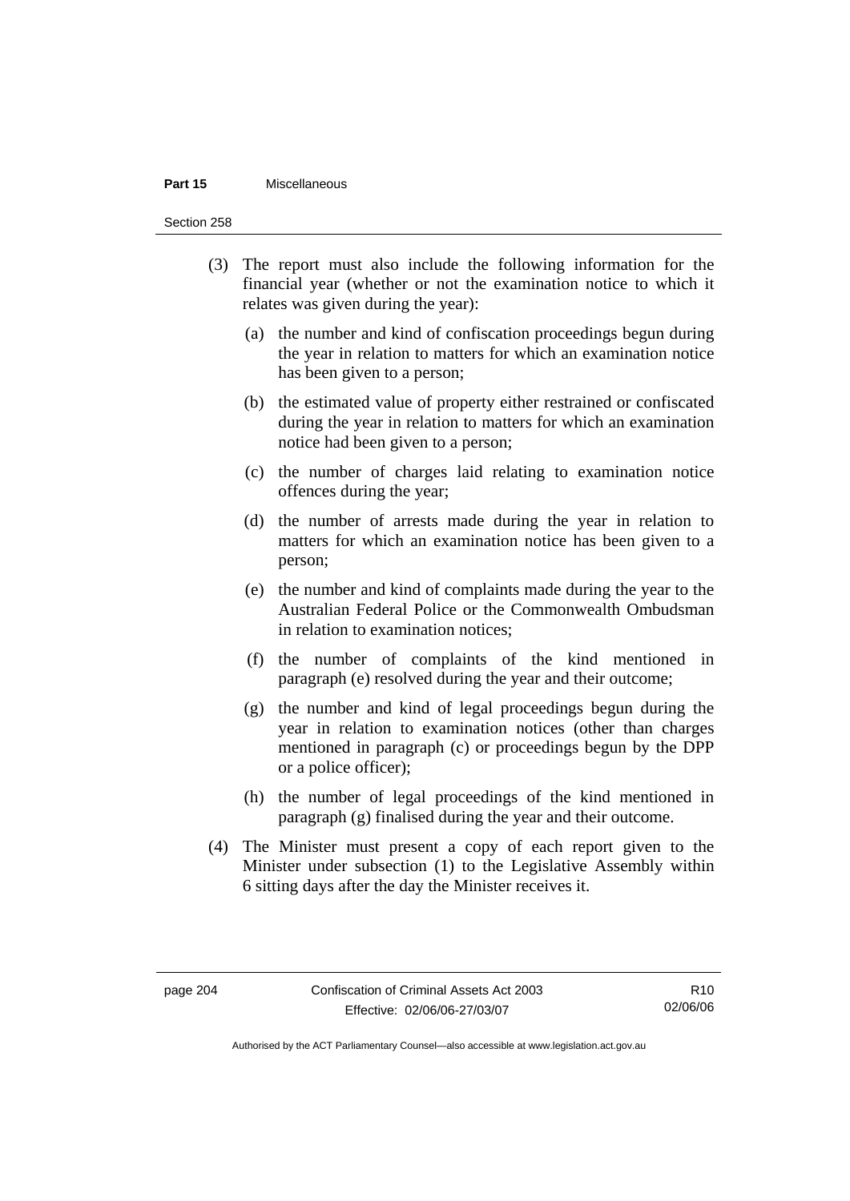(3) The report must also include the following information for the financial year (whether or not the examination notice to which it relates was given during the year):

(a) the number and kind of confiscation proceedings begun during the year in relation to matters for which an examination notice has been given to a person;

(b) the estimated value of property either restrained or confiscated during the year in relation to matters for which an examination notice had been given to a person;

(c) the number of charges laid relating to examination notice offences during the year;

(d) the number of arrests made during the year in relation to matters for which an examination notice has been given to a person;

(e) the number and kind of complaints made during the year to the Australian Federal Police or the Commonwealth Ombudsman in relation to examination notices;

(f) the number of complaints of the kind mentioned in paragraph (e) resolved during the year and their outcome;

(g) the number and kind of legal proceedings begun during the year in relation to examination notices (other than charges mentioned in paragraph (c) or proceedings begun by the DPP or a police officer);

(h) the number of legal proceedings of the kind mentioned in paragraph (g) finalised during the year and their outcome.

(4) The Minister must present a copy of each report given to the Minister under subsection (1) to the Legislative Assembly within 6 sitting days after the day the Minister receives it.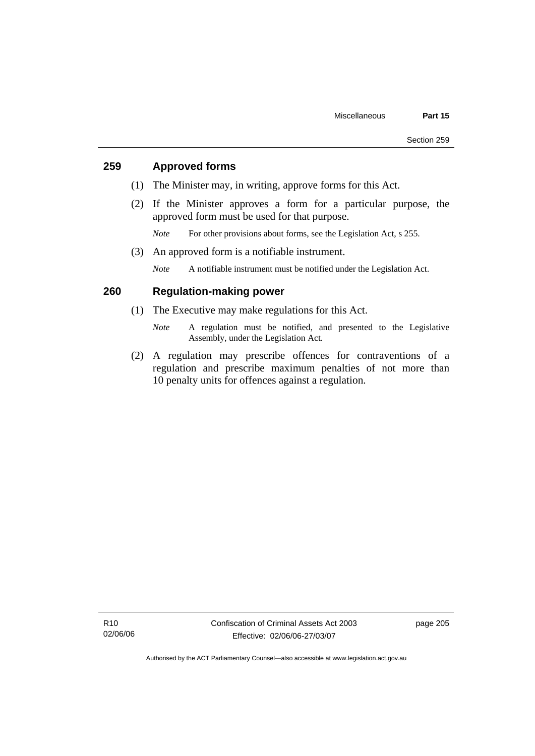## 259 Approved forms

(1) The Minister may, in writing, approve forms for this Act.

(2) If the Minister approves a form for a particular purpose, the approved form must be used for that purpose.

*Note* For other provisions about forms, see the Legislation Act, s 255.

(3) An approved form is a notifiable instrument.

*Note* A notifiable instrument must be notified under the Legislation Act.

## 260 Regulation-making power

(1) The Executive may make regulations for this Act.

*Note* A regulation must be notified, and presented to the Legislative Assembly, under the Legislation Act.

(2) A regulation may prescribe offences for contraventions of a regulation and prescribe maximum penalties of not more than 10 penalty units for offences against a regulation.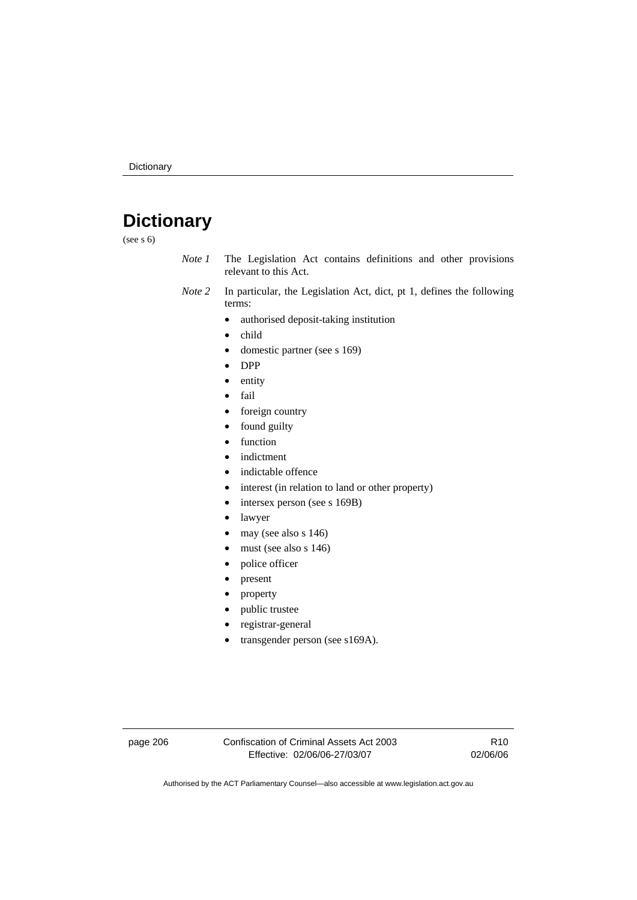# Dictionary

(see s 6)

*Note 1* The Legislation Act contains definitions and other provisions relevant to this Act.

*Note 2* In particular, the Legislation Act, dict, pt 1, defines the following terms:

- authorised deposit-taking institution
- child
- domestic partner (see s 169)
- DPP
- entity
- fail
- foreign country
- found guilty
- function
- indictment
- indictable offence
- interest (in relation to land or other property)
- intersex person (see s 169B)
- lawyer
- may (see also s 146)
- must (see also s 146)
- police officer
- present
- property
- public trustee
- registrar-general
- transgender person (see s169A).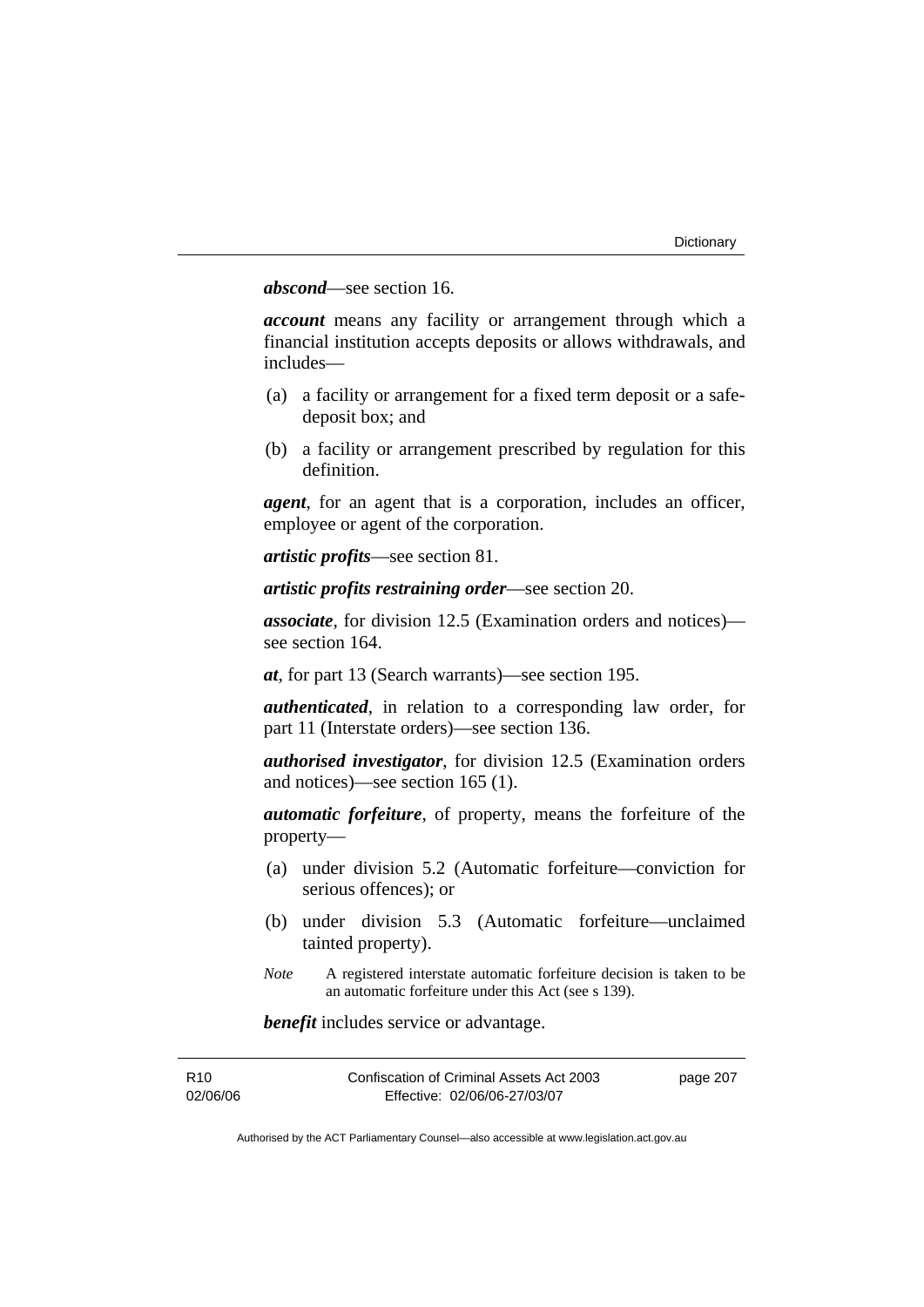***abscond***—see section 16.

***account*** means any facility or arrangement through which a financial institution accepts deposits or allows withdrawals, and includes—

(a) a facility or arrangement for a fixed term deposit or a safe-deposit box; and

(b) a facility or arrangement prescribed by regulation for this definition.

***agent***, for an agent that is a corporation, includes an officer, employee or agent of the corporation.

***artistic profits***—see section 81.

***artistic profits restraining order***—see section 20.

***associate***, for division 12.5 (Examination orders and notices)—see section 164.

***at***, for part 13 (Search warrants)—see section 195.

***authenticated***, in relation to a corresponding law order, for part 11 (Interstate orders)—see section 136.

***authorised investigator***, for division 12.5 (Examination orders and notices)—see section 165 (1).

***automatic forfeiture***, of property, means the forfeiture of the property—

(a) under division 5.2 (Automatic forfeiture—conviction for serious offences); or

(b) under division 5.3 (Automatic forfeiture—unclaimed tainted property).

*Note* A registered interstate automatic forfeiture decision is taken to be an automatic forfeiture under this Act (see s 139).

***benefit*** includes service or advantage.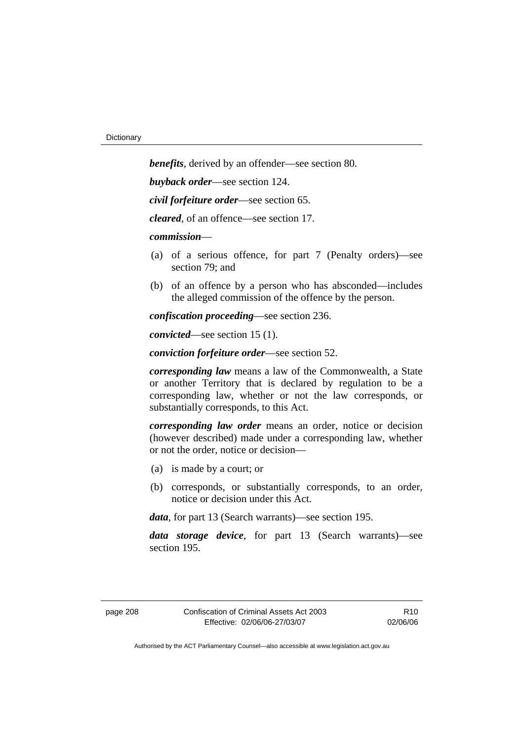***benefits***, derived by an offender—see section 80.

***buyback order***—see section 124.

***civil forfeiture order***—see section 65.

***cleared***, of an offence—see section 17.

***commission***—

(a) of a serious offence, for part 7 (Penalty orders)—see section 79; and

(b) of an offence by a person who has absconded—includes the alleged commission of the offence by the person.

***confiscation proceeding***—see section 236.

***convicted***—see section 15 (1).

***conviction forfeiture order***—see section 52.

***corresponding law*** means a law of the Commonwealth, a State or another Territory that is declared by regulation to be a corresponding law, whether or not the law corresponds, or substantially corresponds, to this Act.

***corresponding law order*** means an order, notice or decision (however described) made under a corresponding law, whether or not the order, notice or decision—

(a) is made by a court; or

(b) corresponds, or substantially corresponds, to an order, notice or decision under this Act.

***data***, for part 13 (Search warrants)—see section 195.

***data storage device***, for part 13 (Search warrants)—see section 195.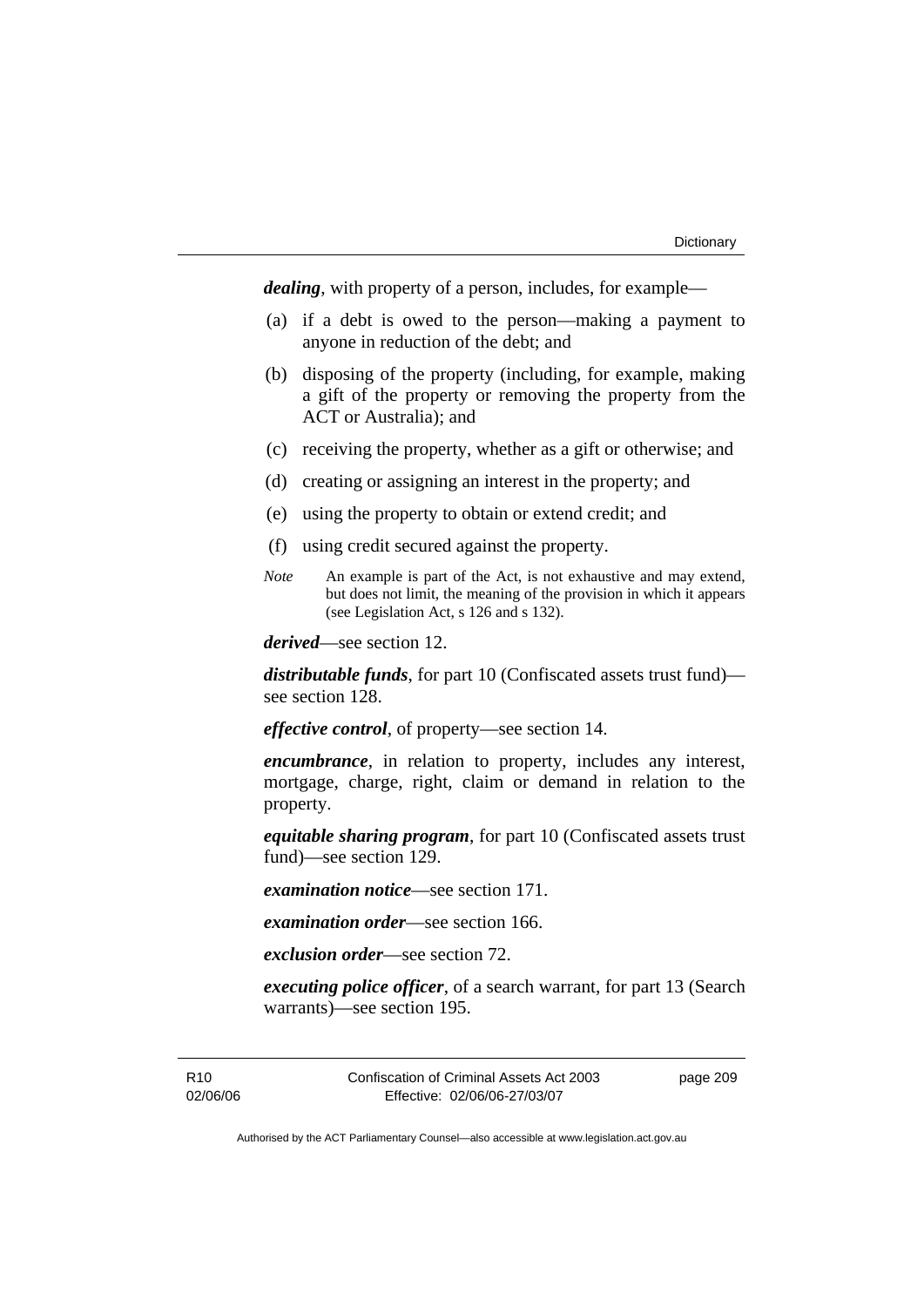***dealing***, with property of a person, includes, for example—

(a) if a debt is owed to the person—making a payment to anyone in reduction of the debt; and

(b) disposing of the property (including, for example, making a gift of the property or removing the property from the ACT or Australia); and

(c) receiving the property, whether as a gift or otherwise; and

(d) creating or assigning an interest in the property; and

(e) using the property to obtain or extend credit; and

(f) using credit secured against the property.

*Note* An example is part of the Act, is not exhaustive and may extend, but does not limit, the meaning of the provision in which it appears (see Legislation Act, s 126 and s 132).

***derived***—see section 12.

***distributable funds***, for part 10 (Confiscated assets trust fund)—see section 128.

***effective control***, of property—see section 14.

***encumbrance***, in relation to property, includes any interest, mortgage, charge, right, claim or demand in relation to the property.

***equitable sharing program***, for part 10 (Confiscated assets trust fund)—see section 129.

***examination notice***—see section 171.

***examination order***—see section 166.

***exclusion order***—see section 72.

***executing police officer***, of a search warrant, for part 13 (Search warrants)—see section 195.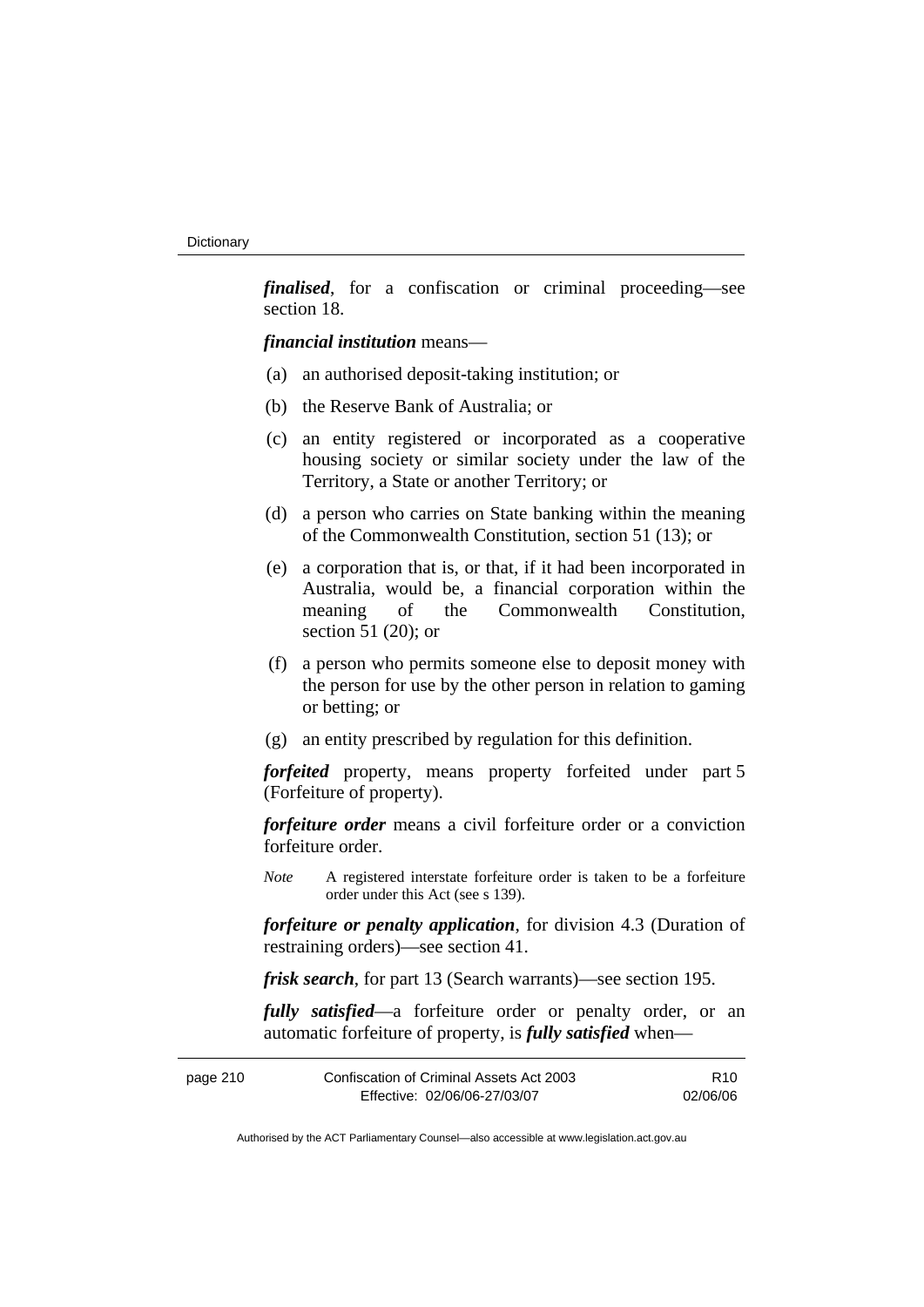***finalised***, for a confiscation or criminal proceeding—see section 18.

***financial institution*** means—

(a) an authorised deposit-taking institution; or

(b) the Reserve Bank of Australia; or

(c) an entity registered or incorporated as a cooperative housing society or similar society under the law of the Territory, a State or another Territory; or

(d) a person who carries on State banking within the meaning of the Commonwealth Constitution, section 51 (13); or

(e) a corporation that is, or that, if it had been incorporated in Australia, would be, a financial corporation within the meaning of the Commonwealth Constitution, section 51 (20); or

(f) a person who permits someone else to deposit money with the person for use by the other person in relation to gaming or betting; or

(g) an entity prescribed by regulation for this definition.

***forfeited*** property, means property forfeited under part 5 (Forfeiture of property).

***forfeiture order*** means a civil forfeiture order or a conviction forfeiture order.

*Note* A registered interstate forfeiture order is taken to be a forfeiture order under this Act (see s 139).

***forfeiture or penalty application***, for division 4.3 (Duration of restraining orders)—see section 41.

***frisk search***, for part 13 (Search warrants)—see section 195.

***fully satisfied***—a forfeiture order or penalty order, or an automatic forfeiture of property, is ***fully satisfied*** when—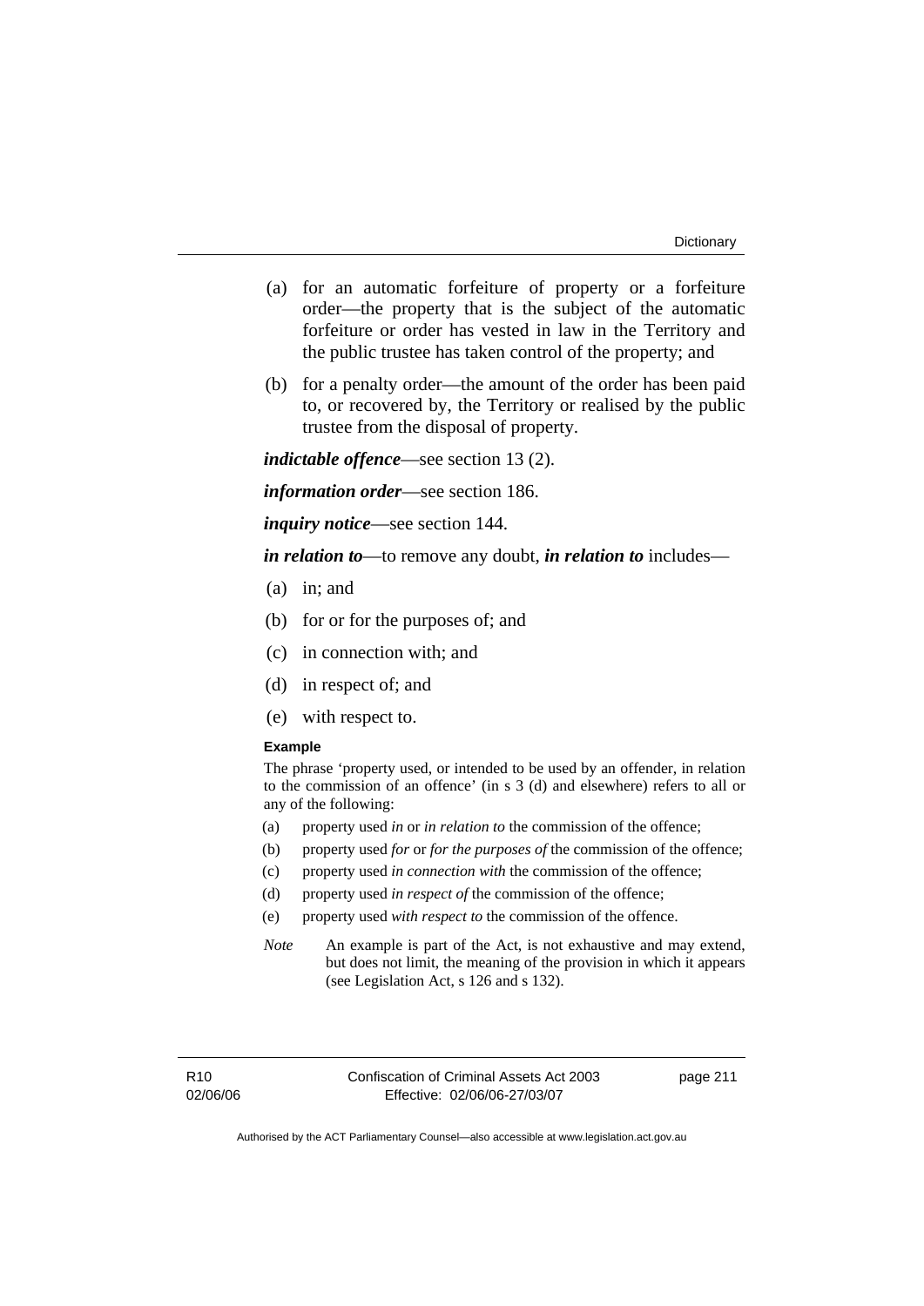(a) for an automatic forfeiture of property or a forfeiture order—the property that is the subject of the automatic forfeiture or order has vested in law in the Territory and the public trustee has taken control of the property; and

(b) for a penalty order—the amount of the order has been paid to, or recovered by, the Territory or realised by the public trustee from the disposal of property.

***indictable offence***—see section 13 (2).

***information order***—see section 186.

***inquiry notice***—see section 144.

***in relation to***—to remove any doubt, ***in relation to*** includes—

(a) in; and

(b) for or for the purposes of; and

(c) in connection with; and

(d) in respect of; and

(e) with respect to.

**Example**

The phrase 'property used, or intended to be used by an offender, in relation to the commission of an offence' (in s 3 (d) and elsewhere) refers to all or any of the following:

(a) property used *in* or *in relation to* the commission of the offence;

(b) property used *for* or *for the purposes of* the commission of the offence;

(c) property used *in connection with* the commission of the offence;

(d) property used *in respect of* the commission of the offence;

(e) property used *with respect to* the commission of the offence.

*Note* An example is part of the Act, is not exhaustive and may extend, but does not limit, the meaning of the provision in which it appears (see Legislation Act, s 126 and s 132).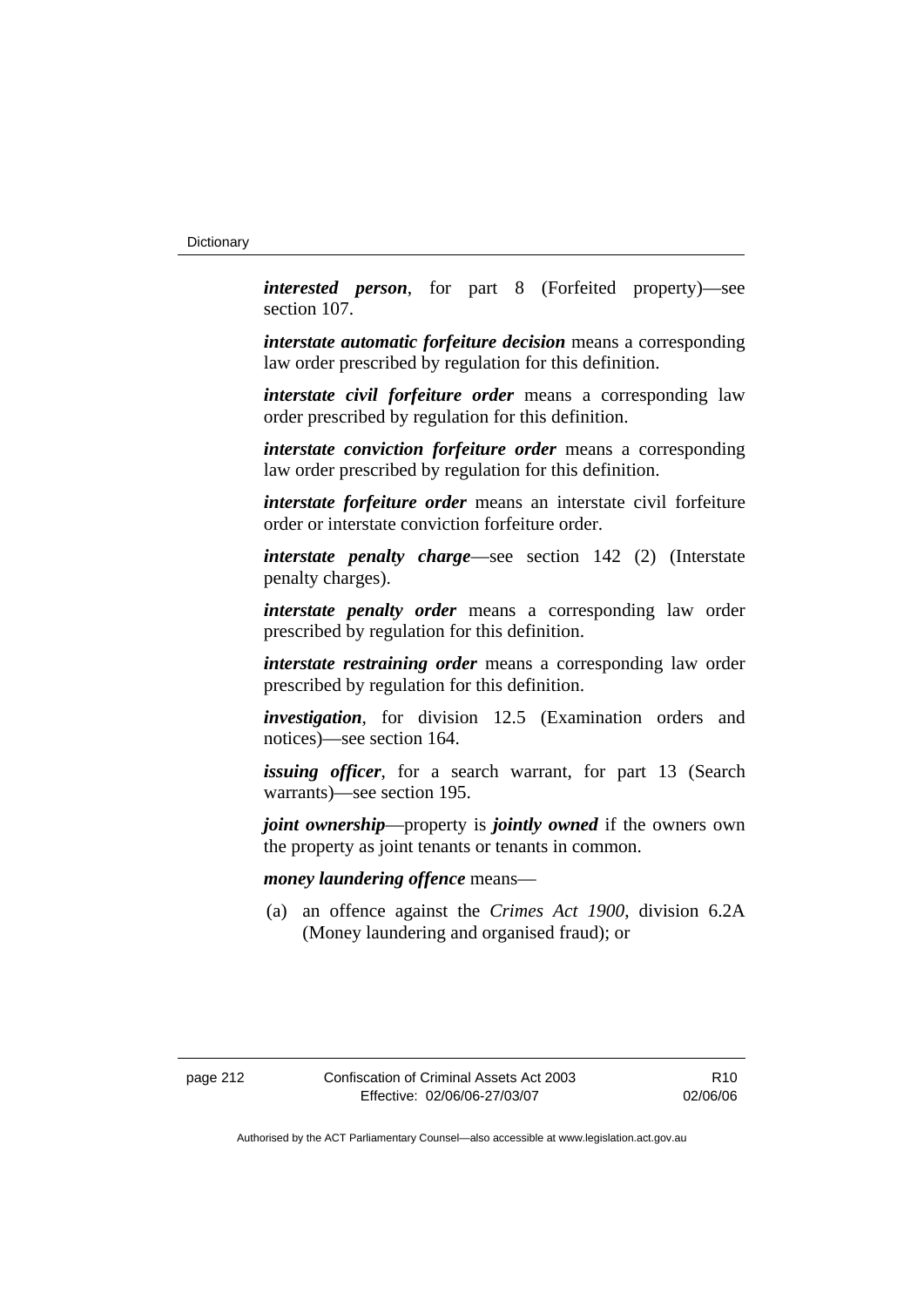***interested person***, for part 8 (Forfeited property)—see section 107.

***interstate automatic forfeiture decision*** means a corresponding law order prescribed by regulation for this definition.

***interstate civil forfeiture order*** means a corresponding law order prescribed by regulation for this definition.

***interstate conviction forfeiture order*** means a corresponding law order prescribed by regulation for this definition.

***interstate forfeiture order*** means an interstate civil forfeiture order or interstate conviction forfeiture order.

***interstate penalty charge***—see section 142 (2) (Interstate penalty charges).

***interstate penalty order*** means a corresponding law order prescribed by regulation for this definition.

***interstate restraining order*** means a corresponding law order prescribed by regulation for this definition.

***investigation***, for division 12.5 (Examination orders and notices)—see section 164.

***issuing officer***, for a search warrant, for part 13 (Search warrants)—see section 195.

***joint ownership***—property is ***jointly owned*** if the owners own the property as joint tenants or tenants in common.

***money laundering offence*** means—

(a) an offence against the *Crimes Act 1900*, division 6.2A (Money laundering and organised fraud); or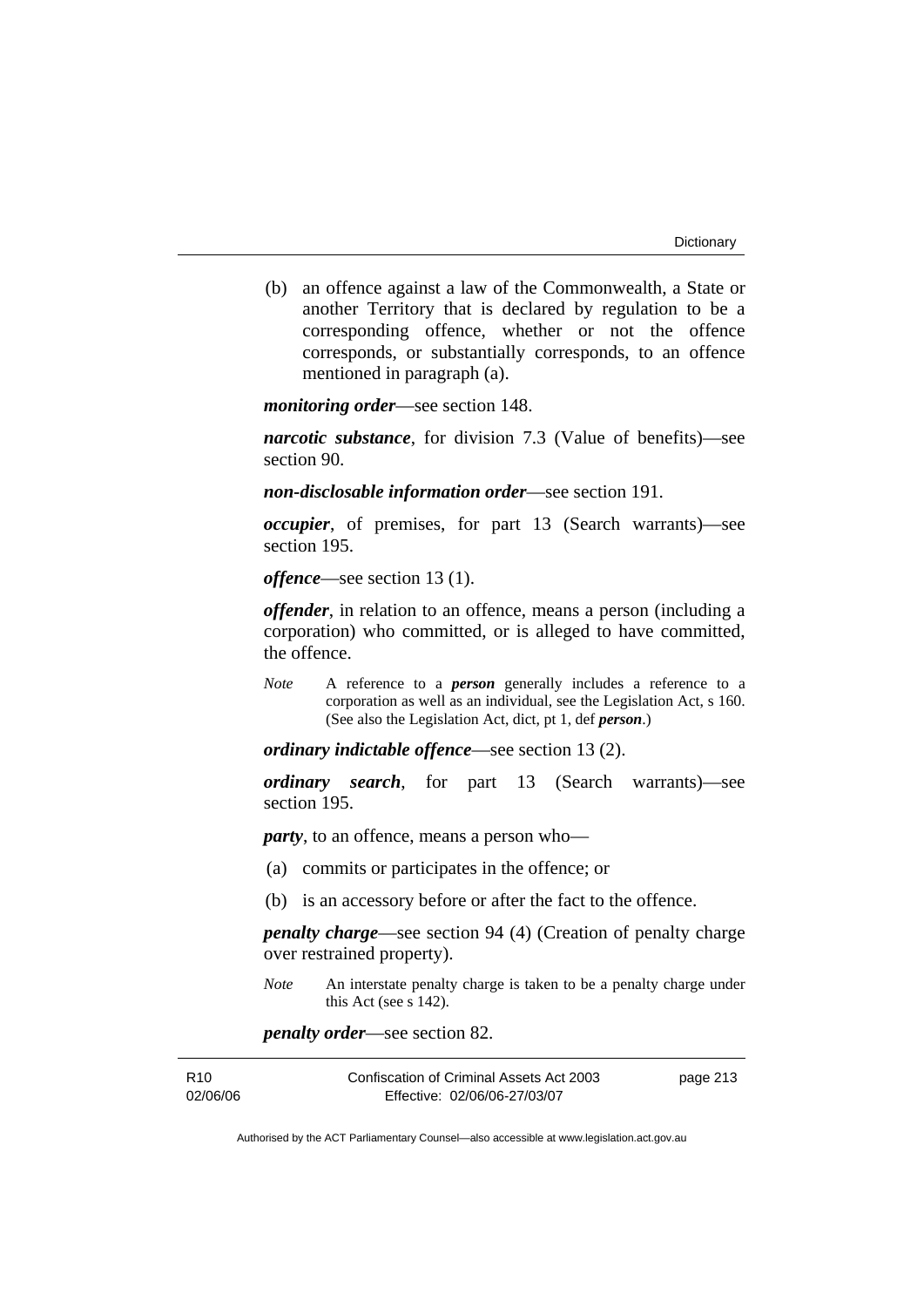(b) an offence against a law of the Commonwealth, a State or another Territory that is declared by regulation to be a corresponding offence, whether or not the offence corresponds, or substantially corresponds, to an offence mentioned in paragraph (a).

***monitoring order***—see section 148.

***narcotic substance***, for division 7.3 (Value of benefits)—see section 90.

***non-disclosable information order***—see section 191.

***occupier***, of premises, for part 13 (Search warrants)—see section 195.

***offence***—see section 13 (1).

***offender***, in relation to an offence, means a person (including a corporation) who committed, or is alleged to have committed, the offence.

*Note* A reference to a ***person*** generally includes a reference to a corporation as well as an individual, see the Legislation Act, s 160. (See also the Legislation Act, dict, pt 1, def ***person***.)

***ordinary indictable offence***—see section 13 (2).

***ordinary search***, for part 13 (Search warrants)—see section 195.

***party***, to an offence, means a person who—

(a) commits or participates in the offence; or

(b) is an accessory before or after the fact to the offence.

***penalty charge***—see section 94 (4) (Creation of penalty charge over restrained property).

*Note* An interstate penalty charge is taken to be a penalty charge under this Act (see s 142).

***penalty order***—see section 82.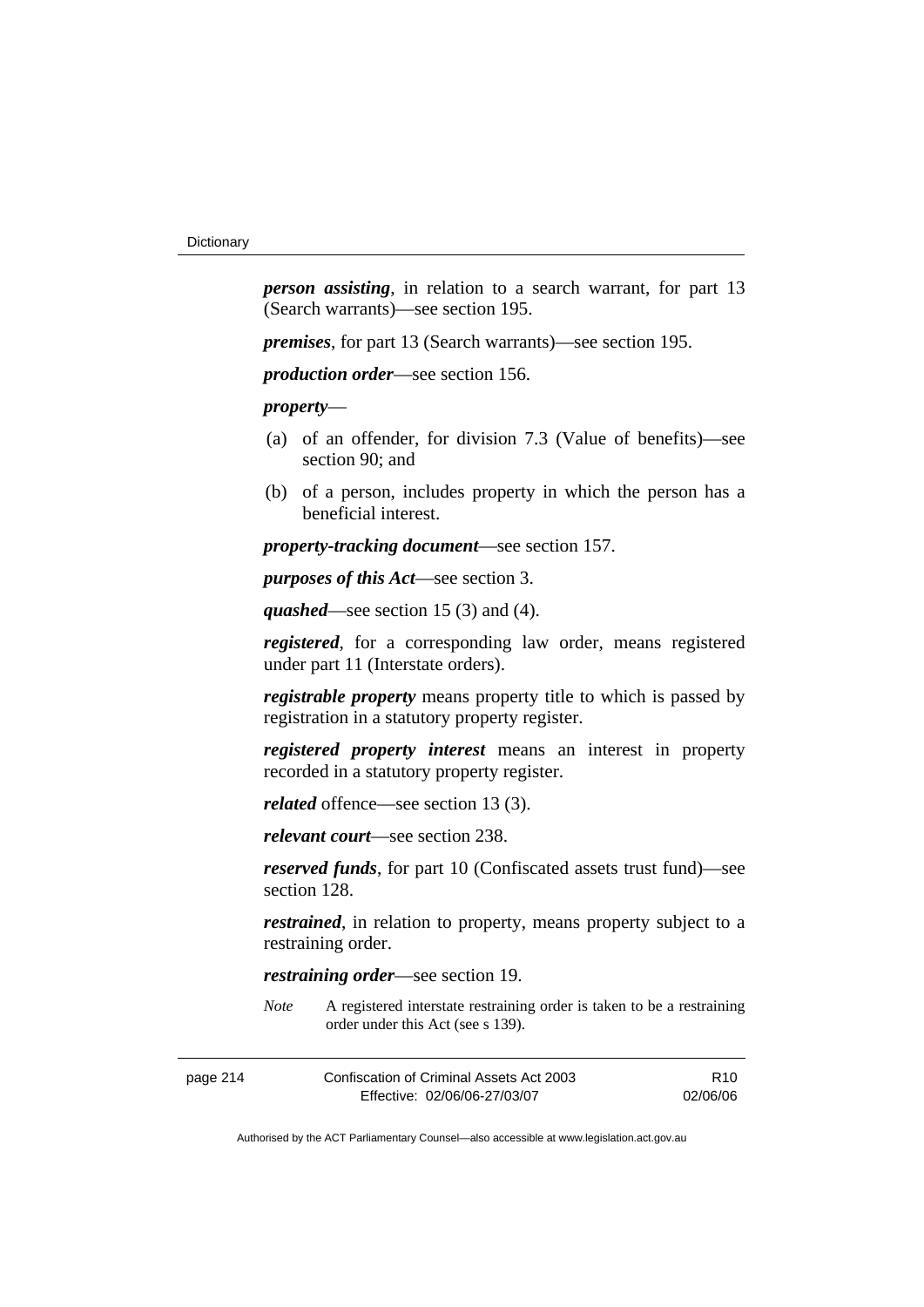***person assisting***, in relation to a search warrant, for part 13 (Search warrants)—see section 195.

***premises***, for part 13 (Search warrants)—see section 195.

***production order***—see section 156.

***property***—

(a) of an offender, for division 7.3 (Value of benefits)—see section 90; and

(b) of a person, includes property in which the person has a beneficial interest.

***property-tracking document***—see section 157.

***purposes of this Act***—see section 3.

***quashed***—see section 15 (3) and (4).

***registered***, for a corresponding law order, means registered under part 11 (Interstate orders).

***registrable property*** means property title to which is passed by registration in a statutory property register.

***registered property interest*** means an interest in property recorded in a statutory property register.

***related*** offence—see section 13 (3).

***relevant court***—see section 238.

***reserved funds***, for part 10 (Confiscated assets trust fund)—see section 128.

***restrained***, in relation to property, means property subject to a restraining order.

***restraining order***—see section 19.

*Note* A registered interstate restraining order is taken to be a restraining order under this Act (see s 139).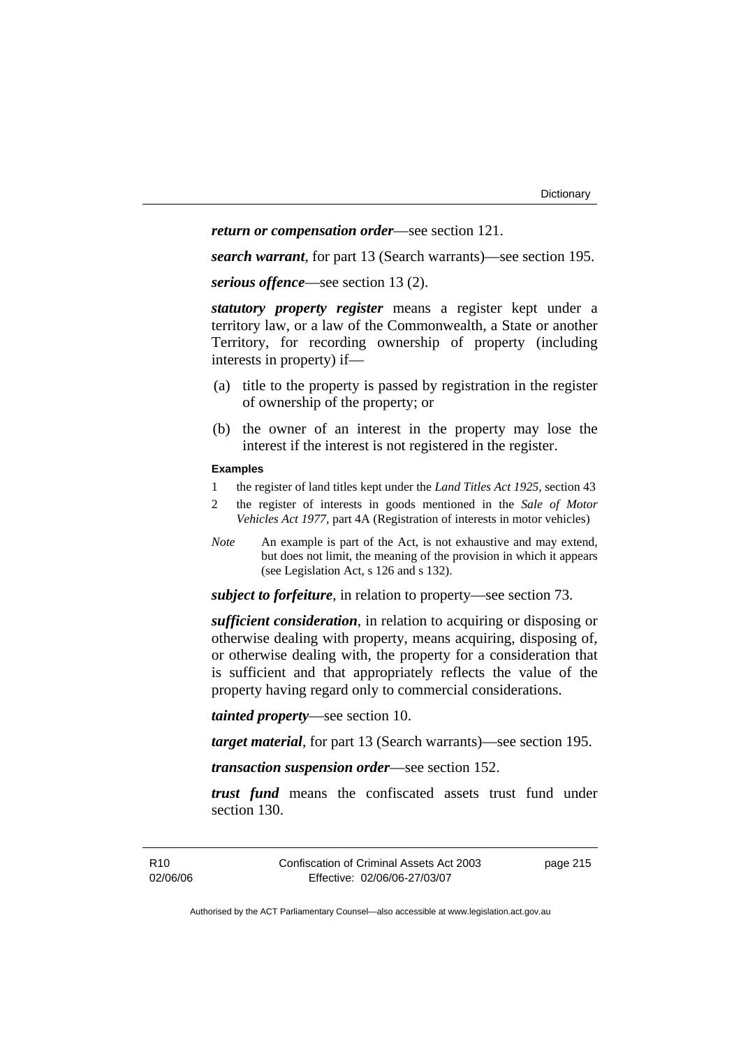***return or compensation order***—see section 121.

***search warrant***, for part 13 (Search warrants)—see section 195.

***serious offence***—see section 13 (2).

***statutory property register*** means a register kept under a territory law, or a law of the Commonwealth, a State or another Territory, for recording ownership of property (including interests in property) if—

(a) title to the property is passed by registration in the register of ownership of the property; or

(b) the owner of an interest in the property may lose the interest if the interest is not registered in the register.

**Examples**

1 the register of land titles kept under the *Land Titles Act 1925*, section 43

2 the register of interests in goods mentioned in the *Sale of Motor Vehicles Act 1977*, part 4A (Registration of interests in motor vehicles)

*Note* An example is part of the Act, is not exhaustive and may extend, but does not limit, the meaning of the provision in which it appears (see Legislation Act, s 126 and s 132).

***subject to forfeiture***, in relation to property—see section 73.

***sufficient consideration***, in relation to acquiring or disposing or otherwise dealing with property, means acquiring, disposing of, or otherwise dealing with, the property for a consideration that is sufficient and that appropriately reflects the value of the property having regard only to commercial considerations.

***tainted property***—see section 10.

***target material***, for part 13 (Search warrants)—see section 195.

***transaction suspension order***—see section 152.

***trust fund*** means the confiscated assets trust fund under section 130.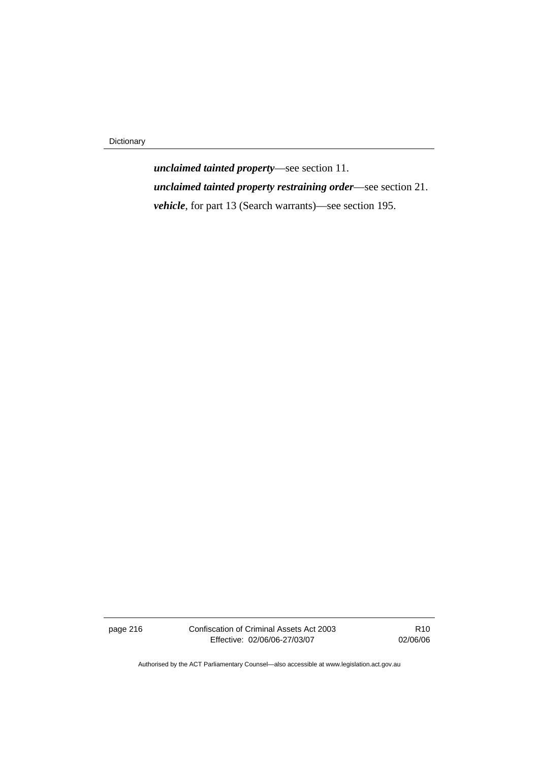***unclaimed tainted property***—see section 11.

***unclaimed tainted property restraining order***—see section 21.

***vehicle***, for part 13 (Search warrants)—see section 195.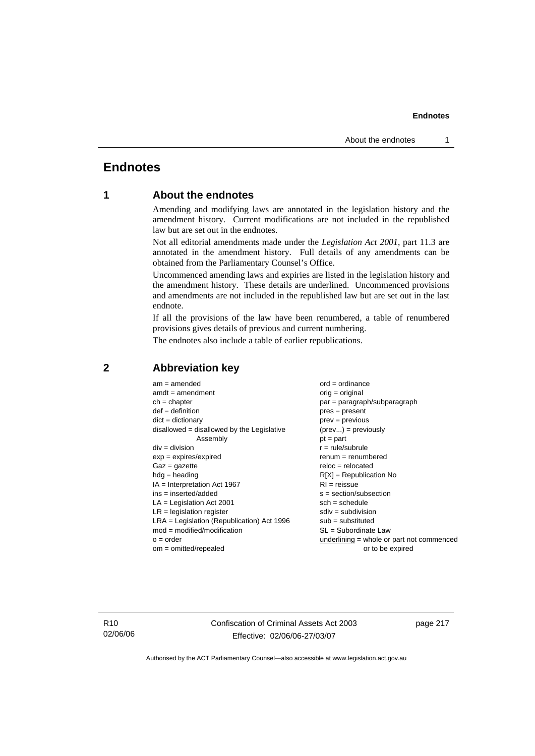# Endnotes

## 1 About the endnotes

Amending and modifying laws are annotated in the legislation history and the amendment history. Current modifications are not included in the republished law but are set out in the endnotes.

Not all editorial amendments made under the *Legislation Act 2001*, part 11.3 are annotated in the amendment history. Full details of any amendments can be obtained from the Parliamentary Counsel's Office.

Uncommenced amending laws and expiries are listed in the legislation history and the amendment history. These details are underlined. Uncommenced provisions and amendments are not included in the republished law but are set out in the last endnote.

If all the provisions of the law have been renumbered, a table of renumbered provisions gives details of previous and current numbering.

The endnotes also include a table of earlier republications.

## 2 Abbreviation key

am = amended
amdt = amendment
ch = chapter
def = definition
dict = dictionary
disallowed = disallowed by the Legislative Assembly
div = division
exp = expires/expired
Gaz = gazette
hdg = heading
IA = Interpretation Act 1967
ins = inserted/added
LA = Legislation Act 2001
LR = legislation register
LRA = Legislation (Republication) Act 1996
mod = modified/modification
o = order
om = omitted/repealed
ord = ordinance
orig = original
par = paragraph/subparagraph
pres = present
prev = previous
(prev...) = previously
pt = part
r = rule/subrule
renum = renumbered
reloc = relocated
R[X] = Republication No
RI = reissue
s = section/subsection
sch = schedule
sdiv = subdivision
sub = substituted
SL = Subordinate Law
underlining = whole or part not commenced or to be expired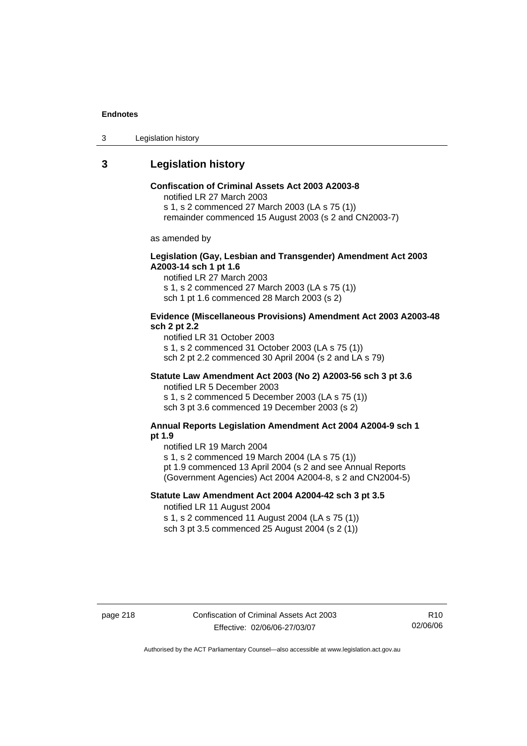## 3 Legislation history

**Confiscation of Criminal Assets Act 2003 A2003-8**

notified LR 27 March 2003

s 1, s 2 commenced 27 March 2003 (LA s 75 (1))

remainder commenced 15 August 2003 (s 2 and CN2003-7)

as amended by

**Legislation (Gay, Lesbian and Transgender) Amendment Act 2003 A2003-14 sch 1 pt 1.6**

notified LR 27 March 2003

s 1, s 2 commenced 27 March 2003 (LA s 75 (1))

sch 1 pt 1.6 commenced 28 March 2003 (s 2)

**Evidence (Miscellaneous Provisions) Amendment Act 2003 A2003-48 sch 2 pt 2.2**

notified LR 31 October 2003

s 1, s 2 commenced 31 October 2003 (LA s 75 (1))

sch 2 pt 2.2 commenced 30 April 2004 (s 2 and LA s 79)

**Statute Law Amendment Act 2003 (No 2) A2003-56 sch 3 pt 3.6**

notified LR 5 December 2003

s 1, s 2 commenced 5 December 2003 (LA s 75 (1))

sch 3 pt 3.6 commenced 19 December 2003 (s 2)

**Annual Reports Legislation Amendment Act 2004 A2004-9 sch 1 pt 1.9**

notified LR 19 March 2004

s 1, s 2 commenced 19 March 2004 (LA s 75 (1))

pt 1.9 commenced 13 April 2004 (s 2 and see Annual Reports (Government Agencies) Act 2004 A2004-8, s 2 and CN2004-5)

**Statute Law Amendment Act 2004 A2004-42 sch 3 pt 3.5**

notified LR 11 August 2004

s 1, s 2 commenced 11 August 2004 (LA s 75 (1))

sch 3 pt 3.5 commenced 25 August 2004 (s 2 (1))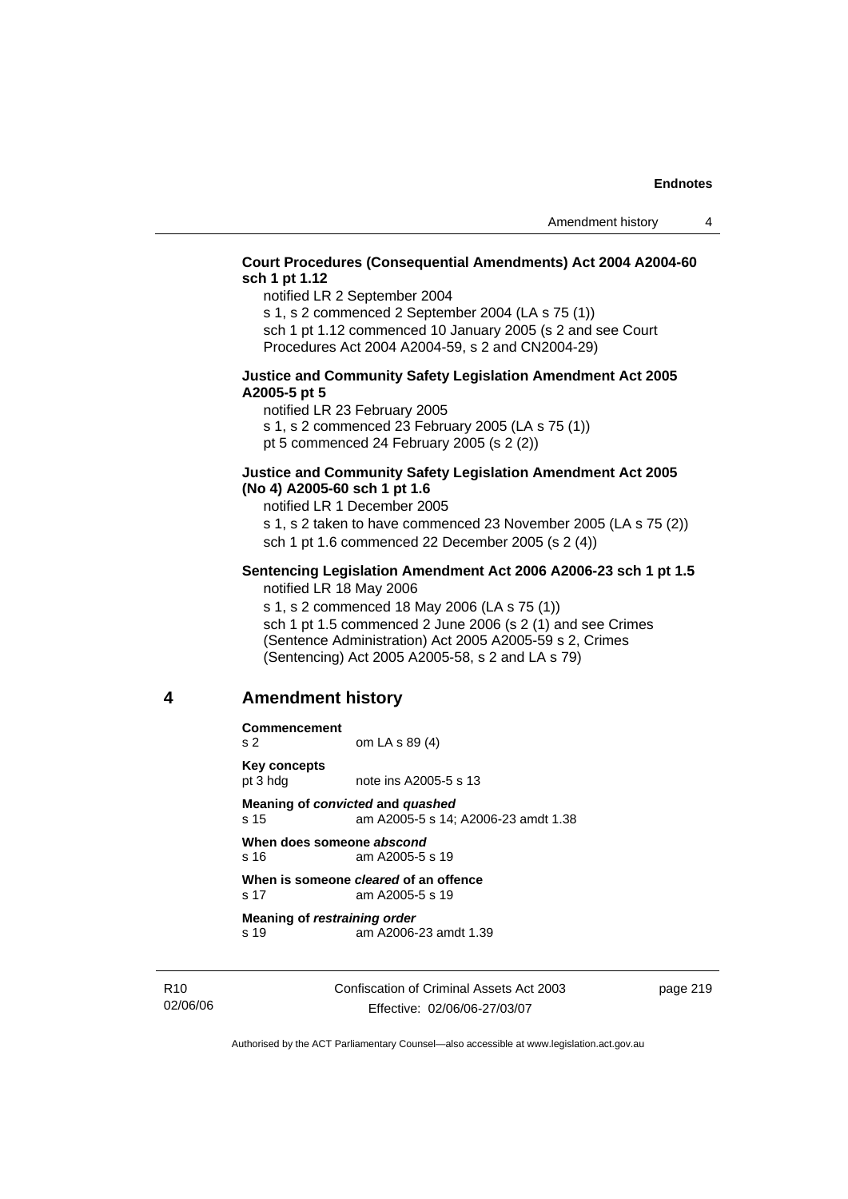**Court Procedures (Consequential Amendments) Act 2004 A2004-60 sch 1 pt 1.12**

notified LR 2 September 2004

s 1, s 2 commenced 2 September 2004 (LA s 75 (1))

sch 1 pt 1.12 commenced 10 January 2005 (s 2 and see Court Procedures Act 2004 A2004-59, s 2 and CN2004-29)

**Justice and Community Safety Legislation Amendment Act 2005 A2005-5 pt 5**

notified LR 23 February 2005

s 1, s 2 commenced 23 February 2005 (LA s 75 (1))

pt 5 commenced 24 February 2005 (s 2 (2))

**Justice and Community Safety Legislation Amendment Act 2005 (No 4) A2005-60 sch 1 pt 1.6**

notified LR 1 December 2005

s 1, s 2 taken to have commenced 23 November 2005 (LA s 75 (2))

sch 1 pt 1.6 commenced 22 December 2005 (s 2 (4))

**Sentencing Legislation Amendment Act 2006 A2006-23 sch 1 pt 1.5**

notified LR 18 May 2006

s 1, s 2 commenced 18 May 2006 (LA s 75 (1))

sch 1 pt 1.5 commenced 2 June 2006 (s 2 (1) and see Crimes (Sentence Administration) Act 2005 A2005-59 s 2, Crimes (Sentencing) Act 2005 A2005-58, s 2 and LA s 79)

## 4 Amendment history

**Commencement**
s 2 om LA s 89 (4)

**Key concepts**
pt 3 hdg note ins A2005-5 s 13

**Meaning of *convicted* and *quashed***
s 15 am A2005-5 s 14; A2006-23 amdt 1.38

**When does someone *abscond***
s 16 am A2005-5 s 19

**When is someone *cleared* of an offence**
s 17 am A2005-5 s 19

**Meaning of *restraining order***
s 19 am A2006-23 amdt 1.39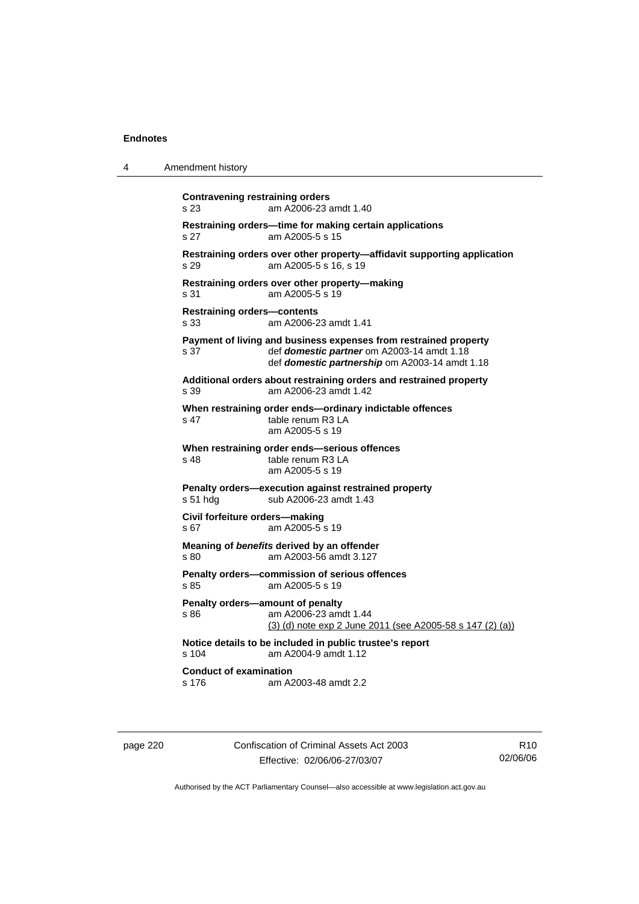**Contravening restraining orders**
s 23 am A2006-23 amdt 1.40

**Restraining orders—time for making certain applications**
s 27 am A2005-5 s 15

**Restraining orders over other property—affidavit supporting application**
s 29 am A2005-5 s 16, s 19

**Restraining orders over other property—making**
s 31 am A2005-5 s 19

**Restraining orders—contents**
s 33 am A2006-23 amdt 1.41

**Payment of living and business expenses from restrained property**
s 37 def ***domestic partner*** om A2003-14 amdt 1.18
def ***domestic partnership*** om A2003-14 amdt 1.18

**Additional orders about restraining orders and restrained property**
s 39 am A2006-23 amdt 1.42

**When restraining order ends—ordinary indictable offences**
s 47 table renum R3 LA
am A2005-5 s 19

**When restraining order ends—serious offences**
s 48 table renum R3 LA
am A2005-5 s 19

**Penalty orders—execution against restrained property**
s 51 hdg sub A2006-23 amdt 1.43

**Civil forfeiture orders—making**
s 67 am A2005-5 s 19

**Meaning of *benefits* derived by an offender**
s 80 am A2003-56 amdt 3.127

**Penalty orders—commission of serious offences**
s 85 am A2005-5 s 19

**Penalty orders—amount of penalty**
s 86 am A2006-23 amdt 1.44
(3) (d) note exp 2 June 2011 (see A2005-58 s 147 (2) (a))

**Notice details to be included in public trustee's report**
s 104 am A2004-9 amdt 1.12

**Conduct of examination**
s 176 am A2003-48 amdt 2.2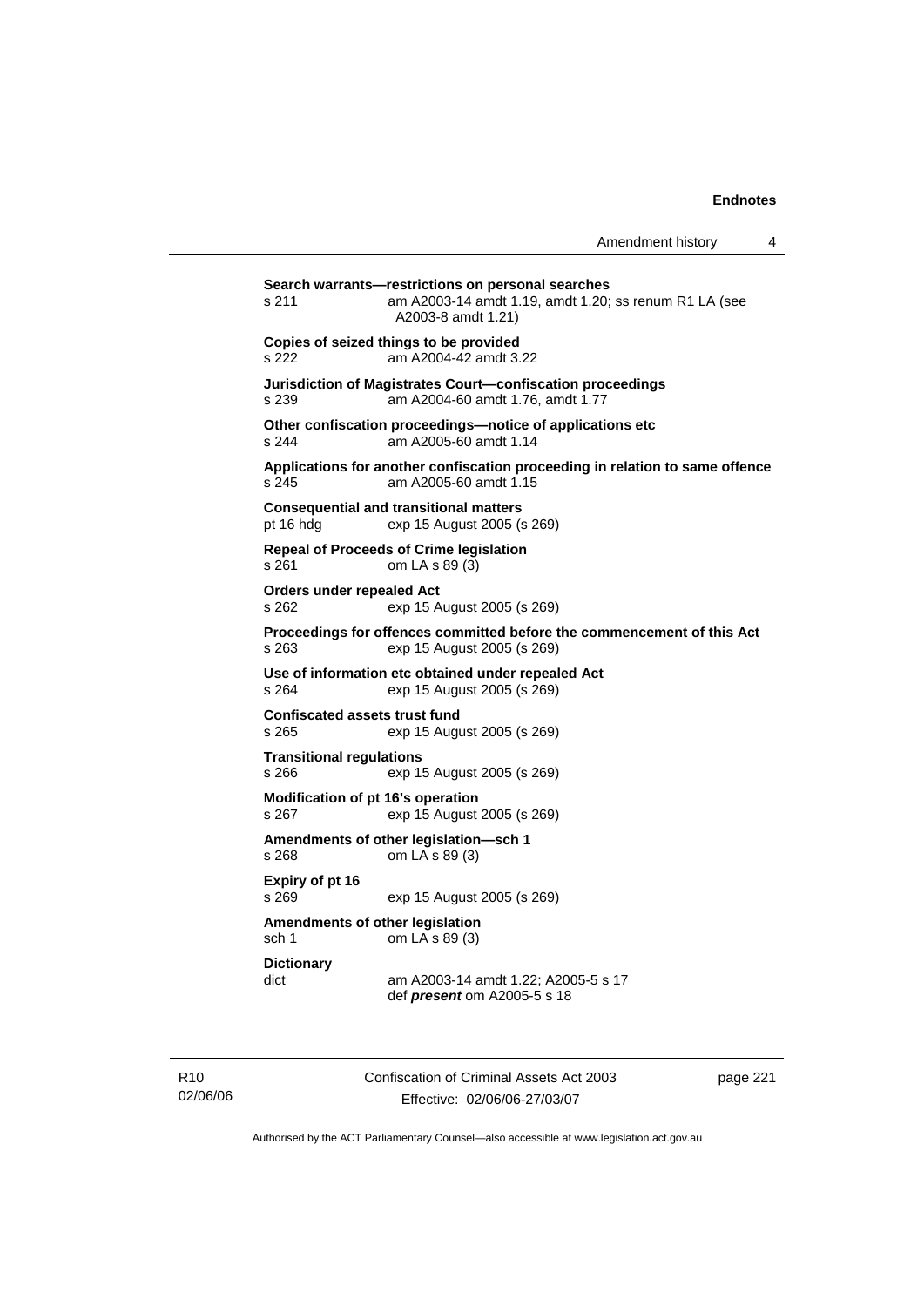**Search warrants—restrictions on personal searches**
s 211 am A2003-14 amdt 1.19, amdt 1.20; ss renum R1 LA (see A2003-8 amdt 1.21)

**Copies of seized things to be provided**
s 222 am A2004-42 amdt 3.22

**Jurisdiction of Magistrates Court—confiscation proceedings**
s 239 am A2004-60 amdt 1.76, amdt 1.77

**Other confiscation proceedings—notice of applications etc**
s 244 am A2005-60 amdt 1.14

**Applications for another confiscation proceeding in relation to same offence**
s 245 am A2005-60 amdt 1.15

**Consequential and transitional matters**
pt 16 hdg exp 15 August 2005 (s 269)

**Repeal of Proceeds of Crime legislation**
s 261 om LA s 89 (3)

**Orders under repealed Act**
s 262 exp 15 August 2005 (s 269)

**Proceedings for offences committed before the commencement of this Act**
s 263 exp 15 August 2005 (s 269)

**Use of information etc obtained under repealed Act**
s 264 exp 15 August 2005 (s 269)

**Confiscated assets trust fund**
s 265 exp 15 August 2005 (s 269)

**Transitional regulations**
s 266 exp 15 August 2005 (s 269)

**Modification of pt 16's operation**
s 267 exp 15 August 2005 (s 269)

**Amendments of other legislation—sch 1**
s 268 om LA s 89 (3)

**Expiry of pt 16**
s 269 exp 15 August 2005 (s 269)

**Amendments of other legislation**
sch 1 om LA s 89 (3)

**Dictionary**
dict am A2003-14 amdt 1.22; A2005-5 s 17
def ***present*** om A2005-5 s 18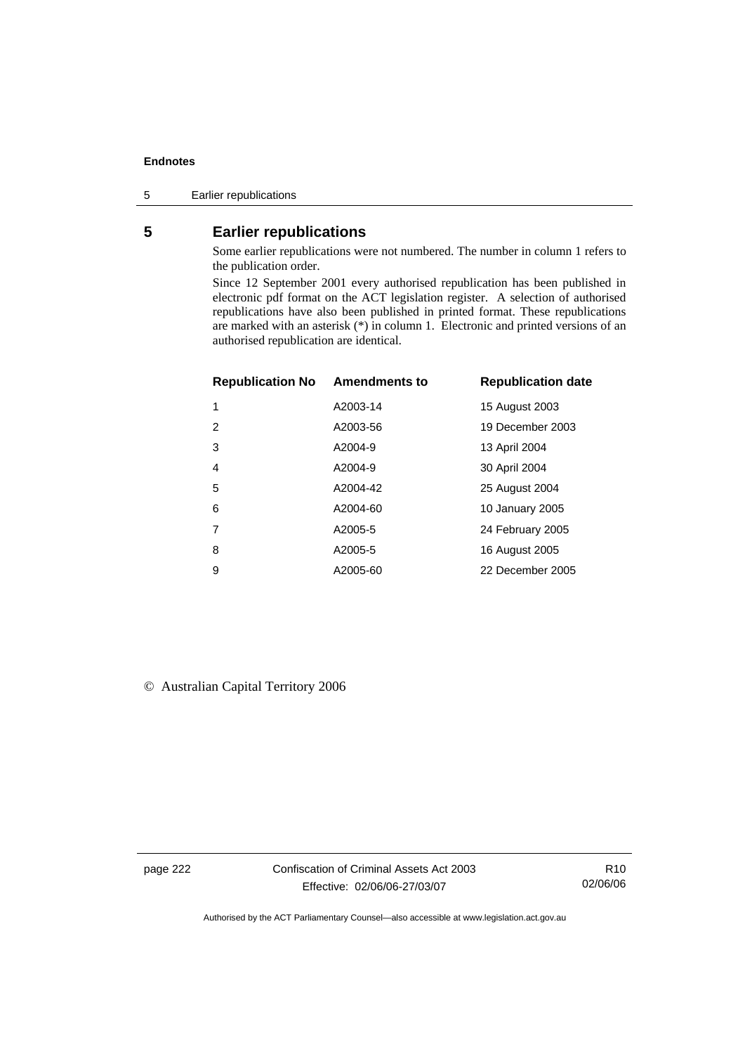## 5 Earlier republications

Some earlier republications were not numbered. The number in column 1 refers to the publication order.

Since 12 September 2001 every authorised republication has been published in electronic pdf format on the ACT legislation register. A selection of authorised republications have also been published in printed format. These republications are marked with an asterisk (*) in column 1. Electronic and printed versions of an authorised republication are identical.

| Republication No | Amendments to | Republication date |
|---|---|---|
| 1 | A2003-14 | 15 August 2003 |
| 2 | A2003-56 | 19 December 2003 |
| 3 | A2004-9 | 13 April 2004 |
| 4 | A2004-9 | 30 April 2004 |
| 5 | A2004-42 | 25 August 2004 |
| 6 | A2004-60 | 10 January 2005 |
| 7 | A2005-5 | 24 February 2005 |
| 8 | A2005-5 | 16 August 2005 |
| 9 | A2005-60 | 22 December 2005 |

© Australian Capital Territory 2006